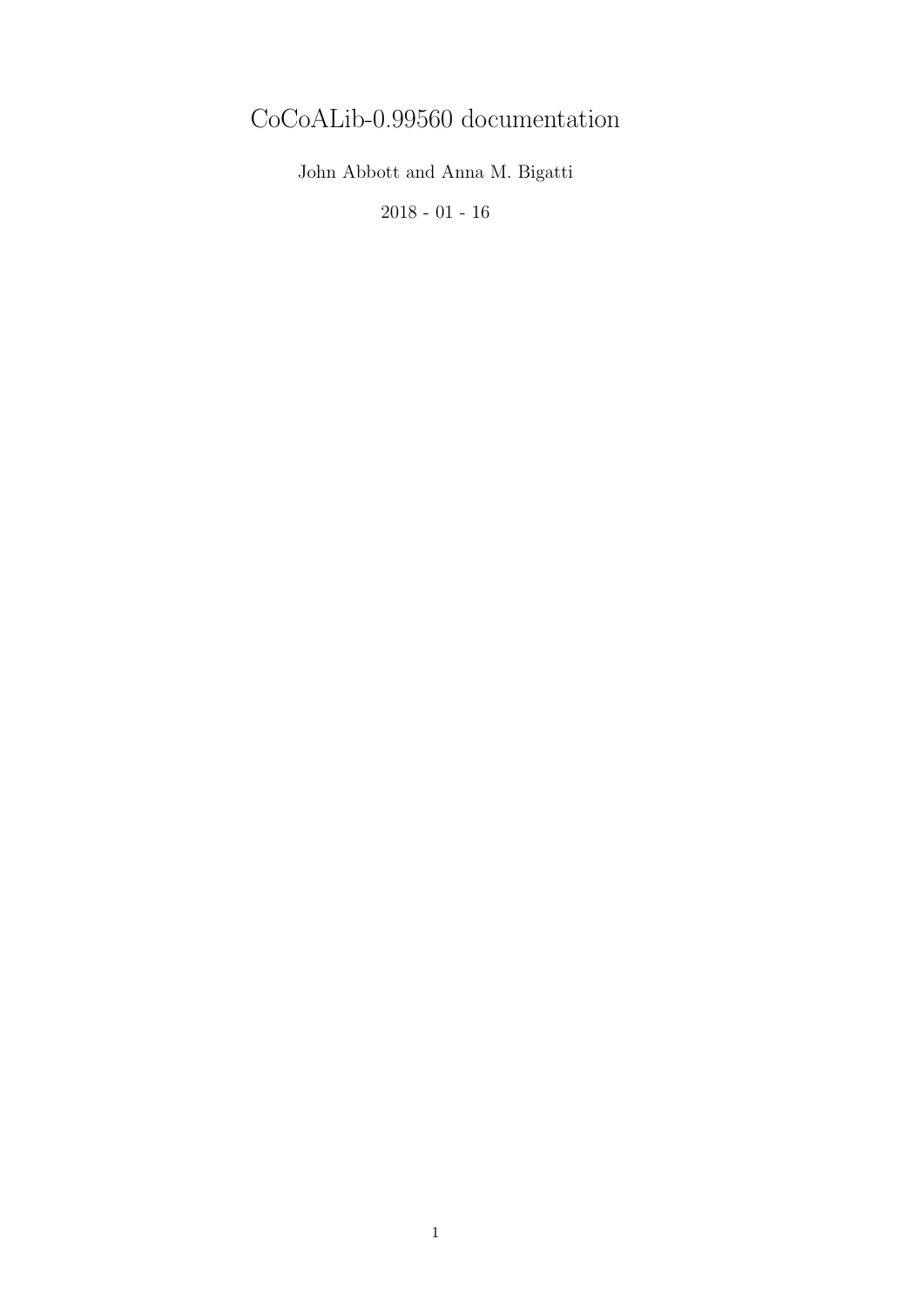# CoCoALib-0.99560 documentation

John Abbott and Anna M. Bigatti

2018 - 01 - 16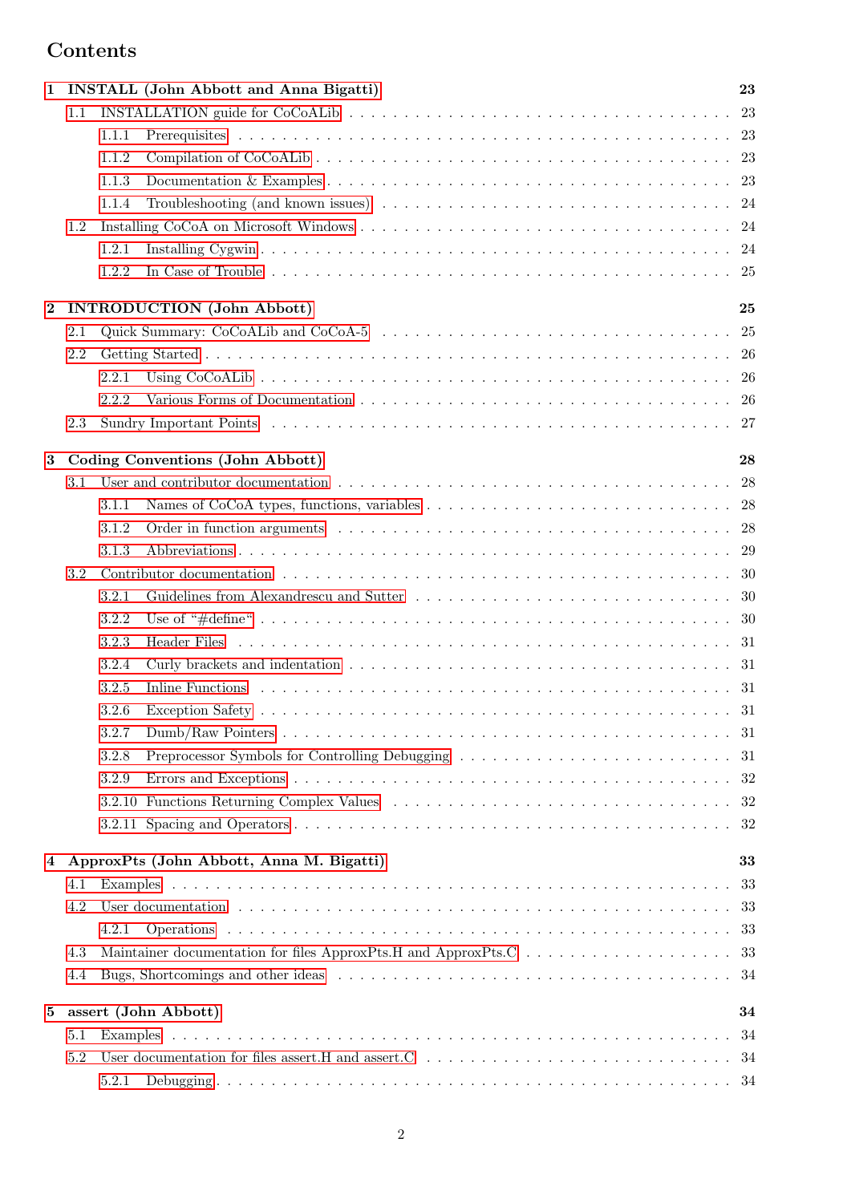# Contents

- **1 INSTALL (John Abbott and Anna Bigatti)** — **23**
  - 1.1 INSTALLATION guide for CoCoALib — 23
    - 1.1.1 Prerequisites — 23
    - 1.1.2 Compilation of CoCoALib — 23
    - 1.1.3 Documentation & Examples — 23
    - 1.1.4 Troubleshooting (and known issues) — 24
  - 1.2 Installing CoCoA on Microsoft Windows — 24
    - 1.2.1 Installing Cygwin — 24
    - 1.2.2 In Case of Trouble — 25
- **2 INTRODUCTION (John Abbott)** — **25**
  - 2.1 Quick Summary: CoCoALib and CoCoA-5 — 25
  - 2.2 Getting Started — 26
    - 2.2.1 Using CoCoALib — 26
    - 2.2.2 Various Forms of Documentation — 26
  - 2.3 Sundry Important Points — 27
- **3 Coding Conventions (John Abbott)** — **28**
  - 3.1 User and contributor documentation — 28
    - 3.1.1 Names of CoCoA types, functions, variables — 28
    - 3.1.2 Order in function arguments — 28
    - 3.1.3 Abbreviations — 29
  - 3.2 Contributor documentation — 30
    - 3.2.1 Guidelines from Alexandrescu and Sutter — 30
    - 3.2.2 Use of "#define" — 30
    - 3.2.3 Header Files — 31
    - 3.2.4 Curly brackets and indentation — 31
    - 3.2.5 Inline Functions — 31
    - 3.2.6 Exception Safety — 31
    - 3.2.7 Dumb/Raw Pointers — 31
    - 3.2.8 Preprocessor Symbols for Controlling Debugging — 31
    - 3.2.9 Errors and Exceptions — 32
    - 3.2.10 Functions Returning Complex Values — 32
    - 3.2.11 Spacing and Operators — 32
- **4 ApproxPts (John Abbott, Anna M. Bigatti)** — **33**
  - 4.1 Examples — 33
  - 4.2 User documentation — 33
    - 4.2.1 Operations — 33
  - 4.3 Maintainer documentation for files ApproxPts.H and ApproxPts.C — 33
  - 4.4 Bugs, Shortcomings and other ideas — 34
- **5 assert (John Abbott)** — **34**
  - 5.1 Examples — 34
  - 5.2 User documentation for files assert.H and assert.C — 34
    - 5.2.1 Debugging — 34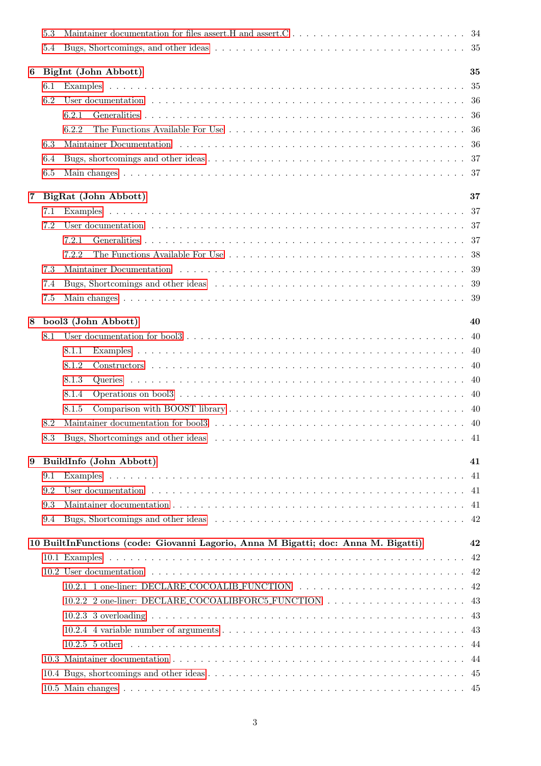- 5.3 Maintainer documentation for files assert.H and assert.C . . . 34
- 5.4 Bugs, Shortcomings, and other ideas . . . 35

**6 BigInt (John Abbott)** **35**

- 6.1 Examples . . . 35
- 6.2 User documentation . . . 36
  - 6.2.1 Generalities . . . 36
  - 6.2.2 The Functions Available For Use . . . 36
- 6.3 Maintainer Documentation . . . 36
- 6.4 Bugs, shortcomings and other ideas . . . 37
- 6.5 Main changes . . . 37

**7 BigRat (John Abbott)** **37**

- 7.1 Examples . . . 37
- 7.2 User documentation . . . 37
  - 7.2.1 Generalities . . . 37
  - 7.2.2 The Functions Available For Use . . . 38
- 7.3 Maintainer Documentation . . . 39
- 7.4 Bugs, Shortcomings and other ideas . . . 39
- 7.5 Main changes . . . 39

**8 bool3 (John Abbott)** **40**

- 8.1 User documentation for bool3 . . . 40
  - 8.1.1 Examples . . . 40
  - 8.1.2 Constructors . . . 40
  - 8.1.3 Queries . . . 40
  - 8.1.4 Operations on bool3 . . . 40
  - 8.1.5 Comparison with BOOST library . . . 40
- 8.2 Maintainer documentation for bool3 . . . 40
- 8.3 Bugs, Shortcomings and other ideas . . . 41

**9 BuildInfo (John Abbott)** **41**

- 9.1 Examples . . . 41
- 9.2 User documentation . . . 41
- 9.3 Maintainer documentation . . . 41
- 9.4 Bugs, Shortcomings and other ideas . . . 42

**10 BuiltInFunctions (code: Giovanni Lagorio, Anna M Bigatti; doc: Anna M. Bigatti)** **42**

- 10.1 Examples . . . 42
- 10.2 User documentation . . . 42
  - 10.2.1 1 one-liner: DECLARE_COCOALIB_FUNCTION . . . 42
  - 10.2.2 2 one-liner: DECLARE_COCOALIBFORC5_FUNCTION . . . 43
  - 10.2.3 3 overloading . . . 43
  - 10.2.4 4 variable number of arguments . . . 43
  - 10.2.5 5 other . . . 44
- 10.3 Maintainer documentation . . . 44
- 10.4 Bugs, shortcomings and other ideas . . . 45
- 10.5 Main changes . . . 45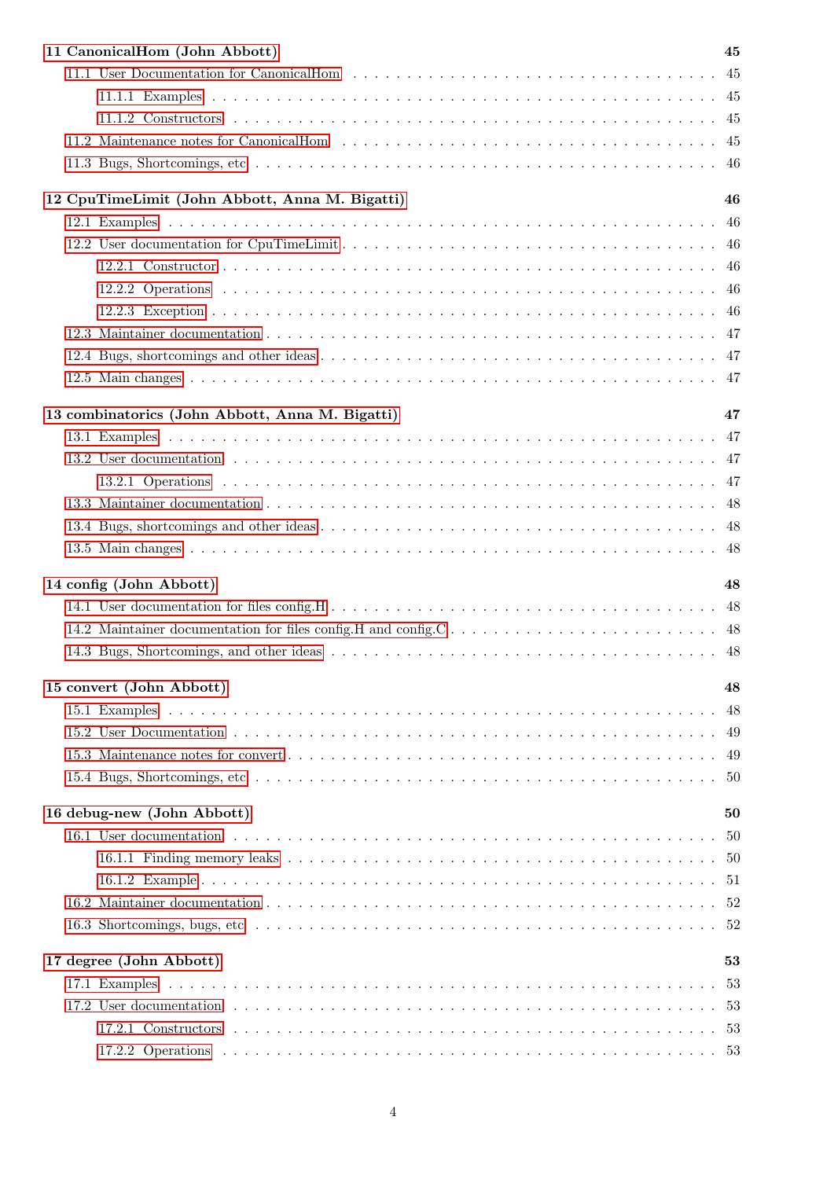**11 CanonicalHom (John Abbott)** **45**

- 11.1 User Documentation for CanonicalHom . . . 45
  - 11.1.1 Examples . . . 45
  - 11.1.2 Constructors . . . 45
- 11.2 Maintenance notes for CanonicalHom . . . 45
- 11.3 Bugs, Shortcomings, etc . . . 46

**12 CpuTimeLimit (John Abbott, Anna M. Bigatti)** **46**

- 12.1 Examples . . . 46
- 12.2 User documentation for CpuTimeLimit . . . 46
  - 12.2.1 Constructor . . . 46
  - 12.2.2 Operations . . . 46
  - 12.2.3 Exception . . . 46
- 12.3 Maintainer documentation . . . 47
- 12.4 Bugs, shortcomings and other ideas . . . 47
- 12.5 Main changes . . . 47

**13 combinatorics (John Abbott, Anna M. Bigatti)** **47**

- 13.1 Examples . . . 47
- 13.2 User documentation . . . 47
  - 13.2.1 Operations . . . 47
- 13.3 Maintainer documentation . . . 48
- 13.4 Bugs, shortcomings and other ideas . . . 48
- 13.5 Main changes . . . 48

**14 config (John Abbott)** **48**

- 14.1 User documentation for files config.H . . . 48
- 14.2 Maintainer documentation for files config.H and config.C . . . 48
- 14.3 Bugs, Shortcomings, and other ideas . . . 48

**15 convert (John Abbott)** **48**

- 15.1 Examples . . . 48
- 15.2 User Documentation . . . 49
- 15.3 Maintenance notes for convert . . . 49
- 15.4 Bugs, Shortcomings, etc . . . 50

**16 debug-new (John Abbott)** **50**

- 16.1 User documentation . . . 50
  - 16.1.1 Finding memory leaks . . . 50
  - 16.1.2 Example . . . 51
- 16.2 Maintainer documentation . . . 52
- 16.3 Shortcomings, bugs, etc . . . 52

**17 degree (John Abbott)** **53**

- 17.1 Examples . . . 53
- 17.2 User documentation . . . 53
  - 17.2.1 Constructors . . . 53
  - 17.2.2 Operations . . . 53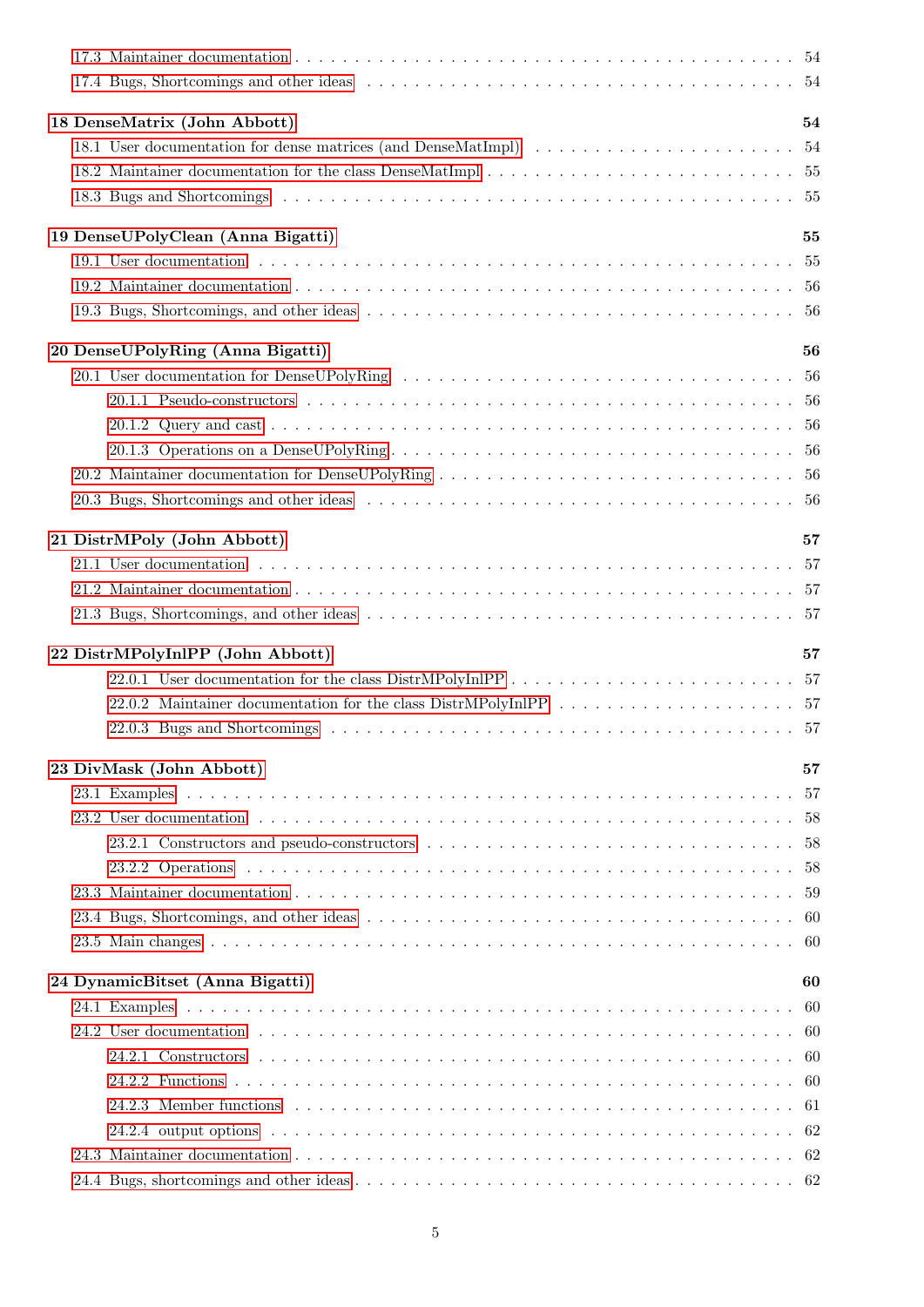17.3 Maintainer documentation . . . . . . . . . . . . . . . . . . . . . . . . . . . . . . . . . . . . . . 54
17.4 Bugs, Shortcomings and other ideas . . . . . . . . . . . . . . . . . . . . . . . . . . . . . . . . 54

**18 DenseMatrix (John Abbott)** **54**
18.1 User documentation for dense matrices (and DenseMatImpl) . . . . . . . . . . . . . . . . . . 54
18.2 Maintainer documentation for the class DenseMatImpl . . . . . . . . . . . . . . . . . . . . . 55
18.3 Bugs and Shortcomings . . . . . . . . . . . . . . . . . . . . . . . . . . . . . . . . . . . . . . 55

**19 DenseUPolyClean (Anna Bigatti)** **55**
19.1 User documentation . . . . . . . . . . . . . . . . . . . . . . . . . . . . . . . . . . . . . . . 55
19.2 Maintainer documentation . . . . . . . . . . . . . . . . . . . . . . . . . . . . . . . . . . . . 56
19.3 Bugs, Shortcomings, and other ideas . . . . . . . . . . . . . . . . . . . . . . . . . . . . . . . 56

**20 DenseUPolyRing (Anna Bigatti)** **56**
20.1 User documentation for DenseUPolyRing . . . . . . . . . . . . . . . . . . . . . . . . . . . . 56
20.1.1 Pseudo-constructors . . . . . . . . . . . . . . . . . . . . . . . . . . . . . . . . . . . 56
20.1.2 Query and cast . . . . . . . . . . . . . . . . . . . . . . . . . . . . . . . . . . . . . . 56
20.1.3 Operations on a DenseUPolyRing . . . . . . . . . . . . . . . . . . . . . . . . . . . . 56
20.2 Maintainer documentation for DenseUPolyRing . . . . . . . . . . . . . . . . . . . . . . . . . 56
20.3 Bugs, Shortcomings and other ideas . . . . . . . . . . . . . . . . . . . . . . . . . . . . . . . . 56

**21 DistrMPoly (John Abbott)** **57**
21.1 User documentation . . . . . . . . . . . . . . . . . . . . . . . . . . . . . . . . . . . . . . . 57
21.2 Maintainer documentation . . . . . . . . . . . . . . . . . . . . . . . . . . . . . . . . . . . . 57
21.3 Bugs, Shortcomings, and other ideas . . . . . . . . . . . . . . . . . . . . . . . . . . . . . . . 57

**22 DistrMPolyInlPP (John Abbott)** **57**
22.0.1 User documentation for the class DistrMPolyInlPP . . . . . . . . . . . . . . . . . . . 57
22.0.2 Maintainer documentation for the class DistrMPolyInlPP . . . . . . . . . . . . . . . . 57
22.0.3 Bugs and Shortcomings . . . . . . . . . . . . . . . . . . . . . . . . . . . . . . . . . . 57

**23 DivMask (John Abbott)** **57**
23.1 Examples . . . . . . . . . . . . . . . . . . . . . . . . . . . . . . . . . . . . . . . . . . . . . 57
23.2 User documentation . . . . . . . . . . . . . . . . . . . . . . . . . . . . . . . . . . . . . . . 58
23.2.1 Constructors and pseudo-constructors . . . . . . . . . . . . . . . . . . . . . . . . . . 58
23.2.2 Operations . . . . . . . . . . . . . . . . . . . . . . . . . . . . . . . . . . . . . . . . . 58
23.3 Maintainer documentation . . . . . . . . . . . . . . . . . . . . . . . . . . . . . . . . . . . . 59
23.4 Bugs, Shortcomings, and other ideas . . . . . . . . . . . . . . . . . . . . . . . . . . . . . . . 60
23.5 Main changes . . . . . . . . . . . . . . . . . . . . . . . . . . . . . . . . . . . . . . . . . . . 60

**24 DynamicBitset (Anna Bigatti)** **60**
24.1 Examples . . . . . . . . . . . . . . . . . . . . . . . . . . . . . . . . . . . . . . . . . . . . . 60
24.2 User documentation . . . . . . . . . . . . . . . . . . . . . . . . . . . . . . . . . . . . . . . 60
24.2.1 Constructors . . . . . . . . . . . . . . . . . . . . . . . . . . . . . . . . . . . . . . . . 60
24.2.2 Functions . . . . . . . . . . . . . . . . . . . . . . . . . . . . . . . . . . . . . . . . . . 60
24.2.3 Member functions . . . . . . . . . . . . . . . . . . . . . . . . . . . . . . . . . . . . . 61
24.2.4 output options . . . . . . . . . . . . . . . . . . . . . . . . . . . . . . . . . . . . . . . 62
24.3 Maintainer documentation . . . . . . . . . . . . . . . . . . . . . . . . . . . . . . . . . . . . 62
24.4 Bugs, shortcomings and other ideas . . . . . . . . . . . . . . . . . . . . . . . . . . . . . . . . 62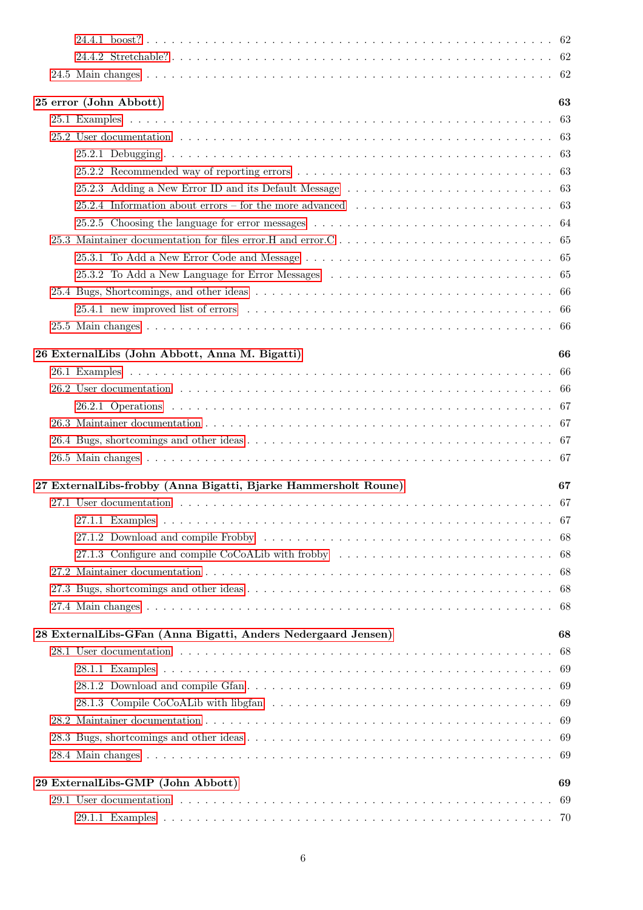24.4.1 boost? . . . . . 62
24.4.2 Stretchable? . . . . . 62
24.5 Main changes . . . . . 62

**25 error (John Abbott) 63**
25.1 Examples . . . . . 63
25.2 User documentation . . . . . 63
25.2.1 Debugging . . . . . 63
25.2.2 Recommended way of reporting errors . . . . . 63
25.2.3 Adding a New Error ID and its Default Message . . . . . 63
25.2.4 Information about errors – for the more advanced . . . . . 63
25.2.5 Choosing the language for error messages . . . . . 64
25.3 Maintainer documentation for files error.H and error.C . . . . . 65
25.3.1 To Add a New Error Code and Message . . . . . 65
25.3.2 To Add a New Language for Error Messages . . . . . 65
25.4 Bugs, Shortcomings, and other ideas . . . . . 66
25.4.1 new improved list of errors . . . . . 66
25.5 Main changes . . . . . 66

**26 ExternalLibs (John Abbott, Anna M. Bigatti) 66**
26.1 Examples . . . . . 66
26.2 User documentation . . . . . 66
26.2.1 Operations . . . . . 67
26.3 Maintainer documentation . . . . . 67
26.4 Bugs, shortcomings and other ideas . . . . . 67
26.5 Main changes . . . . . 67

**27 ExternalLibs-frobby (Anna Bigatti, Bjarke Hammersholt Roune) 67**
27.1 User documentation . . . . . 67
27.1.1 Examples . . . . . 67
27.1.2 Download and compile Frobby . . . . . 68
27.1.3 Configure and compile CoCoALib with frobby . . . . . 68
27.2 Maintainer documentation . . . . . 68
27.3 Bugs, shortcomings and other ideas . . . . . 68
27.4 Main changes . . . . . 68

**28 ExternalLibs-GFan (Anna Bigatti, Anders Nedergaard Jensen) 68**
28.1 User documentation . . . . . 68
28.1.1 Examples . . . . . 69
28.1.2 Download and compile Gfan . . . . . 69
28.1.3 Compile CoCoALib with libgfan . . . . . 69
28.2 Maintainer documentation . . . . . 69
28.3 Bugs, shortcomings and other ideas . . . . . 69
28.4 Main changes . . . . . 69

**29 ExternalLibs-GMP (John Abbott) 69**
29.1 User documentation . . . . . 69
29.1.1 Examples . . . . . 70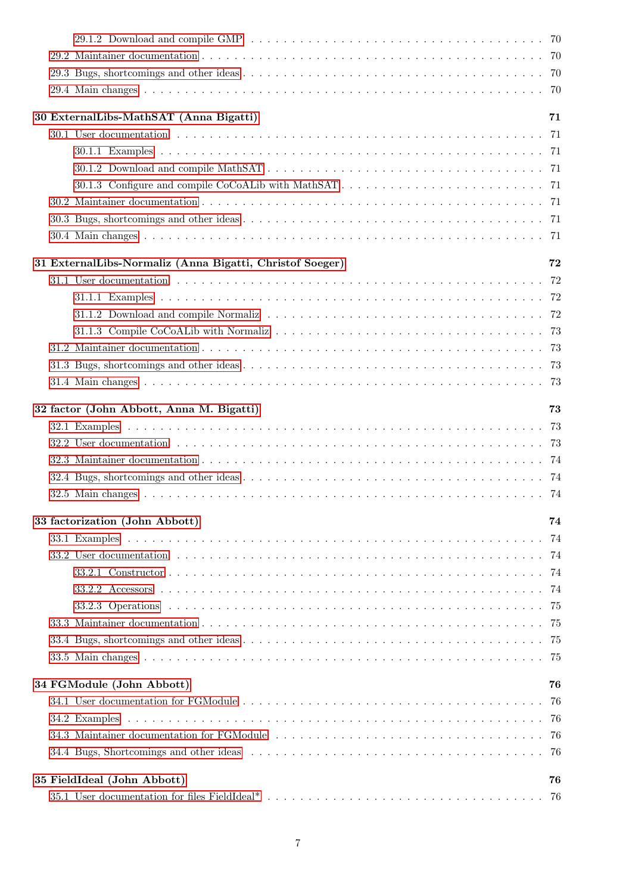29.1.2 Download and compile GMP . . . 70
29.2 Maintainer documentation . . . 70
29.3 Bugs, shortcomings and other ideas . . . 70
29.4 Main changes . . . 70

**30 ExternalLibs-MathSAT (Anna Bigatti) 71**
30.1 User documentation . . . 71
30.1.1 Examples . . . 71
30.1.2 Download and compile MathSAT . . . 71
30.1.3 Configure and compile CoCoALib with MathSAT . . . 71
30.2 Maintainer documentation . . . 71
30.3 Bugs, shortcomings and other ideas . . . 71
30.4 Main changes . . . 71

**31 ExternalLibs-Normaliz (Anna Bigatti, Christof Soeger) 72**
31.1 User documentation . . . 72
31.1.1 Examples . . . 72
31.1.2 Download and compile Normaliz . . . 72
31.1.3 Compile CoCoALib with Normaliz . . . 73
31.2 Maintainer documentation . . . 73
31.3 Bugs, shortcomings and other ideas . . . 73
31.4 Main changes . . . 73

**32 factor (John Abbott, Anna M. Bigatti) 73**
32.1 Examples . . . 73
32.2 User documentation . . . 73
32.3 Maintainer documentation . . . 74
32.4 Bugs, shortcomings and other ideas . . . 74
32.5 Main changes . . . 74

**33 factorization (John Abbott) 74**
33.1 Examples . . . 74
33.2 User documentation . . . 74
33.2.1 Constructor . . . 74
33.2.2 Accessors . . . 74
33.2.3 Operations . . . 75
33.3 Maintainer documentation . . . 75
33.4 Bugs, shortcomings and other ideas . . . 75
33.5 Main changes . . . 75

**34 FGModule (John Abbott) 76**
34.1 User documentation for FGModule . . . 76
34.2 Examples . . . 76
34.3 Maintainer documentation for FGModule . . . 76
34.4 Bugs, Shortcomings and other ideas . . . 76

**35 FieldIdeal (John Abbott) 76**
35.1 User documentation for files FieldIdeal* . . . 76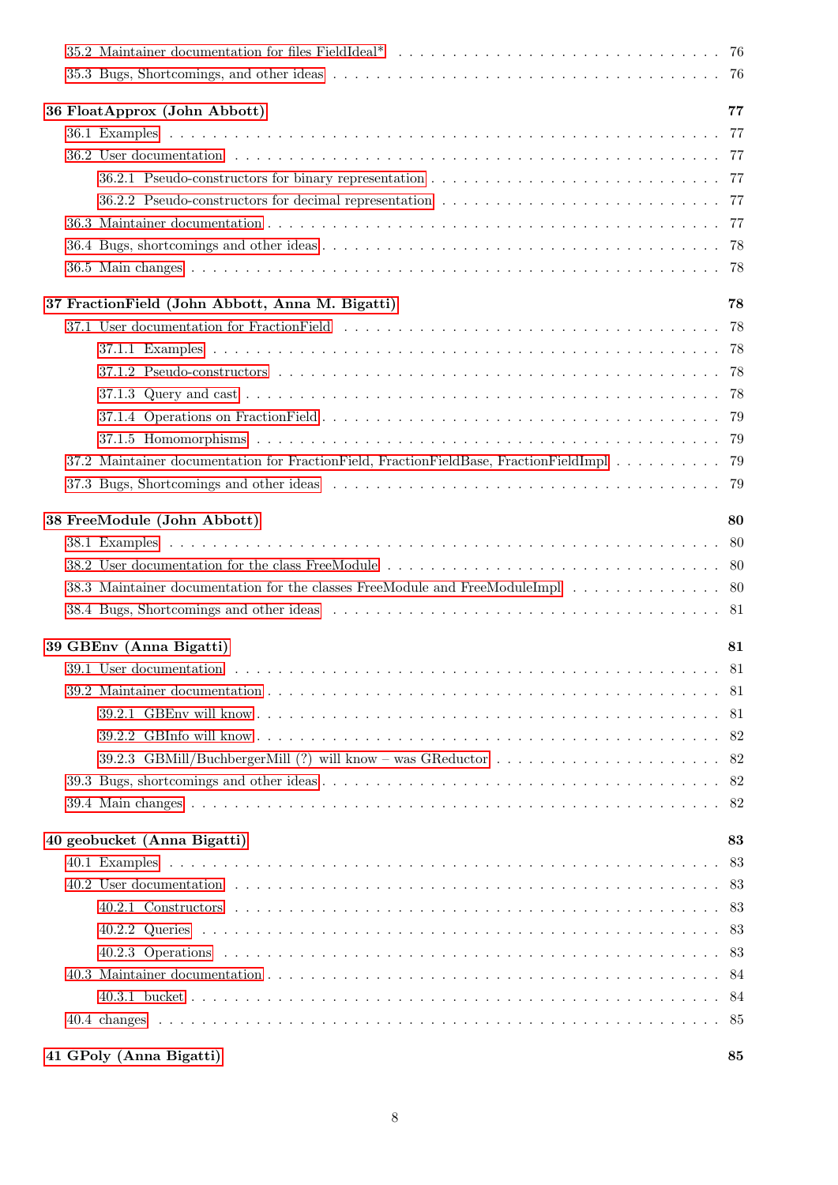35.2 Maintainer documentation for files FieldIdeal* . . . . . 76
35.3 Bugs, Shortcomings, and other ideas . . . . . 76

**36 FloatApprox (John Abbott) 77**

36.1 Examples . . . . . 77
36.2 User documentation . . . . . 77
36.2.1 Pseudo-constructors for binary representation . . . . . 77
36.2.2 Pseudo-constructors for decimal representation . . . . . 77
36.3 Maintainer documentation . . . . . 77
36.4 Bugs, shortcomings and other ideas . . . . . 78
36.5 Main changes . . . . . 78

**37 FractionField (John Abbott, Anna M. Bigatti) 78**

37.1 User documentation for FractionField . . . . . 78
37.1.1 Examples . . . . . 78
37.1.2 Pseudo-constructors . . . . . 78
37.1.3 Query and cast . . . . . 78
37.1.4 Operations on FractionField . . . . . 79
37.1.5 Homomorphisms . . . . . 79
37.2 Maintainer documentation for FractionField, FractionFieldBase, FractionFieldImpl . . . . . 79
37.3 Bugs, Shortcomings and other ideas . . . . . 79

**38 FreeModule (John Abbott) 80**

38.1 Examples . . . . . 80
38.2 User documentation for the class FreeModule . . . . . 80
38.3 Maintainer documentation for the classes FreeModule and FreeModuleImpl . . . . . 80
38.4 Bugs, Shortcomings and other ideas . . . . . 81

**39 GBEnv (Anna Bigatti) 81**

39.1 User documentation . . . . . 81
39.2 Maintainer documentation . . . . . 81
39.2.1 GBEnv will know . . . . . 81
39.2.2 GBInfo will know . . . . . 82
39.2.3 GBMill/BuchbergerMill (?) will know – was GReductor . . . . . 82
39.3 Bugs, shortcomings and other ideas . . . . . 82
39.4 Main changes . . . . . 82

**40 geobucket (Anna Bigatti) 83**

40.1 Examples . . . . . 83
40.2 User documentation . . . . . 83
40.2.1 Constructors . . . . . 83
40.2.2 Queries . . . . . 83
40.2.3 Operations . . . . . 83
40.3 Maintainer documentation . . . . . 84
40.3.1 bucket . . . . . 84
40.4 changes . . . . . 85

**41 GPoly (Anna Bigatti) 85**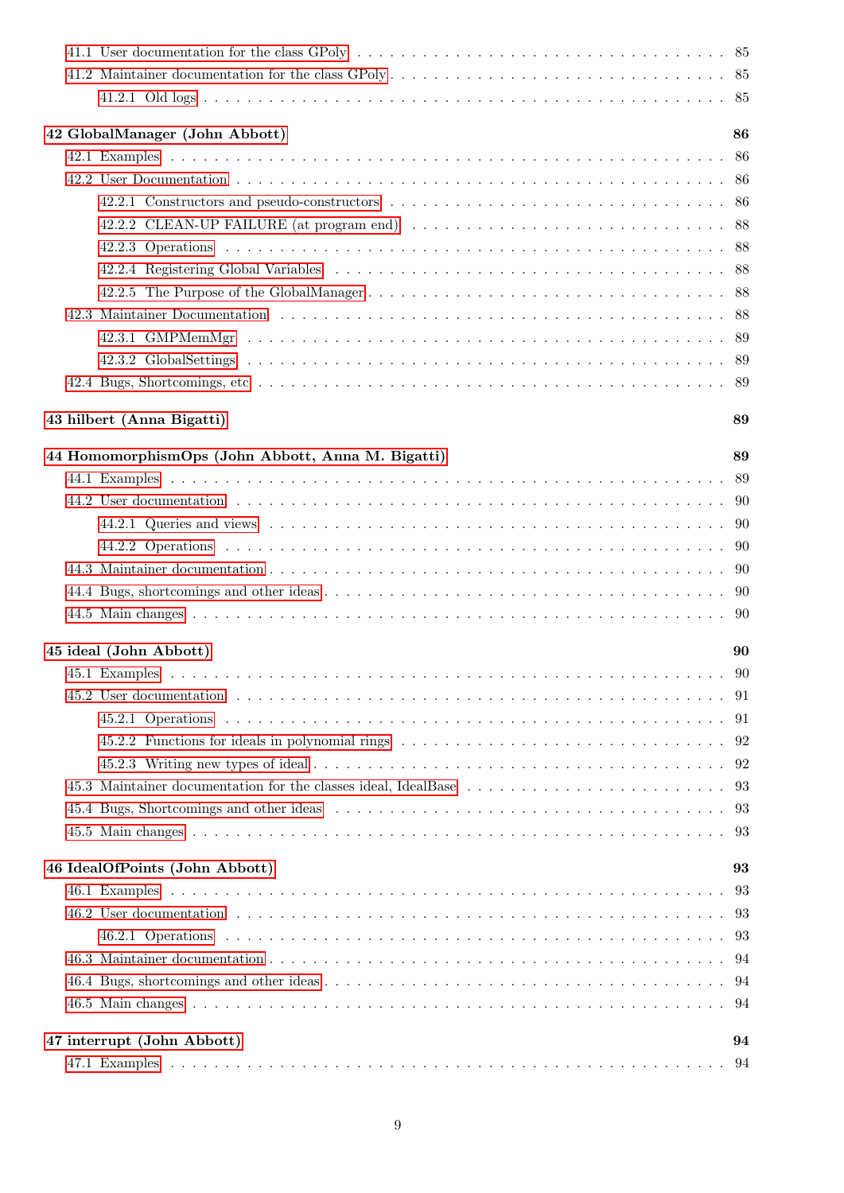41.1 User documentation for the class GPoly . . . . . . . . . . . . . . . . . . . . . . . . . . . . . . . . . . . . . . . . 85
41.2 Maintainer documentation for the class GPoly . . . . . . . . . . . . . . . . . . . . . . . . . . . . . . . . . . . . 85
41.2.1 Old logs . . . . . . . . . . . . . . . . . . . . . . . . . . . . . . . . . . . . . . . . . . . . . . . . . . . . . . . . 85

**42 GlobalManager (John Abbott)** **86**
42.1 Examples . . . . . . . . . . . . . . . . . . . . . . . . . . . . . . . . . . . . . . . . . . . . . . . . . . . . . . . . . 86
42.2 User Documentation . . . . . . . . . . . . . . . . . . . . . . . . . . . . . . . . . . . . . . . . . . . . . . . . . . 86
42.2.1 Constructors and pseudo-constructors . . . . . . . . . . . . . . . . . . . . . . . . . . . . . . . . . . . 86
42.2.2 CLEAN-UP FAILURE (at program end) . . . . . . . . . . . . . . . . . . . . . . . . . . . . . . . . . . 88
42.2.3 Operations . . . . . . . . . . . . . . . . . . . . . . . . . . . . . . . . . . . . . . . . . . . . . . . . . . . . 88
42.2.4 Registering Global Variables . . . . . . . . . . . . . . . . . . . . . . . . . . . . . . . . . . . . . . . . . 88
42.2.5 The Purpose of the GlobalManager . . . . . . . . . . . . . . . . . . . . . . . . . . . . . . . . . . . . . 88
42.3 Maintainer Documentation . . . . . . . . . . . . . . . . . . . . . . . . . . . . . . . . . . . . . . . . . . . . . . 88
42.3.1 GMPMemMgr . . . . . . . . . . . . . . . . . . . . . . . . . . . . . . . . . . . . . . . . . . . . . . . . . . 89
42.3.2 GlobalSettings . . . . . . . . . . . . . . . . . . . . . . . . . . . . . . . . . . . . . . . . . . . . . . . . . 89
42.4 Bugs, Shortcomings, etc . . . . . . . . . . . . . . . . . . . . . . . . . . . . . . . . . . . . . . . . . . . . . . . 89

**43 hilbert (Anna Bigatti)** **89**

**44 HomomorphismOps (John Abbott, Anna M. Bigatti)** **89**
44.1 Examples . . . . . . . . . . . . . . . . . . . . . . . . . . . . . . . . . . . . . . . . . . . . . . . . . . . . . . . . . 89
44.2 User documentation . . . . . . . . . . . . . . . . . . . . . . . . . . . . . . . . . . . . . . . . . . . . . . . . . . 90
44.2.1 Queries and views . . . . . . . . . . . . . . . . . . . . . . . . . . . . . . . . . . . . . . . . . . . . . . . . 90
44.2.2 Operations . . . . . . . . . . . . . . . . . . . . . . . . . . . . . . . . . . . . . . . . . . . . . . . . . . . . 90
44.3 Maintainer documentation . . . . . . . . . . . . . . . . . . . . . . . . . . . . . . . . . . . . . . . . . . . . . . 90
44.4 Bugs, shortcomings and other ideas . . . . . . . . . . . . . . . . . . . . . . . . . . . . . . . . . . . . . . . . 90
44.5 Main changes . . . . . . . . . . . . . . . . . . . . . . . . . . . . . . . . . . . . . . . . . . . . . . . . . . . . . 90

**45 ideal (John Abbott)** **90**
45.1 Examples . . . . . . . . . . . . . . . . . . . . . . . . . . . . . . . . . . . . . . . . . . . . . . . . . . . . . . . . . 90
45.2 User documentation . . . . . . . . . . . . . . . . . . . . . . . . . . . . . . . . . . . . . . . . . . . . . . . . . . 91
45.2.1 Operations . . . . . . . . . . . . . . . . . . . . . . . . . . . . . . . . . . . . . . . . . . . . . . . . . . . . 91
45.2.2 Functions for ideals in polynomial rings . . . . . . . . . . . . . . . . . . . . . . . . . . . . . . . . . . 92
45.2.3 Writing new types of ideal . . . . . . . . . . . . . . . . . . . . . . . . . . . . . . . . . . . . . . . . . . 92
45.3 Maintainer documentation for the classes ideal, IdealBase . . . . . . . . . . . . . . . . . . . . . . . . . . . 93
45.4 Bugs, Shortcomings and other ideas . . . . . . . . . . . . . . . . . . . . . . . . . . . . . . . . . . . . . . . . 93
45.5 Main changes . . . . . . . . . . . . . . . . . . . . . . . . . . . . . . . . . . . . . . . . . . . . . . . . . . . . . 93

**46 IdealOfPoints (John Abbott)** **93**
46.1 Examples . . . . . . . . . . . . . . . . . . . . . . . . . . . . . . . . . . . . . . . . . . . . . . . . . . . . . . . . . 93
46.2 User documentation . . . . . . . . . . . . . . . . . . . . . . . . . . . . . . . . . . . . . . . . . . . . . . . . . . 93
46.2.1 Operations . . . . . . . . . . . . . . . . . . . . . . . . . . . . . . . . . . . . . . . . . . . . . . . . . . . . 93
46.3 Maintainer documentation . . . . . . . . . . . . . . . . . . . . . . . . . . . . . . . . . . . . . . . . . . . . . . 94
46.4 Bugs, shortcomings and other ideas . . . . . . . . . . . . . . . . . . . . . . . . . . . . . . . . . . . . . . . . 94
46.5 Main changes . . . . . . . . . . . . . . . . . . . . . . . . . . . . . . . . . . . . . . . . . . . . . . . . . . . . . 94

**47 interrupt (John Abbott)** **94**
47.1 Examples . . . . . . . . . . . . . . . . . . . . . . . . . . . . . . . . . . . . . . . . . . . . . . . . . . . . . . . . . 94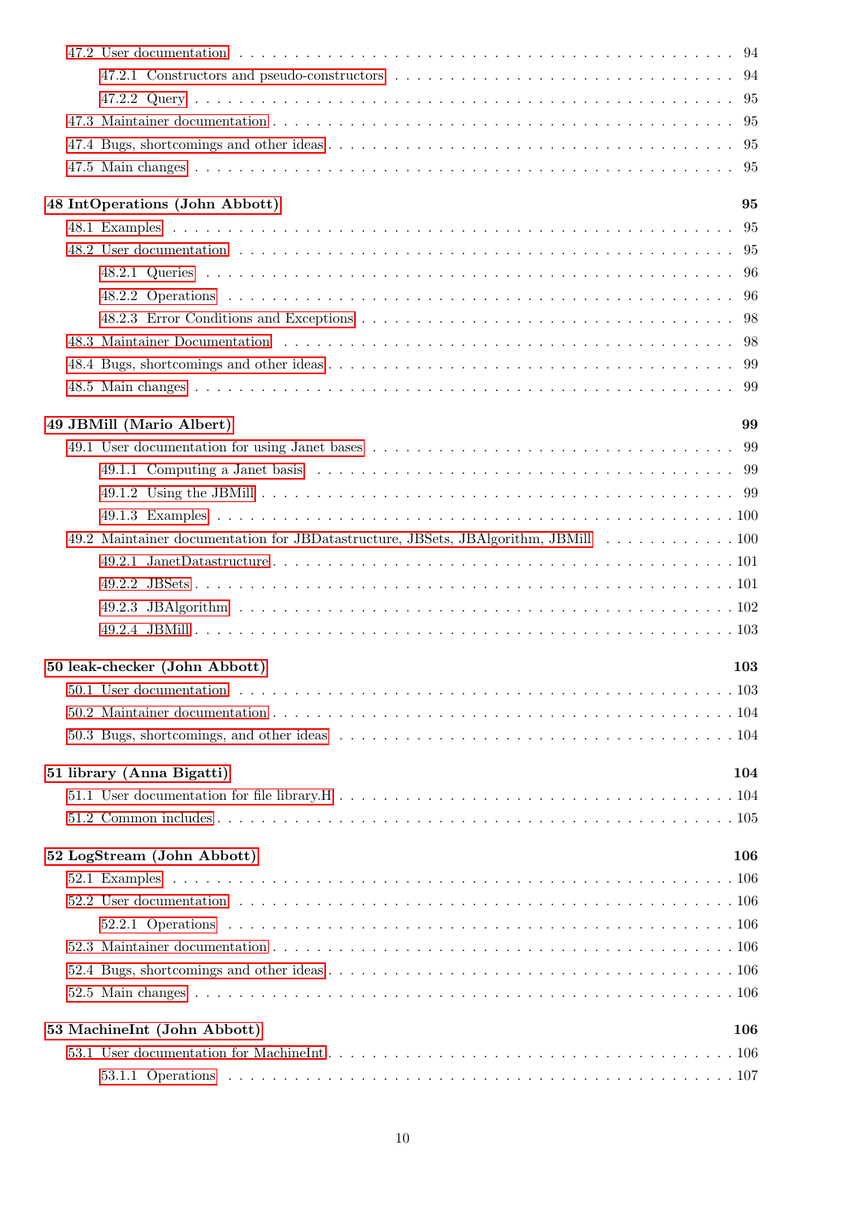- 47.2 User documentation . . . . . 94
  - 47.2.1 Constructors and pseudo-constructors . . . . . 94
  - 47.2.2 Query . . . . . 95
- 47.3 Maintainer documentation . . . . . 95
- 47.4 Bugs, shortcomings and other ideas . . . . . 95
- 47.5 Main changes . . . . . 95

**48 IntOperations (John Abbott)** **95**

- 48.1 Examples . . . . . 95
- 48.2 User documentation . . . . . 95
  - 48.2.1 Queries . . . . . 96
  - 48.2.2 Operations . . . . . 96
  - 48.2.3 Error Conditions and Exceptions . . . . . 98
- 48.3 Maintainer Documentation . . . . . 98
- 48.4 Bugs, shortcomings and other ideas . . . . . 99
- 48.5 Main changes . . . . . 99

**49 JBMill (Mario Albert)** **99**

- 49.1 User documentation for using Janet bases . . . . . 99
  - 49.1.1 Computing a Janet basis . . . . . 99
  - 49.1.2 Using the JBMill . . . . . 99
  - 49.1.3 Examples . . . . . 100
- 49.2 Maintainer documentation for JBDatastructure, JBSets, JBAlgorithm, JBMill . . . . . 100
  - 49.2.1 JanetDatastructure . . . . . 101
  - 49.2.2 JBSets . . . . . 101
  - 49.2.3 JBAlgorithm . . . . . 102
  - 49.2.4 JBMill . . . . . 103

**50 leak-checker (John Abbott)** **103**

- 50.1 User documentation . . . . . 103
- 50.2 Maintainer documentation . . . . . 104
- 50.3 Bugs, shortcomings, and other ideas . . . . . 104

**51 library (Anna Bigatti)** **104**

- 51.1 User documentation for file library.H . . . . . 104
- 51.2 Common includes . . . . . 105

**52 LogStream (John Abbott)** **106**

- 52.1 Examples . . . . . 106
- 52.2 User documentation . . . . . 106
  - 52.2.1 Operations . . . . . 106
- 52.3 Maintainer documentation . . . . . 106
- 52.4 Bugs, shortcomings and other ideas . . . . . 106
- 52.5 Main changes . . . . . 106

**53 MachineInt (John Abbott)** **106**

- 53.1 User documentation for MachineInt . . . . . 106
  - 53.1.1 Operations . . . . . 107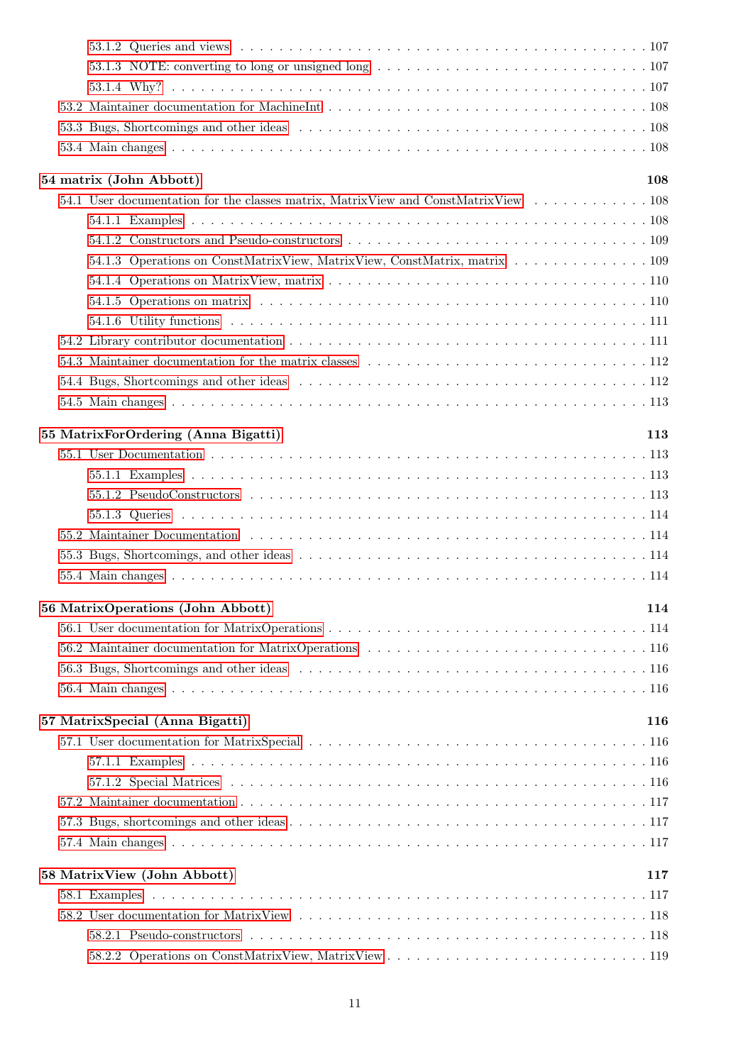53.1.2 Queries and views . . . . . . . . . . 107
53.1.3 NOTE: converting to long or unsigned long . . . . . . . . . . 107
53.1.4 Why? . . . . . . . . . . 107
53.2 Maintainer documentation for MachineInt . . . . . . . . . . 108
53.3 Bugs, Shortcomings and other ideas . . . . . . . . . . 108
53.4 Main changes . . . . . . . . . . 108

**54 matrix (John Abbott) 108**

54.1 User documentation for the classes matrix, MatrixView and ConstMatrixView . . . . . . . . . . 108
54.1.1 Examples . . . . . . . . . . 108
54.1.2 Constructors and Pseudo-constructors . . . . . . . . . . 109
54.1.3 Operations on ConstMatrixView, MatrixView, ConstMatrix, matrix . . . . . . . . . . 109
54.1.4 Operations on MatrixView, matrix . . . . . . . . . . 110
54.1.5 Operations on matrix . . . . . . . . . . 110
54.1.6 Utility functions . . . . . . . . . . 111
54.2 Library contributor documentation . . . . . . . . . . 111
54.3 Maintainer documentation for the matrix classes . . . . . . . . . . 112
54.4 Bugs, Shortcomings and other ideas . . . . . . . . . . 112
54.5 Main changes . . . . . . . . . . 113

**55 MatrixForOrdering (Anna Bigatti) 113**

55.1 User Documentation . . . . . . . . . . 113
55.1.1 Examples . . . . . . . . . . 113
55.1.2 PseudoConstructors . . . . . . . . . . 113
55.1.3 Queries . . . . . . . . . . 114
55.2 Maintainer Documentation . . . . . . . . . . 114
55.3 Bugs, Shortcomings, and other ideas . . . . . . . . . . 114
55.4 Main changes . . . . . . . . . . 114

**56 MatrixOperations (John Abbott) 114**

56.1 User documentation for MatrixOperations . . . . . . . . . . 114
56.2 Maintainer documentation for MatrixOperations . . . . . . . . . . 116
56.3 Bugs, Shortcomings and other ideas . . . . . . . . . . 116
56.4 Main changes . . . . . . . . . . 116

**57 MatrixSpecial (Anna Bigatti) 116**

57.1 User documentation for MatrixSpecial . . . . . . . . . . 116
57.1.1 Examples . . . . . . . . . . 116
57.1.2 Special Matrices . . . . . . . . . . 116
57.2 Maintainer documentation . . . . . . . . . . 117
57.3 Bugs, shortcomings and other ideas . . . . . . . . . . 117
57.4 Main changes . . . . . . . . . . 117

**58 MatrixView (John Abbott) 117**

58.1 Examples . . . . . . . . . . 117
58.2 User documentation for MatrixView . . . . . . . . . . 118
58.2.1 Pseudo-constructors . . . . . . . . . . 118
58.2.2 Operations on ConstMatrixView, MatrixView . . . . . . . . . . 119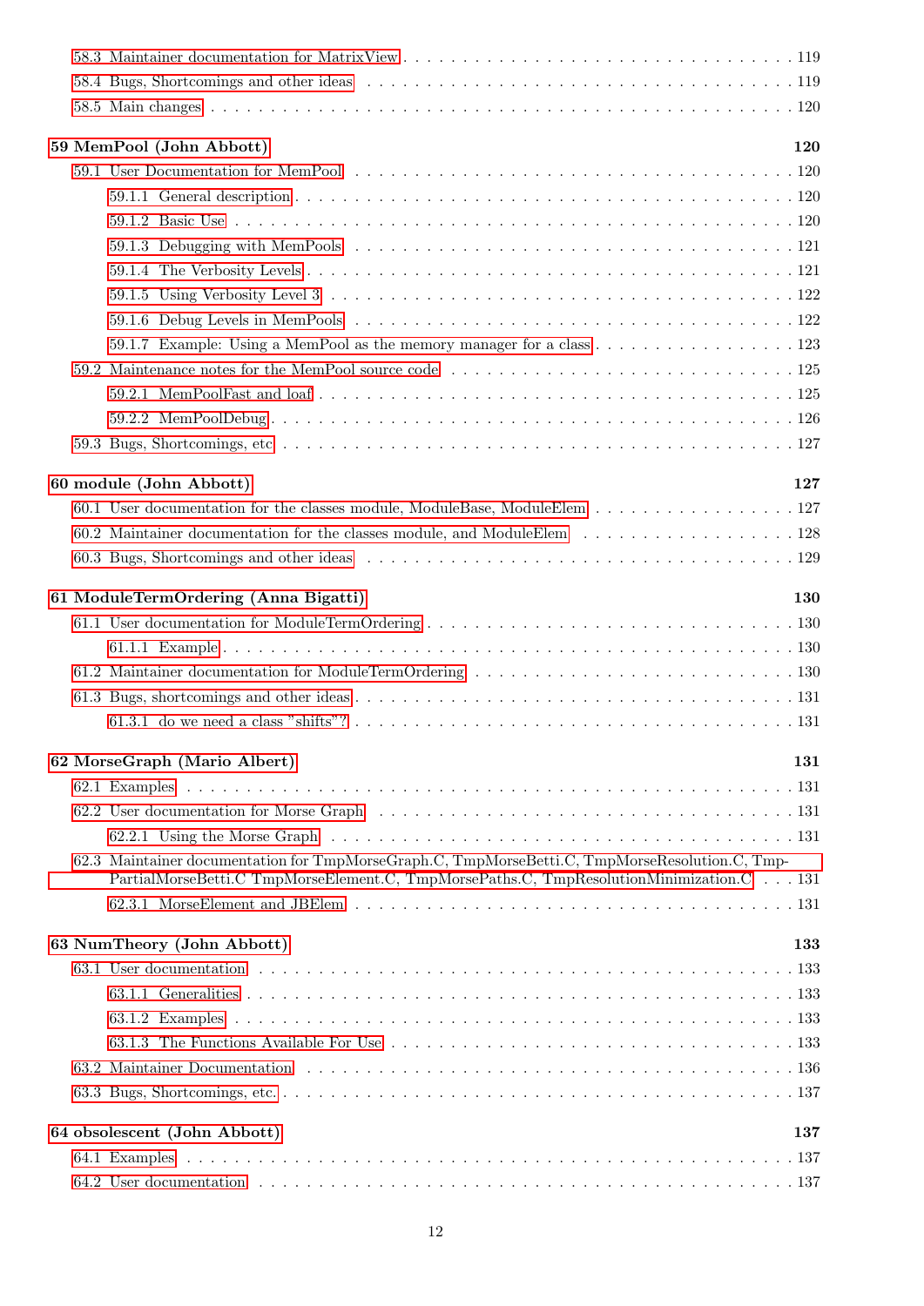58.3 Maintainer documentation for MatrixView . . . . . . . . . . . . . . . . . . . . . . . . . . . . . . . 119
58.4 Bugs, Shortcomings and other ideas . . . . . . . . . . . . . . . . . . . . . . . . . . . . . . . . . . 119
58.5 Main changes . . . . . . . . . . . . . . . . . . . . . . . . . . . . . . . . . . . . . . . . . . . . . . 120

**59 MemPool (John Abbott) 120**

59.1 User Documentation for MemPool . . . . . . . . . . . . . . . . . . . . . . . . . . . . . . . . . . 120
59.1.1 General description . . . . . . . . . . . . . . . . . . . . . . . . . . . . . . . . . . . . . . . 120
59.1.2 Basic Use . . . . . . . . . . . . . . . . . . . . . . . . . . . . . . . . . . . . . . . . . . . . . 120
59.1.3 Debugging with MemPools . . . . . . . . . . . . . . . . . . . . . . . . . . . . . . . . . . . 121
59.1.4 The Verbosity Levels . . . . . . . . . . . . . . . . . . . . . . . . . . . . . . . . . . . . . . 121
59.1.5 Using Verbosity Level 3 . . . . . . . . . . . . . . . . . . . . . . . . . . . . . . . . . . . . 122
59.1.6 Debug Levels in MemPools . . . . . . . . . . . . . . . . . . . . . . . . . . . . . . . . . . . 122
59.1.7 Example: Using a MemPool as the memory manager for a class . . . . . . . . . . . . . . . . 123
59.2 Maintenance notes for the MemPool source code . . . . . . . . . . . . . . . . . . . . . . . . . . . 125
59.2.1 MemPoolFast and loaf . . . . . . . . . . . . . . . . . . . . . . . . . . . . . . . . . . . . . . 125
59.2.2 MemPoolDebug . . . . . . . . . . . . . . . . . . . . . . . . . . . . . . . . . . . . . . . . . . 126
59.3 Bugs, Shortcomings, etc . . . . . . . . . . . . . . . . . . . . . . . . . . . . . . . . . . . . . . . 127

**60 module (John Abbott) 127**

60.1 User documentation for the classes module, ModuleBase, ModuleElem . . . . . . . . . . . . . . . . 127
60.2 Maintainer documentation for the classes module, and ModuleElem . . . . . . . . . . . . . . . . . 128
60.3 Bugs, Shortcomings and other ideas . . . . . . . . . . . . . . . . . . . . . . . . . . . . . . . . . . 129

**61 ModuleTermOrdering (Anna Bigatti) 130**

61.1 User documentation for ModuleTermOrdering . . . . . . . . . . . . . . . . . . . . . . . . . . . . . 130
61.1.1 Example . . . . . . . . . . . . . . . . . . . . . . . . . . . . . . . . . . . . . . . . . . . . . 130
61.2 Maintainer documentation for ModuleTermOrdering . . . . . . . . . . . . . . . . . . . . . . . . . . 130
61.3 Bugs, shortcomings and other ideas . . . . . . . . . . . . . . . . . . . . . . . . . . . . . . . . . . 131
61.3.1 do we need a class "shifts"? . . . . . . . . . . . . . . . . . . . . . . . . . . . . . . . . . . 131

**62 MorseGraph (Mario Albert) 131**

62.1 Examples . . . . . . . . . . . . . . . . . . . . . . . . . . . . . . . . . . . . . . . . . . . . . . . . 131
62.2 User documentation for Morse Graph . . . . . . . . . . . . . . . . . . . . . . . . . . . . . . . . . 131
62.2.1 Using the Morse Graph . . . . . . . . . . . . . . . . . . . . . . . . . . . . . . . . . . . . . 131
62.3 Maintainer documentation for TmpMorseGraph.C, TmpMorseBetti.C, TmpMorseResolution.C, TmpPartialMorseBetti.C TmpMorseElement.C, TmpMorsePaths.C, TmpResolutionMinimization.C . . . 131
62.3.1 MorseElement and JBElem . . . . . . . . . . . . . . . . . . . . . . . . . . . . . . . . . . . 131

**63 NumTheory (John Abbott) 133**

63.1 User documentation . . . . . . . . . . . . . . . . . . . . . . . . . . . . . . . . . . . . . . . . . . 133
63.1.1 Generalities . . . . . . . . . . . . . . . . . . . . . . . . . . . . . . . . . . . . . . . . . . . 133
63.1.2 Examples . . . . . . . . . . . . . . . . . . . . . . . . . . . . . . . . . . . . . . . . . . . . 133
63.1.3 The Functions Available For Use . . . . . . . . . . . . . . . . . . . . . . . . . . . . . . . . 133
63.2 Maintainer Documentation . . . . . . . . . . . . . . . . . . . . . . . . . . . . . . . . . . . . . . 136
63.3 Bugs, Shortcomings, etc. . . . . . . . . . . . . . . . . . . . . . . . . . . . . . . . . . . . . . . . 137

**64 obsolescent (John Abbott) 137**

64.1 Examples . . . . . . . . . . . . . . . . . . . . . . . . . . . . . . . . . . . . . . . . . . . . . . . . 137
64.2 User documentation . . . . . . . . . . . . . . . . . . . . . . . . . . . . . . . . . . . . . . . . . . 137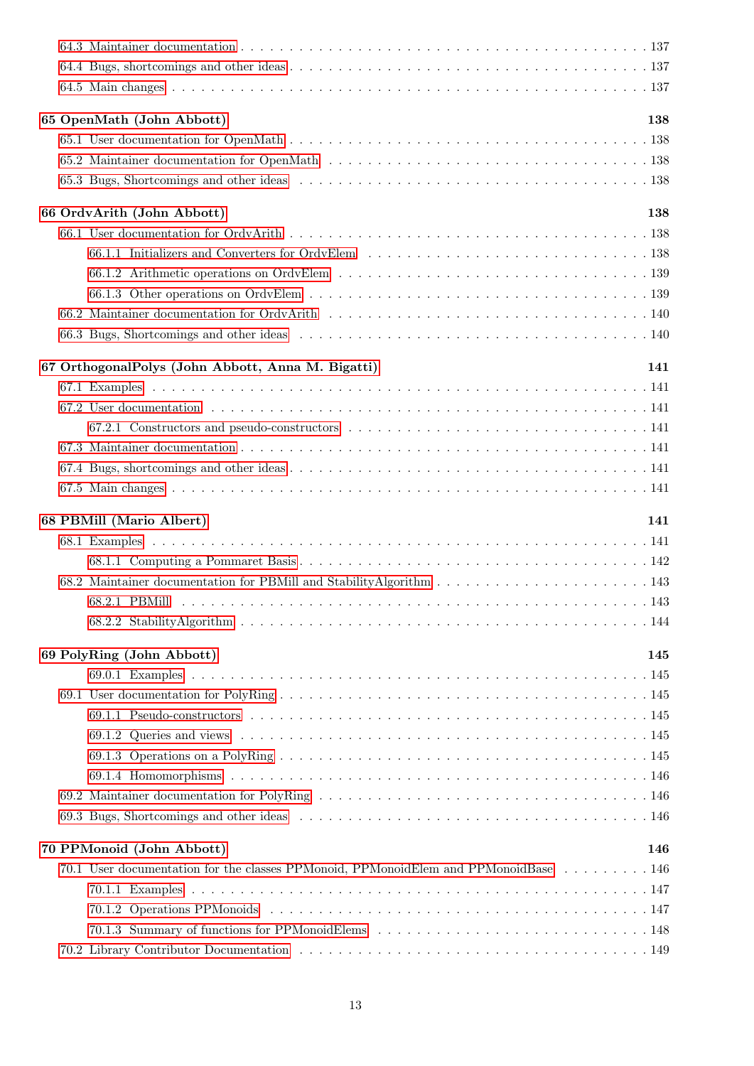- 64.3 Maintainer documentation . . . 137
- 64.4 Bugs, shortcomings and other ideas . . . 137
- 64.5 Main changes . . . 137

**65 OpenMath (John Abbott) 138**

- 65.1 User documentation for OpenMath . . . 138
- 65.2 Maintainer documentation for OpenMath . . . 138
- 65.3 Bugs, Shortcomings and other ideas . . . 138

**66 OrdvArith (John Abbott) 138**

- 66.1 User documentation for OrdvArith . . . 138
  - 66.1.1 Initializers and Converters for OrdvElem . . . 138
  - 66.1.2 Arithmetic operations on OrdvElem . . . 139
  - 66.1.3 Other operations on OrdvElem . . . 139
- 66.2 Maintainer documentation for OrdvArith . . . 140
- 66.3 Bugs, Shortcomings and other ideas . . . 140

**67 OrthogonalPolys (John Abbott, Anna M. Bigatti) 141**

- 67.1 Examples . . . 141
- 67.2 User documentation . . . 141
  - 67.2.1 Constructors and pseudo-constructors . . . 141
- 67.3 Maintainer documentation . . . 141
- 67.4 Bugs, shortcomings and other ideas . . . 141
- 67.5 Main changes . . . 141

**68 PBMill (Mario Albert) 141**

- 68.1 Examples . . . 141
  - 68.1.1 Computing a Pommaret Basis . . . 142
- 68.2 Maintainer documentation for PBMill and StabilityAlgorithm . . . 143
  - 68.2.1 PBMill . . . 143
  - 68.2.2 StabilityAlgorithm . . . 144

**69 PolyRing (John Abbott) 145**

  - 69.0.1 Examples . . . 145
- 69.1 User documentation for PolyRing . . . 145
  - 69.1.1 Pseudo-constructors . . . 145
  - 69.1.2 Queries and views . . . 145
  - 69.1.3 Operations on a PolyRing . . . 145
  - 69.1.4 Homomorphisms . . . 146
- 69.2 Maintainer documentation for PolyRing . . . 146
- 69.3 Bugs, Shortcomings and other ideas . . . 146

**70 PPMonoid (John Abbott) 146**

- 70.1 User documentation for the classes PPMonoid, PPMonoidElem and PPMonoidBase . . . 146
  - 70.1.1 Examples . . . 147
  - 70.1.2 Operations PPMonoids . . . 147
  - 70.1.3 Summary of functions for PPMonoidElems . . . 148
- 70.2 Library Contributor Documentation . . . 149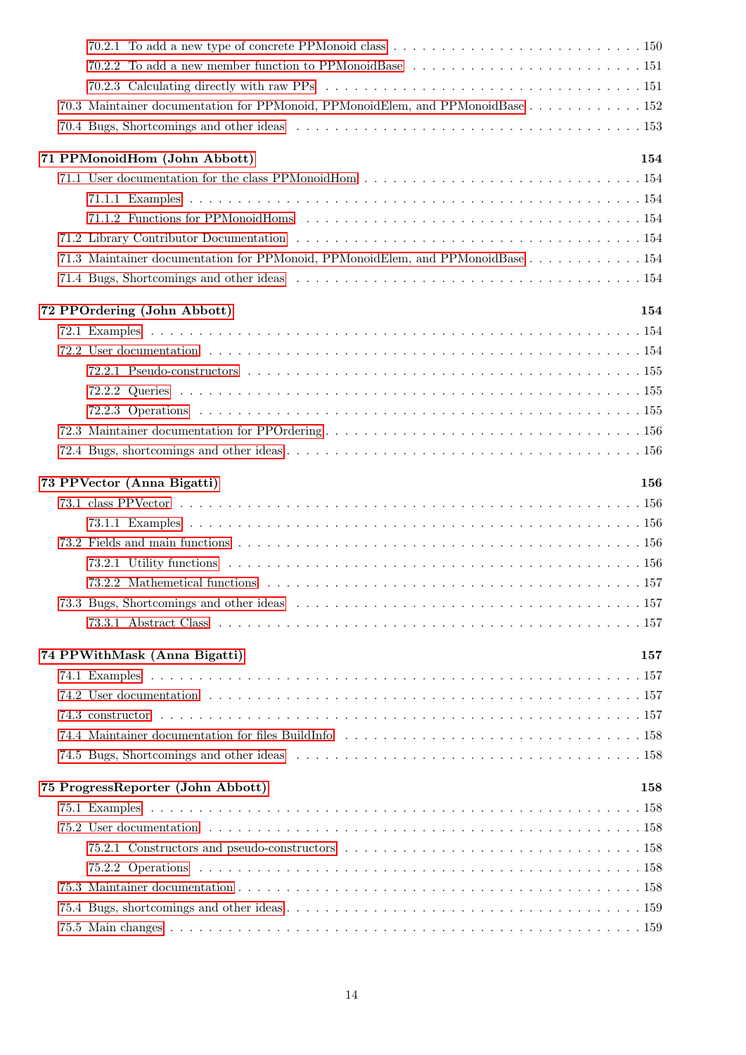- 70.2.1 To add a new type of concrete PPMonoid class . . . 150
- 70.2.2 To add a new member function to PPMonoidBase . . . 151
- 70.2.3 Calculating directly with raw PPs . . . 151
- 70.3 Maintainer documentation for PPMonoid, PPMonoidElem, and PPMonoidBase . . . 152
- 70.4 Bugs, Shortcomings and other ideas . . . 153

**71 PPMonoidHom (John Abbott) 154**

- 71.1 User documentation for the class PPMonoidHom . . . 154
  - 71.1.1 Examples . . . 154
  - 71.1.2 Functions for PPMonoidHoms . . . 154
- 71.2 Library Contributor Documentation . . . 154
- 71.3 Maintainer documentation for PPMonoid, PPMonoidElem, and PPMonoidBase . . . 154
- 71.4 Bugs, Shortcomings and other ideas . . . 154

**72 PPOrdering (John Abbott) 154**

- 72.1 Examples . . . 154
- 72.2 User documentation . . . 154
  - 72.2.1 Pseudo-constructors . . . 155
  - 72.2.2 Queries . . . 155
  - 72.2.3 Operations . . . 155
- 72.3 Maintainer documentation for PPOrdering . . . 156
- 72.4 Bugs, shortcomings and other ideas . . . 156

**73 PPVector (Anna Bigatti) 156**

- 73.1 class PPVector . . . 156
  - 73.1.1 Examples . . . 156
- 73.2 Fields and main functions . . . 156
  - 73.2.1 Utility functions . . . 156
  - 73.2.2 Mathemetical functions . . . 157
- 73.3 Bugs, Shortcomings and other ideas . . . 157
  - 73.3.1 Abstract Class . . . 157

**74 PPWithMask (Anna Bigatti) 157**

- 74.1 Examples . . . 157
- 74.2 User documentation . . . 157
- 74.3 constructor . . . 157
- 74.4 Maintainer documentation for files BuildInfo . . . 158
- 74.5 Bugs, Shortcomings and other ideas . . . 158

**75 ProgressReporter (John Abbott) 158**

- 75.1 Examples . . . 158
- 75.2 User documentation . . . 158
  - 75.2.1 Constructors and pseudo-constructors . . . 158
  - 75.2.2 Operations . . . 158
- 75.3 Maintainer documentation . . . 158
- 75.4 Bugs, shortcomings and other ideas . . . 159
- 75.5 Main changes . . . 159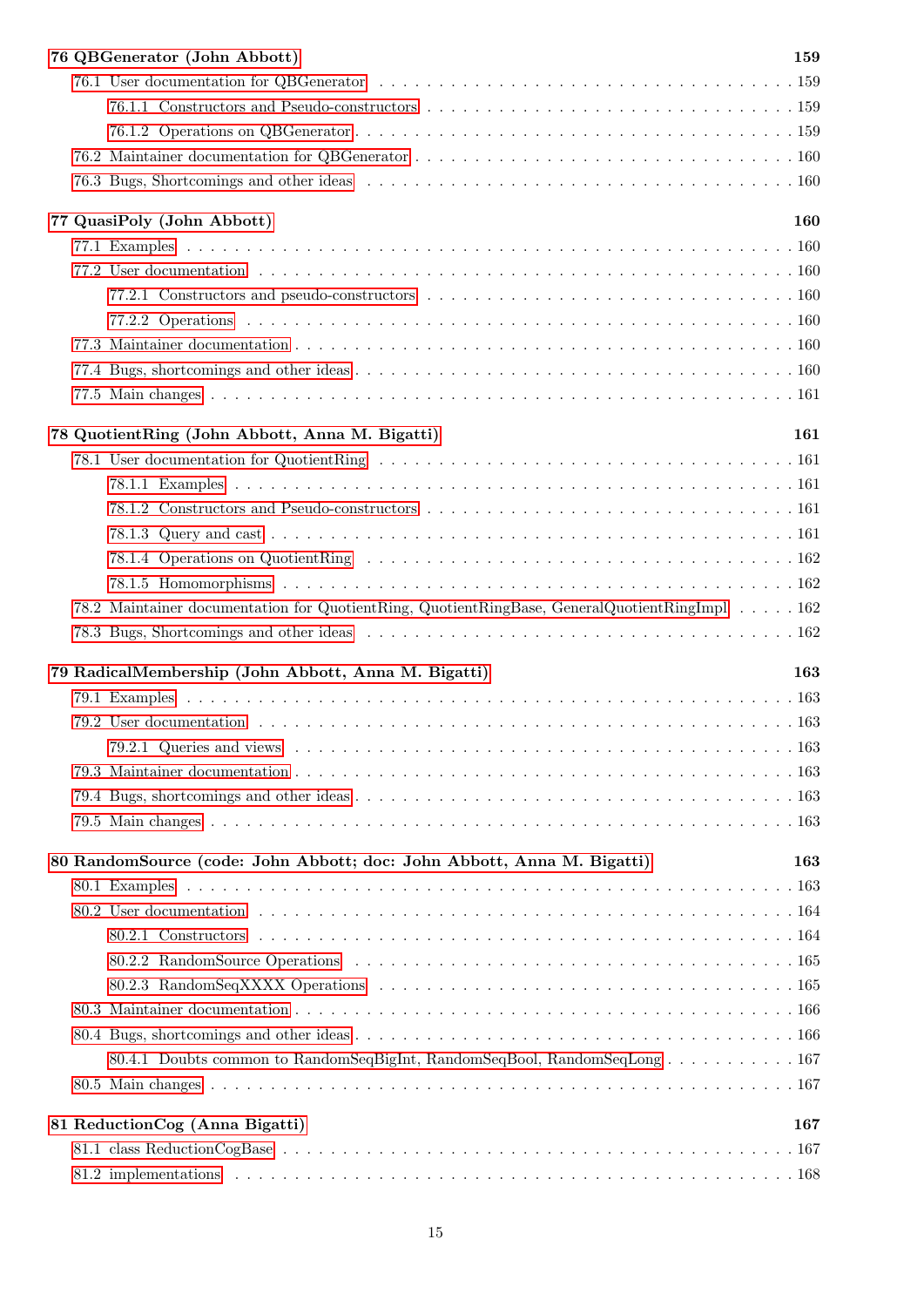**76 QBGenerator (John Abbott)** 159

- 76.1 User documentation for QBGenerator . . . 159
  - 76.1.1 Constructors and Pseudo-constructors . . . 159
  - 76.1.2 Operations on QBGenerator . . . 159
- 76.2 Maintainer documentation for QBGenerator . . . 160
- 76.3 Bugs, Shortcomings and other ideas . . . 160

**77 QuasiPoly (John Abbott)** 160

- 77.1 Examples . . . 160
- 77.2 User documentation . . . 160
  - 77.2.1 Constructors and pseudo-constructors . . . 160
  - 77.2.2 Operations . . . 160
- 77.3 Maintainer documentation . . . 160
- 77.4 Bugs, shortcomings and other ideas . . . 160
- 77.5 Main changes . . . 161

**78 QuotientRing (John Abbott, Anna M. Bigatti)** 161

- 78.1 User documentation for QuotientRing . . . 161
  - 78.1.1 Examples . . . 161
  - 78.1.2 Constructors and Pseudo-constructors . . . 161
  - 78.1.3 Query and cast . . . 161
  - 78.1.4 Operations on QuotientRing . . . 162
  - 78.1.5 Homomorphisms . . . 162
- 78.2 Maintainer documentation for QuotientRing, QuotientRingBase, GeneralQuotientRingImpl . . . 162
- 78.3 Bugs, Shortcomings and other ideas . . . 162

**79 RadicalMembership (John Abbott, Anna M. Bigatti)** 163

- 79.1 Examples . . . 163
- 79.2 User documentation . . . 163
  - 79.2.1 Queries and views . . . 163
- 79.3 Maintainer documentation . . . 163
- 79.4 Bugs, shortcomings and other ideas . . . 163
- 79.5 Main changes . . . 163

**80 RandomSource (code: John Abbott; doc: John Abbott, Anna M. Bigatti)** 163

- 80.1 Examples . . . 163
- 80.2 User documentation . . . 164
  - 80.2.1 Constructors . . . 164
  - 80.2.2 RandomSource Operations . . . 165
  - 80.2.3 RandomSeqXXXX Operations . . . 165
- 80.3 Maintainer documentation . . . 166
- 80.4 Bugs, shortcomings and other ideas . . . 166
  - 80.4.1 Doubts common to RandomSeqBigInt, RandomSeqBool, RandomSeqLong . . . 167
- 80.5 Main changes . . . 167

**81 ReductionCog (Anna Bigatti)** 167

- 81.1 class ReductionCogBase . . . 167
- 81.2 implementations . . . 168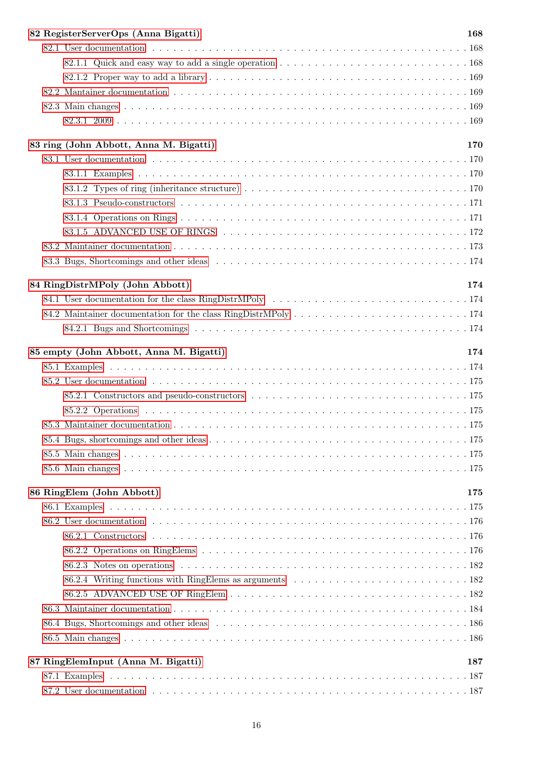**82 RegisterServerOps (Anna Bigatti)** 168

- 82.1 User documentation . . . 168
  - 82.1.1 Quick and easy way to add a single operation . . . 168
  - 82.1.2 Proper way to add a library . . . 169
- 82.2 Mantainer documentation . . . 169
- 82.3 Main changes . . . 169
  - 82.3.1 2009 . . . 169

**83 ring (John Abbott, Anna M. Bigatti)** 170

- 83.1 User documentation . . . 170
  - 83.1.1 Examples . . . 170
  - 83.1.2 Types of ring (inheritance structure) . . . 170
  - 83.1.3 Pseudo-constructors . . . 171
  - 83.1.4 Operations on Rings . . . 171
  - 83.1.5 ADVANCED USE OF RINGS . . . 172
- 83.2 Maintainer documentation . . . 173
- 83.3 Bugs, Shortcomings and other ideas . . . 174

**84 RingDistrMPoly (John Abbott)** 174

- 84.1 User documentation for the class RingDistrMPoly . . . 174
- 84.2 Maintainer documentation for the class RingDistrMPoly . . . 174
  - 84.2.1 Bugs and Shortcomings . . . 174

**85 empty (John Abbott, Anna M. Bigatti)** 174

- 85.1 Examples . . . 174
- 85.2 User documentation . . . 175
  - 85.2.1 Constructors and pseudo-constructors . . . 175
  - 85.2.2 Operations . . . 175
- 85.3 Maintainer documentation . . . 175
- 85.4 Bugs, shortcomings and other ideas . . . 175
- 85.5 Main changes . . . 175
- 85.6 Main changes . . . 175

**86 RingElem (John Abbott)** 175

- 86.1 Examples . . . 175
- 86.2 User documentation . . . 176
  - 86.2.1 Constructors . . . 176
  - 86.2.2 Operations on RingElems . . . 176
  - 86.2.3 Notes on operations . . . 182
  - 86.2.4 Writing functions with RingElems as arguments . . . 182
  - 86.2.5 ADVANCED USE OF RingElem . . . 182
- 86.3 Maintainer documentation . . . 184
- 86.4 Bugs, Shortcomings and other ideas . . . 186
- 86.5 Main changes . . . 186

**87 RingElemInput (Anna M. Bigatti)** 187

- 87.1 Examples . . . 187
- 87.2 User documentation . . . 187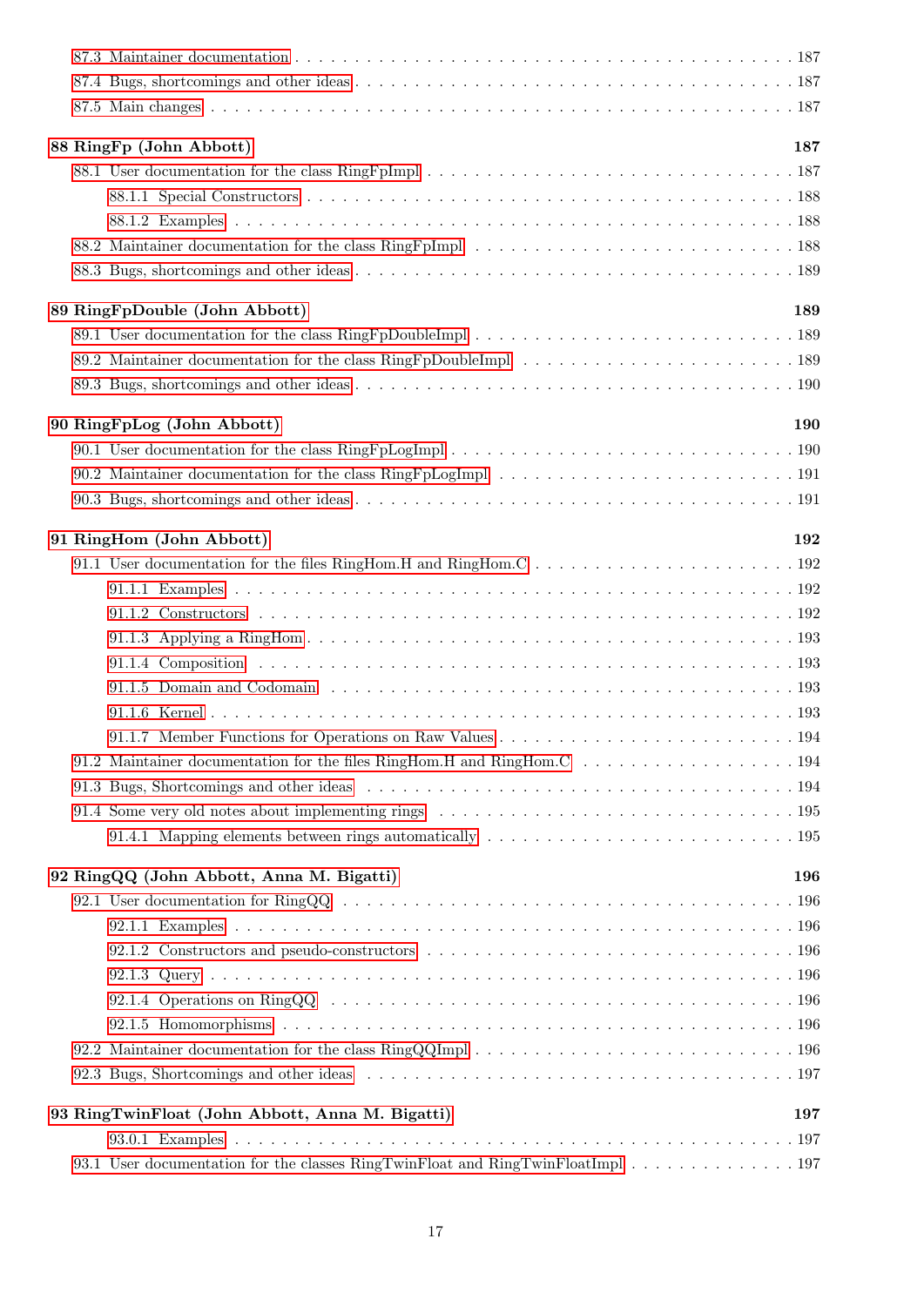87.3 Maintainer documentation . . . . . 187
87.4 Bugs, shortcomings and other ideas . . . . . 187
87.5 Main changes . . . . . 187

**88 RingFp (John Abbott) 187**
88.1 User documentation for the class RingFpImpl . . . . . 187
88.1.1 Special Constructors . . . . . 188
88.1.2 Examples . . . . . 188
88.2 Maintainer documentation for the class RingFpImpl . . . . . 188
88.3 Bugs, shortcomings and other ideas . . . . . 189

**89 RingFpDouble (John Abbott) 189**
89.1 User documentation for the class RingFpDoubleImpl . . . . . 189
89.2 Maintainer documentation for the class RingFpDoubleImpl . . . . . 189
89.3 Bugs, shortcomings and other ideas . . . . . 190

**90 RingFpLog (John Abbott) 190**
90.1 User documentation for the class RingFpLogImpl . . . . . 190
90.2 Maintainer documentation for the class RingFpLogImpl . . . . . 191
90.3 Bugs, shortcomings and other ideas . . . . . 191

**91 RingHom (John Abbott) 192**
91.1 User documentation for the files RingHom.H and RingHom.C . . . . . 192
91.1.1 Examples . . . . . 192
91.1.2 Constructors . . . . . 192
91.1.3 Applying a RingHom . . . . . 193
91.1.4 Composition . . . . . 193
91.1.5 Domain and Codomain . . . . . 193
91.1.6 Kernel . . . . . 193
91.1.7 Member Functions for Operations on Raw Values . . . . . 194
91.2 Maintainer documentation for the files RingHom.H and RingHom.C . . . . . 194
91.3 Bugs, Shortcomings and other ideas . . . . . 194
91.4 Some very old notes about implementing rings . . . . . 195
91.4.1 Mapping elements between rings automatically . . . . . 195

**92 RingQQ (John Abbott, Anna M. Bigatti) 196**
92.1 User documentation for RingQQ . . . . . 196
92.1.1 Examples . . . . . 196
92.1.2 Constructors and pseudo-constructors . . . . . 196
92.1.3 Query . . . . . 196
92.1.4 Operations on RingQQ . . . . . 196
92.1.5 Homomorphisms . . . . . 196
92.2 Maintainer documentation for the class RingQQImpl . . . . . 196
92.3 Bugs, Shortcomings and other ideas . . . . . 197

**93 RingTwinFloat (John Abbott, Anna M. Bigatti) 197**
93.0.1 Examples . . . . . 197
93.1 User documentation for the classes RingTwinFloat and RingTwinFloatImpl . . . . . 197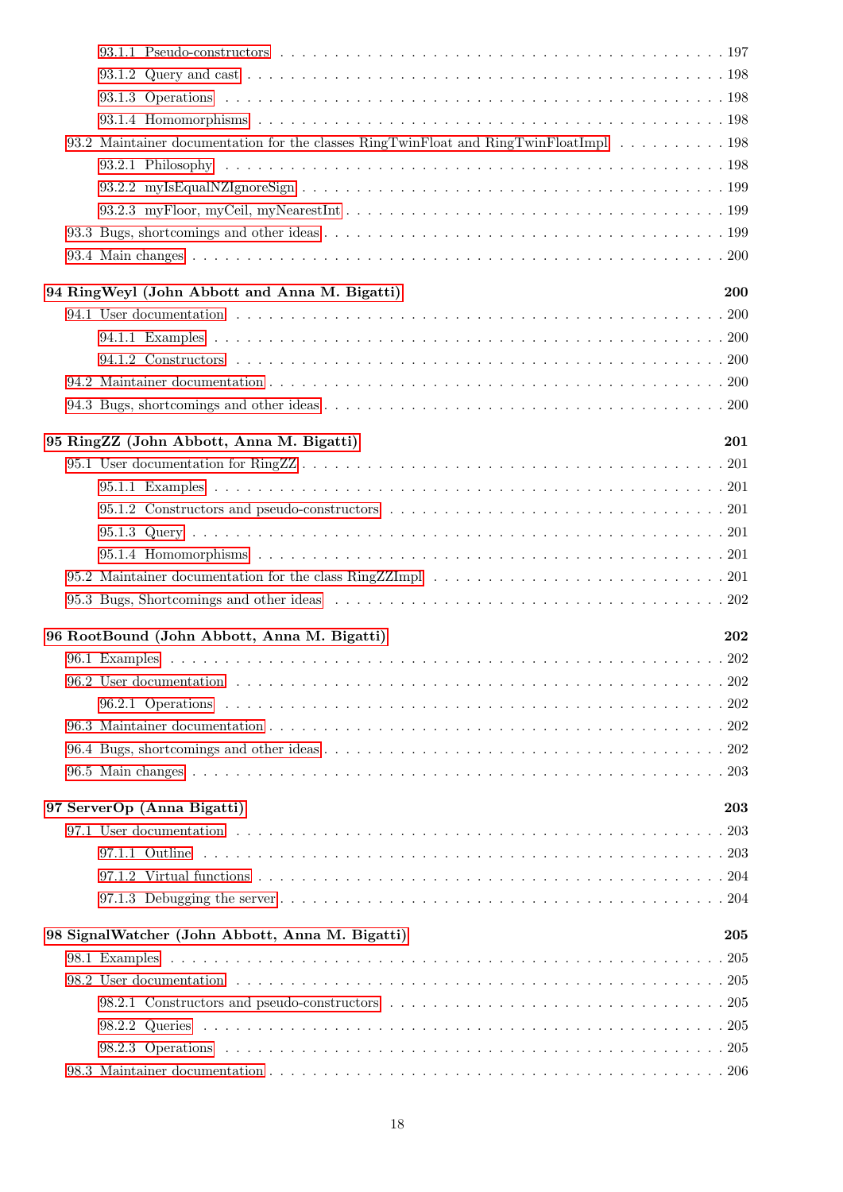- 93.1.1 Pseudo-constructors . . . 197
- 93.1.2 Query and cast . . . 198
- 93.1.3 Operations . . . 198
- 93.1.4 Homomorphisms . . . 198
- 93.2 Maintainer documentation for the classes RingTwinFloat and RingTwinFloatImpl . . . 198
  - 93.2.1 Philosophy . . . 198
  - 93.2.2 myIsEqualNZIgnoreSign . . . 199
  - 93.2.3 myFloor, myCeil, myNearestInt . . . 199
- 93.3 Bugs, shortcomings and other ideas . . . 199
- 93.4 Main changes . . . 200

**94 RingWeyl (John Abbott and Anna M. Bigatti) 200**

- 94.1 User documentation . . . 200
  - 94.1.1 Examples . . . 200
  - 94.1.2 Constructors . . . 200
- 94.2 Maintainer documentation . . . 200
- 94.3 Bugs, shortcomings and other ideas . . . 200

**95 RingZZ (John Abbott, Anna M. Bigatti) 201**

- 95.1 User documentation for RingZZ . . . 201
  - 95.1.1 Examples . . . 201
  - 95.1.2 Constructors and pseudo-constructors . . . 201
  - 95.1.3 Query . . . 201
  - 95.1.4 Homomorphisms . . . 201
- 95.2 Maintainer documentation for the class RingZZImpl . . . 201
- 95.3 Bugs, Shortcomings and other ideas . . . 202

**96 RootBound (John Abbott, Anna M. Bigatti) 202**

- 96.1 Examples . . . 202
- 96.2 User documentation . . . 202
  - 96.2.1 Operations . . . 202
- 96.3 Maintainer documentation . . . 202
- 96.4 Bugs, shortcomings and other ideas . . . 202
- 96.5 Main changes . . . 203

**97 ServerOp (Anna Bigatti) 203**

- 97.1 User documentation . . . 203
  - 97.1.1 Outline . . . 203
  - 97.1.2 Virtual functions . . . 204
  - 97.1.3 Debugging the server . . . 204

**98 SignalWatcher (John Abbott, Anna M. Bigatti) 205**

- 98.1 Examples . . . 205
- 98.2 User documentation . . . 205
  - 98.2.1 Constructors and pseudo-constructors . . . 205
  - 98.2.2 Queries . . . 205
  - 98.2.3 Operations . . . 205
- 98.3 Maintainer documentation . . . 206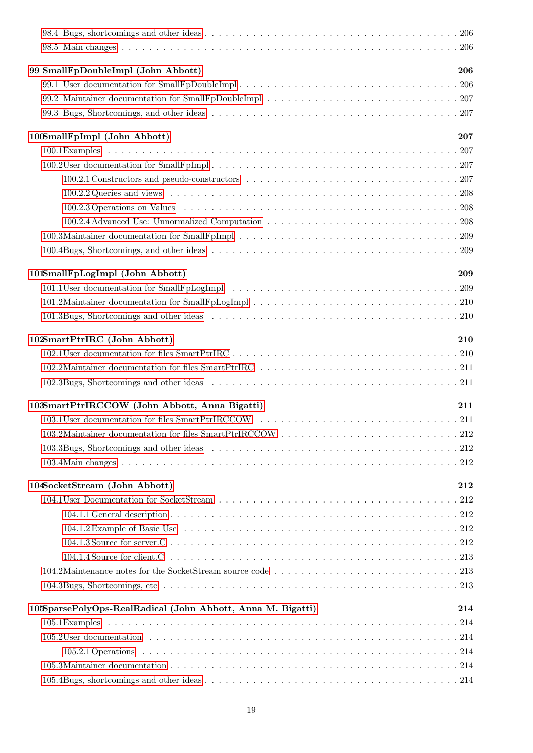98.4 Bugs, shortcomings and other ideas . . . . . . . . . . . . . . . . . . . . . . . . . . . . . . . . . . . . 206
98.5 Main changes . . . . . . . . . . . . . . . . . . . . . . . . . . . . . . . . . . . . . . . . . . . . . . . . 206

**99 SmallFpDoubleImpl (John Abbott) 206**
99.1 User documentation for SmallFpDoubleImpl . . . . . . . . . . . . . . . . . . . . . . . . . . . . . . 206
99.2 Maintainer documentation for SmallFpDoubleImpl . . . . . . . . . . . . . . . . . . . . . . . . . . . 207
99.3 Bugs, Shortcomings, and other ideas . . . . . . . . . . . . . . . . . . . . . . . . . . . . . . . . . . 207

**100 SmallFpImpl (John Abbott) 207**
100.1 Examples . . . . . . . . . . . . . . . . . . . . . . . . . . . . . . . . . . . . . . . . . . . . . . . . 207
100.2 User documentation for SmallFpImpl . . . . . . . . . . . . . . . . . . . . . . . . . . . . . . . . . 207
100.2.1 Constructors and pseudo-constructors . . . . . . . . . . . . . . . . . . . . . . . . . . . . . . 207
100.2.2 Queries and views . . . . . . . . . . . . . . . . . . . . . . . . . . . . . . . . . . . . . . . . 208
100.2.3 Operations on Values . . . . . . . . . . . . . . . . . . . . . . . . . . . . . . . . . . . . . . . 208
100.2.4 Advanced Use: Unnormalized Computation . . . . . . . . . . . . . . . . . . . . . . . . . . . 208
100.3 Maintainer documentation for SmallFpImpl . . . . . . . . . . . . . . . . . . . . . . . . . . . . . . 209
100.4 Bugs, Shortcomings, and other ideas . . . . . . . . . . . . . . . . . . . . . . . . . . . . . . . . . 209

**101 SmallFpLogImpl (John Abbott) 209**
101.1 User documentation for SmallFpLogImpl . . . . . . . . . . . . . . . . . . . . . . . . . . . . . . . 209
101.2 Maintainer documentation for SmallFpLogImpl . . . . . . . . . . . . . . . . . . . . . . . . . . . . 210
101.3 Bugs, Shortcomings and other ideas . . . . . . . . . . . . . . . . . . . . . . . . . . . . . . . . . 210

**102 SmartPtrIRC (John Abbott) 210**
102.1 User documentation for files SmartPtrIRC . . . . . . . . . . . . . . . . . . . . . . . . . . . . . . 210
102.2 Maintainer documentation for files SmartPtrIRC . . . . . . . . . . . . . . . . . . . . . . . . . . . 211
102.3 Bugs, Shortcomings and other ideas . . . . . . . . . . . . . . . . . . . . . . . . . . . . . . . . . 211

**103 SmartPtrIRCCOW (John Abbott, Anna Bigatti) 211**
103.1 User documentation for files SmartPtrIRCCOW . . . . . . . . . . . . . . . . . . . . . . . . . . . . 211
103.2 Maintainer documentation for files SmartPtrIRCCOW . . . . . . . . . . . . . . . . . . . . . . . . . 212
103.3 Bugs, Shortcomings and other ideas . . . . . . . . . . . . . . . . . . . . . . . . . . . . . . . . . 212
103.4 Main changes . . . . . . . . . . . . . . . . . . . . . . . . . . . . . . . . . . . . . . . . . . . . . . 212

**104 SocketStream (John Abbott) 212**
104.1 User Documentation for SocketStream . . . . . . . . . . . . . . . . . . . . . . . . . . . . . . . . 212
104.1.1 General description . . . . . . . . . . . . . . . . . . . . . . . . . . . . . . . . . . . . . . . 212
104.1.2 Example of Basic Use . . . . . . . . . . . . . . . . . . . . . . . . . . . . . . . . . . . . . . 212
104.1.3 Source for server.C . . . . . . . . . . . . . . . . . . . . . . . . . . . . . . . . . . . . . . . 212
104.1.4 Source for client.C . . . . . . . . . . . . . . . . . . . . . . . . . . . . . . . . . . . . . . . 213
104.2 Maintenance notes for the SocketStream source code . . . . . . . . . . . . . . . . . . . . . . . . 213
104.3 Bugs, Shortcomings, etc . . . . . . . . . . . . . . . . . . . . . . . . . . . . . . . . . . . . . . . 213

**105 SparsePolyOps-RealRadical (John Abbott, Anna M. Bigatti) 214**
105.1 Examples . . . . . . . . . . . . . . . . . . . . . . . . . . . . . . . . . . . . . . . . . . . . . . . . 214
105.2 User documentation . . . . . . . . . . . . . . . . . . . . . . . . . . . . . . . . . . . . . . . . . . 214
105.2.1 Operations . . . . . . . . . . . . . . . . . . . . . . . . . . . . . . . . . . . . . . . . . . . . 214
105.3 Maintainer documentation . . . . . . . . . . . . . . . . . . . . . . . . . . . . . . . . . . . . . . . 214
105.4 Bugs, shortcomings and other ideas . . . . . . . . . . . . . . . . . . . . . . . . . . . . . . . . . 214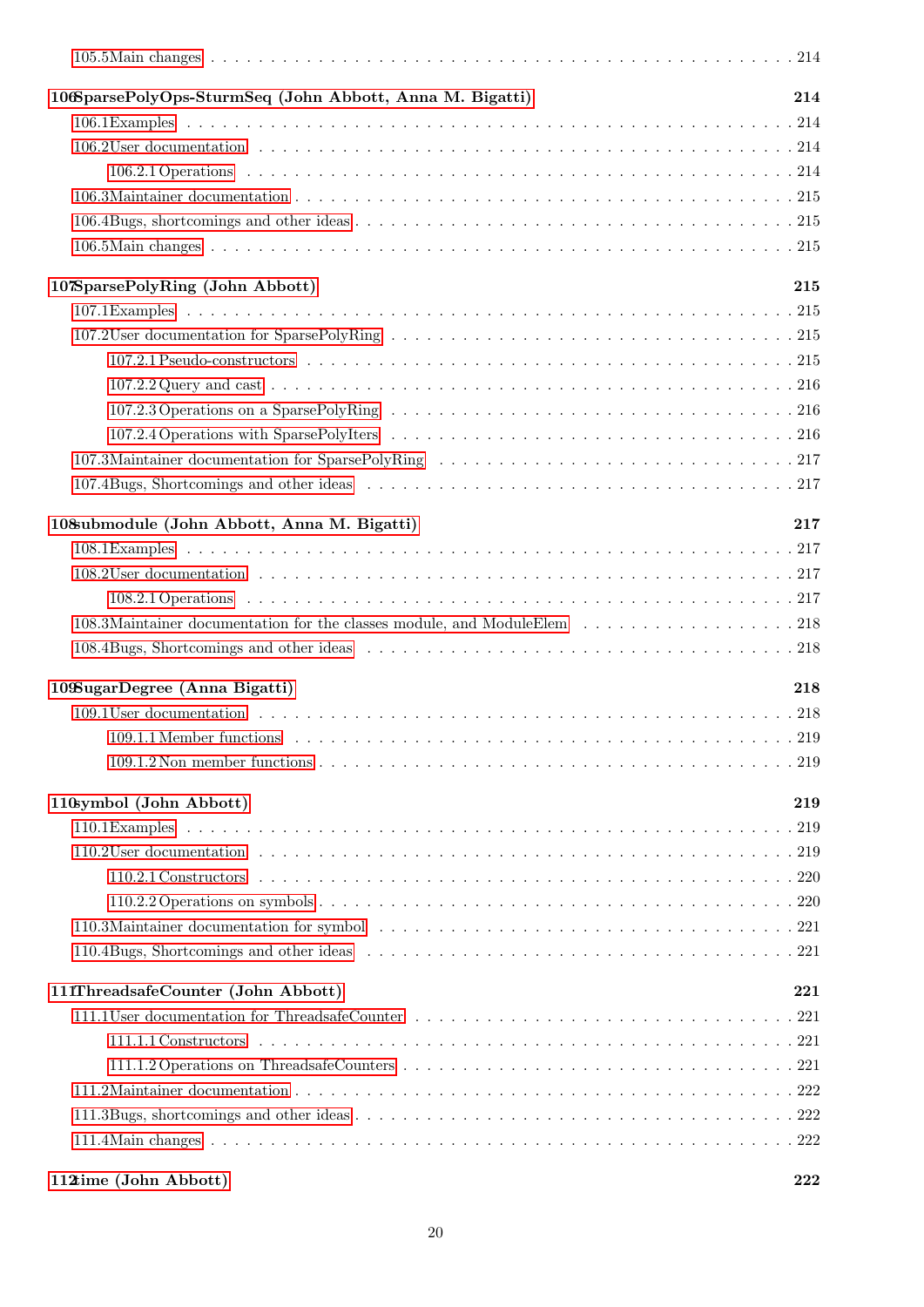105.5 Main changes . . . . . . . . . . . . . . . . . . . . . . . . . . . . . . . . . . . . . . . . . . . 214

**106 SparsePolyOps-SturmSeq (John Abbott, Anna M. Bigatti) 214**

106.1 Examples . . . . . . . . . . . . . . . . . . . . . . . . . . . . . . . . . . . . . . . . . . . . . 214

106.2 User documentation . . . . . . . . . . . . . . . . . . . . . . . . . . . . . . . . . . . . . . . 214

106.2.1 Operations . . . . . . . . . . . . . . . . . . . . . . . . . . . . . . . . . . . . . . . . 214

106.3 Maintainer documentation . . . . . . . . . . . . . . . . . . . . . . . . . . . . . . . . . . . 215

106.4 Bugs, shortcomings and other ideas . . . . . . . . . . . . . . . . . . . . . . . . . . . . . . 215

106.5 Main changes . . . . . . . . . . . . . . . . . . . . . . . . . . . . . . . . . . . . . . . . . . 215

**107 SparsePolyRing (John Abbott) 215**

107.1 Examples . . . . . . . . . . . . . . . . . . . . . . . . . . . . . . . . . . . . . . . . . . . . . 215

107.2 User documentation for SparsePolyRing . . . . . . . . . . . . . . . . . . . . . . . . . . . 215

107.2.1 Pseudo-constructors . . . . . . . . . . . . . . . . . . . . . . . . . . . . . . . . . . . 215

107.2.2 Query and cast . . . . . . . . . . . . . . . . . . . . . . . . . . . . . . . . . . . . . . 216

107.2.3 Operations on a SparsePolyRing . . . . . . . . . . . . . . . . . . . . . . . . . . . . 216

107.2.4 Operations with SparsePolyIters . . . . . . . . . . . . . . . . . . . . . . . . . . . . 216

107.3 Maintainer documentation for SparsePolyRing . . . . . . . . . . . . . . . . . . . . . . . . 217

107.4 Bugs, Shortcomings and other ideas . . . . . . . . . . . . . . . . . . . . . . . . . . . . . . 217

**108 submodule (John Abbott, Anna M. Bigatti) 217**

108.1 Examples . . . . . . . . . . . . . . . . . . . . . . . . . . . . . . . . . . . . . . . . . . . . . 217

108.2 User documentation . . . . . . . . . . . . . . . . . . . . . . . . . . . . . . . . . . . . . . . 217

108.2.1 Operations . . . . . . . . . . . . . . . . . . . . . . . . . . . . . . . . . . . . . . . . 217

108.3 Maintainer documentation for the classes module, and ModuleElem . . . . . . . . . . . . 218

108.4 Bugs, Shortcomings and other ideas . . . . . . . . . . . . . . . . . . . . . . . . . . . . . . 218

**109 SugarDegree (Anna Bigatti) 218**

109.1 User documentation . . . . . . . . . . . . . . . . . . . . . . . . . . . . . . . . . . . . . . . 218

109.1.1 Member functions . . . . . . . . . . . . . . . . . . . . . . . . . . . . . . . . . . . . 219

109.1.2 Non member functions . . . . . . . . . . . . . . . . . . . . . . . . . . . . . . . . . . 219

**110 symbol (John Abbott) 219**

110.1 Examples . . . . . . . . . . . . . . . . . . . . . . . . . . . . . . . . . . . . . . . . . . . . . 219

110.2 User documentation . . . . . . . . . . . . . . . . . . . . . . . . . . . . . . . . . . . . . . . 219

110.2.1 Constructors . . . . . . . . . . . . . . . . . . . . . . . . . . . . . . . . . . . . . . . 220

110.2.2 Operations on symbols . . . . . . . . . . . . . . . . . . . . . . . . . . . . . . . . . . 220

110.3 Maintainer documentation for symbol . . . . . . . . . . . . . . . . . . . . . . . . . . . . . 221

110.4 Bugs, Shortcomings and other ideas . . . . . . . . . . . . . . . . . . . . . . . . . . . . . . 221

**111 ThreadsafeCounter (John Abbott) 221**

111.1 User documentation for ThreadsafeCounter . . . . . . . . . . . . . . . . . . . . . . . . . . 221

111.1.1 Constructors . . . . . . . . . . . . . . . . . . . . . . . . . . . . . . . . . . . . . . . 221

111.1.2 Operations on ThreadsafeCounters . . . . . . . . . . . . . . . . . . . . . . . . . . . 221

111.2 Maintainer documentation . . . . . . . . . . . . . . . . . . . . . . . . . . . . . . . . . . . 222

111.3 Bugs, shortcomings and other ideas . . . . . . . . . . . . . . . . . . . . . . . . . . . . . . 222

111.4 Main changes . . . . . . . . . . . . . . . . . . . . . . . . . . . . . . . . . . . . . . . . . . 222

**112 time (John Abbott) 222**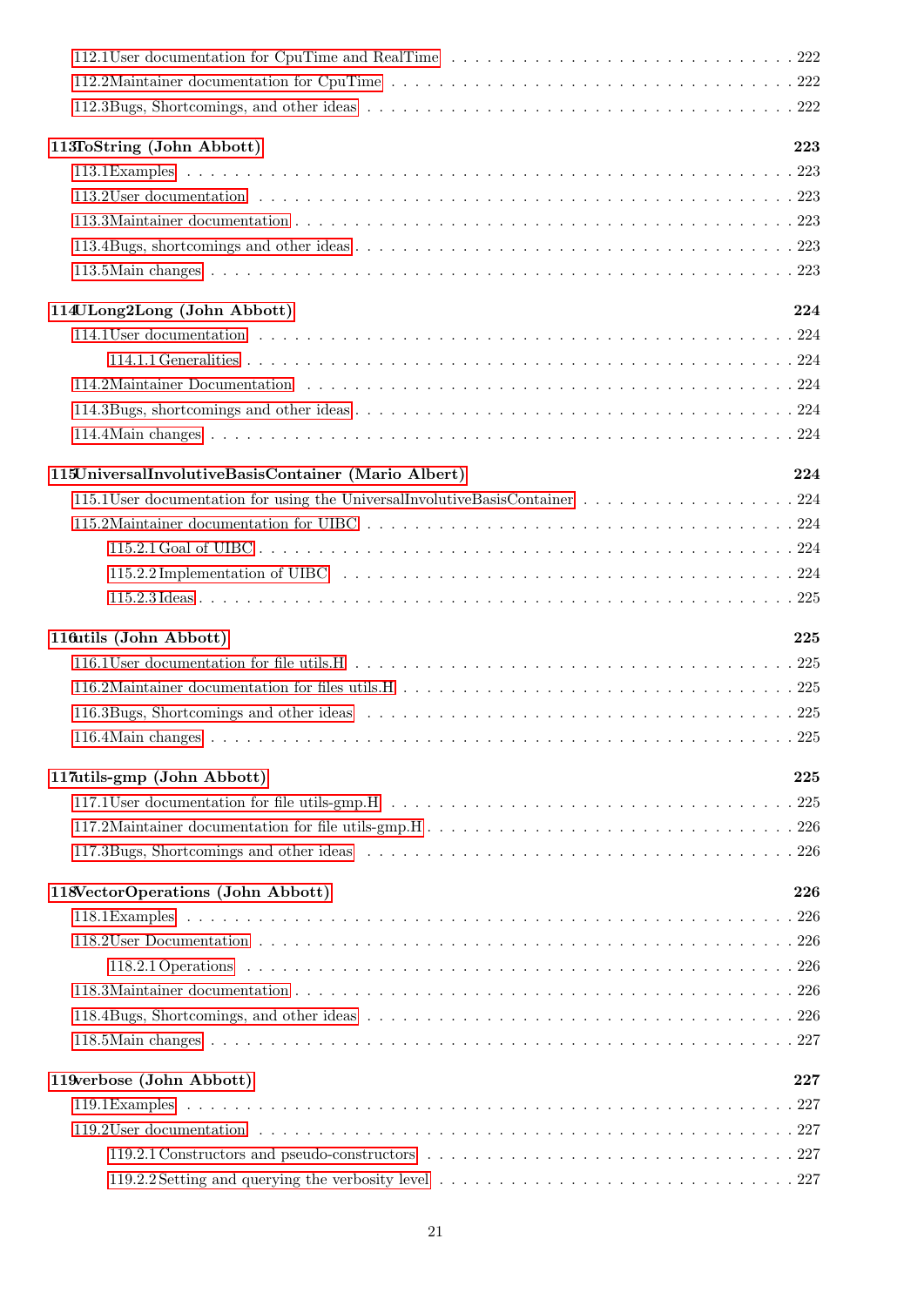112.1 User documentation for CpuTime and RealTime . . . . . . . . . . . . . . . . . . . . . . . . . . . . 222
112.2 Maintainer documentation for CpuTime . . . . . . . . . . . . . . . . . . . . . . . . . . . . . . . . . 222
112.3 Bugs, Shortcomings, and other ideas . . . . . . . . . . . . . . . . . . . . . . . . . . . . . . . . . . 222

**113 ToString (John Abbott)** **223**
113.1 Examples . . . . . . . . . . . . . . . . . . . . . . . . . . . . . . . . . . . . . . . . . . . . . . . . . 223
113.2 User documentation . . . . . . . . . . . . . . . . . . . . . . . . . . . . . . . . . . . . . . . . . . . 223
113.3 Maintainer documentation . . . . . . . . . . . . . . . . . . . . . . . . . . . . . . . . . . . . . . . 223
113.4 Bugs, shortcomings and other ideas . . . . . . . . . . . . . . . . . . . . . . . . . . . . . . . . . 223
113.5 Main changes . . . . . . . . . . . . . . . . . . . . . . . . . . . . . . . . . . . . . . . . . . . . . . 223

**114 ULong2Long (John Abbott)** **224**
114.1 User documentation . . . . . . . . . . . . . . . . . . . . . . . . . . . . . . . . . . . . . . . . . . . 224
 114.1.1 Generalities . . . . . . . . . . . . . . . . . . . . . . . . . . . . . . . . . . . . . . . . . . . . 224
114.2 Maintainer Documentation . . . . . . . . . . . . . . . . . . . . . . . . . . . . . . . . . . . . . . . 224
114.3 Bugs, shortcomings and other ideas . . . . . . . . . . . . . . . . . . . . . . . . . . . . . . . . . 224
114.4 Main changes . . . . . . . . . . . . . . . . . . . . . . . . . . . . . . . . . . . . . . . . . . . . . . 224

**115 UniversalInvolutiveBasisContainer (Mario Albert)** **224**
115.1 User documentation for using the UniversalInvolutiveBasisContainer . . . . . . . . . . . . . . . . 224
115.2 Maintainer documentation for UIBC . . . . . . . . . . . . . . . . . . . . . . . . . . . . . . . . . . 224
 115.2.1 Goal of UIBC . . . . . . . . . . . . . . . . . . . . . . . . . . . . . . . . . . . . . . . . . . . . 224
 115.2.2 Implementation of UIBC . . . . . . . . . . . . . . . . . . . . . . . . . . . . . . . . . . . . . 224
 115.2.3 Ideas . . . . . . . . . . . . . . . . . . . . . . . . . . . . . . . . . . . . . . . . . . . . . . . . . 225

**116 utils (John Abbott)** **225**
116.1 User documentation for file utils.H . . . . . . . . . . . . . . . . . . . . . . . . . . . . . . . . . . 225
116.2 Maintainer documentation for files utils.H . . . . . . . . . . . . . . . . . . . . . . . . . . . . . . 225
116.3 Bugs, Shortcomings and other ideas . . . . . . . . . . . . . . . . . . . . . . . . . . . . . . . . . . 225
116.4 Main changes . . . . . . . . . . . . . . . . . . . . . . . . . . . . . . . . . . . . . . . . . . . . . . 225

**117 utils-gmp (John Abbott)** **225**
117.1 User documentation for file utils-gmp.H . . . . . . . . . . . . . . . . . . . . . . . . . . . . . . . . 225
117.2 Maintainer documentation for file utils-gmp.H . . . . . . . . . . . . . . . . . . . . . . . . . . . . 226
117.3 Bugs, Shortcomings and other ideas . . . . . . . . . . . . . . . . . . . . . . . . . . . . . . . . . . 226

**118 VectorOperations (John Abbott)** **226**
118.1 Examples . . . . . . . . . . . . . . . . . . . . . . . . . . . . . . . . . . . . . . . . . . . . . . . . . 226
118.2 User Documentation . . . . . . . . . . . . . . . . . . . . . . . . . . . . . . . . . . . . . . . . . . . 226
 118.2.1 Operations . . . . . . . . . . . . . . . . . . . . . . . . . . . . . . . . . . . . . . . . . . . . . 226
118.3 Maintainer documentation . . . . . . . . . . . . . . . . . . . . . . . . . . . . . . . . . . . . . . . 226
118.4 Bugs, Shortcomings, and other ideas . . . . . . . . . . . . . . . . . . . . . . . . . . . . . . . . . 226
118.5 Main changes . . . . . . . . . . . . . . . . . . . . . . . . . . . . . . . . . . . . . . . . . . . . . . 227

**119 verbose (John Abbott)** **227**
119.1 Examples . . . . . . . . . . . . . . . . . . . . . . . . . . . . . . . . . . . . . . . . . . . . . . . . . 227
119.2 User documentation . . . . . . . . . . . . . . . . . . . . . . . . . . . . . . . . . . . . . . . . . . . 227
 119.2.1 Constructors and pseudo-constructors . . . . . . . . . . . . . . . . . . . . . . . . . . . . . . 227
 119.2.2 Setting and querying the verbosity level . . . . . . . . . . . . . . . . . . . . . . . . . . . . . 227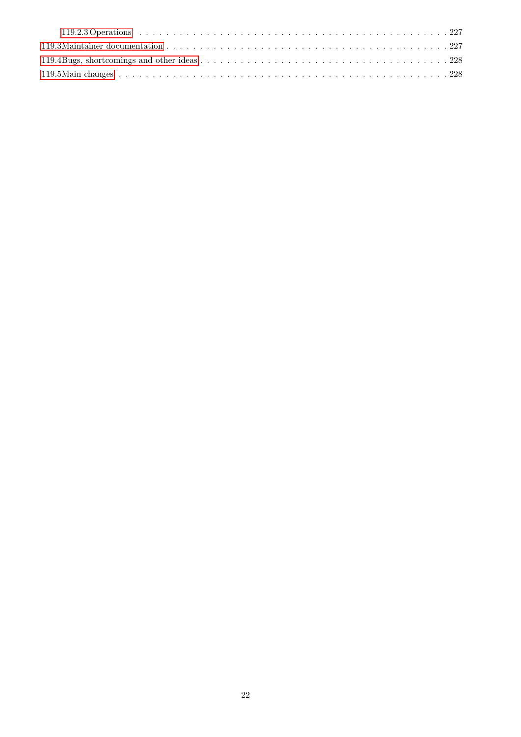119.2.3 Operations . . . . . . . . . . . . . . . . . . . . . . . . . . . . . . . . . . . . . . . . . . . . . . 227

119.3 Maintainer documentation . . . . . . . . . . . . . . . . . . . . . . . . . . . . . . . . . . . . . . . 227

119.4 Bugs, shortcomings and other ideas . . . . . . . . . . . . . . . . . . . . . . . . . . . . . . . . . . 228

119.5 Main changes . . . . . . . . . . . . . . . . . . . . . . . . . . . . . . . . . . . . . . . . . . . . . . 228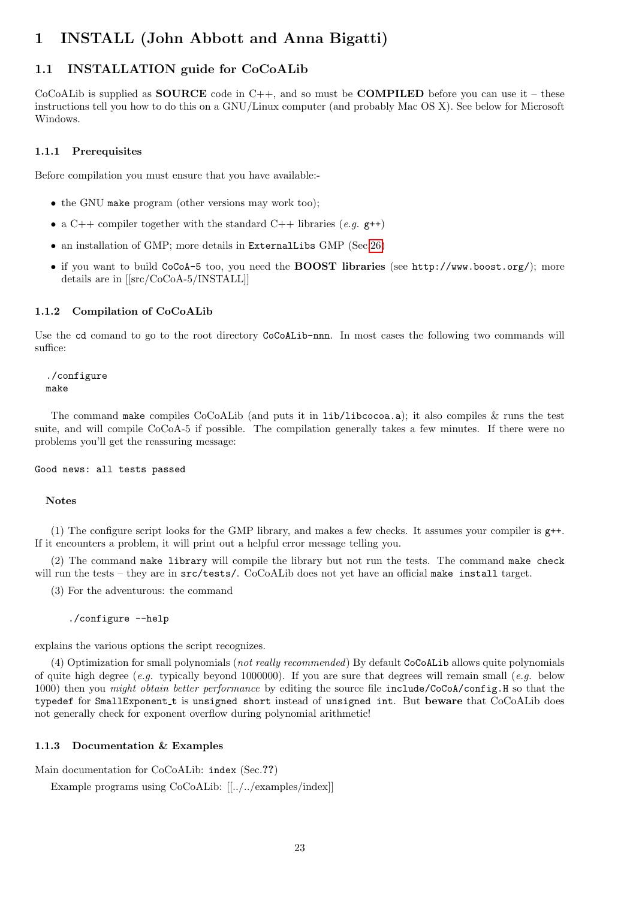# 1 INSTALL (John Abbott and Anna Bigatti)

## 1.1 INSTALLATION guide for CoCoALib

CoCoALib is supplied as **SOURCE** code in C++, and so must be **COMPILED** before you can use it – these instructions tell you how to do this on a GNU/Linux computer (and probably Mac OS X). See below for Microsoft Windows.

### 1.1.1 Prerequisites

Before compilation you must ensure that you have available:-

- the GNU `make` program (other versions may work too);
- a C++ compiler together with the standard C++ libraries (*e.g.* `g++`)
- an installation of GMP; more details in `ExternalLibs` GMP (Sec.26)
- if you want to build `CoCoA-5` too, you need the **BOOST libraries** (see `http://www.boost.org/`); more details are in [[src/CoCoA-5/INSTALL]]

### 1.1.2 Compilation of CoCoALib

Use the `cd` comand to go to the root directory `CoCoALib-nnn`. In most cases the following two commands will suffice:

```
./configure
make
```

The command `make` compiles CoCoALib (and puts it in `lib/libcocoa.a`); it also compiles & runs the test suite, and will compile CoCoA-5 if possible. The compilation generally takes a few minutes. If there were no problems you'll get the reassuring message:

```
Good news: all tests passed
```

**Notes**

(1) The configure script looks for the GMP library, and makes a few checks. It assumes your compiler is `g++`. If it encounters a problem, it will print out a helpful error message telling you.

(2) The command `make library` will compile the library but not run the tests. The command `make check` will run the tests – they are in `src/tests/`. CoCoALib does not yet have an official `make install` target.

(3) For the adventurous: the command

```
./configure --help
```

explains the various options the script recognizes.

(4) Optimization for small polynomials (*not really recommended*) By default `CoCoALib` allows quite polynomials of quite high degree (*e.g.* typically beyond 1000000). If you are sure that degrees will remain small (*e.g.* below 1000) then you *might obtain better performance* by editing the source file `include/CoCoA/config.H` so that the `typedef` for `SmallExponent_t` is `unsigned short` instead of `unsigned int`. But **beware** that CoCoALib does not generally check for exponent overflow during polynomial arithmetic!

### 1.1.3 Documentation & Examples

Main documentation for CoCoALib: `index` (Sec.??)

Example programs using CoCoALib: [[../../examples/index]]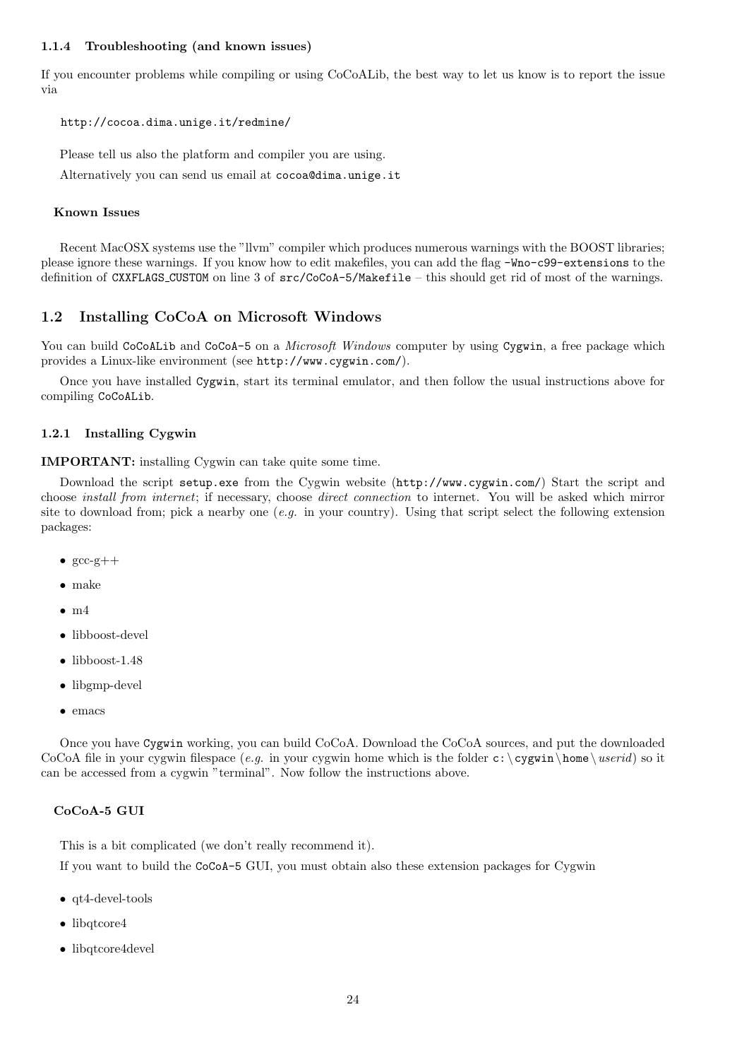#### 1.1.4 Troubleshooting (and known issues)

If you encounter problems while compiling or using CoCoALib, the best way to let us know is to report the issue via

```
http://cocoa.dima.unige.it/redmine/
```

Please tell us also the platform and compiler you are using.

Alternatively you can send us email at `cocoa@dima.unige.it`

**Known Issues**

Recent MacOSX systems use the "llvm" compiler which produces numerous warnings with the BOOST libraries; please ignore these warnings. If you know how to edit makefiles, you can add the flag `-Wno-c99-extensions` to the definition of `CXXFLAGS_CUSTOM` on line 3 of `src/CoCoA-5/Makefile` – this should get rid of most of the warnings.

## 1.2 Installing CoCoA on Microsoft Windows

You can build `CoCoALib` and `CoCoA-5` on a *Microsoft Windows* computer by using `Cygwin`, a free package which provides a Linux-like environment (see `http://www.cygwin.com/`).

Once you have installed `Cygwin`, start its terminal emulator, and then follow the usual instructions above for compiling `CoCoALib`.

### 1.2.1 Installing Cygwin

**IMPORTANT:** installing Cygwin can take quite some time.

Download the script `setup.exe` from the Cygwin website (`http://www.cygwin.com/`) Start the script and choose *install from internet*; if necessary, choose *direct connection* to internet. You will be asked which mirror site to download from; pick a nearby one (*e.g.* in your country). Using that script select the following extension packages:

- gcc-g++
- make
- m4
- libboost-devel
- libboost-1.48
- libgmp-devel
- emacs

Once you have `Cygwin` working, you can build CoCoA. Download the CoCoA sources, and put the downloaded CoCoA file in your cygwin filespace (*e.g.* in your cygwin home which is the folder `c:\cygwin\home\`*userid*) so it can be accessed from a cygwin "terminal". Now follow the instructions above.

**CoCoA-5 GUI**

This is a bit complicated (we don't really recommend it).

If you want to build the `CoCoA-5` GUI, you must obtain also these extension packages for Cygwin

- qt4-devel-tools
- libqtcore4
- libqtcore4devel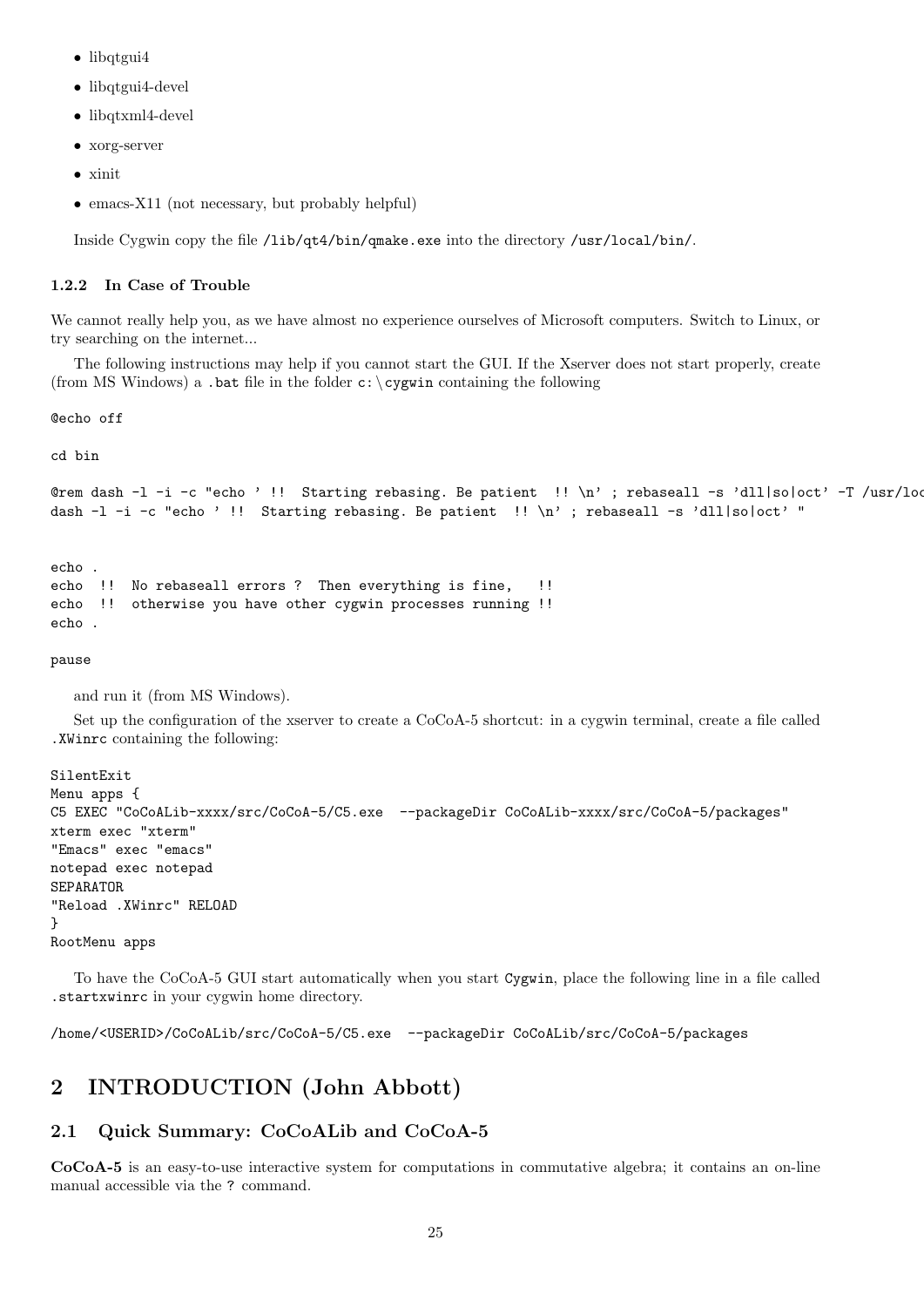- libqtgui4
- libqtgui4-devel
- libqtxml4-devel
- xorg-server
- xinit
- emacs-X11 (not necessary, but probably helpful)

Inside Cygwin copy the file `/lib/qt4/bin/qmake.exe` into the directory `/usr/local/bin/`.

### 1.2.2 In Case of Trouble

We cannot really help you, as we have almost no experience ourselves of Microsoft computers. Switch to Linux, or try searching on the internet...

The following instructions may help if you cannot start the GUI. If the Xserver does not start properly, create (from MS Windows) a `.bat` file in the folder `c:\cygwin` containing the following

```
@echo off

cd bin

@rem dash -l -i -c "echo ' !!  Starting rebasing. Be patient  !! \n' ; rebaseall -s 'dll|so|oct' -T /usr/loc
dash -l -i -c "echo ' !!  Starting rebasing. Be patient  !! \n' ; rebaseall -s 'dll|so|oct' "


echo .
echo  !!  No rebaseall errors ?  Then everything is fine,   !!
echo  !!  otherwise you have other cygwin processes running !!
echo .

pause
```

and run it (from MS Windows).

Set up the configuration of the xserver to create a CoCoA-5 shortcut: in a cygwin terminal, create a file called `.XWinrc` containing the following:

```
SilentExit
Menu apps {
C5 EXEC "CoCoALib-xxxx/src/CoCoA-5/C5.exe  --packageDir CoCoALib-xxxx/src/CoCoA-5/packages"
xterm exec "xterm"
"Emacs" exec "emacs"
notepad exec notepad
SEPARATOR
"Reload .XWinrc" RELOAD
}
RootMenu apps
```

To have the CoCoA-5 GUI start automatically when you start `Cygwin`, place the following line in a file called `.startxwinrc` in your cygwin home directory.

```
/home/<USERID>/CoCoALib/src/CoCoA-5/C5.exe  --packageDir CoCoALib/src/CoCoA-5/packages
```

# 2 INTRODUCTION (John Abbott)

## 2.1 Quick Summary: CoCoALib and CoCoA-5

**CoCoA-5** is an easy-to-use interactive system for computations in commutative algebra; it contains an on-line manual accessible via the `?` command.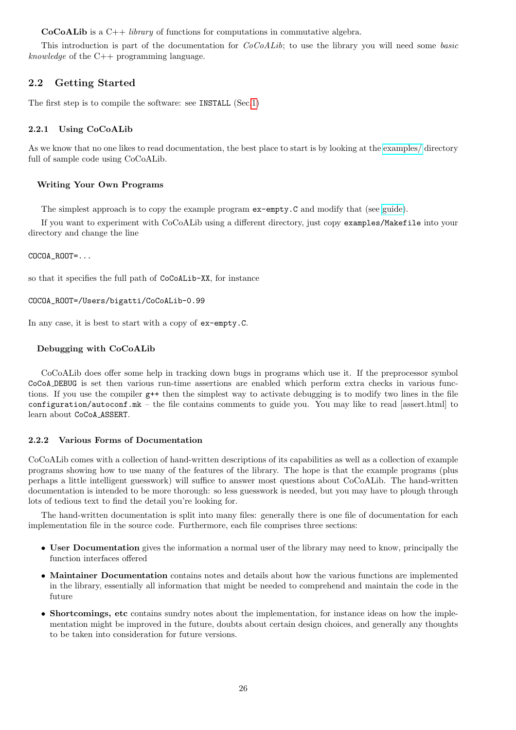**CoCoALib** is a C++ *library* of functions for computations in commutative algebra.

This introduction is part of the documentation for *CoCoALib*; to use the library you will need some *basic knowledge* of the C++ programming language.

## 2.2 Getting Started

The first step is to compile the software: see `INSTALL` (Sec.1)

### 2.2.1 Using CoCoALib

As we know that no one likes to read documentation, the best place to start is by looking at the examples/ directory full of sample code using CoCoALib.

#### Writing Your Own Programs

The simplest approach is to copy the example program `ex-empty.C` and modify that (see guide).

If you want to experiment with CoCoALib using a different directory, just copy `examples/Makefile` into your directory and change the line

```
COCOA_ROOT=...
```

so that it specifies the full path of `CoCoALib-XX`, for instance

```
COCOA_ROOT=/Users/bigatti/CoCoALib-0.99
```

In any case, it is best to start with a copy of `ex-empty.C`.

#### Debugging with CoCoALib

CoCoALib does offer some help in tracking down bugs in programs which use it. If the preprocessor symbol `CoCoA_DEBUG` is set then various run-time assertions are enabled which perform extra checks in various functions. If you use the compiler `g++` then the simplest way to activate debugging is to modify two lines in the file `configuration/autoconf.mk` – the file contains comments to guide you. You may like to read [assert.html] to learn about `CoCoA_ASSERT`.

### 2.2.2 Various Forms of Documentation

CoCoALib comes with a collection of hand-written descriptions of its capabilities as well as a collection of example programs showing how to use many of the features of the library. The hope is that the example programs (plus perhaps a little intelligent guesswork) will suffice to answer most questions about CoCoALib. The hand-written documentation is intended to be more thorough: so less guesswork is needed, but you may have to plough through lots of tedious text to find the detail you're looking for.

The hand-written documentation is split into many files: generally there is one file of documentation for each implementation file in the source code. Furthermore, each file comprises three sections:

- **User Documentation** gives the information a normal user of the library may need to know, principally the function interfaces offered
- **Maintainer Documentation** contains notes and details about how the various functions are implemented in the library, essentially all information that might be needed to comprehend and maintain the code in the future
- **Shortcomings, etc** contains sundry notes about the implementation, for instance ideas on how the implementation might be improved in the future, doubts about certain design choices, and generally any thoughts to be taken into consideration for future versions.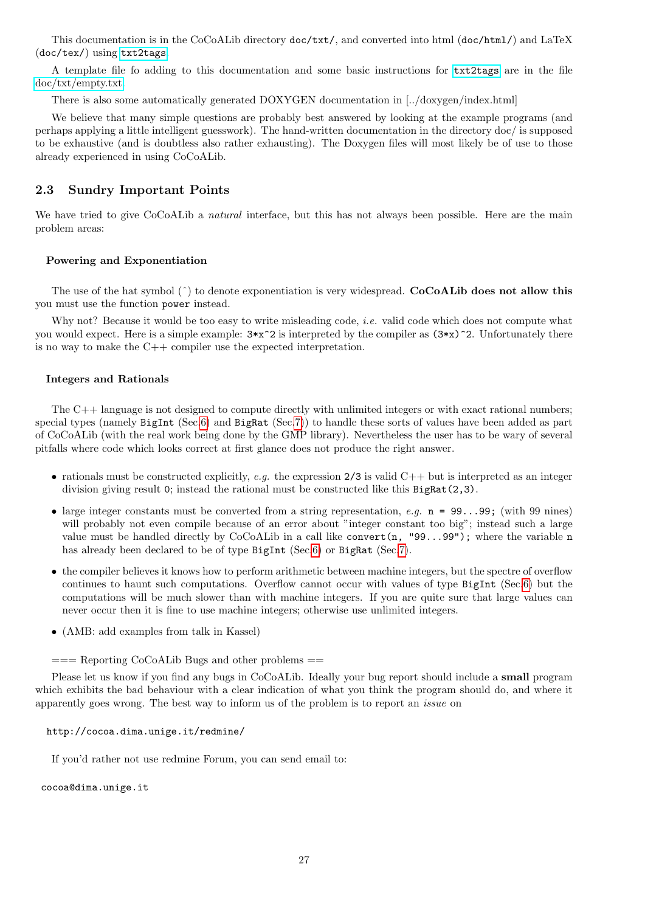This documentation is in the CoCoALib directory `doc/txt/`, and converted into html (`doc/html/`) and LaTeX (`doc/tex/`) using `txt2tags`.

A template file fo adding to this documentation and some basic instructions for `txt2tags` are in the file doc/txt/empty.txt

There is also some automatically generated DOXYGEN documentation in [../doxygen/index.html]

We believe that many simple questions are probably best answered by looking at the example programs (and perhaps applying a little intelligent guesswork). The hand-written documentation in the directory doc/ is supposed to be exhaustive (and is doubtless also rather exhausting). The Doxygen files will most likely be of use to those already experienced in using CoCoALib.

## 2.3 Sundry Important Points

We have tried to give CoCoALib a *natural* interface, but this has not always been possible. Here are the main problem areas:

#### Powering and Exponentiation

The use of the hat symbol (^) to denote exponentiation is very widespread. **CoCoALib does not allow this** you must use the function `power` instead.

Why not? Because it would be too easy to write misleading code, *i.e.* valid code which does not compute what you would expect. Here is a simple example: `3*x^2` is interpreted by the compiler as `(3*x)^2`. Unfortunately there is no way to make the C++ compiler use the expected interpretation.

#### Integers and Rationals

The C++ language is not designed to compute directly with unlimited integers or with exact rational numbers; special types (namely `BigInt` (Sec.6) and `BigRat` (Sec.7)) to handle these sorts of values have been added as part of CoCoALib (with the real work being done by the GMP library). Nevertheless the user has to be wary of several pitfalls where code which looks correct at first glance does not produce the right answer.

- rationals must be constructed explicitly, *e.g.* the expression `2/3` is valid C++ but is interpreted as an integer division giving result `0`; instead the rational must be constructed like this `BigRat(2,3)`.
- large integer constants must be converted from a string representation, *e.g.* `n = 99...99;` (with 99 nines) will probably not even compile because of an error about "integer constant too big"; instead such a large value must be handled directly by CoCoALib in a call like `convert(n, "99...99");` where the variable `n` has already been declared to be of type `BigInt` (Sec.6) or `BigRat` (Sec.7).
- the compiler believes it knows how to perform arithmetic between machine integers, but the spectre of overflow continues to haunt such computations. Overflow cannot occur with values of type `BigInt` (Sec.6) but the computations will be much slower than with machine integers. If you are quite sure that large values can never occur then it is fine to use machine integers; otherwise use unlimited integers.
- (AMB: add examples from talk in Kassel)

=== Reporting CoCoALib Bugs and other problems ==

Please let us know if you find any bugs in CoCoALib. Ideally your bug report should include a **small** program which exhibits the bad behaviour with a clear indication of what you think the program should do, and where it apparently goes wrong. The best way to inform us of the problem is to report an *issue* on

```
http://cocoa.dima.unige.it/redmine/
```

If you'd rather not use redmine Forum, you can send email to:

```
cocoa@dima.unige.it
```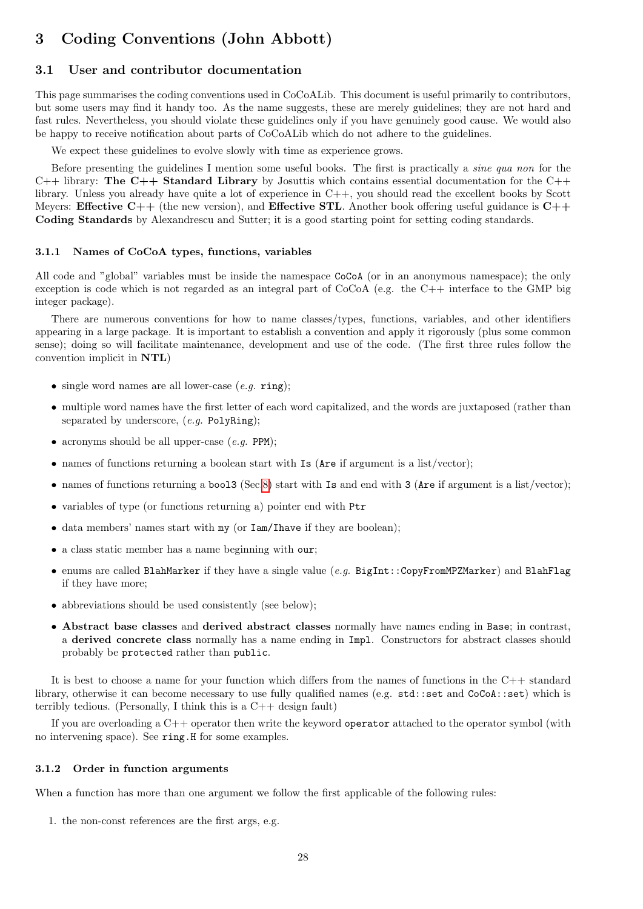# 3 Coding Conventions (John Abbott)

## 3.1 User and contributor documentation

This page summarises the coding conventions used in CoCoALib. This document is useful primarily to contributors, but some users may find it handy too. As the name suggests, these are merely guidelines; they are not hard and fast rules. Nevertheless, you should violate these guidelines only if you have genuinely good cause. We would also be happy to receive notification about parts of CoCoALib which do not adhere to the guidelines.

We expect these guidelines to evolve slowly with time as experience grows.

Before presenting the guidelines I mention some useful books. The first is practically a *sine qua non* for the C++ library: **The C++ Standard Library** by Josuttis which contains essential documentation for the C++ library. Unless you already have quite a lot of experience in C++, you should read the excellent books by Scott Meyers: **Effective C++** (the new version), and **Effective STL**. Another book offering useful guidance is **C++ Coding Standards** by Alexandrescu and Sutter; it is a good starting point for setting coding standards.

### 3.1.1 Names of CoCoA types, functions, variables

All code and "global" variables must be inside the namespace `CoCoA` (or in an anonymous namespace); the only exception is code which is not regarded as an integral part of CoCoA (e.g. the C++ interface to the GMP big integer package).

There are numerous conventions for how to name classes/types, functions, variables, and other identifiers appearing in a large package. It is important to establish a convention and apply it rigorously (plus some common sense); doing so will facilitate maintenance, development and use of the code. (The first three rules follow the convention implicit in **NTL**)

- single word names are all lower-case (*e.g.* `ring`);
- multiple word names have the first letter of each word capitalized, and the words are juxtaposed (rather than separated by underscore, (*e.g.* `PolyRing`);
- acronyms should be all upper-case (*e.g.* `PPM`);
- names of functions returning a boolean start with `Is` (`Are` if argument is a list/vector);
- names of functions returning a `bool3` (Sec.8) start with `Is` and end with `3` (`Are` if argument is a list/vector);
- variables of type (or functions returning a) pointer end with `Ptr`
- data members' names start with `my` (or `Iam`/`Ihave` if they are boolean);
- a class static member has a name beginning with `our`;
- enums are called `BlahMarker` if they have a single value (*e.g.* `BigInt::CopyFromMPZMarker`) and `BlahFlag` if they have more;
- abbreviations should be used consistently (see below);
- **Abstract base classes** and **derived abstract classes** normally have names ending in `Base`; in contrast, a **derived concrete class** normally has a name ending in `Impl`. Constructors for abstract classes should probably be `protected` rather than `public`.

It is best to choose a name for your function which differs from the names of functions in the C++ standard library, otherwise it can become necessary to use fully qualified names (e.g. `std::set` and `CoCoA::set`) which is terribly tedious. (Personally, I think this is a C++ design fault)

If you are overloading a C++ operator then write the keyword `operator` attached to the operator symbol (with no intervening space). See `ring.H` for some examples.

### 3.1.2 Order in function arguments

When a function has more than one argument we follow the first applicable of the following rules:

1. the non-const references are the first args, e.g.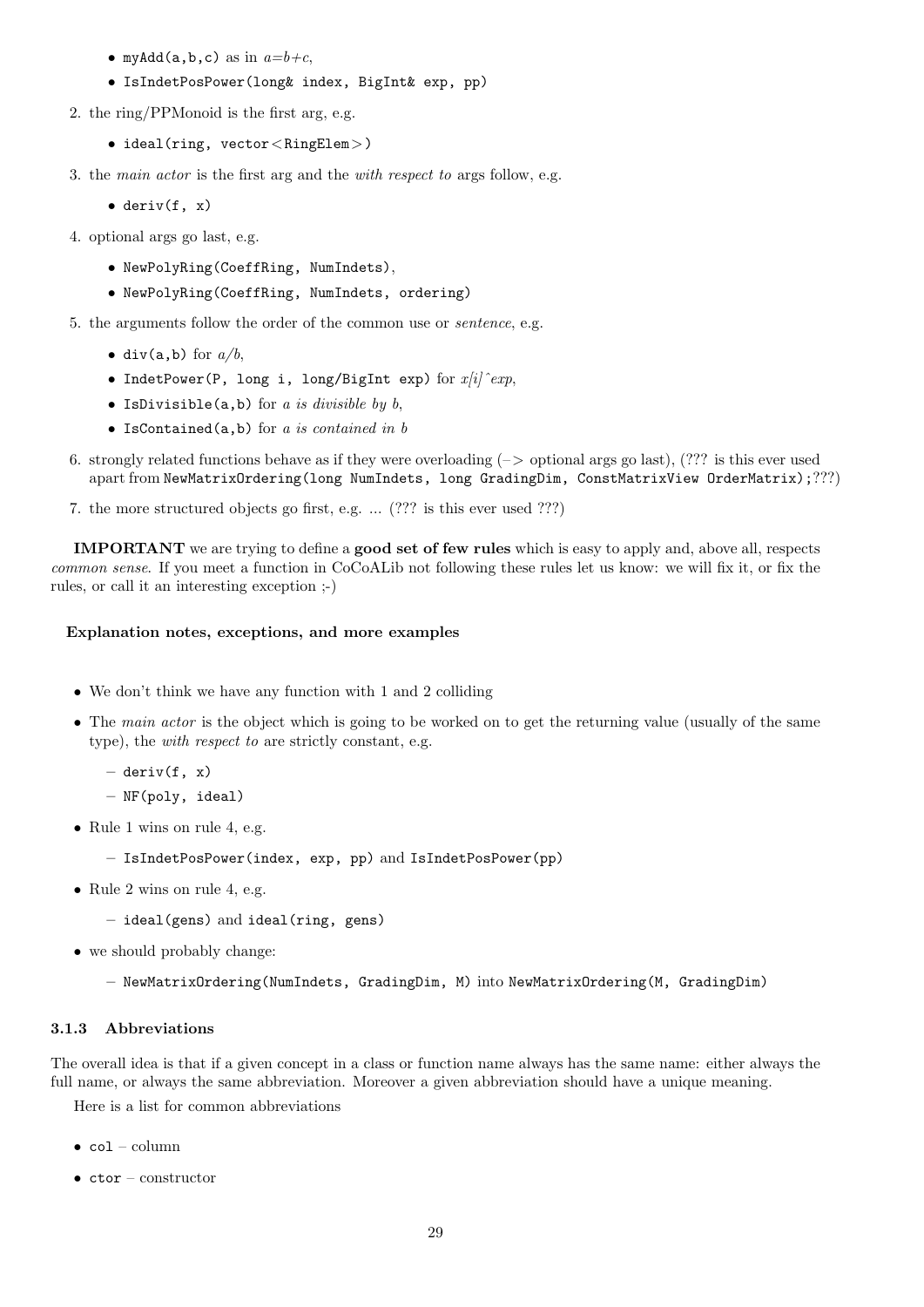- `myAdd(a,b,c)` as in $a=b+c$,
   - `IsIndetPosPower(long& index, BigInt& exp, pp)`

2. the ring/PPMonoid is the first arg, e.g.
   - `ideal(ring, vector<RingElem>)`

3. the *main actor* is the first arg and the *with respect to* args follow, e.g.
   - `deriv(f, x)`

4. optional args go last, e.g.
   - `NewPolyRing(CoeffRing, NumIndets)`,
   - `NewPolyRing(CoeffRing, NumIndets, ordering)`

5. the arguments follow the order of the common use or *sentence*, e.g.
   - `div(a,b)` for *a/b*,
   - `IndetPower(P, long i, long/BigInt exp)` for *x[i]^exp*,
   - `IsDivisible(a,b)` for *a is divisible by b*,
   - `IsContained(a,b)` for *a is contained in b*

6. strongly related functions behave as if they were overloading (–> optional args go last), (??? is this ever used apart from `NewMatrixOrdering(long NumIndets, long GradingDim, ConstMatrixView OrderMatrix);`???)

7. the more structured objects go first, e.g. ... (??? is this ever used ???)

**IMPORTANT** we are trying to define a **good set of few rules** which is easy to apply and, above all, respects *common sense*. If you meet a function in CoCoALib not following these rules let us know: we will fix it, or fix the rules, or call it an interesting exception ;-)

#### Explanation notes, exceptions, and more examples

- We don't think we have any function with 1 and 2 colliding
- The *main actor* is the object which is going to be worked on to get the returning value (usually of the same type), the *with respect to* are strictly constant, e.g.
  - `deriv(f, x)`
  - `NF(poly, ideal)`
- Rule 1 wins on rule 4, e.g.
  - `IsIndetPosPower(index, exp, pp)` and `IsIndetPosPower(pp)`
- Rule 2 wins on rule 4, e.g.
  - `ideal(gens)` and `ideal(ring, gens)`
- we should probably change:
  - `NewMatrixOrdering(NumIndets, GradingDim, M)` into `NewMatrixOrdering(M, GradingDim)`

### 3.1.3 Abbreviations

The overall idea is that if a given concept in a class or function name always has the same name: either always the full name, or always the same abbreviation. Moreover a given abbreviation should have a unique meaning.

Here is a list for common abbreviations

- `col` – column
- `ctor` – constructor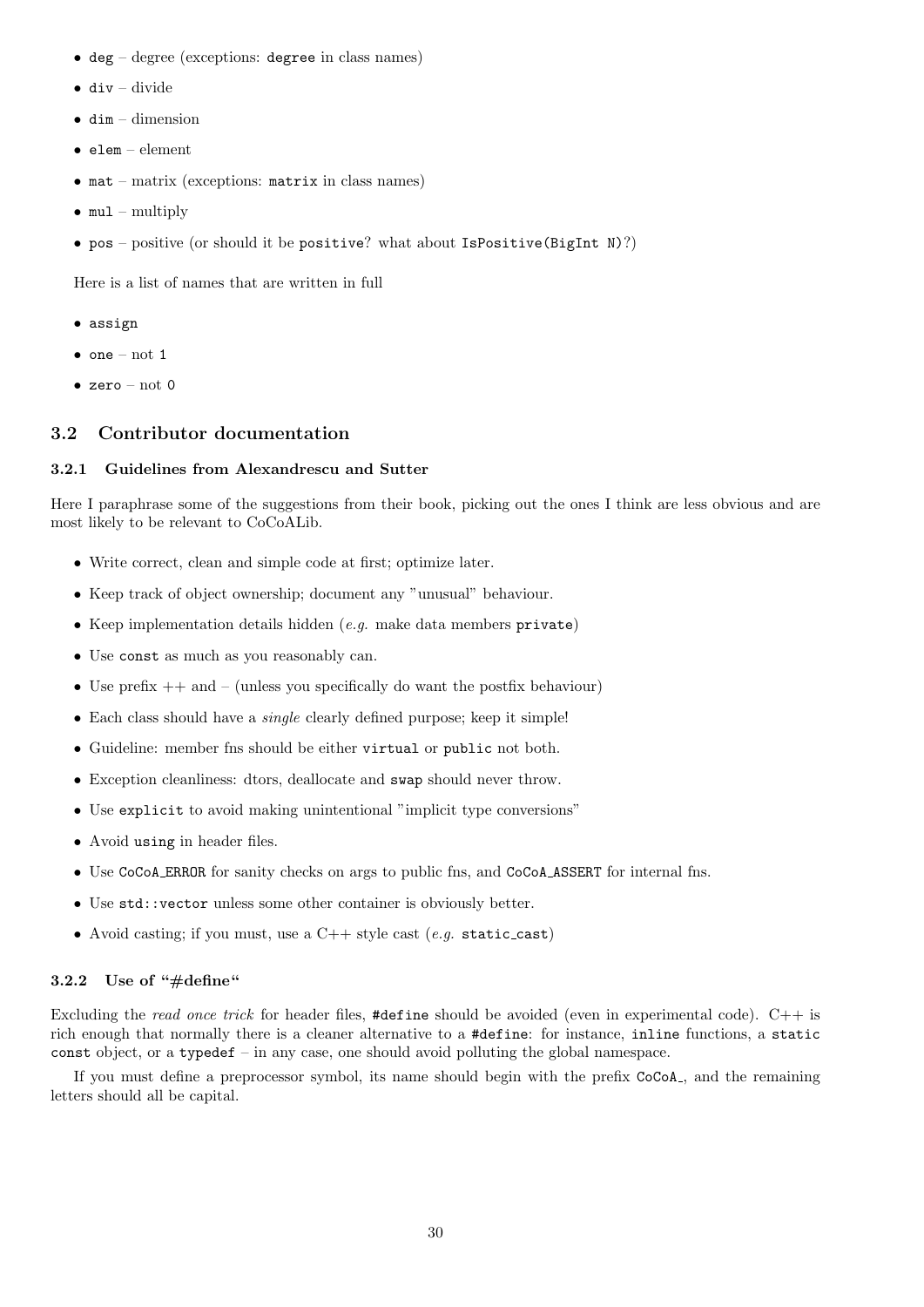- `deg` – degree (exceptions: `degree` in class names)
- `div` – divide
- `dim` – dimension
- `elem` – element
- `mat` – matrix (exceptions: `matrix` in class names)
- `mul` – multiply
- `pos` – positive (or should it be `positive`? what about `IsPositive(BigInt N)`?)

Here is a list of names that are written in full

- `assign`
- `one` – not `1`
- `zero` – not `0`

## 3.2 Contributor documentation

### 3.2.1 Guidelines from Alexandrescu and Sutter

Here I paraphrase some of the suggestions from their book, picking out the ones I think are less obvious and are most likely to be relevant to CoCoALib.

- Write correct, clean and simple code at first; optimize later.
- Keep track of object ownership; document any "unusual" behaviour.
- Keep implementation details hidden (*e.g.* make data members `private`)
- Use `const` as much as you reasonably can.
- Use prefix ++ and – (unless you specifically do want the postfix behaviour)
- Each class should have a *single* clearly defined purpose; keep it simple!
- Guideline: member fns should be either `virtual` or `public` not both.
- Exception cleanliness: dtors, deallocate and `swap` should never throw.
- Use `explicit` to avoid making unintentional "implicit type conversions"
- Avoid `using` in header files.
- Use `CoCoA_ERROR` for sanity checks on args to public fns, and `CoCoA_ASSERT` for internal fns.
- Use `std::vector` unless some other container is obviously better.
- Avoid casting; if you must, use a C++ style cast (*e.g.* `static_cast`)

### 3.2.2 Use of "#define"

Excluding the *read once trick* for header files, `#define` should be avoided (even in experimental code). C++ is rich enough that normally there is a cleaner alternative to a `#define`: for instance, `inline` functions, a `static const` object, or a `typedef` – in any case, one should avoid polluting the global namespace.

If you must define a preprocessor symbol, its name should begin with the prefix `CoCoA_`, and the remaining letters should all be capital.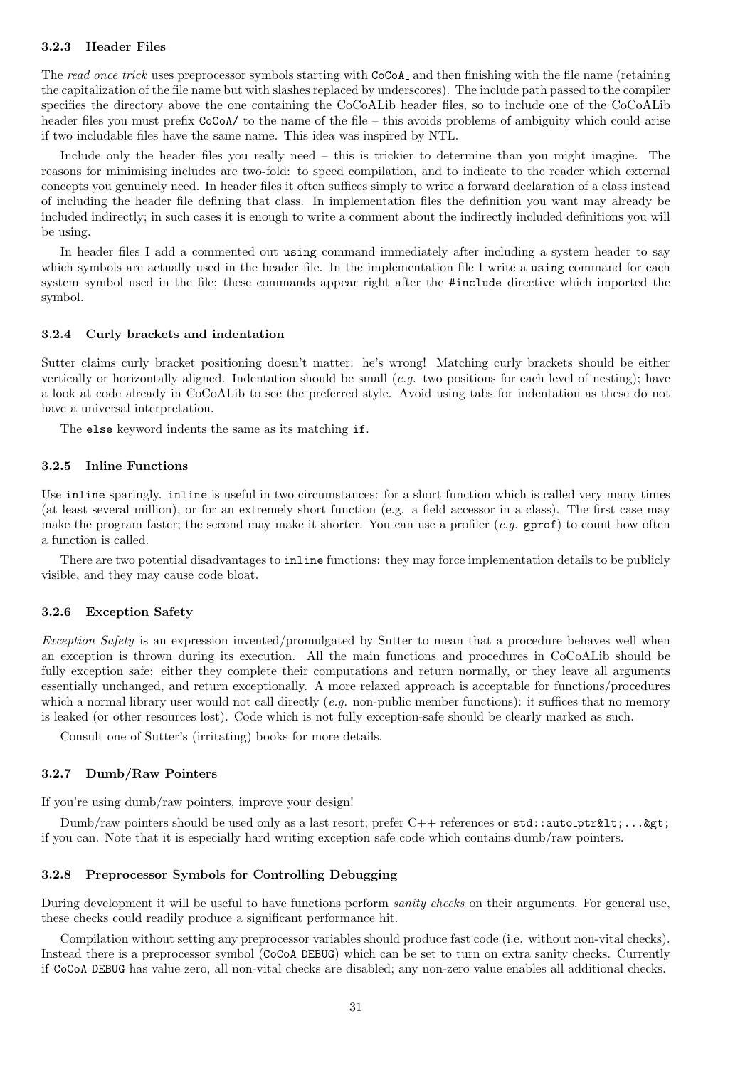### 3.2.3 Header Files

The *read once trick* uses preprocessor symbols starting with `CoCoA_` and then finishing with the file name (retaining the capitalization of the file name but with slashes replaced by underscores). The include path passed to the compiler specifies the directory above the one containing the CoCoALib header files, so to include one of the CoCoALib header files you must prefix `CoCoA/` to the name of the file – this avoids problems of ambiguity which could arise if two includable files have the same name. This idea was inspired by NTL.

Include only the header files you really need – this is trickier to determine than you might imagine. The reasons for minimising includes are two-fold: to speed compilation, and to indicate to the reader which external concepts you genuinely need. In header files it often suffices simply to write a forward declaration of a class instead of including the header file defining that class. In implementation files the definition you want may already be included indirectly; in such cases it is enough to write a comment about the indirectly included definitions you will be using.

In header files I add a commented out `using` command immediately after including a system header to say which symbols are actually used in the header file. In the implementation file I write a `using` command for each system symbol used in the file; these commands appear right after the `#include` directive which imported the symbol.

### 3.2.4 Curly brackets and indentation

Sutter claims curly bracket positioning doesn't matter: he's wrong! Matching curly brackets should be either vertically or horizontally aligned. Indentation should be small (*e.g.* two positions for each level of nesting); have a look at code already in CoCoALib to see the preferred style. Avoid using tabs for indentation as these do not have a universal interpretation.

The `else` keyword indents the same as its matching `if`.

### 3.2.5 Inline Functions

Use `inline` sparingly. `inline` is useful in two circumstances: for a short function which is called very many times (at least several million), or for an extremely short function (e.g. a field accessor in a class). The first case may make the program faster; the second may make it shorter. You can use a profiler (*e.g.* `gprof`) to count how often a function is called.

There are two potential disadvantages to `inline` functions: they may force implementation details to be publicly visible, and they may cause code bloat.

### 3.2.6 Exception Safety

*Exception Safety* is an expression invented/promulgated by Sutter to mean that a procedure behaves well when an exception is thrown during its execution. All the main functions and procedures in CoCoALib should be fully exception safe: either they complete their computations and return normally, or they leave all arguments essentially unchanged, and return exceptionally. A more relaxed approach is acceptable for functions/procedures which a normal library user would not call directly (*e.g.* non-public member functions): it suffices that no memory is leaked (or other resources lost). Code which is not fully exception-safe should be clearly marked as such.

Consult one of Sutter's (irritating) books for more details.

### 3.2.7 Dumb/Raw Pointers

If you're using dumb/raw pointers, improve your design!

Dumb/raw pointers should be used only as a last resort; prefer C++ references or `std::auto_ptr&lt;...&gt;` if you can. Note that it is especially hard writing exception safe code which contains dumb/raw pointers.

### 3.2.8 Preprocessor Symbols for Controlling Debugging

During development it will be useful to have functions perform *sanity checks* on their arguments. For general use, these checks could readily produce a significant performance hit.

Compilation without setting any preprocessor variables should produce fast code (i.e. without non-vital checks). Instead there is a preprocessor symbol (`CoCoA_DEBUG`) which can be set to turn on extra sanity checks. Currently if `CoCoA_DEBUG` has value zero, all non-vital checks are disabled; any non-zero value enables all additional checks.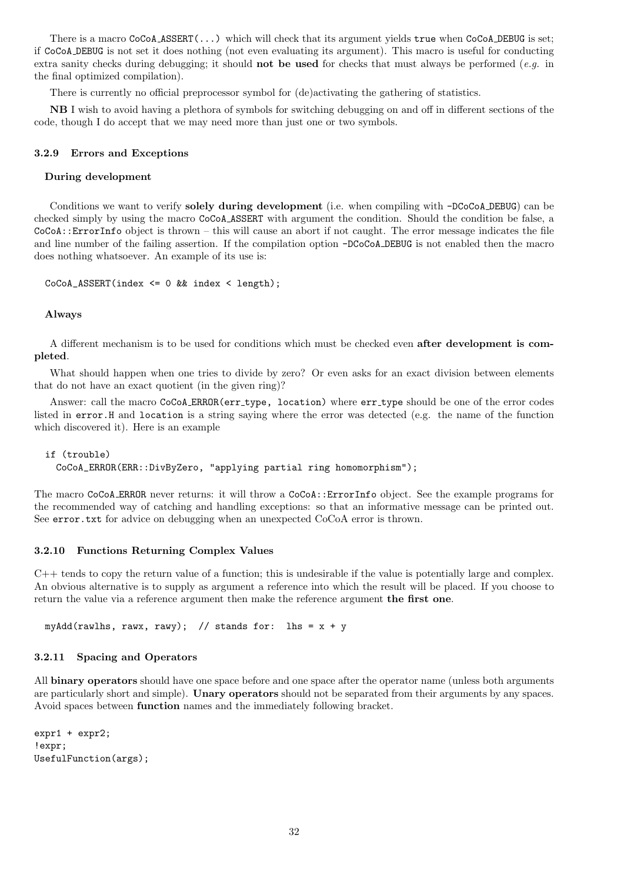There is a macro `CoCoA_ASSERT(...)` which will check that its argument yields `true` when `CoCoA_DEBUG` is set; if `CoCoA_DEBUG` is not set it does nothing (not even evaluating its argument). This macro is useful for conducting extra sanity checks during debugging; it should **not be used** for checks that must always be performed (*e.g.* in the final optimized compilation).

There is currently no official preprocessor symbol for (de)activating the gathering of statistics.

**NB** I wish to avoid having a plethora of symbols for switching debugging on and off in different sections of the code, though I do accept that we may need more than just one or two symbols.

### 3.2.9 Errors and Exceptions

#### During development

Conditions we want to verify **solely during development** (i.e. when compiling with `-DCoCoA_DEBUG`) can be checked simply by using the macro `CoCoA_ASSERT` with argument the condition. Should the condition be false, a `CoCoA::ErrorInfo` object is thrown – this will cause an abort if not caught. The error message indicates the file and line number of the failing assertion. If the compilation option `-DCoCoA_DEBUG` is not enabled then the macro does nothing whatsoever. An example of its use is:

```
CoCoA_ASSERT(index <= 0 && index < length);
```

#### Always

A different mechanism is to be used for conditions which must be checked even **after development is completed**.

What should happen when one tries to divide by zero? Or even asks for an exact division between elements that do not have an exact quotient (in the given ring)?

Answer: call the macro `CoCoA_ERROR(err_type, location)` where `err_type` should be one of the error codes listed in `error.H` and `location` is a string saying where the error was detected (e.g. the name of the function which discovered it). Here is an example

```
if (trouble)
  CoCoA_ERROR(ERR::DivByZero, "applying partial ring homomorphism");
```

The macro `CoCoA_ERROR` never returns: it will throw a `CoCoA::ErrorInfo` object. See the example programs for the recommended way of catching and handling exceptions: so that an informative message can be printed out. See `error.txt` for advice on debugging when an unexpected CoCoA error is thrown.

### 3.2.10 Functions Returning Complex Values

C++ tends to copy the return value of a function; this is undesirable if the value is potentially large and complex. An obvious alternative is to supply as argument a reference into which the result will be placed. If you choose to return the value via a reference argument then make the reference argument **the first one**.

```
myAdd(rawlhs, rawx, rawy);  // stands for:  lhs = x + y
```

### 3.2.11 Spacing and Operators

All **binary operators** should have one space before and one space after the operator name (unless both arguments are particularly short and simple). **Unary operators** should not be separated from their arguments by any spaces. Avoid spaces between **function** names and the immediately following bracket.

```
expr1 + expr2;
!expr;
UsefulFunction(args);
```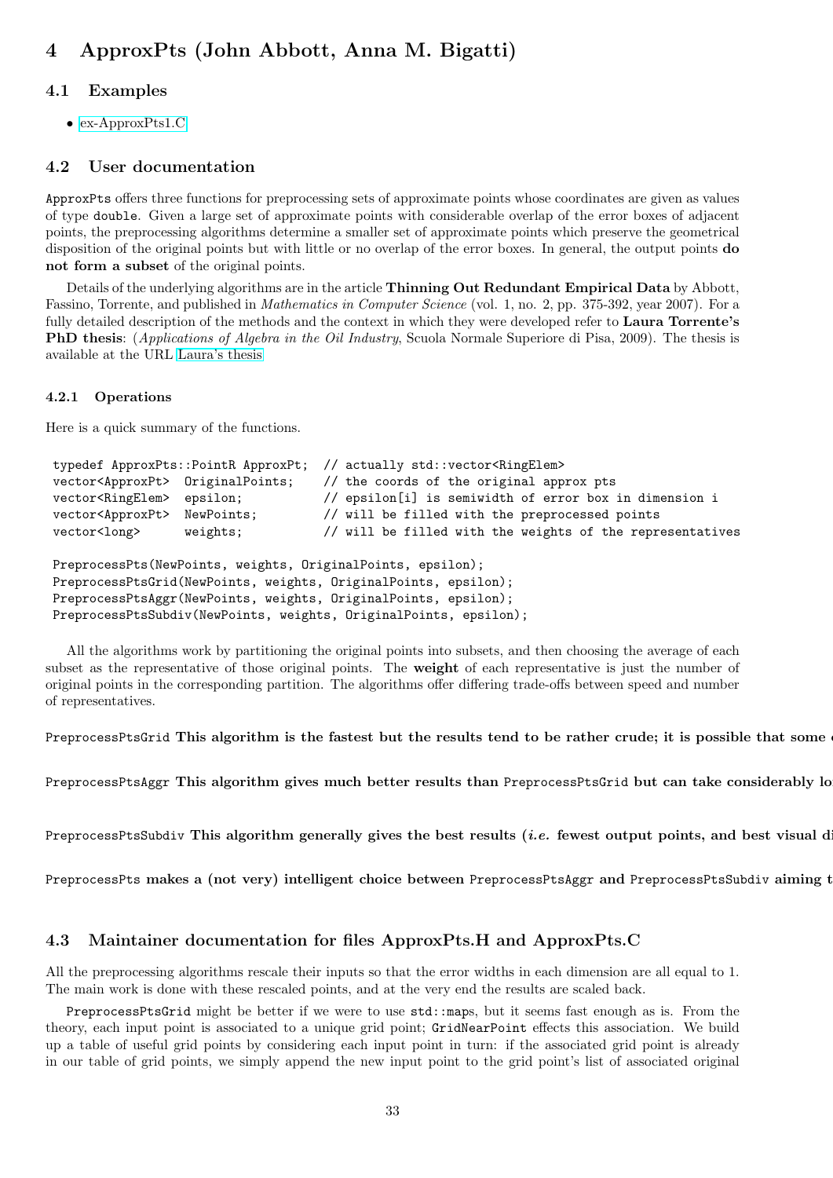# 4 ApproxPts (John Abbott, Anna M. Bigatti)

## 4.1 Examples

- ex-ApproxPts1.C

## 4.2 User documentation

ApproxPts offers three functions for preprocessing sets of approximate points whose coordinates are given as values of type double. Given a large set of approximate points with considerable overlap of the error boxes of adjacent points, the preprocessing algorithms determine a smaller set of approximate points which preserve the geometrical disposition of the original points but with little or no overlap of the error boxes. In general, the output points **do not form a subset** of the original points.

Details of the underlying algorithms are in the article **Thinning Out Redundant Empirical Data** by Abbott, Fassino, Torrente, and published in *Mathematics in Computer Science* (vol. 1, no. 2, pp. 375-392, year 2007). For a fully detailed description of the methods and the context in which they were developed refer to **Laura Torrente's PhD thesis**: (*Applications of Algebra in the Oil Industry*, Scuola Normale Superiore di Pisa, 2009). The thesis is available at the URL Laura's thesis

### 4.2.1 Operations

Here is a quick summary of the functions.

```
typedef ApproxPts::PointR ApproxPt;  // actually std::vector<RingElem>
vector<ApproxPt>  OriginalPoints;    // the coords of the original approx pts
vector<RingElem>  epsilon;           // epsilon[i] is semiwidth of error box in dimension i
vector<ApproxPt>  NewPoints;         // will be filled with the preprocessed points
vector<long>      weights;           // will be filled with the weights of the representatives

PreprocessPts(NewPoints, weights, OriginalPoints, epsilon);
PreprocessPtsGrid(NewPoints, weights, OriginalPoints, epsilon);
PreprocessPtsAggr(NewPoints, weights, OriginalPoints, epsilon);
PreprocessPtsSubdiv(NewPoints, weights, OriginalPoints, epsilon);
```

All the algorithms work by partitioning the original points into subsets, and then choosing the average of each subset as the representative of those original points. The **weight** of each representative is just the number of original points in the corresponding partition. The algorithms offer differing trade-offs between speed and number of representatives.

PreprocessPtsGrid **This algorithm is the fastest but the results tend to be rather crude; it is possible that some**

PreprocessPtsAggr **This algorithm gives much better results than** PreprocessPtsGrid **but can take considerably lo**

PreprocessPtsSubdiv **This algorithm generally gives the best results (*i.e.* fewest output points, and best visual di**

PreprocessPts **makes a (not very) intelligent choice between** PreprocessPtsAggr **and** PreprocessPtsSubdiv **aiming t**

## 4.3 Maintainer documentation for files ApproxPts.H and ApproxPts.C

All the preprocessing algorithms rescale their inputs so that the error widths in each dimension are all equal to 1. The main work is done with these rescaled points, and at the very end the results are scaled back.

PreprocessPtsGrid might be better if we were to use std::maps, but it seems fast enough as is. From the theory, each input point is associated to a unique grid point; GridNearPoint effects this association. We build up a table of useful grid points by considering each input point in turn: if the associated grid point is already in our table of grid points, we simply append the new input point to the grid point's list of associated original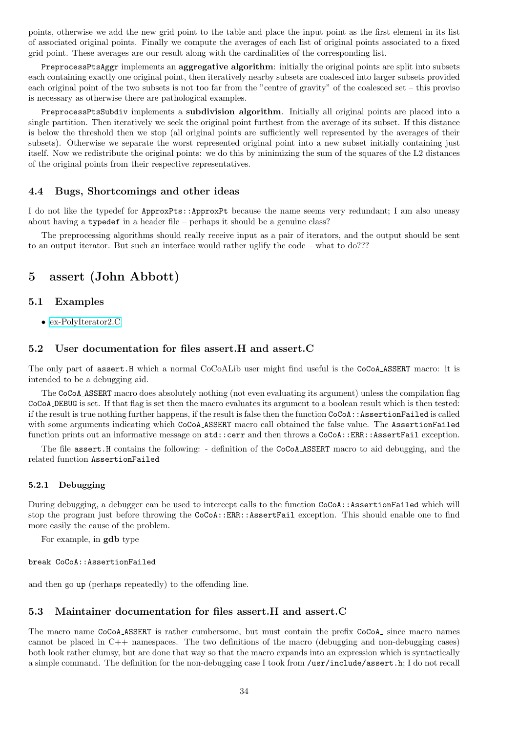points, otherwise we add the new grid point to the table and place the input point as the first element in its list of associated original points. Finally we compute the averages of each list of original points associated to a fixed grid point. These averages are our result along with the cardinalities of the corresponding list.

PreprocessPtsAggr implements an **aggregative algorithm**: initially the original points are split into subsets each containing exactly one original point, then iteratively nearby subsets are coalesced into larger subsets provided each original point of the two subsets is not too far from the "centre of gravity" of the coalesced set – this proviso is necessary as otherwise there are pathological examples.

PreprocessPtsSubdiv implements a **subdivision algorithm**. Initially all original points are placed into a single partition. Then iteratively we seek the original point furthest from the average of its subset. If this distance is below the threshold then we stop (all original points are sufficiently well represented by the averages of their subsets). Otherwise we separate the worst represented original point into a new subset initially containing just itself. Now we redistribute the original points: we do this by minimizing the sum of the squares of the L2 distances of the original points from their respective representatives.

### 4.4 Bugs, Shortcomings and other ideas

I do not like the typedef for ApproxPts::ApproxPt because the name seems very redundant; I am also uneasy about having a typedef in a header file – perhaps it should be a genuine class?

The preprocessing algorithms should really receive input as a pair of iterators, and the output should be sent to an output iterator. But such an interface would rather uglify the code – what to do???

## 5 assert (John Abbott)

### 5.1 Examples

- ex-PolyIterator2.C

### 5.2 User documentation for files assert.H and assert.C

The only part of assert.H which a normal CoCoALib user might find useful is the CoCoA_ASSERT macro: it is intended to be a debugging aid.

The CoCoA_ASSERT macro does absolutely nothing (not even evaluating its argument) unless the compilation flag CoCoA_DEBUG is set. If that flag is set then the macro evaluates its argument to a boolean result which is then tested: if the result is true nothing further happens, if the result is false then the function CoCoA::AssertionFailed is called with some arguments indicating which CoCoA_ASSERT macro call obtained the false value. The AssertionFailed function prints out an informative message on std::cerr and then throws a CoCoA::ERR::AssertFail exception.

The file assert.H contains the following: - definition of the CoCoA_ASSERT macro to aid debugging, and the related function AssertionFailed

#### 5.2.1 Debugging

During debugging, a debugger can be used to intercept calls to the function CoCoA::AssertionFailed which will stop the program just before throwing the CoCoA::ERR::AssertFail exception. This should enable one to find more easily the cause of the problem.

For example, in **gdb** type

```
break CoCoA::AssertionFailed
```

and then go up (perhaps repeatedly) to the offending line.

### 5.3 Maintainer documentation for files assert.H and assert.C

The macro name CoCoA_ASSERT is rather cumbersome, but must contain the prefix CoCoA_ since macro names cannot be placed in C++ namespaces. The two definitions of the macro (debugging and non-debugging cases) both look rather clumsy, but are done that way so that the macro expands into an expression which is syntactically a simple command. The definition for the non-debugging case I took from /usr/include/assert.h; I do not recall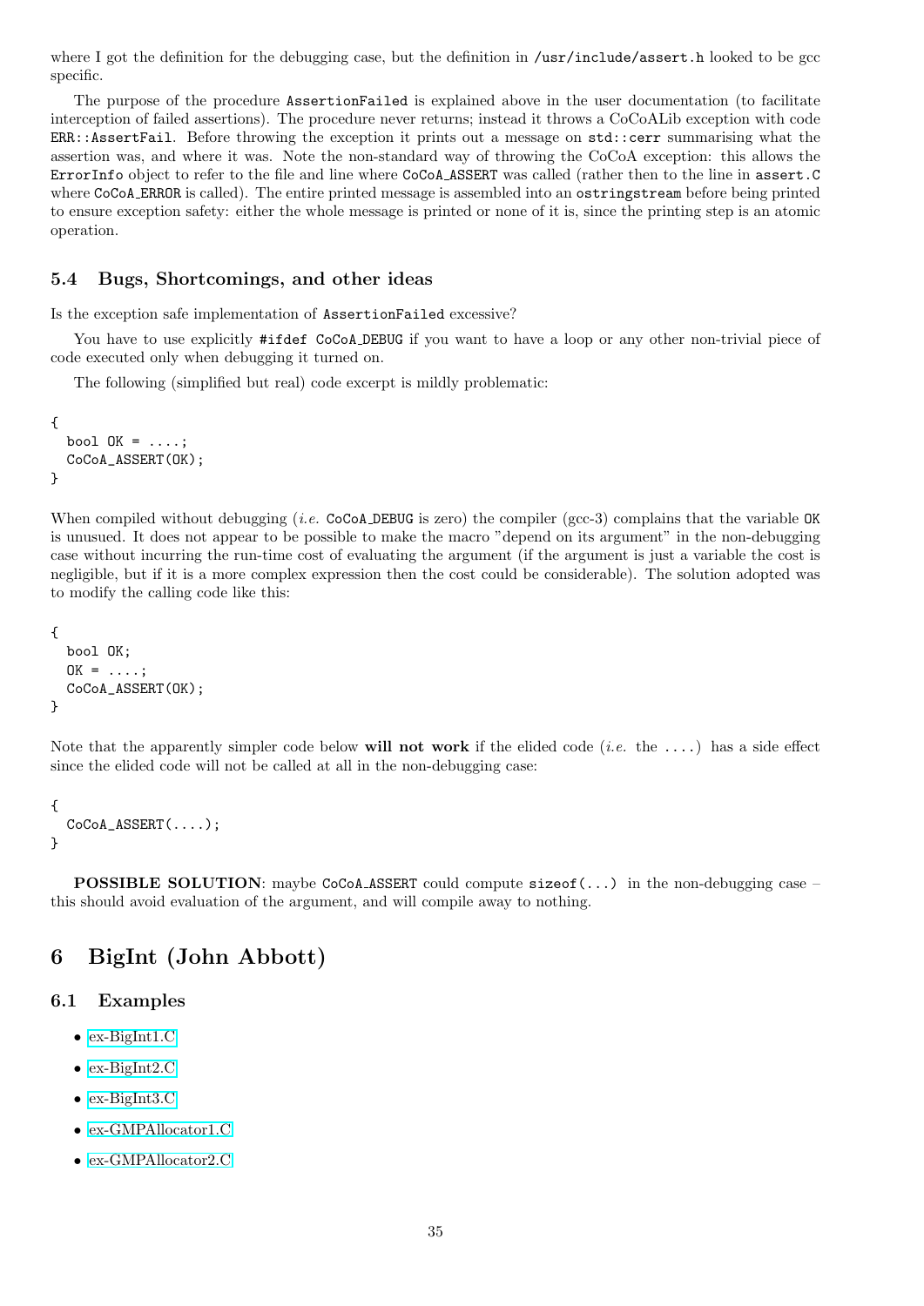where I got the definition for the debugging case, but the definition in `/usr/include/assert.h` looked to be gcc specific.

The purpose of the procedure `AssertionFailed` is explained above in the user documentation (to facilitate interception of failed assertions). The procedure never returns; instead it throws a CoCoALib exception with code `ERR::AssertFail`. Before throwing the exception it prints out a message on `std::cerr` summarising what the assertion was, and where it was. Note the non-standard way of throwing the CoCoA exception: this allows the `ErrorInfo` object to refer to the file and line where `CoCoA_ASSERT` was called (rather then to the line in `assert.C` where `CoCoA_ERROR` is called). The entire printed message is assembled into an `ostringstream` before being printed to ensure exception safety: either the whole message is printed or none of it is, since the printing step is an atomic operation.

### 5.4 Bugs, Shortcomings, and other ideas

Is the exception safe implementation of `AssertionFailed` excessive?

You have to use explicitly `#ifdef CoCoA_DEBUG` if you want to have a loop or any other non-trivial piece of code executed only when debugging it turned on.

The following (simplified but real) code excerpt is mildly problematic:

```
{
  bool OK = ....;
  CoCoA_ASSERT(OK);
}
```

When compiled without debugging (*i.e.* `CoCoA_DEBUG` is zero) the compiler (gcc-3) complains that the variable `OK` is unusued. It does not appear to be possible to make the macro "depend on its argument" in the non-debugging case without incurring the run-time cost of evaluating the argument (if the argument is just a variable the cost is negligible, but if it is a more complex expression then the cost could be considerable). The solution adopted was to modify the calling code like this:

```
{
  bool OK;
  OK = ....;
  CoCoA_ASSERT(OK);
}
```

Note that the apparently simpler code below **will not work** if the elided code (*i.e.* the `....`) has a side effect since the elided code will not be called at all in the non-debugging case:

```
{
  CoCoA_ASSERT(....);
}
```

**POSSIBLE SOLUTION**: maybe `CoCoA_ASSERT` could compute `sizeof(...)` in the non-debugging case – this should avoid evaluation of the argument, and will compile away to nothing.

## 6 BigInt (John Abbott)

### 6.1 Examples

- ex-BigInt1.C
- ex-BigInt2.C
- ex-BigInt3.C
- ex-GMPAllocator1.C
- ex-GMPAllocator2.C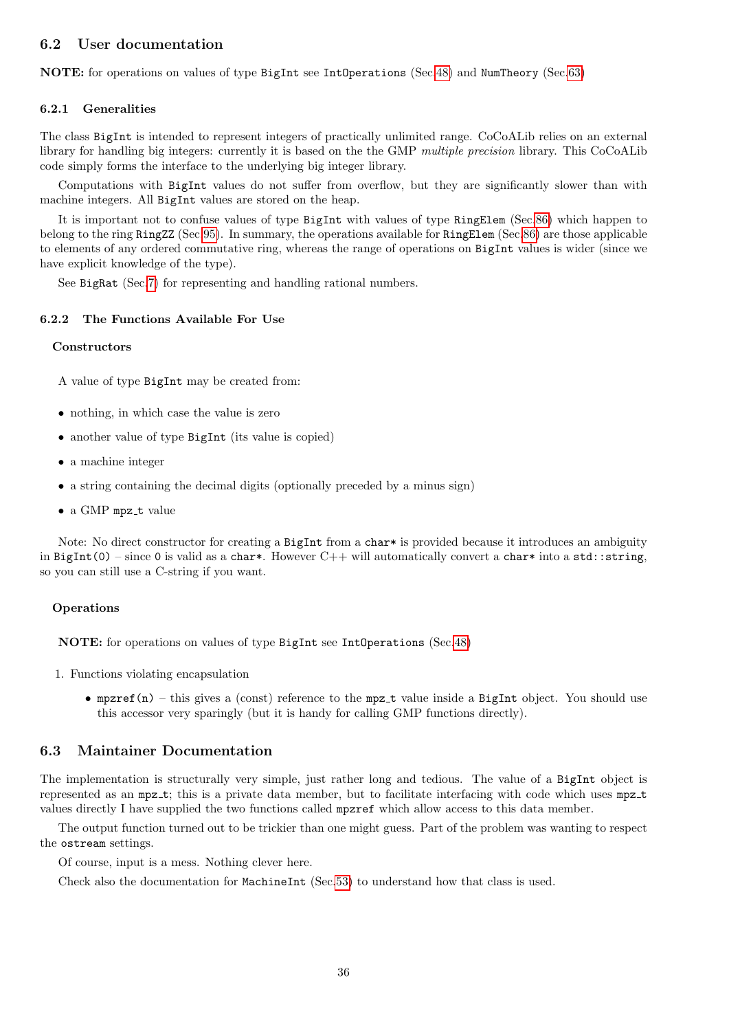## 6.2 User documentation

**NOTE:** for operations on values of type `BigInt` see `IntOperations` (Sec.48) and `NumTheory` (Sec.63)

### 6.2.1 Generalities

The class `BigInt` is intended to represent integers of practically unlimited range. CoCoALib relies on an external library for handling big integers: currently it is based on the the GMP *multiple precision* library. This CoCoALib code simply forms the interface to the underlying big integer library.

Computations with `BigInt` values do not suffer from overflow, but they are significantly slower than with machine integers. All `BigInt` values are stored on the heap.

It is important not to confuse values of type `BigInt` with values of type `RingElem` (Sec.86) which happen to belong to the ring `RingZZ` (Sec.95). In summary, the operations available for `RingElem` (Sec.86) are those applicable to elements of any ordered commutative ring, whereas the range of operations on `BigInt` values is wider (since we have explicit knowledge of the type).

See `BigRat` (Sec.7) for representing and handling rational numbers.

### 6.2.2 The Functions Available For Use

#### Constructors

A value of type `BigInt` may be created from:

- nothing, in which case the value is zero
- another value of type `BigInt` (its value is copied)
- a machine integer
- a string containing the decimal digits (optionally preceded by a minus sign)
- a GMP `mpz_t` value

Note: No direct constructor for creating a `BigInt` from a `char*` is provided because it introduces an ambiguity in `BigInt(0)` – since `0` is valid as a `char*`. However C++ will automatically convert a `char*` into a `std::string`, so you can still use a C-string if you want.

#### Operations

**NOTE:** for operations on values of type `BigInt` see `IntOperations` (Sec.48)

1. Functions violating encapsulation
   - `mpzref(n)` – this gives a (const) reference to the `mpz_t` value inside a `BigInt` object. You should use this accessor very sparingly (but it is handy for calling GMP functions directly).

## 6.3 Maintainer Documentation

The implementation is structurally very simple, just rather long and tedious. The value of a `BigInt` object is represented as an `mpz_t`; this is a private data member, but to facilitate interfacing with code which uses `mpz_t` values directly I have supplied the two functions called `mpzref` which allow access to this data member.

The output function turned out to be trickier than one might guess. Part of the problem was wanting to respect the `ostream` settings.

Of course, input is a mess. Nothing clever here.

Check also the documentation for `MachineInt` (Sec.53) to understand how that class is used.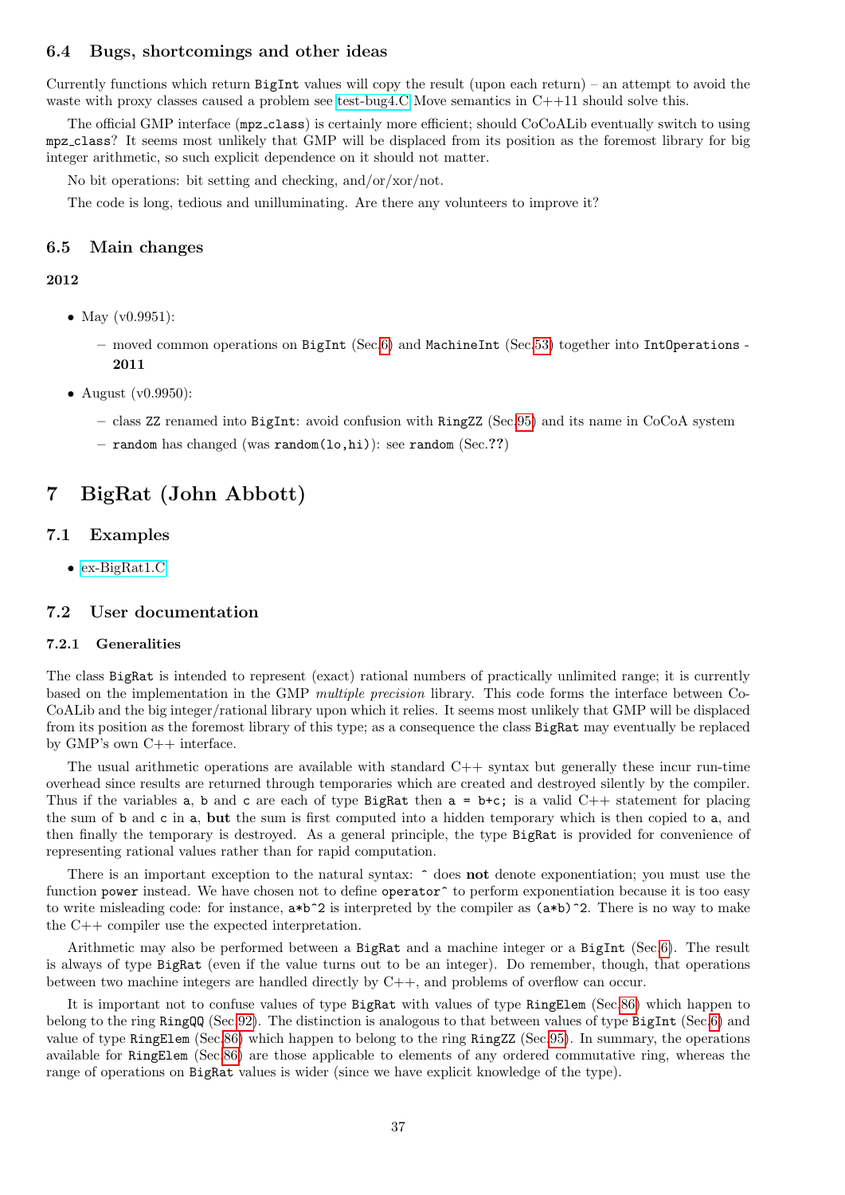### 6.4 Bugs, shortcomings and other ideas

Currently functions which return `BigInt` values will copy the result (upon each return) – an attempt to avoid the waste with proxy classes caused a problem see test-bug4.C Move semantics in C++11 should solve this.

The official GMP interface (`mpz_class`) is certainly more efficient; should CoCoALib eventually switch to using `mpz_class`? It seems most unlikely that GMP will be displaced from its position as the foremost library for big integer arithmetic, so such explicit dependence on it should not matter.

No bit operations: bit setting and checking, and/or/xor/not.

The code is long, tedious and unilluminating. Are there any volunteers to improve it?

### 6.5 Main changes

#### 2012

- May (v0.9951):
  - moved common operations on `BigInt` (Sec.6) and `MachineInt` (Sec.53) together into `IntOperations` - **2011**
- August (v0.9950):
  - class `ZZ` renamed into `BigInt`: avoid confusion with `RingZZ` (Sec.95) and its name in CoCoA system
  - `random` has changed (was `random(lo,hi)`): see `random` (Sec.**??**)

## 7 BigRat (John Abbott)

### 7.1 Examples

- ex-BigRat1.C

### 7.2 User documentation

#### 7.2.1 Generalities

The class `BigRat` is intended to represent (exact) rational numbers of practically unlimited range; it is currently based on the implementation in the GMP *multiple precision* library. This code forms the interface between CoCoALib and the big integer/rational library upon which it relies. It seems most unlikely that GMP will be displaced from its position as the foremost library of this type; as a consequence the class `BigRat` may eventually be replaced by GMP's own C++ interface.

The usual arithmetic operations are available with standard C++ syntax but generally these incur run-time overhead since results are returned through temporaries which are created and destroyed silently by the compiler. Thus if the variables `a`, `b` and `c` are each of type `BigRat` then `a = b+c;` is a valid C++ statement for placing the sum of `b` and `c` in `a`, **but** the sum is first computed into a hidden temporary which is then copied to `a`, and then finally the temporary is destroyed. As a general principle, the type `BigRat` is provided for convenience of representing rational values rather than for rapid computation.

There is an important exception to the natural syntax: `^` does **not** denote exponentiation; you must use the function `power` instead. We have chosen not to define `operator^` to perform exponentiation because it is too easy to write misleading code: for instance, `a*b^2` is interpreted by the compiler as `(a*b)^2`. There is no way to make the C++ compiler use the expected interpretation.

Arithmetic may also be performed between a `BigRat` and a machine integer or a `BigInt` (Sec.6). The result is always of type `BigRat` (even if the value turns out to be an integer). Do remember, though, that operations between two machine integers are handled directly by C++, and problems of overflow can occur.

It is important not to confuse values of type `BigRat` with values of type `RingElem` (Sec.86) which happen to belong to the ring `RingQQ` (Sec.92). The distinction is analogous to that between values of type `BigInt` (Sec.6) and value of type `RingElem` (Sec.86) which happen to belong to the ring `RingZZ` (Sec.95). In summary, the operations available for `RingElem` (Sec.86) are those applicable to elements of any ordered commutative ring, whereas the range of operations on `BigRat` values is wider (since we have explicit knowledge of the type).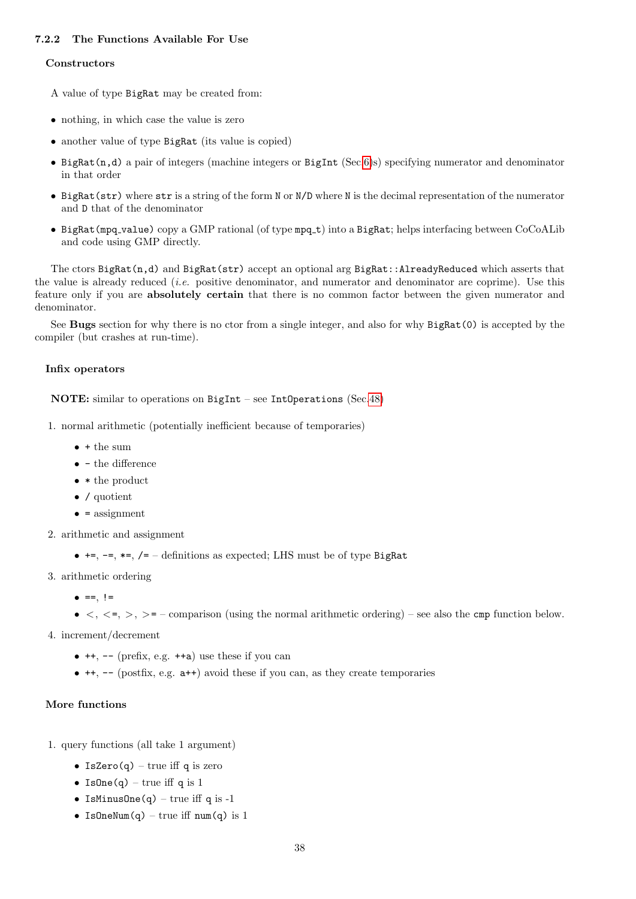### 7.2.2 The Functions Available For Use

#### Constructors

A value of type `BigRat` may be created from:

- nothing, in which case the value is zero
- another value of type `BigRat` (its value is copied)
- `BigRat(n,d)` a pair of integers (machine integers or `BigInt` (Sec.6)s) specifying numerator and denominator in that order
- `BigRat(str)` where `str` is a string of the form `N` or `N/D` where `N` is the decimal representation of the numerator and `D` that of the denominator
- `BigRat(mpq_value)` copy a GMP rational (of type `mpq_t`) into a `BigRat`; helps interfacing between CoCoALib and code using GMP directly.

The ctors `BigRat(n,d)` and `BigRat(str)` accept an optional arg `BigRat::AlreadyReduced` which asserts that the value is already reduced (*i.e.* positive denominator, and numerator and denominator are coprime). Use this feature only if you are **absolutely certain** that there is no common factor between the given numerator and denominator.

See **Bugs** section for why there is no ctor from a single integer, and also for why `BigRat(0)` is accepted by the compiler (but crashes at run-time).

#### Infix operators

**NOTE:** similar to operations on `BigInt` – see `IntOperations` (Sec.48)

1. normal arithmetic (potentially inefficient because of temporaries)
   - `+` the sum
   - `-` the difference
   - `*` the product
   - `/` quotient
   - `=` assignment
2. arithmetic and assignment
   - `+=`, `-=`, `*=`, `/=` – definitions as expected; LHS must be of type `BigRat`
3. arithmetic ordering
   - `==`, `!=`
   - `<`, `<=`, `>`, `>=` – comparison (using the normal arithmetic ordering) – see also the `cmp` function below.
4. increment/decrement
   - `++`, `--` (prefix, e.g. `++a`) use these if you can
   - `++`, `--` (postfix, e.g. `a++`) avoid these if you can, as they create temporaries

#### More functions

1. query functions (all take 1 argument)
   - `IsZero(q)` – true iff `q` is zero
   - `IsOne(q)` – true iff `q` is 1
   - `IsMinusOne(q)` – true iff `q` is -1
   - `IsOneNum(q)` – true iff `num(q)` is 1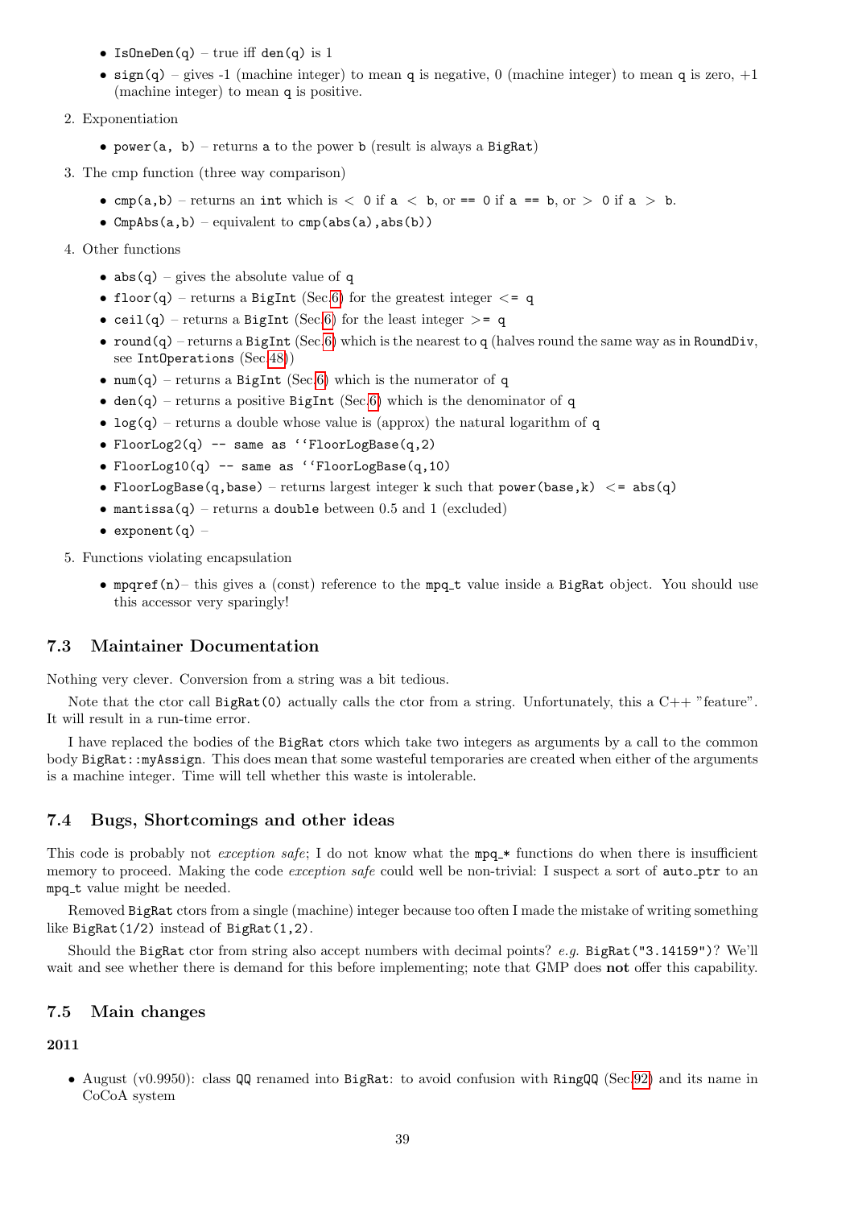- `IsOneDen(q)` – true iff `den(q)` is 1
- `sign(q)` – gives -1 (machine integer) to mean `q` is negative, 0 (machine integer) to mean `q` is zero, +1 (machine integer) to mean `q` is positive.

2. Exponentiation

- `power(a, b)` – returns `a` to the power `b` (result is always a `BigRat`)

3. The cmp function (three way comparison)

- `cmp(a,b)` – returns an `int` which is `< 0` if `a < b`, or `== 0` if `a == b`, or `> 0` if `a > b`.
- `CmpAbs(a,b)` – equivalent to `cmp(abs(a),abs(b))`

4. Other functions

- `abs(q)` – gives the absolute value of `q`
- `floor(q)` – returns a `BigInt` (Sec.6) for the greatest integer `<= q`
- `ceil(q)` – returns a `BigInt` (Sec.6) for the least integer `>= q`
- `round(q)` – returns a `BigInt` (Sec.6) which is the nearest to `q` (halves round the same way as in `RoundDiv`, see `IntOperations` (Sec.48))
- `num(q)` – returns a `BigInt` (Sec.6) which is the numerator of `q`
- `den(q)` – returns a positive `BigInt` (Sec.6) which is the denominator of `q`
- `log(q)` – returns a double whose value is (approx) the natural logarithm of `q`
- `FloorLog2(q) -- same as ``FloorLogBase(q,2)`
- `FloorLog10(q) -- same as ``FloorLogBase(q,10)`
- `FloorLogBase(q,base)` – returns largest integer `k` such that `power(base,k) <= abs(q)`
- `mantissa(q)` – returns a `double` between 0.5 and 1 (excluded)
- `exponent(q)` –

5. Functions violating encapsulation

- `mpqref(n)`– this gives a (const) reference to the `mpq_t` value inside a `BigRat` object. You should use this accessor very sparingly!

## 7.3 Maintainer Documentation

Nothing very clever. Conversion from a string was a bit tedious.

Note that the ctor call `BigRat(0)` actually calls the ctor from a string. Unfortunately, this a C++ "feature". It will result in a run-time error.

I have replaced the bodies of the `BigRat` ctors which take two integers as arguments by a call to the common body `BigRat::myAssign`. This does mean that some wasteful temporaries are created when either of the arguments is a machine integer. Time will tell whether this waste is intolerable.

## 7.4 Bugs, Shortcomings and other ideas

This code is probably not *exception safe*; I do not know what the `mpq_*` functions do when there is insufficient memory to proceed. Making the code *exception safe* could well be non-trivial: I suspect a sort of `auto_ptr` to an `mpq_t` value might be needed.

Removed `BigRat` ctors from a single (machine) integer because too often I made the mistake of writing something like `BigRat(1/2)` instead of `BigRat(1,2)`.

Should the `BigRat` ctor from string also accept numbers with decimal points? *e.g.* `BigRat("3.14159")`? We'll wait and see whether there is demand for this before implementing; note that GMP does **not** offer this capability.

## 7.5 Main changes

**2011**

- August (v0.9950): class `QQ` renamed into `BigRat`: to avoid confusion with `RingQQ` (Sec.92) and its name in CoCoA system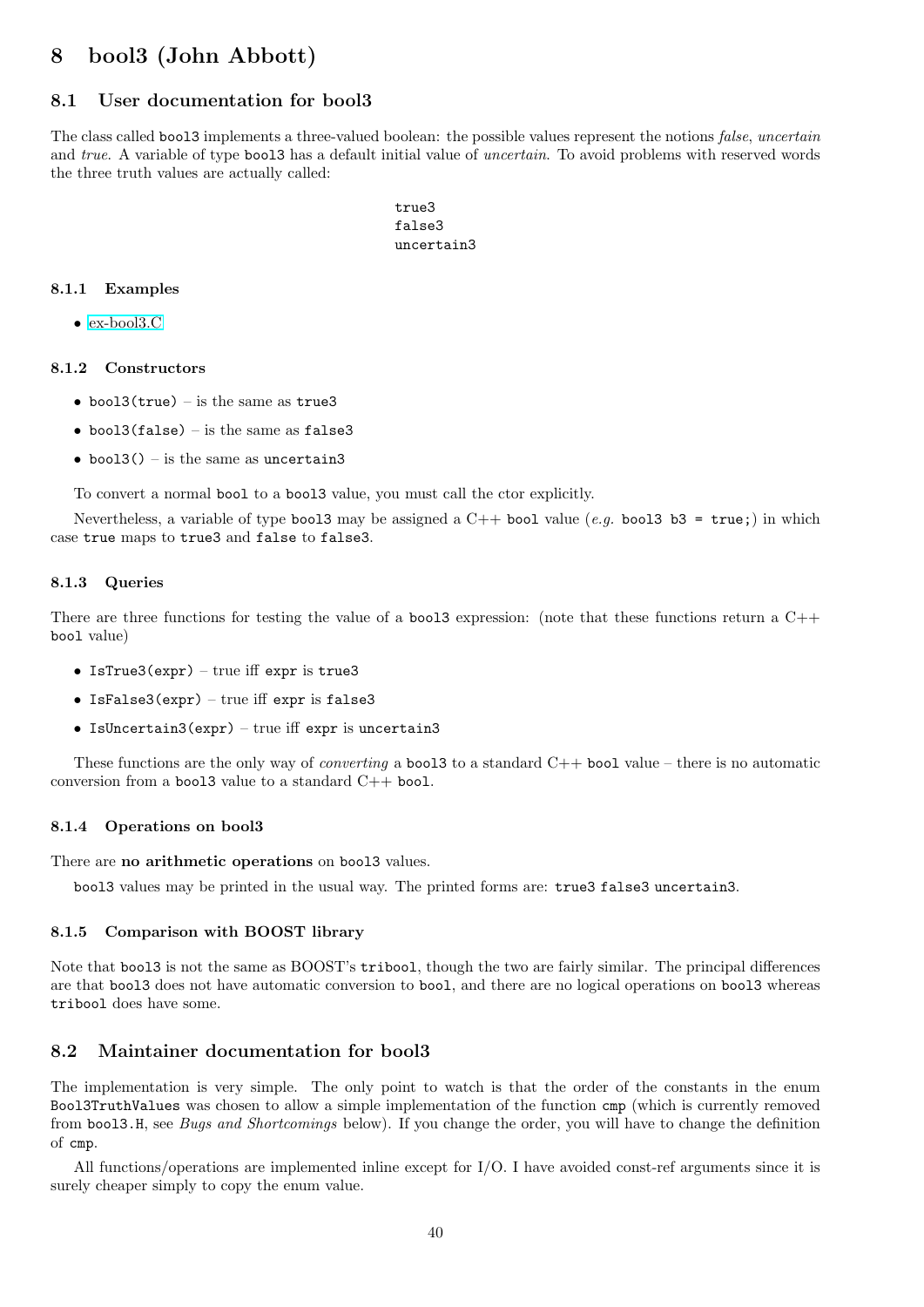# 8 bool3 (John Abbott)

## 8.1 User documentation for bool3

The class called `bool3` implements a three-valued boolean: the possible values represent the notions *false*, *uncertain* and *true*. A variable of type `bool3` has a default initial value of *uncertain*. To avoid problems with reserved words the three truth values are actually called:

```
true3
false3
uncertain3
```

### 8.1.1 Examples

- ex-bool3.C

### 8.1.2 Constructors

- `bool3(true)` – is the same as `true3`
- `bool3(false)` – is the same as `false3`
- `bool3()` – is the same as `uncertain3`

To convert a normal `bool` to a `bool3` value, you must call the ctor explicitly.

Nevertheless, a variable of type `bool3` may be assigned a C++ `bool` value (*e.g.* `bool3 b3 = true;`) in which case `true` maps to `true3` and `false` to `false3`.

### 8.1.3 Queries

There are three functions for testing the value of a `bool3` expression: (note that these functions return a C++ `bool` value)

- `IsTrue3(expr)` – true iff `expr` is `true3`
- `IsFalse3(expr)` – true iff `expr` is `false3`
- `IsUncertain3(expr)` – true iff `expr` is `uncertain3`

These functions are the only way of *converting* a `bool3` to a standard C++ `bool` value – there is no automatic conversion from a `bool3` value to a standard C++ `bool`.

### 8.1.4 Operations on bool3

There are **no arithmetic operations** on `bool3` values.

`bool3` values may be printed in the usual way. The printed forms are: `true3 false3 uncertain3`.

### 8.1.5 Comparison with BOOST library

Note that `bool3` is not the same as BOOST's `tribool`, though the two are fairly similar. The principal differences are that `bool3` does not have automatic conversion to `bool`, and there are no logical operations on `bool3` whereas `tribool` does have some.

## 8.2 Maintainer documentation for bool3

The implementation is very simple. The only point to watch is that the order of the constants in the enum `Bool3TruthValues` was chosen to allow a simple implementation of the function `cmp` (which is currently removed from `bool3.H`, see *Bugs and Shortcomings* below). If you change the order, you will have to change the definition of `cmp`.

All functions/operations are implemented inline except for I/O. I have avoided const-ref arguments since it is surely cheaper simply to copy the enum value.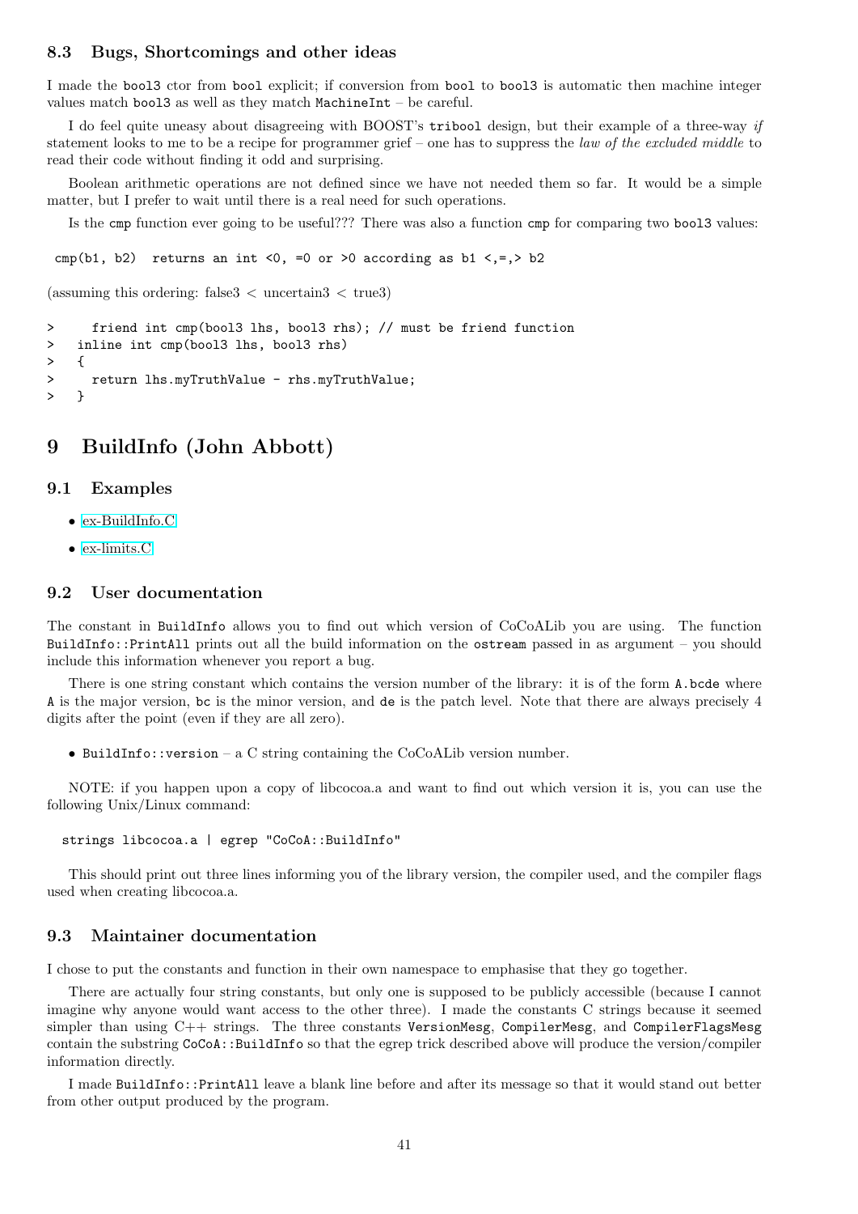### 8.3 Bugs, Shortcomings and other ideas

I made the `bool3` ctor from `bool` explicit; if conversion from `bool` to `bool3` is automatic then machine integer values match `bool3` as well as they match `MachineInt` – be careful.

I do feel quite uneasy about disagreeing with BOOST's `tribool` design, but their example of a three-way *if* statement looks to me to be a recipe for programmer grief – one has to suppress the *law of the excluded middle* to read their code without finding it odd and surprising.

Boolean arithmetic operations are not defined since we have not needed them so far. It would be a simple matter, but I prefer to wait until there is a real need for such operations.

Is the `cmp` function ever going to be useful??? There was also a function `cmp` for comparing two `bool3` values:

```
 cmp(b1, b2)  returns an int <0, =0 or >0 according as b1 <,=,> b2
```

(assuming this ordering: false3 < uncertain3 < true3)

```
>     friend int cmp(bool3 lhs, bool3 rhs); // must be friend function
>   inline int cmp(bool3 lhs, bool3 rhs)
>   {
>     return lhs.myTruthValue - rhs.myTruthValue;
>   }
```

## 9 BuildInfo (John Abbott)

### 9.1 Examples

- ex-BuildInfo.C
- ex-limits.C

### 9.2 User documentation

The constant in `BuildInfo` allows you to find out which version of CoCoALib you are using. The function `BuildInfo::PrintAll` prints out all the build information on the `ostream` passed in as argument – you should include this information whenever you report a bug.

There is one string constant which contains the version number of the library: it is of the form `A.bcde` where `A` is the major version, `bc` is the minor version, and `de` is the patch level. Note that there are always precisely 4 digits after the point (even if they are all zero).

- `BuildInfo::version` – a C string containing the CoCoALib version number.

NOTE: if you happen upon a copy of libcocoa.a and want to find out which version it is, you can use the following Unix/Linux command:

```
strings libcocoa.a | egrep "CoCoA::BuildInfo"
```

This should print out three lines informing you of the library version, the compiler used, and the compiler flags used when creating libcocoa.a.

### 9.3 Maintainer documentation

I chose to put the constants and function in their own namespace to emphasise that they go together.

There are actually four string constants, but only one is supposed to be publicly accessible (because I cannot imagine why anyone would want access to the other three). I made the constants C strings because it seemed simpler than using C++ strings. The three constants `VersionMesg`, `CompilerMesg`, and `CompilerFlagsMesg` contain the substring `CoCoA::BuildInfo` so that the egrep trick described above will produce the version/compiler information directly.

I made `BuildInfo::PrintAll` leave a blank line before and after its message so that it would stand out better from other output produced by the program.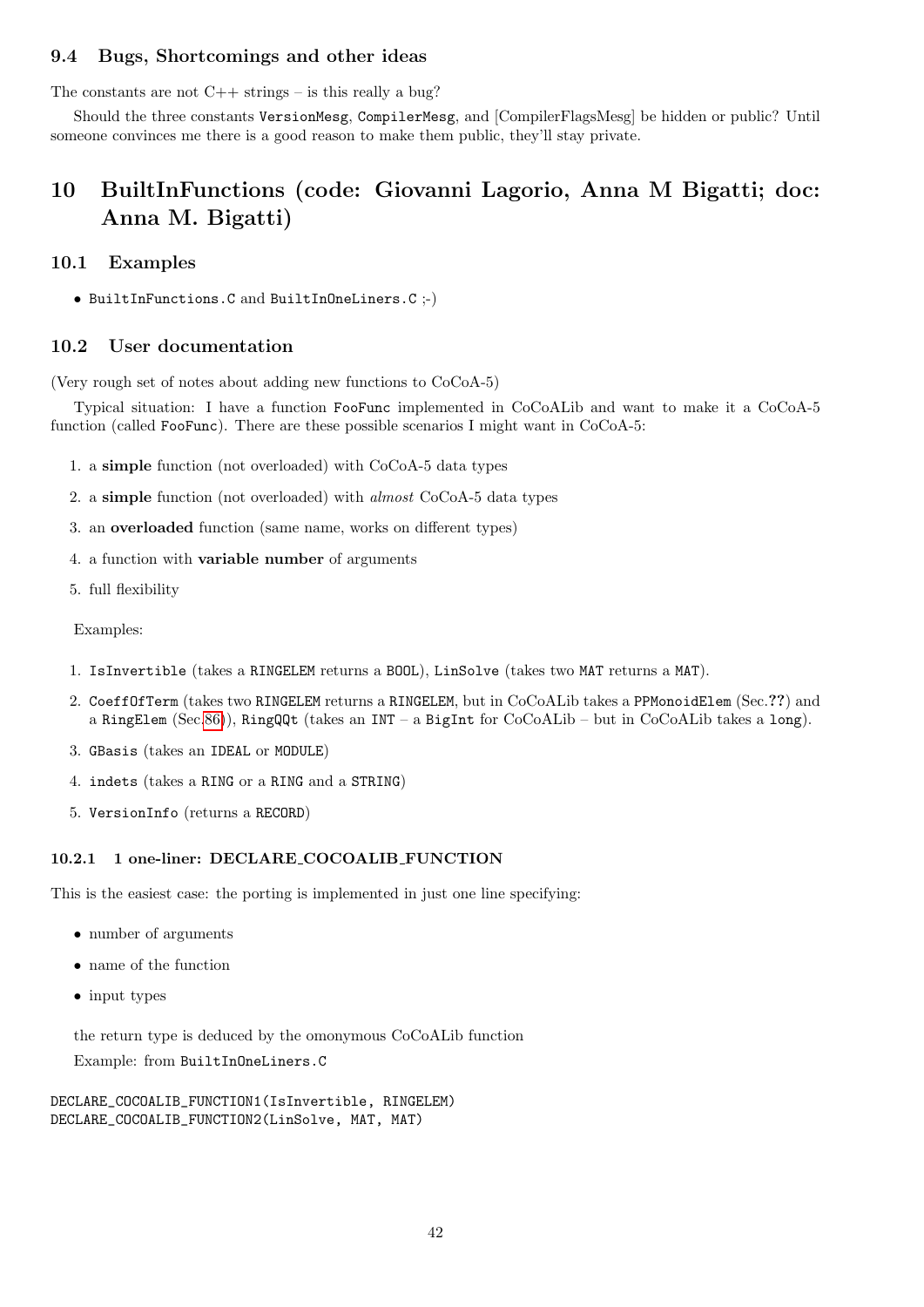### 9.4 Bugs, Shortcomings and other ideas

The constants are not C++ strings – is this really a bug?

Should the three constants `VersionMesg`, `CompilerMesg`, and [CompilerFlagsMesg] be hidden or public? Until someone convinces me there is a good reason to make them public, they'll stay private.

# 10 BuiltInFunctions (code: Giovanni Lagorio, Anna M Bigatti; doc: Anna M. Bigatti)

## 10.1 Examples

- `BuiltInFunctions.C` and `BuiltInOneLiners.C` ;-)

## 10.2 User documentation

(Very rough set of notes about adding new functions to CoCoA-5)

Typical situation: I have a function `FooFunc` implemented in CoCoALib and want to make it a CoCoA-5 function (called `FooFunc`). There are these possible scenarios I might want in CoCoA-5:

1. a **simple** function (not overloaded) with CoCoA-5 data types
2. a **simple** function (not overloaded) with *almost* CoCoA-5 data types
3. an **overloaded** function (same name, works on different types)
4. a function with **variable number** of arguments
5. full flexibility

Examples:

1. `IsInvertible` (takes a `RINGELEM` returns a `BOOL`), `LinSolve` (takes two `MAT` returns a `MAT`).
2. `CoeffOfTerm` (takes two `RINGELEM` returns a `RINGELEM`, but in CoCoALib takes a `PPMonoidElem` (Sec.**??**) and a `RingElem` (Sec.86)), `RingQQt` (takes an `INT` – a `BigInt` for CoCoALib – but in CoCoALib takes a `long`).
3. `GBasis` (takes an `IDEAL` or `MODULE`)
4. `indets` (takes a `RING` or a `RING` and a `STRING`)
5. `VersionInfo` (returns a `RECORD`)

#### 10.2.1 1 one-liner: DECLARE_COCOALIB_FUNCTION

This is the easiest case: the porting is implemented in just one line specifying:

- number of arguments
- name of the function
- input types

the return type is deduced by the omonymous CoCoALib function

Example: from `BuiltInOneLiners.C`

```
DECLARE_COCOALIB_FUNCTION1(IsInvertible, RINGELEM)
DECLARE_COCOALIB_FUNCTION2(LinSolve, MAT, MAT)
```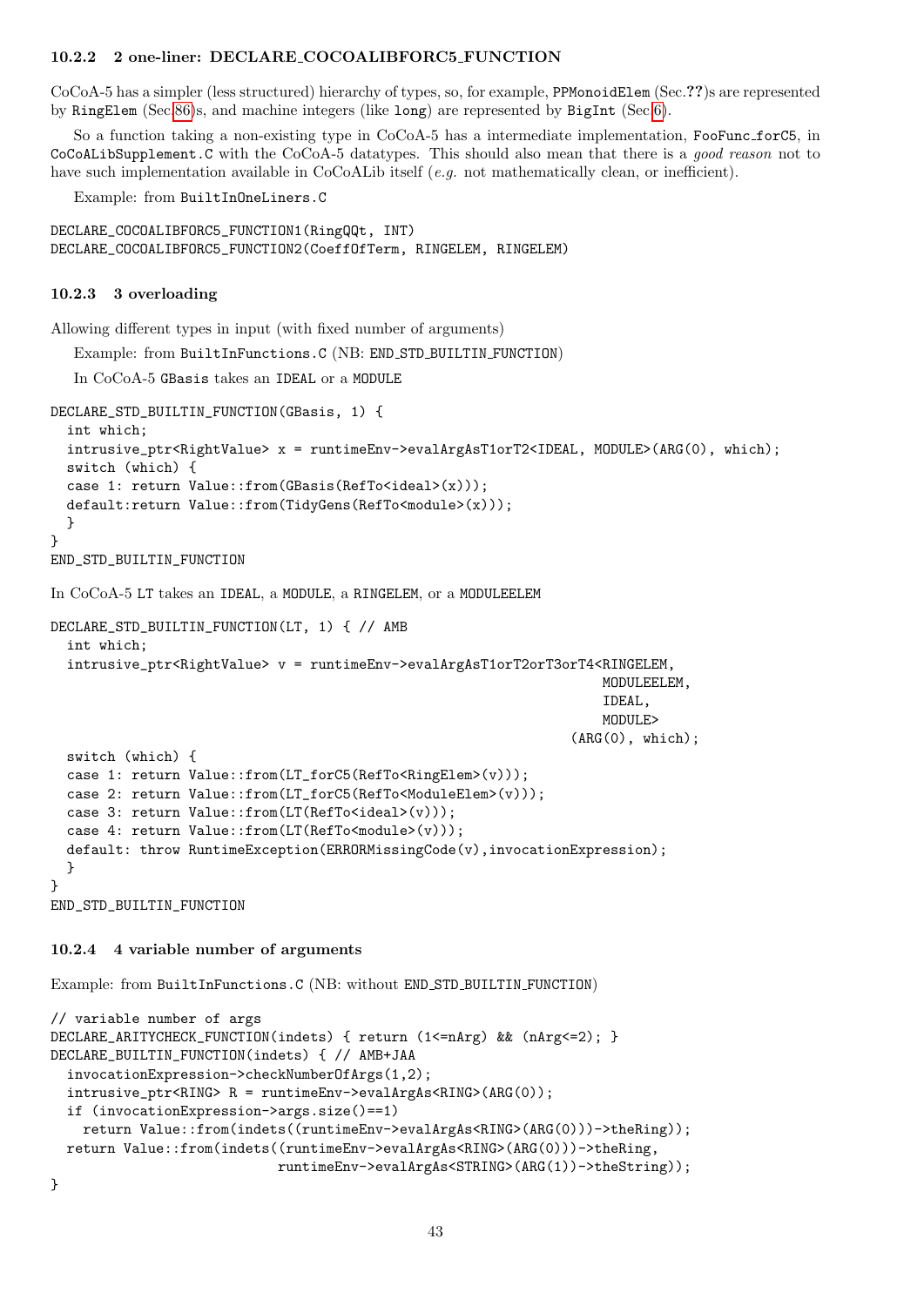#### 10.2.2 2 one-liner: DECLARE_COCOALIBFORC5_FUNCTION

CoCoA-5 has a simpler (less structured) hierarchy of types, so, for example, `PPMonoidElem` (Sec.??)s are represented by `RingElem` (Sec.86)s, and machine integers (like `long`) are represented by `BigInt` (Sec.6).

So a function taking a non-existing type in CoCoA-5 has a intermediate implementation, `FooFunc_forC5`, in `CoCoALibSupplement.C` with the CoCoA-5 datatypes. This should also mean that there is a *good reason* not to have such implementation available in CoCoALib itself (*e.g.* not mathematically clean, or inefficient).

Example: from `BuiltInOneLiners.C`

```
DECLARE_COCOALIBFORC5_FUNCTION1(RingQQt, INT)
DECLARE_COCOALIBFORC5_FUNCTION2(CoeffOfTerm, RINGELEM, RINGELEM)
```

#### 10.2.3 3 overloading

Allowing different types in input (with fixed number of arguments)

Example: from `BuiltInFunctions.C` (NB: `END_STD_BUILTIN_FUNCTION`)

In CoCoA-5 `GBasis` takes an `IDEAL` or a `MODULE`

```
DECLARE_STD_BUILTIN_FUNCTION(GBasis, 1) {
  int which;
  intrusive_ptr<RightValue> x = runtimeEnv->evalArgAsT1orT2<IDEAL, MODULE>(ARG(0), which);
  switch (which) {
  case 1: return Value::from(GBasis(RefTo<ideal>(x)));
  default:return Value::from(TidyGens(RefTo<module>(x)));
  }
}
END_STD_BUILTIN_FUNCTION
```

In CoCoA-5 `LT` takes an `IDEAL`, a `MODULE`, a `RINGELEM`, or a `MODULEELEM`

```
DECLARE_STD_BUILTIN_FUNCTION(LT, 1) { // AMB
  int which;
  intrusive_ptr<RightValue> v = runtimeEnv->evalArgAsT1orT2orT3orT4<RINGELEM,
                                                                   MODULEELEM,
                                                                   IDEAL,
                                                                   MODULE>
                                                                (ARG(0), which);
  switch (which) {
  case 1: return Value::from(LT_forC5(RefTo<RingElem>(v)));
  case 2: return Value::from(LT_forC5(RefTo<ModuleElem>(v)));
  case 3: return Value::from(LT(RefTo<ideal>(v)));
  case 4: return Value::from(LT(RefTo<module>(v)));
  default: throw RuntimeException(ERRORMissingCode(v),invocationExpression);
  }
}
END_STD_BUILTIN_FUNCTION
```

#### 10.2.4 4 variable number of arguments

Example: from `BuiltInFunctions.C` (NB: without `END_STD_BUILTIN_FUNCTION`)

```
// variable number of args
DECLARE_ARITYCHECK_FUNCTION(indets) { return (1<=nArg) && (nArg<=2); }
DECLARE_BUILTIN_FUNCTION(indets) { // AMB+JAA
  invocationExpression->checkNumberOfArgs(1,2);
  intrusive_ptr<RING> R = runtimeEnv->evalArgAs<RING>(ARG(0));
  if (invocationExpression->args.size()==1)
    return Value::from(indets((runtimeEnv->evalArgAs<RING>(ARG(0)))->theRing));
  return Value::from(indets((runtimeEnv->evalArgAs<RING>(ARG(0)))->theRing,
                            runtimeEnv->evalArgAs<STRING>(ARG(1))->theString));
}
```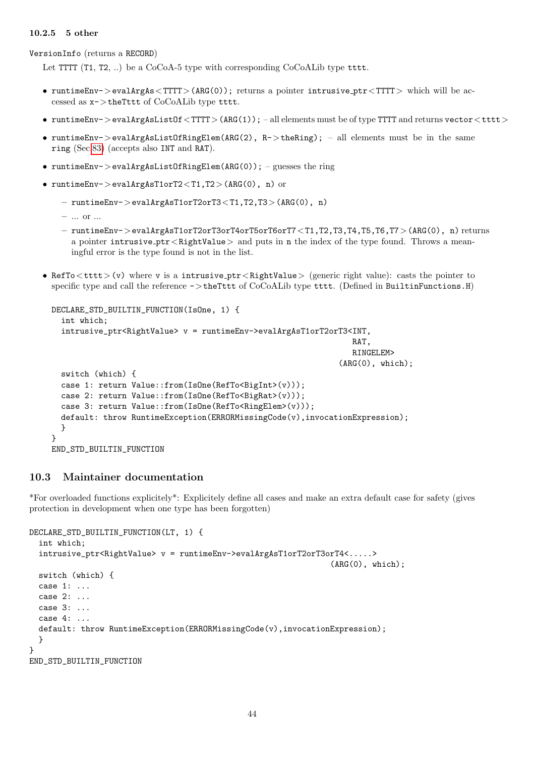#### 10.2.5 5 other

`VersionInfo` (returns a `RECORD`)

Let `TTTT` (`T1`, `T2`, ..) be a CoCoA-5 type with corresponding CoCoALib type `tttt`.

- `runtimeEnv->evalArgAs<TTTT>(ARG(0));` returns a pointer `intrusive_ptr<TTTT>` which will be accessed as `x->theTttt` of CoCoALib type `tttt`.
- `runtimeEnv->evalArgAsListOf<TTTT>(ARG(1));` – all elements must be of type `TTTT` and returns `vector<tttt>`
- `runtimeEnv->evalArgAsListOfRingElem(ARG(2), R->theRing);` – all elements must be in the same `ring` (Sec.83) (accepts also `INT` and `RAT`).
- `runtimeEnv->evalArgAsListOfRingElem(ARG(0));` – guesses the ring
- `runtimeEnv->evalArgAsT1orT2<T1,T2>(ARG(0), n)` or
  - `runtimeEnv->evalArgAsT1orT2orT3<T1,T2,T3>(ARG(0), n)`
  - ... or ...
  - `runtimeEnv->evalArgAsT1orT2orT3orT4orT5orT6orT7<T1,T2,T3,T4,T5,T6,T7>(ARG(0), n)` returns a pointer `intrusive_ptr<RightValue>` and puts in `n` the index of the type found. Throws a meaningful error is the type found is not in the list.
- `RefTo<tttt>(v)` where `v` is a `intrusive_ptr<RightValue>` (generic right value): casts the pointer to specific type and call the reference `->theTttt` of CoCoALib type `tttt`. (Defined in `BuiltinFunctions.H`)

```
DECLARE_STD_BUILTIN_FUNCTION(IsOne, 1) {
  int which;
  intrusive_ptr<RightValue> v = runtimeEnv->evalArgAsT1orT2orT3<INT,
                                                                 RAT,
                                                                 RINGELEM>
                                                               (ARG(0), which);
  switch (which) {
  case 1: return Value::from(IsOne(RefTo<BigInt>(v)));
  case 2: return Value::from(IsOne(RefTo<BigRat>(v)));
  case 3: return Value::from(IsOne(RefTo<RingElem>(v)));
  default: throw RuntimeException(ERRORMissingCode(v),invocationExpression);
  }
}
END_STD_BUILTIN_FUNCTION
```

## 10.3 Maintainer documentation

*For overloaded functions explicitely*: Explicitely define all cases and make an extra default case for safety (gives protection in development when one type has been forgotten)

```
DECLARE_STD_BUILTIN_FUNCTION(LT, 1) {
  int which;
  intrusive_ptr<RightValue> v = runtimeEnv->evalArgAsT1orT2orT3orT4<.....>
                                                             (ARG(0), which);
  switch (which) {
  case 1: ...
  case 2: ...
  case 3: ...
  case 4: ...
  default: throw RuntimeException(ERRORMissingCode(v),invocationExpression);
  }
}
END_STD_BUILTIN_FUNCTION
```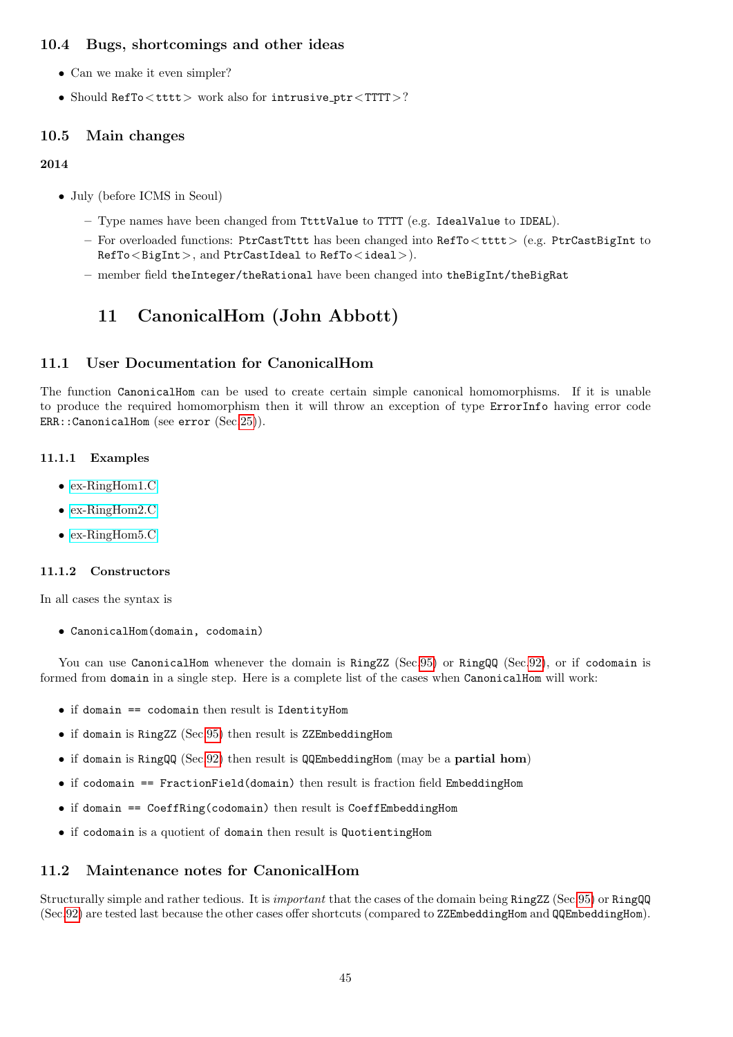### 10.4 Bugs, shortcomings and other ideas

- Can we make it even simpler?
- Should `RefTo<tttt>` work also for `intrusive_ptr<TTTT>`?

### 10.5 Main changes

**2014**

- July (before ICMS in Seoul)
  - Type names have been changed from `TtttValue` to `TTTT` (e.g. `IdealValue` to `IDEAL`).
  - For overloaded functions: `PtrCastTttt` has been changed into `RefTo<tttt>` (e.g. `PtrCastBigInt` to `RefTo<BigInt>`, and `PtrCastIdeal` to `RefTo<ideal>`).
  - member field `theInteger/theRational` have been changed into `theBigInt/theBigRat`

## 11 CanonicalHom (John Abbott)

### 11.1 User Documentation for CanonicalHom

The function `CanonicalHom` can be used to create certain simple canonical homomorphisms. If it is unable to produce the required homomorphism then it will throw an exception of type `ErrorInfo` having error code `ERR::CanonicalHom` (see `error` (Sec.25)).

#### 11.1.1 Examples

- ex-RingHom1.C
- ex-RingHom2.C
- ex-RingHom5.C

#### 11.1.2 Constructors

In all cases the syntax is

- `CanonicalHom(domain, codomain)`

You can use `CanonicalHom` whenever the domain is `RingZZ` (Sec.95) or `RingQQ` (Sec.92), or if `codomain` is formed from `domain` in a single step. Here is a complete list of the cases when `CanonicalHom` will work:

- if `domain == codomain` then result is `IdentityHom`
- if `domain` is `RingZZ` (Sec.95) then result is `ZZEmbeddingHom`
- if `domain` is `RingQQ` (Sec.92) then result is `QQEmbeddingHom` (may be a **partial hom**)
- if `codomain == FractionField(domain)` then result is fraction field `EmbeddingHom`
- if `domain == CoeffRing(codomain)` then result is `CoeffEmbeddingHom`
- if `codomain` is a quotient of `domain` then result is `QuotientingHom`

### 11.2 Maintenance notes for CanonicalHom

Structurally simple and rather tedious. It is *important* that the cases of the domain being `RingZZ` (Sec.95) or `RingQQ` (Sec.92) are tested last because the other cases offer shortcuts (compared to `ZZEmbeddingHom` and `QQEmbeddingHom`).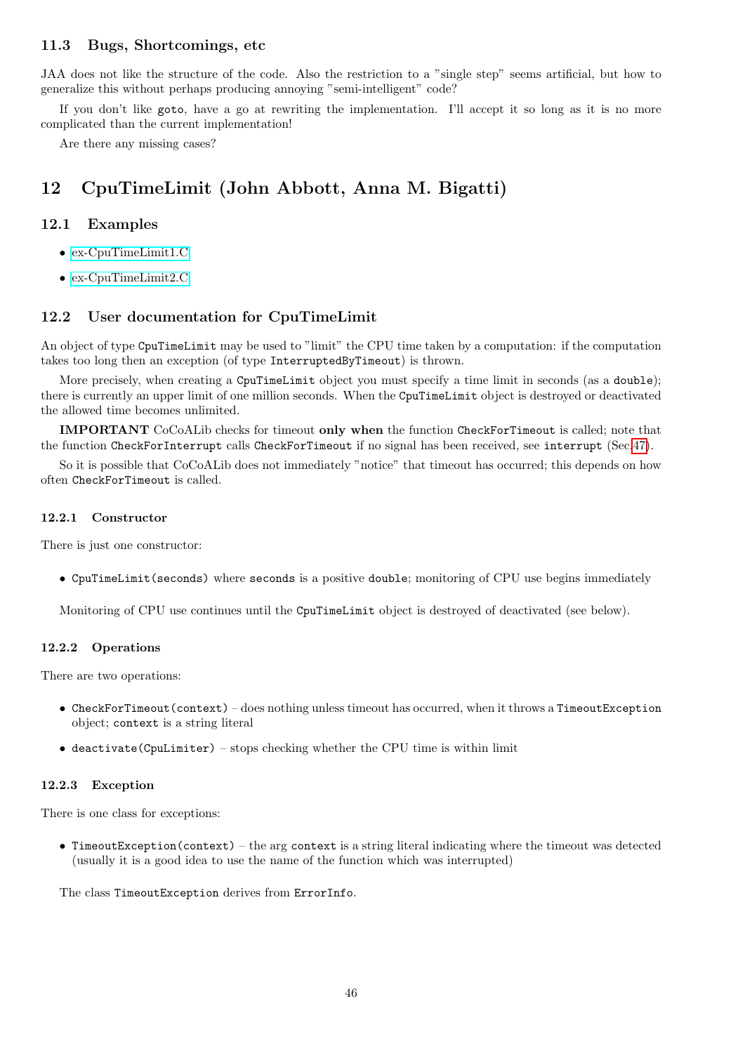### 11.3 Bugs, Shortcomings, etc

JAA does not like the structure of the code. Also the restriction to a "single step" seems artificial, but how to generalize this without perhaps producing annoying "semi-intelligent" code?

If you don't like `goto`, have a go at rewriting the implementation. I'll accept it so long as it is no more complicated than the current implementation!

Are there any missing cases?

## 12 CpuTimeLimit (John Abbott, Anna M. Bigatti)

### 12.1 Examples

- ex-CpuTimeLimit1.C
- ex-CpuTimeLimit2.C

### 12.2 User documentation for CpuTimeLimit

An object of type `CpuTimeLimit` may be used to "limit" the CPU time taken by a computation: if the computation takes too long then an exception (of type `InterruptedByTimeout`) is thrown.

More precisely, when creating a `CpuTimeLimit` object you must specify a time limit in seconds (as a `double`); there is currently an upper limit of one million seconds. When the `CpuTimeLimit` object is destroyed or deactivated the allowed time becomes unlimited.

**IMPORTANT** CoCoALib checks for timeout **only when** the function `CheckForTimeout` is called; note that the function `CheckForInterrupt` calls `CheckForTimeout` if no signal has been received, see `interrupt` (Sec.47).

So it is possible that CoCoALib does not immediately "notice" that timeout has occurred; this depends on how often `CheckForTimeout` is called.

#### 12.2.1 Constructor

There is just one constructor:

- `CpuTimeLimit(seconds)` where `seconds` is a positive `double`; monitoring of CPU use begins immediately

Monitoring of CPU use continues until the `CpuTimeLimit` object is destroyed of deactivated (see below).

#### 12.2.2 Operations

There are two operations:

- `CheckForTimeout(context)` – does nothing unless timeout has occurred, when it throws a `TimeoutException` object; `context` is a string literal
- `deactivate(CpuLimiter)` – stops checking whether the CPU time is within limit

#### 12.2.3 Exception

There is one class for exceptions:

- `TimeoutException(context)` – the arg `context` is a string literal indicating where the timeout was detected (usually it is a good idea to use the name of the function which was interrupted)

The class `TimeoutException` derives from `ErrorInfo`.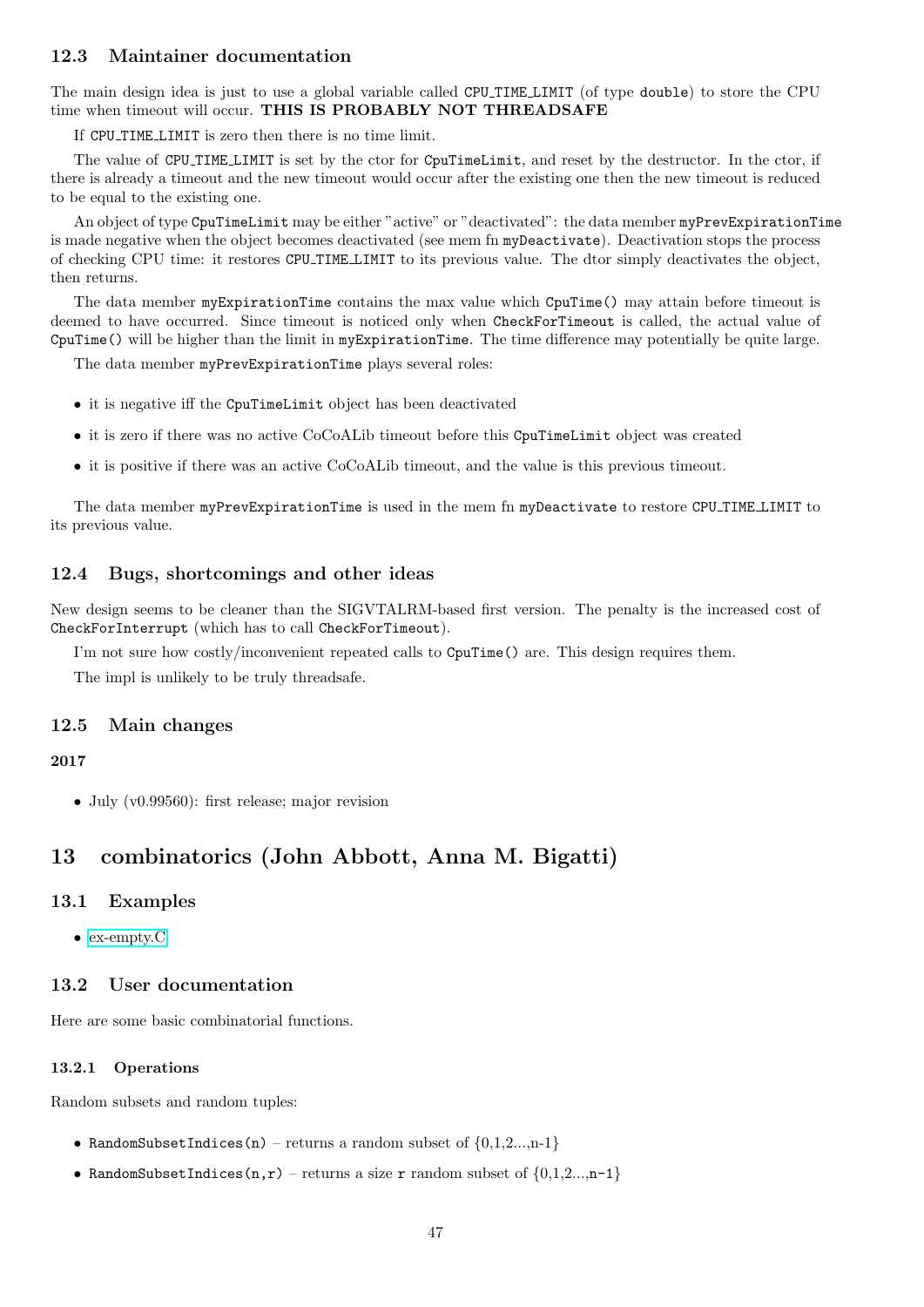### 12.3 Maintainer documentation

The main design idea is just to use a global variable called `CPU_TIME_LIMIT` (of type `double`) to store the CPU time when timeout will occur. **THIS IS PROBABLY NOT THREADSAFE**

If `CPU_TIME_LIMIT` is zero then there is no time limit.

The value of `CPU_TIME_LIMIT` is set by the ctor for `CpuTimeLimit`, and reset by the destructor. In the ctor, if there is already a timeout and the new timeout would occur after the existing one then the new timeout is reduced to be equal to the existing one.

An object of type `CpuTimeLimit` may be either "active" or "deactivated": the data member `myPrevExpirationTime` is made negative when the object becomes deactivated (see mem fn `myDeactivate`). Deactivation stops the process of checking CPU time: it restores `CPU_TIME_LIMIT` to its previous value. The dtor simply deactivates the object, then returns.

The data member `myExpirationTime` contains the max value which `CpuTime()` may attain before timeout is deemed to have occurred. Since timeout is noticed only when `CheckForTimeout` is called, the actual value of `CpuTime()` will be higher than the limit in `myExpirationTime`. The time difference may potentially be quite large.

The data member `myPrevExpirationTime` plays several roles:

- it is negative iff the `CpuTimeLimit` object has been deactivated
- it is zero if there was no active CoCoALib timeout before this `CpuTimeLimit` object was created
- it is positive if there was an active CoCoALib timeout, and the value is this previous timeout.

The data member `myPrevExpirationTime` is used in the mem fn `myDeactivate` to restore `CPU_TIME_LIMIT` to its previous value.

### 12.4 Bugs, shortcomings and other ideas

New design seems to be cleaner than the SIGVTALRM-based first version. The penalty is the increased cost of `CheckForInterrupt` (which has to call `CheckForTimeout`).

I'm not sure how costly/inconvenient repeated calls to `CpuTime()` are. This design requires them.

The impl is unlikely to be truly threadsafe.

### 12.5 Main changes

**2017**

- July (v0.99560): first release; major revision

## 13 combinatorics (John Abbott, Anna M. Bigatti)

### 13.1 Examples

- ex-empty.C

### 13.2 User documentation

Here are some basic combinatorial functions.

#### 13.2.1 Operations

Random subsets and random tuples:

- `RandomSubsetIndices(n)` – returns a random subset of {0,1,2...,n-1}
- `RandomSubsetIndices(n,r)` – returns a size `r` random subset of {0,1,2...,`n-1`}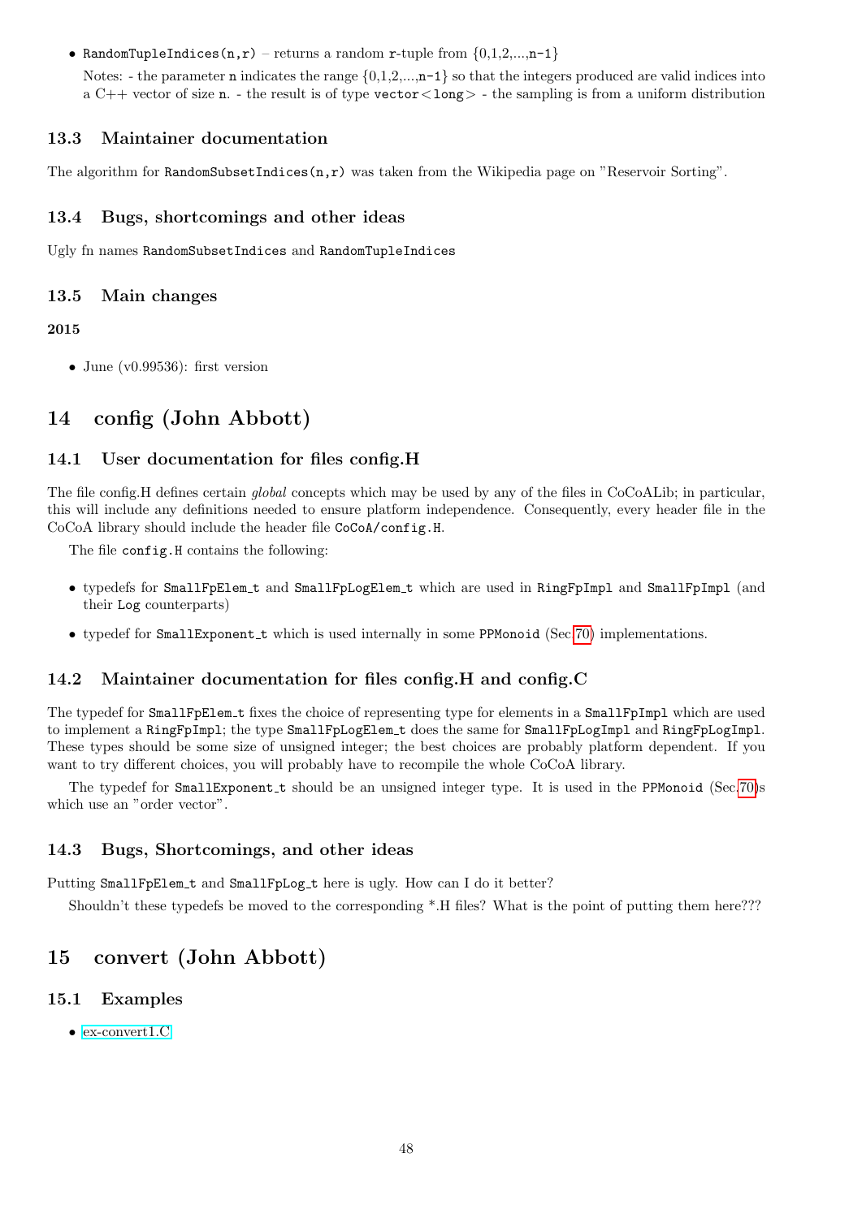- `RandomTupleIndices(n,r)` – returns a random `r`-tuple from {0,1,2,...,`n-1`}

  Notes: - the parameter `n` indicates the range {0,1,2,...,`n-1`} so that the integers produced are valid indices into a C++ vector of size `n`. - the result is of type `vector<long>` - the sampling is from a uniform distribution

### 13.3 Maintainer documentation

The algorithm for `RandomSubsetIndices(n,r)` was taken from the Wikipedia page on "Reservoir Sorting".

### 13.4 Bugs, shortcomings and other ideas

Ugly fn names `RandomSubsetIndices` and `RandomTupleIndices`

### 13.5 Main changes

**2015**

- June (v0.99536): first version

## 14 config (John Abbott)

### 14.1 User documentation for files config.H

The file config.H defines certain *global* concepts which may be used by any of the files in CoCoALib; in particular, this will include any definitions needed to ensure platform independence. Consequently, every header file in the CoCoA library should include the header file `CoCoA/config.H`.

The file `config.H` contains the following:

- typedefs for `SmallFpElem_t` and `SmallFpLogElem_t` which are used in `RingFpImpl` and `SmallFpImpl` (and their `Log` counterparts)
- typedef for `SmallExponent_t` which is used internally in some `PPMonoid` (Sec.70) implementations.

### 14.2 Maintainer documentation for files config.H and config.C

The typedef for `SmallFpElem_t` fixes the choice of representing type for elements in a `SmallFpImpl` which are used to implement a `RingFpImpl`; the type `SmallFpLogElem_t` does the same for `SmallFpLogImpl` and `RingFpLogImpl`. These types should be some size of unsigned integer; the best choices are probably platform dependent. If you want to try different choices, you will probably have to recompile the whole CoCoA library.

The typedef for `SmallExponent_t` should be an unsigned integer type. It is used in the `PPMonoid` (Sec.70)s which use an "order vector".

### 14.3 Bugs, Shortcomings, and other ideas

Putting `SmallFpElem_t` and `SmallFpLog_t` here is ugly. How can I do it better?

Shouldn't these typedefs be moved to the corresponding *.H files? What is the point of putting them here???

## 15 convert (John Abbott)

### 15.1 Examples

- ex-convert1.C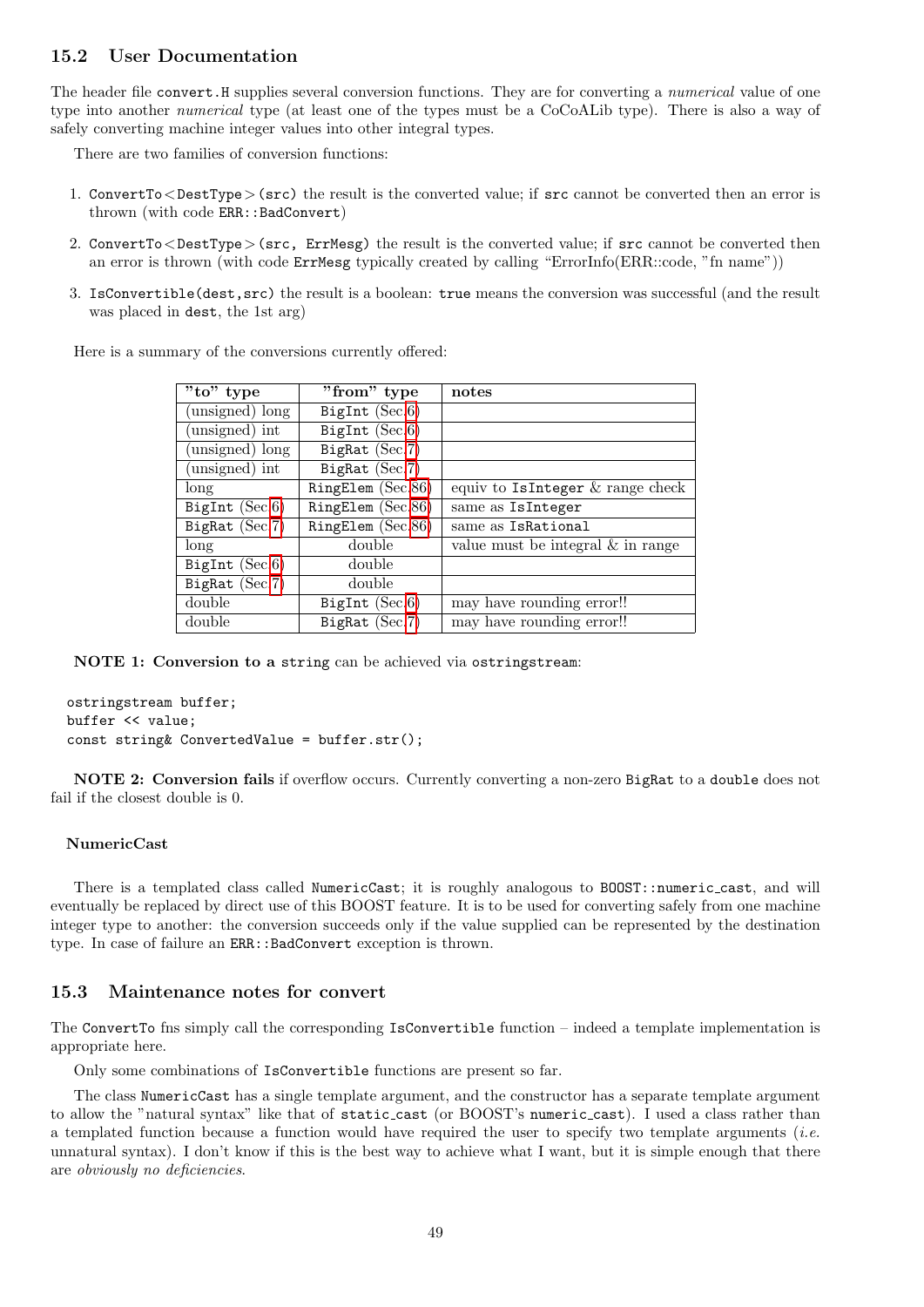## 15.2 User Documentation

The header file `convert.H` supplies several conversion functions. They are for converting a *numerical* value of one type into another *numerical* type (at least one of the types must be a CoCoALib type). There is also a way of safely converting machine integer values into other integral types.

There are two families of conversion functions:

1. `ConvertTo<DestType>(src)` the result is the converted value; if `src` cannot be converted then an error is thrown (with code `ERR::BadConvert`)
2. `ConvertTo<DestType>(src, ErrMesg)` the result is the converted value; if `src` cannot be converted then an error is thrown (with code `ErrMesg` typically created by calling "ErrorInfo(ERR::code, "fn name"))
3. `IsConvertible(dest,src)` the result is a boolean: `true` means the conversion was successful (and the result was placed in `dest`, the 1st arg)

Here is a summary of the conversions currently offered:

| "to" type | "from" type | notes |
|---|---|---|
| (unsigned) long | `BigInt` (Sec.6) | |
| (unsigned) int | `BigInt` (Sec.6) | |
| (unsigned) long | `BigRat` (Sec.7) | |
| (unsigned) int | `BigRat` (Sec.7) | |
| long | `RingElem` (Sec.86) | equiv to `IsInteger` & range check |
| `BigInt` (Sec.6) | `RingElem` (Sec.86) | same as `IsInteger` |
| `BigRat` (Sec.7) | `RingElem` (Sec.86) | same as `IsRational` |
| long | double | value must be integral & in range |
| `BigInt` (Sec.6) | double | |
| `BigRat` (Sec.7) | double | |
| double | `BigInt` (Sec.6) | may have rounding error!! |
| double | `BigRat` (Sec.7) | may have rounding error!! |

**NOTE 1: Conversion to a** `string` can be achieved via `ostringstream`:

```
ostringstream buffer;
buffer << value;
const string& ConvertedValue = buffer.str();
```

**NOTE 2: Conversion fails** if overflow occurs. Currently converting a non-zero `BigRat` to a `double` does not fail if the closest double is 0.

#### NumericCast

There is a templated class called `NumericCast`; it is roughly analogous to `BOOST::numeric_cast`, and will eventually be replaced by direct use of this BOOST feature. It is to be used for converting safely from one machine integer type to another: the conversion succeeds only if the value supplied can be represented by the destination type. In case of failure an `ERR::BadConvert` exception is thrown.

## 15.3 Maintenance notes for convert

The `ConvertTo` fns simply call the corresponding `IsConvertible` function – indeed a template implementation is appropriate here.

Only some combinations of `IsConvertible` functions are present so far.

The class `NumericCast` has a single template argument, and the constructor has a separate template argument to allow the "natural syntax" like that of `static_cast` (or BOOST's `numeric_cast`). I used a class rather than a templated function because a function would have required the user to specify two template arguments (*i.e.* unnatural syntax). I don't know if this is the best way to achieve what I want, but it is simple enough that there are *obviously no deficiencies*.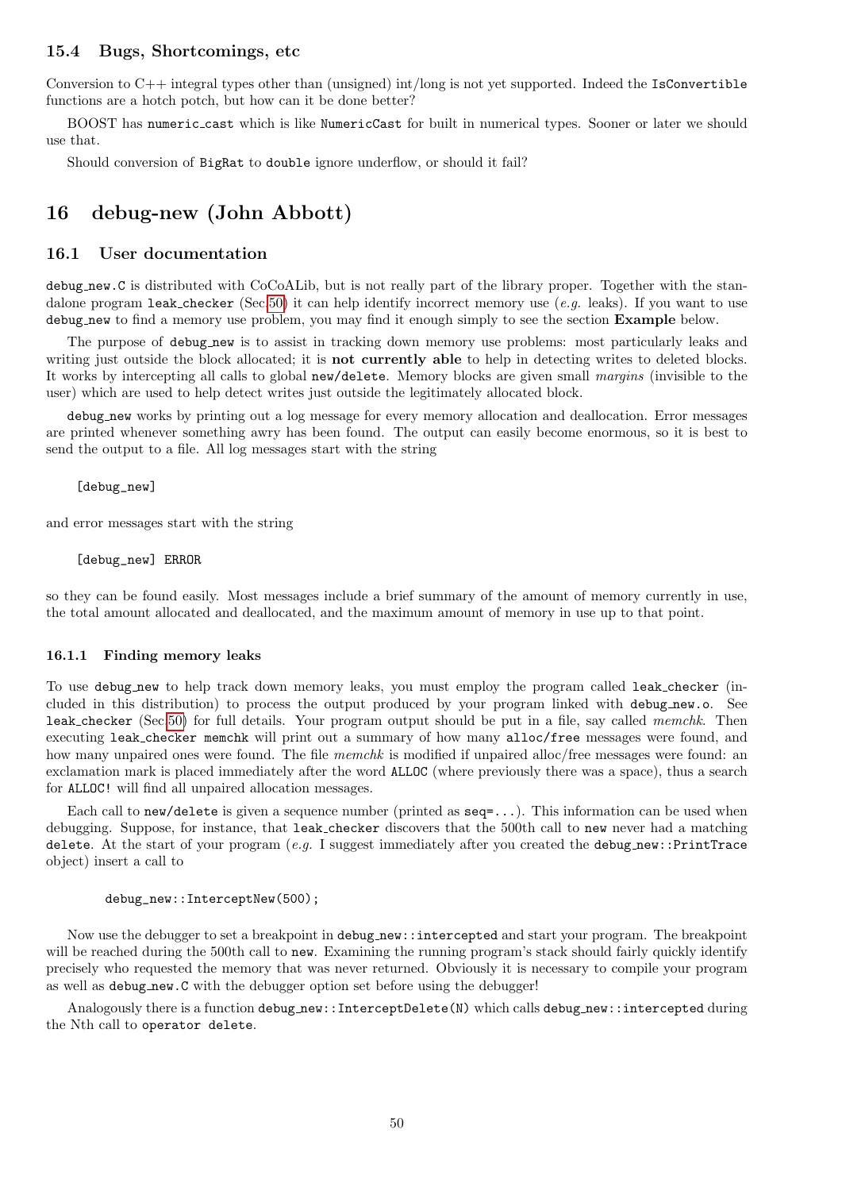### 15.4 Bugs, Shortcomings, etc

Conversion to C++ integral types other than (unsigned) int/long is not yet supported. Indeed the `IsConvertible` functions are a hotch potch, but how can it be done better?

BOOST has `numeric_cast` which is like `NumericCast` for built in numerical types. Sooner or later we should use that.

Should conversion of `BigRat` to `double` ignore underflow, or should it fail?

## 16 debug-new (John Abbott)

### 16.1 User documentation

`debug_new.C` is distributed with CoCoALib, but is not really part of the library proper. Together with the standalone program `leak_checker` (Sec.50) it can help identify incorrect memory use (*e.g.* leaks). If you want to use `debug_new` to find a memory use problem, you may find it enough simply to see the section **Example** below.

The purpose of `debug_new` is to assist in tracking down memory use problems: most particularly leaks and writing just outside the block allocated; it is **not currently able** to help in detecting writes to deleted blocks. It works by intercepting all calls to global `new/delete`. Memory blocks are given small *margins* (invisible to the user) which are used to help detect writes just outside the legitimately allocated block.

`debug_new` works by printing out a log message for every memory allocation and deallocation. Error messages are printed whenever something awry has been found. The output can easily become enormous, so it is best to send the output to a file. All log messages start with the string

```
[debug_new]
```

and error messages start with the string

```
[debug_new] ERROR
```

so they can be found easily. Most messages include a brief summary of the amount of memory currently in use, the total amount allocated and deallocated, and the maximum amount of memory in use up to that point.

#### 16.1.1 Finding memory leaks

To use `debug_new` to help track down memory leaks, you must employ the program called `leak_checker` (included in this distribution) to process the output produced by your program linked with `debug_new.o`. See `leak_checker` (Sec.50) for full details. Your program output should be put in a file, say called *memchk*. Then executing `leak_checker memchk` will print out a summary of how many `alloc/free` messages were found, and how many unpaired ones were found. The file *memchk* is modified if unpaired alloc/free messages were found: an exclamation mark is placed immediately after the word `ALLOC` (where previously there was a space), thus a search for `ALLOC!` will find all unpaired allocation messages.

Each call to `new/delete` is given a sequence number (printed as `seq=...`). This information can be used when debugging. Suppose, for instance, that `leak_checker` discovers that the 500th call to `new` never had a matching `delete`. At the start of your program (*e.g.* I suggest immediately after you created the `debug_new::PrintTrace` object) insert a call to

```
debug_new::InterceptNew(500);
```

Now use the debugger to set a breakpoint in `debug_new::intercepted` and start your program. The breakpoint will be reached during the 500th call to `new`. Examining the running program's stack should fairly quickly identify precisely who requested the memory that was never returned. Obviously it is necessary to compile your program as well as `debug_new.C` with the debugger option set before using the debugger!

Analogously there is a function `debug_new::InterceptDelete(N)` which calls `debug_new::intercepted` during the Nth call to `operator delete`.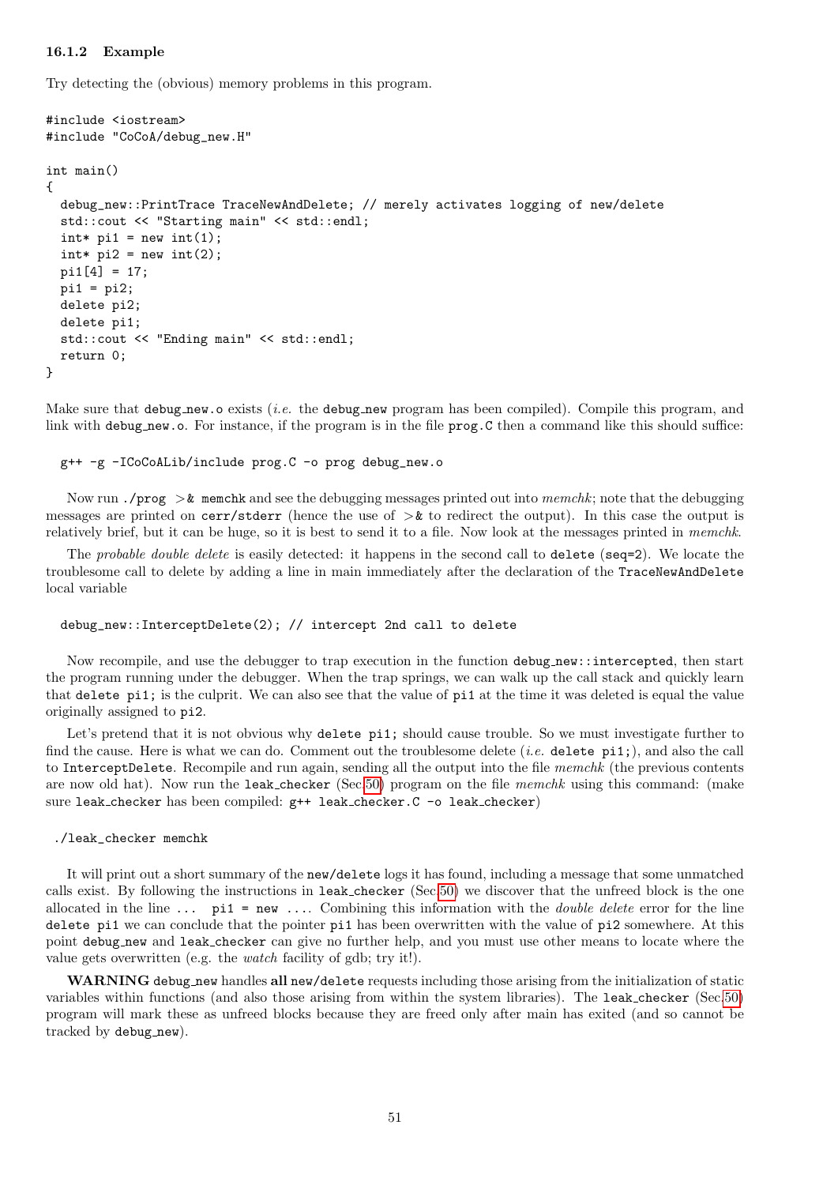### 16.1.2 Example

Try detecting the (obvious) memory problems in this program.

```
#include <iostream>
#include "CoCoA/debug_new.H"

int main()
{
  debug_new::PrintTrace TraceNewAndDelete; // merely activates logging of new/delete
  std::cout << "Starting main" << std::endl;
  int* pi1 = new int(1);
  int* pi2 = new int(2);
  pi1[4] = 17;
  pi1 = pi2;
  delete pi2;
  delete pi1;
  std::cout << "Ending main" << std::endl;
  return 0;
}
```

Make sure that `debug_new.o` exists (*i.e.* the `debug_new` program has been compiled). Compile this program, and link with `debug_new.o`. For instance, if the program is in the file `prog.C` then a command like this should suffice:

```
g++ -g -ICoCoALib/include prog.C -o prog debug_new.o
```

Now run `./prog >& memchk` and see the debugging messages printed out into *memchk*; note that the debugging messages are printed on `cerr/stderr` (hence the use of `>&` to redirect the output). In this case the output is relatively brief, but it can be huge, so it is best to send it to a file. Now look at the messages printed in *memchk*.

The *probable double delete* is easily detected: it happens in the second call to `delete` (`seq=2`). We locate the troublesome call to delete by adding a line in main immediately after the declaration of the `TraceNewAndDelete` local variable

```
debug_new::InterceptDelete(2); // intercept 2nd call to delete
```

Now recompile, and use the debugger to trap execution in the function `debug_new::intercepted`, then start the program running under the debugger. When the trap springs, we can walk up the call stack and quickly learn that `delete pi1;` is the culprit. We can also see that the value of `pi1` at the time it was deleted is equal the value originally assigned to `pi2`.

Let's pretend that it is not obvious why `delete pi1;` should cause trouble. So we must investigate further to find the cause. Here is what we can do. Comment out the troublesome delete (*i.e.* `delete pi1;`), and also the call to `InterceptDelete`. Recompile and run again, sending all the output into the file *memchk* (the previous contents are now old hat). Now run the `leak_checker` (Sec.50) program on the file *memchk* using this command: (make sure `leak_checker` has been compiled: `g++ leak_checker.C -o leak_checker`)

```
./leak_checker memchk
```

It will print out a short summary of the `new/delete` logs it has found, including a message that some unmatched calls exist. By following the instructions in `leak_checker` (Sec.50) we discover that the unfreed block is the one allocated in the line `... pi1 = new ...`. Combining this information with the *double delete* error for the line `delete pi1` we can conclude that the pointer `pi1` has been overwritten with the value of `pi2` somewhere. At this point `debug_new` and `leak_checker` can give no further help, and you must use other means to locate where the value gets overwritten (e.g. the *watch* facility of gdb; try it!).

**WARNING** `debug_new` handles **all** `new/delete` requests including those arising from the initialization of static variables within functions (and also those arising from within the system libraries). The `leak_checker` (Sec.50) program will mark these as unfreed blocks because they are freed only after main has exited (and so cannot be tracked by `debug_new`).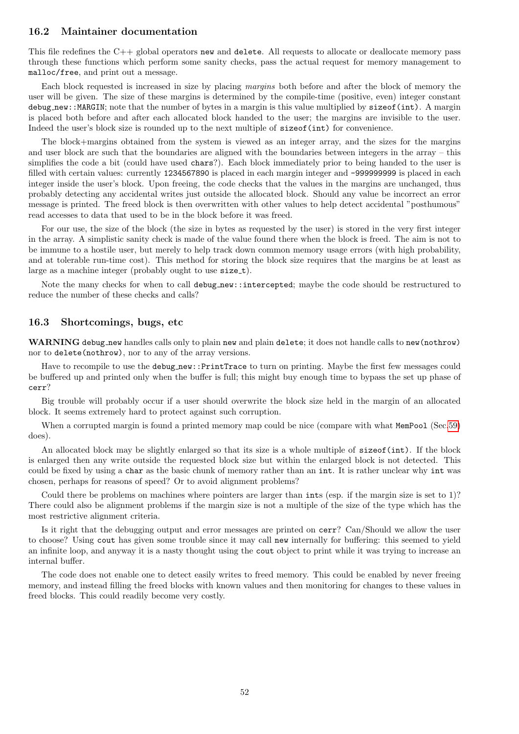### 16.2 Maintainer documentation

This file redefines the C++ global operators `new` and `delete`. All requests to allocate or deallocate memory pass through these functions which perform some sanity checks, pass the actual request for memory management to `malloc/free`, and print out a message.

Each block requested is increased in size by placing *margins* both before and after the block of memory the user will be given. The size of these margins is determined by the compile-time (positive, even) integer constant `debug_new::MARGIN`; note that the number of bytes in a margin is this value multiplied by `sizeof(int)`. A margin is placed both before and after each allocated block handed to the user; the margins are invisible to the user. Indeed the user's block size is rounded up to the next multiple of `sizeof(int)` for convenience.

The block+margins obtained from the system is viewed as an integer array, and the sizes for the margins and user block are such that the boundaries are aligned with the boundaries between integers in the array – this simplifies the code a bit (could have used `char`s?). Each block immediately prior to being handed to the user is filled with certain values: currently `1234567890` is placed in each margin integer and `-999999999` is placed in each integer inside the user's block. Upon freeing, the code checks that the values in the margins are unchanged, thus probably detecting any accidental writes just outside the allocated block. Should any value be incorrect an error message is printed. The freed block is then overwritten with other values to help detect accidental "posthumous" read accesses to data that used to be in the block before it was freed.

For our use, the size of the block (the size in bytes as requested by the user) is stored in the very first integer in the array. A simplistic sanity check is made of the value found there when the block is freed. The aim is not to be immune to a hostile user, but merely to help track down common memory usage errors (with high probability, and at tolerable run-time cost). This method for storing the block size requires that the margins be at least as large as a machine integer (probably ought to use `size_t`).

Note the many checks for when to call `debug_new::intercepted`; maybe the code should be restructured to reduce the number of these checks and calls?

### 16.3 Shortcomings, bugs, etc

**WARNING** `debug_new` handles calls only to plain `new` and plain `delete`; it does not handle calls to `new(nothrow)` nor to `delete(nothrow)`, nor to any of the array versions.

Have to recompile to use the `debug_new::PrintTrace` to turn on printing. Maybe the first few messages could be buffered up and printed only when the buffer is full; this might buy enough time to bypass the set up phase of `cerr`?

Big trouble will probably occur if a user should overwrite the block size held in the margin of an allocated block. It seems extremely hard to protect against such corruption.

When a corrupted margin is found a printed memory map could be nice (compare with what `MemPool` (Sec.59) does).

An allocated block may be slightly enlarged so that its size is a whole multiple of `sizeof(int)`. If the block is enlarged then any write outside the requested block size but within the enlarged block is not detected. This could be fixed by using a `char` as the basic chunk of memory rather than an `int`. It is rather unclear why `int` was chosen, perhaps for reasons of speed? Or to avoid alignment problems?

Could there be problems on machines where pointers are larger than `int`s (esp. if the margin size is set to 1)? There could also be alignment problems if the margin size is not a multiple of the size of the type which has the most restrictive alignment criteria.

Is it right that the debugging output and error messages are printed on `cerr`? Can/Should we allow the user to choose? Using `cout` has given some trouble since it may call `new` internally for buffering: this seemed to yield an infinite loop, and anyway it is a nasty thought using the `cout` object to print while it was trying to increase an internal buffer.

The code does not enable one to detect easily writes to freed memory. This could be enabled by never freeing memory, and instead filling the freed blocks with known values and then monitoring for changes to these values in freed blocks. This could readily become very costly.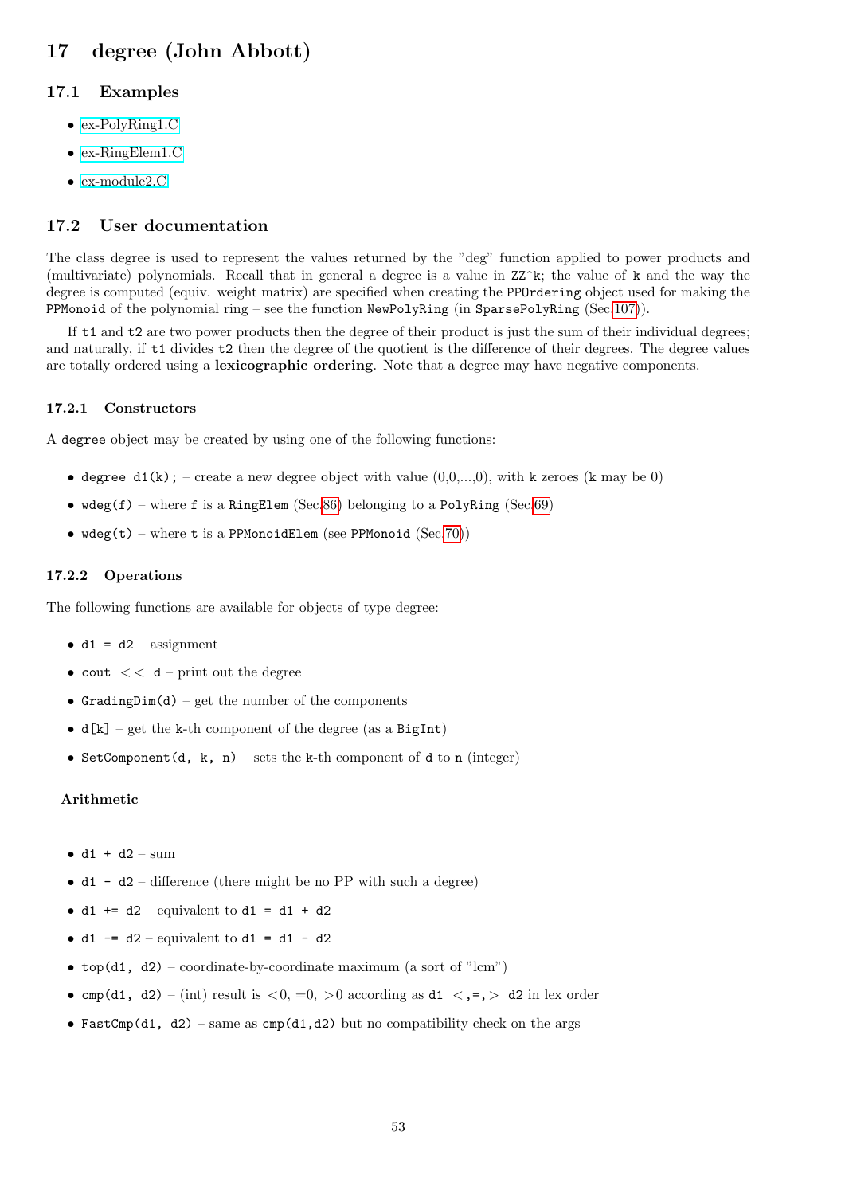# 17 degree (John Abbott)

## 17.1 Examples

- ex-PolyRing1.C
- ex-RingElem1.C
- ex-module2.C

## 17.2 User documentation

The class degree is used to represent the values returned by the "deg" function applied to power products and (multivariate) polynomials. Recall that in general a degree is a value in `ZZ^k`; the value of `k` and the way the degree is computed (equiv. weight matrix) are specified when creating the `PPOrdering` object used for making the `PPMonoid` of the polynomial ring – see the function `NewPolyRing` (in `SparsePolyRing` (Sec.107)).

If `t1` and `t2` are two power products then the degree of their product is just the sum of their individual degrees; and naturally, if `t1` divides `t2` then the degree of the quotient is the difference of their degrees. The degree values are totally ordered using a **lexicographic ordering**. Note that a degree may have negative components.

### 17.2.1 Constructors

A `degree` object may be created by using one of the following functions:

- `degree d1(k);` – create a new degree object with value (0,0,...,0), with `k` zeroes (`k` may be 0)
- `wdeg(f)` – where `f` is a `RingElem` (Sec.86) belonging to a `PolyRing` (Sec.69)
- `wdeg(t)` – where `t` is a `PPMonoidElem` (see `PPMonoid` (Sec.70))

### 17.2.2 Operations

The following functions are available for objects of type degree:

- `d1 = d2` – assignment
- `cout << d` – print out the degree
- `GradingDim(d)` – get the number of the components
- `d[k]` – get the `k`-th component of the degree (as a `BigInt`)
- `SetComponent(d, k, n)` – sets the `k`-th component of `d` to `n` (integer)

**Arithmetic**

- `d1 + d2` – sum
- `d1 - d2` – difference (there might be no PP with such a degree)
- `d1 += d2` – equivalent to `d1 = d1 + d2`
- `d1 -= d2` – equivalent to `d1 = d1 - d2`
- `top(d1, d2)` – coordinate-by-coordinate maximum (a sort of "lcm")
- `cmp(d1, d2)` – (int) result is $<0$, $=0$, $>0$ according as `d1 <,=,> d2` in lex order
- `FastCmp(d1, d2)` – same as `cmp(d1,d2)` but no compatibility check on the args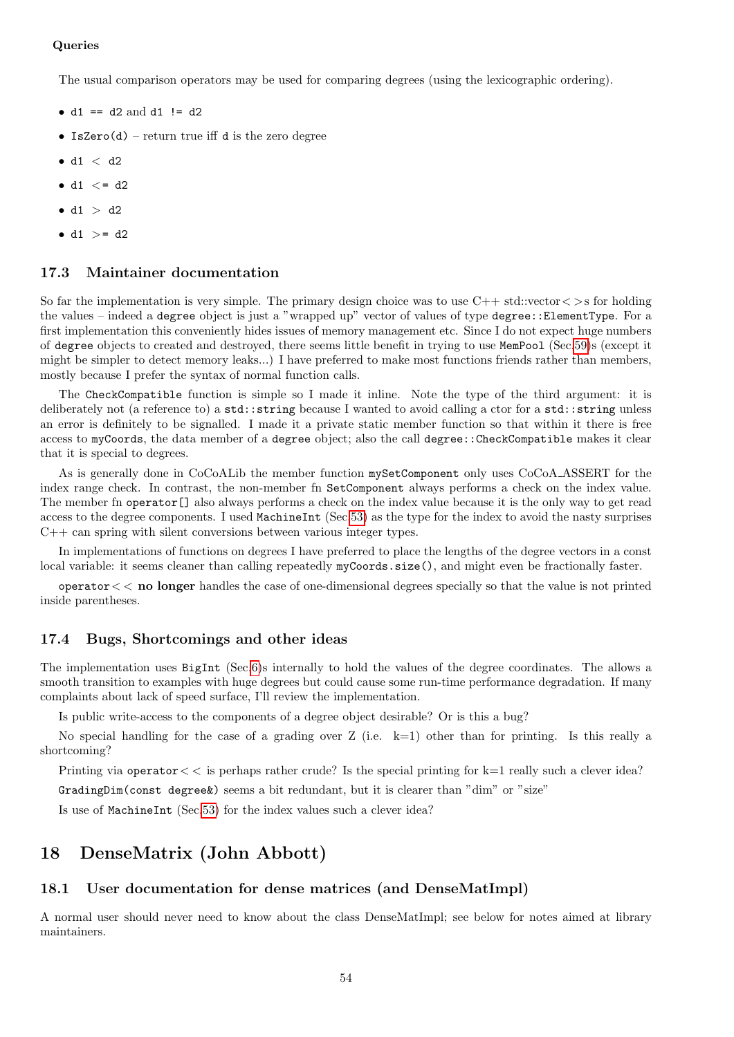**Queries**

The usual comparison operators may be used for comparing degrees (using the lexicographic ordering).

- `d1 == d2` and `d1 != d2`
- `IsZero(d)` – return true iff `d` is the zero degree
- `d1 < d2`
- `d1 <= d2`
- `d1 > d2`
- `d1 >= d2`

### 17.3 Maintainer documentation

So far the implementation is very simple. The primary design choice was to use C++ std::vector<>s for holding the values – indeed a `degree` object is just a "wrapped up" vector of values of type `degree::ElementType`. For a first implementation this conveniently hides issues of memory management etc. Since I do not expect huge numbers of `degree` objects to created and destroyed, there seems little benefit in trying to use `MemPool` (Sec.59)s (except it might be simpler to detect memory leaks...) I have preferred to make most functions friends rather than members, mostly because I prefer the syntax of normal function calls.

The `CheckCompatible` function is simple so I made it inline. Note the type of the third argument: it is deliberately not (a reference to) a `std::string` because I wanted to avoid calling a ctor for a `std::string` unless an error is definitely to be signalled. I made it a private static member function so that within it there is free access to `myCoords`, the data member of a `degree` object; also the call `degree::CheckCompatible` makes it clear that it is special to degrees.

As is generally done in CoCoALib the member function `mySetComponent` only uses CoCoA_ASSERT for the index range check. In contrast, the non-member fn `SetComponent` always performs a check on the index value. The member fn `operator[]` also always performs a check on the index value because it is the only way to get read access to the degree components. I used `MachineInt` (Sec.53) as the type for the index to avoid the nasty surprises C++ can spring with silent conversions between various integer types.

In implementations of functions on degrees I have preferred to place the lengths of the degree vectors in a const local variable: it seems cleaner than calling repeatedly `myCoords.size()`, and might even be fractionally faster.

`operator<<` **no longer** handles the case of one-dimensional degrees specially so that the value is not printed inside parentheses.

### 17.4 Bugs, Shortcomings and other ideas

The implementation uses `BigInt` (Sec.6)s internally to hold the values of the degree coordinates. The allows a smooth transition to examples with huge degrees but could cause some run-time performance degradation. If many complaints about lack of speed surface, I'll review the implementation.

Is public write-access to the components of a degree object desirable? Or is this a bug?

No special handling for the case of a grading over Z (i.e. k=1) other than for printing. Is this really a shortcoming?

Printing via `operator<<` is perhaps rather crude? Is the special printing for k=1 really such a clever idea?

`GradingDim(const degree&)` seems a bit redundant, but it is clearer than "dim" or "size"

Is use of `MachineInt` (Sec.53) for the index values such a clever idea?

## 18 DenseMatrix (John Abbott)

### 18.1 User documentation for dense matrices (and DenseMatImpl)

A normal user should never need to know about the class DenseMatImpl; see below for notes aimed at library maintainers.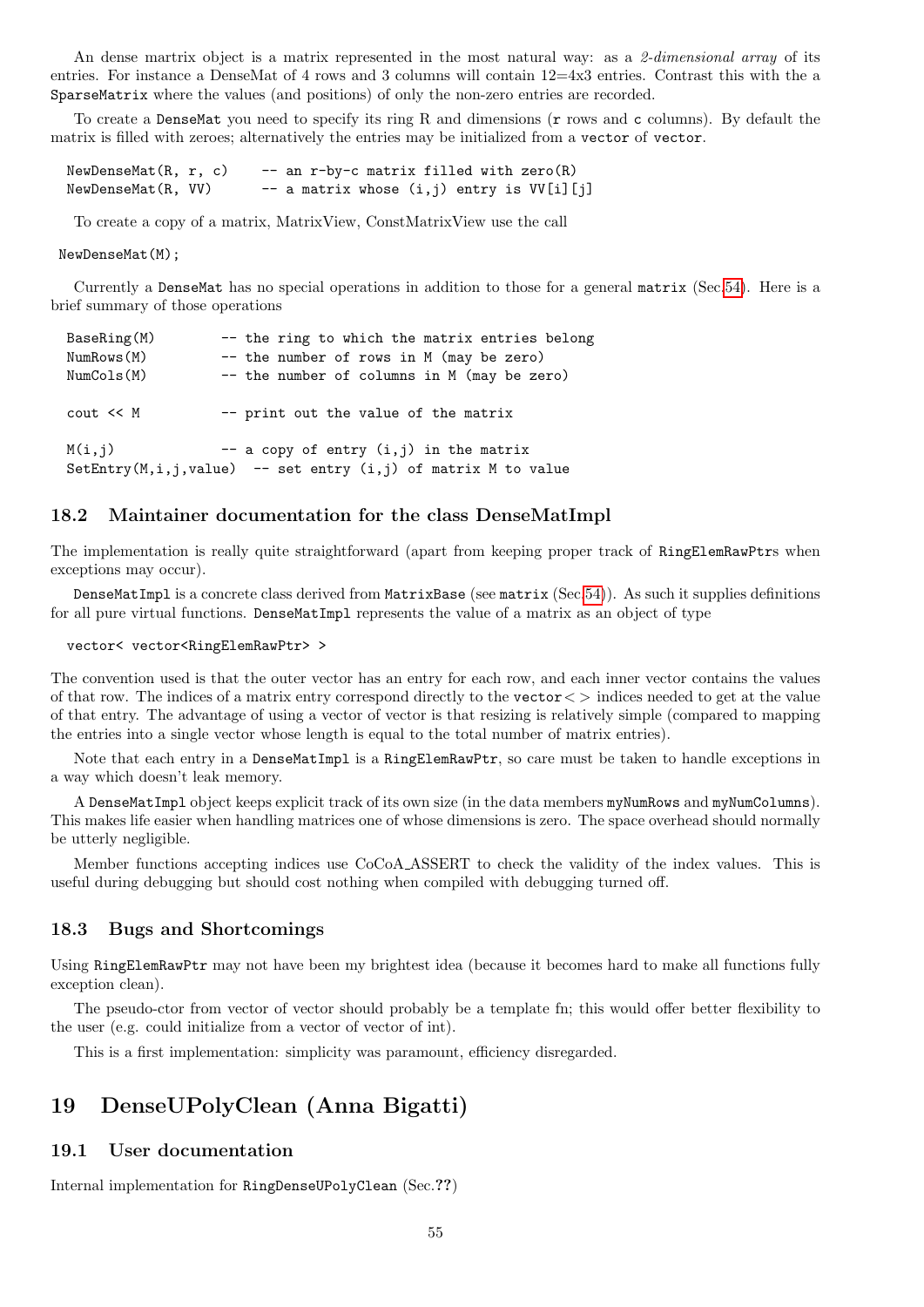An dense martrix object is a matrix represented in the most natural way: as a *2-dimensional array* of its entries. For instance a DenseMat of 4 rows and 3 columns will contain 12=4x3 entries. Contrast this with the a `SparseMatrix` where the values (and positions) of only the non-zero entries are recorded.

To create a `DenseMat` you need to specify its ring R and dimensions (`r` rows and `c` columns). By default the matrix is filled with zeroes; alternatively the entries may be initialized from a `vector` of `vector`.

```
NewDenseMat(R, r, c)    -- an r-by-c matrix filled with zero(R)
NewDenseMat(R, VV)      -- a matrix whose (i,j) entry is VV[i][j]
```

To create a copy of a matrix, MatrixView, ConstMatrixView use the call

```
NewDenseMat(M);
```

Currently a `DenseMat` has no special operations in addition to those for a general `matrix` (Sec.54). Here is a brief summary of those operations

```
BaseRing(M)        -- the ring to which the matrix entries belong
NumRows(M)         -- the number of rows in M (may be zero)
NumCols(M)         -- the number of columns in M (may be zero)

cout << M          -- print out the value of the matrix

M(i,j)             -- a copy of entry (i,j) in the matrix
SetEntry(M,i,j,value)  -- set entry (i,j) of matrix M to value
```

### 18.2 Maintainer documentation for the class DenseMatImpl

The implementation is really quite straightforward (apart from keeping proper track of `RingElemRawPtr`s when exceptions may occur).

`DenseMatImpl` is a concrete class derived from `MatrixBase` (see `matrix` (Sec.54)). As such it supplies definitions for all pure virtual functions. `DenseMatImpl` represents the value of a matrix as an object of type

```
vector< vector<RingElemRawPtr> >
```

The convention used is that the outer vector has an entry for each row, and each inner vector contains the values of that row. The indices of a matrix entry correspond directly to the `vector< >` indices needed to get at the value of that entry. The advantage of using a vector of vector is that resizing is relatively simple (compared to mapping the entries into a single vector whose length is equal to the total number of matrix entries).

Note that each entry in a `DenseMatImpl` is a `RingElemRawPtr`, so care must be taken to handle exceptions in a way which doesn't leak memory.

A `DenseMatImpl` object keeps explicit track of its own size (in the data members `myNumRows` and `myNumColumns`). This makes life easier when handling matrices one of whose dimensions is zero. The space overhead should normally be utterly negligible.

Member functions accepting indices use CoCoA_ASSERT to check the validity of the index values. This is useful during debugging but should cost nothing when compiled with debugging turned off.

### 18.3 Bugs and Shortcomings

Using `RingElemRawPtr` may not have been my brightest idea (because it becomes hard to make all functions fully exception clean).

The pseudo-ctor from vector of vector should probably be a template fn; this would offer better flexibility to the user (e.g. could initialize from a vector of vector of int).

This is a first implementation: simplicity was paramount, efficiency disregarded.

## 19 DenseUPolyClean (Anna Bigatti)

### 19.1 User documentation

Internal implementation for `RingDenseUPolyClean` (Sec.??)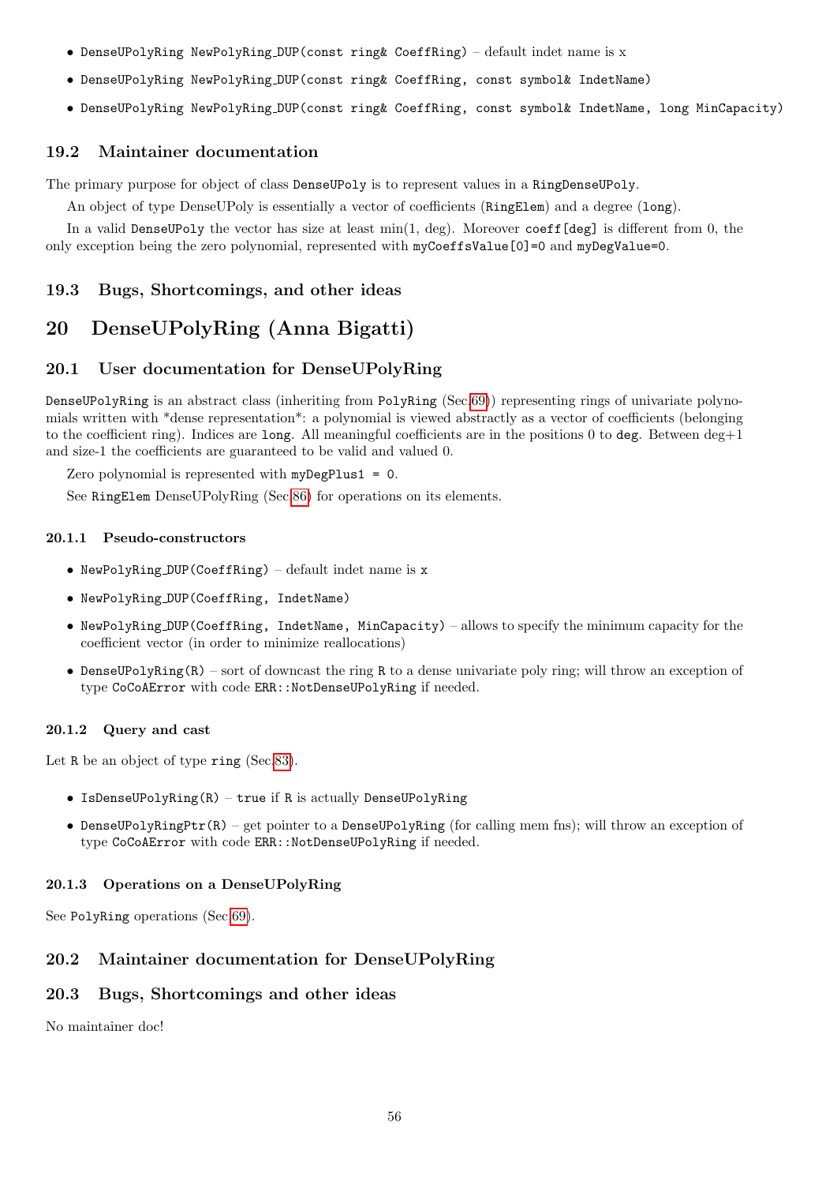- `DenseUPolyRing NewPolyRing_DUP(const ring& CoeffRing)` – default indet name is x
- `DenseUPolyRing NewPolyRing_DUP(const ring& CoeffRing, const symbol& IndetName)`
- `DenseUPolyRing NewPolyRing_DUP(const ring& CoeffRing, const symbol& IndetName, long MinCapacity)`

### 19.2 Maintainer documentation

The primary purpose for object of class `DenseUPoly` is to represent values in a `RingDenseUPoly`.

An object of type DenseUPoly is essentially a vector of coefficients (`RingElem`) and a degree (`long`).

In a valid `DenseUPoly` the vector has size at least min(1, deg). Moreover `coeff[deg]` is different from 0, the only exception being the zero polynomial, represented with `myCoeffsValue[0]=0` and `myDegValue=0`.

### 19.3 Bugs, Shortcomings, and other ideas

## 20 DenseUPolyRing (Anna Bigatti)

### 20.1 User documentation for DenseUPolyRing

`DenseUPolyRing` is an abstract class (inheriting from `PolyRing` (Sec.69)) representing rings of univariate polynomials written with *dense representation*: a polynomial is viewed abstractly as a vector of coefficients (belonging to the coefficient ring). Indices are `long`. All meaningful coefficients are in the positions 0 to `deg`. Between deg+1 and size-1 the coefficients are guaranteed to be valid and valued 0.

Zero polynomial is represented with `myDegPlus1 = 0`.

See `RingElem` DenseUPolyRing (Sec.86) for operations on its elements.

#### 20.1.1 Pseudo-constructors

- `NewPolyRing_DUP(CoeffRing)` – default indet name is `x`
- `NewPolyRing_DUP(CoeffRing, IndetName)`
- `NewPolyRing_DUP(CoeffRing, IndetName, MinCapacity)` – allows to specify the minimum capacity for the coefficient vector (in order to minimize reallocations)
- `DenseUPolyRing(R)` – sort of downcast the ring `R` to a dense univariate poly ring; will throw an exception of type `CoCoAError` with code `ERR::NotDenseUPolyRing` if needed.

#### 20.1.2 Query and cast

Let `R` be an object of type `ring` (Sec.83).

- `IsDenseUPolyRing(R)` – `true` if `R` is actually `DenseUPolyRing`
- `DenseUPolyRingPtr(R)` – get pointer to a `DenseUPolyRing` (for calling mem fns); will throw an exception of type `CoCoAError` with code `ERR::NotDenseUPolyRing` if needed.

#### 20.1.3 Operations on a DenseUPolyRing

See `PolyRing` operations (Sec.69).

### 20.2 Maintainer documentation for DenseUPolyRing

### 20.3 Bugs, Shortcomings and other ideas

No maintainer doc!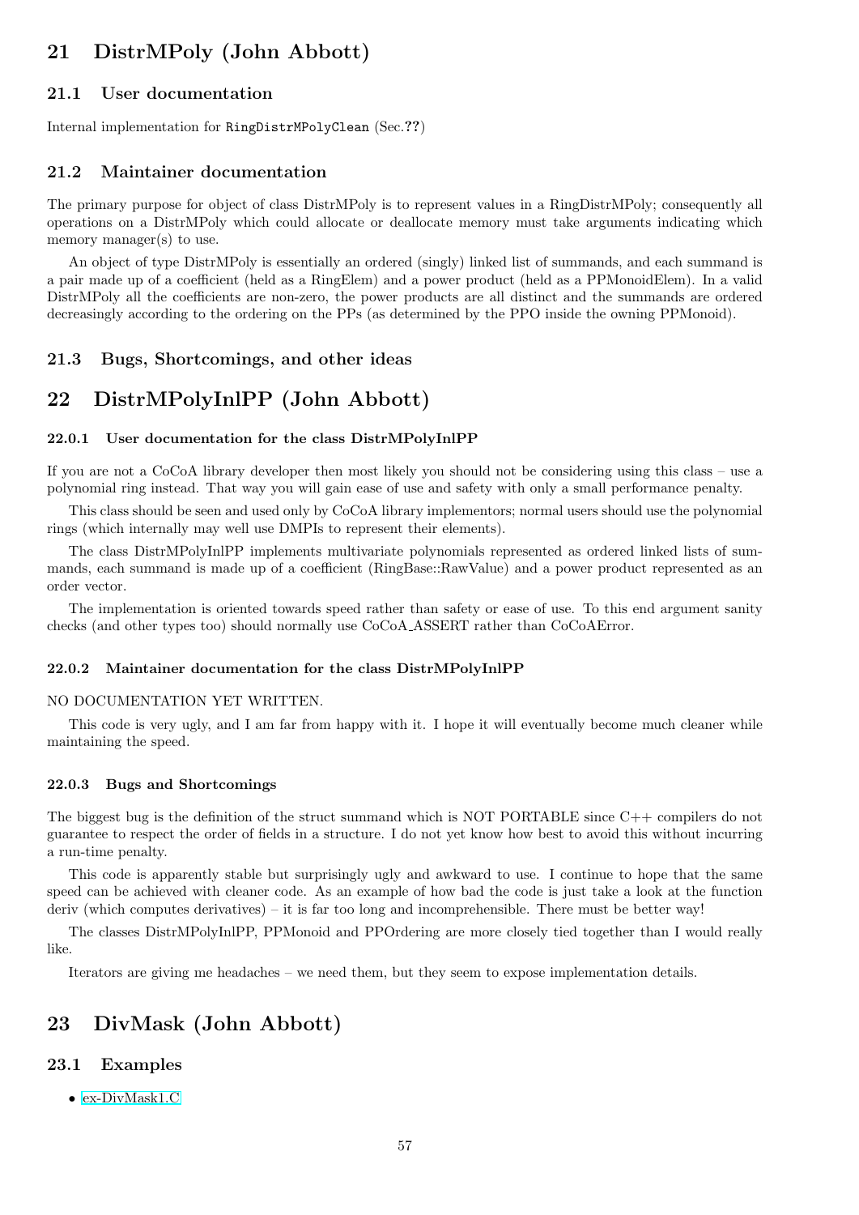# 21 DistrMPoly (John Abbott)

## 21.1 User documentation

Internal implementation for RingDistrMPolyClean (Sec.??)

## 21.2 Maintainer documentation

The primary purpose for object of class DistrMPoly is to represent values in a RingDistrMPoly; consequently all operations on a DistrMPoly which could allocate or deallocate memory must take arguments indicating which memory manager(s) to use.

An object of type DistrMPoly is essentially an ordered (singly) linked list of summands, and each summand is a pair made up of a coefficient (held as a RingElem) and a power product (held as a PPMonoidElem). In a valid DistrMPoly all the coefficients are non-zero, the power products are all distinct and the summands are ordered decreasingly according to the ordering on the PPs (as determined by the PPO inside the owning PPMonoid).

## 21.3 Bugs, Shortcomings, and other ideas

# 22 DistrMPolyInlPP (John Abbott)

#### 22.0.1 User documentation for the class DistrMPolyInlPP

If you are not a CoCoA library developer then most likely you should not be considering using this class – use a polynomial ring instead. That way you will gain ease of use and safety with only a small performance penalty.

This class should be seen and used only by CoCoA library implementors; normal users should use the polynomial rings (which internally may well use DMPIs to represent their elements).

The class DistrMPolyInlPP implements multivariate polynomials represented as ordered linked lists of summands, each summand is made up of a coefficient (RingBase::RawValue) and a power product represented as an order vector.

The implementation is oriented towards speed rather than safety or ease of use. To this end argument sanity checks (and other types too) should normally use CoCoA_ASSERT rather than CoCoAError.

#### 22.0.2 Maintainer documentation for the class DistrMPolyInlPP

NO DOCUMENTATION YET WRITTEN.

This code is very ugly, and I am far from happy with it. I hope it will eventually become much cleaner while maintaining the speed.

#### 22.0.3 Bugs and Shortcomings

The biggest bug is the definition of the struct summand which is NOT PORTABLE since C++ compilers do not guarantee to respect the order of fields in a structure. I do not yet know how best to avoid this without incurring a run-time penalty.

This code is apparently stable but surprisingly ugly and awkward to use. I continue to hope that the same speed can be achieved with cleaner code. As an example of how bad the code is just take a look at the function deriv (which computes derivatives) – it is far too long and incomprehensible. There must be better way!

The classes DistrMPolyInlPP, PPMonoid and PPOrdering are more closely tied together than I would really like.

Iterators are giving me headaches – we need them, but they seem to expose implementation details.

# 23 DivMask (John Abbott)

## 23.1 Examples

- ex-DivMask1.C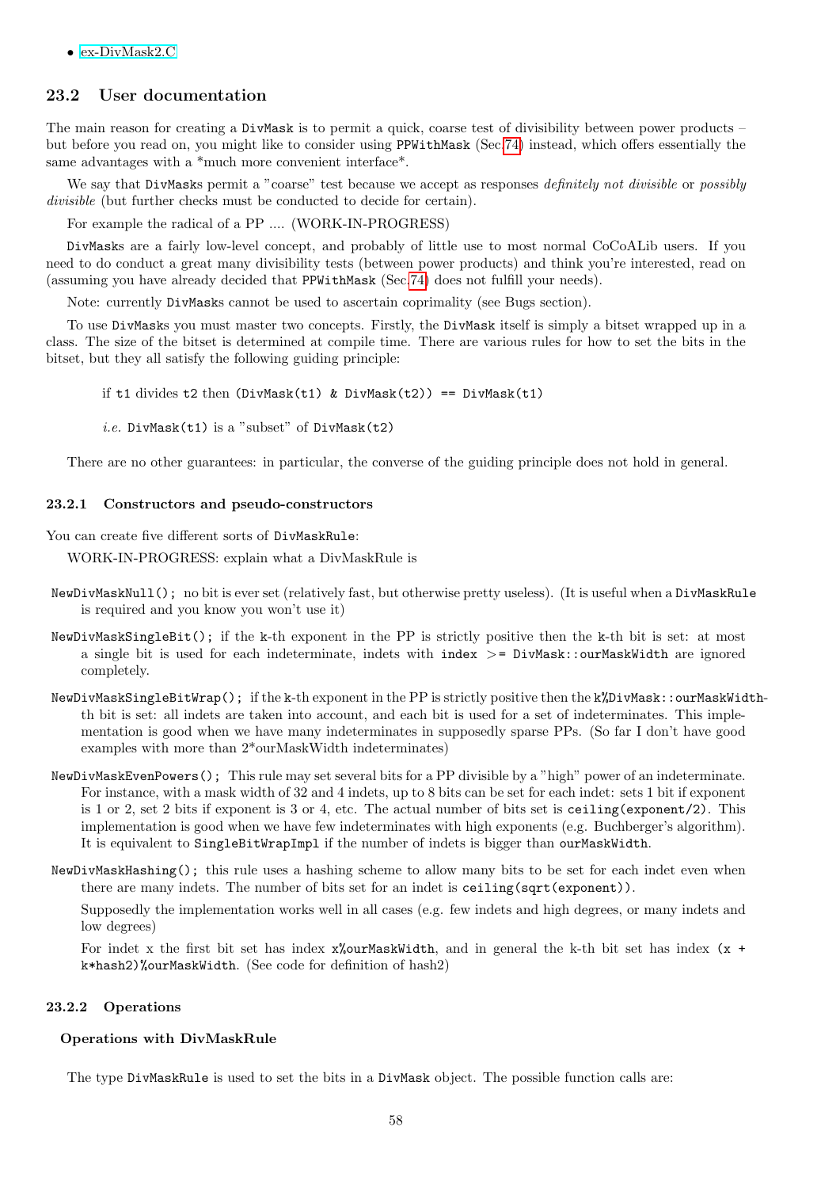- ex-DivMask2.C

## 23.2 User documentation

The main reason for creating a `DivMask` is to permit a quick, coarse test of divisibility between power products – but before you read on, you might like to consider using `PPWithMask` (Sec.74) instead, which offers essentially the same advantages with a *much more convenient interface*.

We say that `DivMask`s permit a "coarse" test because we accept as responses *definitely not divisible* or *possibly divisible* (but further checks must be conducted to decide for certain).

For example the radical of a PP .... (WORK-IN-PROGRESS)

`DivMask`s are a fairly low-level concept, and probably of little use to most normal CoCoALib users. If you need to do conduct a great many divisibility tests (between power products) and think you're interested, read on (assuming you have already decided that `PPWithMask` (Sec.74) does not fulfill your needs).

Note: currently `DivMask`s cannot be used to ascertain coprimality (see Bugs section).

To use `DivMask`s you must master two concepts. Firstly, the `DivMask` itself is simply a bitset wrapped up in a class. The size of the bitset is determined at compile time. There are various rules for how to set the bits in the bitset, but they all satisfy the following guiding principle:

> if `t1` divides `t2` then `(DivMask(t1) & DivMask(t2)) == DivMask(t1)`
>
> *i.e.* `DivMask(t1)` is a "subset" of `DivMask(t2)`

There are no other guarantees: in particular, the converse of the guiding principle does not hold in general.

### 23.2.1 Constructors and pseudo-constructors

You can create five different sorts of `DivMaskRule`:

WORK-IN-PROGRESS: explain what a DivMaskRule is

- `NewDivMaskNull();` no bit is ever set (relatively fast, but otherwise pretty useless). (It is useful when a `DivMaskRule` is required and you know you won't use it)
- `NewDivMaskSingleBit();` if the `k`-th exponent in the PP is strictly positive then the `k`-th bit is set: at most a single bit is used for each indeterminate, indets with `index >= DivMask::ourMaskWidth` are ignored completely.
- `NewDivMaskSingleBitWrap();` if the `k`-th exponent in the PP is strictly positive then the `k%DivMask::ourMaskWidth`-th bit is set: all indets are taken into account, and each bit is used for a set of indeterminates. This implementation is good when we have many indeterminates in supposedly sparse PPs. (So far I don't have good examples with more than 2*ourMaskWidth indeterminates)
- `NewDivMaskEvenPowers();` This rule may set several bits for a PP divisible by a "high" power of an indeterminate. For instance, with a mask width of 32 and 4 indets, up to 8 bits can be set for each indet: sets 1 bit if exponent is 1 or 2, set 2 bits if exponent is 3 or 4, etc. The actual number of bits set is `ceiling(exponent/2)`. This implementation is good when we have few indeterminates with high exponents (e.g. Buchberger's algorithm). It is equivalent to `SingleBitWrapImpl` if the number of indets is bigger than `ourMaskWidth`.
- `NewDivMaskHashing();` this rule uses a hashing scheme to allow many bits to be set for each indet even when there are many indets. The number of bits set for an indet is `ceiling(sqrt(exponent))`.

  Supposedly the implementation works well in all cases (e.g. few indets and high degrees, or many indets and low degrees)

  For indet x the first bit set has index `x%ourMaskWidth`, and in general the k-th bit set has index `(x + k*hash2)%ourMaskWidth`. (See code for definition of hash2)

### 23.2.2 Operations

#### Operations with DivMaskRule

The type `DivMaskRule` is used to set the bits in a `DivMask` object. The possible function calls are: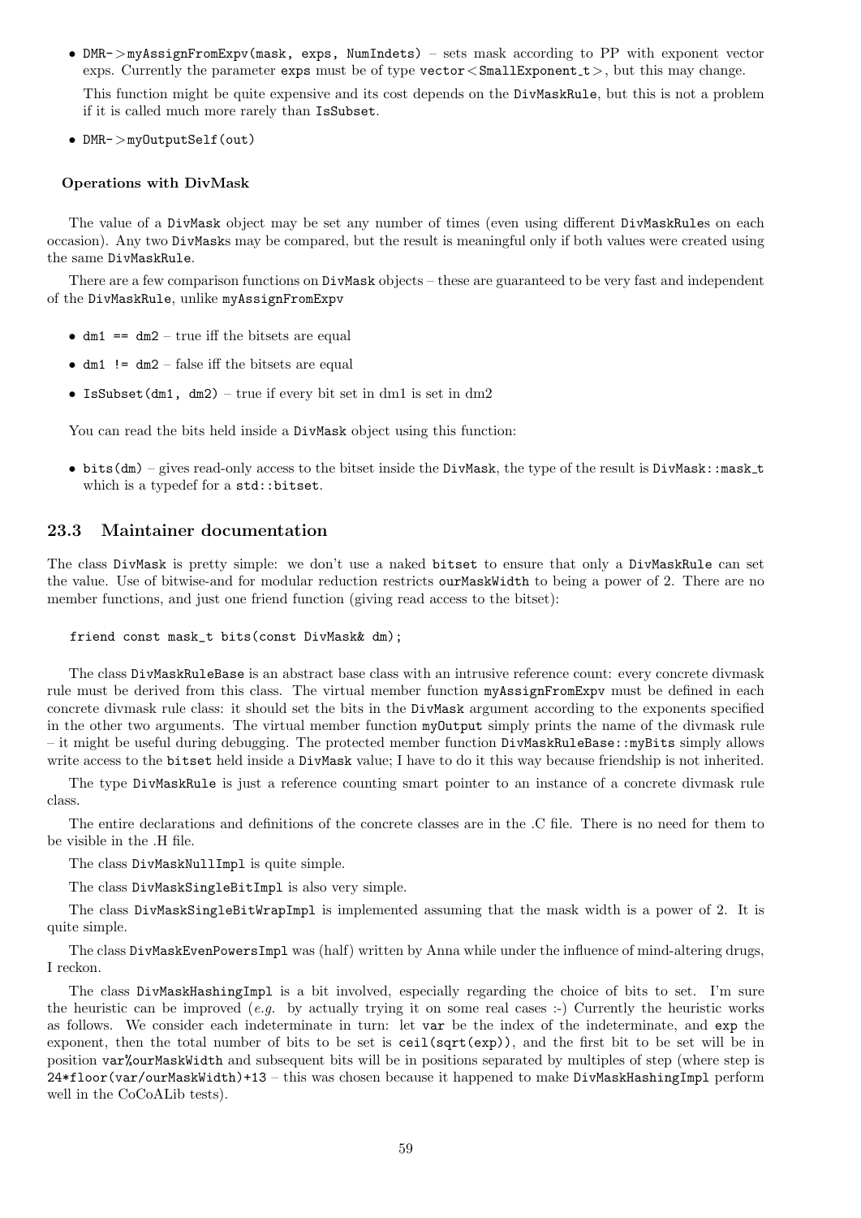- `DMR->myAssignFromExpv(mask, exps, NumIndets)` – sets mask according to PP with exponent vector exps. Currently the parameter `exps` must be of type `vector<SmallExponent_t>`, but this may change.

  This function might be quite expensive and its cost depends on the `DivMaskRule`, but this is not a problem if it is called much more rarely than `IsSubset`.

- `DMR->myOutputSelf(out)`

#### Operations with DivMask

The value of a `DivMask` object may be set any number of times (even using different `DivMaskRule`s on each occasion). Any two `DivMask`s may be compared, but the result is meaningful only if both values were created using the same `DivMaskRule`.

There are a few comparison functions on `DivMask` objects – these are guaranteed to be very fast and independent of the `DivMaskRule`, unlike `myAssignFromExpv`

- `dm1 == dm2` – true iff the bitsets are equal
- `dm1 != dm2` – false iff the bitsets are equal
- `IsSubset(dm1, dm2)` – true if every bit set in dm1 is set in dm2

You can read the bits held inside a `DivMask` object using this function:

- `bits(dm)` – gives read-only access to the bitset inside the `DivMask`, the type of the result is `DivMask::mask_t` which is a typedef for a `std::bitset`.

## 23.3 Maintainer documentation

The class `DivMask` is pretty simple: we don't use a naked `bitset` to ensure that only a `DivMaskRule` can set the value. Use of bitwise-and for modular reduction restricts `ourMaskWidth` to being a power of 2. There are no member functions, and just one friend function (giving read access to the bitset):

```
friend const mask_t bits(const DivMask& dm);
```

The class `DivMaskRuleBase` is an abstract base class with an intrusive reference count: every concrete divmask rule must be derived from this class. The virtual member function `myAssignFromExpv` must be defined in each concrete divmask rule class: it should set the bits in the `DivMask` argument according to the exponents specified in the other two arguments. The virtual member function `myOutput` simply prints the name of the divmask rule – it might be useful during debugging. The protected member function `DivMaskRuleBase::myBits` simply allows write access to the `bitset` held inside a `DivMask` value; I have to do it this way because friendship is not inherited.

The type `DivMaskRule` is just a reference counting smart pointer to an instance of a concrete divmask rule class.

The entire declarations and definitions of the concrete classes are in the .C file. There is no need for them to be visible in the .H file.

The class `DivMaskNullImpl` is quite simple.

The class `DivMaskSingleBitImpl` is also very simple.

The class `DivMaskSingleBitWrapImpl` is implemented assuming that the mask width is a power of 2. It is quite simple.

The class `DivMaskEvenPowersImpl` was (half) written by Anna while under the influence of mind-altering drugs, I reckon.

The class `DivMaskHashingImpl` is a bit involved, especially regarding the choice of bits to set. I'm sure the heuristic can be improved (*e.g.* by actually trying it on some real cases :-) Currently the heuristic works as follows. We consider each indeterminate in turn: let `var` be the index of the indeterminate, and `exp` the exponent, then the total number of bits to be set is `ceil(sqrt(exp))`, and the first bit to be set will be in position `var%ourMaskWidth` and subsequent bits will be in positions separated by multiples of step (where step is `24*floor(var/ourMaskWidth)+13` – this was chosen because it happened to make `DivMaskHashingImpl` perform well in the CoCoALib tests).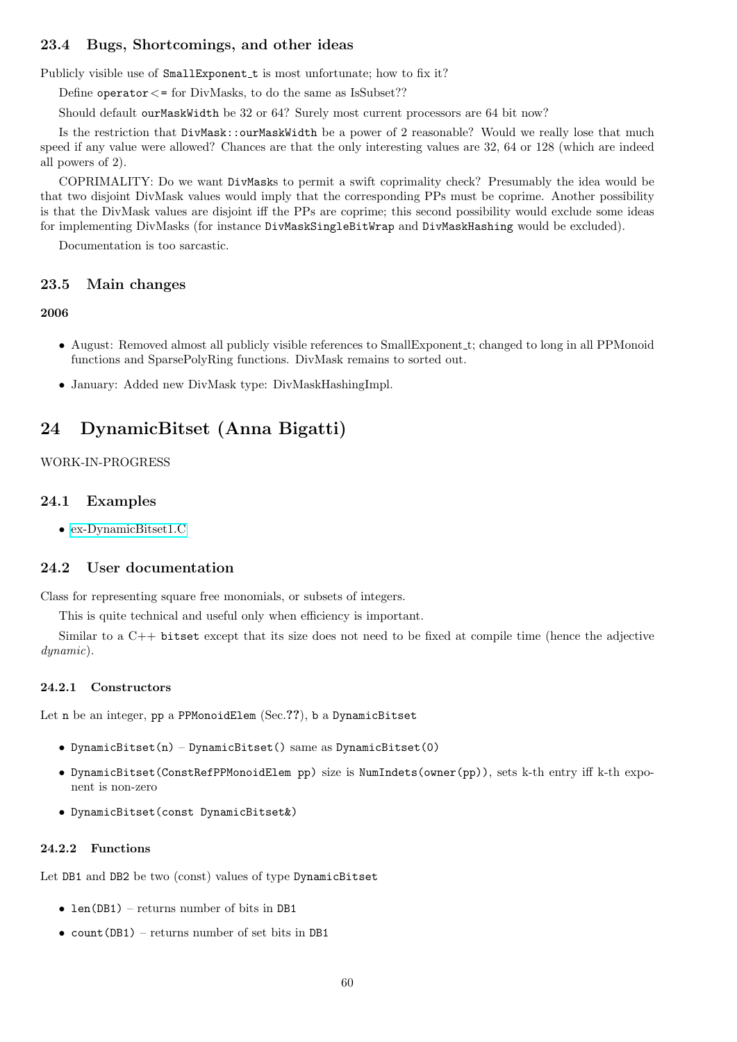### 23.4 Bugs, Shortcomings, and other ideas

Publicly visible use of `SmallExponent_t` is most unfortunate; how to fix it?

Define `operator<=` for DivMasks, to do the same as IsSubset??

Should default `ourMaskWidth` be 32 or 64? Surely most current processors are 64 bit now?

Is the restriction that `DivMask::ourMaskWidth` be a power of 2 reasonable? Would we really lose that much speed if any value were allowed? Chances are that the only interesting values are 32, 64 or 128 (which are indeed all powers of 2).

COPRIMALITY: Do we want `DivMasks` to permit a swift coprimality check? Presumably the idea would be that two disjoint DivMask values would imply that the corresponding PPs must be coprime. Another possibility is that the DivMask values are disjoint iff the PPs are coprime; this second possibility would exclude some ideas for implementing DivMasks (for instance `DivMaskSingleBitWrap` and `DivMaskHashing` would be excluded).

Documentation is too sarcastic.

### 23.5 Main changes

**2006**

- August: Removed almost all publicly visible references to SmallExponent_t; changed to long in all PPMonoid functions and SparsePolyRing functions. DivMask remains to sorted out.
- January: Added new DivMask type: DivMaskHashingImpl.

## 24 DynamicBitset (Anna Bigatti)

WORK-IN-PROGRESS

### 24.1 Examples

- ex-DynamicBitset1.C

### 24.2 User documentation

Class for representing square free monomials, or subsets of integers.

This is quite technical and useful only when efficiency is important.

Similar to a C++ `bitset` except that its size does not need to be fixed at compile time (hence the adjective *dynamic*).

#### 24.2.1 Constructors

Let `n` be an integer, `pp` a `PPMonoidElem` (Sec.??), `b` a `DynamicBitset`

- `DynamicBitset(n)` – `DynamicBitset()` same as `DynamicBitset(0)`
- `DynamicBitset(ConstRefPPMonoidElem pp)` size is `NumIndets(owner(pp))`, sets k-th entry iff k-th exponent is non-zero
- `DynamicBitset(const DynamicBitset&)`

#### 24.2.2 Functions

Let `DB1` and `DB2` be two (const) values of type `DynamicBitset`

- `len(DB1)` – returns number of bits in `DB1`
- `count(DB1)` – returns number of set bits in `DB1`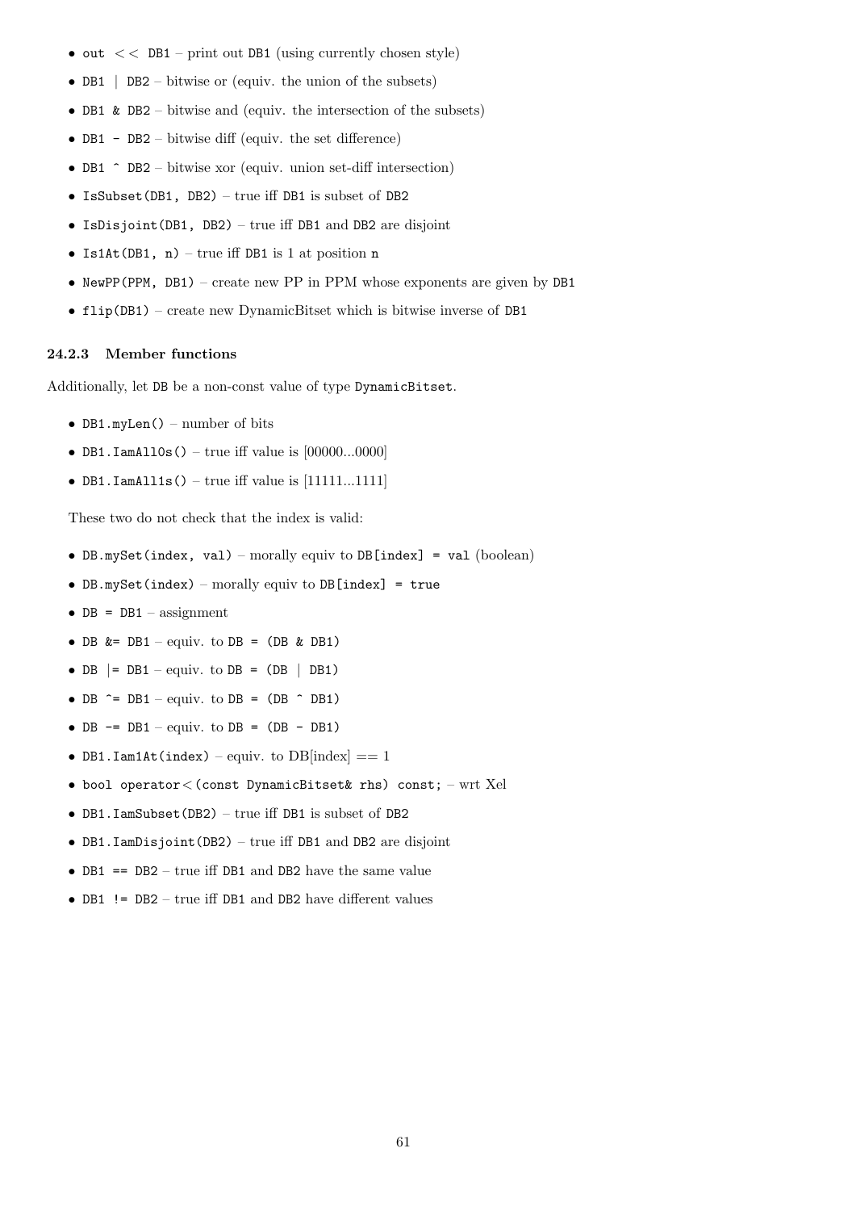- `out << DB1` – print out `DB1` (using currently chosen style)
- `DB1 | DB2` – bitwise or (equiv. the union of the subsets)
- `DB1 & DB2` – bitwise and (equiv. the intersection of the subsets)
- `DB1 - DB2` – bitwise diff (equiv. the set difference)
- `DB1 ^ DB2` – bitwise xor (equiv. union set-diff intersection)
- `IsSubset(DB1, DB2)` – true iff `DB1` is subset of `DB2`
- `IsDisjoint(DB1, DB2)` – true iff `DB1` and `DB2` are disjoint
- `Is1At(DB1, n)` – true iff `DB1` is 1 at position `n`
- `NewPP(PPM, DB1)` – create new PP in PPM whose exponents are given by `DB1`
- `flip(DB1)` – create new DynamicBitset which is bitwise inverse of `DB1`

### 24.2.3 Member functions

Additionally, let `DB` be a non-const value of type `DynamicBitset`.

- `DB1.myLen()` – number of bits
- `DB1.IamAll0s()` – true iff value is [00000...0000]
- `DB1.IamAll1s()` – true iff value is [11111...1111]

These two do not check that the index is valid:

- `DB.mySet(index, val)` – morally equiv to `DB[index] = val` (boolean)
- `DB.mySet(index)` – morally equiv to `DB[index] = true`
- `DB = DB1` – assignment
- `DB &= DB1` – equiv. to `DB = (DB & DB1)`
- `DB |= DB1` – equiv. to `DB = (DB | DB1)`
- `DB ^= DB1` – equiv. to `DB = (DB ^ DB1)`
- `DB -= DB1` – equiv. to `DB = (DB - DB1)`
- `DB1.Iam1At(index)` – equiv. to DB[index] == 1
- `bool operator<(const DynamicBitset& rhs) const;` – wrt Xel
- `DB1.IamSubset(DB2)` – true iff `DB1` is subset of `DB2`
- `DB1.IamDisjoint(DB2)` – true iff `DB1` and `DB2` are disjoint
- `DB1 == DB2` – true iff `DB1` and `DB2` have the same value
- `DB1 != DB2` – true iff `DB1` and `DB2` have different values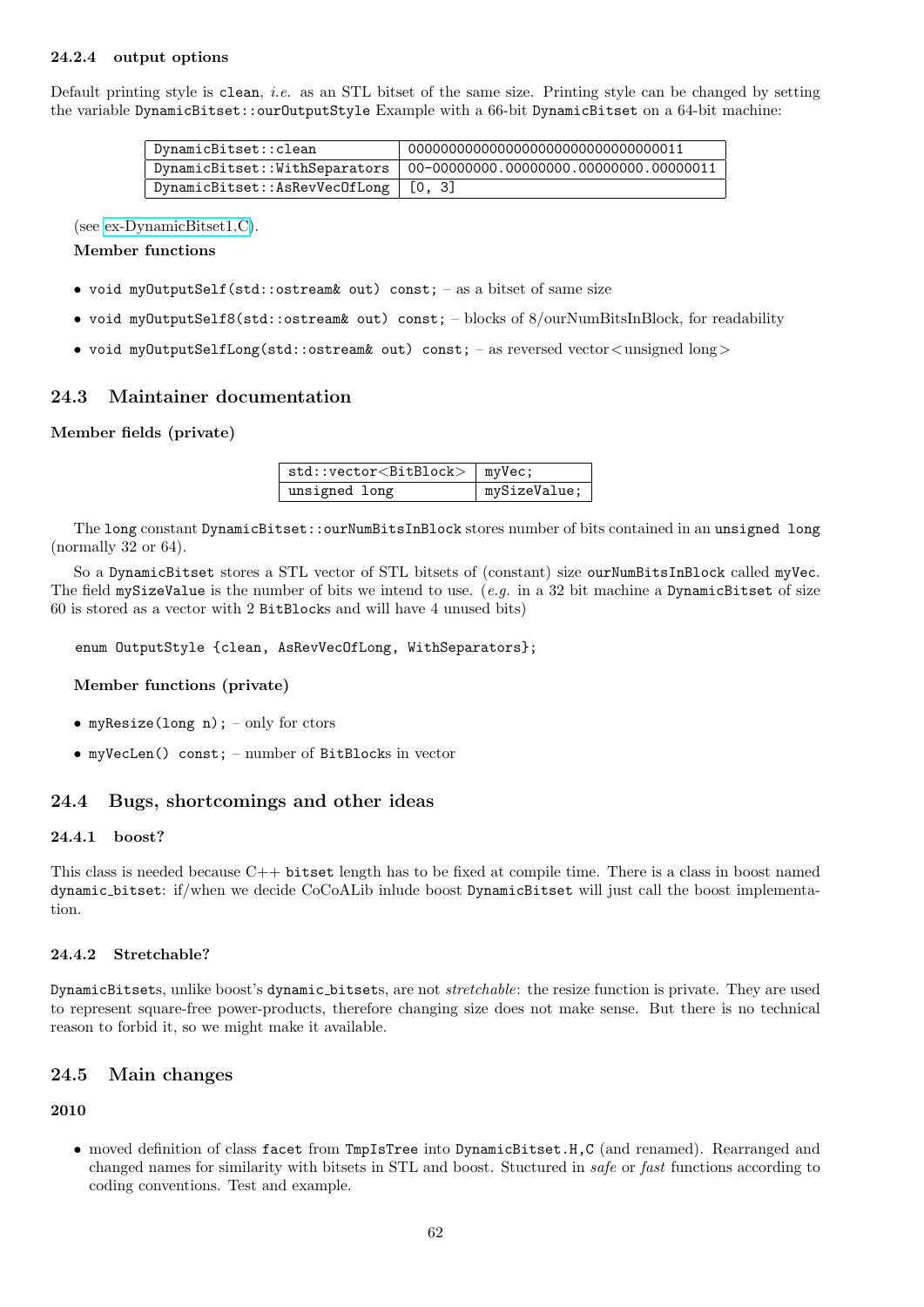#### 24.2.4 output options

Default printing style is `clean`, *i.e.* as an STL bitset of the same size. Printing style can be changed by setting the variable `DynamicBitset::ourOutputStyle` Example with a 66-bit `DynamicBitset` on a 64-bit machine:

| | |
|---|---|
| `DynamicBitset::clean` | `000000000000000000000000000000000011` |
| `DynamicBitset::WithSeparators` | `00-00000000.00000000.00000000.00000011` |
| `DynamicBitset::AsRevVecOfLong` | `[0, 3]` |

(see ex-DynamicBitset1.C).

**Member functions**

- `void myOutputSelf(std::ostream& out) const;` – as a bitset of same size
- `void myOutputSelf8(std::ostream& out) const;` – blocks of 8/ourNumBitsInBlock, for readability
- `void myOutputSelfLong(std::ostream& out) const;` – as reversed vector<unsigned long>

## 24.3 Maintainer documentation

**Member fields (private)**

| | |
|---|---|
| `std::vector<BitBlock>` | `myVec;` |
| `unsigned long` | `mySizeValue;` |

The `long` constant `DynamicBitset::ourNumBitsInBlock` stores number of bits contained in an `unsigned long` (normally 32 or 64).

So a `DynamicBitset` stores a STL vector of STL bitsets of (constant) size `ourNumBitsInBlock` called `myVec`. The field `mySizeValue` is the number of bits we intend to use. (*e.g.* in a 32 bit machine a `DynamicBitset` of size 60 is stored as a vector with 2 `BitBlock`s and will have 4 unused bits)

```
enum OutputStyle {clean, AsRevVecOfLong, WithSeparators};
```

**Member functions (private)**

- `myResize(long n);` – only for ctors
- `myVecLen() const;` – number of `BitBlock`s in vector

## 24.4 Bugs, shortcomings and other ideas

#### 24.4.1 boost?

This class is needed because C++ `bitset` length has to be fixed at compile time. There is a class in boost named `dynamic_bitset`: if/when we decide CoCoALib inlude boost `DynamicBitset` will just call the boost implementation.

#### 24.4.2 Stretchable?

`DynamicBitset`s, unlike boost's `dynamic_bitset`s, are not *stretchable*: the resize function is private. They are used to represent square-free power-products, therefore changing size does not make sense. But there is no technical reason to forbid it, so we might make it available.

## 24.5 Main changes

**2010**

- moved definition of class `facet` from `TmpIsTree` into `DynamicBitset.H,C` (and renamed). Rearranged and changed names for similarity with bitsets in STL and boost. Stuctured in *safe* or *fast* functions according to coding conventions. Test and example.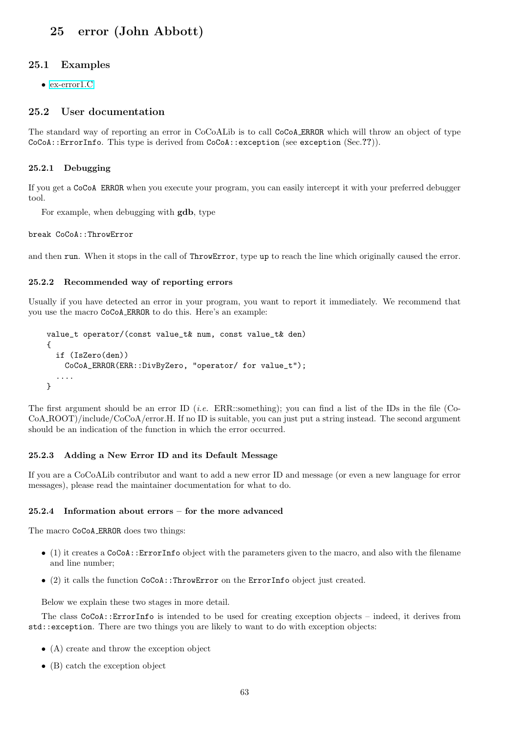# 25 error (John Abbott)

## 25.1 Examples

- ex-error1.C

## 25.2 User documentation

The standard way of reporting an error in CoCoALib is to call `CoCoA_ERROR` which will throw an object of type `CoCoA::ErrorInfo`. This type is derived from `CoCoA::exception` (see `exception` (Sec.??)).

### 25.2.1 Debugging

If you get a `CoCoA ERROR` when you execute your program, you can easily intercept it with your preferred debugger tool.

For example, when debugging with **gdb**, type

```
break CoCoA::ThrowError
```

and then `run`. When it stops in the call of `ThrowError`, type `up` to reach the line which originally caused the error.

### 25.2.2 Recommended way of reporting errors

Usually if you have detected an error in your program, you want to report it immediately. We recommend that you use the macro `CoCoA_ERROR` to do this. Here's an example:

```
value_t operator/(const value_t& num, const value_t& den)
{
  if (IsZero(den))
    CoCoA_ERROR(ERR::DivByZero, "operator/ for value_t");
  ....
}
```

The first argument should be an error ID (*i.e.* ERR::something); you can find a list of the IDs in the file (CoCoA_ROOT)/include/CoCoA/error.H. If no ID is suitable, you can just put a string instead. The second argument should be an indication of the function in which the error occurred.

### 25.2.3 Adding a New Error ID and its Default Message

If you are a CoCoALib contributor and want to add a new error ID and message (or even a new language for error messages), please read the maintainer documentation for what to do.

### 25.2.4 Information about errors – for the more advanced

The macro `CoCoA_ERROR` does two things:

- (1) it creates a `CoCoA::ErrorInfo` object with the parameters given to the macro, and also with the filename and line number;
- (2) it calls the function `CoCoA::ThrowError` on the `ErrorInfo` object just created.

Below we explain these two stages in more detail.

The class `CoCoA::ErrorInfo` is intended to be used for creating exception objects – indeed, it derives from `std::exception`. There are two things you are likely to want to do with exception objects:

- (A) create and throw the exception object
- (B) catch the exception object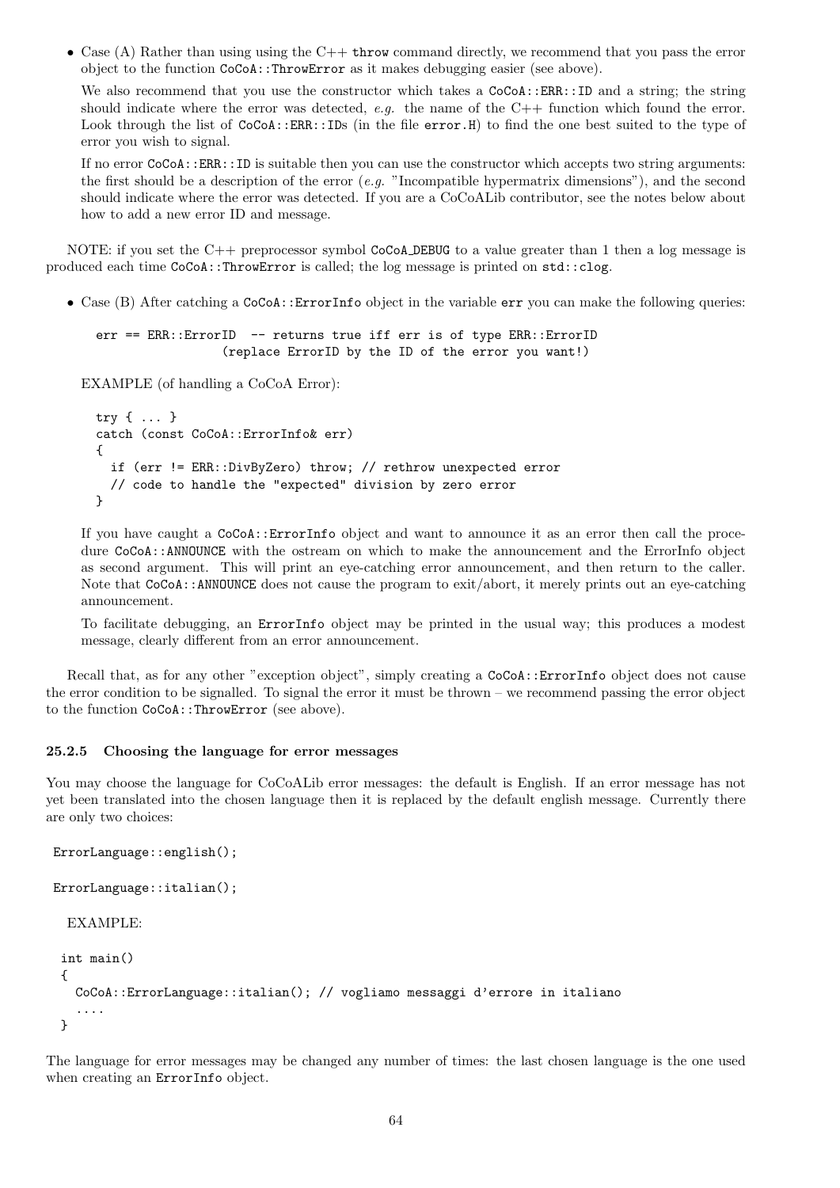- Case (A) Rather than using using the C++ `throw` command directly, we recommend that you pass the error object to the function `CoCoA::ThrowError` as it makes debugging easier (see above).

  We also recommend that you use the constructor which takes a `CoCoA::ERR::ID` and a string; the string should indicate where the error was detected, *e.g.* the name of the C++ function which found the error. Look through the list of `CoCoA::ERR::ID`s (in the file `error.H`) to find the one best suited to the type of error you wish to signal.

  If no error `CoCoA::ERR::ID` is suitable then you can use the constructor which accepts two string arguments: the first should be a description of the error (*e.g.* "Incompatible hypermatrix dimensions"), and the second should indicate where the error was detected. If you are a CoCoALib contributor, see the notes below about how to add a new error ID and message.

NOTE: if you set the C++ preprocessor symbol `CoCoA_DEBUG` to a value greater than 1 then a log message is produced each time `CoCoA::ThrowError` is called; the log message is printed on `std::clog`.

- Case (B) After catching a `CoCoA::ErrorInfo` object in the variable `err` you can make the following queries:

  ```
  err == ERR::ErrorID  -- returns true iff err is of type ERR::ErrorID
                   (replace ErrorID by the ID of the error you want!)
  ```

  EXAMPLE (of handling a CoCoA Error):

  ```
  try { ... }
  catch (const CoCoA::ErrorInfo& err)
  {
    if (err != ERR::DivByZero) throw; // rethrow unexpected error
    // code to handle the "expected" division by zero error
  }
  ```

  If you have caught a `CoCoA::ErrorInfo` object and want to announce it as an error then call the procedure `CoCoA::ANNOUNCE` with the ostream on which to make the announcement and the ErrorInfo object as second argument. This will print an eye-catching error announcement, and then return to the caller. Note that `CoCoA::ANNOUNCE` does not cause the program to exit/abort, it merely prints out an eye-catching announcement.

  To facilitate debugging, an `ErrorInfo` object may be printed in the usual way; this produces a modest message, clearly different from an error announcement.

Recall that, as for any other "exception object", simply creating a `CoCoA::ErrorInfo` object does not cause the error condition to be signalled. To signal the error it must be thrown – we recommend passing the error object to the function `CoCoA::ThrowError` (see above).

### 25.2.5 Choosing the language for error messages

You may choose the language for CoCoALib error messages: the default is English. If an error message has not yet been translated into the chosen language then it is replaced by the default english message. Currently there are only two choices:

```
ErrorLanguage::english();

ErrorLanguage::italian();
```

EXAMPLE:

```
int main()
{
  CoCoA::ErrorLanguage::italian(); // vogliamo messaggi d'errore in italiano
  ....
}
```

The language for error messages may be changed any number of times: the last chosen language is the one used when creating an `ErrorInfo` object.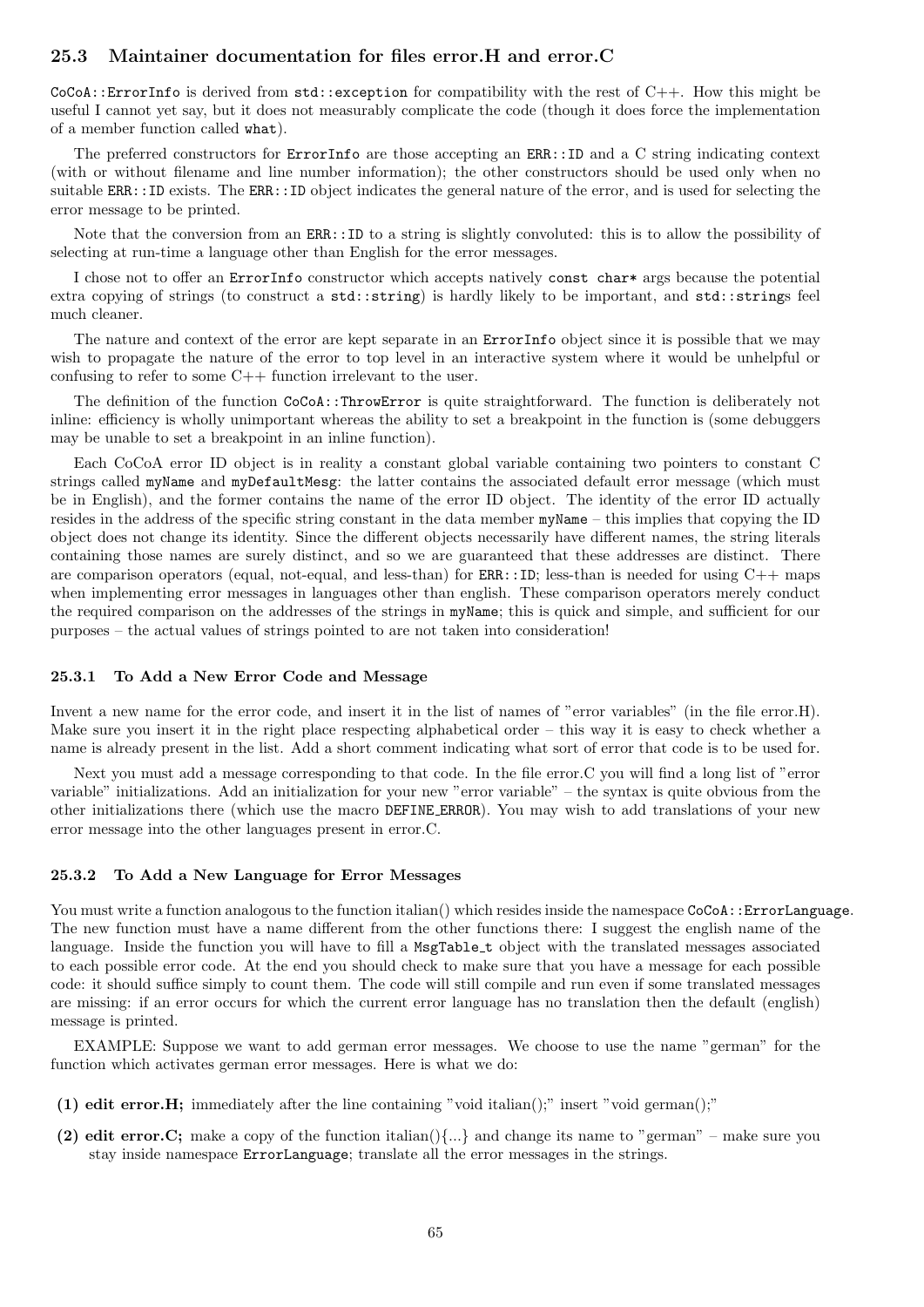## 25.3 Maintainer documentation for files error.H and error.C

`CoCoA::ErrorInfo` is derived from `std::exception` for compatibility with the rest of C++. How this might be useful I cannot yet say, but it does not measurably complicate the code (though it does force the implementation of a member function called `what`).

The preferred constructors for `ErrorInfo` are those accepting an `ERR::ID` and a C string indicating context (with or without filename and line number information); the other constructors should be used only when no suitable `ERR::ID` exists. The `ERR::ID` object indicates the general nature of the error, and is used for selecting the error message to be printed.

Note that the conversion from an `ERR::ID` to a string is slightly convoluted: this is to allow the possibility of selecting at run-time a language other than English for the error messages.

I chose not to offer an `ErrorInfo` constructor which accepts natively `const char*` args because the potential extra copying of strings (to construct a `std::string`) is hardly likely to be important, and `std::string`s feel much cleaner.

The nature and context of the error are kept separate in an `ErrorInfo` object since it is possible that we may wish to propagate the nature of the error to top level in an interactive system where it would be unhelpful or confusing to refer to some C++ function irrelevant to the user.

The definition of the function `CoCoA::ThrowError` is quite straightforward. The function is deliberately not inline: efficiency is wholly unimportant whereas the ability to set a breakpoint in the function is (some debuggers may be unable to set a breakpoint in an inline function).

Each CoCoA error ID object is in reality a constant global variable containing two pointers to constant C strings called `myName` and `myDefaultMesg`: the latter contains the associated default error message (which must be in English), and the former contains the name of the error ID object. The identity of the error ID actually resides in the address of the specific string constant in the data member `myName` – this implies that copying the ID object does not change its identity. Since the different objects necessarily have different names, the string literals containing those names are surely distinct, and so we are guaranteed that these addresses are distinct. There are comparison operators (equal, not-equal, and less-than) for `ERR::ID`; less-than is needed for using C++ maps when implementing error messages in languages other than english. These comparison operators merely conduct the required comparison on the addresses of the strings in `myName`; this is quick and simple, and sufficient for our purposes – the actual values of strings pointed to are not taken into consideration!

### 25.3.1 To Add a New Error Code and Message

Invent a new name for the error code, and insert it in the list of names of "error variables" (in the file error.H). Make sure you insert it in the right place respecting alphabetical order – this way it is easy to check whether a name is already present in the list. Add a short comment indicating what sort of error that code is to be used for.

Next you must add a message corresponding to that code. In the file error.C you will find a long list of "error variable" initializations. Add an initialization for your new "error variable" – the syntax is quite obvious from the other initializations there (which use the macro `DEFINE_ERROR`). You may wish to add translations of your new error message into the other languages present in error.C.

### 25.3.2 To Add a New Language for Error Messages

You must write a function analogous to the function italian() which resides inside the namespace `CoCoA::ErrorLanguage`. The new function must have a name different from the other functions there: I suggest the english name of the language. Inside the function you will have to fill a `MsgTable_t` object with the translated messages associated to each possible error code. At the end you should check to make sure that you have a message for each possible code: it should suffice simply to count them. The code will still compile and run even if some translated messages are missing: if an error occurs for which the current error language has no translation then the default (english) message is printed.

EXAMPLE: Suppose we want to add german error messages. We choose to use the name "german" for the function which activates german error messages. Here is what we do:

- **(1) edit error.H;** immediately after the line containing "void italian();" insert "void german();"
- **(2) edit error.C;** make a copy of the function italian(){...} and change its name to "german" – make sure you stay inside namespace `ErrorLanguage`; translate all the error messages in the strings.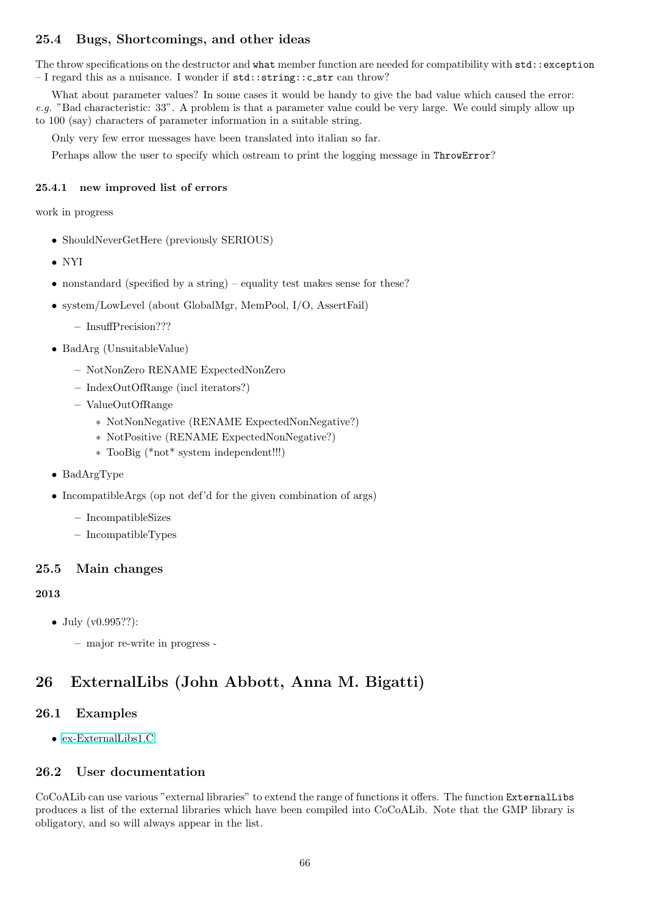### 25.4 Bugs, Shortcomings, and other ideas

The throw specifications on the destructor and `what` member function are needed for compatibility with `std::exception` – I regard this as a nuisance. I wonder if `std::string::c_str` can throw?

What about parameter values? In some cases it would be handy to give the bad value which caused the error: *e.g.* "Bad characteristic: 33". A problem is that a parameter value could be very large. We could simply allow up to 100 (say) characters of parameter information in a suitable string.

Only very few error messages have been translated into italian so far.

Perhaps allow the user to specify which ostream to print the logging message in `ThrowError`?

#### 25.4.1 new improved list of errors

work in progress

- ShouldNeverGetHere (previously SERIOUS)
- NYI
- nonstandard (specified by a string) – equality test makes sense for these?
- system/LowLevel (about GlobalMgr, MemPool, I/O, AssertFail)
  - InsuffPrecision???
- BadArg (UnsuitableValue)
  - NotNonZero RENAME ExpectedNonZero
  - IndexOutOfRange (incl iterators?)
  - ValueOutOfRange
    - NotNonNegative (RENAME ExpectedNonNegative?)
    - NotPositive (RENAME ExpectedNonNegative?)
    - TooBig (*not* system independent!!!)
- BadArgType
- IncompatibleArgs (op not def'd for the given combination of args)
  - IncompatibleSizes
  - IncompatibleTypes

### 25.5 Main changes

**2013**

- July (v0.995??):
  - major re-write in progress -

## 26 ExternalLibs (John Abbott, Anna M. Bigatti)

### 26.1 Examples

- ex-ExternalLibs1.C

### 26.2 User documentation

CoCoALib can use various "external libraries" to extend the range of functions it offers. The function `ExternalLibs` produces a list of the external libraries which have been compiled into CoCoALib. Note that the GMP library is obligatory, and so will always appear in the list.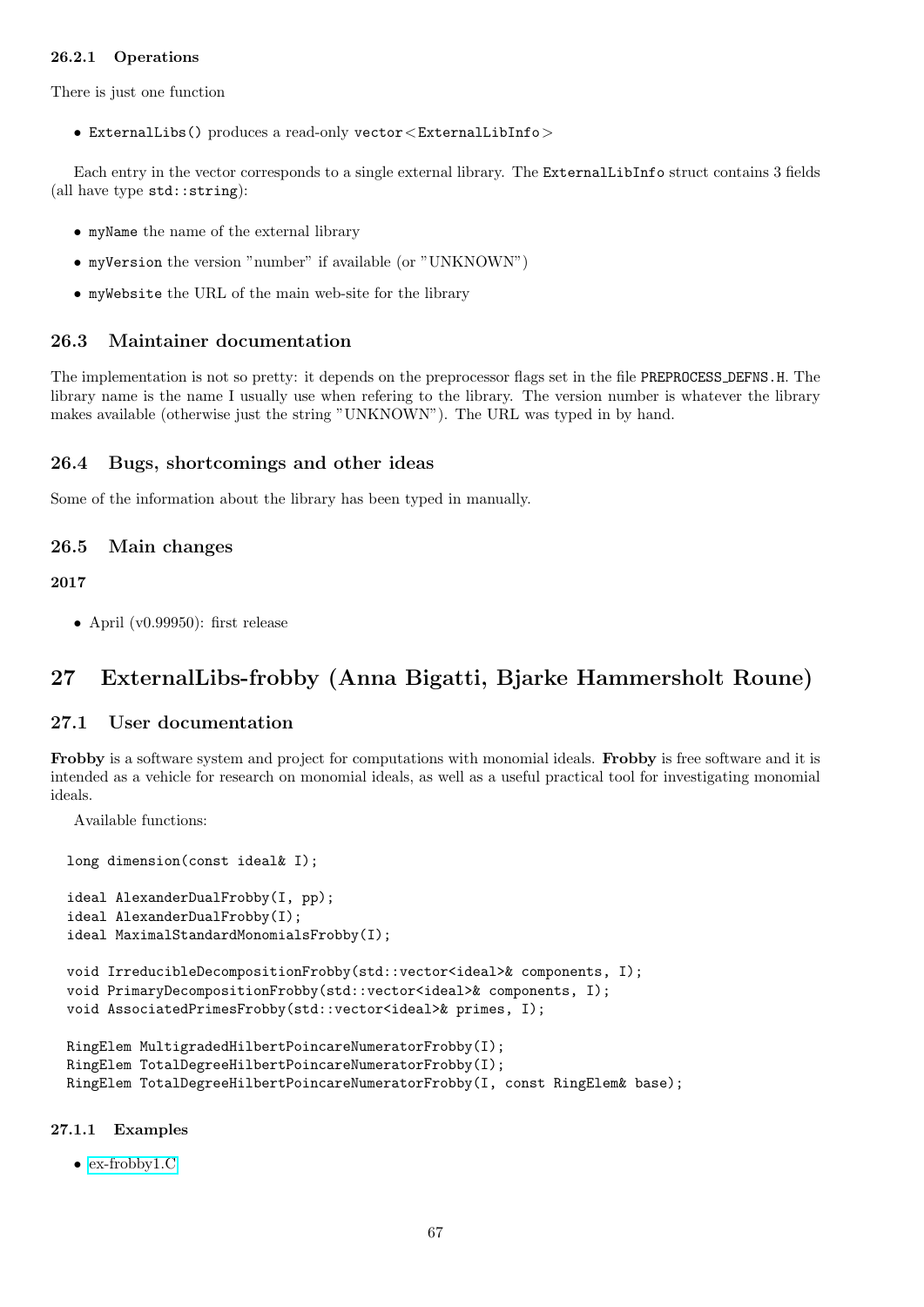#### 26.2.1 Operations

There is just one function

- `ExternalLibs()` produces a read-only `vector<ExternalLibInfo>`

Each entry in the vector corresponds to a single external library. The `ExternalLibInfo` struct contains 3 fields (all have type `std::string`):

- `myName` the name of the external library
- `myVersion` the version "number" if available (or "UNKNOWN")
- `myWebsite` the URL of the main web-site for the library

### 26.3 Maintainer documentation

The implementation is not so pretty: it depends on the preprocessor flags set in the file `PREPROCESS_DEFNS.H`. The library name is the name I usually use when refering to the library. The version number is whatever the library makes available (otherwise just the string "UNKNOWN"). The URL was typed in by hand.

### 26.4 Bugs, shortcomings and other ideas

Some of the information about the library has been typed in manually.

### 26.5 Main changes

**2017**

- April (v0.99950): first release

## 27 ExternalLibs-frobby (Anna Bigatti, Bjarke Hammersholt Roune)

### 27.1 User documentation

**Frobby** is a software system and project for computations with monomial ideals. **Frobby** is free software and it is intended as a vehicle for research on monomial ideals, as well as a useful practical tool for investigating monomial ideals.

Available functions:

```
long dimension(const ideal& I);

ideal AlexanderDualFrobby(I, pp);
ideal AlexanderDualFrobby(I);
ideal MaximalStandardMonomialsFrobby(I);

void IrreducibleDecompositionFrobby(std::vector<ideal>& components, I);
void PrimaryDecompositionFrobby(std::vector<ideal>& components, I);
void AssociatedPrimesFrobby(std::vector<ideal>& primes, I);

RingElem MultigradedHilbertPoincareNumeratorFrobby(I);
RingElem TotalDegreeHilbertPoincareNumeratorFrobby(I);
RingElem TotalDegreeHilbertPoincareNumeratorFrobby(I, const RingElem& base);
```

#### 27.1.1 Examples

- ex-frobby1.C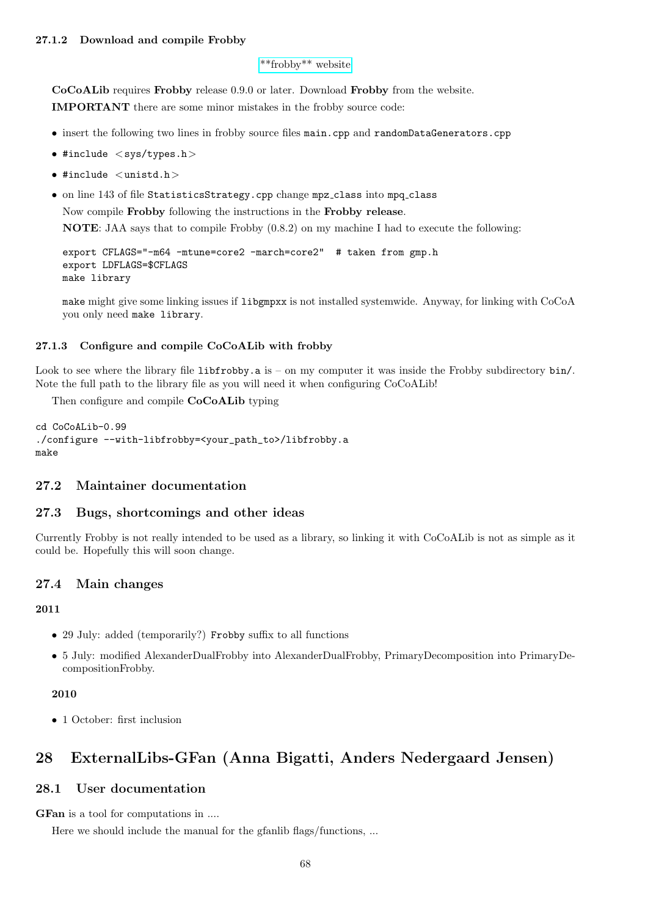#### 27.1.2 Download and compile Frobby

**frobby** website

**CoCoALib** requires **Frobby** release 0.9.0 or later. Download **Frobby** from the website.

**IMPORTANT** there are some minor mistakes in the frobby source code:

- insert the following two lines in frobby source files `main.cpp` and `randomDataGenerators.cpp`
- `#include <sys/types.h>`
- `#include <unistd.h>`
- on line 143 of file `StatisticsStrategy.cpp` change `mpz_class` into `mpq_class`

  Now compile **Frobby** following the instructions in the **Frobby release**.

  **NOTE**: JAA says that to compile Frobby (0.8.2) on my machine I had to execute the following:

  ```
  export CFLAGS="-m64 -mtune=core2 -march=core2"  # taken from gmp.h
  export LDFLAGS=$CFLAGS
  make library
  ```

  `make` might give some linking issues if `libgmpxx` is not installed systemwide. Anyway, for linking with CoCoA you only need `make library`.

#### 27.1.3 Configure and compile CoCoALib with frobby

Look to see where the library file `libfrobby.a` is – on my computer it was inside the Frobby subdirectory `bin/`. Note the full path to the library file as you will need it when configuring CoCoALib!

Then configure and compile **CoCoALib** typing

```
cd CoCoALib-0.99
./configure --with-libfrobby=<your_path_to>/libfrobby.a
make
```

### 27.2 Maintainer documentation

### 27.3 Bugs, shortcomings and other ideas

Currently Frobby is not really intended to be used as a library, so linking it with CoCoALib is not as simple as it could be. Hopefully this will soon change.

### 27.4 Main changes

**2011**

- 29 July: added (temporarily?) `Frobby` suffix to all functions
- 5 July: modified AlexanderDualFrobby into AlexanderDualFrobby, PrimaryDecomposition into PrimaryDecompositionFrobby.

**2010**

- 1 October: first inclusion

## 28 ExternalLibs-GFan (Anna Bigatti, Anders Nedergaard Jensen)

### 28.1 User documentation

**GFan** is a tool for computations in ....

Here we should include the manual for the gfanlib flags/functions, ...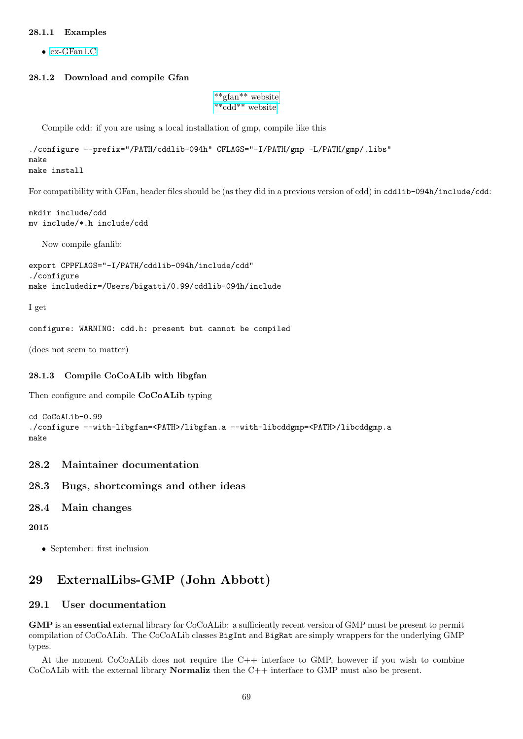#### 28.1.1 Examples

- ex-GFan1.C

#### 28.1.2 Download and compile Gfan

**gfan** website
**cdd** website

Compile cdd: if you are using a local installation of gmp, compile like this

```
./configure --prefix="/PATH/cddlib-094h" CFLAGS="-I/PATH/gmp -L/PATH/gmp/.libs"
make
make install
```

For compatibility with GFan, header files should be (as they did in a previous version of cdd) in `cddlib-094h/include/cdd`:

```
mkdir include/cdd
mv include/*.h include/cdd
```

Now compile gfanlib:

```
export CPPFLAGS="-I/PATH/cddlib-094h/include/cdd"
./configure
make includedir=/Users/bigatti/0.99/cddlib-094h/include
```

I get

```
configure: WARNING: cdd.h: present but cannot be compiled
```

(does not seem to matter)

#### 28.1.3 Compile CoCoALib with libgfan

Then configure and compile **CoCoALib** typing

```
cd CoCoALib-0.99
./configure --with-libgfan=<PATH>/libgfan.a --with-libcddgmp=<PATH>/libcddgmp.a
make
```

### 28.2 Maintainer documentation

### 28.3 Bugs, shortcomings and other ideas

### 28.4 Main changes

**2015**

- September: first inclusion

## 29 ExternalLibs-GMP (John Abbott)

### 29.1 User documentation

**GMP** is an **essential** external library for CoCoALib: a sufficiently recent version of GMP must be present to permit compilation of CoCoALib. The CoCoALib classes `BigInt` and `BigRat` are simply wrappers for the underlying GMP types.

At the moment CoCoALib does not require the C++ interface to GMP, however if you wish to combine CoCoALib with the external library **Normaliz** then the C++ interface to GMP must also be present.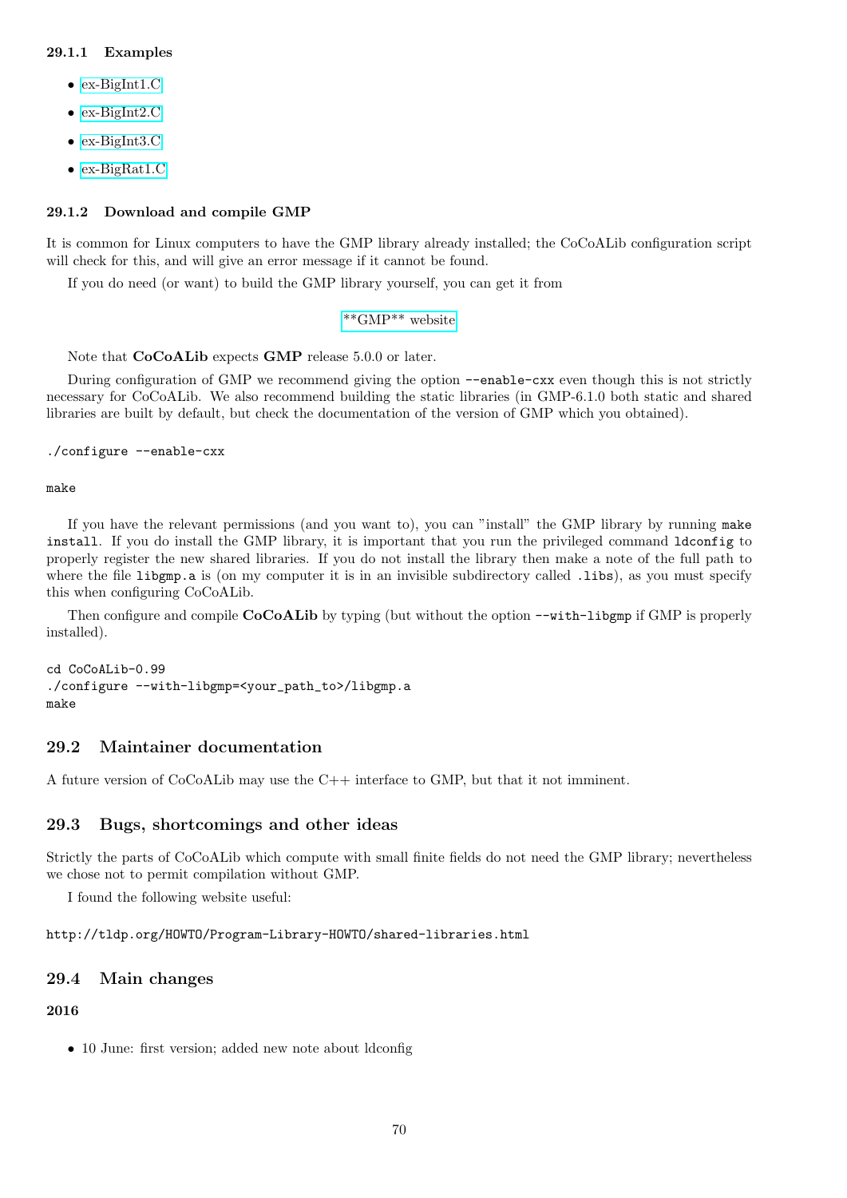#### 29.1.1 Examples

- ex-BigInt1.C
- ex-BigInt2.C
- ex-BigInt3.C
- ex-BigRat1.C

#### 29.1.2 Download and compile GMP

It is common for Linux computers to have the GMP library already installed; the CoCoALib configuration script will check for this, and will give an error message if it cannot be found.

If you do need (or want) to build the GMP library yourself, you can get it from

**GMP** website

Note that **CoCoALib** expects **GMP** release 5.0.0 or later.

During configuration of GMP we recommend giving the option `--enable-cxx` even though this is not strictly necessary for CoCoALib. We also recommend building the static libraries (in GMP-6.1.0 both static and shared libraries are built by default, but check the documentation of the version of GMP which you obtained).

```
./configure --enable-cxx
```

```
make
```

If you have the relevant permissions (and you want to), you can "install" the GMP library by running `make install`. If you do install the GMP library, it is important that you run the privileged command `ldconfig` to properly register the new shared libraries. If you do not install the library then make a note of the full path to where the file `libgmp.a` is (on my computer it is in an invisible subdirectory called `.libs`), as you must specify this when configuring CoCoALib.

Then configure and compile **CoCoALib** by typing (but without the option `--with-libgmp` if GMP is properly installed).

```
cd CoCoALib-0.99
./configure --with-libgmp=<your_path_to>/libgmp.a
make
```

### 29.2 Maintainer documentation

A future version of CoCoALib may use the C++ interface to GMP, but that it not imminent.

### 29.3 Bugs, shortcomings and other ideas

Strictly the parts of CoCoALib which compute with small finite fields do not need the GMP library; nevertheless we chose not to permit compilation without GMP.

I found the following website useful:

```
http://tldp.org/HOWTO/Program-Library-HOWTO/shared-libraries.html
```

### 29.4 Main changes

**2016**

- 10 June: first version; added new note about ldconfig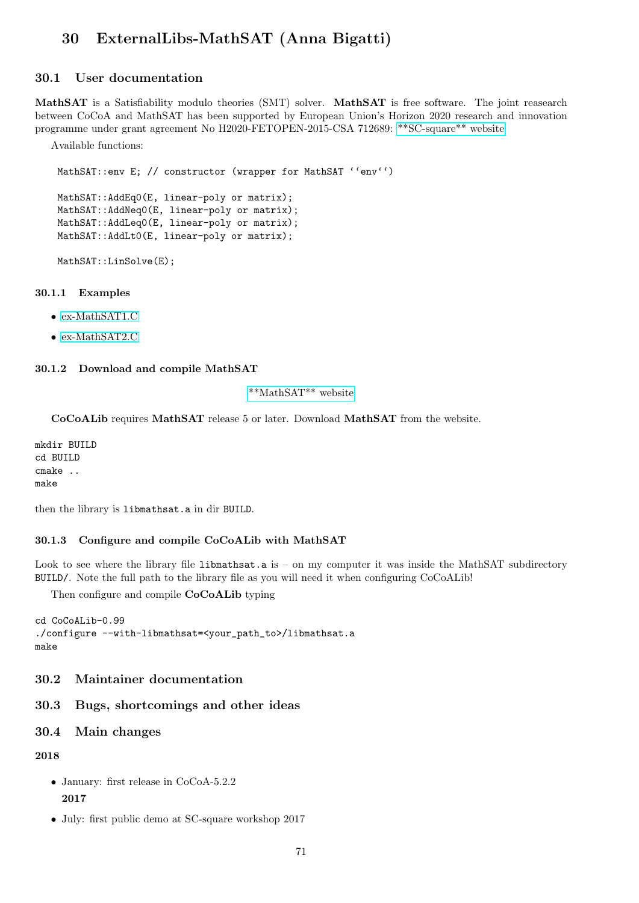# 30 ExternalLibs-MathSAT (Anna Bigatti)

## 30.1 User documentation

**MathSAT** is a Satisfiability modulo theories (SMT) solver. **MathSAT** is free software. The joint reasearch between CoCoA and MathSAT has been supported by European Union's Horizon 2020 research and innovation programme under grant agreement No H2020-FETOPEN-2015-CSA 712689: **SC-square** website

Available functions:

```
MathSAT::env E; // constructor (wrapper for MathSAT ``env``)

MathSAT::AddEq0(E, linear-poly or matrix);
MathSAT::AddNeq0(E, linear-poly or matrix);
MathSAT::AddLeq0(E, linear-poly or matrix);
MathSAT::AddLt0(E, linear-poly or matrix);

MathSAT::LinSolve(E);
```

### 30.1.1 Examples

- ex-MathSAT1.C
- ex-MathSAT2.C

### 30.1.2 Download and compile MathSAT

**MathSAT** website

**CoCoALib** requires **MathSAT** release 5 or later. Download **MathSAT** from the website.

```
mkdir BUILD
cd BUILD
cmake ..
make
```

then the library is `libmathsat.a` in dir `BUILD`.

### 30.1.3 Configure and compile CoCoALib with MathSAT

Look to see where the library file `libmathsat.a` is – on my computer it was inside the MathSAT subdirectory `BUILD/`. Note the full path to the library file as you will need it when configuring CoCoALib!

Then configure and compile **CoCoALib** typing

```
cd CoCoALib-0.99
./configure --with-libmathsat=<your_path_to>/libmathsat.a
make
```

## 30.2 Maintainer documentation

## 30.3 Bugs, shortcomings and other ideas

## 30.4 Main changes

**2018**

- January: first release in CoCoA-5.2.2

**2017**

- July: first public demo at SC-square workshop 2017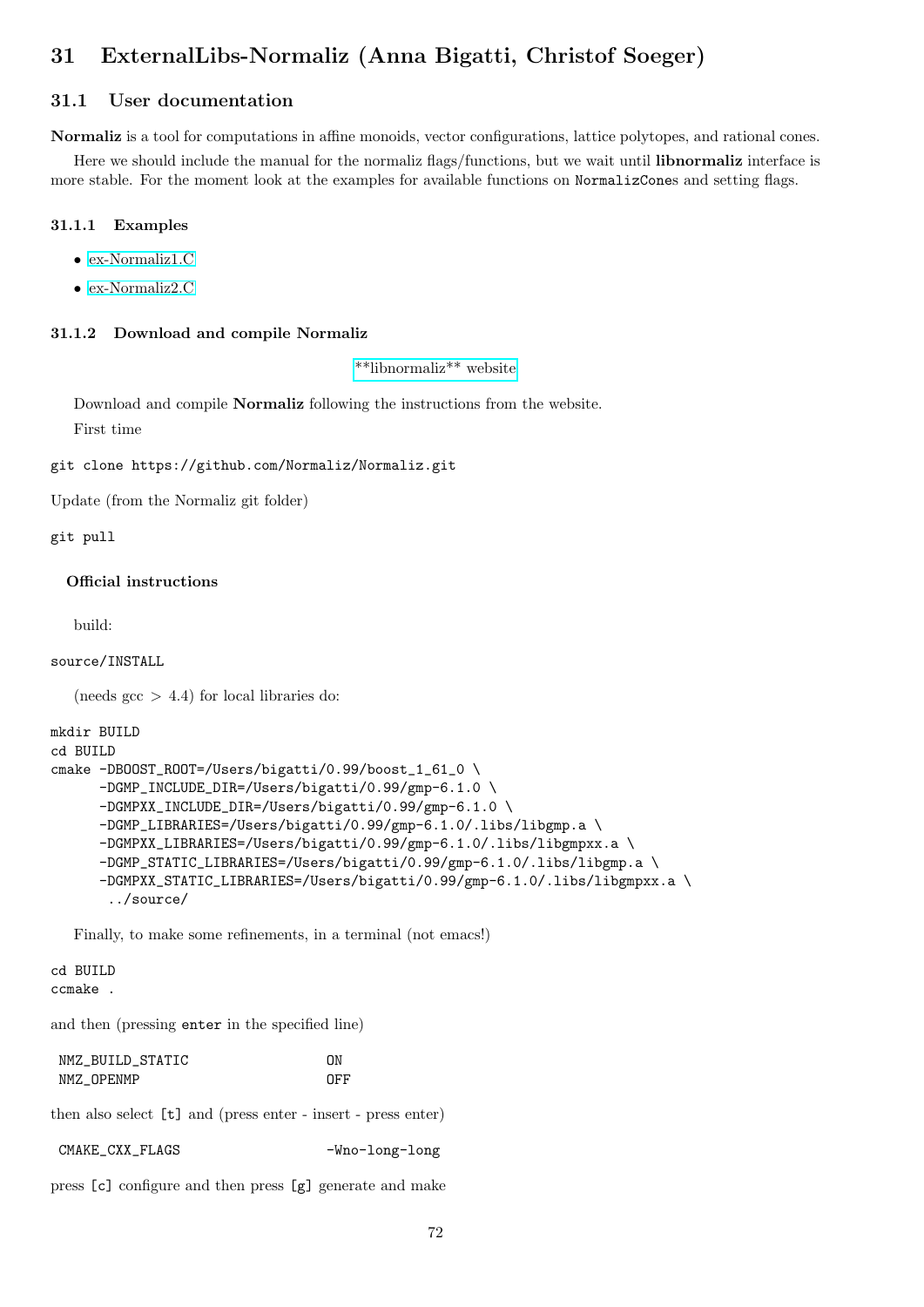# 31 ExternalLibs-Normaliz (Anna Bigatti, Christof Soeger)

## 31.1 User documentation

**Normaliz** is a tool for computations in affine monoids, vector configurations, lattice polytopes, and rational cones.

Here we should include the manual for the normaliz flags/functions, but we wait until **libnormaliz** interface is more stable. For the moment look at the examples for available functions on `NormalizCone`s and setting flags.

### 31.1.1 Examples

- ex-Normaliz1.C
- ex-Normaliz2.C

### 31.1.2 Download and compile Normaliz

**libnormaliz** website

Download and compile **Normaliz** following the instructions from the website.

First time

```
git clone https://github.com/Normaliz/Normaliz.git
```

Update (from the Normaliz git folder)

```
git pull
```

**Official instructions**

build:

```
source/INSTALL
```

(needs gcc > 4.4) for local libraries do:

```
mkdir BUILD
cd BUILD
cmake -DBOOST_ROOT=/Users/bigatti/0.99/boost_1_61_0 \
      -DGMP_INCLUDE_DIR=/Users/bigatti/0.99/gmp-6.1.0 \
      -DGMPXX_INCLUDE_DIR=/Users/bigatti/0.99/gmp-6.1.0 \
      -DGMP_LIBRARIES=/Users/bigatti/0.99/gmp-6.1.0/.libs/libgmp.a \
      -DGMPXX_LIBRARIES=/Users/bigatti/0.99/gmp-6.1.0/.libs/libgmpxx.a \
      -DGMP_STATIC_LIBRARIES=/Users/bigatti/0.99/gmp-6.1.0/.libs/libgmp.a \
      -DGMPXX_STATIC_LIBRARIES=/Users/bigatti/0.99/gmp-6.1.0/.libs/libgmpxx.a \
       ../source/
```

Finally, to make some refinements, in a terminal (not emacs!)

```
cd BUILD
ccmake .
```

and then (pressing `enter` in the specified line)

```
 NMZ_BUILD_STATIC                  ON
 NMZ_OPENMP                        OFF
```

then also select `[t]` and (press enter - insert - press enter)

```
 CMAKE_CXX_FLAGS                   -Wno-long-long
```

press `[c]` configure and then press `[g]` generate and make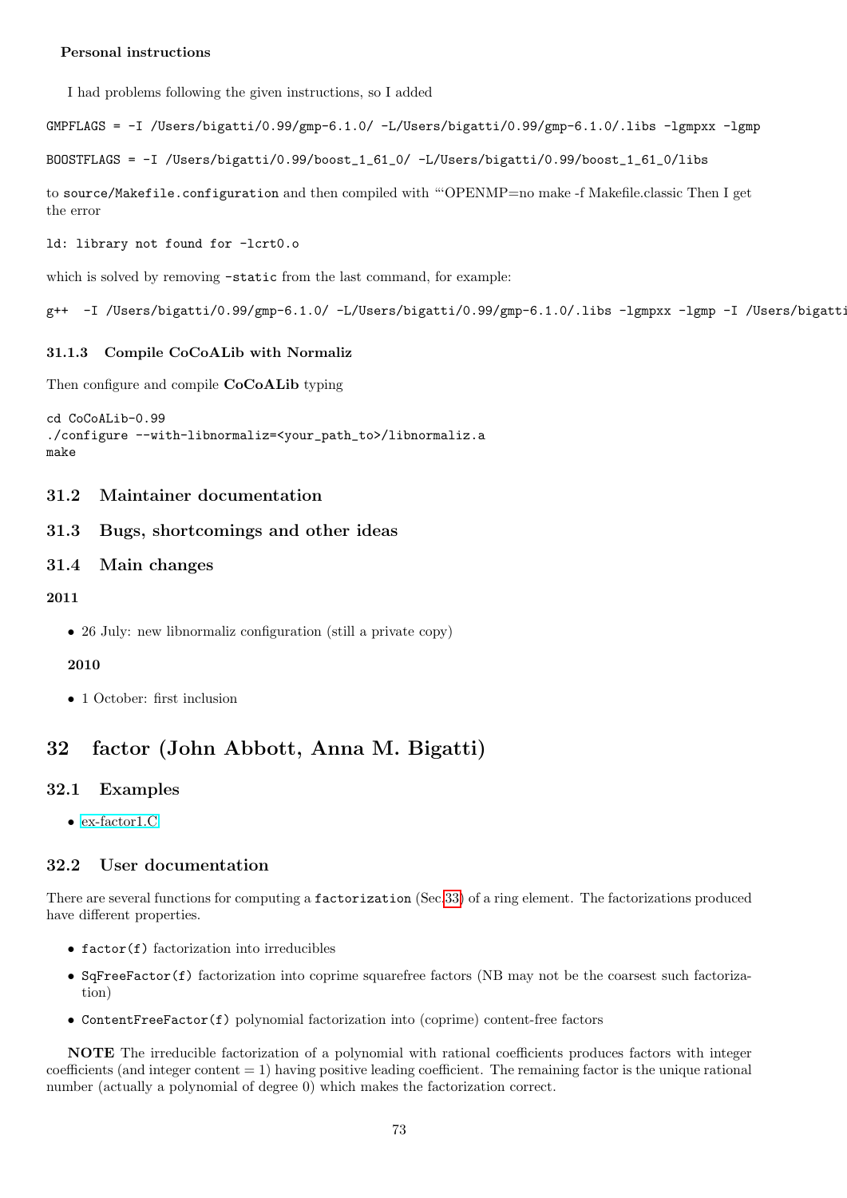**Personal instructions**

I had problems following the given instructions, so I added

```
GMPFLAGS = -I /Users/bigatti/0.99/gmp-6.1.0/ -L/Users/bigatti/0.99/gmp-6.1.0/.libs -lgmpxx -lgmp
```

```
BOOSTFLAGS = -I /Users/bigatti/0.99/boost_1_61_0/ -L/Users/bigatti/0.99/boost_1_61_0/libs
```

to `source/Makefile.configuration` and then compiled with "'OPENMP=no make -f Makefile.classic Then I get the error

```
ld: library not found for -lcrt0.o
```

which is solved by removing `-static` from the last command, for example:

```
g++  -I /Users/bigatti/0.99/gmp-6.1.0/ -L/Users/bigatti/0.99/gmp-6.1.0/.libs -lgmpxx -lgmp -I /Users/bigatti
```

### 31.1.3 Compile CoCoALib with Normaliz

Then configure and compile **CoCoALib** typing

```
cd CoCoALib-0.99
./configure --with-libnormaliz=<your_path_to>/libnormaliz.a
make
```

## 31.2 Maintainer documentation

## 31.3 Bugs, shortcomings and other ideas

## 31.4 Main changes

**2011**

- 26 July: new libnormaliz configuration (still a private copy)

**2010**

- 1 October: first inclusion

# 32 factor (John Abbott, Anna M. Bigatti)

## 32.1 Examples

- ex-factor1.C

## 32.2 User documentation

There are several functions for computing a `factorization` (Sec.33) of a ring element. The factorizations produced have different properties.

- `factor(f)` factorization into irreducibles
- `SqFreeFactor(f)` factorization into coprime squarefree factors (NB may not be the coarsest such factorization)
- `ContentFreeFactor(f)` polynomial factorization into (coprime) content-free factors

**NOTE** The irreducible factorization of a polynomial with rational coefficients produces factors with integer coefficients (and integer content = 1) having positive leading coefficient. The remaining factor is the unique rational number (actually a polynomial of degree 0) which makes the factorization correct.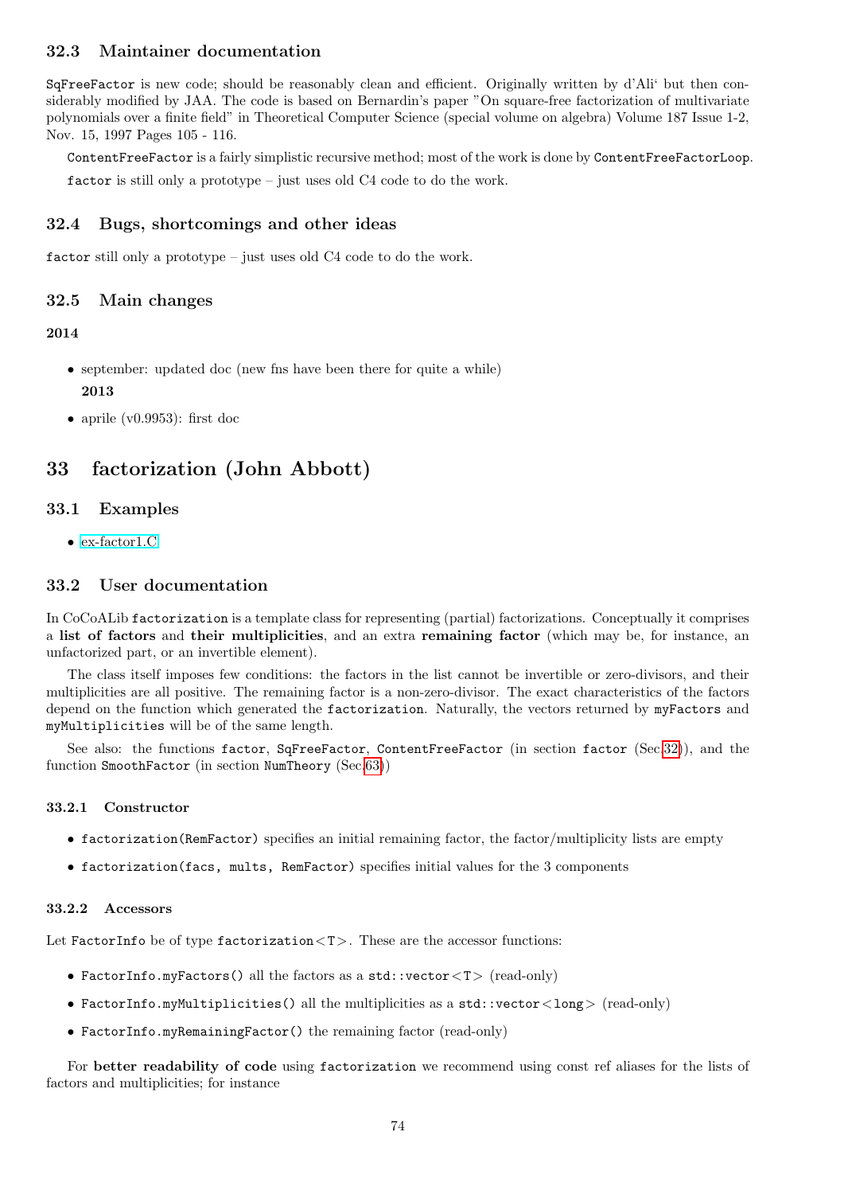### 32.3 Maintainer documentation

`SqFreeFactor` is new code; should be reasonably clean and efficient. Originally written by d'Ali' but then considerably modified by JAA. The code is based on Bernardin's paper "On square-free factorization of multivariate polynomials over a finite field" in Theoretical Computer Science (special volume on algebra) Volume 187 Issue 1-2, Nov. 15, 1997 Pages 105 - 116.

`ContentFreeFactor` is a fairly simplistic recursive method; most of the work is done by `ContentFreeFactorLoop`.

`factor` is still only a prototype – just uses old C4 code to do the work.

### 32.4 Bugs, shortcomings and other ideas

`factor` still only a prototype – just uses old C4 code to do the work.

### 32.5 Main changes

**2014**

- september: updated doc (new fns have been there for quite a while)

  **2013**

- aprile (v0.9953): first doc

## 33 factorization (John Abbott)

### 33.1 Examples

- ex-factor1.C

### 33.2 User documentation

In CoCoALib `factorization` is a template class for representing (partial) factorizations. Conceptually it comprises a **list of factors** and **their multiplicities**, and an extra **remaining factor** (which may be, for instance, an unfactorized part, or an invertible element).

The class itself imposes few conditions: the factors in the list cannot be invertible or zero-divisors, and their multiplicities are all positive. The remaining factor is a non-zero-divisor. The exact characteristics of the factors depend on the function which generated the `factorization`. Naturally, the vectors returned by `myFactors` and `myMultiplicities` will be of the same length.

See also: the functions `factor`, `SqFreeFactor`, `ContentFreeFactor` (in section `factor` (Sec.32)), and the function `SmoothFactor` (in section `NumTheory` (Sec.63))

#### 33.2.1 Constructor

- `factorization(RemFactor)` specifies an initial remaining factor, the factor/multiplicity lists are empty
- `factorization(facs, mults, RemFactor)` specifies initial values for the 3 components

#### 33.2.2 Accessors

Let `FactorInfo` be of type `factorization<T>`. These are the accessor functions:

- `FactorInfo.myFactors()` all the factors as a `std::vector<T>` (read-only)
- `FactorInfo.myMultiplicities()` all the multiplicities as a `std::vector<long>` (read-only)
- `FactorInfo.myRemainingFactor()` the remaining factor (read-only)

For **better readability of code** using `factorization` we recommend using const ref aliases for the lists of factors and multiplicities; for instance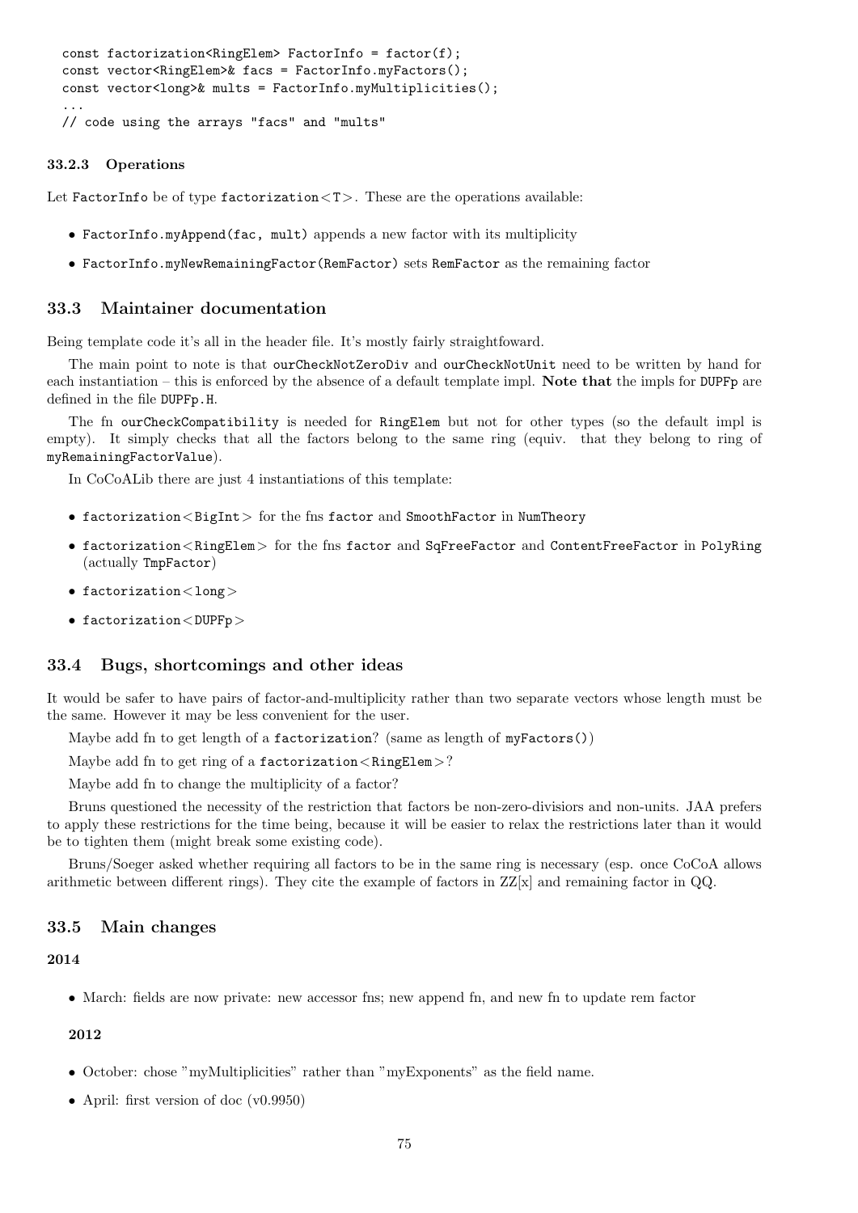```
const factorization<RingElem> FactorInfo = factor(f);
const vector<RingElem>& facs = FactorInfo.myFactors();
const vector<long>& mults = FactorInfo.myMultiplicities();
...
// code using the arrays "facs" and "mults"
```

#### 33.2.3 Operations

Let `FactorInfo` be of type `factorization<T>`. These are the operations available:

- `FactorInfo.myAppend(fac, mult)` appends a new factor with its multiplicity
- `FactorInfo.myNewRemainingFactor(RemFactor)` sets `RemFactor` as the remaining factor

### 33.3 Maintainer documentation

Being template code it's all in the header file. It's mostly fairly straightfoward.

The main point to note is that `ourCheckNotZeroDiv` and `ourCheckNotUnit` need to be written by hand for each instantiation – this is enforced by the absence of a default template impl. **Note that** the impls for `DUPFp` are defined in the file `DUPFp.H`.

The fn `ourCheckCompatibility` is needed for `RingElem` but not for other types (so the default impl is empty). It simply checks that all the factors belong to the same ring (equiv. that they belong to ring of `myRemainingFactorValue`).

In CoCoALib there are just 4 instantiations of this template:

- `factorization<BigInt>` for the fns `factor` and `SmoothFactor` in `NumTheory`
- `factorization<RingElem>` for the fns `factor` and `SqFreeFactor` and `ContentFreeFactor` in `PolyRing` (actually `TmpFactor`)
- `factorization<long>`
- `factorization<DUPFp>`

### 33.4 Bugs, shortcomings and other ideas

It would be safer to have pairs of factor-and-multiplicity rather than two separate vectors whose length must be the same. However it may be less convenient for the user.

Maybe add fn to get length of a `factorization`? (same as length of `myFactors()`)

Maybe add fn to get ring of a `factorization<RingElem>`?

Maybe add fn to change the multiplicity of a factor?

Bruns questioned the necessity of the restriction that factors be non-zero-divisiors and non-units. JAA prefers to apply these restrictions for the time being, because it will be easier to relax the restrictions later than it would be to tighten them (might break some existing code).

Bruns/Soeger asked whether requiring all factors to be in the same ring is necessary (esp. once CoCoA allows arithmetic between different rings). They cite the example of factors in ZZ[x] and remaining factor in QQ.

### 33.5 Main changes

**2014**

- March: fields are now private: new accessor fns; new append fn, and new fn to update rem factor

**2012**

- October: chose "myMultiplicities" rather than "myExponents" as the field name.
- April: first version of doc (v0.9950)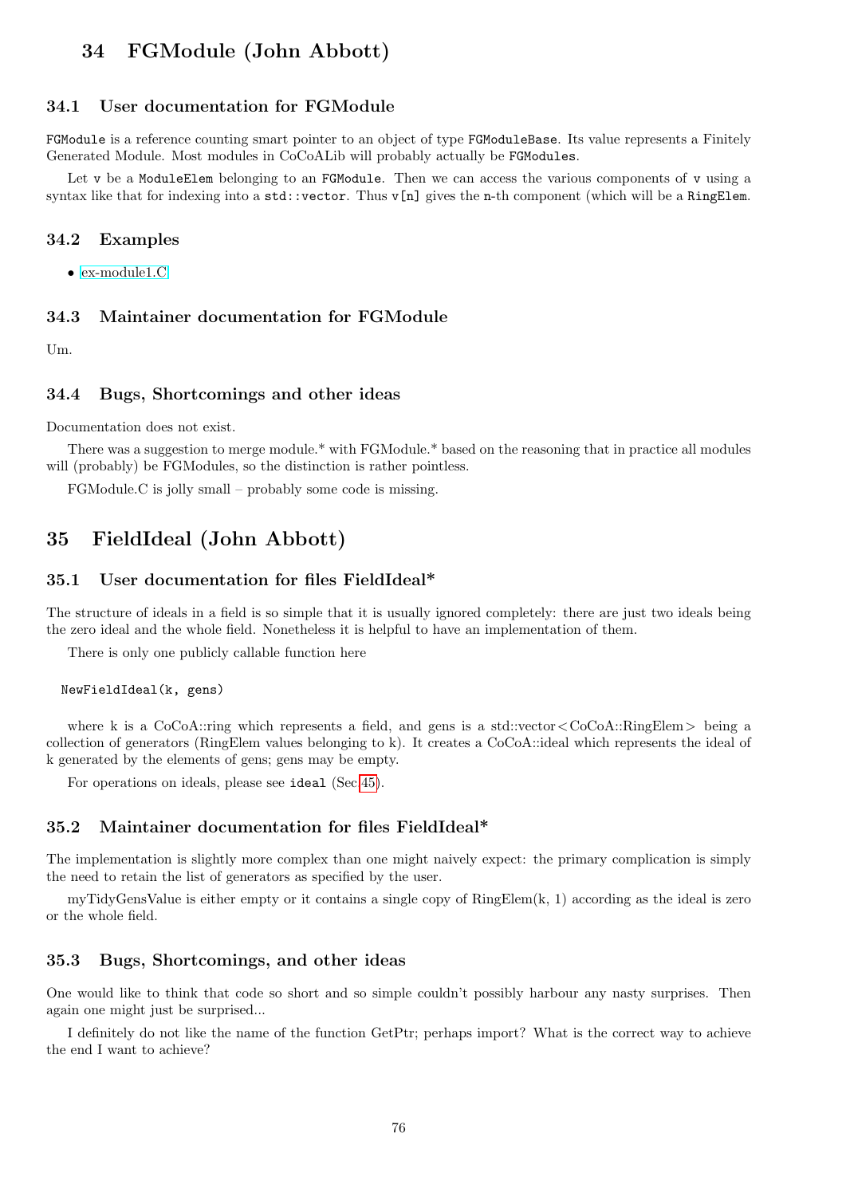# 34 FGModule (John Abbott)

## 34.1 User documentation for FGModule

`FGModule` is a reference counting smart pointer to an object of type `FGModuleBase`. Its value represents a Finitely Generated Module. Most modules in CoCoALib will probably actually be `FGModules`.

Let `v` be a `ModuleElem` belonging to an `FGModule`. Then we can access the various components of `v` using a syntax like that for indexing into a `std::vector`. Thus `v[n]` gives the `n`-th component (which will be a `RingElem`.

## 34.2 Examples

- ex-module1.C

## 34.3 Maintainer documentation for FGModule

Um.

## 34.4 Bugs, Shortcomings and other ideas

Documentation does not exist.

There was a suggestion to merge module.* with FGModule.* based on the reasoning that in practice all modules will (probably) be FGModules, so the distinction is rather pointless.

FGModule.C is jolly small – probably some code is missing.

# 35 FieldIdeal (John Abbott)

## 35.1 User documentation for files FieldIdeal*

The structure of ideals in a field is so simple that it is usually ignored completely: there are just two ideals being the zero ideal and the whole field. Nonetheless it is helpful to have an implementation of them.

There is only one publicly callable function here

```
NewFieldIdeal(k, gens)
```

where k is a CoCoA::ring which represents a field, and gens is a std::vector<CoCoA::RingElem> being a collection of generators (RingElem values belonging to k). It creates a CoCoA::ideal which represents the ideal of k generated by the elements of gens; gens may be empty.

For operations on ideals, please see `ideal` (Sec.45).

## 35.2 Maintainer documentation for files FieldIdeal*

The implementation is slightly more complex than one might naively expect: the primary complication is simply the need to retain the list of generators as specified by the user.

myTidyGensValue is either empty or it contains a single copy of RingElem(k, 1) according as the ideal is zero or the whole field.

## 35.3 Bugs, Shortcomings, and other ideas

One would like to think that code so short and so simple couldn't possibly harbour any nasty surprises. Then again one might just be surprised...

I definitely do not like the name of the function GetPtr; perhaps import? What is the correct way to achieve the end I want to achieve?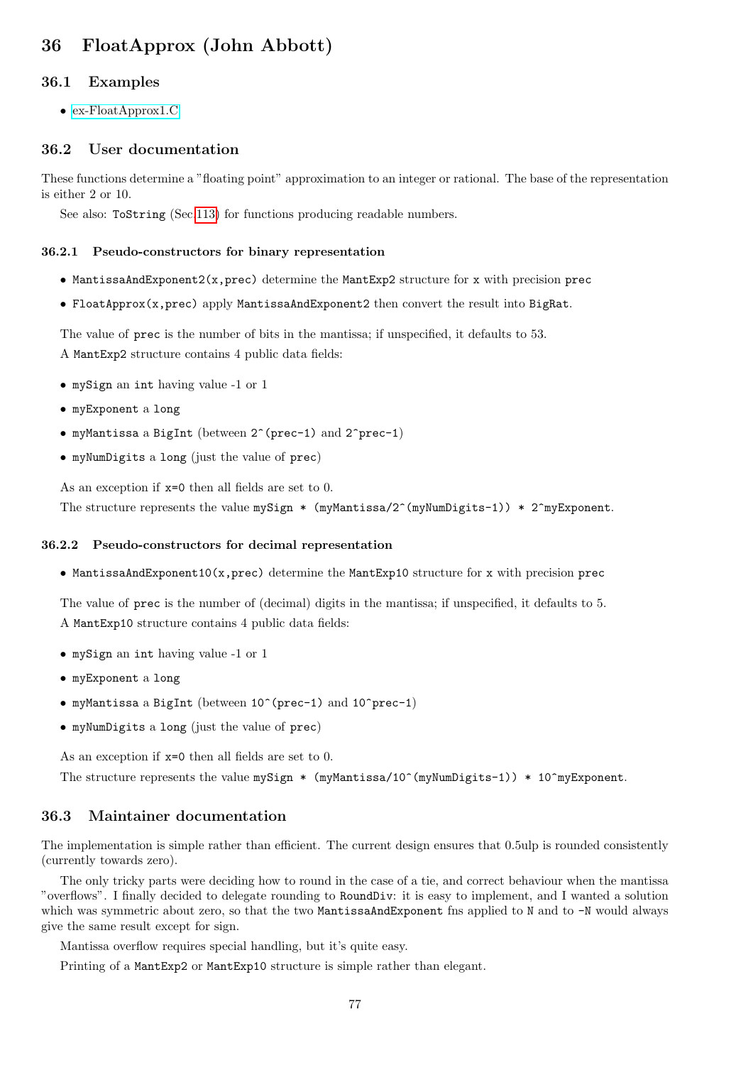# 36 FloatApprox (John Abbott)

## 36.1 Examples

- ex-FloatApprox1.C

## 36.2 User documentation

These functions determine a "floating point" approximation to an integer or rational. The base of the representation is either 2 or 10.

See also: `ToString` (Sec.113) for functions producing readable numbers.

### 36.2.1 Pseudo-constructors for binary representation

- `MantissaAndExponent2(x,prec)` determine the `MantExp2` structure for `x` with precision `prec`
- `FloatApprox(x,prec)` apply `MantissaAndExponent2` then convert the result into `BigRat`.

The value of `prec` is the number of bits in the mantissa; if unspecified, it defaults to 53.

A `MantExp2` structure contains 4 public data fields:

- `mySign` an `int` having value -1 or 1
- `myExponent` a `long`
- `myMantissa` a `BigInt` (between `2^(prec-1)` and `2^prec-1`)
- `myNumDigits` a `long` (just the value of `prec`)

As an exception if `x=0` then all fields are set to 0.

The structure represents the value `mySign * (myMantissa/2^(myNumDigits-1)) * 2^myExponent`.

### 36.2.2 Pseudo-constructors for decimal representation

- `MantissaAndExponent10(x,prec)` determine the `MantExp10` structure for `x` with precision `prec`

The value of `prec` is the number of (decimal) digits in the mantissa; if unspecified, it defaults to 5.

A `MantExp10` structure contains 4 public data fields:

- `mySign` an `int` having value -1 or 1
- `myExponent` a `long`
- `myMantissa` a `BigInt` (between `10^(prec-1)` and `10^prec-1`)
- `myNumDigits` a `long` (just the value of `prec`)

As an exception if `x=0` then all fields are set to 0.

The structure represents the value `mySign * (myMantissa/10^(myNumDigits-1)) * 10^myExponent`.

## 36.3 Maintainer documentation

The implementation is simple rather than efficient. The current design ensures that 0.5ulp is rounded consistently (currently towards zero).

The only tricky parts were deciding how to round in the case of a tie, and correct behaviour when the mantissa "overflows". I finally decided to delegate rounding to `RoundDiv`: it is easy to implement, and I wanted a solution which was symmetric about zero, so that the two `MantissaAndExponent` fns applied to `N` and to `-N` would always give the same result except for sign.

Mantissa overflow requires special handling, but it's quite easy.

Printing of a `MantExp2` or `MantExp10` structure is simple rather than elegant.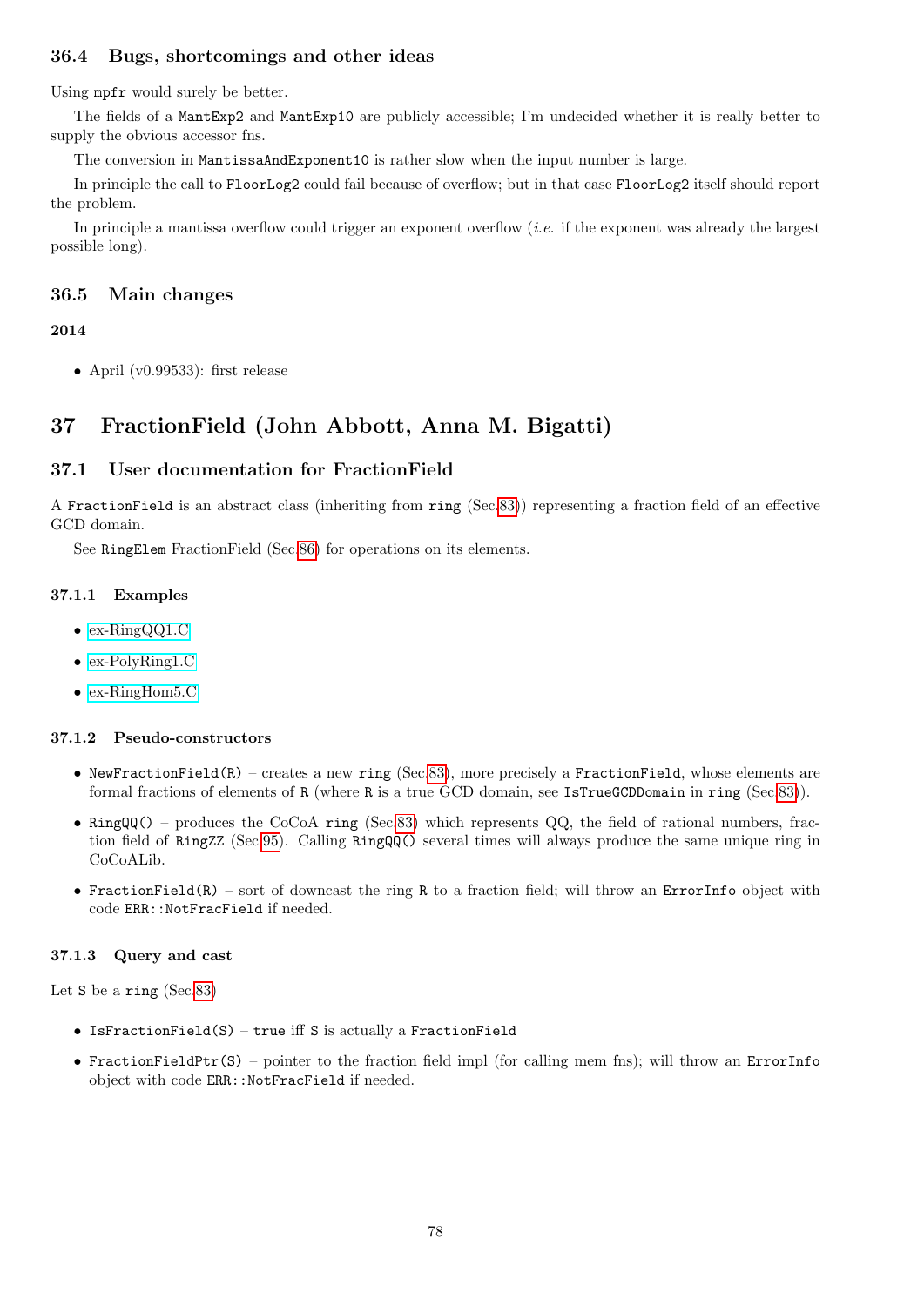### 36.4 Bugs, shortcomings and other ideas

Using `mpfr` would surely be better.

The fields of a `MantExp2` and `MantExp10` are publicly accessible; I'm undecided whether it is really better to supply the obvious accessor fns.

The conversion in `MantissaAndExponent10` is rather slow when the input number is large.

In principle the call to `FloorLog2` could fail because of overflow; but in that case `FloorLog2` itself should report the problem.

In principle a mantissa overflow could trigger an exponent overflow (*i.e.* if the exponent was already the largest possible long).

### 36.5 Main changes

**2014**

- April (v0.99533): first release

## 37 FractionField (John Abbott, Anna M. Bigatti)

### 37.1 User documentation for FractionField

A `FractionField` is an abstract class (inheriting from `ring` (Sec.83)) representing a fraction field of an effective GCD domain.

See `RingElem` FractionField (Sec.86) for operations on its elements.

#### 37.1.1 Examples

- ex-RingQQ1.C
- ex-PolyRing1.C
- ex-RingHom5.C

#### 37.1.2 Pseudo-constructors

- `NewFractionField(R)` – creates a new `ring` (Sec.83), more precisely a `FractionField`, whose elements are formal fractions of elements of `R` (where `R` is a true GCD domain, see `IsTrueGCDDomain` in `ring` (Sec.83)).
- `RingQQ()` – produces the CoCoA `ring` (Sec.83) which represents QQ, the field of rational numbers, fraction field of `RingZZ` (Sec.95). Calling `RingQQ()` several times will always produce the same unique ring in CoCoALib.
- `FractionField(R)` – sort of downcast the ring `R` to a fraction field; will throw an `ErrorInfo` object with code `ERR::NotFracField` if needed.

#### 37.1.3 Query and cast

Let `S` be a `ring` (Sec.83)

- `IsFractionField(S)` – `true` iff `S` is actually a `FractionField`
- `FractionFieldPtr(S)` – pointer to the fraction field impl (for calling mem fns); will throw an `ErrorInfo` object with code `ERR::NotFracField` if needed.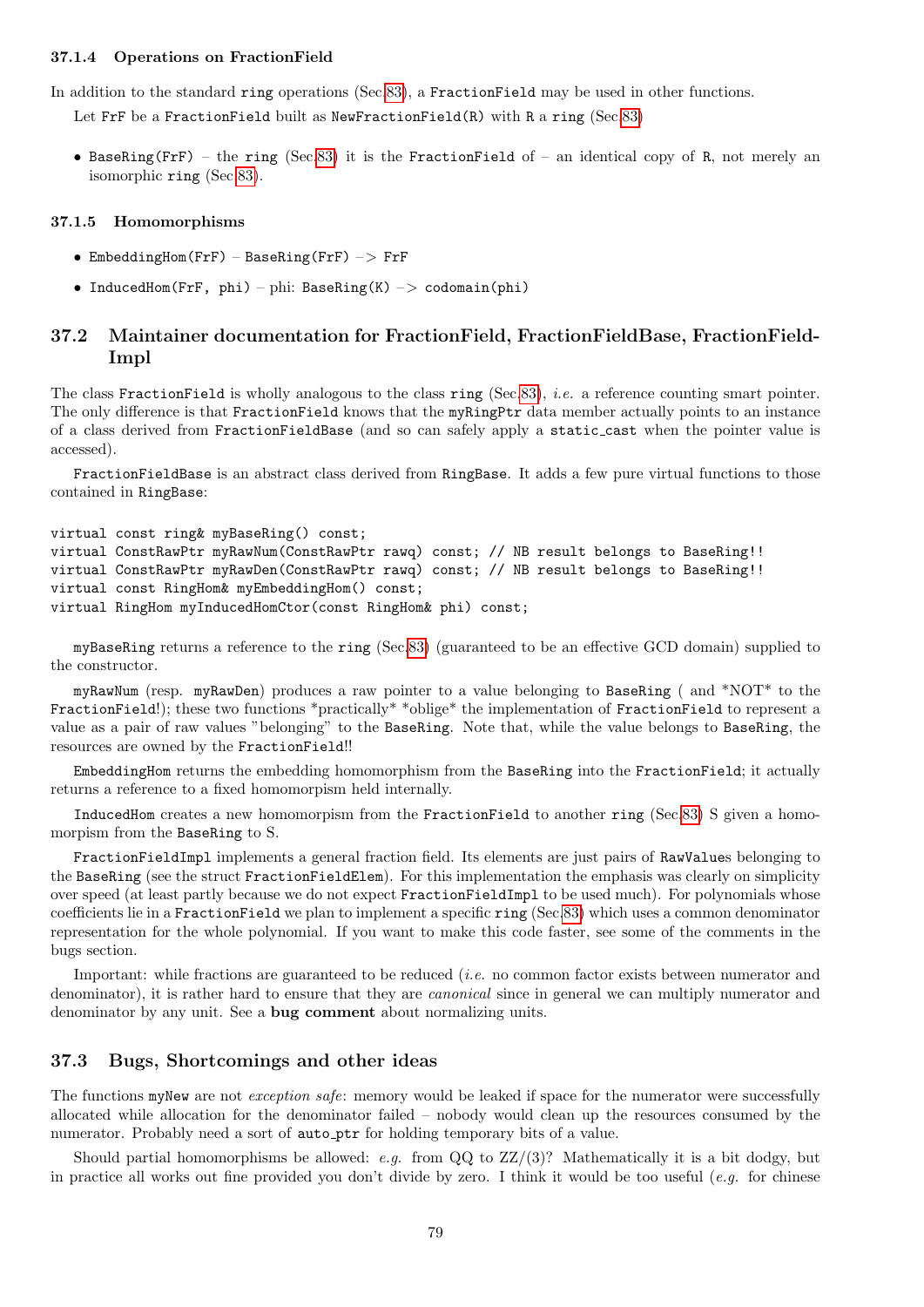#### 37.1.4 Operations on FractionField

In addition to the standard `ring` operations (Sec.83), a `FractionField` may be used in other functions.

Let `FrF` be a `FractionField` built as `NewFractionField(R)` with `R` a `ring` (Sec.83)

- `BaseRing(FrF)` – the `ring` (Sec.83) it is the `FractionField` of – an identical copy of `R`, not merely an isomorphic `ring` (Sec.83).

#### 37.1.5 Homomorphisms

- `EmbeddingHom(FrF)` – `BaseRing(FrF) –> FrF`
- `InducedHom(FrF, phi)` – phi: `BaseRing(K) –> codomain(phi)`

## 37.2 Maintainer documentation for FractionField, FractionFieldBase, FractionFieldImpl

The class `FractionField` is wholly analogous to the class `ring` (Sec.83), *i.e.* a reference counting smart pointer. The only difference is that `FractionField` knows that the `myRingPtr` data member actually points to an instance of a class derived from `FractionFieldBase` (and so can safely apply a `static_cast` when the pointer value is accessed).

`FractionFieldBase` is an abstract class derived from `RingBase`. It adds a few pure virtual functions to those contained in `RingBase`:

```
virtual const ring& myBaseRing() const;
virtual ConstRawPtr myRawNum(ConstRawPtr rawq) const; // NB result belongs to BaseRing!!
virtual ConstRawPtr myRawDen(ConstRawPtr rawq) const; // NB result belongs to BaseRing!!
virtual const RingHom& myEmbeddingHom() const;
virtual RingHom myInducedHomCtor(const RingHom& phi) const;
```

`myBaseRing` returns a reference to the `ring` (Sec.83) (guaranteed to be an effective GCD domain) supplied to the constructor.

`myRawNum` (resp. `myRawDen`) produces a raw pointer to a value belonging to `BaseRing` ( and *NOT* to the `FractionField`!); these two functions *practically* *oblige* the implementation of `FractionField` to represent a value as a pair of raw values "belonging" to the `BaseRing`. Note that, while the value belongs to `BaseRing`, the resources are owned by the `FractionField`!!

`EmbeddingHom` returns the embedding homomorphism from the `BaseRing` into the `FractionField`; it actually returns a reference to a fixed homomorpism held internally.

`InducedHom` creates a new homomorpism from the `FractionField` to another `ring` (Sec.83) S given a homomorpism from the `BaseRing` to S.

`FractionFieldImpl` implements a general fraction field. Its elements are just pairs of `RawValue`s belonging to the `BaseRing` (see the struct `FractionFieldElem`). For this implementation the emphasis was clearly on simplicity over speed (at least partly because we do not expect `FractionFieldImpl` to be used much). For polynomials whose coefficients lie in a `FractionField` we plan to implement a specific `ring` (Sec.83) which uses a common denominator representation for the whole polynomial. If you want to make this code faster, see some of the comments in the bugs section.

Important: while fractions are guaranteed to be reduced (*i.e.* no common factor exists between numerator and denominator), it is rather hard to ensure that they are *canonical* since in general we can multiply numerator and denominator by any unit. See a **bug comment** about normalizing units.

## 37.3 Bugs, Shortcomings and other ideas

The functions `myNew` are not *exception safe*: memory would be leaked if space for the numerator were successfully allocated while allocation for the denominator failed – nobody would clean up the resources consumed by the numerator. Probably need a sort of `auto_ptr` for holding temporary bits of a value.

Should partial homomorphisms be allowed: *e.g.* from QQ to ZZ/(3)? Mathematically it is a bit dodgy, but in practice all works out fine provided you don't divide by zero. I think it would be too useful (*e.g.* for chinese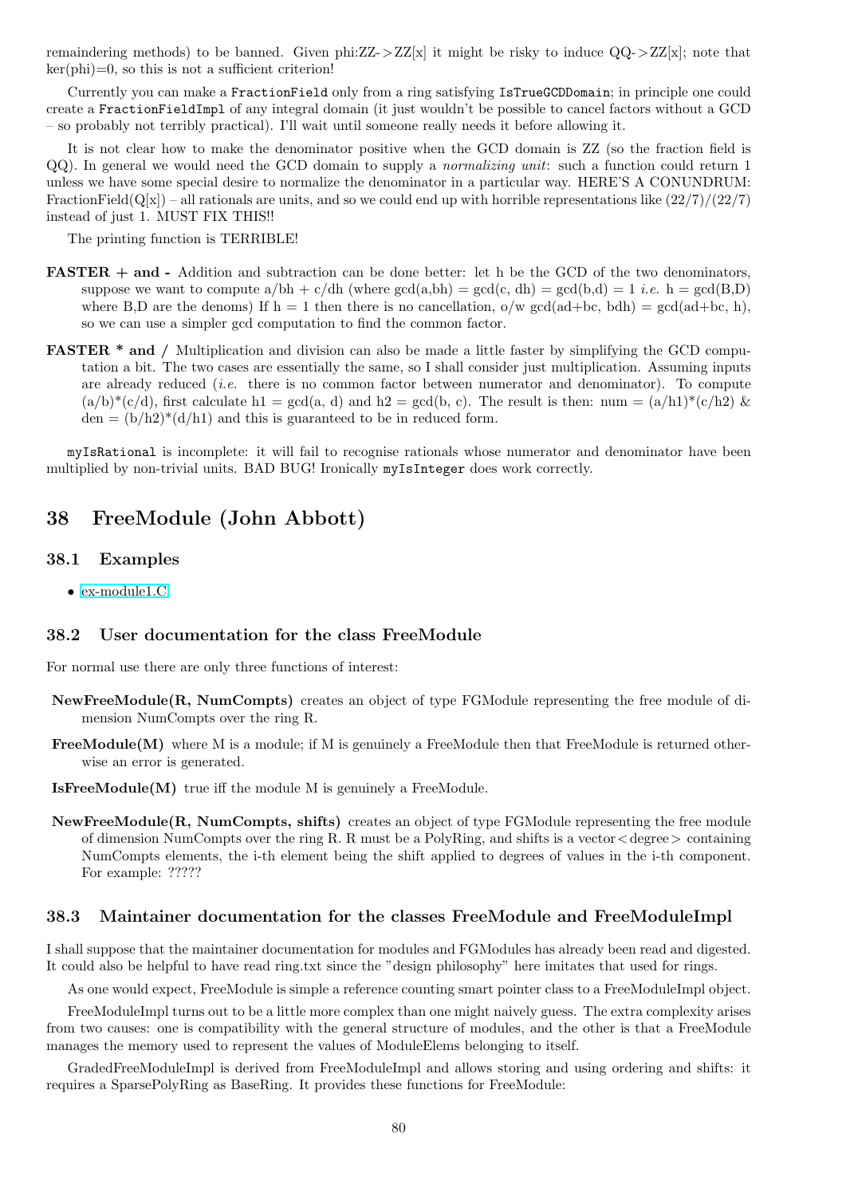remaindering methods) to be banned. Given phi:ZZ->ZZ[x] it might be risky to induce QQ->ZZ[x]; note that ker(phi)=0, so this is not a sufficient criterion!

Currently you can make a `FractionField` only from a ring satisfying `IsTrueGCDDomain`; in principle one could create a `FractionFieldImpl` of any integral domain (it just wouldn't be possible to cancel factors without a GCD – so probably not terribly practical). I'll wait until someone really needs it before allowing it.

It is not clear how to make the denominator positive when the GCD domain is ZZ (so the fraction field is QQ). In general we would need the GCD domain to supply a *normalizing unit*: such a function could return 1 unless we have some special desire to normalize the denominator in a particular way. HERE'S A CONUNDRUM: FractionField(Q[x]) – all rationals are units, and so we could end up with horrible representations like (22/7)/(22/7) instead of just 1. MUST FIX THIS!!

The printing function is TERRIBLE!

**FASTER + and -** Addition and subtraction can be done better: let h be the GCD of the two denominators, suppose we want to compute a/bh + c/dh (where gcd(a,bh) = gcd(c, dh) = gcd(b,d) = 1 *i.e.* h = gcd(B,D) where B,D are the denoms) If h = 1 then there is no cancellation, o/w gcd(ad+bc, bdh) = gcd(ad+bc, h), so we can use a simpler gcd computation to find the common factor.

**FASTER * and /** Multiplication and division can also be made a little faster by simplifying the GCD computation a bit. The two cases are essentially the same, so I shall consider just multiplication. Assuming inputs are already reduced (*i.e.* there is no common factor between numerator and denominator). To compute (a/b)*(c/d), first calculate h1 = gcd(a, d) and h2 = gcd(b, c). The result is then: num = (a/h1)*(c/h2) & den = (b/h2)*(d/h1) and this is guaranteed to be in reduced form.

`myIsRational` is incomplete: it will fail to recognise rationals whose numerator and denominator have been multiplied by non-trivial units. BAD BUG! Ironically `myIsInteger` does work correctly.

# 38 FreeModule (John Abbott)

## 38.1 Examples

- ex-module1.C

## 38.2 User documentation for the class FreeModule

For normal use there are only three functions of interest:

**NewFreeModule(R, NumCompts)** creates an object of type FGModule representing the free module of dimension NumCompts over the ring R.

**FreeModule(M)** where M is a module; if M is genuinely a FreeModule then that FreeModule is returned otherwise an error is generated.

**IsFreeModule(M)** true iff the module M is genuinely a FreeModule.

**NewFreeModule(R, NumCompts, shifts)** creates an object of type FGModule representing the free module of dimension NumCompts over the ring R. R must be a PolyRing, and shifts is a vector<degree> containing NumCompts elements, the i-th element being the shift applied to degrees of values in the i-th component. For example: ?????

## 38.3 Maintainer documentation for the classes FreeModule and FreeModuleImpl

I shall suppose that the maintainer documentation for modules and FGModules has already been read and digested. It could also be helpful to have read ring.txt since the "design philosophy" here imitates that used for rings.

As one would expect, FreeModule is simple a reference counting smart pointer class to a FreeModuleImpl object.

FreeModuleImpl turns out to be a little more complex than one might naively guess. The extra complexity arises from two causes: one is compatibility with the general structure of modules, and the other is that a FreeModule manages the memory used to represent the values of ModuleElems belonging to itself.

GradedFreeModuleImpl is derived from FreeModuleImpl and allows storing and using ordering and shifts: it requires a SparsePolyRing as BaseRing. It provides these functions for FreeModule: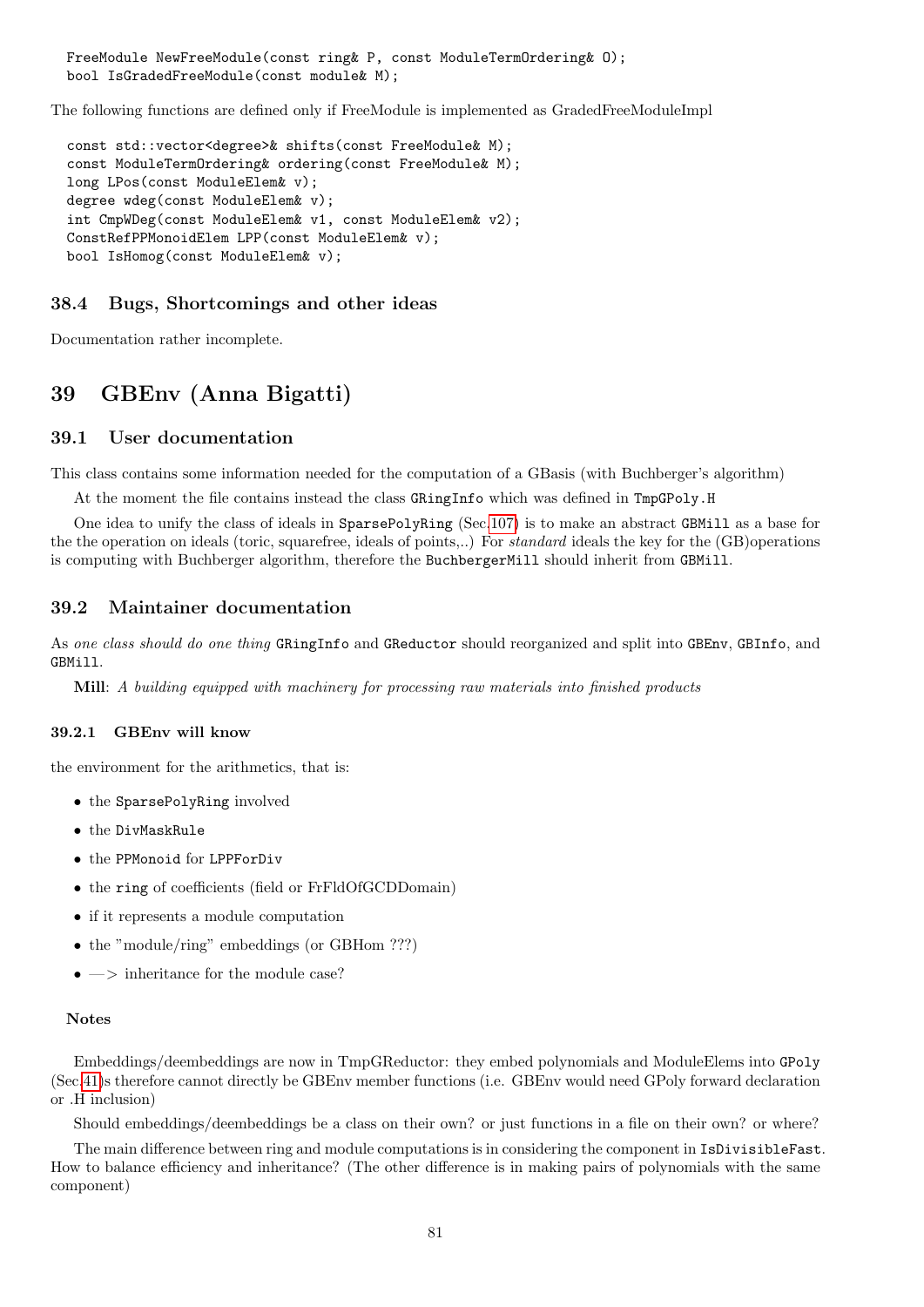```
FreeModule NewFreeModule(const ring& P, const ModuleTermOrdering& O);
bool IsGradedFreeModule(const module& M);
```

The following functions are defined only if FreeModule is implemented as GradedFreeModuleImpl

```
const std::vector<degree>& shifts(const FreeModule& M);
const ModuleTermOrdering& ordering(const FreeModule& M);
long LPos(const ModuleElem& v);
degree wdeg(const ModuleElem& v);
int CmpWDeg(const ModuleElem& v1, const ModuleElem& v2);
ConstRefPPMonoidElem LPP(const ModuleElem& v);
bool IsHomog(const ModuleElem& v);
```

### 38.4 Bugs, Shortcomings and other ideas

Documentation rather incomplete.

## 39 GBEnv (Anna Bigatti)

### 39.1 User documentation

This class contains some information needed for the computation of a GBasis (with Buchberger's algorithm)

At the moment the file contains instead the class `GRingInfo` which was defined in `TmpGPoly.H`

One idea to unify the class of ideals in `SparsePolyRing` (Sec.107) is to make an abstract `GBMill` as a base for the the operation on ideals (toric, squarefree, ideals of points,..) For *standard* ideals the key for the (GB)operations is computing with Buchberger algorithm, therefore the `BuchbergerMill` should inherit from `GBMill`.

### 39.2 Maintainer documentation

As *one class should do one thing* `GRingInfo` and `GReductor` should reorganized and split into `GBEnv`, `GBInfo`, and `GBMill`.

**Mill**: *A building equipped with machinery for processing raw materials into finished products*

#### 39.2.1 GBEnv will know

the environment for the arithmetics, that is:

- the `SparsePolyRing` involved
- the `DivMaskRule`
- the `PPMonoid` for `LPPForDiv`
- the `ring` of coefficients (field or FrFldOfGCDDomain)
- if it represents a module computation
- the "module/ring" embeddings (or GBHom ???)
- —> inheritance for the module case?

**Notes**

Embeddings/deembeddings are now in TmpGReductor: they embed polynomials and ModuleElems into `GPoly` (Sec.41)s therefore cannot directly be GBEnv member functions (i.e. GBEnv would need GPoly forward declaration or .H inclusion)

Should embeddings/deembeddings be a class on their own? or just functions in a file on their own? or where?

The main difference between ring and module computations is in considering the component in `IsDivisibleFast`. How to balance efficiency and inheritance? (The other difference is in making pairs of polynomials with the same component)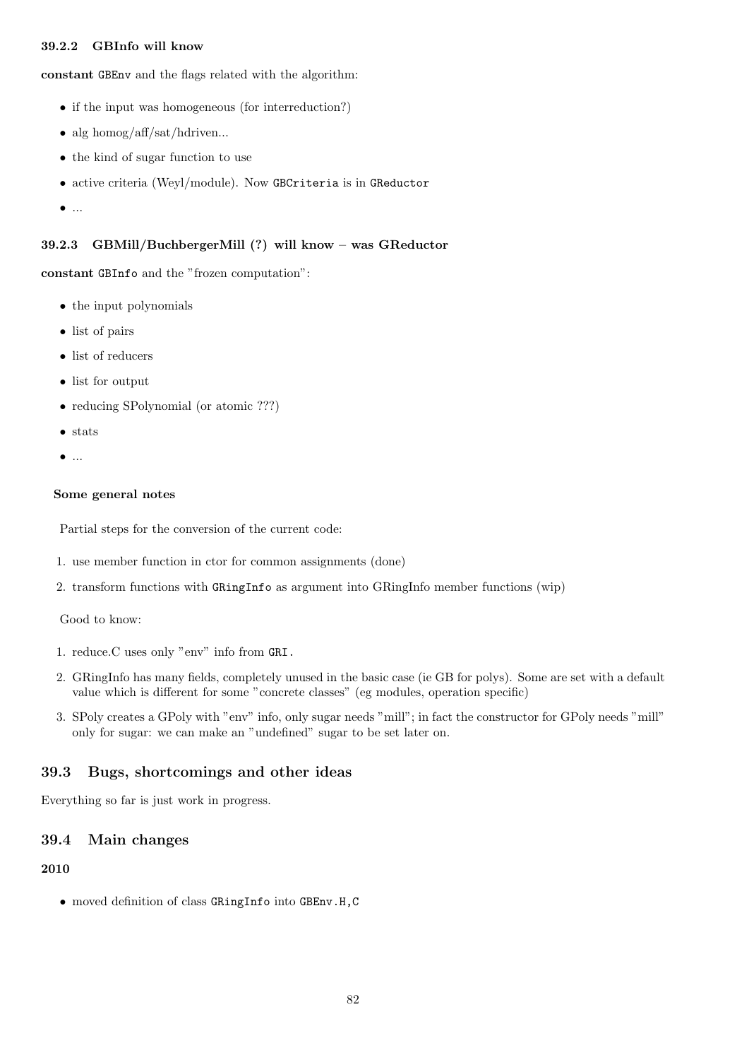#### 39.2.2 GBInfo will know

**constant** `GBEnv` and the flags related with the algorithm:

- if the input was homogeneous (for interreduction?)
- alg homog/aff/sat/hdriven...
- the kind of sugar function to use
- active criteria (Weyl/module). Now `GBCriteria` is in `GReductor`
- ...

#### 39.2.3 GBMill/BuchbergerMill (?) will know – was GReductor

**constant** `GBInfo` and the "frozen computation":

- the input polynomials
- list of pairs
- list of reducers
- list for output
- reducing SPolynomial (or atomic ???)
- stats
- ...

**Some general notes**

Partial steps for the conversion of the current code:

1. use member function in ctor for common assignments (done)
2. transform functions with `GRingInfo` as argument into GRingInfo member functions (wip)

Good to know:

1. reduce.C uses only "env" info from `GRI`.
2. GRingInfo has many fields, completely unused in the basic case (ie GB for polys). Some are set with a default value which is different for some "concrete classes" (eg modules, operation specific)
3. SPoly creates a GPoly with "env" info, only sugar needs "mill"; in fact the constructor for GPoly needs "mill" only for sugar: we can make an "undefined" sugar to be set later on.

## 39.3 Bugs, shortcomings and other ideas

Everything so far is just work in progress.

## 39.4 Main changes

**2010**

- moved definition of class `GRingInfo` into `GBEnv.H,C`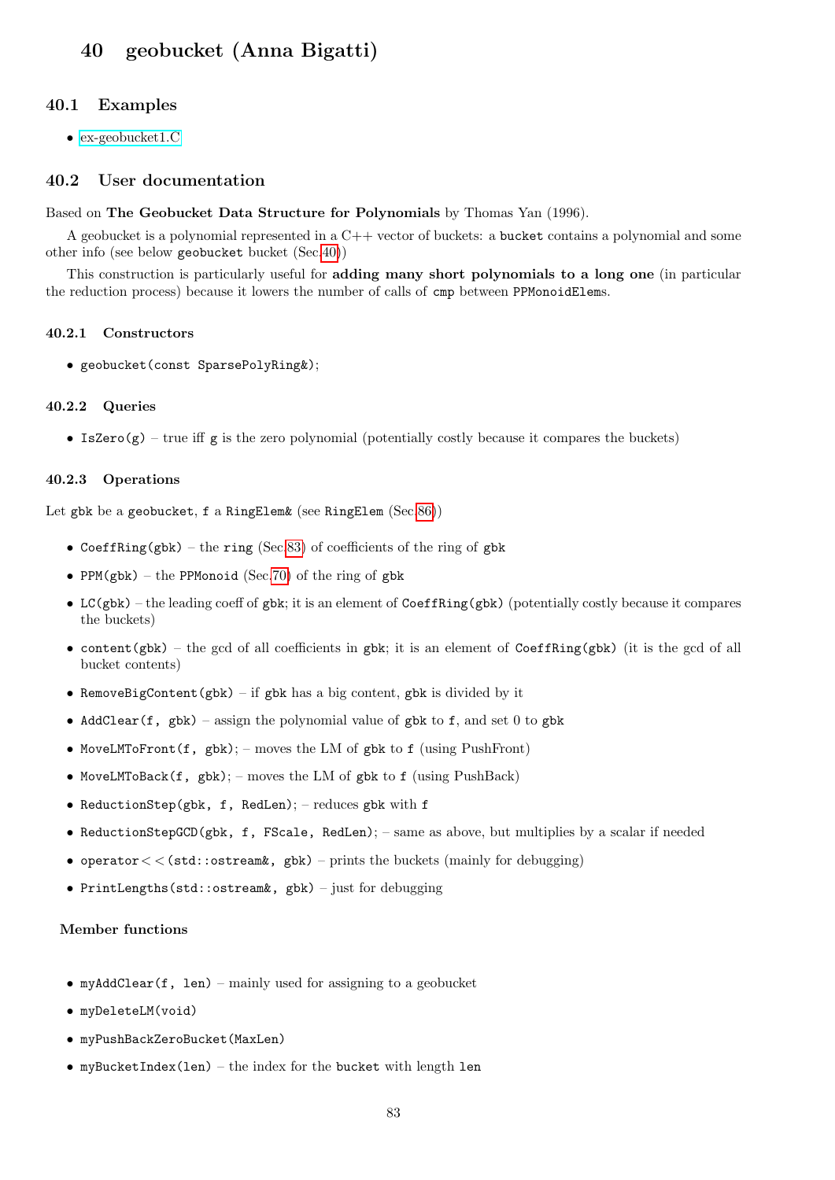# 40 geobucket (Anna Bigatti)

## 40.1 Examples

- ex-geobucket1.C

## 40.2 User documentation

Based on **The Geobucket Data Structure for Polynomials** by Thomas Yan (1996).

A geobucket is a polynomial represented in a C++ vector of buckets: a `bucket` contains a polynomial and some other info (see below `geobucket` bucket (Sec.40))

This construction is particularly useful for **adding many short polynomials to a long one** (in particular the reduction process) because it lowers the number of calls of `cmp` between `PPMonoidElem`s.

### 40.2.1 Constructors

- `geobucket(const SparsePolyRing&);`

### 40.2.2 Queries

- `IsZero(g)` – true iff `g` is the zero polynomial (potentially costly because it compares the buckets)

### 40.2.3 Operations

Let `gbk` be a `geobucket`, `f` a `RingElem&` (see `RingElem` (Sec.86))

- `CoeffRing(gbk)` – the `ring` (Sec.83) of coefficients of the ring of `gbk`
- `PPM(gbk)` – the `PPMonoid` (Sec.70) of the ring of `gbk`
- `LC(gbk)` – the leading coeff of `gbk`; it is an element of `CoeffRing(gbk)` (potentially costly because it compares the buckets)
- `content(gbk)` – the gcd of all coefficients in `gbk`; it is an element of `CoeffRing(gbk)` (it is the gcd of all bucket contents)
- `RemoveBigContent(gbk)` – if `gbk` has a big content, `gbk` is divided by it
- `AddClear(f, gbk)` – assign the polynomial value of `gbk` to `f`, and set 0 to `gbk`
- `MoveLMToFront(f, gbk);` – moves the LM of `gbk` to `f` (using PushFront)
- `MoveLMToBack(f, gbk);` – moves the LM of `gbk` to `f` (using PushBack)
- `ReductionStep(gbk, f, RedLen);` – reduces `gbk` with `f`
- `ReductionStepGCD(gbk, f, FScale, RedLen);` – same as above, but multiplies by a scalar if needed
- `operator<<(std::ostream&, gbk)` – prints the buckets (mainly for debugging)
- `PrintLengths(std::ostream&, gbk)` – just for debugging

#### Member functions

- `myAddClear(f, len)` – mainly used for assigning to a geobucket
- `myDeleteLM(void)`
- `myPushBackZeroBucket(MaxLen)`
- `myBucketIndex(len)` – the index for the `bucket` with length `len`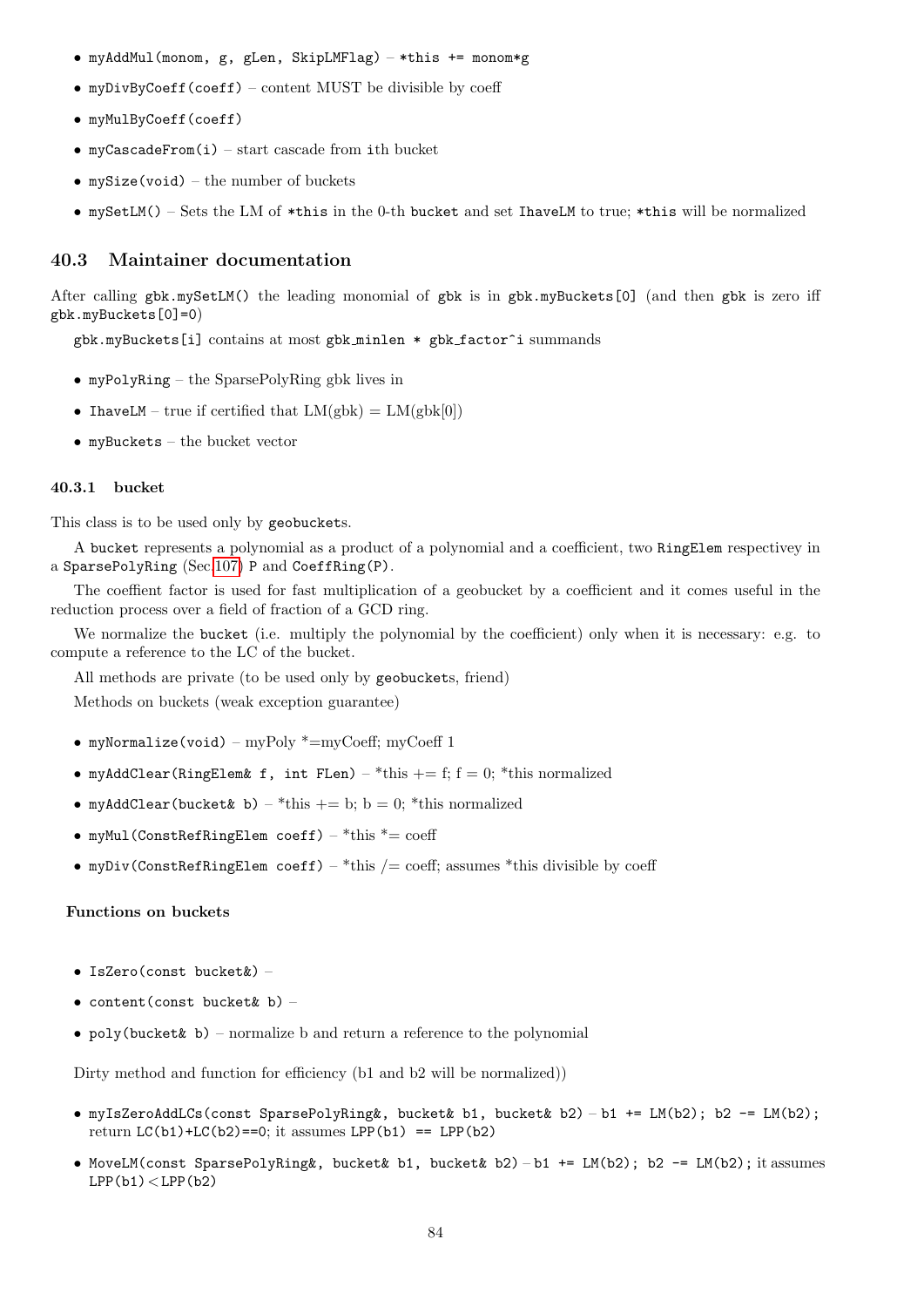- `myAddMul(monom, g, gLen, SkipLMFlag)` – `*this += monom*g`
- `myDivByCoeff(coeff)` – content MUST be divisible by coeff
- `myMulByCoeff(coeff)`
- `myCascadeFrom(i)` – start cascade from `i`th bucket
- `mySize(void)` – the number of buckets
- `mySetLM()` – Sets the LM of `*this` in the 0-th `bucket` and set `IhaveLM` to true; `*this` will be normalized

## 40.3 Maintainer documentation

After calling `gbk.mySetLM()` the leading monomial of `gbk` is in `gbk.myBuckets[0]` (and then `gbk` is zero iff `gbk.myBuckets[0]=0`)

`gbk.myBuckets[i]` contains at most `gbk_minlen * gbk_factor^i` summands

- `myPolyRing` – the SparsePolyRing gbk lives in
- `IhaveLM` – true if certified that LM(gbk) = LM(gbk[0])
- `myBuckets` – the bucket vector

### 40.3.1 bucket

This class is to be used only by `geobucket`s.

A `bucket` represents a polynomial as a product of a polynomial and a coefficient, two `RingElem` respectivey in a `SparsePolyRing` (Sec.107) `P` and `CoeffRing(P)`.

The coeffient factor is used for fast multiplication of a geobucket by a coefficient and it comes useful in the reduction process over a field of fraction of a GCD ring.

We normalize the `bucket` (i.e. multiply the polynomial by the coefficient) only when it is necessary: e.g. to compute a reference to the LC of the bucket.

All methods are private (to be used only by `geobucket`s, friend)

Methods on buckets (weak exception guarantee)

- `myNormalize(void)` – myPoly *=myCoeff; myCoeff 1
- `myAddClear(RingElem& f, int FLen)` – *this += f; f = 0; *this normalized
- `myAddClear(bucket& b)` – *this += b; b = 0; *this normalized
- `myMul(ConstRefRingElem coeff)` – *this *= coeff
- `myDiv(ConstRefRingElem coeff)` – *this /= coeff; assumes *this divisible by coeff

#### Functions on buckets

- `IsZero(const bucket&)` –
- `content(const bucket& b)` –
- `poly(bucket& b)` – normalize b and return a reference to the polynomial

Dirty method and function for efficiency (b1 and b2 will be normalized))

- `myIsZeroAddLCs(const SparsePolyRing&, bucket& b1, bucket& b2)` – `b1 += LM(b2); b2 -= LM(b2);` return `LC(b1)+LC(b2)==0`; it assumes `LPP(b1) == LPP(b2)`
- `MoveLM(const SparsePolyRing&, bucket& b1, bucket& b2)` – `b1 += LM(b2); b2 -= LM(b2);` it assumes `LPP(b1)<LPP(b2)`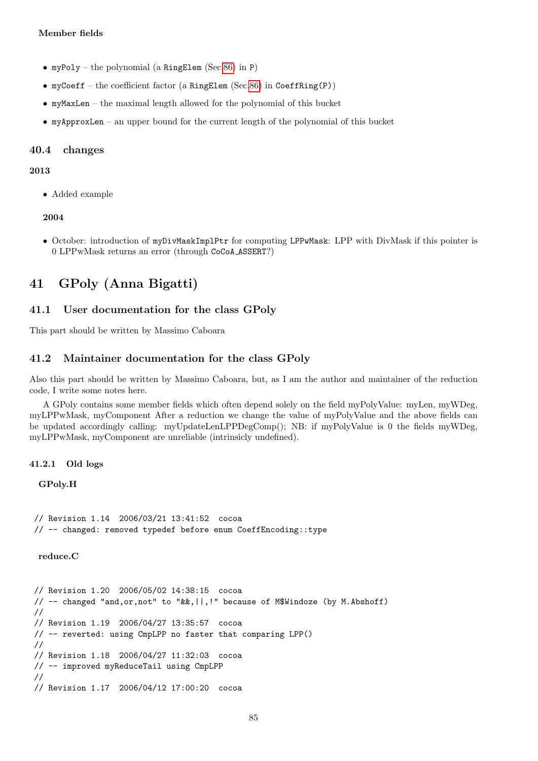**Member fields**

- `myPoly` – the polynomial (a `RingElem` (Sec.86) in `P`)
- `myCoeff` – the coefficient factor (a `RingElem` (Sec.86) in `CoeffRing(P)`)
- `myMaxLen` – the maximal length allowed for the polynomial of this bucket
- `myApproxLen` – an upper bound for the current length of the polynomial of this bucket

## 40.4 changes

**2013**

- Added example

**2004**

- October: introduction of `myDivMaskImplPtr` for computing `LPPwMask`: LPP with DivMask if this pointer is 0 LPPwMask returns an error (through `CoCoA_ASSERT`?)

# 41 GPoly (Anna Bigatti)

## 41.1 User documentation for the class GPoly

This part should be written by Massimo Caboara

## 41.2 Maintainer documentation for the class GPoly

Also this part should be written by Massimo Caboara, but, as I am the author and maintainer of the reduction code, I write some notes here.

A GPoly contains some member fields which often depend solely on the field myPolyValue: myLen, myWDeg, myLPPwMask, myComponent After a reduction we change the value of myPolyValue and the above fields can be updated accordingly calling: myUpdateLenLPPDegComp(); NB: if myPolyValue is 0 the fields myWDeg, myLPPwMask, myComponent are unreliable (intrinsicly undefined).

### 41.2.1 Old logs

**GPoly.H**

```
// Revision 1.14  2006/03/21 13:41:52  cocoa
// -- changed: removed typedef before enum CoeffEncoding::type
```

**reduce.C**

```
// Revision 1.20  2006/05/02 14:38:15  cocoa
// -- changed "and,or,not" to "&&,||,!" because of M$Windoze (by M.Abshoff)
//
// Revision 1.19  2006/04/27 13:35:57  cocoa
// -- reverted: using CmpLPP no faster that comparing LPP()
//
// Revision 1.18  2006/04/27 11:32:03  cocoa
// -- improved myReduceTail using CmpLPP
//
// Revision 1.17  2006/04/12 17:00:20  cocoa
```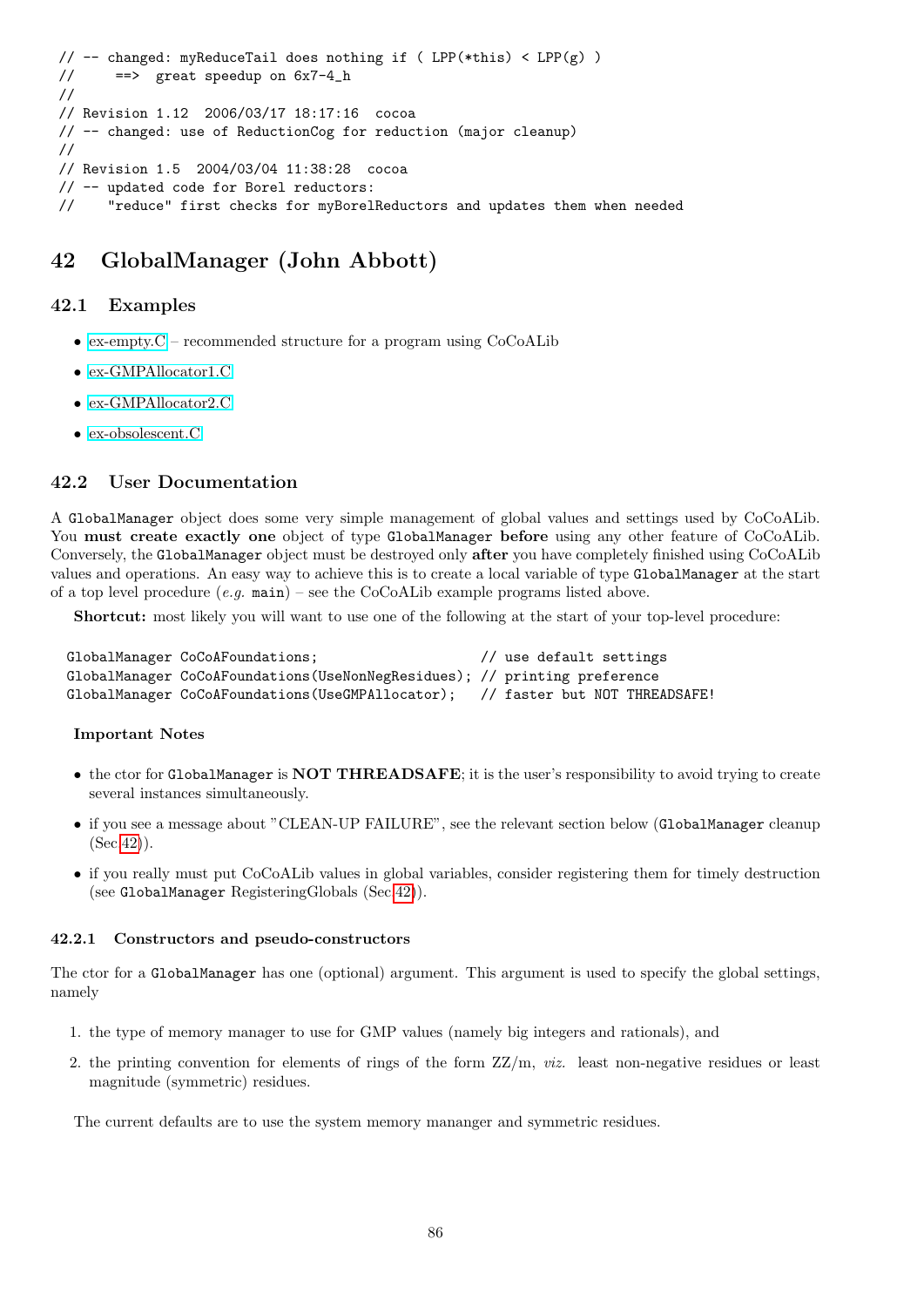```
// -- changed: myReduceTail does nothing if ( LPP(*this) < LPP(g) )
//     ==>  great speedup on 6x7-4_h
//
// Revision 1.12  2006/03/17 18:17:16  cocoa
// -- changed: use of ReductionCog for reduction (major cleanup)
//
// Revision 1.5  2004/03/04 11:38:28  cocoa
// -- updated code for Borel reductors:
//    "reduce" first checks for myBorelReductors and updates them when needed
```

# 42 GlobalManager (John Abbott)

## 42.1 Examples

- ex-empty.C – recommended structure for a program using CoCoALib
- ex-GMPAllocator1.C
- ex-GMPAllocator2.C
- ex-obsolescent.C

## 42.2 User Documentation

A `GlobalManager` object does some very simple management of global values and settings used by CoCoALib. You **must create exactly one** object of type `GlobalManager` **before** using any other feature of CoCoALib. Conversely, the `GlobalManager` object must be destroyed only **after** you have completely finished using CoCoALib values and operations. An easy way to achieve this is to create a local variable of type `GlobalManager` at the start of a top level procedure (*e.g.* `main`) – see the CoCoALib example programs listed above.

**Shortcut:** most likely you will want to use one of the following at the start of your top-level procedure:

```
GlobalManager CoCoAFoundations;                    // use default settings
GlobalManager CoCoAFoundations(UseNonNegResidues); // printing preference
GlobalManager CoCoAFoundations(UseGMPAllocator);   // faster but NOT THREADSAFE!
```

**Important Notes**

- the ctor for `GlobalManager` is **NOT THREADSAFE**; it is the user's responsibility to avoid trying to create several instances simultaneously.
- if you see a message about "CLEAN-UP FAILURE", see the relevant section below (`GlobalManager` cleanup (Sec.42)).
- if you really must put CoCoALib values in global variables, consider registering them for timely destruction (see `GlobalManager` RegisteringGlobals (Sec.42)).

### 42.2.1 Constructors and pseudo-constructors

The ctor for a `GlobalManager` has one (optional) argument. This argument is used to specify the global settings, namely

1. the type of memory manager to use for GMP values (namely big integers and rationals), and
2. the printing convention for elements of rings of the form ZZ/m, *viz.* least non-negative residues or least magnitude (symmetric) residues.

The current defaults are to use the system memory mananger and symmetric residues.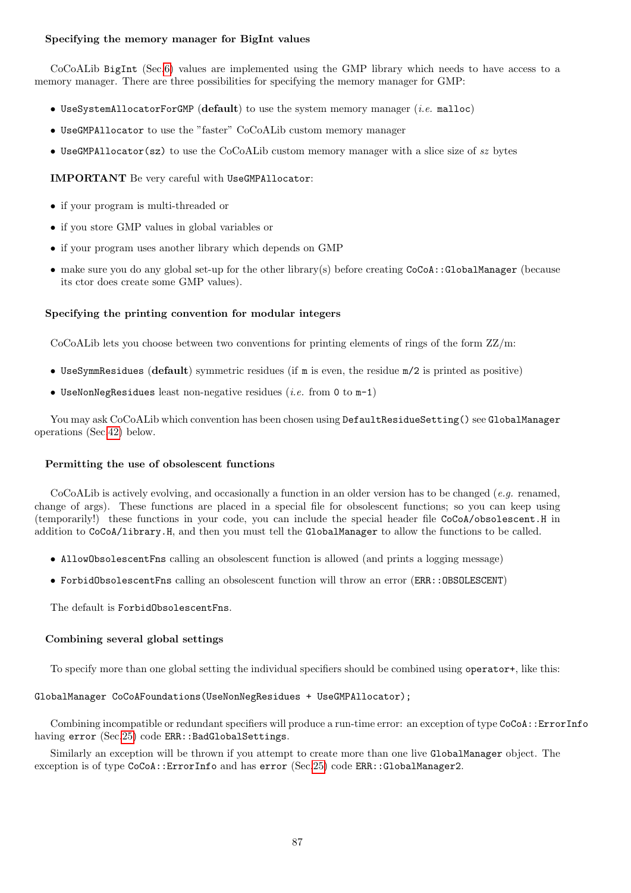#### Specifying the memory manager for BigInt values

CoCoALib `BigInt` (Sec.6) values are implemented using the GMP library which needs to have access to a memory manager. There are three possibilities for specifying the memory manager for GMP:

- `UseSystemAllocatorForGMP` (**default**) to use the system memory manager (*i.e.* `malloc`)
- `UseGMPAllocator` to use the "faster" CoCoALib custom memory manager
- `UseGMPAllocator(sz)` to use the CoCoALib custom memory manager with a slice size of *sz* bytes

**IMPORTANT** Be very careful with `UseGMPAllocator`:

- if your program is multi-threaded or
- if you store GMP values in global variables or
- if your program uses another library which depends on GMP
- make sure you do any global set-up for the other library(s) before creating `CoCoA::GlobalManager` (because its ctor does create some GMP values).

#### Specifying the printing convention for modular integers

CoCoALib lets you choose between two conventions for printing elements of rings of the form ZZ/m:

- `UseSymmResidues` (**default**) symmetric residues (if `m` is even, the residue `m/2` is printed as positive)
- `UseNonNegResidues` least non-negative residues (*i.e.* from `0` to `m-1`)

You may ask CoCoALib which convention has been chosen using `DefaultResidueSetting()` see `GlobalManager` operations (Sec.42) below.

#### Permitting the use of obsolescent functions

CoCoALib is actively evolving, and occasionally a function in an older version has to be changed (*e.g.* renamed, change of args). These functions are placed in a special file for obsolescent functions; so you can keep using (temporarily!) these functions in your code, you can include the special header file `CoCoA/obsolescent.H` in addition to `CoCoA/library.H`, and then you must tell the `GlobalManager` to allow the functions to be called.

- `AllowObsolescentFns` calling an obsolescent function is allowed (and prints a logging message)
- `ForbidObsolescentFns` calling an obsolescent function will throw an error (`ERR::OBSOLESCENT`)

The default is `ForbidObsolescentFns`.

#### Combining several global settings

To specify more than one global setting the individual specifiers should be combined using `operator+`, like this:

```
GlobalManager CoCoAFoundations(UseNonNegResidues + UseGMPAllocator);
```

Combining incompatible or redundant specifiers will produce a run-time error: an exception of type `CoCoA::ErrorInfo` having `error` (Sec.25) code `ERR::BadGlobalSettings`.

Similarly an exception will be thrown if you attempt to create more than one live `GlobalManager` object. The exception is of type `CoCoA::ErrorInfo` and has `error` (Sec.25) code `ERR::GlobalManager2`.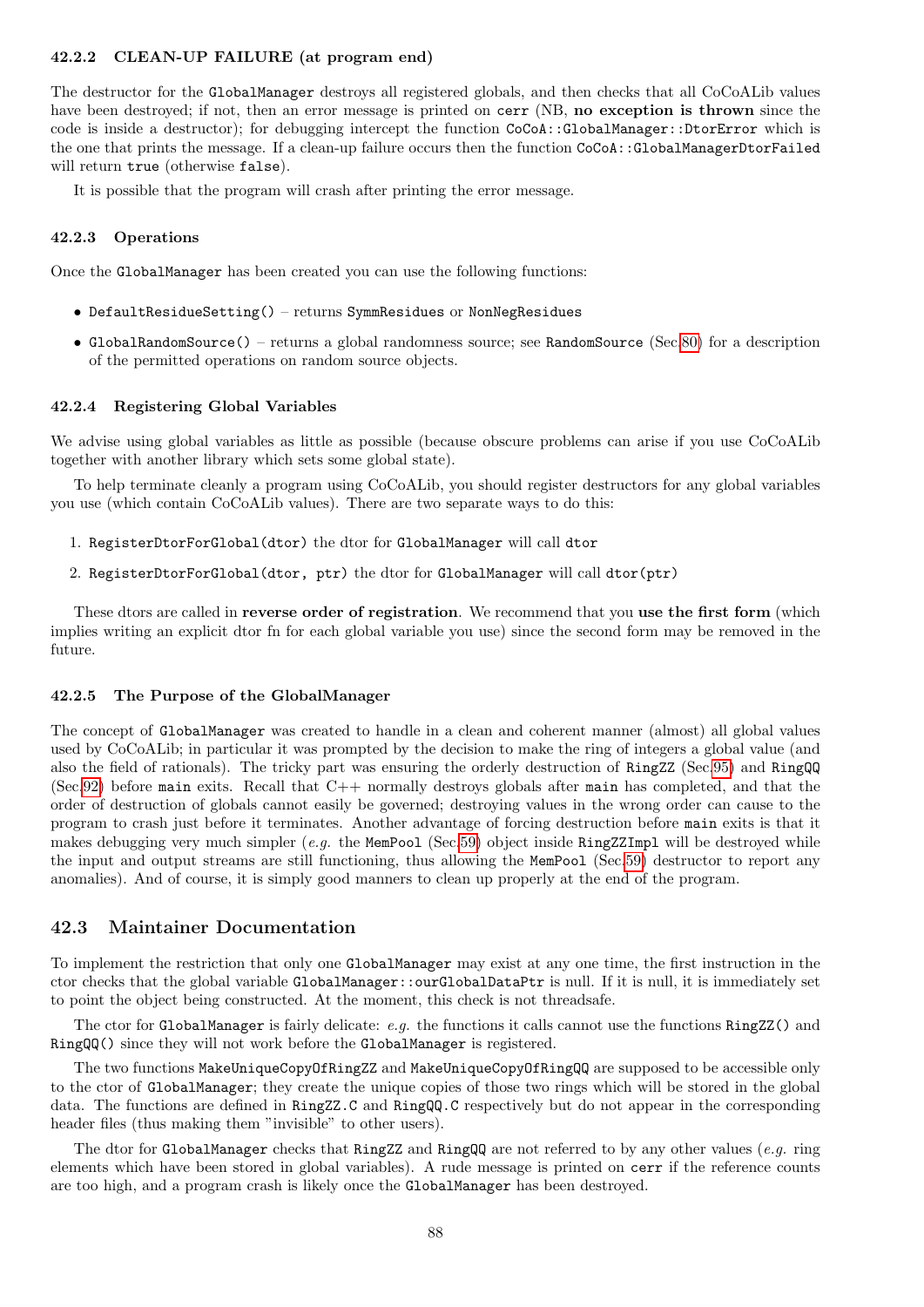#### 42.2.2 CLEAN-UP FAILURE (at program end)

The destructor for the `GlobalManager` destroys all registered globals, and then checks that all CoCoALib values have been destroyed; if not, then an error message is printed on `cerr` (NB, **no exception is thrown** since the code is inside a destructor); for debugging intercept the function `CoCoA::GlobalManager::DtorError` which is the one that prints the message. If a clean-up failure occurs then the function `CoCoA::GlobalManagerDtorFailed` will return `true` (otherwise `false`).

It is possible that the program will crash after printing the error message.

#### 42.2.3 Operations

Once the `GlobalManager` has been created you can use the following functions:

- `DefaultResidueSetting()` – returns `SymmResidues` or `NonNegResidues`
- `GlobalRandomSource()` – returns a global randomness source; see `RandomSource` (Sec.80) for a description of the permitted operations on random source objects.

#### 42.2.4 Registering Global Variables

We advise using global variables as little as possible (because obscure problems can arise if you use CoCoALib together with another library which sets some global state).

To help terminate cleanly a program using CoCoALib, you should register destructors for any global variables you use (which contain CoCoALib values). There are two separate ways to do this:

1. `RegisterDtorForGlobal(dtor)` the dtor for `GlobalManager` will call `dtor`
2. `RegisterDtorForGlobal(dtor, ptr)` the dtor for `GlobalManager` will call `dtor(ptr)`

These dtors are called in **reverse order of registration**. We recommend that you **use the first form** (which implies writing an explicit dtor fn for each global variable you use) since the second form may be removed in the future.

#### 42.2.5 The Purpose of the GlobalManager

The concept of `GlobalManager` was created to handle in a clean and coherent manner (almost) all global values used by CoCoALib; in particular it was prompted by the decision to make the ring of integers a global value (and also the field of rationals). The tricky part was ensuring the orderly destruction of `RingZZ` (Sec.95) and `RingQQ` (Sec.92) before `main` exits. Recall that C++ normally destroys globals after `main` has completed, and that the order of destruction of globals cannot easily be governed; destroying values in the wrong order can cause to the program to crash just before it terminates. Another advantage of forcing destruction before `main` exits is that it makes debugging very much simpler (*e.g.* the `MemPool` (Sec.59) object inside `RingZZImpl` will be destroyed while the input and output streams are still functioning, thus allowing the `MemPool` (Sec.59) destructor to report any anomalies). And of course, it is simply good manners to clean up properly at the end of the program.

### 42.3 Maintainer Documentation

To implement the restriction that only one `GlobalManager` may exist at any one time, the first instruction in the ctor checks that the global variable `GlobalManager::ourGlobalDataPtr` is null. If it is null, it is immediately set to point the object being constructed. At the moment, this check is not threadsafe.

The ctor for `GlobalManager` is fairly delicate: *e.g.* the functions it calls cannot use the functions `RingZZ()` and `RingQQ()` since they will not work before the `GlobalManager` is registered.

The two functions `MakeUniqueCopyOfRingZZ` and `MakeUniqueCopyOfRingQQ` are supposed to be accessible only to the ctor of `GlobalManager`; they create the unique copies of those two rings which will be stored in the global data. The functions are defined in `RingZZ.C` and `RingQQ.C` respectively but do not appear in the corresponding header files (thus making them "invisible" to other users).

The dtor for `GlobalManager` checks that `RingZZ` and `RingQQ` are not referred to by any other values (*e.g.* ring elements which have been stored in global variables). A rude message is printed on `cerr` if the reference counts are too high, and a program crash is likely once the `GlobalManager` has been destroyed.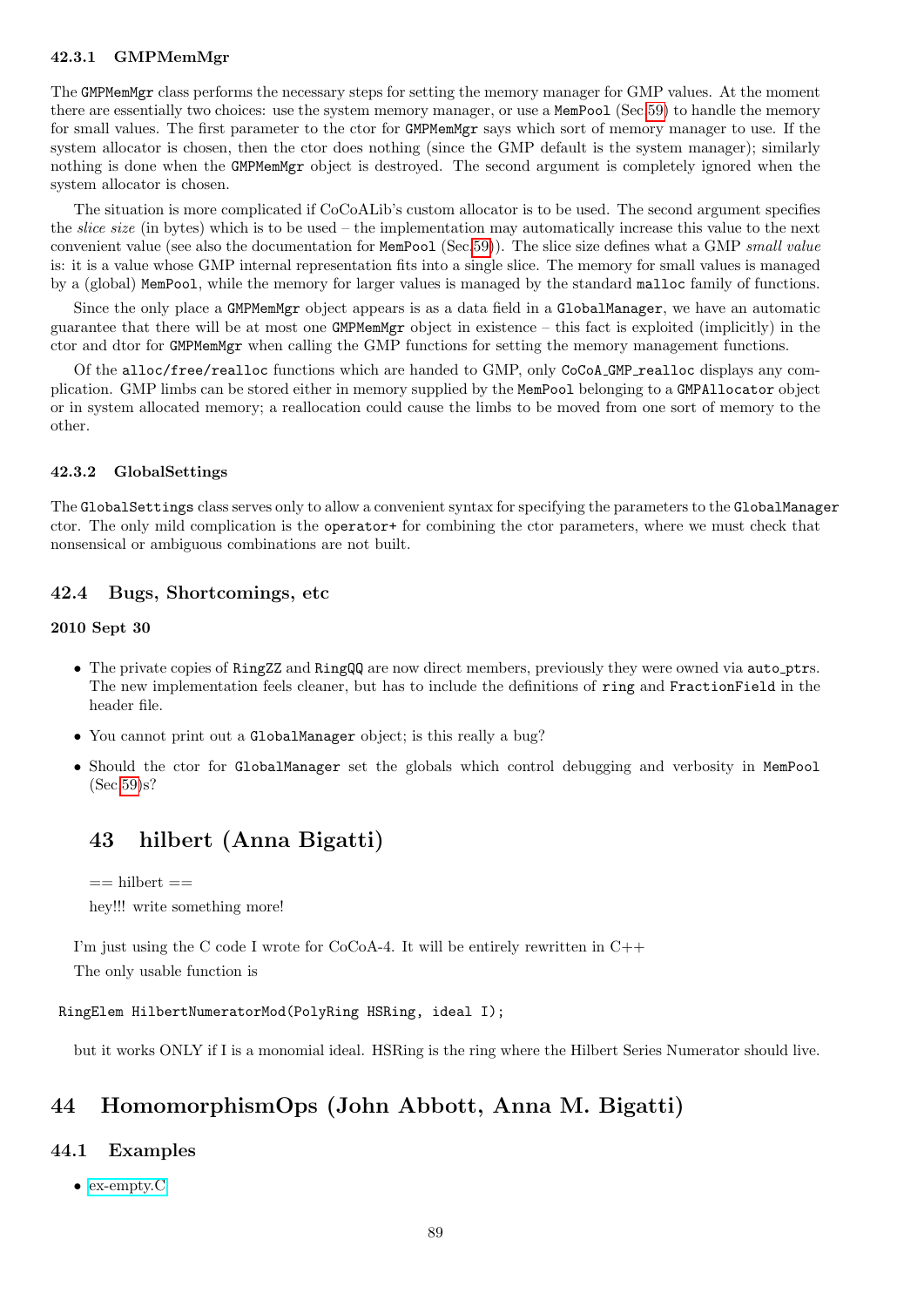#### 42.3.1 GMPMemMgr

The `GMPMemMgr` class performs the necessary steps for setting the memory manager for GMP values. At the moment there are essentially two choices: use the system memory manager, or use a `MemPool` (Sec 59) to handle the memory for small values. The first parameter to the ctor for `GMPMemMgr` says which sort of memory manager to use. If the system allocator is chosen, then the ctor does nothing (since the GMP default is the system manager); similarly nothing is done when the `GMPMemMgr` object is destroyed. The second argument is completely ignored when the system allocator is chosen.

The situation is more complicated if CoCoALib's custom allocator is to be used. The second argument specifies the *slice size* (in bytes) which is to be used – the implementation may automatically increase this value to the next convenient value (see also the documentation for `MemPool` (Sec.59)). The slice size defines what a GMP *small value* is: it is a value whose GMP internal representation fits into a single slice. The memory for small values is managed by a (global) `MemPool`, while the memory for larger values is managed by the standard `malloc` family of functions.

Since the only place a `GMPMemMgr` object appears is as a data field in a `GlobalManager`, we have an automatic guarantee that there will be at most one `GMPMemMgr` object in existence – this fact is exploited (implicitly) in the ctor and dtor for `GMPMemMgr` when calling the GMP functions for setting the memory management functions.

Of the `alloc/free/realloc` functions which are handed to GMP, only `CoCoA_GMP_realloc` displays any complication. GMP limbs can be stored either in memory supplied by the `MemPool` belonging to a `GMPAllocator` object or in system allocated memory; a reallocation could cause the limbs to be moved from one sort of memory to the other.

#### 42.3.2 GlobalSettings

The `GlobalSettings` class serves only to allow a convenient syntax for specifying the parameters to the `GlobalManager` ctor. The only mild complication is the `operator+` for combining the ctor parameters, where we must check that nonsensical or ambiguous combinations are not built.

### 42.4 Bugs, Shortcomings, etc

**2010 Sept 30**

- The private copies of `RingZZ` and `RingQQ` are now direct members, previously they were owned via `auto_ptr`s. The new implementation feels cleaner, but has to include the definitions of `ring` and `FractionField` in the header file.
- You cannot print out a `GlobalManager` object; is this really a bug?
- Should the ctor for `GlobalManager` set the globals which control debugging and verbosity in `MemPool` (Sec.59)s?

## 43 hilbert (Anna Bigatti)

== hilbert ==

hey!!! write something more!

I'm just using the C code I wrote for CoCoA-4. It will be entirely rewritten in C++

The only usable function is

```
RingElem HilbertNumeratorMod(PolyRing HSRing, ideal I);
```

but it works ONLY if I is a monomial ideal. HSRing is the ring where the Hilbert Series Numerator should live.

## 44 HomomorphismOps (John Abbott, Anna M. Bigatti)

### 44.1 Examples

- ex-empty.C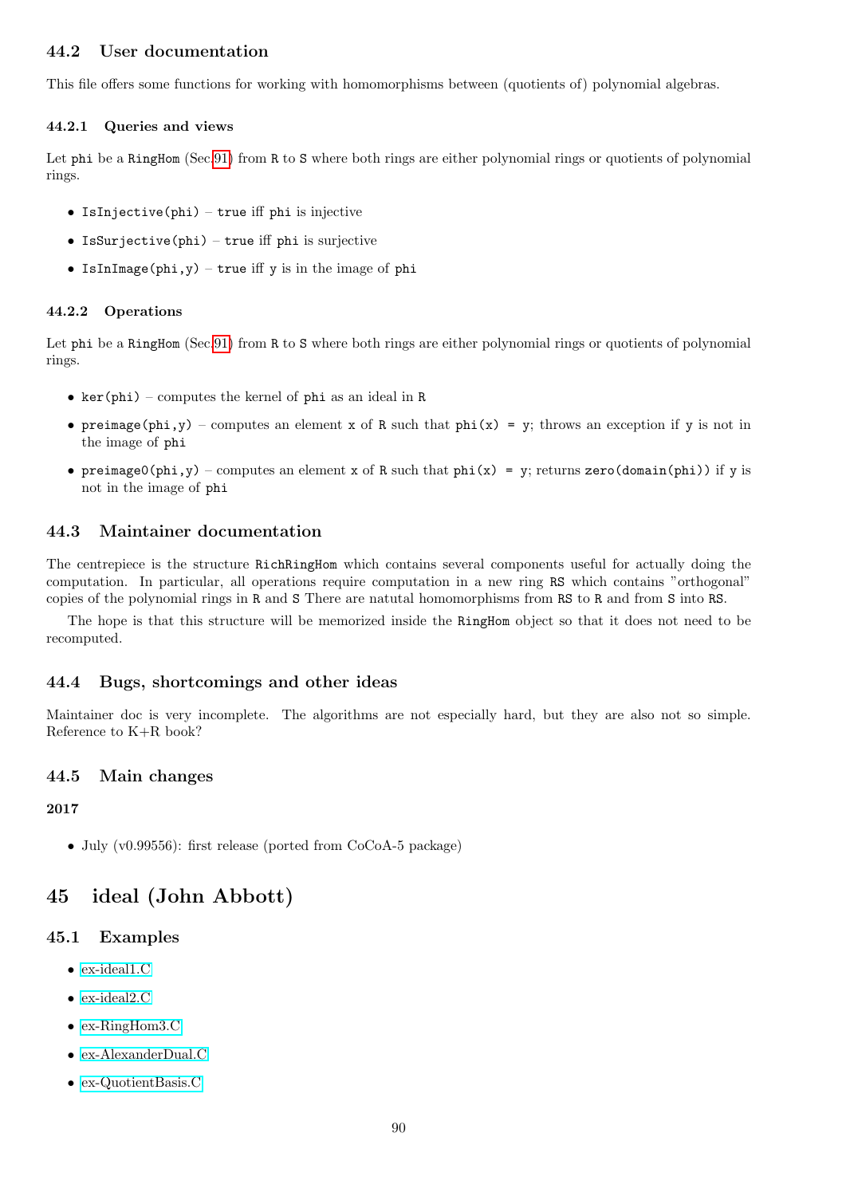## 44.2 User documentation

This file offers some functions for working with homomorphisms between (quotients of) polynomial algebras.

### 44.2.1 Queries and views

Let `phi` be a `RingHom` (Sec.91) from `R` to `S` where both rings are either polynomial rings or quotients of polynomial rings.

- `IsInjective(phi)` – `true` iff `phi` is injective
- `IsSurjective(phi)` – `true` iff `phi` is surjective
- `IsInImage(phi,y)` – `true` iff `y` is in the image of `phi`

### 44.2.2 Operations

Let `phi` be a `RingHom` (Sec.91) from `R` to `S` where both rings are either polynomial rings or quotients of polynomial rings.

- `ker(phi)` – computes the kernel of `phi` as an ideal in `R`
- `preimage(phi,y)` – computes an element `x` of `R` such that `phi(x) = y`; throws an exception if `y` is not in the image of `phi`
- `preimage0(phi,y)` – computes an element `x` of `R` such that `phi(x) = y`; returns `zero(domain(phi))` if `y` is not in the image of `phi`

## 44.3 Maintainer documentation

The centrepiece is the structure `RichRingHom` which contains several components useful for actually doing the computation. In particular, all operations require computation in a new ring `RS` which contains "orthogonal" copies of the polynomial rings in `R` and `S` There are natutal homomorphisms from `RS` to `R` and from `S` into `RS`.

The hope is that this structure will be memorized inside the `RingHom` object so that it does not need to be recomputed.

## 44.4 Bugs, shortcomings and other ideas

Maintainer doc is very incomplete. The algorithms are not especially hard, but they are also not so simple. Reference to K+R book?

## 44.5 Main changes

**2017**

- July (v0.99556): first release (ported from CoCoA-5 package)

# 45 ideal (John Abbott)

## 45.1 Examples

- ex-ideal1.C
- ex-ideal2.C
- ex-RingHom3.C
- ex-AlexanderDual.C
- ex-QuotientBasis.C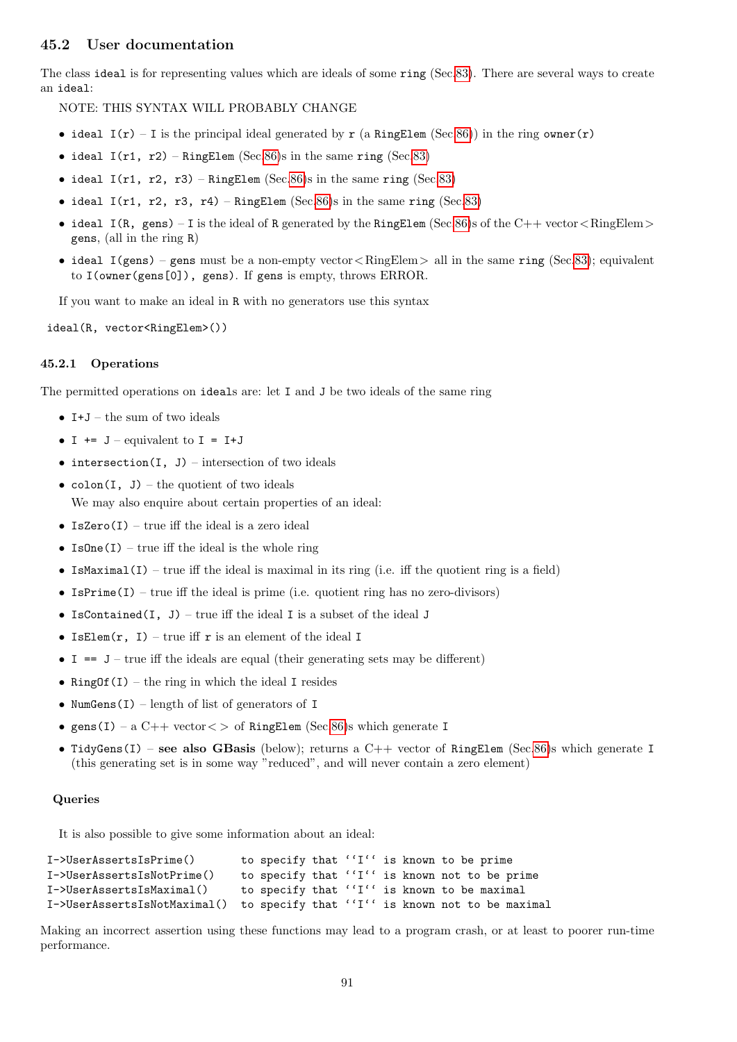## 45.2 User documentation

The class `ideal` is for representing values which are ideals of some `ring` (Sec.83). There are several ways to create an `ideal`:

NOTE: THIS SYNTAX WILL PROBABLY CHANGE

- `ideal I(r)` – `I` is the principal ideal generated by `r` (a `RingElem` (Sec.86)) in the ring `owner(r)`
- `ideal I(r1, r2)` – `RingElem` (Sec.86)s in the same `ring` (Sec.83)
- `ideal I(r1, r2, r3)` – `RingElem` (Sec.86)s in the same `ring` (Sec.83)
- `ideal I(r1, r2, r3, r4)` – `RingElem` (Sec.86)s in the same `ring` (Sec.83)
- `ideal I(R, gens)` – `I` is the ideal of `R` generated by the `RingElem` (Sec.86)s of the C++ vector<RingElem> `gens`, (all in the ring `R`)
- `ideal I(gens)` – `gens` must be a non-empty vector<RingElem> all in the same `ring` (Sec.83); equivalent to `I(owner(gens[0]), gens)`. If `gens` is empty, throws ERROR.

If you want to make an ideal in `R` with no generators use this syntax

```
ideal(R, vector<RingElem>())
```

### 45.2.1 Operations

The permitted operations on `ideal`s are: let `I` and `J` be two ideals of the same ring

- `I+J` – the sum of two ideals
- `I += J` – equivalent to `I = I+J`
- `intersection(I, J)` – intersection of two ideals
- `colon(I, J)` – the quotient of two ideals

  We may also enquire about certain properties of an ideal:

- `IsZero(I)` – true iff the ideal is a zero ideal
- `IsOne(I)` – true iff the ideal is the whole ring
- `IsMaximal(I)` – true iff the ideal is maximal in its ring (i.e. iff the quotient ring is a field)
- `IsPrime(I)` – true iff the ideal is prime (i.e. quotient ring has no zero-divisors)
- `IsContained(I, J)` – true iff the ideal `I` is a subset of the ideal `J`
- `IsElem(r, I)` – true iff `r` is an element of the ideal `I`
- `I == J` – true iff the ideals are equal (their generating sets may be different)
- `RingOf(I)` – the ring in which the ideal `I` resides
- `NumGens(I)` – length of list of generators of `I`
- `gens(I)` – a C++ vector<> of `RingElem` (Sec.86)s which generate `I`
- `TidyGens(I)` – **see also GBasis** (below); returns a C++ vector of `RingElem` (Sec.86)s which generate `I` (this generating set is in some way "reduced", and will never contain a zero element)

#### Queries

It is also possible to give some information about an ideal:

```
I->UserAssertsIsPrime()       to specify that ``I`` is known to be prime
I->UserAssertsIsNotPrime()    to specify that ``I`` is known not to be prime
I->UserAssertsIsMaximal()     to specify that ``I`` is known to be maximal
I->UserAssertsIsNotMaximal()  to specify that ``I`` is known not to be maximal
```

Making an incorrect assertion using these functions may lead to a program crash, or at least to poorer run-time performance.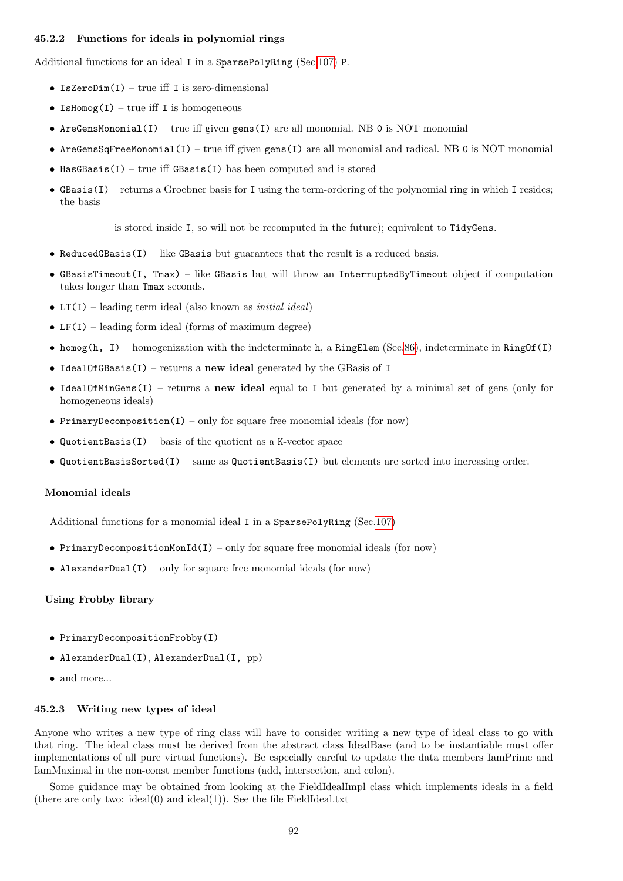### 45.2.2 Functions for ideals in polynomial rings

Additional functions for an ideal `I` in a `SparsePolyRing` (Sec.107) `P`.

- `IsZeroDim(I)` – true iff `I` is zero-dimensional
- `IsHomog(I)` – true iff `I` is homogeneous
- `AreGensMonomial(I)` – true iff given `gens(I)` are all monomial. NB `0` is NOT monomial
- `AreGensSqFreeMonomial(I)` – true iff given `gens(I)` are all monomial and radical. NB `0` is NOT monomial
- `HasGBasis(I)` – true iff `GBasis(I)` has been computed and is stored
- `GBasis(I)` – returns a Groebner basis for `I` using the term-ordering of the polynomial ring in which `I` resides; the basis

  is stored inside `I`, so will not be recomputed in the future); equivalent to `TidyGens`.

- `ReducedGBasis(I)` – like `GBasis` but guarantees that the result is a reduced basis.
- `GBasisTimeout(I, Tmax)` – like `GBasis` but will throw an `InterruptedByTimeout` object if computation takes longer than `Tmax` seconds.
- `LT(I)` – leading term ideal (also known as *initial ideal*)
- `LF(I)` – leading form ideal (forms of maximum degree)
- `homog(h, I)` – homogenization with the indeterminate `h`, a `RingElem` (Sec.86), indeterminate in `RingOf(I)`
- `IdealOfGBasis(I)` – returns a **new ideal** generated by the GBasis of `I`
- `IdealOfMinGens(I)` – returns a **new ideal** equal to `I` but generated by a minimal set of gens (only for homogeneous ideals)
- `PrimaryDecomposition(I)` – only for square free monomial ideals (for now)
- `QuotientBasis(I)` – basis of the quotient as a `K`-vector space
- `QuotientBasisSorted(I)` – same as `QuotientBasis(I)` but elements are sorted into increasing order.

#### Monomial ideals

Additional functions for a monomial ideal `I` in a `SparsePolyRing` (Sec.107)

- `PrimaryDecompositionMonId(I)` – only for square free monomial ideals (for now)
- `AlexanderDual(I)` – only for square free monomial ideals (for now)

#### Using Frobby library

- `PrimaryDecompositionFrobby(I)`
- `AlexanderDual(I)`, `AlexanderDual(I, pp)`
- and more...

### 45.2.3 Writing new types of ideal

Anyone who writes a new type of ring class will have to consider writing a new type of ideal class to go with that ring. The ideal class must be derived from the abstract class IdealBase (and to be instantiable must offer implementations of all pure virtual functions). Be especially careful to update the data members IamPrime and IamMaximal in the non-const member functions (add, intersection, and colon).

Some guidance may be obtained from looking at the FieldIdealImpl class which implements ideals in a field (there are only two: ideal(0) and ideal(1)). See the file FieldIdeal.txt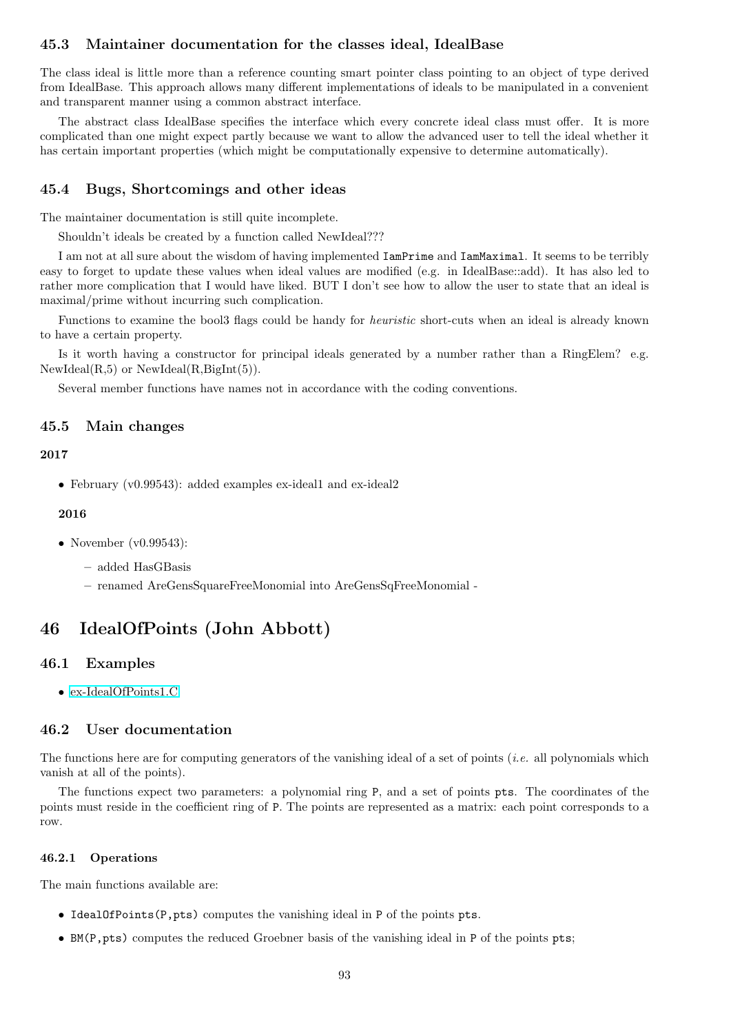### 45.3 Maintainer documentation for the classes ideal, IdealBase

The class ideal is little more than a reference counting smart pointer class pointing to an object of type derived from IdealBase. This approach allows many different implementations of ideals to be manipulated in a convenient and transparent manner using a common abstract interface.

The abstract class IdealBase specifies the interface which every concrete ideal class must offer. It is more complicated than one might expect partly because we want to allow the advanced user to tell the ideal whether it has certain important properties (which might be computationally expensive to determine automatically).

### 45.4 Bugs, Shortcomings and other ideas

The maintainer documentation is still quite incomplete.

Shouldn't ideals be created by a function called NewIdeal???

I am not at all sure about the wisdom of having implemented `IamPrime` and `IamMaximal`. It seems to be terribly easy to forget to update these values when ideal values are modified (e.g. in IdealBase::add). It has also led to rather more complication that I would have liked. BUT I don't see how to allow the user to state that an ideal is maximal/prime without incurring such complication.

Functions to examine the bool3 flags could be handy for *heuristic* short-cuts when an ideal is already known to have a certain property.

Is it worth having a constructor for principal ideals generated by a number rather than a RingElem? e.g. NewIdeal(R,5) or NewIdeal(R,BigInt(5)).

Several member functions have names not in accordance with the coding conventions.

### 45.5 Main changes

**2017**

- February (v0.99543): added examples ex-ideal1 and ex-ideal2

**2016**

- November (v0.99543):
  - added HasGBasis
  - renamed AreGensSquareFreeMonomial into AreGensSqFreeMonomial -

## 46 IdealOfPoints (John Abbott)

### 46.1 Examples

- ex-IdealOfPoints1.C

### 46.2 User documentation

The functions here are for computing generators of the vanishing ideal of a set of points (*i.e.* all polynomials which vanish at all of the points).

The functions expect two parameters: a polynomial ring `P`, and a set of points `pts`. The coordinates of the points must reside in the coefficient ring of `P`. The points are represented as a matrix: each point corresponds to a row.

#### 46.2.1 Operations

The main functions available are:

- `IdealOfPoints(P,pts)` computes the vanishing ideal in `P` of the points `pts`.
- `BM(P,pts)` computes the reduced Groebner basis of the vanishing ideal in `P` of the points `pts`;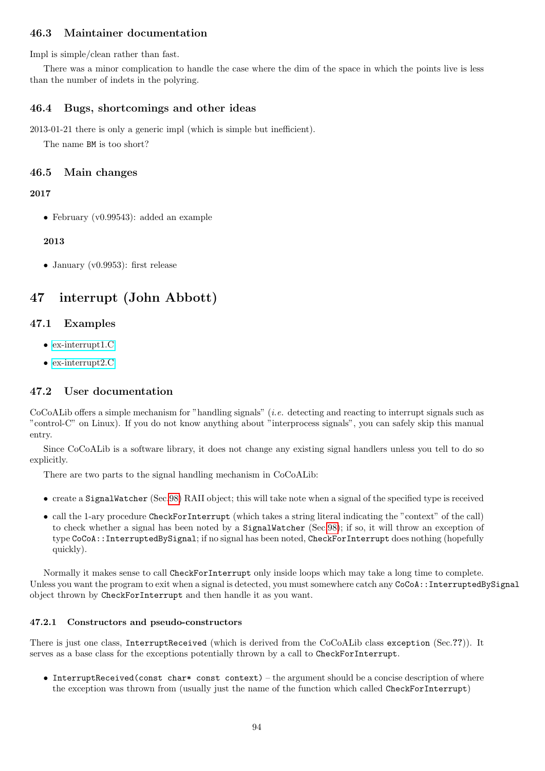### 46.3 Maintainer documentation

Impl is simple/clean rather than fast.

There was a minor complication to handle the case where the dim of the space in which the points live is less than the number of indets in the polyring.

### 46.4 Bugs, shortcomings and other ideas

2013-01-21 there is only a generic impl (which is simple but inefficient).

The name `BM` is too short?

### 46.5 Main changes

**2017**

- February (v0.99543): added an example

**2013**

- January (v0.9953): first release

## 47 interrupt (John Abbott)

### 47.1 Examples

- ex-interrupt1.C
- ex-interrupt2.C

### 47.2 User documentation

CoCoALib offers a simple mechanism for "handling signals" (*i.e.* detecting and reacting to interrupt signals such as "control-C" on Linux). If you do not know anything about "interprocess signals", you can safely skip this manual entry.

Since CoCoALib is a software library, it does not change any existing signal handlers unless you tell to do so explicitly.

There are two parts to the signal handling mechanism in CoCoALib:

- create a `SignalWatcher` (Sec.98) RAII object; this will take note when a signal of the specified type is received
- call the 1-ary procedure `CheckForInterrupt` (which takes a string literal indicating the "context" of the call) to check whether a signal has been noted by a `SignalWatcher` (Sec.98); if so, it will throw an exception of type `CoCoA::InterruptedBySignal`; if no signal has been noted, `CheckForInterrupt` does nothing (hopefully quickly).

Normally it makes sense to call `CheckForInterrupt` only inside loops which may take a long time to complete. Unless you want the program to exit when a signal is detected, you must somewhere catch any `CoCoA::InterruptedBySignal` object thrown by `CheckForInterrupt` and then handle it as you want.

#### 47.2.1 Constructors and pseudo-constructors

There is just one class, `InterruptReceived` (which is derived from the CoCoALib class `exception` (Sec.??)). It serves as a base class for the exceptions potentially thrown by a call to `CheckForInterrupt`.

- `InterruptReceived(const char* const context)` – the argument should be a concise description of where the exception was thrown from (usually just the name of the function which called `CheckForInterrupt`)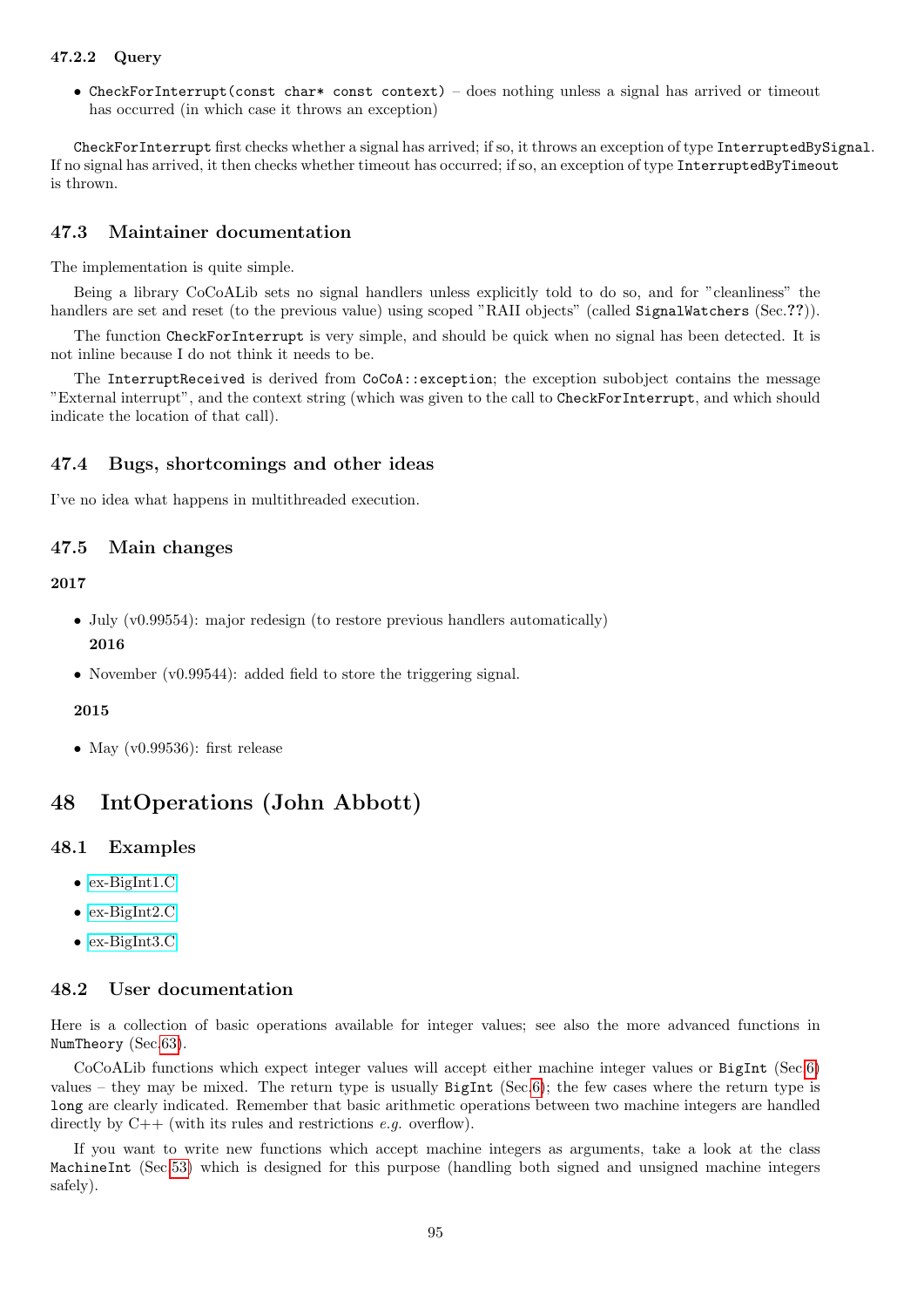#### 47.2.2 Query

- `CheckForInterrupt(const char* const context)` – does nothing unless a signal has arrived or timeout has occurred (in which case it throws an exception)

`CheckForInterrupt` first checks whether a signal has arrived; if so, it throws an exception of type `InterruptedBySignal`. If no signal has arrived, it then checks whether timeout has occurred; if so, an exception of type `InterruptedByTimeout` is thrown.

### 47.3 Maintainer documentation

The implementation is quite simple.

Being a library CoCoALib sets no signal handlers unless explicitly told to do so, and for "cleanliness" the handlers are set and reset (to the previous value) using scoped "RAII objects" (called `SignalWatchers` (Sec.??)).

The function `CheckForInterrupt` is very simple, and should be quick when no signal has been detected. It is not inline because I do not think it needs to be.

The `InterruptReceived` is derived from `CoCoA::exception`; the exception subobject contains the message "External interrupt", and the context string (which was given to the call to `CheckForInterrupt`, and which should indicate the location of that call).

### 47.4 Bugs, shortcomings and other ideas

I've no idea what happens in multithreaded execution.

### 47.5 Main changes

**2017**

- July (v0.99554): major redesign (to restore previous handlers automatically)

**2016**

- November (v0.99544): added field to store the triggering signal.

**2015**

- May (v0.99536): first release

## 48 IntOperations (John Abbott)

### 48.1 Examples

- ex-BigInt1.C
- ex-BigInt2.C
- ex-BigInt3.C

### 48.2 User documentation

Here is a collection of basic operations available for integer values; see also the more advanced functions in `NumTheory` (Sec.63).

CoCoALib functions which expect integer values will accept either machine integer values or `BigInt` (Sec.6) values – they may be mixed. The return type is usually `BigInt` (Sec.6); the few cases where the return type is `long` are clearly indicated. Remember that basic arithmetic operations between two machine integers are handled directly by C++ (with its rules and restrictions *e.g.* overflow).

If you want to write new functions which accept machine integers as arguments, take a look at the class `MachineInt` (Sec.53) which is designed for this purpose (handling both signed and unsigned machine integers safely).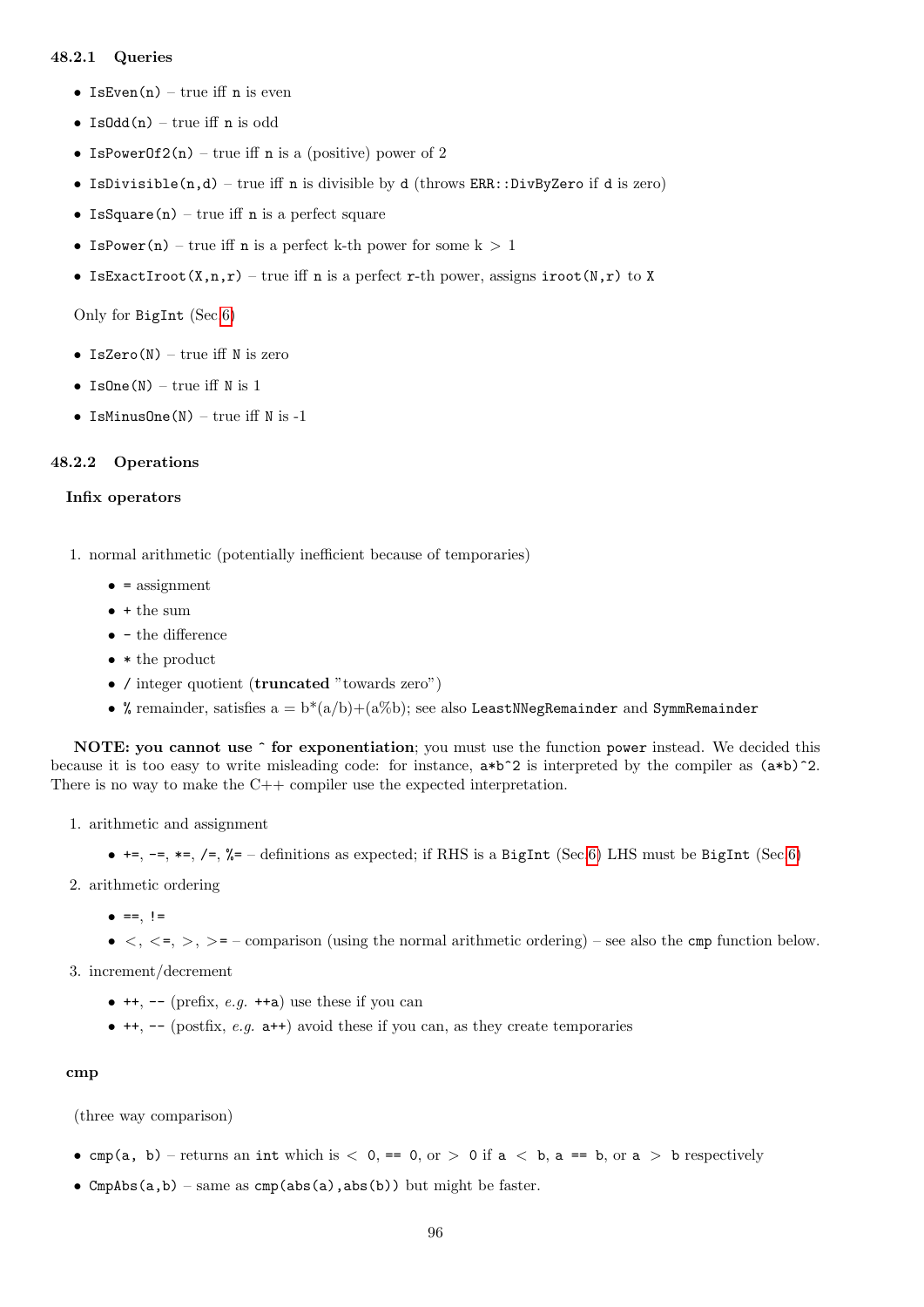### 48.2.1 Queries

- `IsEven(n)` – true iff `n` is even
- `IsOdd(n)` – true iff `n` is odd
- `IsPowerOf2(n)` – true iff `n` is a (positive) power of 2
- `IsDivisible(n,d)` – true iff `n` is divisible by `d` (throws `ERR::DivByZero` if `d` is zero)
- `IsSquare(n)` – true iff `n` is a perfect square
- `IsPower(n)` – true iff `n` is a perfect k-th power for some k > 1
- `IsExactIroot(X,n,r)` – true iff `n` is a perfect `r`-th power, assigns `iroot(N,r)` to `X`

Only for `BigInt` (Sec 6)

- `IsZero(N)` – true iff `N` is zero
- `IsOne(N)` – true iff `N` is 1
- `IsMinusOne(N)` – true iff `N` is -1

### 48.2.2 Operations

**Infix operators**

1. normal arithmetic (potentially inefficient because of temporaries)
   - `=` assignment
   - `+` the sum
   - `-` the difference
   - `*` the product
   - `/` integer quotient (**truncated** "towards zero")
   - `%` remainder, satisfies a = b*(a/b)+(a%b); see also `LeastNNegRemainder` and `SymmRemainder`

**NOTE: you cannot use `^` for exponentiation**; you must use the function `power` instead. We decided this because it is too easy to write misleading code: for instance, `a*b^2` is interpreted by the compiler as `(a*b)^2`. There is no way to make the C++ compiler use the expected interpretation.

1. arithmetic and assignment
   - `+=`, `-=`, `*=`, `/=`, `%=` – definitions as expected; if RHS is a `BigInt` (Sec 6) LHS must be `BigInt` (Sec 6)
2. arithmetic ordering
   - `==`, `!=`
   - `<`, `<=`, `>`, `>=` – comparison (using the normal arithmetic ordering) – see also the `cmp` function below.
3. increment/decrement
   - `++`, `--` (prefix, *e.g.* `++a`) use these if you can
   - `++`, `--` (postfix, *e.g.* `a++`) avoid these if you can, as they create temporaries

**cmp**

(three way comparison)

- `cmp(a, b)` – returns an `int` which is `< 0`, `== 0`, or `> 0` if `a < b`, `a == b`, or `a > b` respectively
- `CmpAbs(a,b)` – same as `cmp(abs(a),abs(b))` but might be faster.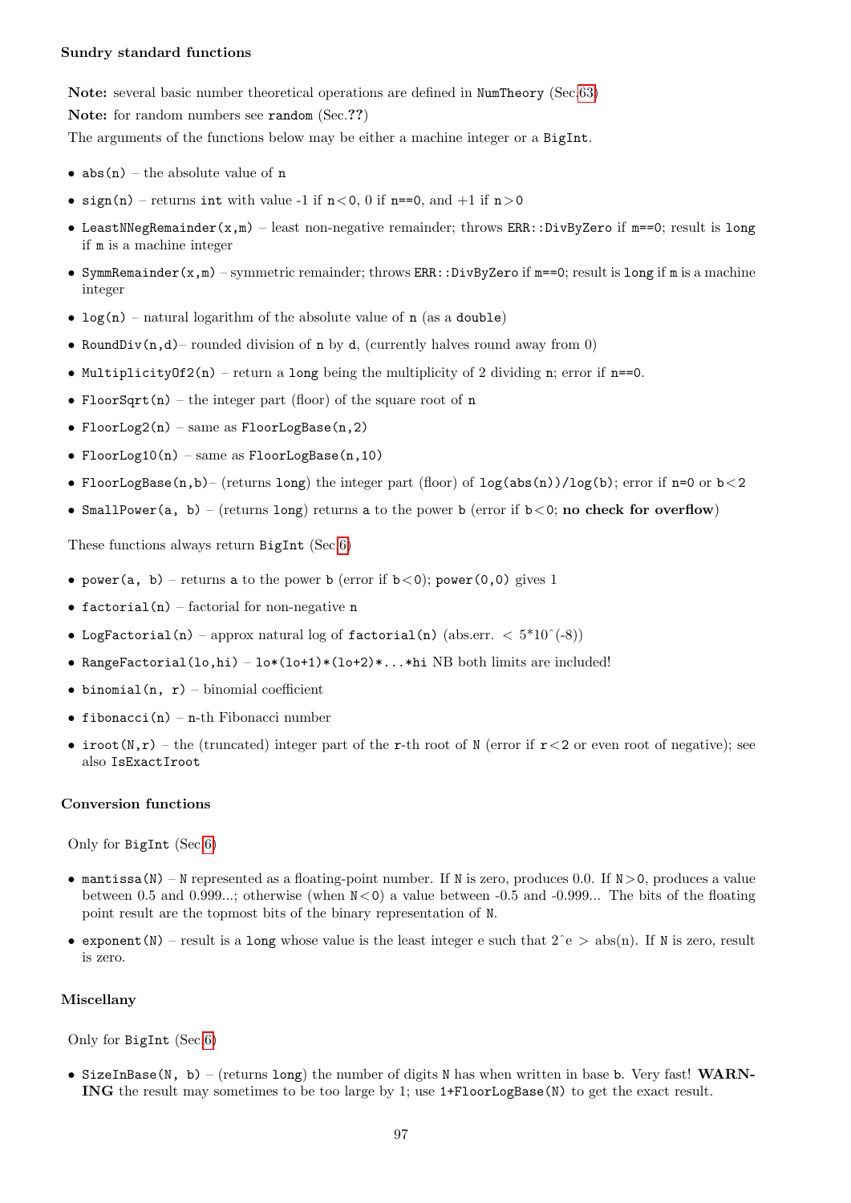### Sundry standard functions

**Note:** several basic number theoretical operations are defined in `NumTheory` (Sec.63)

**Note:** for random numbers see `random` (Sec.??)

The arguments of the functions below may be either a machine integer or a `BigInt`.

- `abs(n)` – the absolute value of `n`
- `sign(n)` – returns `int` with value -1 if `n`<0, 0 if `n==0`, and +1 if `n`>0
- `LeastNNegRemainder(x,m)` – least non-negative remainder; throws `ERR::DivByZero` if `m==0`; result is `long` if `m` is a machine integer
- `SymmRemainder(x,m)` – symmetric remainder; throws `ERR::DivByZero` if `m==0`; result is `long` if `m` is a machine integer
- `log(n)` – natural logarithm of the absolute value of `n` (as a `double`)
- `RoundDiv(n,d)`– rounded division of `n` by `d`, (currently halves round away from 0)
- `MultiplicityOf2(n)` – return a `long` being the multiplicity of 2 dividing `n`; error if `n==0`.
- `FloorSqrt(n)` – the integer part (floor) of the square root of `n`
- `FloorLog2(n)` – same as `FloorLogBase(n,2)`
- `FloorLog10(n)` – same as `FloorLogBase(n,10)`
- `FloorLogBase(n,b)`– (returns `long`) the integer part (floor) of `log(abs(n))/log(b)`; error if `n=0` or `b`<2
- `SmallPower(a, b)` – (returns `long`) returns `a` to the power `b` (error if `b`<0; **no check for overflow**)

These functions always return `BigInt` (Sec.6)

- `power(a, b)` – returns `a` to the power `b` (error if `b`<0); `power(0,0)` gives 1
- `factorial(n)` – factorial for non-negative `n`
- `LogFactorial(n)` – approx natural log of `factorial(n)` (abs.err. < 5*10^(-8))
- `RangeFactorial(lo,hi)` – `lo*(lo+1)*(lo+2)*...*hi` NB both limits are included!
- `binomial(n, r)` – binomial coefficient
- `fibonacci(n)` – `n`-th Fibonacci number
- `iroot(N,r)` – the (truncated) integer part of the `r`-th root of `N` (error if `r`<2 or even root of negative); see also `IsExactIroot`

### Conversion functions

Only for `BigInt` (Sec.6)

- `mantissa(N)` – `N` represented as a floating-point number. If `N` is zero, produces 0.0. If `N`>0, produces a value between 0.5 and 0.999...; otherwise (when `N`<0) a value between -0.5 and -0.999... The bits of the floating point result are the topmost bits of the binary representation of `N`.
- `exponent(N)` – result is a `long` whose value is the least integer e such that 2^e > abs(n). If `N` is zero, result is zero.

### Miscellany

Only for `BigInt` (Sec.6)

- `SizeInBase(N, b)` – (returns `long`) the number of digits `N` has when written in base `b`. Very fast! **WARNING** the result may sometimes to be too large by 1; use `1+FloorLogBase(N)` to get the exact result.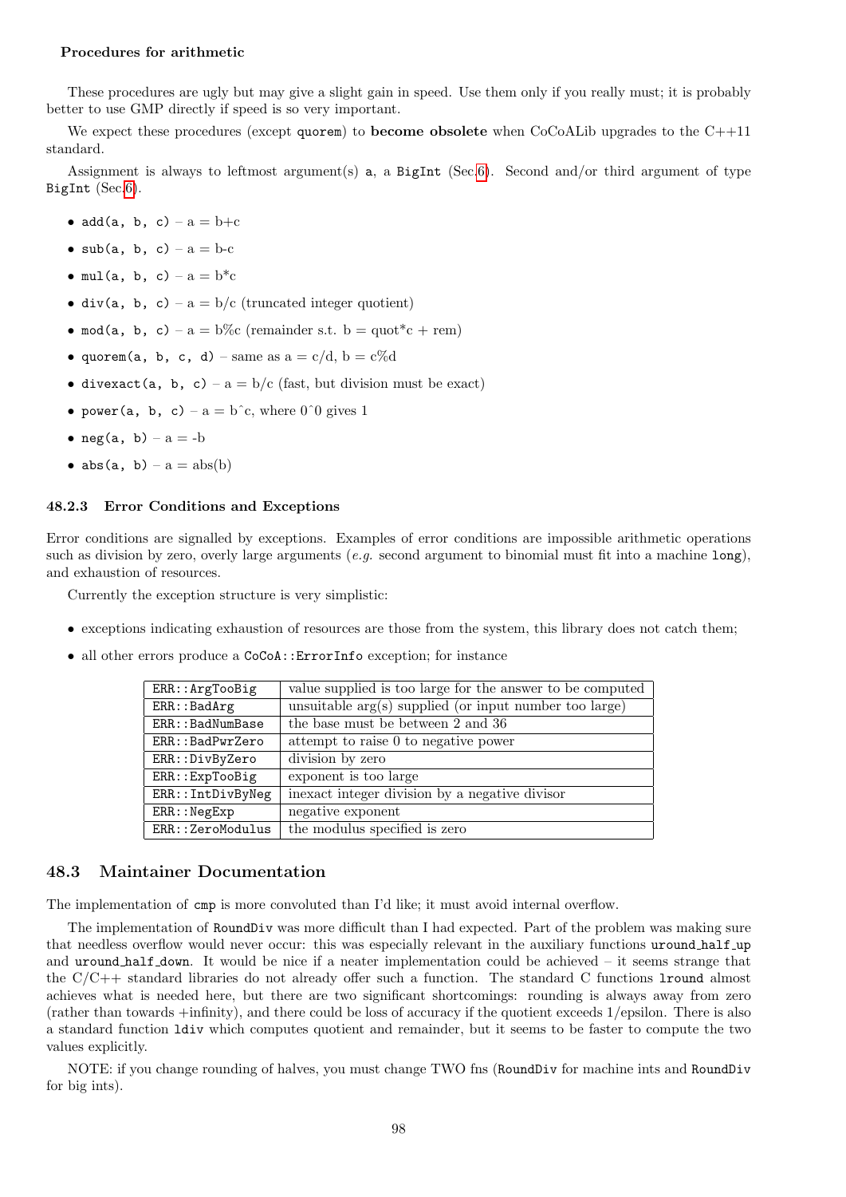**Procedures for arithmetic**

These procedures are ugly but may give a slight gain in speed. Use them only if you really must; it is probably better to use GMP directly if speed is so very important.

We expect these procedures (except `quorem`) to **become obsolete** when CoCoALib upgrades to the C++11 standard.

Assignment is always to leftmost argument(s) `a`, a `BigInt` (Sec.6). Second and/or third argument of type `BigInt` (Sec.6).

- `add(a, b, c)` – a = b+c
- `sub(a, b, c)` – a = b-c
- `mul(a, b, c)` – a = b*c
- `div(a, b, c)` – a = b/c (truncated integer quotient)
- `mod(a, b, c)` – a = b%c (remainder s.t. b = quot*c + rem)
- `quorem(a, b, c, d)` – same as a = c/d, b = c%d
- `divexact(a, b, c)` – a = b/c (fast, but division must be exact)
- `power(a, b, c)` – a = b^c, where 0^0 gives 1
- `neg(a, b)` – a = -b
- `abs(a, b)` – a = abs(b)

### 48.2.3 Error Conditions and Exceptions

Error conditions are signalled by exceptions. Examples of error conditions are impossible arithmetic operations such as division by zero, overly large arguments (*e.g.* second argument to binomial must fit into a machine `long`), and exhaustion of resources.

Currently the exception structure is very simplistic:

- exceptions indicating exhaustion of resources are those from the system, this library does not catch them;
- all other errors produce a `CoCoA::ErrorInfo` exception; for instance

| | |
|---|---|
| `ERR::ArgTooBig` | value supplied is too large for the answer to be computed |
| `ERR::BadArg` | unsuitable arg(s) supplied (or input number too large) |
| `ERR::BadNumBase` | the base must be between 2 and 36 |
| `ERR::BadPwrZero` | attempt to raise 0 to negative power |
| `ERR::DivByZero` | division by zero |
| `ERR::ExpTooBig` | exponent is too large |
| `ERR::IntDivByNeg` | inexact integer division by a negative divisor |
| `ERR::NegExp` | negative exponent |
| `ERR::ZeroModulus` | the modulus specified is zero |

## 48.3 Maintainer Documentation

The implementation of `cmp` is more convoluted than I'd like; it must avoid internal overflow.

The implementation of `RoundDiv` was more difficult than I had expected. Part of the problem was making sure that needless overflow would never occur: this was especially relevant in the auxiliary functions `uround_half_up` and `uround_half_down`. It would be nice if a neater implementation could be achieved – it seems strange that the C/C++ standard libraries do not already offer such a function. The standard C functions `lround` almost achieves what is needed here, but there are two significant shortcomings: rounding is always away from zero (rather than towards +infinity), and there could be loss of accuracy if the quotient exceeds 1/epsilon. There is also a standard function `ldiv` which computes quotient and remainder, but it seems to be faster to compute the two values explicitly.

NOTE: if you change rounding of halves, you must change TWO fns (`RoundDiv` for machine ints and `RoundDiv` for big ints).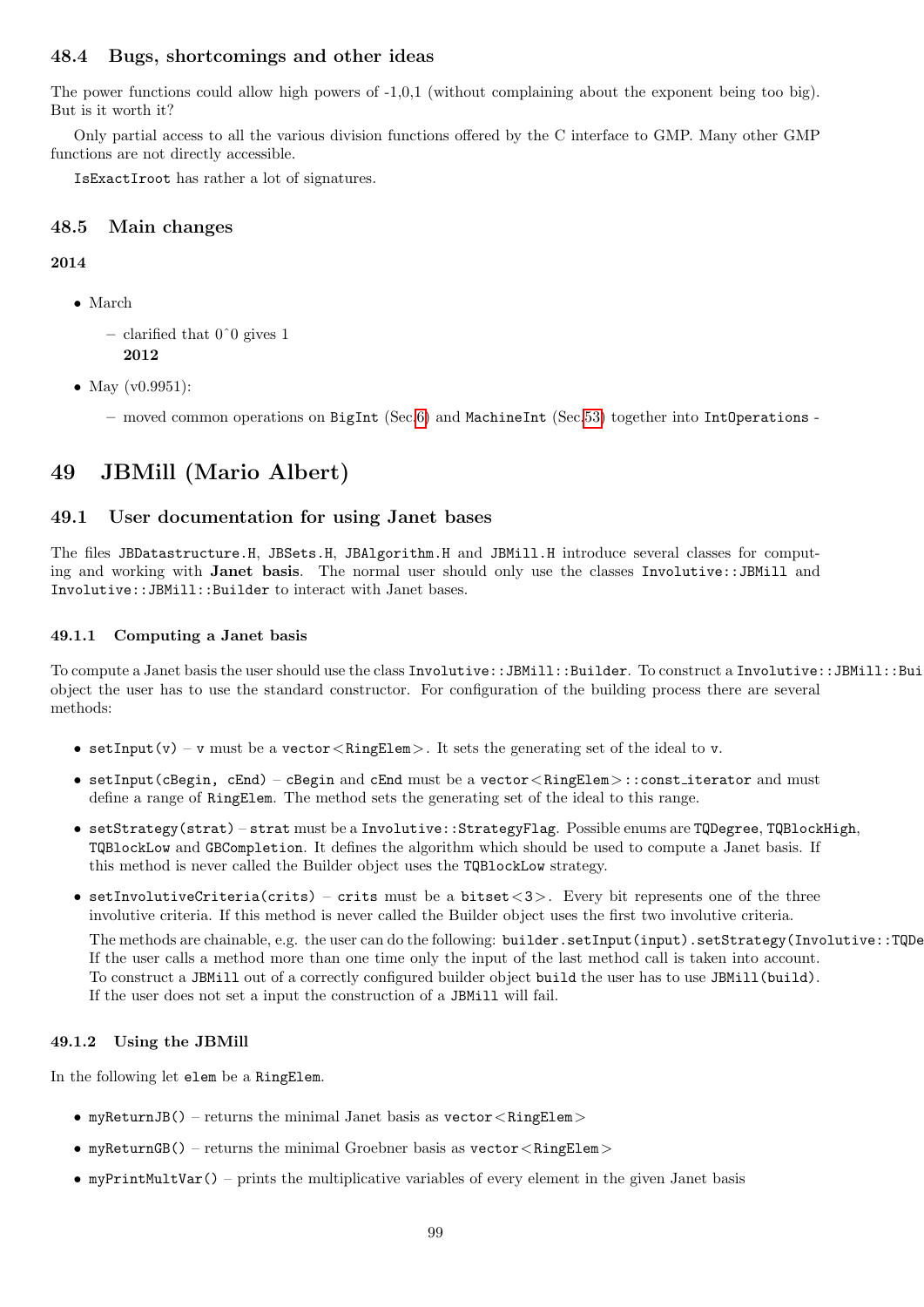### 48.4 Bugs, shortcomings and other ideas

The power functions could allow high powers of -1,0,1 (without complaining about the exponent being too big). But is it worth it?

Only partial access to all the various division functions offered by the C interface to GMP. Many other GMP functions are not directly accessible.

`IsExactIroot` has rather a lot of signatures.

### 48.5 Main changes

**2014**

- March
  - clarified that 0^0 gives 1

**2012**

- May (v0.9951):
  - moved common operations on `BigInt` (Sec.6) and `MachineInt` (Sec.53) together into `IntOperations` -

## 49 JBMill (Mario Albert)

### 49.1 User documentation for using Janet bases

The files `JBDatastructure.H`, `JBSets.H`, `JBAlgorithm.H` and `JBMill.H` introduce several classes for computing and working with **Janet basis**. The normal user should only use the classes `Involutive::JBMill` and `Involutive::JBMill::Builder` to interact with Janet bases.

#### 49.1.1 Computing a Janet basis

To compute a Janet basis the user should use the class `Involutive::JBMill::Builder`. To construct a `Involutive::JBMill::Bui` object the user has to use the standard constructor. For configuration of the building process there are several methods:

- `setInput(v)` – `v` must be a `vector<RingElem>`. It sets the generating set of the ideal to `v`.
- `setInput(cBegin, cEnd)` – `cBegin` and `cEnd` must be a `vector<RingElem>::const_iterator` and must define a range of `RingElem`. The method sets the generating set of the ideal to this range.
- `setStrategy(strat)` – `strat` must be a `Involutive::StrategyFlag`. Possible enums are `TQDegree`, `TQBlockHigh`, `TQBlockLow` and `GBCompletion`. It defines the algorithm which should be used to compute a Janet basis. If this method is never called the Builder object uses the `TQBlockLow` strategy.
- `setInvolutiveCriteria(crits)` – `crits` must be a `bitset<3>`. Every bit represents one of the three involutive criteria. If this method is never called the Builder object uses the first two involutive criteria.

  The methods are chainable, e.g. the user can do the following: `builder.setInput(input).setStrategy(Involutive::TQDe` If the user calls a method more than one time only the input of the last method call is taken into account. To construct a `JBMill` out of a correctly configured builder object `build` the user has to use `JBMill(build)`. If the user does not set a input the construction of a `JBMill` will fail.

#### 49.1.2 Using the JBMill

In the following let `elem` be a `RingElem`.

- `myReturnJB()` – returns the minimal Janet basis as `vector<RingElem>`
- `myReturnGB()` – returns the minimal Groebner basis as `vector<RingElem>`
- `myPrintMultVar()` – prints the multiplicative variables of every element in the given Janet basis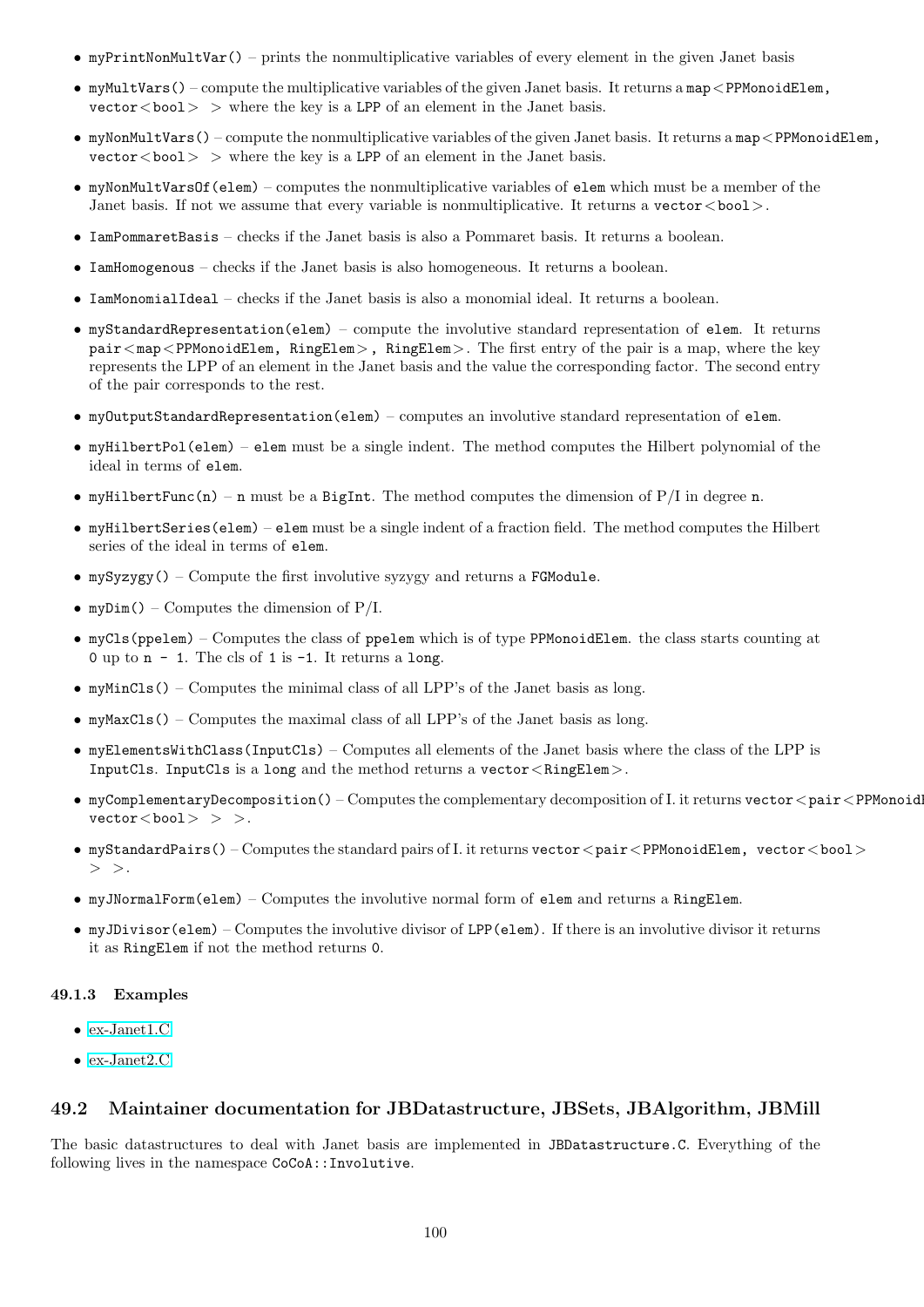- `myPrintNonMultVar()` – prints the nonmultiplicative variables of every element in the given Janet basis
- `myMultVars()` – compute the multiplicative variables of the given Janet basis. It returns a `map<PPMonoidElem, vector<bool> >` where the key is a `LPP` of an element in the Janet basis.
- `myNonMultVars()` – compute the nonmultiplicative variables of the given Janet basis. It returns a `map<PPMonoidElem, vector<bool> >` where the key is a `LPP` of an element in the Janet basis.
- `myNonMultVarsOf(elem)` – computes the nonmultiplicative variables of `elem` which must be a member of the Janet basis. If not we assume that every variable is nonmultiplicative. It returns a `vector<bool>`.
- `IamPommaretBasis` – checks if the Janet basis is also a Pommaret basis. It returns a boolean.
- `IamHomogenous` – checks if the Janet basis is also homogeneous. It returns a boolean.
- `IamMonomialIdeal` – checks if the Janet basis is also a monomial ideal. It returns a boolean.
- `myStandardRepresentation(elem)` – compute the involutive standard representation of `elem`. It returns `pair<map<PPMonoidElem, RingElem>, RingElem>`. The first entry of the pair is a map, where the key represents the LPP of an element in the Janet basis and the value the corresponding factor. The second entry of the pair corresponds to the rest.
- `myOutputStandardRepresentation(elem)` – computes an involutive standard representation of `elem`.
- `myHilbertPol(elem)` – `elem` must be a single indent. The method computes the Hilbert polynomial of the ideal in terms of `elem`.
- `myHilbertFunc(n)` – `n` must be a `BigInt`. The method computes the dimension of P/I in degree `n`.
- `myHilbertSeries(elem)` – `elem` must be a single indent of a fraction field. The method computes the Hilbert series of the ideal in terms of `elem`.
- `mySyzygy()` – Compute the first involutive syzygy and returns a `FGModule`.
- `myDim()` – Computes the dimension of P/I.
- `myCls(ppelem)` – Computes the class of `ppelem` which is of type `PPMonoidElem`. the class starts counting at `0` up to `n - 1`. The cls of `1` is `-1`. It returns a `long`.
- `myMinCls()` – Computes the minimal class of all LPP's of the Janet basis as long.
- `myMaxCls()` – Computes the maximal class of all LPP's of the Janet basis as long.
- `myElementsWithClass(InputCls)` – Computes all elements of the Janet basis where the class of the LPP is `InputCls`. `InputCls` is a `long` and the method returns a `vector<RingElem>`.
- `myComplementaryDecomposition()` – Computes the complementary decomposition of I. it returns `vector<pair<PPMonoidElem, vector<bool> > >`.
- `myStandardPairs()` – Computes the standard pairs of I. it returns `vector<pair<PPMonoidElem, vector<bool> > >`.
- `myJNormalForm(elem)` – Computes the involutive normal form of `elem` and returns a `RingElem`.
- `myJDivisor(elem)` – Computes the involutive divisor of `LPP(elem)`. If there is an involutive divisor it returns it as `RingElem` if not the method returns `0`.

### 49.1.3 Examples

- ex-Janet1.C
- ex-Janet2.C

## 49.2 Maintainer documentation for JBDatastructure, JBSets, JBAlgorithm, JBMill

The basic datastructures to deal with Janet basis are implemented in `JBDatastructure.C`. Everything of the following lives in the namespace `CoCoA::Involutive`.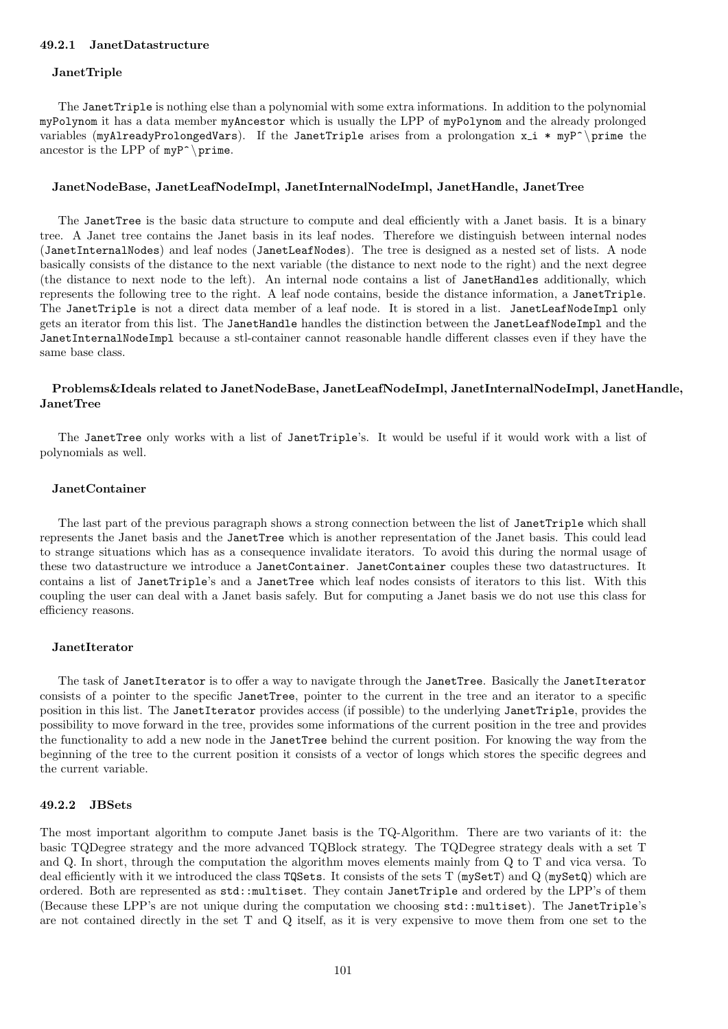### 49.2.1 JanetDatastructure

#### JanetTriple

The `JanetTriple` is nothing else than a polynomial with some extra informations. In addition to the polynomial `myPolynom` it has a data member `myAncestor` which is usually the LPP of `myPolynom` and the already prolonged variables (`myAlreadyProlongedVars`). If the `JanetTriple` arises from a prolongation `x_i * myP^\prime` the ancestor is the LPP of `myP^\prime`.

#### JanetNodeBase, JanetLeafNodeImpl, JanetInternalNodeImpl, JanetHandle, JanetTree

The `JanetTree` is the basic data structure to compute and deal efficiently with a Janet basis. It is a binary tree. A Janet tree contains the Janet basis in its leaf nodes. Therefore we distinguish between internal nodes (`JanetInternalNodes`) and leaf nodes (`JanetLeafNodes`). The tree is designed as a nested set of lists. A node basically consists of the distance to the next variable (the distance to next node to the right) and the next degree (the distance to next node to the left). An internal node contains a list of `JanetHandles` additionally, which represents the following tree to the right. A leaf node contains, beside the distance information, a `JanetTriple`. The `JanetTriple` is not a direct data member of a leaf node. It is stored in a list. `JanetLeafNodeImpl` only gets an iterator from this list. The `JanetHandle` handles the distinction between the `JanetLeafNodeImpl` and the `JanetInternalNodeImpl` because a stl-container cannot reasonable handle different classes even if they have the same base class.

#### Problems&Ideals related to JanetNodeBase, JanetLeafNodeImpl, JanetInternalNodeImpl, JanetHandle, JanetTree

The `JanetTree` only works with a list of `JanetTriple`'s. It would be useful if it would work with a list of polynomials as well.

#### JanetContainer

The last part of the previous paragraph shows a strong connection between the list of `JanetTriple` which shall represents the Janet basis and the `JanetTree` which is another representation of the Janet basis. This could lead to strange situations which has as a consequence invalidate iterators. To avoid this during the normal usage of these two datastructure we introduce a `JanetContainer`. `JanetContainer` couples these two datastructures. It contains a list of `JanetTriple`'s and a `JanetTree` which leaf nodes consists of iterators to this list. With this coupling the user can deal with a Janet basis safely. But for computing a Janet basis we do not use this class for efficiency reasons.

#### JanetIterator

The task of `JanetIterator` is to offer a way to navigate through the `JanetTree`. Basically the `JanetIterator` consists of a pointer to the specific `JanetTree`, pointer to the current in the tree and an iterator to a specific position in this list. The `JanetIterator` provides access (if possible) to the underlying `JanetTriple`, provides the possibility to move forward in the tree, provides some informations of the current position in the tree and provides the functionality to add a new node in the `JanetTree` behind the current position. For knowing the way from the beginning of the tree to the current position it consists of a vector of longs which stores the specific degrees and the current variable.

### 49.2.2 JBSets

The most important algorithm to compute Janet basis is the TQ-Algorithm. There are two variants of it: the basic TQDegree strategy and the more advanced TQBlock strategy. The TQDegree strategy deals with a set T and Q. In short, through the computation the algorithm moves elements mainly from Q to T and vica versa. To deal efficiently with it we introduced the class `TQSets`. It consists of the sets T (`mySetT`) and Q (`mySetQ`) which are ordered. Both are represented as `std::multiset`. They contain `JanetTriple` and ordered by the LPP's of them (Because these LPP's are not unique during the computation we choosing `std::multiset`). The `JanetTriple`'s are not contained directly in the set T and Q itself, as it is very expensive to move them from one set to the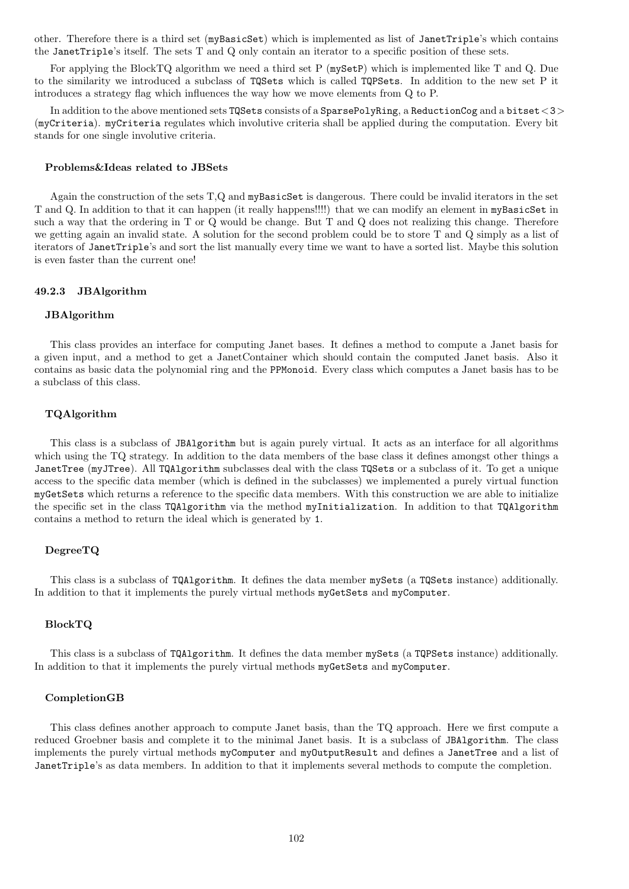other. Therefore there is a third set (`myBasicSet`) which is implemented as list of `JanetTriple`'s which contains the `JanetTriple`'s itself. The sets T and Q only contain an iterator to a specific position of these sets.

For applying the BlockTQ algorithm we need a third set P (`mySetP`) which is implemented like T and Q. Due to the similarity we introduced a subclass of `TQSets` which is called `TQPSets`. In addition to the new set P it introduces a strategy flag which influences the way how we move elements from Q to P.

In addition to the above mentioned sets `TQSets` consists of a `SparsePolyRing`, a `ReductionCog` and a `bitset<3>` (`myCriteria`). `myCriteria` regulates which involutive criteria shall be applied during the computation. Every bit stands for one single involutive criteria.

#### Problems&Ideas related to JBSets

Again the construction of the sets T,Q and `myBasicSet` is dangerous. There could be invalid iterators in the set T and Q. In addition to that it can happen (it really happens!!!!) that we can modify an element in `myBasicSet` in such a way that the ordering in T or Q would be change. But T and Q does not realizing this change. Therefore we getting again an invalid state. A solution for the second problem could be to store T and Q simply as a list of iterators of `JanetTriple`'s and sort the list manually every time we want to have a sorted list. Maybe this solution is even faster than the current one!

### 49.2.3 JBAlgorithm

#### JBAlgorithm

This class provides an interface for computing Janet bases. It defines a method to compute a Janet basis for a given input, and a method to get a JanetContainer which should contain the computed Janet basis. Also it contains as basic data the polynomial ring and the `PPMonoid`. Every class which computes a Janet basis has to be a subclass of this class.

#### TQAlgorithm

This class is a subclass of `JBAlgorithm` but is again purely virtual. It acts as an interface for all algorithms which using the TQ strategy. In addition to the data members of the base class it defines amongst other things a `JanetTree` (`myJTree`). All `TQAlgorithm` subclasses deal with the class `TQSets` or a subclass of it. To get a unique access to the specific data member (which is defined in the subclasses) we implemented a purely virtual function `myGetSets` which returns a reference to the specific data members. With this construction we are able to initialize the specific set in the class `TQAlgorithm` via the method `myInitialization`. In addition to that `TQAlgorithm` contains a method to return the ideal which is generated by `1`.

#### DegreeTQ

This class is a subclass of `TQAlgorithm`. It defines the data member `mySets` (a `TQSets` instance) additionally. In addition to that it implements the purely virtual methods `myGetSets` and `myComputer`.

#### BlockTQ

This class is a subclass of `TQAlgorithm`. It defines the data member `mySets` (a `TQPSets` instance) additionally. In addition to that it implements the purely virtual methods `myGetSets` and `myComputer`.

#### CompletionGB

This class defines another approach to compute Janet basis, than the TQ approach. Here we first compute a reduced Groebner basis and complete it to the minimal Janet basis. It is a subclass of `JBAlgorithm`. The class implements the purely virtual methods `myComputer` and `myOutputResult` and defines a `JanetTree` and a list of `JanetTriple`'s as data members. In addition to that it implements several methods to compute the completion.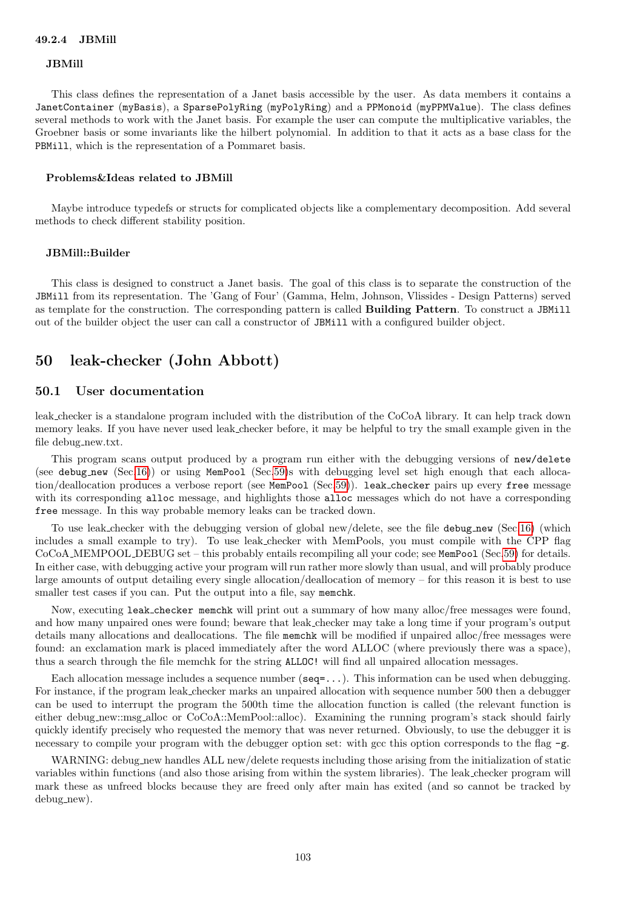#### 49.2.4 JBMill

**JBMill**

This class defines the representation of a Janet basis accessible by the user. As data members it contains a `JanetContainer` (`myBasis`), a `SparsePolyRing` (`myPolyRing`) and a `PPMonoid` (`myPPMValue`). The class defines several methods to work with the Janet basis. For example the user can compute the multiplicative variables, the Groebner basis or some invariants like the hilbert polynomial. In addition to that it acts as a base class for the `PBMill`, which is the representation of a Pommaret basis.

**Problems&Ideas related to JBMill**

Maybe introduce typedefs or structs for complicated objects like a complementary decomposition. Add several methods to check different stability position.

**JBMill::Builder**

This class is designed to construct a Janet basis. The goal of this class is to separate the construction of the `JBMill` from its representation. The 'Gang of Four' (Gamma, Helm, Johnson, Vlissides - Design Patterns) served as template for the construction. The corresponding pattern is called **Building Pattern**. To construct a `JBMill` out of the builder object the user can call a constructor of `JBMill` with a configured builder object.

## 50 leak-checker (John Abbott)

### 50.1 User documentation

leak_checker is a standalone program included with the distribution of the CoCoA library. It can help track down memory leaks. If you have never used leak_checker before, it may be helpful to try the small example given in the file debug_new.txt.

This program scans output produced by a program run either with the debugging versions of `new/delete` (see `debug_new` (Sec.16)) or using `MemPool` (Sec.59)s with debugging level set high enough that each allocation/deallocation produces a verbose report (see `MemPool` (Sec.59)). `leak_checker` pairs up every `free` message with its corresponding `alloc` message, and highlights those `alloc` messages which do not have a corresponding `free` message. In this way probable memory leaks can be tracked down.

To use leak_checker with the debugging version of global new/delete, see the file `debug_new` (Sec.16) (which includes a small example to try). To use leak_checker with MemPools, you must compile with the CPP flag CoCoA_MEMPOOL_DEBUG set – this probably entails recompiling all your code; see `MemPool` (Sec.59) for details. In either case, with debugging active your program will run rather more slowly than usual, and will probably produce large amounts of output detailing every single allocation/deallocation of memory – for this reason it is best to use smaller test cases if you can. Put the output into a file, say `memchk`.

Now, executing `leak_checker memchk` will print out a summary of how many alloc/free messages were found, and how many unpaired ones were found; beware that leak_checker may take a long time if your program's output details many allocations and deallocations. The file `memchk` will be modified if unpaired alloc/free messages were found: an exclamation mark is placed immediately after the word ALLOC (where previously there was a space), thus a search through the file memchk for the string `ALLOC!` will find all unpaired allocation messages.

Each allocation message includes a sequence number (`seq=...`). This information can be used when debugging. For instance, if the program leak_checker marks an unpaired allocation with sequence number 500 then a debugger can be used to interrupt the program the 500th time the allocation function is called (the relevant function is either debug_new::msg_alloc or CoCoA::MemPool::alloc). Examining the running program's stack should fairly quickly identify precisely who requested the memory that was never returned. Obviously, to use the debugger it is necessary to compile your program with the debugger option set: with gcc this option corresponds to the flag `-g`.

WARNING: debug_new handles ALL new/delete requests including those arising from the initialization of static variables within functions (and also those arising from within the system libraries). The leak_checker program will mark these as unfreed blocks because they are freed only after main has exited (and so cannot be tracked by debug_new).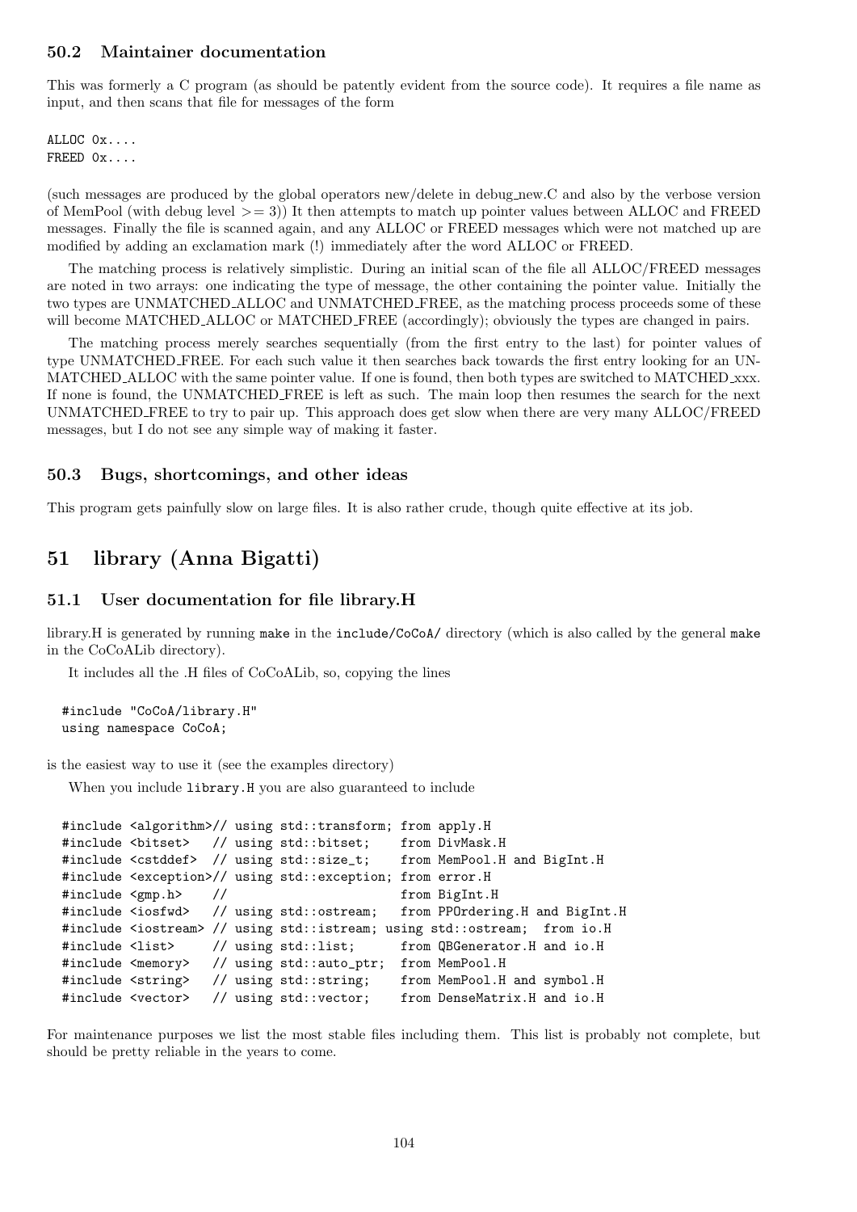### 50.2 Maintainer documentation

This was formerly a C program (as should be patently evident from the source code). It requires a file name as input, and then scans that file for messages of the form

```
ALLOC 0x....
FREED 0x....
```

(such messages are produced by the global operators new/delete in debug_new.C and also by the verbose version of MemPool (with debug level >= 3)) It then attempts to match up pointer values between ALLOC and FREED messages. Finally the file is scanned again, and any ALLOC or FREED messages which were not matched up are modified by adding an exclamation mark (!) immediately after the word ALLOC or FREED.

The matching process is relatively simplistic. During an initial scan of the file all ALLOC/FREED messages are noted in two arrays: one indicating the type of message, the other containing the pointer value. Initially the two types are UNMATCHED_ALLOC and UNMATCHED_FREE, as the matching process proceeds some of these will become MATCHED_ALLOC or MATCHED_FREE (accordingly); obviously the types are changed in pairs.

The matching process merely searches sequentially (from the first entry to the last) for pointer values of type UNMATCHED_FREE. For each such value it then searches back towards the first entry looking for an UNMATCHED_ALLOC with the same pointer value. If one is found, then both types are switched to MATCHED_xxx. If none is found, the UNMATCHED_FREE is left as such. The main loop then resumes the search for the next UNMATCHED_FREE to try to pair up. This approach does get slow when there are very many ALLOC/FREED messages, but I do not see any simple way of making it faster.

### 50.3 Bugs, shortcomings, and other ideas

This program gets painfully slow on large files. It is also rather crude, though quite effective at its job.

## 51 library (Anna Bigatti)

### 51.1 User documentation for file library.H

library.H is generated by running `make` in the `include/CoCoA/` directory (which is also called by the general `make` in the CoCoALib directory).

It includes all the .H files of CoCoALib, so, copying the lines

```
#include "CoCoA/library.H"
using namespace CoCoA;
```

is the easiest way to use it (see the examples directory)

When you include `library.H` you are also guaranteed to include

```
#include <algorithm>// using std::transform; from apply.H
#include <bitset>   // using std::bitset;    from DivMask.H
#include <cstddef>  // using std::size_t;    from MemPool.H and BigInt.H
#include <exception>// using std::exception; from error.H
#include <gmp.h>    //                       from BigInt.H
#include <iosfwd>   // using std::ostream;   from PPOrdering.H and BigInt.H
#include <iostream> // using std::istream; using std::ostream;  from io.H
#include <list>     // using std::list;      from QBGenerator.H and io.H
#include <memory>   // using std::auto_ptr;  from MemPool.H
#include <string>   // using std::string;    from MemPool.H and symbol.H
#include <vector>   // using std::vector;    from DenseMatrix.H and io.H
```

For maintenance purposes we list the most stable files including them. This list is probably not complete, but should be pretty reliable in the years to come.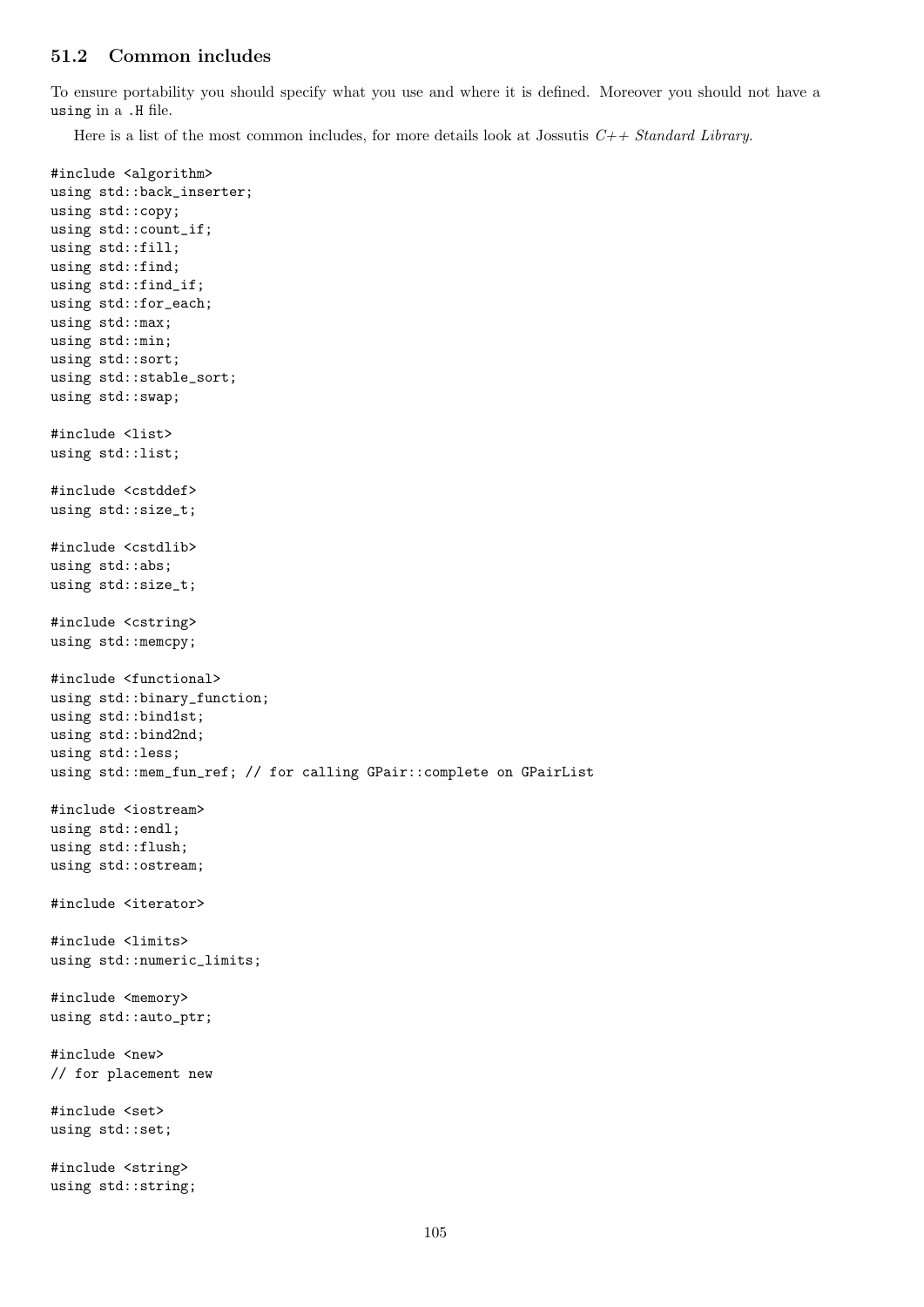### 51.2 Common includes

To ensure portability you should specify what you use and where it is defined. Moreover you should not have a `using` in a `.H` file.

Here is a list of the most common includes, for more details look at Jossutis *C++ Standard Library*.

```
#include <algorithm>
using std::back_inserter;
using std::copy;
using std::count_if;
using std::fill;
using std::find;
using std::find_if;
using std::for_each;
using std::max;
using std::min;
using std::sort;
using std::stable_sort;
using std::swap;

#include <list>
using std::list;

#include <cstddef>
using std::size_t;

#include <cstdlib>
using std::abs;
using std::size_t;

#include <cstring>
using std::memcpy;

#include <functional>
using std::binary_function;
using std::bind1st;
using std::bind2nd;
using std::less;
using std::mem_fun_ref; // for calling GPair::complete on GPairList

#include <iostream>
using std::endl;
using std::flush;
using std::ostream;

#include <iterator>

#include <limits>
using std::numeric_limits;

#include <memory>
using std::auto_ptr;

#include <new>
// for placement new

#include <set>
using std::set;

#include <string>
using std::string;
```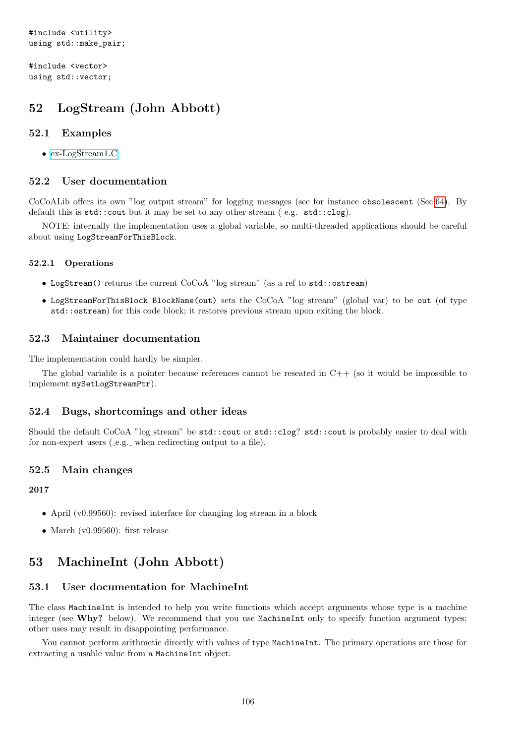```
#include <utility>
using std::make_pair;

#include <vector>
using std::vector;
```

# 52 LogStream (John Abbott)

## 52.1 Examples

- ex-LogStream1.C

## 52.2 User documentation

CoCoALib offers its own "log output stream" for logging messages (see for instance `obsolescent` (Sec.64)). By default this is `std::cout` but it may be set to any other stream (_e.g._ `std::clog`).

NOTE: internally the implementation uses a global variable, so multi-threaded applications should be careful about using `LogStreamForThisBlock`.

### 52.2.1 Operations

- `LogStream()` returns the current CoCoA "log stream" (as a ref to `std::ostream`)
- `LogStreamForThisBlock BlockName(out)` sets the CoCoA "log stream" (global var) to be `out` (of type `std::ostream`) for this code block; it restores previous stream upon exiting the block.

## 52.3 Maintainer documentation

The implementation could hardly be simpler.

The global variable is a pointer because references cannot be reseated in C++ (so it would be impossible to implement `mySetLogStreamPtr`).

## 52.4 Bugs, shortcomings and other ideas

Should the default CoCoA "log stream" be `std::cout` or `std::clog`? `std::cout` is probably easier to deal with for non-expert users (_e.g._ when redirecting output to a file).

## 52.5 Main changes

**2017**

- April (v0.99560): revised interface for changing log stream in a block
- March (v0.99560): first release

# 53 MachineInt (John Abbott)

## 53.1 User documentation for MachineInt

The class `MachineInt` is intended to help you write functions which accept arguments whose type is a machine integer (see **Why?** below). We recommend that you use `MachineInt` only to specify function argument types; other uses may result in disappointing performance.

You cannot perform arithmetic directly with values of type `MachineInt`. The primary operations are those for extracting a usable value from a `MachineInt` object: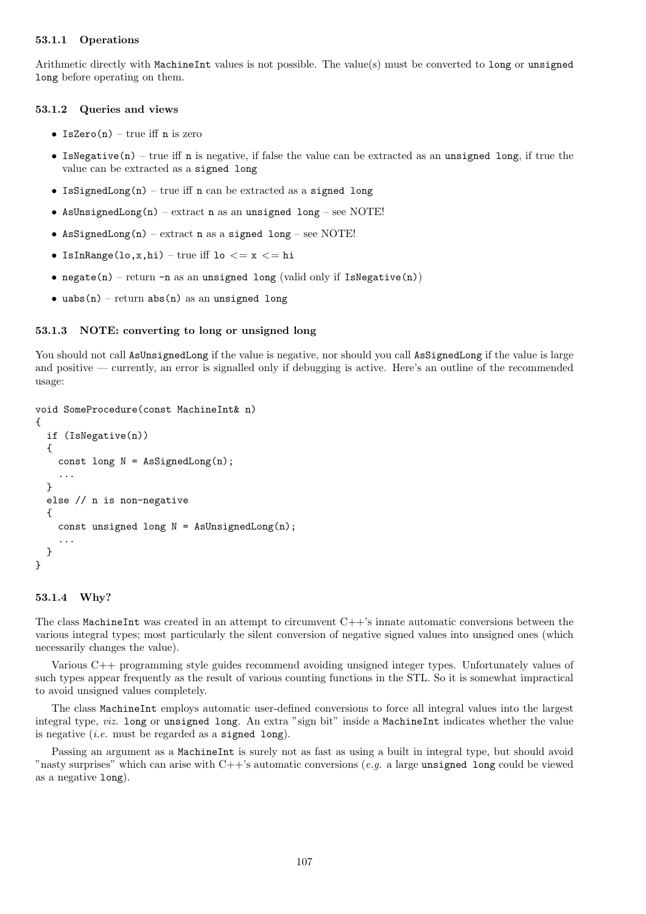#### 53.1.1 Operations

Arithmetic directly with `MachineInt` values is not possible. The value(s) must be converted to `long` or `unsigned long` before operating on them.

#### 53.1.2 Queries and views

- `IsZero(n)` – true iff `n` is zero
- `IsNegative(n)` – true iff `n` is negative, if false the value can be extracted as an `unsigned long`, if true the value can be extracted as a `signed long`
- `IsSignedLong(n)` – true iff `n` can be extracted as a `signed long`
- `AsUnsignedLong(n)` – extract `n` as an `unsigned long` – see NOTE!
- `AsSignedLong(n)` – extract `n` as a `signed long` – see NOTE!
- `IsInRange(lo,x,hi)` – true iff `lo <= x <= hi`
- `negate(n)` – return `-n` as an `unsigned long` (valid only if `IsNegative(n)`)
- `uabs(n)` – return `abs(n)` as an `unsigned long`

#### 53.1.3 NOTE: converting to long or unsigned long

You should not call `AsUnsignedLong` if the value is negative, nor should you call `AsSignedLong` if the value is large and positive — currently, an error is signalled only if debugging is active. Here's an outline of the recommended usage:

```
void SomeProcedure(const MachineInt& n)
{
  if (IsNegative(n))
  {
    const long N = AsSignedLong(n);
    ...
  }
  else // n is non-negative
  {
    const unsigned long N = AsUnsignedLong(n);
    ...
  }
}
```

#### 53.1.4 Why?

The class `MachineInt` was created in an attempt to circumvent C++'s innate automatic conversions between the various integral types; most particularly the silent conversion of negative signed values into unsigned ones (which necessarily changes the value).

Various C++ programming style guides recommend avoiding unsigned integer types. Unfortunately values of such types appear frequently as the result of various counting functions in the STL. So it is somewhat impractical to avoid unsigned values completely.

The class `MachineInt` employs automatic user-defined conversions to force all integral values into the largest integral type, *viz.* `long` or `unsigned long`. An extra "sign bit" inside a `MachineInt` indicates whether the value is negative (*i.e.* must be regarded as a `signed long`).

Passing an argument as a `MachineInt` is surely not as fast as using a built in integral type, but should avoid "nasty surprises" which can arise with C++'s automatic conversions (*e.g.* a large `unsigned long` could be viewed as a negative `long`).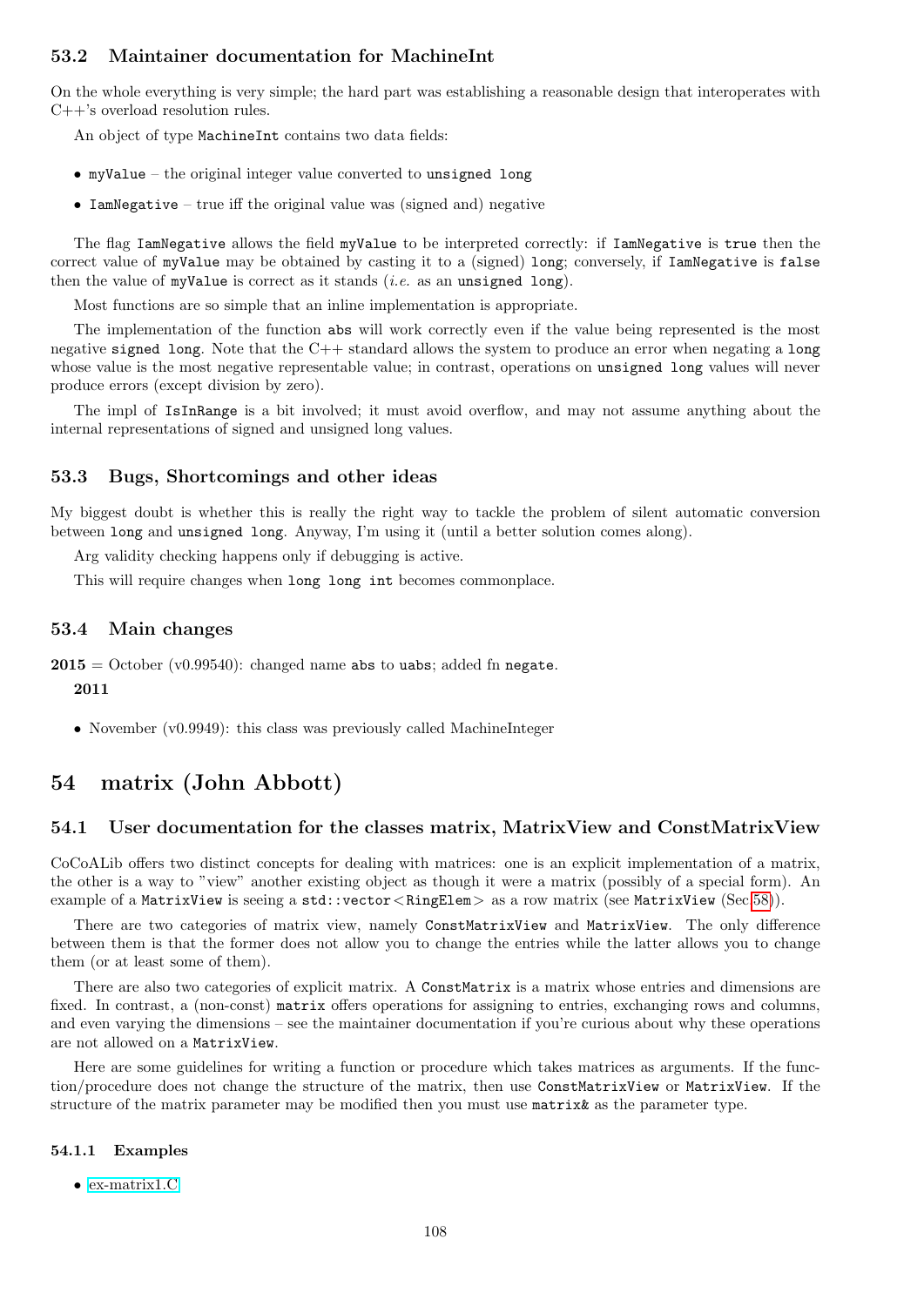### 53.2 Maintainer documentation for MachineInt

On the whole everything is very simple; the hard part was establishing a reasonable design that interoperates with C++'s overload resolution rules.

An object of type `MachineInt` contains two data fields:

- `myValue` – the original integer value converted to `unsigned long`
- `IamNegative` – true iff the original value was (signed and) negative

The flag `IamNegative` allows the field `myValue` to be interpreted correctly: if `IamNegative` is `true` then the correct value of `myValue` may be obtained by casting it to a (signed) `long`; conversely, if `IamNegative` is `false` then the value of `myValue` is correct as it stands (*i.e.* as an `unsigned long`).

Most functions are so simple that an inline implementation is appropriate.

The implementation of the function `abs` will work correctly even if the value being represented is the most negative `signed long`. Note that the C++ standard allows the system to produce an error when negating a `long` whose value is the most negative representable value; in contrast, operations on `unsigned long` values will never produce errors (except division by zero).

The impl of `IsInRange` is a bit involved; it must avoid overflow, and may not assume anything about the internal representations of signed and unsigned long values.

### 53.3 Bugs, Shortcomings and other ideas

My biggest doubt is whether this is really the right way to tackle the problem of silent automatic conversion between `long` and `unsigned long`. Anyway, I'm using it (until a better solution comes along).

Arg validity checking happens only if debugging is active.

This will require changes when `long long int` becomes commonplace.

### 53.4 Main changes

**2015** = October (v0.99540): changed name `abs` to `uabs`; added fn `negate`.

**2011**

- November (v0.9949): this class was previously called MachineInteger

## 54 matrix (John Abbott)

### 54.1 User documentation for the classes matrix, MatrixView and ConstMatrixView

CoCoALib offers two distinct concepts for dealing with matrices: one is an explicit implementation of a matrix, the other is a way to "view" another existing object as though it were a matrix (possibly of a special form). An example of a `MatrixView` is seeing a `std::vector<RingElem>` as a row matrix (see `MatrixView` (Sec.58)).

There are two categories of matrix view, namely `ConstMatrixView` and `MatrixView`. The only difference between them is that the former does not allow you to change the entries while the latter allows you to change them (or at least some of them).

There are also two categories of explicit matrix. A `ConstMatrix` is a matrix whose entries and dimensions are fixed. In contrast, a (non-const) `matrix` offers operations for assigning to entries, exchanging rows and columns, and even varying the dimensions – see the maintainer documentation if you're curious about why these operations are not allowed on a `MatrixView`.

Here are some guidelines for writing a function or procedure which takes matrices as arguments. If the function/procedure does not change the structure of the matrix, then use `ConstMatrixView` or `MatrixView`. If the structure of the matrix parameter may be modified then you must use `matrix&` as the parameter type.

#### 54.1.1 Examples

- ex-matrix1.C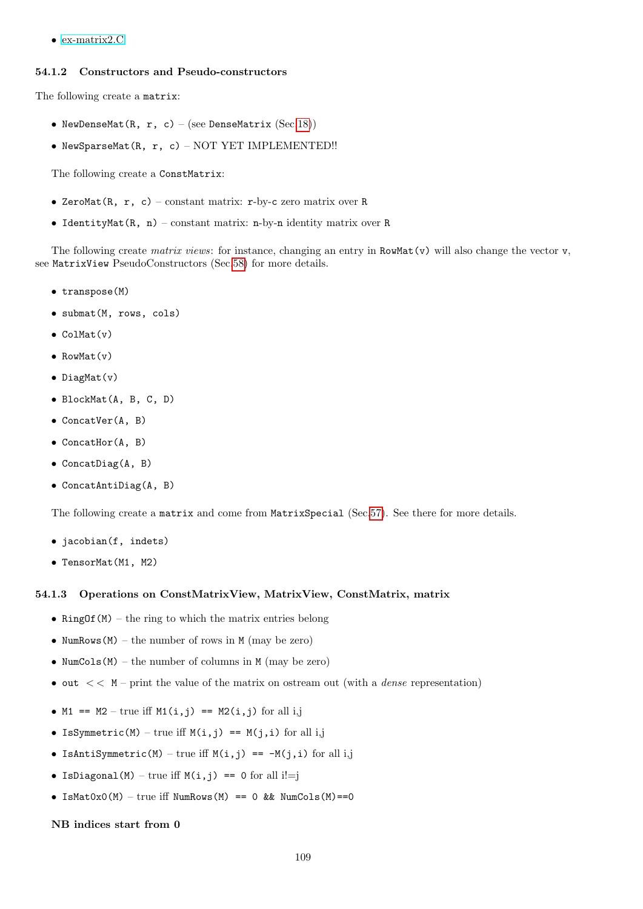- ex-matrix2.C

### 54.1.2 Constructors and Pseudo-constructors

The following create a `matrix`:

- `NewDenseMat(R, r, c)` – (see `DenseMatrix` (Sec.18))
- `NewSparseMat(R, r, c)` – NOT YET IMPLEMENTED!!

The following create a `ConstMatrix`:

- `ZeroMat(R, r, c)` – constant matrix: `r`-by-`c` zero matrix over `R`
- `IdentityMat(R, n)` – constant matrix: `n`-by-`n` identity matrix over `R`

The following create *matrix views*: for instance, changing an entry in `RowMat(v)` will also change the vector `v`, see `MatrixView` PseudoConstructors (Sec.58) for more details.

- `transpose(M)`
- `submat(M, rows, cols)`
- `ColMat(v)`
- `RowMat(v)`
- `DiagMat(v)`
- `BlockMat(A, B, C, D)`
- `ConcatVer(A, B)`
- `ConcatHor(A, B)`
- `ConcatDiag(A, B)`
- `ConcatAntiDiag(A, B)`

The following create a `matrix` and come from `MatrixSpecial` (Sec.57). See there for more details.

- `jacobian(f, indets)`
- `TensorMat(M1, M2)`

### 54.1.3 Operations on ConstMatrixView, MatrixView, ConstMatrix, matrix

- `RingOf(M)` – the ring to which the matrix entries belong
- `NumRows(M)` – the number of rows in `M` (may be zero)
- `NumCols(M)` – the number of columns in `M` (may be zero)
- `out << M` – print the value of the matrix on ostream out (with a *dense* representation)
- `M1 == M2` – true iff `M1(i,j) == M2(i,j)` for all i,j
- `IsSymmetric(M)` – true iff `M(i,j) == M(j,i)` for all i,j
- `IsAntiSymmetric(M)` – true iff `M(i,j) == -M(j,i)` for all i,j
- `IsDiagonal(M)` – true iff `M(i,j) == 0` for all i!=j
- `IsMat0x0(M)` – true iff `NumRows(M) == 0 && NumCols(M)==0`

**NB indices start from 0**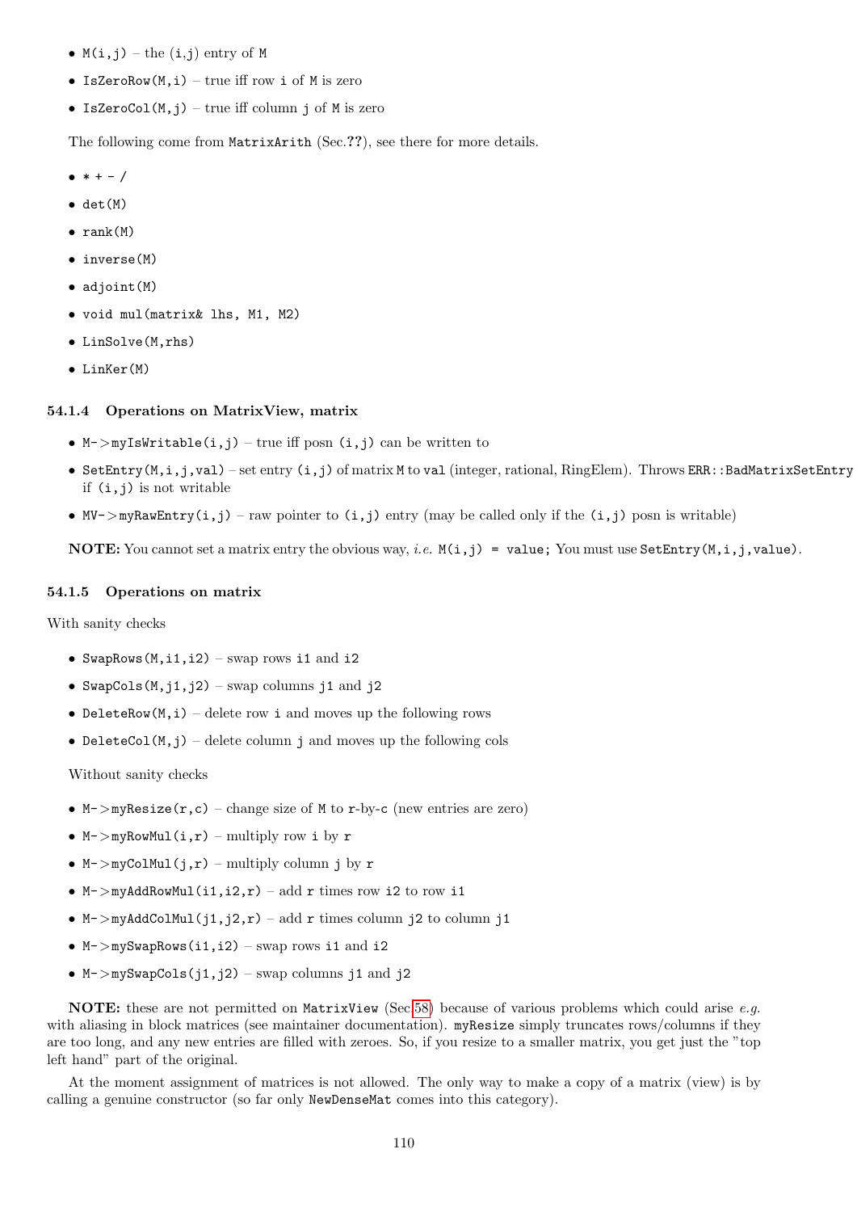- `M(i,j)` – the `(i,j)` entry of `M`
- `IsZeroRow(M,i)` – true iff row `i` of `M` is zero
- `IsZeroCol(M,j)` – true iff column `j` of `M` is zero

The following come from `MatrixArith` (Sec.??), see there for more details.

- `* + - /`
- `det(M)`
- `rank(M)`
- `inverse(M)`
- `adjoint(M)`
- `void mul(matrix& lhs, M1, M2)`
- `LinSolve(M,rhs)`
- `LinKer(M)`

#### 54.1.4 Operations on MatrixView, matrix

- `M->myIsWritable(i,j)` – true iff posn `(i,j)` can be written to
- `SetEntry(M,i,j,val)` – set entry `(i,j)` of matrix `M` to `val` (integer, rational, RingElem). Throws `ERR::BadMatrixSetEntry` if `(i,j)` is not writable
- `MV->myRawEntry(i,j)` – raw pointer to `(i,j)` entry (may be called only if the `(i,j)` posn is writable)

**NOTE:** You cannot set a matrix entry the obvious way, *i.e.* `M(i,j) = value;` You must use `SetEntry(M,i,j,value)`.

#### 54.1.5 Operations on matrix

With sanity checks

- `SwapRows(M,i1,i2)` – swap rows `i1` and `i2`
- `SwapCols(M,j1,j2)` – swap columns `j1` and `j2`
- `DeleteRow(M,i)` – delete row `i` and moves up the following rows
- `DeleteCol(M,j)` – delete column `j` and moves up the following cols

Without sanity checks

- `M->myResize(r,c)` – change size of `M` to `r`-by-`c` (new entries are zero)
- `M->myRowMul(i,r)` – multiply row `i` by `r`
- `M->myColMul(j,r)` – multiply column `j` by `r`
- `M->myAddRowMul(i1,i2,r)` – add `r` times row `i2` to row `i1`
- `M->myAddColMul(j1,j2,r)` – add `r` times column `j2` to column `j1`
- `M->mySwapRows(i1,i2)` – swap rows `i1` and `i2`
- `M->mySwapCols(j1,j2)` – swap columns `j1` and `j2`

**NOTE:** these are not permitted on `MatrixView` (Sec.58) because of various problems which could arise *e.g.* with aliasing in block matrices (see maintainer documentation). `myResize` simply truncates rows/columns if they are too long, and any new entries are filled with zeroes. So, if you resize to a smaller matrix, you get just the "top left hand" part of the original.

At the moment assignment of matrices is not allowed. The only way to make a copy of a matrix (view) is by calling a genuine constructor (so far only `NewDenseMat` comes into this category).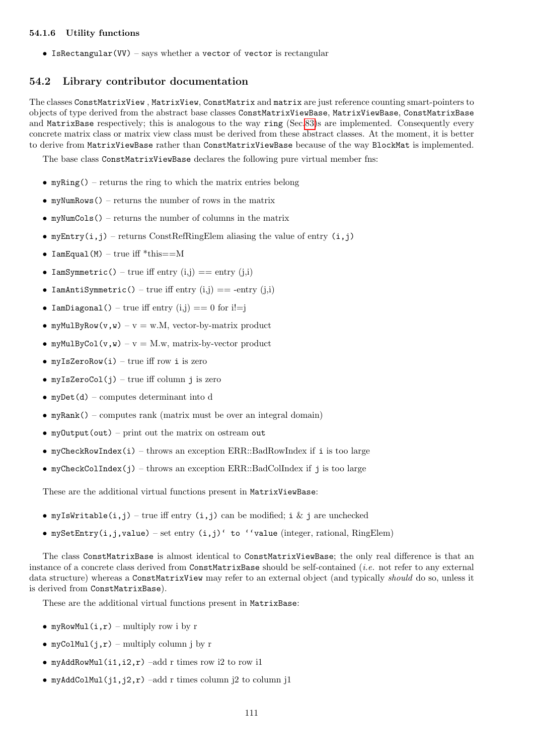#### 54.1.6 Utility functions

- `IsRectangular(VV)` – says whether a `vector` of `vector` is rectangular

## 54.2 Library contributor documentation

The classes `ConstMatrixView` , `MatrixView`, `ConstMatrix` and `matrix` are just reference counting smart-pointers to objects of type derived from the abstract base classes `ConstMatrixViewBase`, `MatrixViewBase`, `ConstMatrixBase` and `MatrixBase` respectively; this is analogous to the way `ring` (Sec.83)s are implemented. Consequently every concrete matrix class or matrix view class must be derived from these abstract classes. At the moment, it is better to derive from `MatrixViewBase` rather than `ConstMatrixViewBase` because of the way `BlockMat` is implemented.

The base class `ConstMatrixViewBase` declares the following pure virtual member fns:

- `myRing()` – returns the ring to which the matrix entries belong
- `myNumRows()` – returns the number of rows in the matrix
- `myNumCols()` – returns the number of columns in the matrix
- `myEntry(i,j)` – returns ConstRefRingElem aliasing the value of entry `(i,j)`
- `IamEqual(M)` – true iff *this==M
- `IamSymmetric()` – true iff entry (i,j) == entry (j,i)
- `IamAntiSymmetric()` – true iff entry (i,j) == -entry (j,i)
- `IamDiagonal()` – true iff entry (i,j) == 0 for i!=j
- `myMulByRow(v,w)` – v = w.M, vector-by-matrix product
- `myMulByCol(v,w)` – v = M.w, matrix-by-vector product
- `myIsZeroRow(i)` – true iff row `i` is zero
- `myIsZeroCol(j)` – true iff column `j` is zero
- `myDet(d)` – computes determinant into d
- `myRank()` – computes rank (matrix must be over an integral domain)
- `myOutput(out)` – print out the matrix on ostream `out`
- `myCheckRowIndex(i)` – throws an exception ERR::BadRowIndex if `i` is too large
- `myCheckColIndex(j)` – throws an exception ERR::BadColIndex if `j` is too large

These are the additional virtual functions present in `MatrixViewBase`:

- `myIsWritable(i,j)` – true iff entry `(i,j)` can be modified; `i` & `j` are unchecked
- `mySetEntry(i,j,value)` – set entry `(i,j)‘ to ‘‘value` (integer, rational, RingElem)

The class `ConstMatrixBase` is almost identical to `ConstMatrixViewBase`; the only real difference is that an instance of a concrete class derived from `ConstMatrixBase` should be self-contained (*i.e.* not refer to any external data structure) whereas a `ConstMatrixView` may refer to an external object (and typically *should* do so, unless it is derived from `ConstMatrixBase`).

These are the additional virtual functions present in `MatrixBase`:

- `myRowMul(i,r)` – multiply row i by r
- `myColMul(j,r)` – multiply column j by r
- `myAddRowMul(i1,i2,r)` –add r times row i2 to row i1
- `myAddColMul(j1,j2,r)` –add r times column j2 to column j1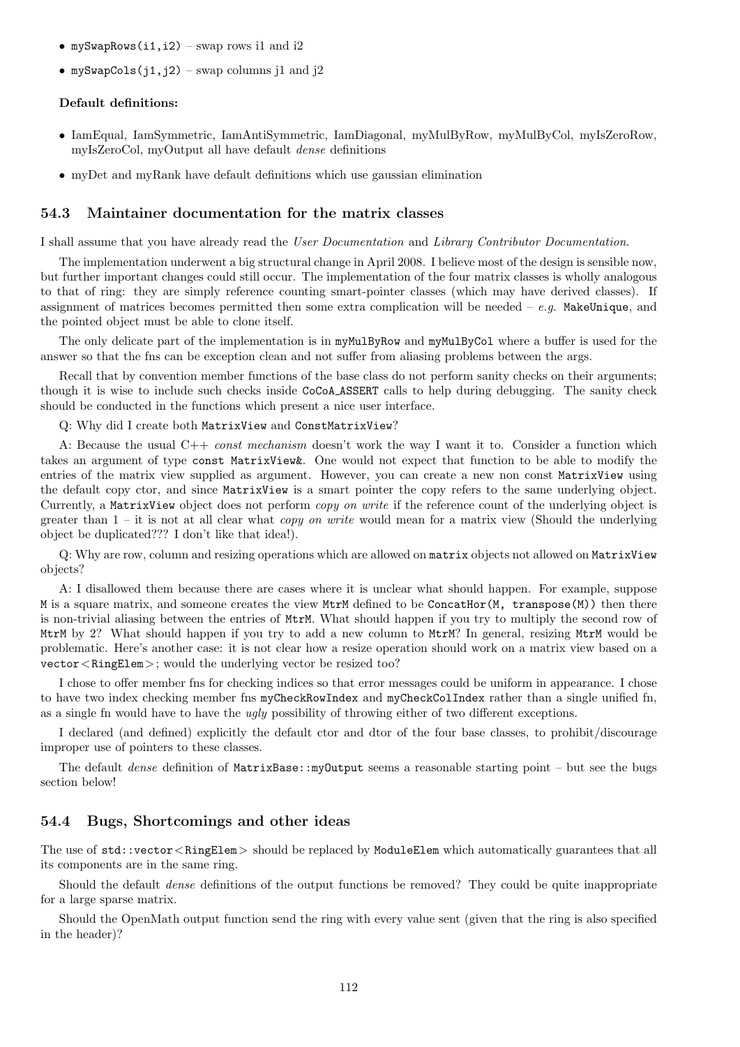- `mySwapRows(i1,i2)` – swap rows i1 and i2
- `mySwapCols(j1,j2)` – swap columns j1 and j2

**Default definitions:**

- IamEqual, IamSymmetric, IamAntiSymmetric, IamDiagonal, myMulByRow, myMulByCol, myIsZeroRow, myIsZeroCol, myOutput all have default *dense* definitions
- myDet and myRank have default definitions which use gaussian elimination

## 54.3 Maintainer documentation for the matrix classes

I shall assume that you have already read the *User Documentation* and *Library Contributor Documentation*.

The implementation underwent a big structural change in April 2008. I believe most of the design is sensible now, but further important changes could still occur. The implementation of the four matrix classes is wholly analogous to that of ring: they are simply reference counting smart-pointer classes (which may have derived classes). If assignment of matrices becomes permitted then some extra complication will be needed – *e.g.* `MakeUnique`, and the pointed object must be able to clone itself.

The only delicate part of the implementation is in `myMulByRow` and `myMulByCol` where a buffer is used for the answer so that the fns can be exception clean and not suffer from aliasing problems between the args.

Recall that by convention member functions of the base class do not perform sanity checks on their arguments; though it is wise to include such checks inside `CoCoA_ASSERT` calls to help during debugging. The sanity check should be conducted in the functions which present a nice user interface.

Q: Why did I create both `MatrixView` and `ConstMatrixView`?

A: Because the usual C++ *const mechanism* doesn't work the way I want it to. Consider a function which takes an argument of type `const MatrixView&`. One would not expect that function to be able to modify the entries of the matrix view supplied as argument. However, you can create a new non const `MatrixView` using the default copy ctor, and since `MatrixView` is a smart pointer the copy refers to the same underlying object. Currently, a `MatrixView` object does not perform *copy on write* if the reference count of the underlying object is greater than 1 – it is not at all clear what *copy on write* would mean for a matrix view (Should the underlying object be duplicated??? I don't like that idea!).

Q: Why are row, column and resizing operations which are allowed on `matrix` objects not allowed on `MatrixView` objects?

A: I disallowed them because there are cases where it is unclear what should happen. For example, suppose `M` is a square matrix, and someone creates the view `MtrM` defined to be `ConcatHor(M, transpose(M))` then there is non-trivial aliasing between the entries of `MtrM`. What should happen if you try to multiply the second row of `MtrM` by 2? What should happen if you try to add a new column to `MtrM`? In general, resizing `MtrM` would be problematic. Here's another case: it is not clear how a resize operation should work on a matrix view based on a `vector<RingElem>`; would the underlying vector be resized too?

I chose to offer member fns for checking indices so that error messages could be uniform in appearance. I chose to have two index checking member fns `myCheckRowIndex` and `myCheckColIndex` rather than a single unified fn, as a single fn would have to have the *ugly* possibility of throwing either of two different exceptions.

I declared (and defined) explicitly the default ctor and dtor of the four base classes, to prohibit/discourage improper use of pointers to these classes.

The default *dense* definition of `MatrixBase::myOutput` seems a reasonable starting point – but see the bugs section below!

## 54.4 Bugs, Shortcomings and other ideas

The use of `std::vector<RingElem>` should be replaced by `ModuleElem` which automatically guarantees that all its components are in the same ring.

Should the default *dense* definitions of the output functions be removed? They could be quite inappropriate for a large sparse matrix.

Should the OpenMath output function send the ring with every value sent (given that the ring is also specified in the header)?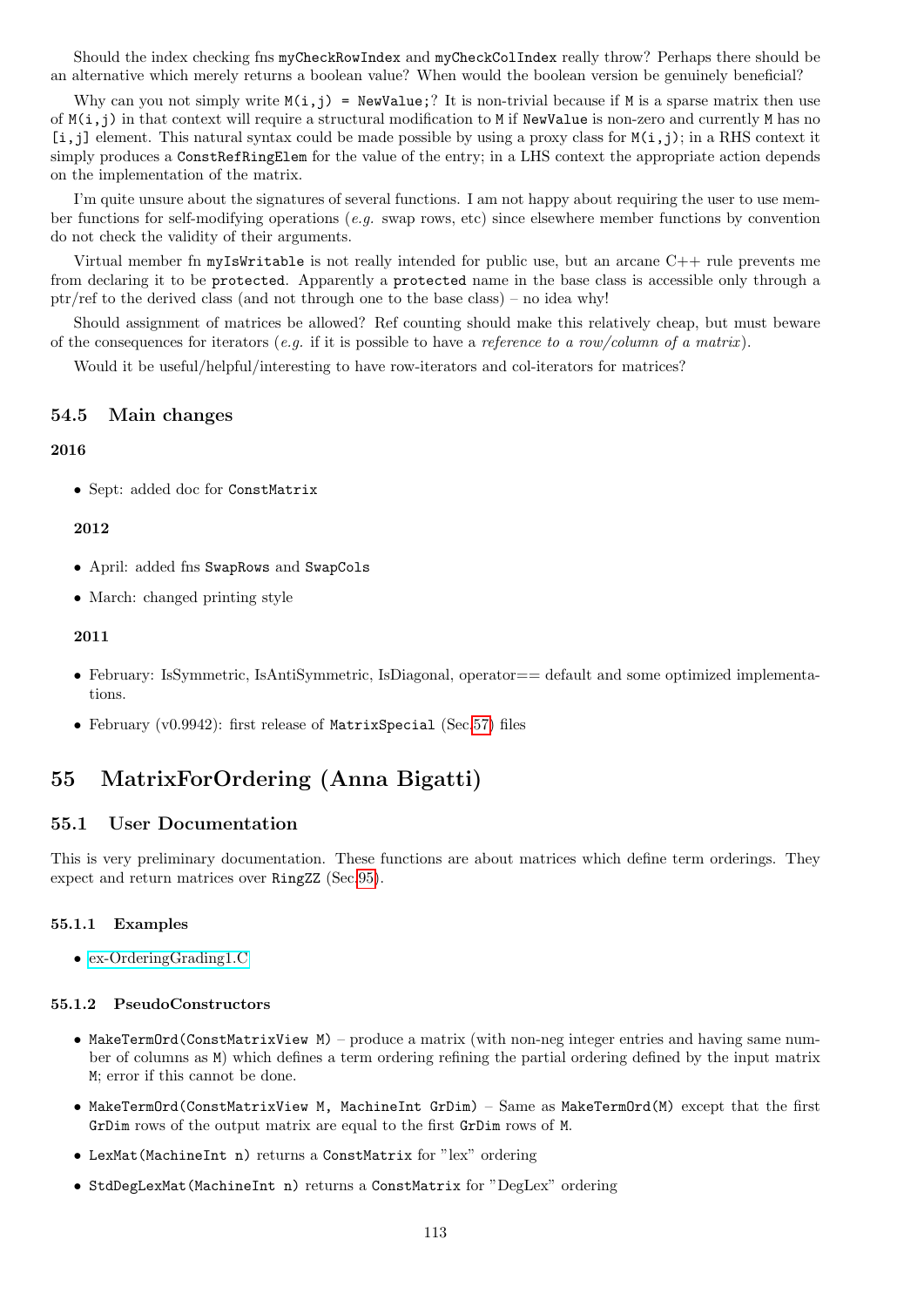Should the index checking fns `myCheckRowIndex` and `myCheckColIndex` really throw? Perhaps there should be an alternative which merely returns a boolean value? When would the boolean version be genuinely beneficial?

Why can you not simply write `M(i,j) = NewValue;`? It is non-trivial because if `M` is a sparse matrix then use of `M(i,j)` in that context will require a structural modification to `M` if `NewValue` is non-zero and currently `M` has no `[i,j]` element. This natural syntax could be made possible by using a proxy class for `M(i,j)`; in a RHS context it simply produces a `ConstRefRingElem` for the value of the entry; in a LHS context the appropriate action depends on the implementation of the matrix.

I'm quite unsure about the signatures of several functions. I am not happy about requiring the user to use member functions for self-modifying operations (*e.g.* swap rows, etc) since elsewhere member functions by convention do not check the validity of their arguments.

Virtual member fn `myIsWritable` is not really intended for public use, but an arcane C++ rule prevents me from declaring it to be `protected`. Apparently a `protected` name in the base class is accessible only through a ptr/ref to the derived class (and not through one to the base class) – no idea why!

Should assignment of matrices be allowed? Ref counting should make this relatively cheap, but must beware of the consequences for iterators (*e.g.* if it is possible to have a *reference to a row/column of a matrix*).

Would it be useful/helpful/interesting to have row-iterators and col-iterators for matrices?

## 54.5 Main changes

**2016**

- Sept: added doc for `ConstMatrix`

**2012**

- April: added fns `SwapRows` and `SwapCols`
- March: changed printing style

**2011**

- February: IsSymmetric, IsAntiSymmetric, IsDiagonal, operator== default and some optimized implementations.
- February (v0.9942): first release of `MatrixSpecial` (Sec.57) files

# 55 MatrixForOrdering (Anna Bigatti)

## 55.1 User Documentation

This is very preliminary documentation. These functions are about matrices which define term orderings. They expect and return matrices over `RingZZ` (Sec.95).

### 55.1.1 Examples

- ex-OrderingGrading1.C

### 55.1.2 PseudoConstructors

- `MakeTermOrd(ConstMatrixView M)` – produce a matrix (with non-neg integer entries and having same number of columns as `M`) which defines a term ordering refining the partial ordering defined by the input matrix `M`; error if this cannot be done.
- `MakeTermOrd(ConstMatrixView M, MachineInt GrDim)` – Same as `MakeTermOrd(M)` except that the first `GrDim` rows of the output matrix are equal to the first `GrDim` rows of `M`.
- `LexMat(MachineInt n)` returns a `ConstMatrix` for "lex" ordering
- `StdDegLexMat(MachineInt n)` returns a `ConstMatrix` for "DegLex" ordering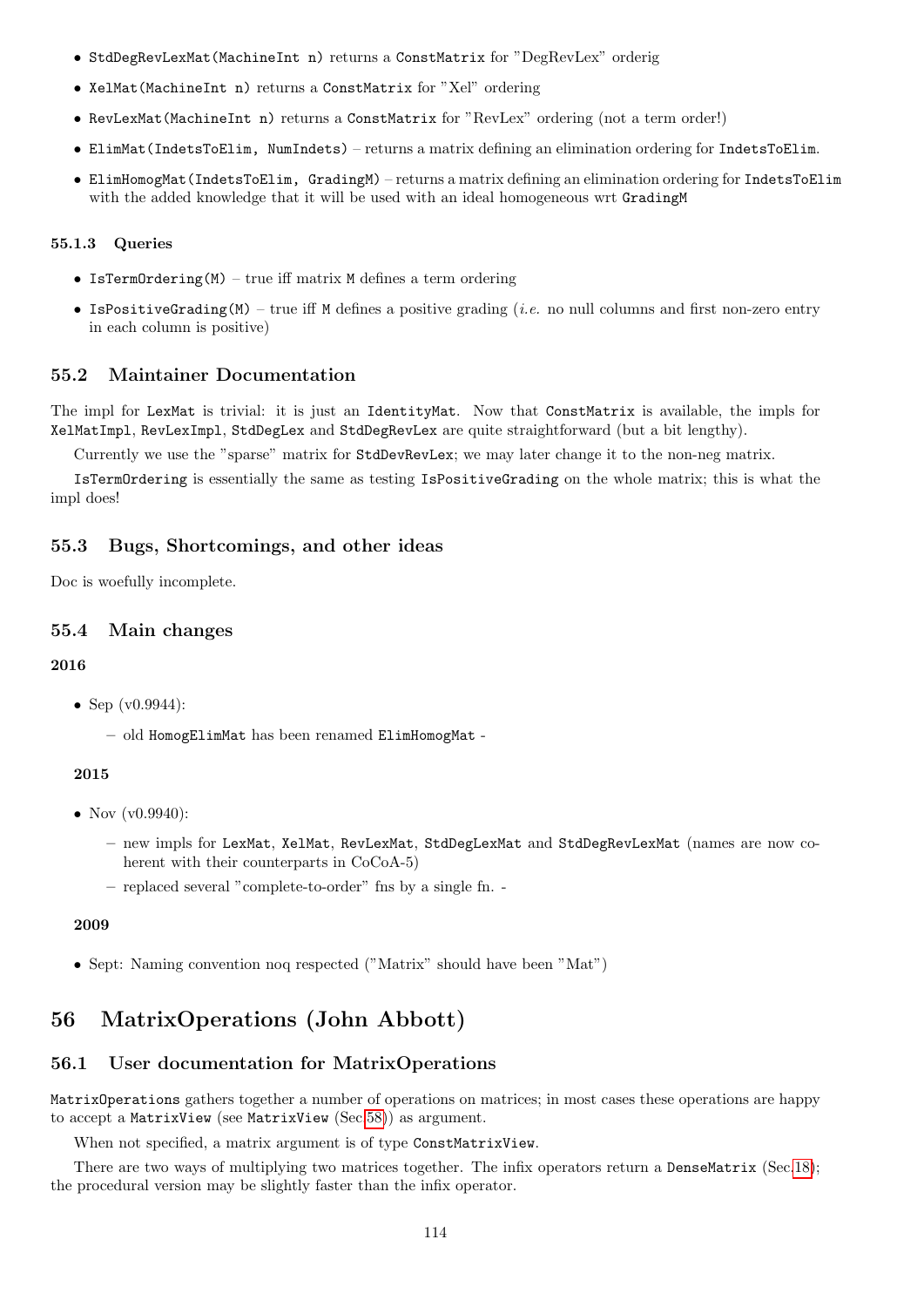- `StdDegRevLexMat(MachineInt n)` returns a `ConstMatrix` for "DegRevLex" orderig
- `XelMat(MachineInt n)` returns a `ConstMatrix` for "Xel" ordering
- `RevLexMat(MachineInt n)` returns a `ConstMatrix` for "RevLex" ordering (not a term order!)
- `ElimMat(IndetsToElim, NumIndets)` – returns a matrix defining an elimination ordering for `IndetsToElim`.
- `ElimHomogMat(IndetsToElim, GradingM)` – returns a matrix defining an elimination ordering for `IndetsToElim` with the added knowledge that it will be used with an ideal homogeneous wrt `GradingM`

### 55.1.3 Queries

- `IsTermOrdering(M)` – true iff matrix `M` defines a term ordering
- `IsPositiveGrading(M)` – true iff `M` defines a positive grading (*i.e.* no null columns and first non-zero entry in each column is positive)

## 55.2 Maintainer Documentation

The impl for `LexMat` is trivial: it is just an `IdentityMat`. Now that `ConstMatrix` is available, the impls for `XelMatImpl`, `RevLexImpl`, `StdDegLex` and `StdDegRevLex` are quite straightforward (but a bit lengthy).

Currently we use the "sparse" matrix for `StdDevRevLex`; we may later change it to the non-neg matrix.

`IsTermOrdering` is essentially the same as testing `IsPositiveGrading` on the whole matrix; this is what the impl does!

## 55.3 Bugs, Shortcomings, and other ideas

Doc is woefully incomplete.

## 55.4 Main changes

**2016**

- Sep (v0.9944):
  - old `HomogElimMat` has been renamed `ElimHomogMat` -

**2015**

- Nov (v0.9940):
  - new impls for `LexMat`, `XelMat`, `RevLexMat`, `StdDegLexMat` and `StdDegRevLexMat` (names are now coherent with their counterparts in CoCoA-5)
  - replaced several "complete-to-order" fns by a single fn. -

**2009**

- Sept: Naming convention noq respected ("Matrix" should have been "Mat")

# 56 MatrixOperations (John Abbott)

## 56.1 User documentation for MatrixOperations

`MatrixOperations` gathers together a number of operations on matrices; in most cases these operations are happy to accept a `MatrixView` (see `MatrixView` (Sec.58)) as argument.

When not specified, a matrix argument is of type `ConstMatrixView`.

There are two ways of multiplying two matrices together. The infix operators return a `DenseMatrix` (Sec.18); the procedural version may be slightly faster than the infix operator.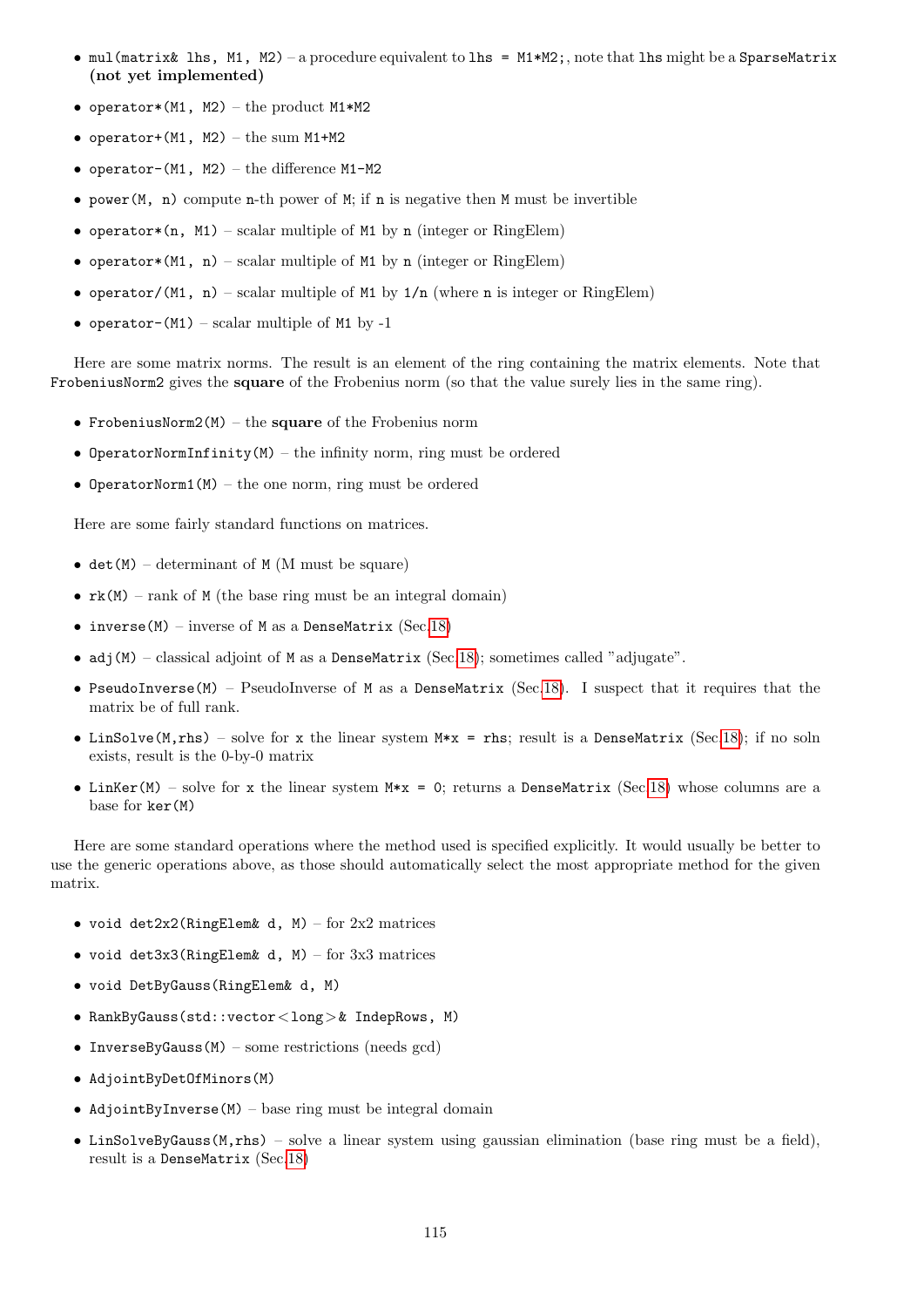- `mul(matrix& lhs, M1, M2)` – a procedure equivalent to `lhs = M1*M2;`, note that `lhs` might be a `SparseMatrix` **(not yet implemented)**
- `operator*(M1, M2)` – the product `M1*M2`
- `operator+(M1, M2)` – the sum `M1+M2`
- `operator-(M1, M2)` – the difference `M1-M2`
- `power(M, n)` compute `n`-th power of `M`; if `n` is negative then `M` must be invertible
- `operator*(n, M1)` – scalar multiple of `M1` by `n` (integer or RingElem)
- `operator*(M1, n)` – scalar multiple of `M1` by `n` (integer or RingElem)
- `operator/(M1, n)` – scalar multiple of `M1` by `1/n` (where `n` is integer or RingElem)
- `operator-(M1)` – scalar multiple of `M1` by `-1`

Here are some matrix norms. The result is an element of the ring containing the matrix elements. Note that `FrobeniusNorm2` gives the **square** of the Frobenius norm (so that the value surely lies in the same ring).

- `FrobeniusNorm2(M)` – the **square** of the Frobenius norm
- `OperatorNormInfinity(M)` – the infinity norm, ring must be ordered
- `OperatorNorm1(M)` – the one norm, ring must be ordered

Here are some fairly standard functions on matrices.

- `det(M)` – determinant of `M` (M must be square)
- `rk(M)` – rank of `M` (the base ring must be an integral domain)
- `inverse(M)` – inverse of `M` as a `DenseMatrix` (Sec.18)
- `adj(M)` – classical adjoint of `M` as a `DenseMatrix` (Sec.18); sometimes called "adjugate".
- `PseudoInverse(M)` – PseudoInverse of `M` as a `DenseMatrix` (Sec.18). I suspect that it requires that the matrix be of full rank.
- `LinSolve(M,rhs)` – solve for `x` the linear system `M*x = rhs`; result is a `DenseMatrix` (Sec.18); if no soln exists, result is the 0-by-0 matrix
- `LinKer(M)` – solve for `x` the linear system `M*x = 0`; returns a `DenseMatrix` (Sec.18) whose columns are a base for `ker(M)`

Here are some standard operations where the method used is specified explicitly. It would usually be better to use the generic operations above, as those should automatically select the most appropriate method for the given matrix.

- `void det2x2(RingElem& d, M)` – for 2x2 matrices
- `void det3x3(RingElem& d, M)` – for 3x3 matrices
- `void DetByGauss(RingElem& d, M)`
- `RankByGauss(std::vector<long>& IndepRows, M)`
- `InverseByGauss(M)` – some restrictions (needs gcd)
- `AdjointByDetOfMinors(M)`
- `AdjointByInverse(M)` – base ring must be integral domain
- `LinSolveByGauss(M,rhs)` – solve a linear system using gaussian elimination (base ring must be a field), result is a `DenseMatrix` (Sec.18)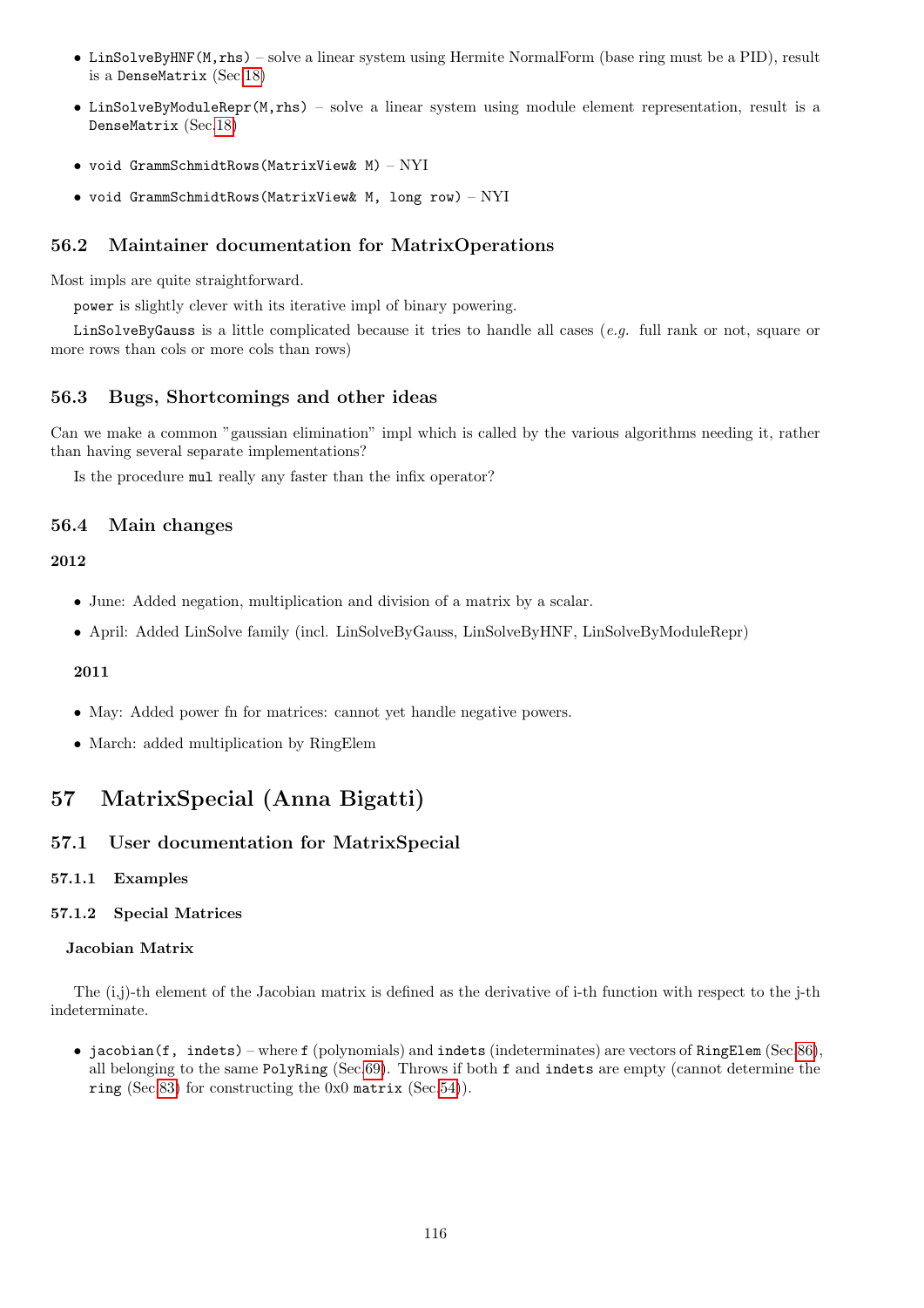- `LinSolveByHNF(M,rhs)` – solve a linear system using Hermite NormalForm (base ring must be a PID), result is a `DenseMatrix` (Sec.18)
- `LinSolveByModuleRepr(M,rhs)` – solve a linear system using module element representation, result is a `DenseMatrix` (Sec.18)
- `void GrammSchmidtRows(MatrixView& M)` – NYI
- `void GrammSchmidtRows(MatrixView& M, long row)` – NYI

## 56.2 Maintainer documentation for MatrixOperations

Most impls are quite straightforward.

`power` is slightly clever with its iterative impl of binary powering.

`LinSolveByGauss` is a little complicated because it tries to handle all cases (*e.g.* full rank or not, square or more rows than cols or more cols than rows)

## 56.3 Bugs, Shortcomings and other ideas

Can we make a common "gaussian elimination" impl which is called by the various algorithms needing it, rather than having several separate implementations?

Is the procedure `mul` really any faster than the infix operator?

## 56.4 Main changes

**2012**

- June: Added negation, multiplication and division of a matrix by a scalar.
- April: Added LinSolve family (incl. LinSolveByGauss, LinSolveByHNF, LinSolveByModuleRepr)

**2011**

- May: Added power fn for matrices: cannot yet handle negative powers.
- March: added multiplication by RingElem

# 57 MatrixSpecial (Anna Bigatti)

## 57.1 User documentation for MatrixSpecial

### 57.1.1 Examples

### 57.1.2 Special Matrices

**Jacobian Matrix**

The (i,j)-th element of the Jacobian matrix is defined as the derivative of i-th function with respect to the j-th indeterminate.

- `jacobian(f, indets)` – where `f` (polynomials) and `indets` (indeterminates) are vectors of `RingElem` (Sec.86), all belonging to the same `PolyRing` (Sec.69). Throws if both `f` and `indets` are empty (cannot determine the `ring` (Sec.83) for constructing the 0x0 `matrix` (Sec.54)).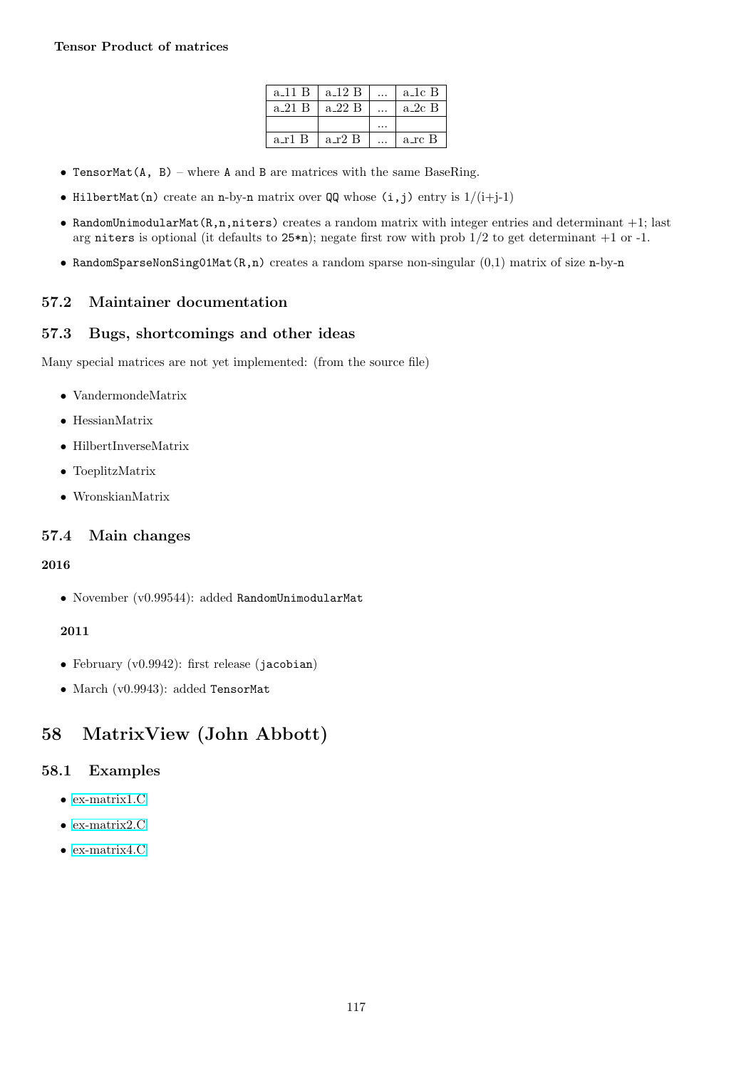**Tensor Product of matrices**

| a_11 B | a_12 B | ... | a_1c B |
|---|---|---|---|
| a_21 B | a_22 B | ... | a_2c B |
| | | ... | |
| a_r1 B | a_r2 B | ... | a_rc B |

- `TensorMat(A, B)` – where `A` and `B` are matrices with the same BaseRing.
- `HilbertMat(n)` create an `n`-by-`n` matrix over `QQ` whose `(i,j)` entry is 1/(i+j-1)
- `RandomUnimodularMat(R,n,niters)` creates a random matrix with integer entries and determinant +1; last arg `niters` is optional (it defaults to `25*n`); negate first row with prob 1/2 to get determinant +1 or -1.
- `RandomSparseNonSing01Mat(R,n)` creates a random sparse non-singular (0,1) matrix of size `n`-by-`n`

## 57.2 Maintainer documentation

## 57.3 Bugs, shortcomings and other ideas

Many special matrices are not yet implemented: (from the source file)

- VandermondeMatrix
- HessianMatrix
- HilbertInverseMatrix
- ToeplitzMatrix
- WronskianMatrix

## 57.4 Main changes

**2016**

- November (v0.99544): added `RandomUnimodularMat`

**2011**

- February (v0.9942): first release (`jacobian`)
- March (v0.9943): added `TensorMat`

# 58 MatrixView (John Abbott)

## 58.1 Examples

- ex-matrix1.C
- ex-matrix2.C
- ex-matrix4.C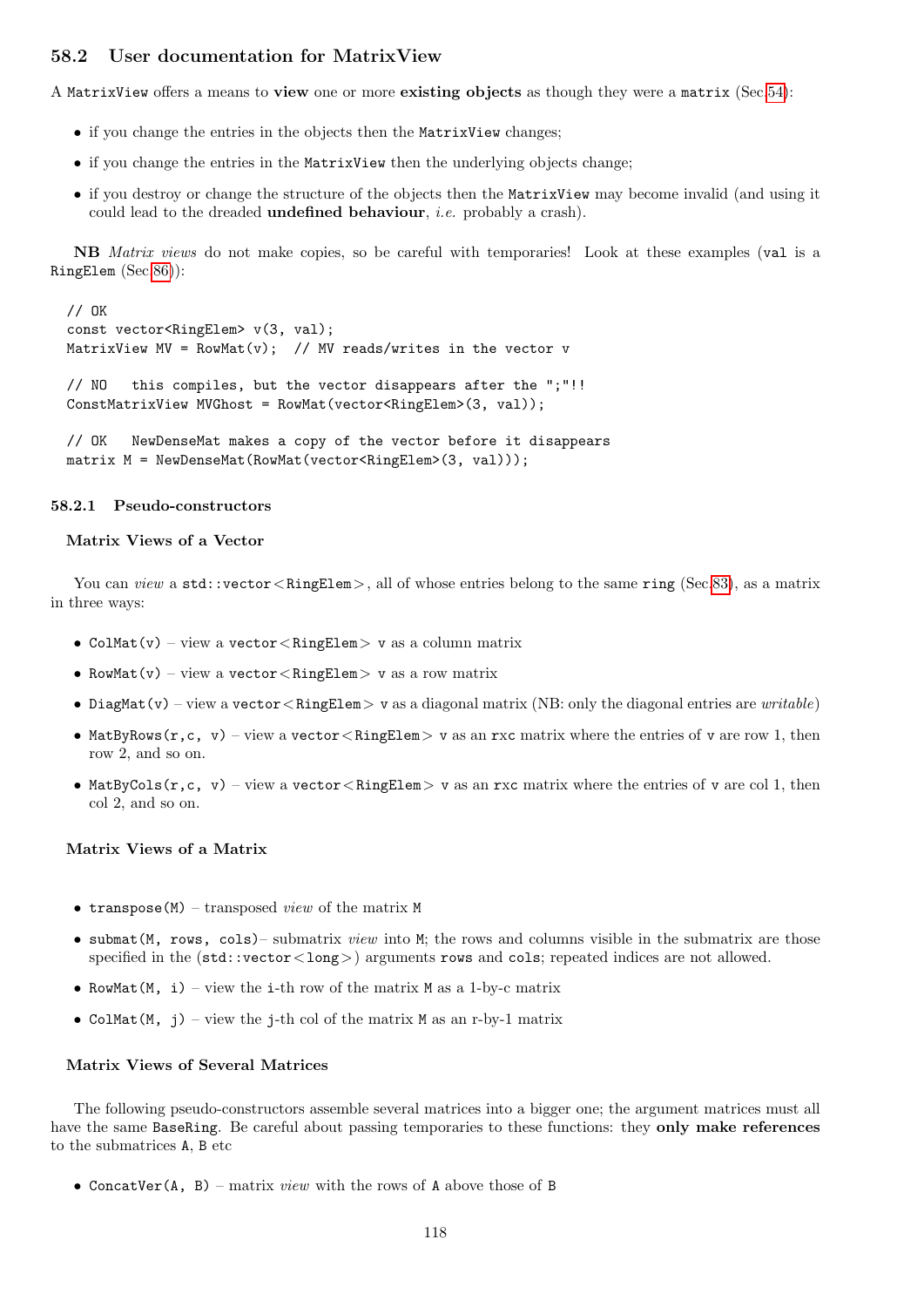## 58.2 User documentation for MatrixView

A `MatrixView` offers a means to **view** one or more **existing objects** as though they were a `matrix` (Sec.54):

- if you change the entries in the objects then the `MatrixView` changes;
- if you change the entries in the `MatrixView` then the underlying objects change;
- if you destroy or change the structure of the objects then the `MatrixView` may become invalid (and using it could lead to the dreaded **undefined behaviour**, *i.e.* probably a crash).

**NB** *Matrix views* do not make copies, so be careful with temporaries! Look at these examples (`val` is a `RingElem` (Sec.86)):

```
// OK
const vector<RingElem> v(3, val);
MatrixView MV = RowMat(v);  // MV reads/writes in the vector v

// NO   this compiles, but the vector disappears after the ";"!!
ConstMatrixView MVGhost = RowMat(vector<RingElem>(3, val));

// OK   NewDenseMat makes a copy of the vector before it disappears
matrix M = NewDenseMat(RowMat(vector<RingElem>(3, val)));
```

### 58.2.1 Pseudo-constructors

#### Matrix Views of a Vector

You can *view* a `std::vector<RingElem>`, all of whose entries belong to the same `ring` (Sec.83), as a matrix in three ways:

- `ColMat(v)` – view a `vector<RingElem>` `v` as a column matrix
- `RowMat(v)` – view a `vector<RingElem>` `v` as a row matrix
- `DiagMat(v)` – view a `vector<RingElem>` `v` as a diagonal matrix (NB: only the diagonal entries are *writable*)
- `MatByRows(r,c, v)` – view a `vector<RingElem>` `v` as an `rxc` matrix where the entries of `v` are row 1, then row 2, and so on.
- `MatByCols(r,c, v)` – view a `vector<RingElem>` `v` as an `rxc` matrix where the entries of `v` are col 1, then col 2, and so on.

#### Matrix Views of a Matrix

- `transpose(M)` – transposed *view* of the matrix `M`
- `submat(M, rows, cols)`– submatrix *view* into `M`; the rows and columns visible in the submatrix are those specified in the (`std::vector<long>`) arguments `rows` and `cols`; repeated indices are not allowed.
- `RowMat(M, i)` – view the `i`-th row of the matrix `M` as a 1-by-c matrix
- `ColMat(M, j)` – view the `j`-th col of the matrix `M` as an r-by-1 matrix

#### Matrix Views of Several Matrices

The following pseudo-constructors assemble several matrices into a bigger one; the argument matrices must all have the same `BaseRing`. Be careful about passing temporaries to these functions: they **only make references** to the submatrices `A`, `B` etc

- `ConcatVer(A, B)` – matrix *view* with the rows of `A` above those of `B`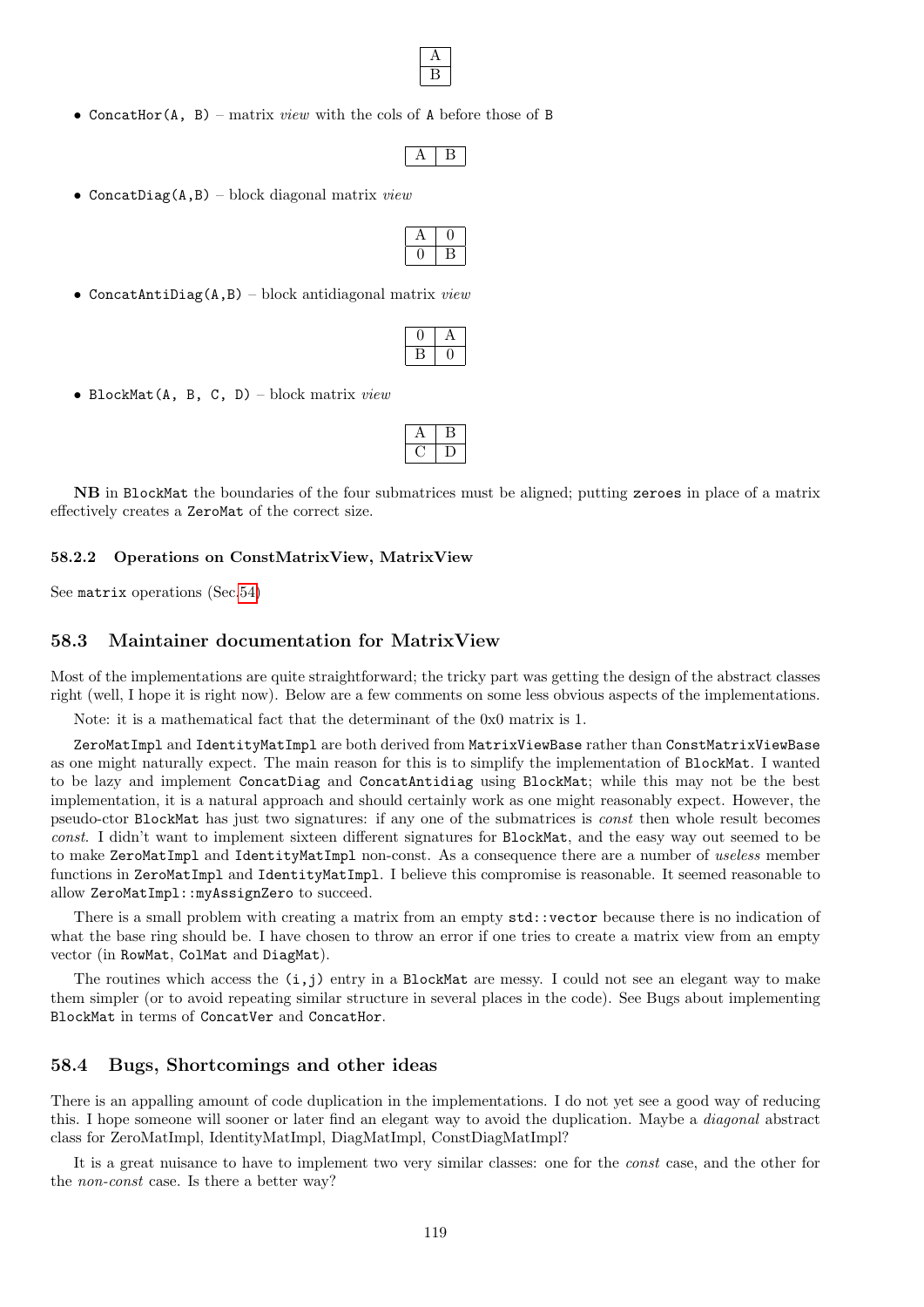| A |
|---|
| B |

- `ConcatHor(A, B)` – matrix *view* with the cols of `A` before those of `B`

| A | B |
|---|---|

- `ConcatDiag(A,B)` – block diagonal matrix *view*

| A | 0 |
|---|---|
| 0 | B |

- `ConcatAntiDiag(A,B)` – block antidiagonal matrix *view*

| 0 | A |
|---|---|
| B | 0 |

- `BlockMat(A, B, C, D)` – block matrix *view*

| A | B |
|---|---|
| C | D |

**NB** in `BlockMat` the boundaries of the four submatrices must be aligned; putting `zeroes` in place of a matrix effectively creates a `ZeroMat` of the correct size.

#### 58.2.2 Operations on ConstMatrixView, MatrixView

See `matrix` operations (Sec.54)

## 58.3 Maintainer documentation for MatrixView

Most of the implementations are quite straightforward; the tricky part was getting the design of the abstract classes right (well, I hope it is right now). Below are a few comments on some less obvious aspects of the implementations.

Note: it is a mathematical fact that the determinant of the 0x0 matrix is 1.

`ZeroMatImpl` and `IdentityMatImpl` are both derived from `MatrixViewBase` rather than `ConstMatrixViewBase` as one might naturally expect. The main reason for this is to simplify the implementation of `BlockMat`. I wanted to be lazy and implement `ConcatDiag` and `ConcatAntidiag` using `BlockMat`; while this may not be the best implementation, it is a natural approach and should certainly work as one might reasonably expect. However, the pseudo-ctor `BlockMat` has just two signatures: if any one of the submatrices is *const* then whole result becomes *const*. I didn't want to implement sixteen different signatures for `BlockMat`, and the easy way out seemed to be to make `ZeroMatImpl` and `IdentityMatImpl` non-const. As a consequence there are a number of *useless* member functions in `ZeroMatImpl` and `IdentityMatImpl`. I believe this compromise is reasonable. It seemed reasonable to allow `ZeroMatImpl::myAssignZero` to succeed.

There is a small problem with creating a matrix from an empty `std::vector` because there is no indication of what the base ring should be. I have chosen to throw an error if one tries to create a matrix view from an empty vector (in `RowMat`, `ColMat` and `DiagMat`).

The routines which access the `(i,j)` entry in a `BlockMat` are messy. I could not see an elegant way to make them simpler (or to avoid repeating similar structure in several places in the code). See Bugs about implementing `BlockMat` in terms of `ConcatVer` and `ConcatHor`.

## 58.4 Bugs, Shortcomings and other ideas

There is an appalling amount of code duplication in the implementations. I do not yet see a good way of reducing this. I hope someone will sooner or later find an elegant way to avoid the duplication. Maybe a *diagonal* abstract class for ZeroMatImpl, IdentityMatImpl, DiagMatImpl, ConstDiagMatImpl?

It is a great nuisance to have to implement two very similar classes: one for the *const* case, and the other for the *non-const* case. Is there a better way?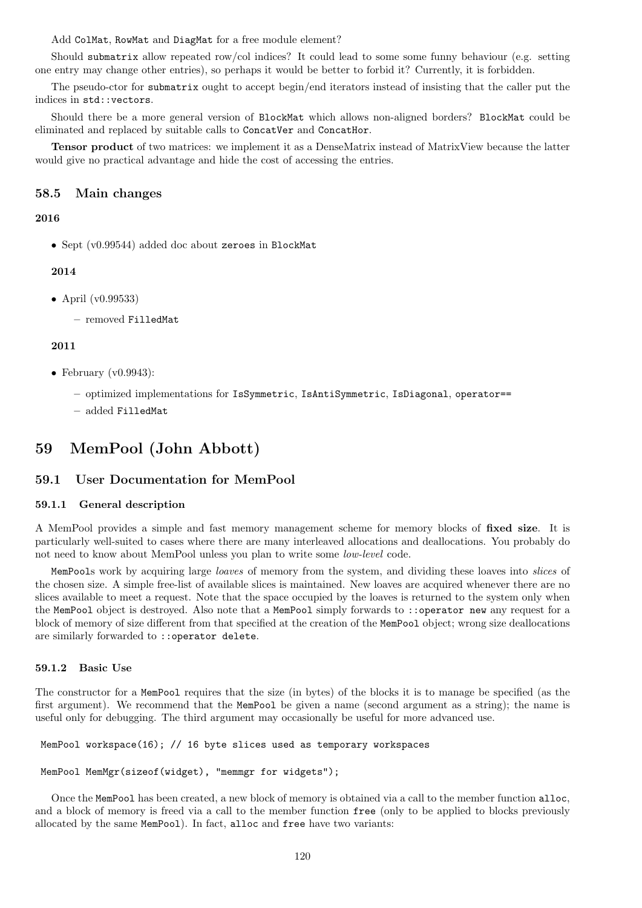Add `ColMat`, `RowMat` and `DiagMat` for a free module element?

Should `submatrix` allow repeated row/col indices? It could lead to some some funny behaviour (e.g. setting one entry may change other entries), so perhaps it would be better to forbid it? Currently, it is forbidden.

The pseudo-ctor for `submatrix` ought to accept begin/end iterators instead of insisting that the caller put the indices in `std::vectors`.

Should there be a more general version of `BlockMat` which allows non-aligned borders? `BlockMat` could be eliminated and replaced by suitable calls to `ConcatVer` and `ConcatHor`.

**Tensor product** of two matrices: we implement it as a DenseMatrix instead of MatrixView because the latter would give no practical advantage and hide the cost of accessing the entries.

### 58.5 Main changes

**2016**

- Sept (v0.99544) added doc about `zeroes` in `BlockMat`

**2014**

- April (v0.99533)
  - removed `FilledMat`

**2011**

- February (v0.9943):
  - optimized implementations for `IsSymmetric`, `IsAntiSymmetric`, `IsDiagonal`, `operator==`
  - added `FilledMat`

## 59 MemPool (John Abbott)

### 59.1 User Documentation for MemPool

#### 59.1.1 General description

A MemPool provides a simple and fast memory management scheme for memory blocks of **fixed size**. It is particularly well-suited to cases where there are many interleaved allocations and deallocations. You probably do not need to know about MemPool unless you plan to write some *low-level* code.

`MemPool`s work by acquiring large *loaves* of memory from the system, and dividing these loaves into *slices* of the chosen size. A simple free-list of available slices is maintained. New loaves are acquired whenever there are no slices available to meet a request. Note that the space occupied by the loaves is returned to the system only when the `MemPool` object is destroyed. Also note that a `MemPool` simply forwards to `::operator new` any request for a block of memory of size different from that specified at the creation of the `MemPool` object; wrong size deallocations are similarly forwarded to `::operator delete`.

#### 59.1.2 Basic Use

The constructor for a `MemPool` requires that the size (in bytes) of the blocks it is to manage be specified (as the first argument). We recommend that the `MemPool` be given a name (second argument as a string); the name is useful only for debugging. The third argument may occasionally be useful for more advanced use.

```
MemPool workspace(16); // 16 byte slices used as temporary workspaces

MemPool MemMgr(sizeof(widget), "memmgr for widgets");
```

Once the `MemPool` has been created, a new block of memory is obtained via a call to the member function `alloc`, and a block of memory is freed via a call to the member function `free` (only to be applied to blocks previously allocated by the same `MemPool`). In fact, `alloc` and `free` have two variants: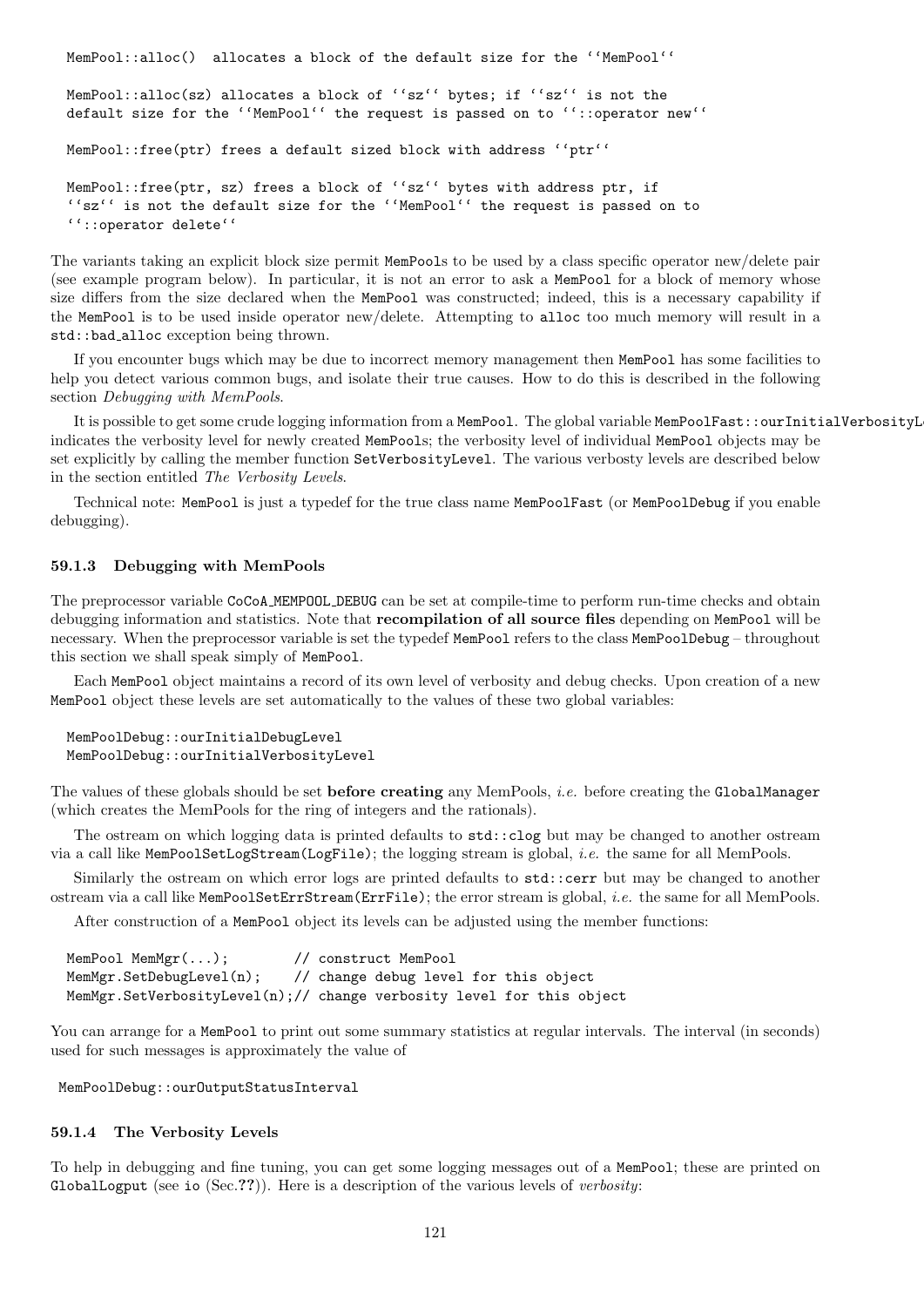```
MemPool::alloc()  allocates a block of the default size for the ''MemPool''

MemPool::alloc(sz) allocates a block of ''sz'' bytes; if ''sz'' is not the
default size for the ''MemPool'' the request is passed on to ''::operator new''

MemPool::free(ptr) frees a default sized block with address ''ptr''

MemPool::free(ptr, sz) frees a block of ''sz'' bytes with address ptr, if
''sz'' is not the default size for the ''MemPool'' the request is passed on to
''::operator delete''
```

The variants taking an explicit block size permit `MemPool`s to be used by a class specific operator new/delete pair (see example program below). In particular, it is not an error to ask a `MemPool` for a block of memory whose size differs from the size declared when the `MemPool` was constructed; indeed, this is a necessary capability if the `MemPool` is to be used inside operator new/delete. Attempting to `alloc` too much memory will result in a `std::bad_alloc` exception being thrown.

If you encounter bugs which may be due to incorrect memory management then `MemPool` has some facilities to help you detect various common bugs, and isolate their true causes. How to do this is described in the following section *Debugging with MemPools*.

It is possible to get some crude logging information from a `MemPool`. The global variable `MemPoolFast::ourInitialVerbosityLevel` indicates the verbosity level for newly created `MemPool`s; the verbosity level of individual `MemPool` objects may be set explicitly by calling the member function `SetVerbosityLevel`. The various verbosty levels are described below in the section entitled *The Verbosity Levels*.

Technical note: `MemPool` is just a typedef for the true class name `MemPoolFast` (or `MemPoolDebug` if you enable debugging).

### 59.1.3 Debugging with MemPools

The preprocessor variable `CoCoA_MEMPOOL_DEBUG` can be set at compile-time to perform run-time checks and obtain debugging information and statistics. Note that **recompilation of all source files** depending on `MemPool` will be necessary. When the preprocessor variable is set the typedef `MemPool` refers to the class `MemPoolDebug` – throughout this section we shall speak simply of `MemPool`.

Each `MemPool` object maintains a record of its own level of verbosity and debug checks. Upon creation of a new `MemPool` object these levels are set automatically to the values of these two global variables:

```
MemPoolDebug::ourInitialDebugLevel
MemPoolDebug::ourInitialVerbosityLevel
```

The values of these globals should be set **before creating** any MemPools, *i.e.* before creating the `GlobalManager` (which creates the MemPools for the ring of integers and the rationals).

The ostream on which logging data is printed defaults to `std::clog` but may be changed to another ostream via a call like `MemPoolSetLogStream(LogFile)`; the logging stream is global, *i.e.* the same for all MemPools.

Similarly the ostream on which error logs are printed defaults to `std::cerr` but may be changed to another ostream via a call like `MemPoolSetErrStream(ErrFile)`; the error stream is global, *i.e.* the same for all MemPools.

After construction of a `MemPool` object its levels can be adjusted using the member functions:

```
MemPool MemMgr(...);        // construct MemPool
MemMgr.SetDebugLevel(n);    // change debug level for this object
MemMgr.SetVerbosityLevel(n);// change verbosity level for this object
```

You can arrange for a `MemPool` to print out some summary statistics at regular intervals. The interval (in seconds) used for such messages is approximately the value of

```
MemPoolDebug::ourOutputStatusInterval
```

### 59.1.4 The Verbosity Levels

To help in debugging and fine tuning, you can get some logging messages out of a `MemPool`; these are printed on `GlobalLogput` (see `io` (Sec.??)). Here is a description of the various levels of *verbosity*: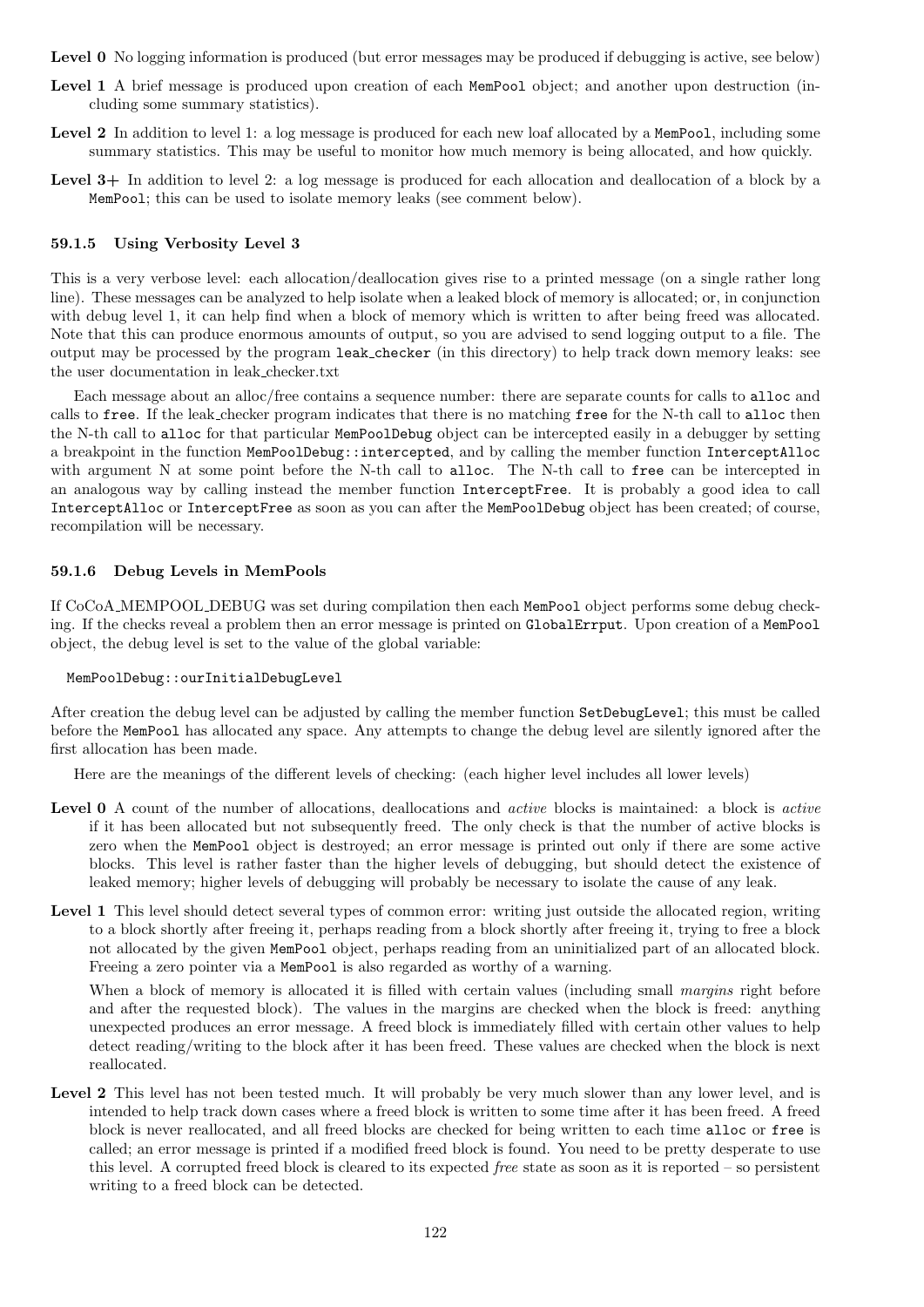**Level 0** No logging information is produced (but error messages may be produced if debugging is active, see below)

**Level 1** A brief message is produced upon creation of each `MemPool` object; and another upon destruction (including some summary statistics).

**Level 2** In addition to level 1: a log message is produced for each new loaf allocated by a `MemPool`, including some summary statistics. This may be useful to monitor how much memory is being allocated, and how quickly.

**Level 3+** In addition to level 2: a log message is produced for each allocation and deallocation of a block by a `MemPool`; this can be used to isolate memory leaks (see comment below).

#### 59.1.5 Using Verbosity Level 3

This is a very verbose level: each allocation/deallocation gives rise to a printed message (on a single rather long line). These messages can be analyzed to help isolate when a leaked block of memory is allocated; or, in conjunction with debug level 1, it can help find when a block of memory which is written to after being freed was allocated. Note that this can produce enormous amounts of output, so you are advised to send logging output to a file. The output may be processed by the program `leak_checker` (in this directory) to help track down memory leaks: see the user documentation in leak_checker.txt

Each message about an alloc/free contains a sequence number: there are separate counts for calls to `alloc` and calls to `free`. If the leak_checker program indicates that there is no matching `free` for the N-th call to `alloc` then the N-th call to `alloc` for that particular `MemPoolDebug` object can be intercepted easily in a debugger by setting a breakpoint in the function `MemPoolDebug::intercepted`, and by calling the member function `InterceptAlloc` with argument N at some point before the N-th call to `alloc`. The N-th call to `free` can be intercepted in an analogous way by calling instead the member function `InterceptFree`. It is probably a good idea to call `InterceptAlloc` or `InterceptFree` as soon as you can after the `MemPoolDebug` object has been created; of course, recompilation will be necessary.

#### 59.1.6 Debug Levels in MemPools

If CoCoA_MEMPOOL_DEBUG was set during compilation then each `MemPool` object performs some debug checking. If the checks reveal a problem then an error message is printed on `GlobalErrput`. Upon creation of a `MemPool` object, the debug level is set to the value of the global variable:

```
MemPoolDebug::ourInitialDebugLevel
```

After creation the debug level can be adjusted by calling the member function `SetDebugLevel`; this must be called before the `MemPool` has allocated any space. Any attempts to change the debug level are silently ignored after the first allocation has been made.

Here are the meanings of the different levels of checking: (each higher level includes all lower levels)

**Level 0** A count of the number of allocations, deallocations and *active* blocks is maintained: a block is *active* if it has been allocated but not subsequently freed. The only check is that the number of active blocks is zero when the `MemPool` object is destroyed; an error message is printed out only if there are some active blocks. This level is rather faster than the higher levels of debugging, but should detect the existence of leaked memory; higher levels of debugging will probably be necessary to isolate the cause of any leak.

**Level 1** This level should detect several types of common error: writing just outside the allocated region, writing to a block shortly after freeing it, perhaps reading from a block shortly after freeing it, trying to free a block not allocated by the given `MemPool` object, perhaps reading from an uninitialized part of an allocated block. Freeing a zero pointer via a `MemPool` is also regarded as worthy of a warning.

When a block of memory is allocated it is filled with certain values (including small *margins* right before and after the requested block). The values in the margins are checked when the block is freed: anything unexpected produces an error message. A freed block is immediately filled with certain other values to help detect reading/writing to the block after it has been freed. These values are checked when the block is next reallocated.

**Level 2** This level has not been tested much. It will probably be very much slower than any lower level, and is intended to help track down cases where a freed block is written to some time after it has been freed. A freed block is never reallocated, and all freed blocks are checked for being written to each time `alloc` or `free` is called; an error message is printed if a modified freed block is found. You need to be pretty desperate to use this level. A corrupted freed block is cleared to its expected *free* state as soon as it is reported – so persistent writing to a freed block can be detected.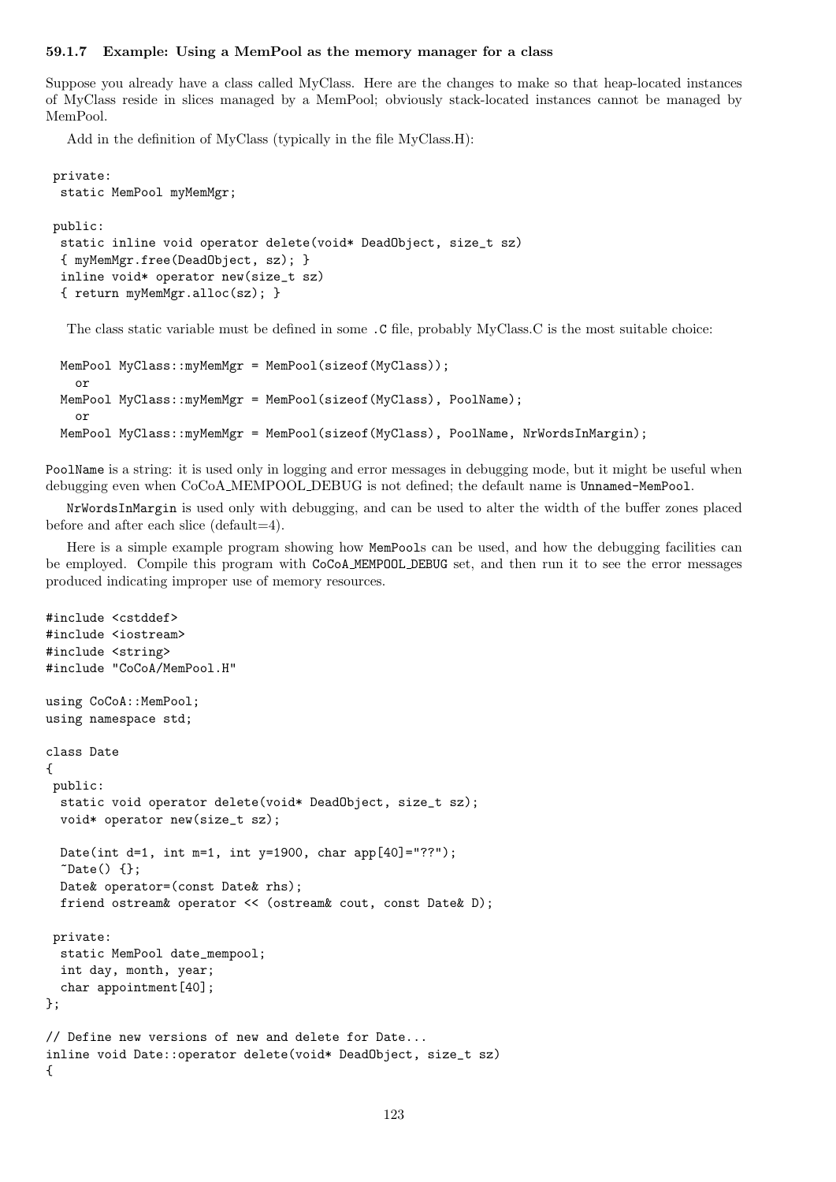#### 59.1.7 Example: Using a MemPool as the memory manager for a class

Suppose you already have a class called MyClass. Here are the changes to make so that heap-located instances of MyClass reside in slices managed by a MemPool; obviously stack-located instances cannot be managed by MemPool.

Add in the definition of MyClass (typically in the file MyClass.H):

```
 private:
  static MemPool myMemMgr;

 public:
  static inline void operator delete(void* DeadObject, size_t sz)
  { myMemMgr.free(DeadObject, sz); }
  inline void* operator new(size_t sz)
  { return myMemMgr.alloc(sz); }
```

The class static variable must be defined in some `.C` file, probably MyClass.C is the most suitable choice:

```
  MemPool MyClass::myMemMgr = MemPool(sizeof(MyClass));
    or
  MemPool MyClass::myMemMgr = MemPool(sizeof(MyClass), PoolName);
    or
  MemPool MyClass::myMemMgr = MemPool(sizeof(MyClass), PoolName, NrWordsInMargin);
```

`PoolName` is a string: it is used only in logging and error messages in debugging mode, but it might be useful when debugging even when CoCoA_MEMPOOL_DEBUG is not defined; the default name is `Unnamed-MemPool`.

`NrWordsInMargin` is used only with debugging, and can be used to alter the width of the buffer zones placed before and after each slice (default=4).

Here is a simple example program showing how `MemPool`s can be used, and how the debugging facilities can be employed. Compile this program with `CoCoA_MEMPOOL_DEBUG` set, and then run it to see the error messages produced indicating improper use of memory resources.

```
#include <cstddef>
#include <iostream>
#include <string>
#include "CoCoA/MemPool.H"

using CoCoA::MemPool;
using namespace std;

class Date
{
 public:
  static void operator delete(void* DeadObject, size_t sz);
  void* operator new(size_t sz);

  Date(int d=1, int m=1, int y=1900, char app[40]="??");
  ~Date() {};
  Date& operator=(const Date& rhs);
  friend ostream& operator << (ostream& cout, const Date& D);

 private:
  static MemPool date_mempool;
  int day, month, year;
  char appointment[40];
};

// Define new versions of new and delete for Date...
inline void Date::operator delete(void* DeadObject, size_t sz)
{
```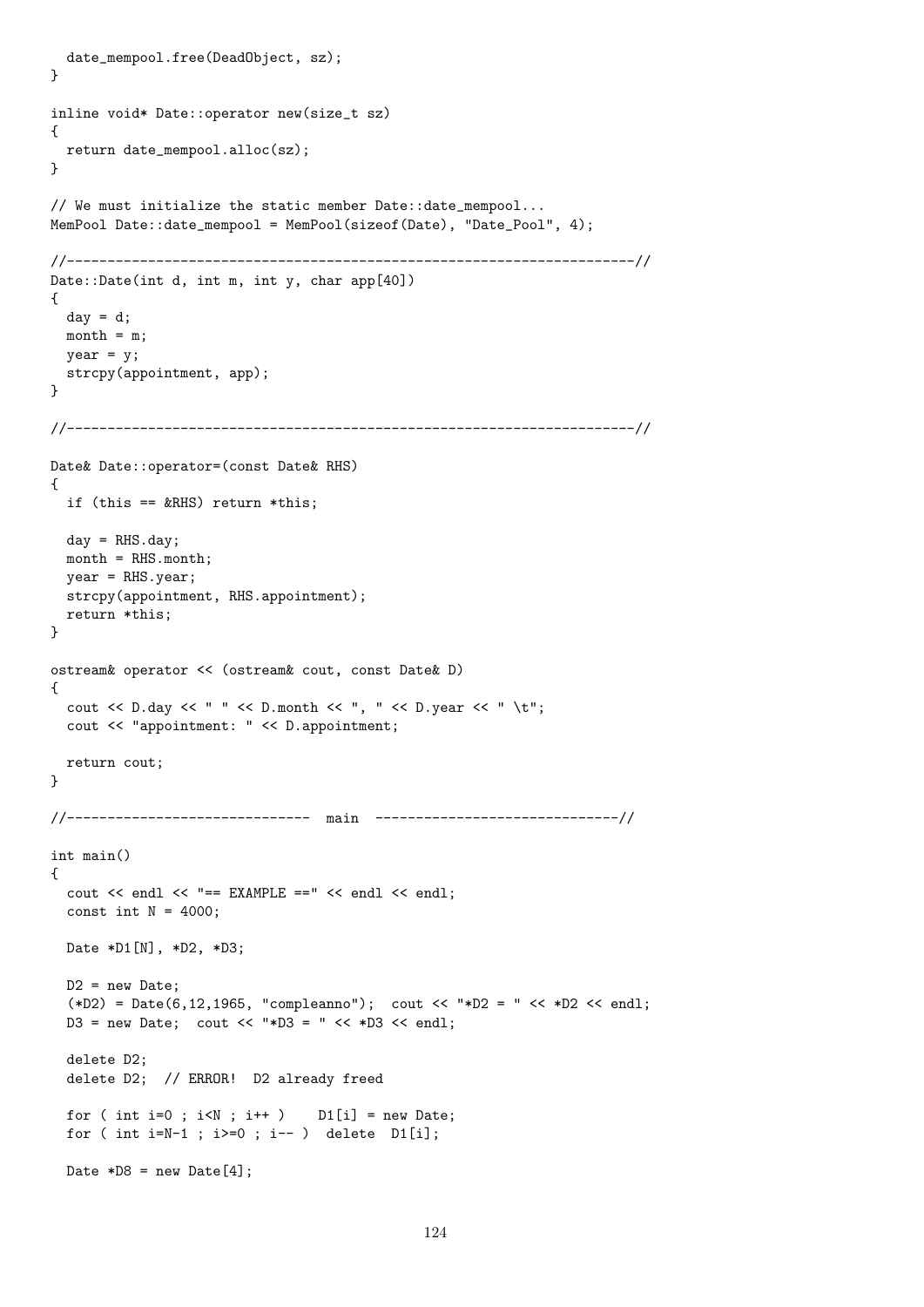```
  date_mempool.free(DeadObject, sz);
}

inline void* Date::operator new(size_t sz)
{
  return date_mempool.alloc(sz);
}

// We must initialize the static member Date::date_mempool...
MemPool Date::date_mempool = MemPool(sizeof(Date), "Date_Pool", 4);

//--------------------------------------------------------------------//
Date::Date(int d, int m, int y, char app[40])
{
  day = d;
  month = m;
  year = y;
  strcpy(appointment, app);
}

//--------------------------------------------------------------------//

Date& Date::operator=(const Date& RHS)
{
  if (this == &RHS) return *this;

  day = RHS.day;
  month = RHS.month;
  year = RHS.year;
  strcpy(appointment, RHS.appointment);
  return *this;
}

ostream& operator << (ostream& cout, const Date& D)
{
  cout << D.day << " " << D.month << ", " << D.year << " \t";
  cout << "appointment: " << D.appointment;

  return cout;
}

//-----------------------------  main  -----------------------------//

int main()
{
  cout << endl << "== EXAMPLE ==" << endl << endl;
  const int N = 4000;

  Date *D1[N], *D2, *D3;

  D2 = new Date;
  (*D2) = Date(6,12,1965, "compleanno");  cout << "*D2 = " << *D2 << endl;
  D3 = new Date;  cout << "*D3 = " << *D3 << endl;

  delete D2;
  delete D2;  // ERROR!  D2 already freed

  for ( int i=0 ; i<N ; i++ )    D1[i] = new Date;
  for ( int i=N-1 ; i>=0 ; i-- )  delete  D1[i];

  Date *D8 = new Date[4];
```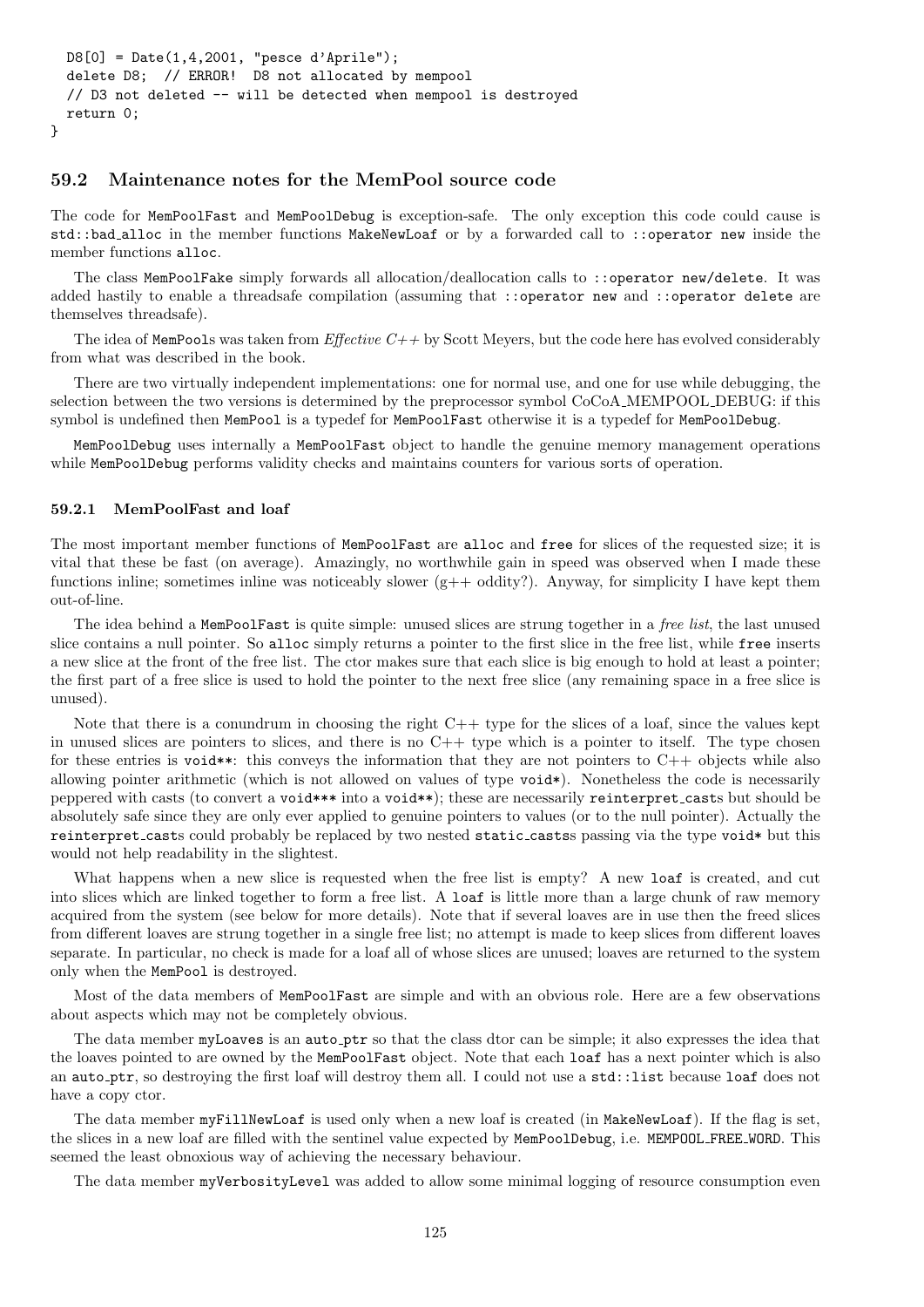```
  D8[0] = Date(1,4,2001, "pesce d'Aprile");
  delete D8;  // ERROR!  D8 not allocated by mempool
  // D3 not deleted -- will be detected when mempool is destroyed
  return 0;
}
```

### 59.2 Maintenance notes for the MemPool source code

The code for `MemPoolFast` and `MemPoolDebug` is exception-safe. The only exception this code could cause is `std::bad_alloc` in the member functions `MakeNewLoaf` or by a forwarded call to `::operator new` inside the member functions `alloc`.

The class `MemPoolFake` simply forwards all allocation/deallocation calls to `::operator new/delete`. It was added hastily to enable a threadsafe compilation (assuming that `::operator new` and `::operator delete` are themselves threadsafe).

The idea of `MemPool`s was taken from *Effective C++* by Scott Meyers, but the code here has evolved considerably from what was described in the book.

There are two virtually independent implementations: one for normal use, and one for use while debugging, the selection between the two versions is determined by the preprocessor symbol CoCoA_MEMPOOL_DEBUG: if this symbol is undefined then `MemPool` is a typedef for `MemPoolFast` otherwise it is a typedef for `MemPoolDebug`.

`MemPoolDebug` uses internally a `MemPoolFast` object to handle the genuine memory management operations while `MemPoolDebug` performs validity checks and maintains counters for various sorts of operation.

#### 59.2.1 MemPoolFast and loaf

The most important member functions of `MemPoolFast` are `alloc` and `free` for slices of the requested size; it is vital that these be fast (on average). Amazingly, no worthwhile gain in speed was observed when I made these functions inline; sometimes inline was noticeably slower (g++ oddity?). Anyway, for simplicity I have kept them out-of-line.

The idea behind a `MemPoolFast` is quite simple: unused slices are strung together in a *free list*, the last unused slice contains a null pointer. So `alloc` simply returns a pointer to the first slice in the free list, while `free` inserts a new slice at the front of the free list. The ctor makes sure that each slice is big enough to hold at least a pointer; the first part of a free slice is used to hold the pointer to the next free slice (any remaining space in a free slice is unused).

Note that there is a conundrum in choosing the right C++ type for the slices of a loaf, since the values kept in unused slices are pointers to slices, and there is no C++ type which is a pointer to itself. The type chosen for these entries is `void**`: this conveys the information that they are not pointers to C++ objects while also allowing pointer arithmetic (which is not allowed on values of type `void*`). Nonetheless the code is necessarily peppered with casts (to convert a `void***` into a `void**`); these are necessarily `reinterpret_cast`s but should be absolutely safe since they are only ever applied to genuine pointers to values (or to the null pointer). Actually the `reinterpret_cast`s could probably be replaced by two nested `static_casts`s passing via the type `void*` but this would not help readability in the slightest.

What happens when a new slice is requested when the free list is empty? A new `loaf` is created, and cut into slices which are linked together to form a free list. A `loaf` is little more than a large chunk of raw memory acquired from the system (see below for more details). Note that if several loaves are in use then the freed slices from different loaves are strung together in a single free list; no attempt is made to keep slices from different loaves separate. In particular, no check is made for a loaf all of whose slices are unused; loaves are returned to the system only when the `MemPool` is destroyed.

Most of the data members of `MemPoolFast` are simple and with an obvious role. Here are a few observations about aspects which may not be completely obvious.

The data member `myLoaves` is an `auto_ptr` so that the class dtor can be simple; it also expresses the idea that the loaves pointed to are owned by the `MemPoolFast` object. Note that each `loaf` has a next pointer which is also an `auto_ptr`, so destroying the first loaf will destroy them all. I could not use a `std::list` because `loaf` does not have a copy ctor.

The data member `myFillNewLoaf` is used only when a new loaf is created (in `MakeNewLoaf`). If the flag is set, the slices in a new loaf are filled with the sentinel value expected by `MemPoolDebug`, i.e. `MEMPOOL_FREE_WORD`. This seemed the least obnoxious way of achieving the necessary behaviour.

The data member `myVerbosityLevel` was added to allow some minimal logging of resource consumption even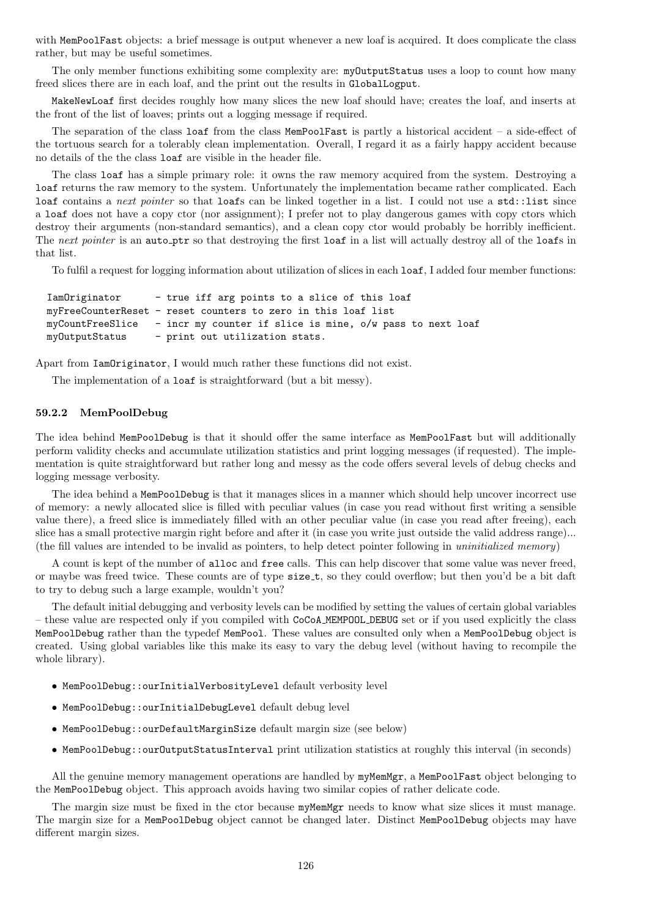with `MemPoolFast` objects: a brief message is output whenever a new loaf is acquired. It does complicate the class rather, but may be useful sometimes.

The only member functions exhibiting some complexity are: `myOutputStatus` uses a loop to count how many freed slices there are in each loaf, and the print out the results in `GlobalLogput`.

`MakeNewLoaf` first decides roughly how many slices the new loaf should have; creates the loaf, and inserts at the front of the list of loaves; prints out a logging message if required.

The separation of the class `loaf` from the class `MemPoolFast` is partly a historical accident – a side-effect of the tortuous search for a tolerably clean implementation. Overall, I regard it as a fairly happy accident because no details of the the class `loaf` are visible in the header file.

The class `loaf` has a simple primary role: it owns the raw memory acquired from the system. Destroying a `loaf` returns the raw memory to the system. Unfortunately the implementation became rather complicated. Each `loaf` contains a *next pointer* so that `loaf`s can be linked together in a list. I could not use a `std::list` since a `loaf` does not have a copy ctor (nor assignment); I prefer not to play dangerous games with copy ctors which destroy their arguments (non-standard semantics), and a clean copy ctor would probably be horribly inefficient. The *next pointer* is an `auto_ptr` so that destroying the first `loaf` in a list will actually destroy all of the `loaf`s in that list.

To fulfil a request for logging information about utilization of slices in each `loaf`, I added four member functions:

```
IamOriginator       - true iff arg points to a slice of this loaf
myFreeCounterReset - reset counters to zero in this loaf list
myCountFreeSlice    - incr my counter if slice is mine, o/w pass to next loaf
myOutputStatus      - print out utilization stats.
```

Apart from `IamOriginator`, I would much rather these functions did not exist.

The implementation of a `loaf` is straightforward (but a bit messy).

### 59.2.2 MemPoolDebug

The idea behind `MemPoolDebug` is that it should offer the same interface as `MemPoolFast` but will additionally perform validity checks and accumulate utilization statistics and print logging messages (if requested). The implementation is quite straightforward but rather long and messy as the code offers several levels of debug checks and logging message verbosity.

The idea behind a `MemPoolDebug` is that it manages slices in a manner which should help uncover incorrect use of memory: a newly allocated slice is filled with peculiar values (in case you read without first writing a sensible value there), a freed slice is immediately filled with an other peculiar value (in case you read after freeing), each slice has a small protective margin right before and after it (in case you write just outside the valid address range)... (the fill values are intended to be invalid as pointers, to help detect pointer following in *uninitialized memory*)

A count is kept of the number of `alloc` and `free` calls. This can help discover that some value was never freed, or maybe was freed twice. These counts are of type `size_t`, so they could overflow; but then you'd be a bit daft to try to debug such a large example, wouldn't you?

The default initial debugging and verbosity levels can be modified by setting the values of certain global variables – these value are respected only if you compiled with `CoCoA_MEMPOOL_DEBUG` set or if you used explicitly the class `MemPoolDebug` rather than the typedef `MemPool`. These values are consulted only when a `MemPoolDebug` object is created. Using global variables like this make its easy to vary the debug level (without having to recompile the whole library).

- `MemPoolDebug::ourInitialVerbosityLevel` default verbosity level
- `MemPoolDebug::ourInitialDebugLevel` default debug level
- `MemPoolDebug::ourDefaultMarginSize` default margin size (see below)
- `MemPoolDebug::ourOutputStatusInterval` print utilization statistics at roughly this interval (in seconds)

All the genuine memory management operations are handled by `myMemMgr`, a `MemPoolFast` object belonging to the `MemPoolDebug` object. This approach avoids having two similar copies of rather delicate code.

The margin size must be fixed in the ctor because `myMemMgr` needs to know what size slices it must manage. The margin size for a `MemPoolDebug` object cannot be changed later. Distinct `MemPoolDebug` objects may have different margin sizes.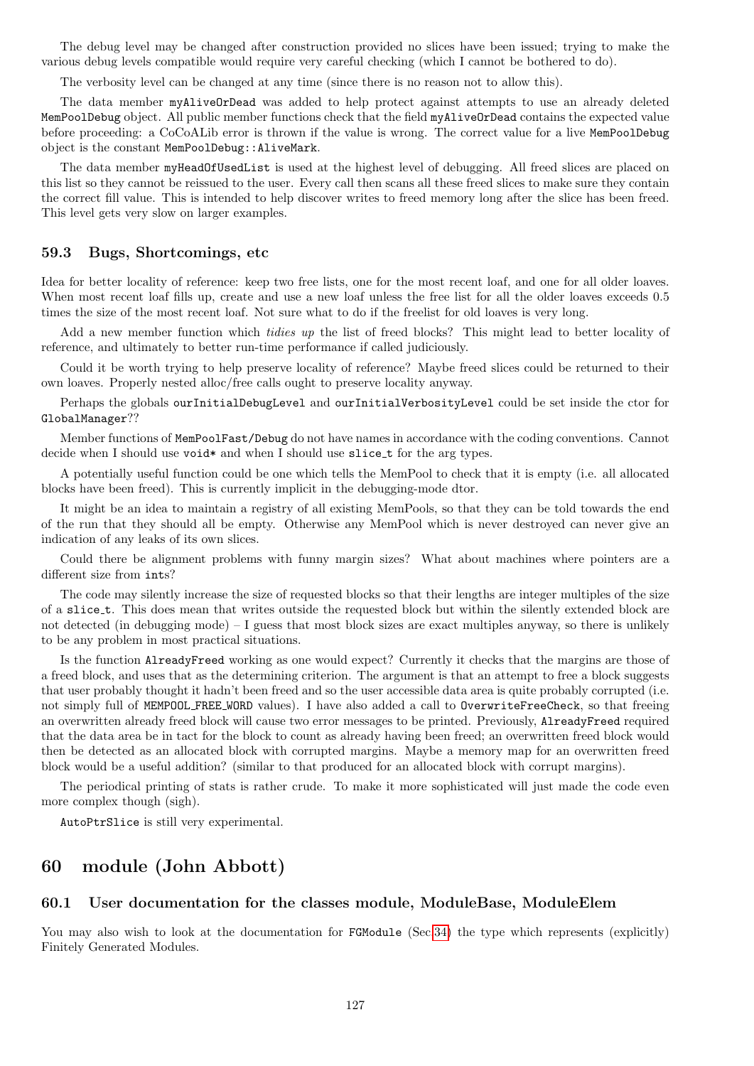The debug level may be changed after construction provided no slices have been issued; trying to make the various debug levels compatible would require very careful checking (which I cannot be bothered to do).

The verbosity level can be changed at any time (since there is no reason not to allow this).

The data member `myAliveOrDead` was added to help protect against attempts to use an already deleted `MemPoolDebug` object. All public member functions check that the field `myAliveOrDead` contains the expected value before proceeding: a CoCoALib error is thrown if the value is wrong. The correct value for a live `MemPoolDebug` object is the constant `MemPoolDebug::AliveMark`.

The data member `myHeadOfUsedList` is used at the highest level of debugging. All freed slices are placed on this list so they cannot be reissued to the user. Every call then scans all these freed slices to make sure they contain the correct fill value. This is intended to help discover writes to freed memory long after the slice has been freed. This level gets very slow on larger examples.

### 59.3 Bugs, Shortcomings, etc

Idea for better locality of reference: keep two free lists, one for the most recent loaf, and one for all older loaves. When most recent loaf fills up, create and use a new loaf unless the free list for all the older loaves exceeds 0.5 times the size of the most recent loaf. Not sure what to do if the freelist for old loaves is very long.

Add a new member function which *tidies up* the list of freed blocks? This might lead to better locality of reference, and ultimately to better run-time performance if called judiciously.

Could it be worth trying to help preserve locality of reference? Maybe freed slices could be returned to their own loaves. Properly nested alloc/free calls ought to preserve locality anyway.

Perhaps the globals `ourInitialDebugLevel` and `ourInitialVerbosityLevel` could be set inside the ctor for `GlobalManager`??

Member functions of `MemPoolFast/Debug` do not have names in accordance with the coding conventions. Cannot decide when I should use `void*` and when I should use `slice_t` for the arg types.

A potentially useful function could be one which tells the MemPool to check that it is empty (i.e. all allocated blocks have been freed). This is currently implicit in the debugging-mode dtor.

It might be an idea to maintain a registry of all existing MemPools, so that they can be told towards the end of the run that they should all be empty. Otherwise any MemPool which is never destroyed can never give an indication of any leaks of its own slices.

Could there be alignment problems with funny margin sizes? What about machines where pointers are a different size from `int`s?

The code may silently increase the size of requested blocks so that their lengths are integer multiples of the size of a `slice_t`. This does mean that writes outside the requested block but within the silently extended block are not detected (in debugging mode) – I guess that most block sizes are exact multiples anyway, so there is unlikely to be any problem in most practical situations.

Is the function `AlreadyFreed` working as one would expect? Currently it checks that the margins are those of a freed block, and uses that as the determining criterion. The argument is that an attempt to free a block suggests that user probably thought it hadn't been freed and so the user accessible data area is quite probably corrupted (i.e. not simply full of `MEMPOOL_FREE_WORD` values). I have also added a call to `OverwriteFreeCheck`, so that freeing an overwritten already freed block will cause two error messages to be printed. Previously, `AlreadyFreed` required that the data area be in tact for the block to count as already having been freed; an overwritten freed block would then be detected as an allocated block with corrupted margins. Maybe a memory map for an overwritten freed block would be a useful addition? (similar to that produced for an allocated block with corrupt margins).

The periodical printing of stats is rather crude. To make it more sophisticated will just made the code even more complex though (sigh).

`AutoPtrSlice` is still very experimental.

## 60 module (John Abbott)

### 60.1 User documentation for the classes module, ModuleBase, ModuleElem

You may also wish to look at the documentation for `FGModule` (Sec.34) the type which represents (explicitly) Finitely Generated Modules.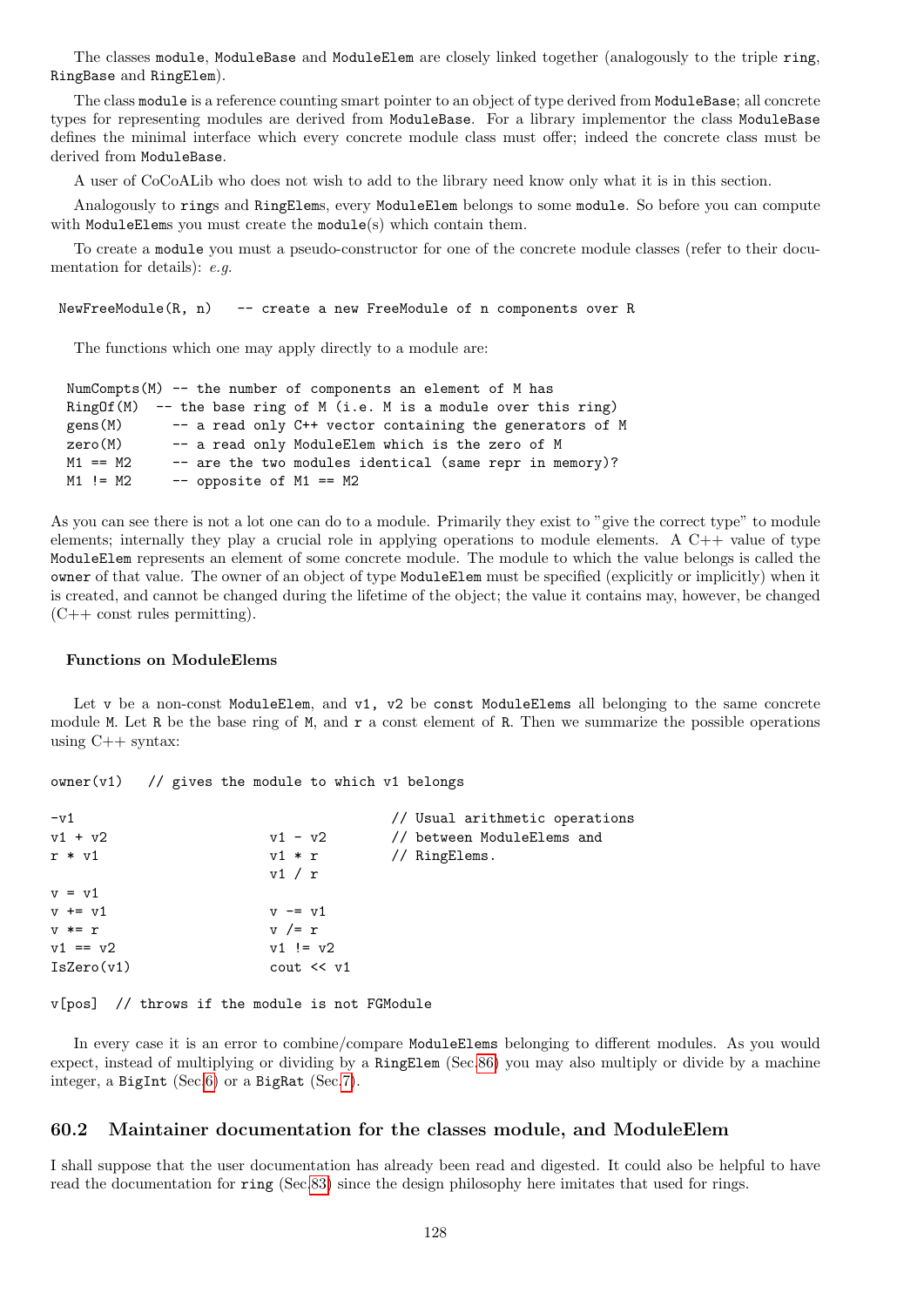The classes module, ModuleBase and ModuleElem are closely linked together (analogously to the triple ring, RingBase and RingElem).

The class module is a reference counting smart pointer to an object of type derived from ModuleBase; all concrete types for representing modules are derived from ModuleBase. For a library implementor the class ModuleBase defines the minimal interface which every concrete module class must offer; indeed the concrete class must be derived from ModuleBase.

A user of CoCoALib who does not wish to add to the library need know only what it is in this section.

Analogously to rings and RingElems, every ModuleElem belongs to some module. So before you can compute with ModuleElems you must create the module(s) which contain them.

To create a module you must a pseudo-constructor for one of the concrete module classes (refer to their documentation for details): *e.g.*

```
NewFreeModule(R, n)   -- create a new FreeModule of n components over R
```

The functions which one may apply directly to a module are:

```
NumCompts(M) -- the number of components an element of M has
RingOf(M)  -- the base ring of M (i.e. M is a module over this ring)
gens(M)      -- a read only C++ vector containing the generators of M
zero(M)      -- a read only ModuleElem which is the zero of M
M1 == M2     -- are the two modules identical (same repr in memory)?
M1 != M2     -- opposite of M1 == M2
```

As you can see there is not a lot one can do to a module. Primarily they exist to "give the correct type" to module elements; internally they play a crucial role in applying operations to module elements. A C++ value of type ModuleElem represents an element of some concrete module. The module to which the value belongs is called the owner of that value. The owner of an object of type ModuleElem must be specified (explicitly or implicitly) when it is created, and cannot be changed during the lifetime of the object; the value it contains may, however, be changed (C++ const rules permitting).

#### Functions on ModuleElems

Let v be a non-const ModuleElem, and v1, v2 be const ModuleElems all belonging to the same concrete module M. Let R be the base ring of M, and r a const element of R. Then we summarize the possible operations using C++ syntax:

```
owner(v1)   // gives the module to which v1 belongs

-v1                                  // Usual arithmetic operations
v1 + v2                 v1 - v2      // between ModuleElems and
r * v1                  v1 * r       // RingElems.
                        v1 / r
v = v1
v += v1                 v -= v1
v *= r                  v /= r
v1 == v2                v1 != v2
IsZero(v1)              cout << v1

v[pos]  // throws if the module is not FGModule
```

In every case it is an error to combine/compare ModuleElems belonging to different modules. As you would expect, instead of multiplying or dividing by a RingElem (Sec.86) you may also multiply or divide by a machine integer, a BigInt (Sec.6) or a BigRat (Sec.7).

## 60.2 Maintainer documentation for the classes module, and ModuleElem

I shall suppose that the user documentation has already been read and digested. It could also be helpful to have read the documentation for ring (Sec.83) since the design philosophy here imitates that used for rings.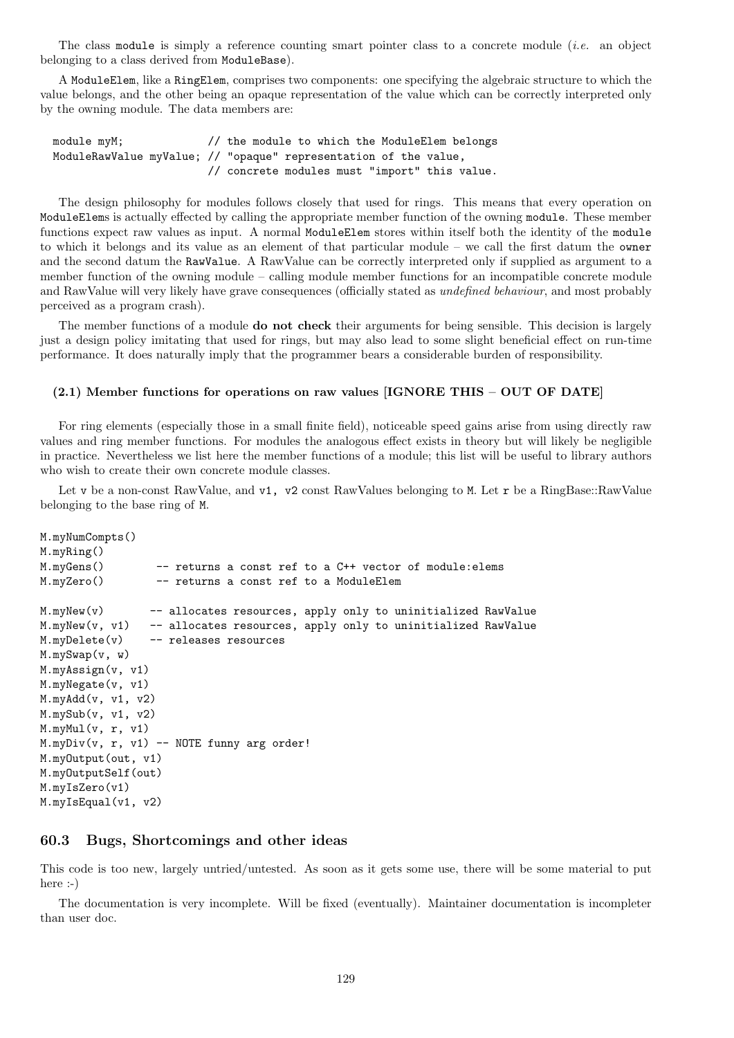The class `module` is simply a reference counting smart pointer class to a concrete module (*i.e.* an object belonging to a class derived from `ModuleBase`).

A `ModuleElem`, like a `RingElem`, comprises two components: one specifying the algebraic structure to which the value belongs, and the other being an opaque representation of the value which can be correctly interpreted only by the owning module. The data members are:

```
  module myM;             // the module to which the ModuleElem belongs
  ModuleRawValue myValue; // "opaque" representation of the value,
                          // concrete modules must "import" this value.
```

The design philosophy for modules follows closely that used for rings. This means that every operation on `ModuleElem`s is actually effected by calling the appropriate member function of the owning `module`. These member functions expect raw values as input. A normal `ModuleElem` stores within itself both the identity of the `module` to which it belongs and its value as an element of that particular module – we call the first datum the `owner` and the second datum the `RawValue`. A RawValue can be correctly interpreted only if supplied as argument to a member function of the owning module – calling module member functions for an incompatible concrete module and RawValue will very likely have grave consequences (officially stated as *undefined behaviour*, and most probably perceived as a program crash).

The member functions of a module **do not check** their arguments for being sensible. This decision is largely just a design policy imitating that used for rings, but may also lead to some slight beneficial effect on run-time performance. It does naturally imply that the programmer bears a considerable burden of responsibility.

#### (2.1) Member functions for operations on raw values [IGNORE THIS – OUT OF DATE]

For ring elements (especially those in a small finite field), noticeable speed gains arise from using directly raw values and ring member functions. For modules the analogous effect exists in theory but will likely be negligible in practice. Nevertheless we list here the member functions of a module; this list will be useful to library authors who wish to create their own concrete module classes.

Let `v` be a non-const RawValue, and `v1, v2` const RawValues belonging to `M`. Let `r` be a RingBase::RawValue belonging to the base ring of `M`.

```
M.myNumCompts()
M.myRing()
M.myGens()        -- returns a const ref to a C++ vector of module:elems
M.myZero()        -- returns a const ref to a ModuleElem

M.myNew(v)       -- allocates resources, apply only to uninitialized RawValue
M.myNew(v, v1)   -- allocates resources, apply only to uninitialized RawValue
M.myDelete(v)    -- releases resources
M.mySwap(v, w)
M.myAssign(v, v1)
M.myNegate(v, v1)
M.myAdd(v, v1, v2)
M.mySub(v, v1, v2)
M.myMul(v, r, v1)
M.myDiv(v, r, v1) -- NOTE funny arg order!
M.myOutput(out, v1)
M.myOutputSelf(out)
M.myIsZero(v1)
M.myIsEqual(v1, v2)
```

## 60.3 Bugs, Shortcomings and other ideas

This code is too new, largely untried/untested. As soon as it gets some use, there will be some material to put here :-)

The documentation is very incomplete. Will be fixed (eventually). Maintainer documentation is incompleter than user doc.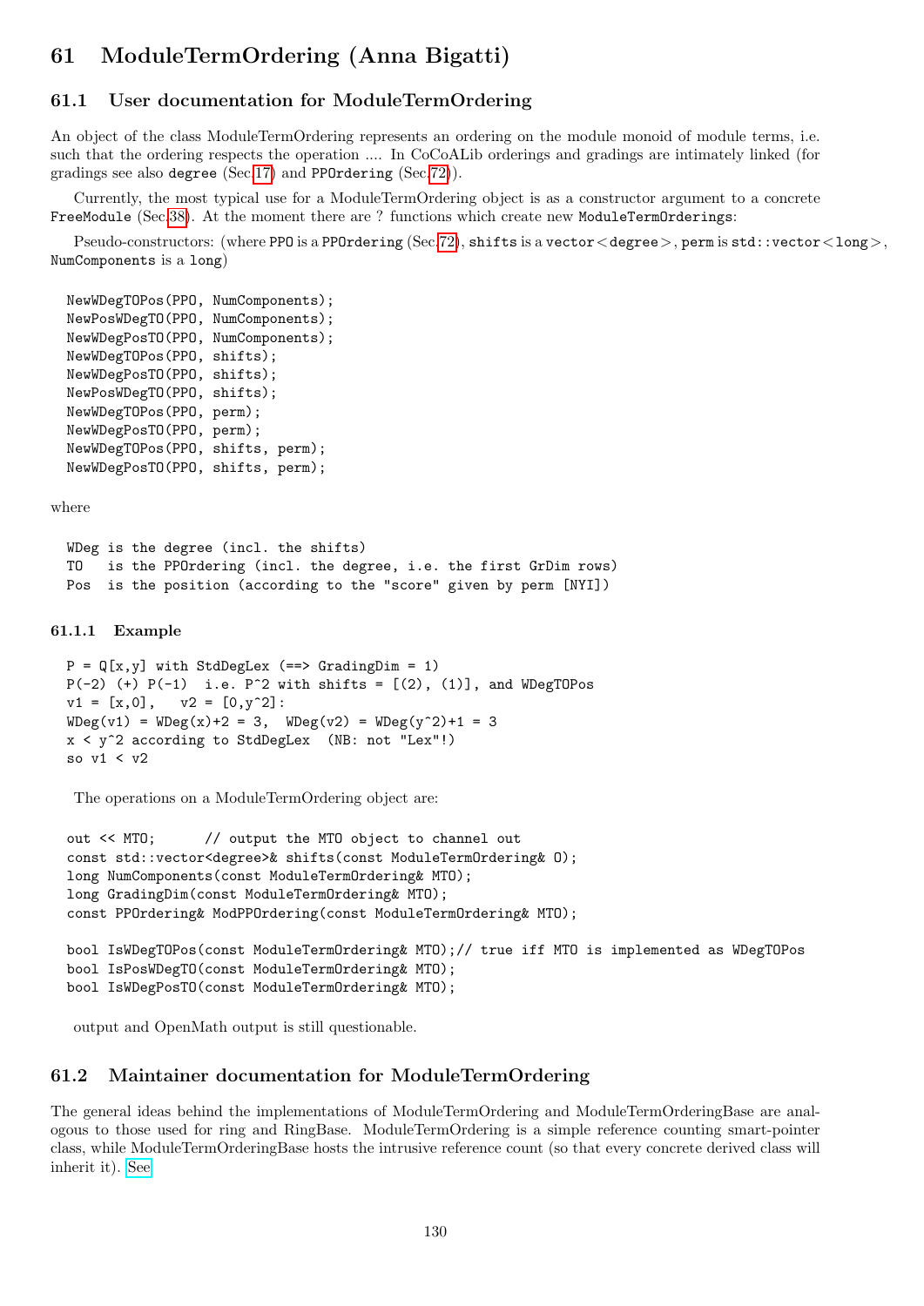# 61 ModuleTermOrdering (Anna Bigatti)

## 61.1 User documentation for ModuleTermOrdering

An object of the class ModuleTermOrdering represents an ordering on the module monoid of module terms, i.e. such that the ordering respects the operation .... In CoCoALib orderings and gradings are intimately linked (for gradings see also `degree` (Sec.17) and `PPOrdering` (Sec.72)).

Currently, the most typical use for a ModuleTermOrdering object is as a constructor argument to a concrete `FreeModule` (Sec.38). At the moment there are ? functions which create new `ModuleTermOrderings`:

Pseudo-constructors: (where `PPO` is a `PPOrdering` (Sec.72), `shifts` is a `vector<degree>`, `perm` is `std::vector<long>`, `NumComponents` is a `long`)

```
NewWDegTOPos(PPO, NumComponents);
NewPosWDegTO(PPO, NumComponents);
NewWDegPosTO(PPO, NumComponents);
NewWDegTOPos(PPO, shifts);
NewWDegPosTO(PPO, shifts);
NewPosWDegTO(PPO, shifts);
NewWDegTOPos(PPO, perm);
NewWDegPosTO(PPO, perm);
NewWDegTOPos(PPO, shifts, perm);
NewWDegPosTO(PPO, shifts, perm);
```

where

```
WDeg is the degree (incl. the shifts)
TO   is the PPOrdering (incl. the degree, i.e. the first GrDim rows)
Pos  is the position (according to the "score" given by perm [NYI])
```

### 61.1.1 Example

```
P = Q[x,y] with StdDegLex (==> GradingDim = 1)
P(-2) (+) P(-1)  i.e. P^2 with shifts = [(2), (1)], and WDegTOPos
v1 = [x,0],   v2 = [0,y^2]:
WDeg(v1) = WDeg(x)+2 = 3,  WDeg(v2) = WDeg(y^2)+1 = 3
x < y^2 according to StdDegLex  (NB: not "Lex"!)
so v1 < v2
```

The operations on a ModuleTermOrdering object are:

```
out << MTO;      // output the MTO object to channel out
const std::vector<degree>& shifts(const ModuleTermOrdering& O);
long NumComponents(const ModuleTermOrdering& MTO);
long GradingDim(const ModuleTermOrdering& MTO);
const PPOrdering& ModPPOrdering(const ModuleTermOrdering& MTO);

bool IsWDegTOPos(const ModuleTermOrdering& MTO);// true iff MTO is implemented as WDegTOPos
bool IsPosWDegTO(const ModuleTermOrdering& MTO);
bool IsWDegPosTO(const ModuleTermOrdering& MTO);
```

output and OpenMath output is still questionable.

## 61.2 Maintainer documentation for ModuleTermOrdering

The general ideas behind the implementations of ModuleTermOrdering and ModuleTermOrderingBase are analogous to those used for ring and RingBase. ModuleTermOrdering is a simple reference counting smart-pointer class, while ModuleTermOrderingBase hosts the intrusive reference count (so that every concrete derived class will inherit it). See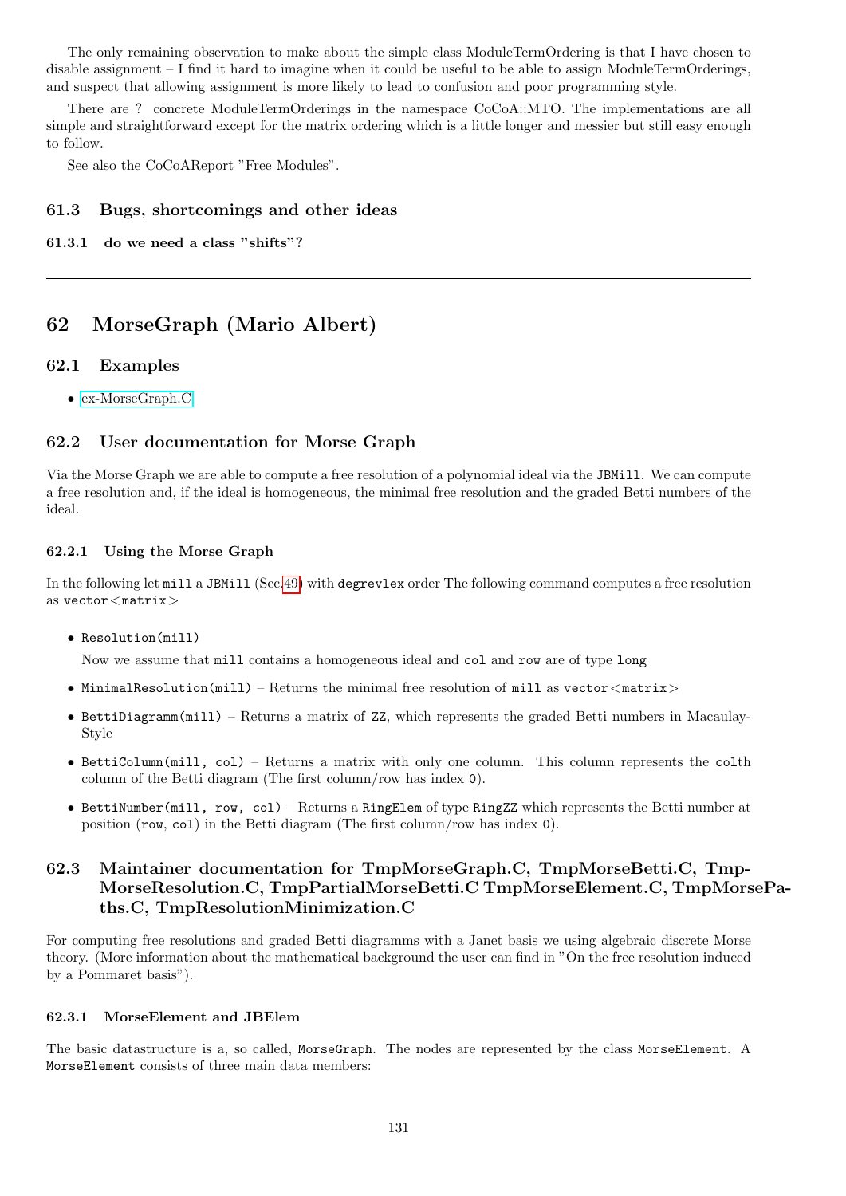The only remaining observation to make about the simple class ModuleTermOrdering is that I have chosen to disable assignment – I find it hard to imagine when it could be useful to be able to assign ModuleTermOrderings, and suspect that allowing assignment is more likely to lead to confusion and poor programming style.

There are ? concrete ModuleTermOrderings in the namespace CoCoA::MTO. The implementations are all simple and straightforward except for the matrix ordering which is a little longer and messier but still easy enough to follow.

See also the CoCoAReport "Free Modules".

### 61.3 Bugs, shortcomings and other ideas

#### 61.3.1 do we need a class "shifts"?

---

## 62 MorseGraph (Mario Albert)

### 62.1 Examples

- ex-MorseGraph.C

### 62.2 User documentation for Morse Graph

Via the Morse Graph we are able to compute a free resolution of a polynomial ideal via the `JBMill`. We can compute a free resolution and, if the ideal is homogeneous, the minimal free resolution and the graded Betti numbers of the ideal.

#### 62.2.1 Using the Morse Graph

In the following let `mill` a `JBMill` (Sec.49) with `degrevlex` order The following command computes a free resolution as `vector<matrix>`

- `Resolution(mill)`

  Now we assume that `mill` contains a homogeneous ideal and `col` and `row` are of type `long`

- `MinimalResolution(mill)` – Returns the minimal free resolution of `mill` as `vector<matrix>`
- `BettiDiagramm(mill)` – Returns a matrix of `ZZ`, which represents the graded Betti numbers in Macaulay-Style
- `BettiColumn(mill, col)` – Returns a matrix with only one column. This column represents the `col`th column of the Betti diagram (The first column/row has index `0`).
- `BettiNumber(mill, row, col)` – Returns a `RingElem` of type `RingZZ` which represents the Betti number at position (`row`, `col`) in the Betti diagram (The first column/row has index `0`).

### 62.3 Maintainer documentation for TmpMorseGraph.C, TmpMorseBetti.C, TmpMorseResolution.C, TmpPartialMorseBetti.C TmpMorseElement.C, TmpMorsePaths.C, TmpResolutionMinimization.C

For computing free resolutions and graded Betti diagramms with a Janet basis we using algebraic discrete Morse theory. (More information about the mathematical background the user can find in "On the free resolution induced by a Pommaret basis").

#### 62.3.1 MorseElement and JBElem

The basic datastructure is a, so called, `MorseGraph`. The nodes are represented by the class `MorseElement`. A `MorseElement` consists of three main data members: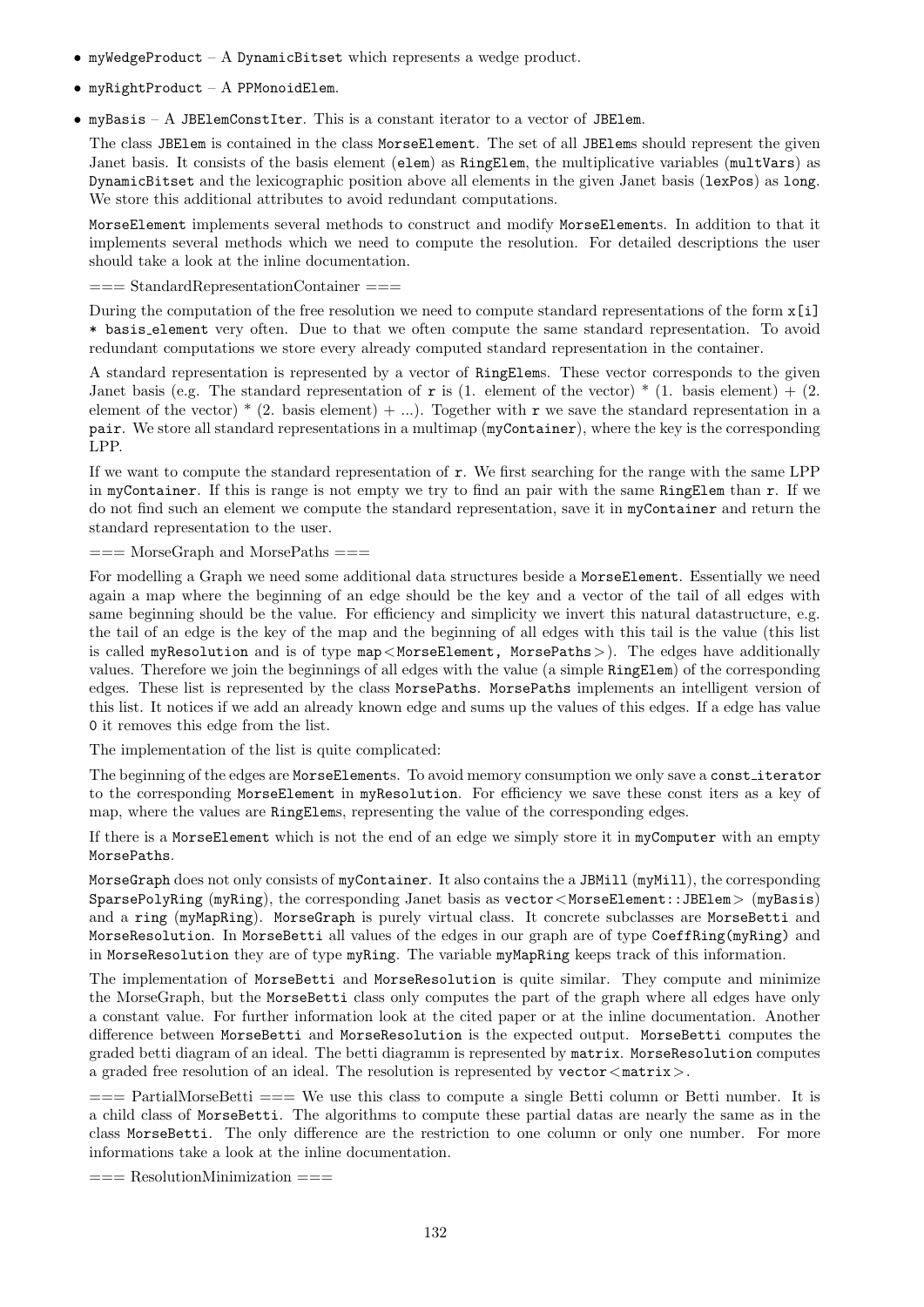- `myWedgeProduct` – A `DynamicBitset` which represents a wedge product.
- `myRightProduct` – A `PPMonoidElem`.
- `myBasis` – A `JBElemConstIter`. This is a constant iterator to a vector of `JBElem`.

  The class `JBElem` is contained in the class `MorseElement`. The set of all `JBElem`s should represent the given Janet basis. It consists of the basis element (`elem`) as `RingElem`, the multiplicative variables (`multVars`) as `DynamicBitset` and the lexicographic position above all elements in the given Janet basis (`lexPos`) as `long`. We store this additional attributes to avoid redundant computations.

  `MorseElement` implements several methods to construct and modify `MorseElement`s. In addition to that it implements several methods which we need to compute the resolution. For detailed descriptions the user should take a look at the inline documentation.

=== StandardRepresentationContainer ===

During the computation of the free resolution we need to compute standard representations of the form `x[i] * basis_element` very often. Due to that we often compute the same standard representation. To avoid redundant computations we store every already computed standard representation in the container.

A standard representation is represented by a vector of `RingElem`s. These vector corresponds to the given Janet basis (e.g. The standard representation of `r` is (1. element of the vector) * (1. basis element) + (2. element of the vector) * (2. basis element) + ...). Together with `r` we save the standard representation in a `pair`. We store all standard representations in a multimap (`myContainer`), where the key is the corresponding LPP.

If we want to compute the standard representation of `r`. We first searching for the range with the same LPP in `myContainer`. If this is range is not empty we try to find an pair with the same `RingElem` than `r`. If we do not find such an element we compute the standard representation, save it in `myContainer` and return the standard representation to the user.

=== MorseGraph and MorsePaths ===

For modelling a Graph we need some additional data structures beside a `MorseElement`. Essentially we need again a map where the beginning of an edge should be the key and a vector of the tail of all edges with same beginning should be the value. For efficiency and simplicity we invert this natural datastructure, e.g. the tail of an edge is the key of the map and the beginning of all edges with this tail is the value (this list is called `myResolution` and is of type `map<MorseElement, MorsePaths>`). The edges have additionally values. Therefore we join the beginnings of all edges with the value (a simple `RingElem`) of the corresponding edges. These list is represented by the class `MorsePaths`. `MorsePaths` implements an intelligent version of this list. It notices if we add an already known edge and sums up the values of this edges. If a edge has value `0` it removes this edge from the list.

The implementation of the list is quite complicated:

The beginning of the edges are `MorseElement`s. To avoid memory consumption we only save a `const_iterator` to the corresponding `MorseElement` in `myResolution`. For efficiency we save these const iters as a key of map, where the values are `RingElem`s, representing the value of the corresponding edges.

If there is a `MorseElement` which is not the end of an edge we simply store it in `myComputer` with an empty `MorsePaths`.

`MorseGraph` does not only consists of `myContainer`. It also contains the a `JBMill` (`myMill`), the corresponding `SparsePolyRing` (`myRing`), the corresponding Janet basis as `vector<MorseElement::JBElem>` (`myBasis`) and a `ring` (`myMapRing`). `MorseGraph` is purely virtual class. It concrete subclasses are `MorseBetti` and `MorseResolution`. In `MorseBetti` all values of the edges in our graph are of type `CoeffRing(myRing)` and in `MorseResolution` they are of type `myRing`. The variable `myMapRing` keeps track of this information.

The implementation of `MorseBetti` and `MorseResolution` is quite similar. They compute and minimize the MorseGraph, but the `MorseBetti` class only computes the part of the graph where all edges have only a constant value. For further information look at the cited paper or at the inline documentation. Another difference between `MorseBetti` and `MorseResolution` is the expected output. `MorseBetti` computes the graded betti diagram of an ideal. The betti diagramm is represented by `matrix`. `MorseResolution` computes a graded free resolution of an ideal. The resolution is represented by `vector<matrix>`.

=== PartialMorseBetti === We use this class to compute a single Betti column or Betti number. It is a child class of `MorseBetti`. The algorithms to compute these partial datas are nearly the same as in the class `MorseBetti`. The only difference are the restriction to one column or only one number. For more informations take a look at the inline documentation.

=== ResolutionMinimization ===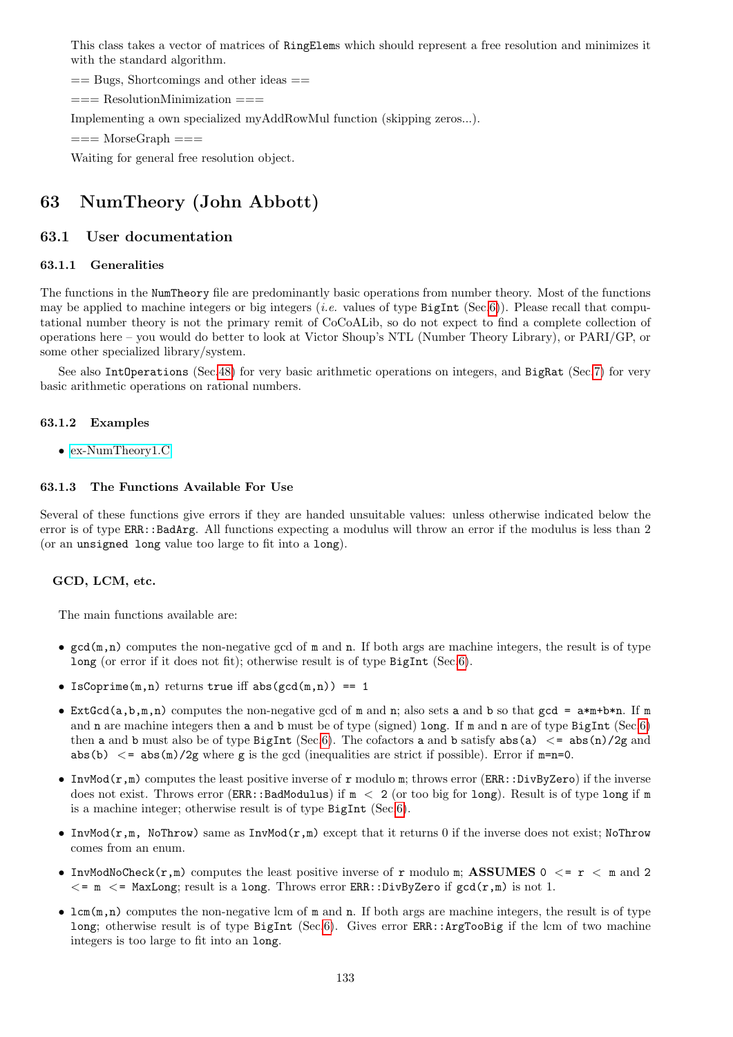This class takes a vector of matrices of `RingElem`s which should represent a free resolution and minimizes it with the standard algorithm.

== Bugs, Shortcomings and other ideas ==

=== ResolutionMinimization ===

Implementing a own specialized myAddRowMul function (skipping zeros...).

=== MorseGraph ===

Waiting for general free resolution object.

# 63 NumTheory (John Abbott)

## 63.1 User documentation

### 63.1.1 Generalities

The functions in the `NumTheory` file are predominantly basic operations from number theory. Most of the functions may be applied to machine integers or big integers (*i.e.* values of type `BigInt` (Sec.6)). Please recall that computational number theory is not the primary remit of CoCoALib, so do not expect to find a complete collection of operations here – you would do better to look at Victor Shoup's NTL (Number Theory Library), or PARI/GP, or some other specialized library/system.

See also `IntOperations` (Sec.48) for very basic arithmetic operations on integers, and `BigRat` (Sec.7) for very basic arithmetic operations on rational numbers.

### 63.1.2 Examples

- ex-NumTheory1.C

### 63.1.3 The Functions Available For Use

Several of these functions give errors if they are handed unsuitable values: unless otherwise indicated below the error is of type `ERR::BadArg`. All functions expecting a modulus will throw an error if the modulus is less than 2 (or an `unsigned long` value too large to fit into a `long`).

#### GCD, LCM, etc.

The main functions available are:

- `gcd(m,n)` computes the non-negative gcd of `m` and `n`. If both args are machine integers, the result is of type `long` (or error if it does not fit); otherwise result is of type `BigInt` (Sec.6).
- `IsCoprime(m,n)` returns `true` iff `abs(gcd(m,n)) == 1`
- `ExtGcd(a,b,m,n)` computes the non-negative gcd of `m` and `n`; also sets `a` and `b` so that `gcd = a*m+b*n`. If `m` and `n` are machine integers then `a` and `b` must be of type (signed) `long`. If `m` and `n` are of type `BigInt` (Sec.6) then `a` and `b` must also be of type `BigInt` (Sec.6). The cofactors `a` and `b` satisfy `abs(a) <= abs(n)/2g` and `abs(b) <= abs(m)/2g` where `g` is the gcd (inequalities are strict if possible). Error if `m=n=0`.
- `InvMod(r,m)` computes the least positive inverse of `r` modulo `m`; throws error (`ERR::DivByZero`) if the inverse does not exist. Throws error (`ERR::BadModulus`) if `m < 2` (or too big for `long`). Result is of type `long` if `m` is a machine integer; otherwise result is of type `BigInt` (Sec.6).
- `InvMod(r,m, NoThrow)` same as `InvMod(r,m)` except that it returns 0 if the inverse does not exist; `NoThrow` comes from an enum.
- `InvModNoCheck(r,m)` computes the least positive inverse of `r` modulo `m`; **ASSUMES** `0 <= r < m` and `2 <= m <= MaxLong`; result is a `long`. Throws error `ERR::DivByZero` if `gcd(r,m)` is not 1.
- `lcm(m,n)` computes the non-negative lcm of `m` and `n`. If both args are machine integers, the result is of type `long`; otherwise result is of type `BigInt` (Sec.6). Gives error `ERR::ArgTooBig` if the lcm of two machine integers is too large to fit into an `long`.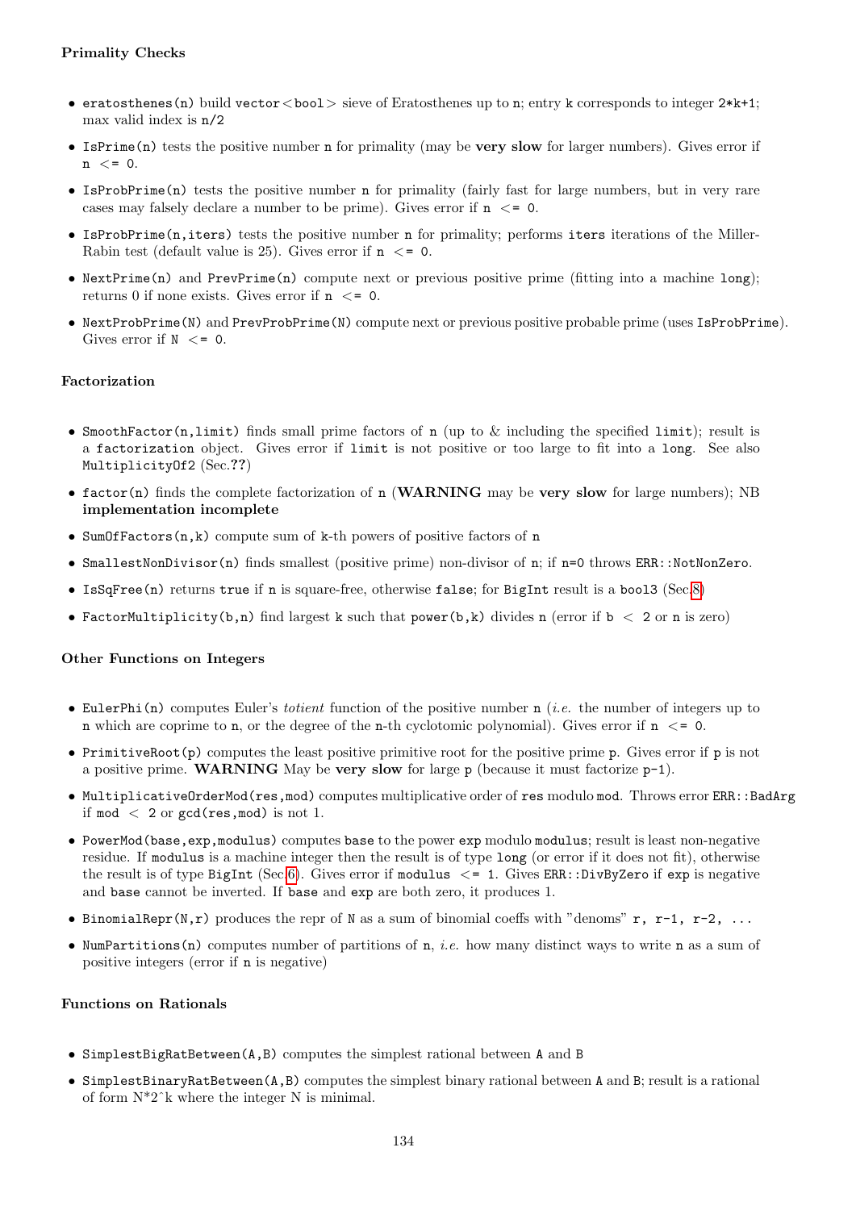**Primality Checks**

- `eratosthenes(n)` build `vector<bool>` sieve of Eratosthenes up to `n`; entry `k` corresponds to integer `2*k+1`; max valid index is `n/2`
- `IsPrime(n)` tests the positive number `n` for primality (may be **very slow** for larger numbers). Gives error if `n <= 0`.
- `IsProbPrime(n)` tests the positive number `n` for primality (fairly fast for large numbers, but in very rare cases may falsely declare a number to be prime). Gives error if `n <= 0`.
- `IsProbPrime(n,iters)` tests the positive number `n` for primality; performs `iters` iterations of the Miller-Rabin test (default value is 25). Gives error if `n <= 0`.
- `NextPrime(n)` and `PrevPrime(n)` compute next or previous positive prime (fitting into a machine `long`); returns 0 if none exists. Gives error if `n <= 0`.
- `NextProbPrime(N)` and `PrevProbPrime(N)` compute next or previous positive probable prime (uses `IsProbPrime`). Gives error if `N <= 0`.

**Factorization**

- `SmoothFactor(n,limit)` finds small prime factors of `n` (up to & including the specified `limit`); result is a `factorization` object. Gives error if `limit` is not positive or too large to fit into a `long`. See also `MultiplicityOf2` (Sec.??)
- `factor(n)` finds the complete factorization of `n` (**WARNING** may be **very slow** for large numbers); NB **implementation incomplete**
- `SumOfFactors(n,k)` compute sum of `k`-th powers of positive factors of `n`
- `SmallestNonDivisor(n)` finds smallest (positive prime) non-divisor of `n`; if `n=0` throws `ERR::NotNonZero`.
- `IsSqFree(n)` returns `true` if `n` is square-free, otherwise `false`; for `BigInt` result is a `bool3` (Sec.8)
- `FactorMultiplicity(b,n)` find largest `k` such that `power(b,k)` divides `n` (error if `b < 2` or `n` is zero)

**Other Functions on Integers**

- `EulerPhi(n)` computes Euler's *totient* function of the positive number `n` (*i.e.* the number of integers up to `n` which are coprime to `n`, or the degree of the `n`-th cyclotomic polynomial). Gives error if `n <= 0`.
- `PrimitiveRoot(p)` computes the least positive primitive root for the positive prime `p`. Gives error if `p` is not a positive prime. **WARNING** May be **very slow** for large `p` (because it must factorize `p-1`).
- `MultiplicativeOrderMod(res,mod)` computes multiplicative order of `res` modulo `mod`. Throws error `ERR::BadArg` if `mod < 2` or `gcd(res,mod)` is not 1.
- `PowerMod(base,exp,modulus)` computes `base` to the power `exp` modulo `modulus`; result is least non-negative residue. If `modulus` is a machine integer then the result is of type `long` (or error if it does not fit), otherwise the result is of type `BigInt` (Sec.6). Gives error if `modulus <= 1`. Gives `ERR::DivByZero` if `exp` is negative and `base` cannot be inverted. If `base` and `exp` are both zero, it produces 1.
- `BinomialRepr(N,r)` produces the repr of `N` as a sum of binomial coeffs with "denoms" `r, r-1, r-2, ...`
- `NumPartitions(n)` computes number of partitions of `n`, *i.e.* how many distinct ways to write `n` as a sum of positive integers (error if `n` is negative)

**Functions on Rationals**

- `SimplestBigRatBetween(A,B)` computes the simplest rational between `A` and `B`
- `SimplestBinaryRatBetween(A,B)` computes the simplest binary rational between `A` and `B`; result is a rational of form N*2^k where the integer N is minimal.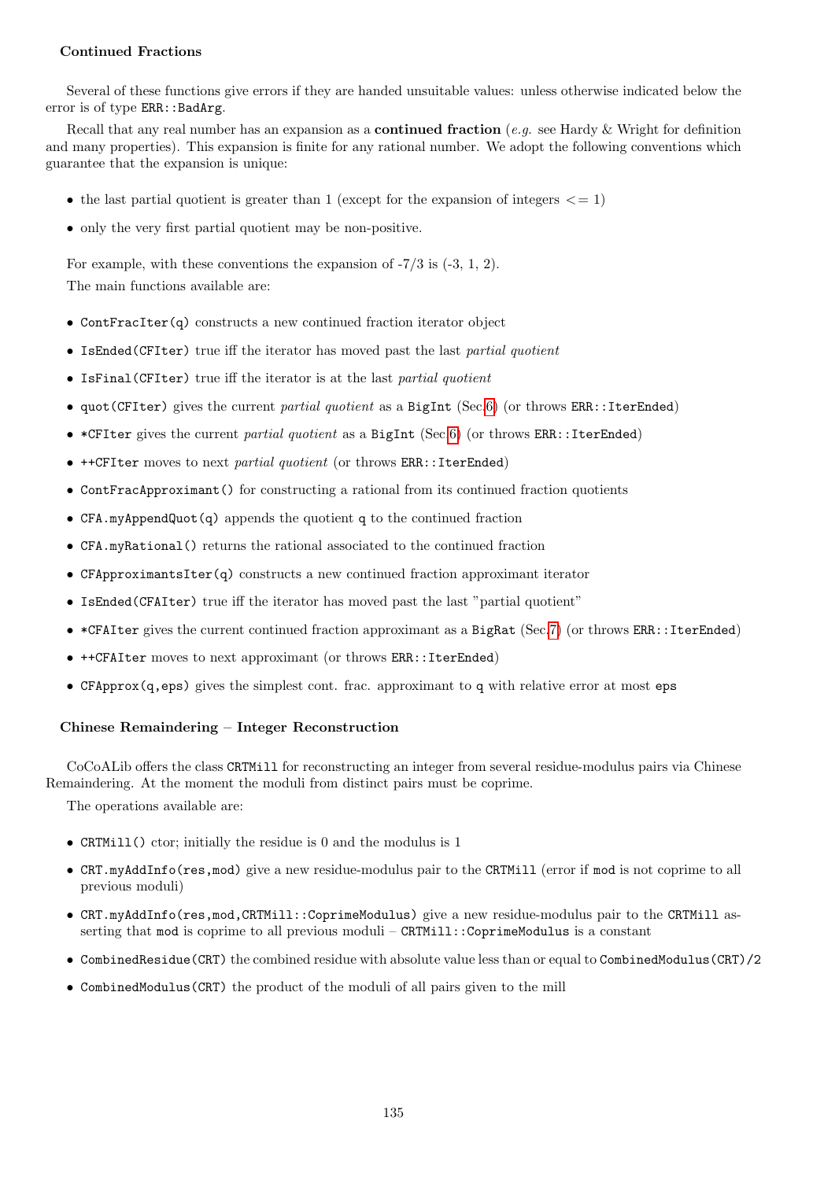#### Continued Fractions

Several of these functions give errors if they are handed unsuitable values: unless otherwise indicated below the error is of type `ERR::BadArg`.

Recall that any real number has an expansion as a **continued fraction** (*e.g.* see Hardy & Wright for definition and many properties). This expansion is finite for any rational number. We adopt the following conventions which guarantee that the expansion is unique:

- the last partial quotient is greater than 1 (except for the expansion of integers <= 1)
- only the very first partial quotient may be non-positive.

For example, with these conventions the expansion of -7/3 is (-3, 1, 2).

The main functions available are:

- `ContFracIter(q)` constructs a new continued fraction iterator object
- `IsEnded(CFIter)` true iff the iterator has moved past the last *partial quotient*
- `IsFinal(CFIter)` true iff the iterator is at the last *partial quotient*
- `quot(CFIter)` gives the current *partial quotient* as a `BigInt` (Sec.6) (or throws `ERR::IterEnded`)
- `*CFIter` gives the current *partial quotient* as a `BigInt` (Sec.6) (or throws `ERR::IterEnded`)
- `++CFIter` moves to next *partial quotient* (or throws `ERR::IterEnded`)
- `ContFracApproximant()` for constructing a rational from its continued fraction quotients
- `CFA.myAppendQuot(q)` appends the quotient `q` to the continued fraction
- `CFA.myRational()` returns the rational associated to the continued fraction
- `CFApproximantsIter(q)` constructs a new continued fraction approximant iterator
- `IsEnded(CFAIter)` true iff the iterator has moved past the last "partial quotient"
- `*CFAIter` gives the current continued fraction approximant as a `BigRat` (Sec.7) (or throws `ERR::IterEnded`)
- `++CFAIter` moves to next approximant (or throws `ERR::IterEnded`)
- `CFApprox(q,eps)` gives the simplest cont. frac. approximant to `q` with relative error at most `eps`

#### Chinese Remaindering – Integer Reconstruction

CoCoALib offers the class `CRTMill` for reconstructing an integer from several residue-modulus pairs via Chinese Remaindering. At the moment the moduli from distinct pairs must be coprime.

The operations available are:

- `CRTMill()` ctor; initially the residue is 0 and the modulus is 1
- `CRT.myAddInfo(res,mod)` give a new residue-modulus pair to the `CRTMill` (error if `mod` is not coprime to all previous moduli)
- `CRT.myAddInfo(res,mod,CRTMill::CoprimeModulus)` give a new residue-modulus pair to the `CRTMill` asserting that `mod` is coprime to all previous moduli – `CRTMill::CoprimeModulus` is a constant
- `CombinedResidue(CRT)` the combined residue with absolute value less than or equal to `CombinedModulus(CRT)/2`
- `CombinedModulus(CRT)` the product of the moduli of all pairs given to the mill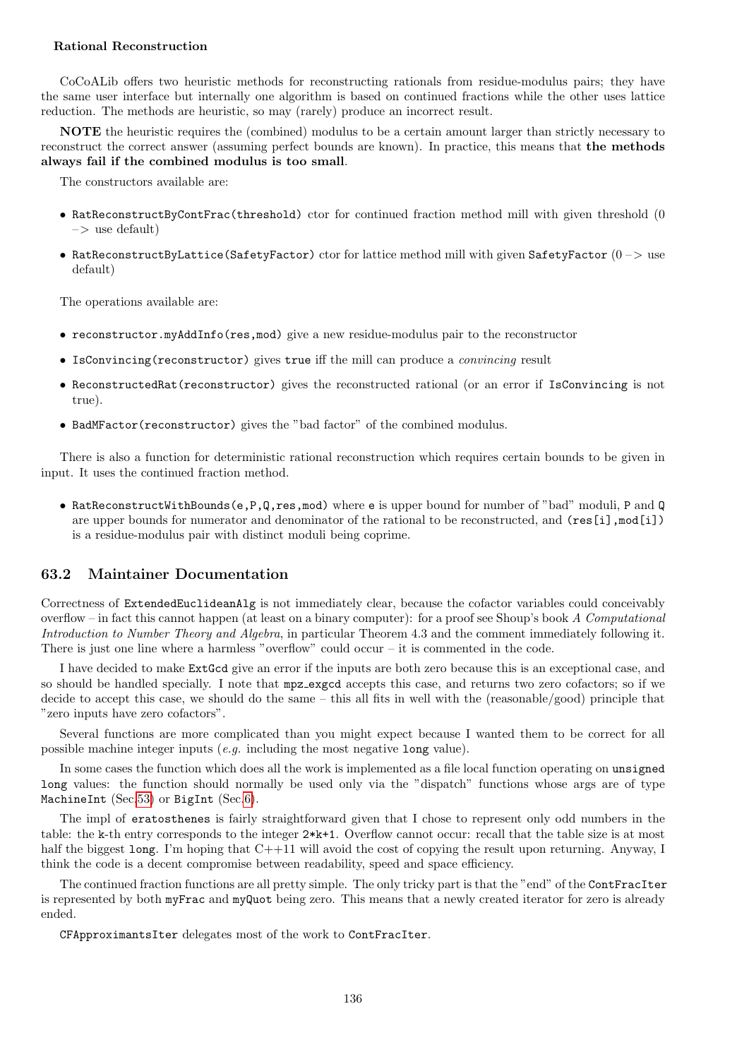**Rational Reconstruction**

CoCoALib offers two heuristic methods for reconstructing rationals from residue-modulus pairs; they have the same user interface but internally one algorithm is based on continued fractions while the other uses lattice reduction. The methods are heuristic, so may (rarely) produce an incorrect result.

**NOTE** the heuristic requires the (combined) modulus to be a certain amount larger than strictly necessary to reconstruct the correct answer (assuming perfect bounds are known). In practice, this means that **the methods always fail if the combined modulus is too small**.

The constructors available are:

- `RatReconstructByContFrac(threshold)` ctor for continued fraction method mill with given threshold (0 –> use default)
- `RatReconstructByLattice(SafetyFactor)` ctor for lattice method mill with given `SafetyFactor` (0 –> use default)

The operations available are:

- `reconstructor.myAddInfo(res,mod)` give a new residue-modulus pair to the reconstructor
- `IsConvincing(reconstructor)` gives `true` iff the mill can produce a *convincing* result
- `ReconstructedRat(reconstructor)` gives the reconstructed rational (or an error if `IsConvincing` is not true).
- `BadMFactor(reconstructor)` gives the "bad factor" of the combined modulus.

There is also a function for deterministic rational reconstruction which requires certain bounds to be given in input. It uses the continued fraction method.

- `RatReconstructWithBounds(e,P,Q,res,mod)` where `e` is upper bound for number of "bad" moduli, `P` and `Q` are upper bounds for numerator and denominator of the rational to be reconstructed, and `(res[i],mod[i])` is a residue-modulus pair with distinct moduli being coprime.

## 63.2 Maintainer Documentation

Correctness of `ExtendedEuclideanAlg` is not immediately clear, because the cofactor variables could conceivably overflow – in fact this cannot happen (at least on a binary computer): for a proof see Shoup's book *A Computational Introduction to Number Theory and Algebra*, in particular Theorem 4.3 and the comment immediately following it. There is just one line where a harmless "overflow" could occur – it is commented in the code.

I have decided to make `ExtGcd` give an error if the inputs are both zero because this is an exceptional case, and so should be handled specially. I note that `mpz_exgcd` accepts this case, and returns two zero cofactors; so if we decide to accept this case, we should do the same – this all fits in well with the (reasonable/good) principle that "zero inputs have zero cofactors".

Several functions are more complicated than you might expect because I wanted them to be correct for all possible machine integer inputs (*e.g.* including the most negative `long` value).

In some cases the function which does all the work is implemented as a file local function operating on `unsigned long` values: the function should normally be used only via the "dispatch" functions whose args are of type `MachineInt` (Sec.53) or `BigInt` (Sec.6).

The impl of `eratosthenes` is fairly straightforward given that I chose to represent only odd numbers in the table: the `k`-th entry corresponds to the integer `2*k+1`. Overflow cannot occur: recall that the table size is at most half the biggest `long`. I'm hoping that C++11 will avoid the cost of copying the result upon returning. Anyway, I think the code is a decent compromise between readability, speed and space efficiency.

The continued fraction functions are all pretty simple. The only tricky part is that the "end" of the `ContFracIter` is represented by both `myFrac` and `myQuot` being zero. This means that a newly created iterator for zero is already ended.

`CFApproximantsIter` delegates most of the work to `ContFracIter`.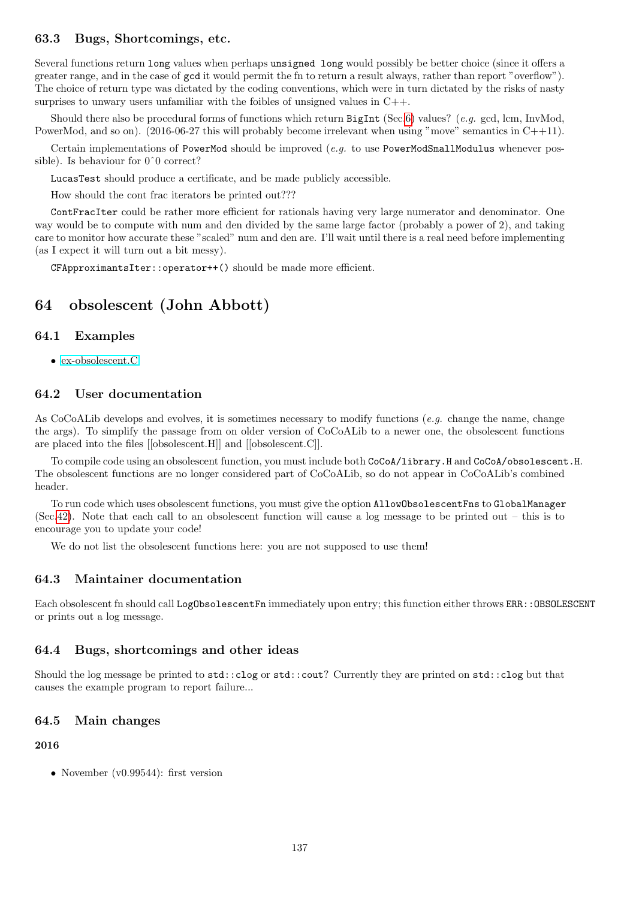### 63.3 Bugs, Shortcomings, etc.

Several functions return `long` values when perhaps `unsigned long` would possibly be better choice (since it offers a greater range, and in the case of `gcd` it would permit the fn to return a result always, rather than report "overflow"). The choice of return type was dictated by the coding conventions, which were in turn dictated by the risks of nasty surprises to unwary users unfamiliar with the foibles of unsigned values in C++.

Should there also be procedural forms of functions which return `BigInt` (Sec.6) values? (*e.g.* gcd, lcm, InvMod, PowerMod, and so on). (2016-06-27 this will probably become irrelevant when using "move" semantics in C++11).

Certain implementations of `PowerMod` should be improved (*e.g.* to use `PowerModSmallModulus` whenever possible). Is behaviour for 0^0 correct?

`LucasTest` should produce a certificate, and be made publicly accessible.

How should the cont frac iterators be printed out???

`ContFracIter` could be rather more efficient for rationals having very large numerator and denominator. One way would be to compute with num and den divided by the same large factor (probably a power of 2), and taking care to monitor how accurate these "scaled" num and den are. I'll wait until there is a real need before implementing (as I expect it will turn out a bit messy).

`CFApproximantsIter::operator++()` should be made more efficient.

## 64 obsolescent (John Abbott)

### 64.1 Examples

- ex-obsolescent.C

### 64.2 User documentation

As CoCoALib develops and evolves, it is sometimes necessary to modify functions (*e.g.* change the name, change the args). To simplify the passage from on older version of CoCoALib to a newer one, the obsolescent functions are placed into the files [[obsolescent.H]] and [[obsolescent.C]].

To compile code using an obsolescent function, you must include both `CoCoA/library.H` and `CoCoA/obsolescent.H`. The obsolescent functions are no longer considered part of CoCoALib, so do not appear in CoCoALib's combined header.

To run code which uses obsolescent functions, you must give the option `AllowObsolescentFns` to `GlobalManager` (Sec.42). Note that each call to an obsolescent function will cause a log message to be printed out – this is to encourage you to update your code!

We do not list the obsolescent functions here: you are not supposed to use them!

### 64.3 Maintainer documentation

Each obsolescent fn should call `LogObsolescentFn` immediately upon entry; this function either throws `ERR::OBSOLESCENT` or prints out a log message.

### 64.4 Bugs, shortcomings and other ideas

Should the log message be printed to `std::clog` or `std::cout`? Currently they are printed on `std::clog` but that causes the example program to report failure...

### 64.5 Main changes

**2016**

- November (v0.99544): first version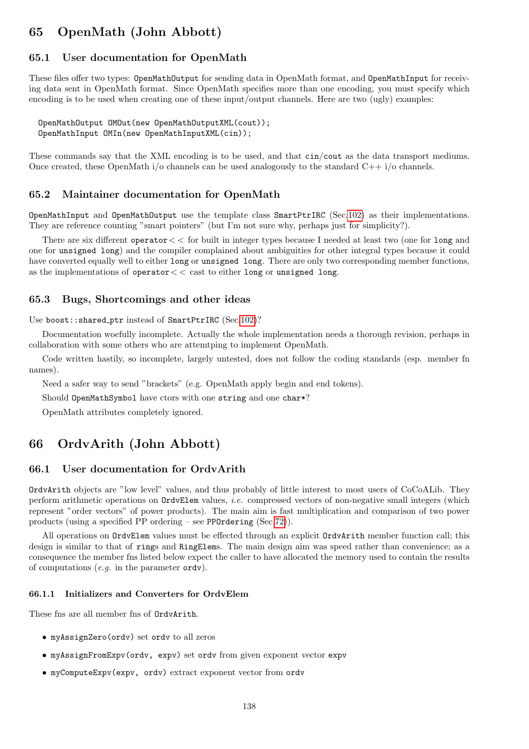# 65 OpenMath (John Abbott)

## 65.1 User documentation for OpenMath

These files offer two types: `OpenMathOutput` for sending data in OpenMath format, and `OpenMathInput` for receiving data sent in OpenMath format. Since OpenMath specifies more than one encoding, you must specify which encoding is to be used when creating one of these input/output channels. Here are two (ugly) examples:

```
OpenMathOutput OMOut(new OpenMathOutputXML(cout));
OpenMathInput OMIn(new OpenMathInputXML(cin));
```

These commands say that the XML encoding is to be used, and that `cin`/`cout` as the data transport mediums. Once created, these OpenMath i/o channels can be used analogously to the standard C++ i/o channels.

## 65.2 Maintainer documentation for OpenMath

`OpenMathInput` and `OpenMathOutput` use the template class `SmartPtrIRC` (Sec.102) as their implementations. They are reference counting "smart pointers" (but I'm not sure why, perhaps just for simplicity?).

There are six different `operator<<` for built in integer types because I needed at least two (one for `long` and one for `unsigned long`) and the compiler complained about ambiguities for other integral types because it could have converted equally well to either `long` or `unsigned long`. There are only two corresponding member functions, as the implementations of `operator<<` cast to either `long` or `unsigned long`.

## 65.3 Bugs, Shortcomings and other ideas

Use `boost::shared_ptr` instead of `SmartPtrIRC` (Sec.102)?

Documentation woefully incomplete. Actually the whole implementation needs a thorough revision, perhaps in collaboration with some others who are attemtping to implement OpenMath.

Code written hastily, so incomplete, largely untested, does not follow the coding standards (esp. member fn names).

Need a safer way to send "brackets" (e.g. OpenMath apply begin and end tokens).

Should `OpenMathSymbol` have ctors with one `string` and one `char*`?

OpenMath attributes completely ignored.

# 66 OrdvArith (John Abbott)

## 66.1 User documentation for OrdvArith

`OrdvArith` objects are "low level" values, and thus probably of little interest to most users of CoCoALib. They perform arithmetic operations on `OrdvElem` values, *i.e.* compressed vectors of non-negative small integers (which represent "order vectors" of power products). The main aim is fast multiplication and comparison of two power products (using a specified PP ordering – see `PPOrdering` (Sec.72)).

All operations on `OrdvElem` values must be effected through an explicit `OrdvArith` member function call; this design is similar to that of `ring`s and `RingElem`s. The main design aim was speed rather than convenience; as a consequence the member fns listed below expect the caller to have allocated the memory used to contain the results of computations (*e.g.* in the parameter `ordv`).

### 66.1.1 Initializers and Converters for OrdvElem

These fns are all member fns of `OrdvArith`.

- `myAssignZero(ordv)` set `ordv` to all zeros
- `myAssignFromExpv(ordv, expv)` set `ordv` from given exponent vector `expv`
- `myComputeExpv(expv, ordv)` extract exponent vector from `ordv`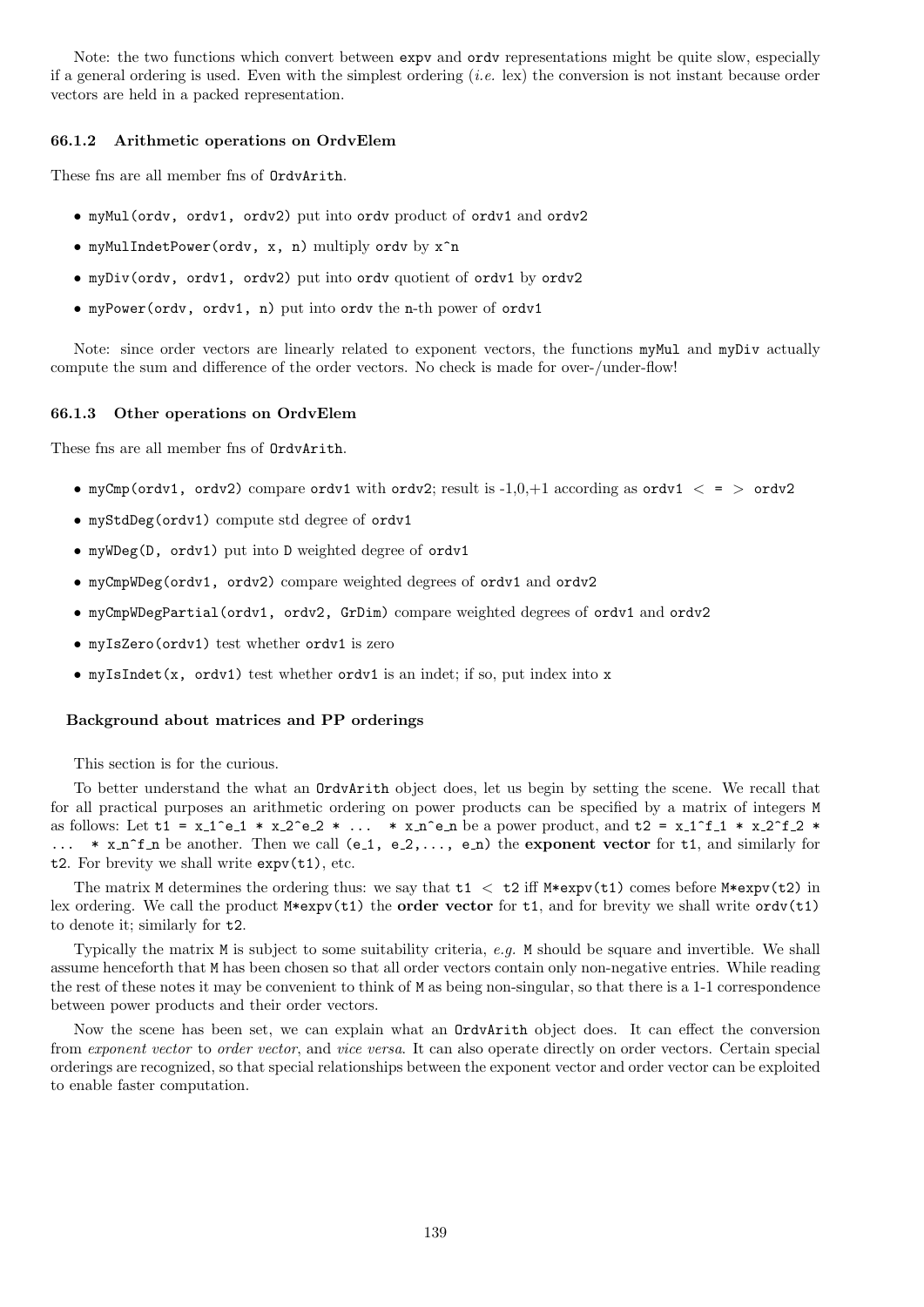Note: the two functions which convert between `expv` and `ordv` representations might be quite slow, especially if a general ordering is used. Even with the simplest ordering (*i.e.* lex) the conversion is not instant because order vectors are held in a packed representation.

### 66.1.2 Arithmetic operations on OrdvElem

These fns are all member fns of `OrdvArith`.

- `myMul(ordv, ordv1, ordv2)` put into `ordv` product of `ordv1` and `ordv2`
- `myMulIndetPower(ordv, x, n)` multiply `ordv` by `x^n`
- `myDiv(ordv, ordv1, ordv2)` put into `ordv` quotient of `ordv1` by `ordv2`
- `myPower(ordv, ordv1, n)` put into `ordv` the `n`-th power of `ordv1`

Note: since order vectors are linearly related to exponent vectors, the functions `myMul` and `myDiv` actually compute the sum and difference of the order vectors. No check is made for over-/under-flow!

### 66.1.3 Other operations on OrdvElem

These fns are all member fns of `OrdvArith`.

- `myCmp(ordv1, ordv2)` compare `ordv1` with `ordv2`; result is -1,0,+1 according as `ordv1` < = > `ordv2`
- `myStdDeg(ordv1)` compute std degree of `ordv1`
- `myWDeg(D, ordv1)` put into `D` weighted degree of `ordv1`
- `myCmpWDeg(ordv1, ordv2)` compare weighted degrees of `ordv1` and `ordv2`
- `myCmpWDegPartial(ordv1, ordv2, GrDim)` compare weighted degrees of `ordv1` and `ordv2`
- `myIsZero(ordv1)` test whether `ordv1` is zero
- `myIsIndet(x, ordv1)` test whether `ordv1` is an indet; if so, put index into `x`

### Background about matrices and PP orderings

This section is for the curious.

To better understand the what an `OrdvArith` object does, let us begin by setting the scene. We recall that for all practical purposes an arithmetic ordering on power products can be specified by a matrix of integers `M` as follows: Let `t1 = x_1^e_1 * x_2^e_2 * ... * x_n^e_n` be a power product, and `t2 = x_1^f_1 * x_2^f_2 * ... * x_n^f_n` be another. Then we call `(e_1, e_2,..., e_n)` the **exponent vector** for `t1`, and similarly for `t2`. For brevity we shall write `expv(t1)`, etc.

The matrix `M` determines the ordering thus: we say that `t1 < t2` iff `M*expv(t1)` comes before `M*expv(t2)` in lex ordering. We call the product `M*expv(t1)` the **order vector** for `t1`, and for brevity we shall write `ordv(t1)` to denote it; similarly for `t2`.

Typically the matrix `M` is subject to some suitability criteria, *e.g.* `M` should be square and invertible. We shall assume henceforth that `M` has been chosen so that all order vectors contain only non-negative entries. While reading the rest of these notes it may be convenient to think of `M` as being non-singular, so that there is a 1-1 correspondence between power products and their order vectors.

Now the scene has been set, we can explain what an `OrdvArith` object does. It can effect the conversion from *exponent vector* to *order vector*, and *vice versa*. It can also operate directly on order vectors. Certain special orderings are recognized, so that special relationships between the exponent vector and order vector can be exploited to enable faster computation.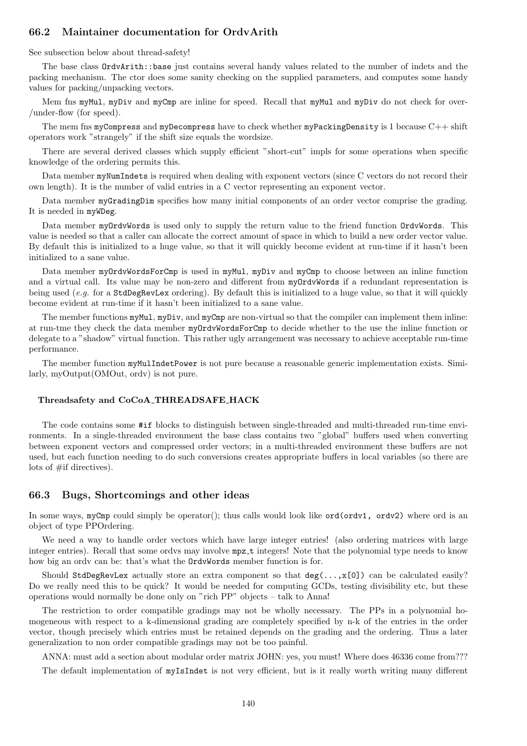## 66.2 Maintainer documentation for OrdvArith

See subsection below about thread-safety!

The base class `OrdvArith::base` just contains several handy values related to the number of indets and the packing mechanism. The ctor does some sanity checking on the supplied parameters, and computes some handy values for packing/unpacking vectors.

Mem fns `myMul`, `myDiv` and `myCmp` are inline for speed. Recall that `myMul` and `myDiv` do not check for over-/under-flow (for speed).

The mem fns `myCompress` and `myDecompress` have to check whether `myPackingDensity` is 1 because C++ shift operators work "strangely" if the shift size equals the wordsize.

There are several derived classes which supply efficient "short-cut" impls for some operations when specific knowledge of the ordering permits this.

Data member `myNumIndets` is required when dealing with exponent vectors (since C vectors do not record their own length). It is the number of valid entries in a C vector representing an exponent vector.

Data member `myGradingDim` specifies how many initial components of an order vector comprise the grading. It is needed in `myWDeg`.

Data member `myOrdvWords` is used only to supply the return value to the friend function `OrdvWords`. This value is needed so that a caller can allocate the correct amount of space in which to build a new order vector value. By default this is initialized to a huge value, so that it will quickly become evident at run-time if it hasn't been initialized to a sane value.

Data member `myOrdvWordsForCmp` is used in `myMul`, `myDiv` and `myCmp` to choose between an inline function and a virtual call. Its value may be non-zero and different from `myOrdvWords` if a redundant representation is being used (*e.g.* for a `StdDegRevLex` ordering). By default this is initialized to a huge value, so that it will quickly become evident at run-time if it hasn't been initialized to a sane value.

The member functions `myMul`, `myDiv`, and `myCmp` are non-virtual so that the compiler can implement them inline: at run-tme they check the data member `myOrdvWordsForCmp` to decide whether to the use the inline function or delegate to a "shadow" virtual function. This rather ugly arrangement was necessary to achieve acceptable run-time performance.

The member function `myMulIndetPower` is not pure because a reasonable generic implementation exists. Similarly, myOutput(OMOut, ordv) is not pure.

#### Threadsafety and CoCoA_THREADSAFE_HACK

The code contains some `#if` blocks to distinguish between single-threaded and multi-threaded run-time environments. In a single-threaded environment the base class contains two "global" buffers used when converting between exponent vectors and compressed order vectors; in a multi-threaded environment these buffers are not used, but each function needing to do such conversions creates appropriate buffers in local variables (so there are lots of #if directives).

## 66.3 Bugs, Shortcomings and other ideas

In some ways, `myCmp` could simply be operator(); thus calls would look like `ord(ordv1, ordv2)` where ord is an object of type PPOrdering.

We need a way to handle order vectors which have large integer entries! (also ordering matrices with large integer entries). Recall that some ordvs may involve `mpz_t` integers! Note that the polynomial type needs to know how big an ordv can be: that's what the `OrdvWords` member function is for.

Should `StdDegRevLex` actually store an extra component so that `deg(...,x[0])` can be calculated easily? Do we really need this to be quick? It would be needed for computing GCDs, testing divisibility etc, but these operations would normally be done only on "rich PP" objects – talk to Anna!

The restriction to order compatible gradings may not be wholly necessary. The PPs in a polynomial homogeneous with respect to a k-dimensional grading are completely specified by n-k of the entries in the order vector, though precisely which entries must be retained depends on the grading and the ordering. Thus a later generalization to non order compatible gradings may not be too painful.

ANNA: must add a section about modular order matrix JOHN: yes, you must! Where does 46336 come from???

The default implementation of `myIsIndet` is not very efficient, but is it really worth writing many different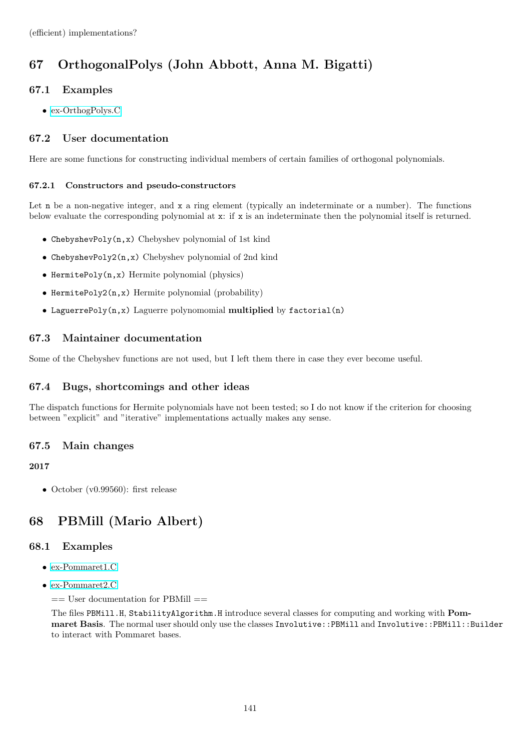(efficient) implementations?

# 67 OrthogonalPolys (John Abbott, Anna M. Bigatti)

## 67.1 Examples

- ex-OrthogPolys.C

## 67.2 User documentation

Here are some functions for constructing individual members of certain families of orthogonal polynomials.

### 67.2.1 Constructors and pseudo-constructors

Let `n` be a non-negative integer, and `x` a ring element (typically an indeterminate or a number). The functions below evaluate the corresponding polynomial at `x`: if `x` is an indeterminate then the polynomial itself is returned.

- `ChebyshevPoly(n,x)` Chebyshev polynomial of 1st kind
- `ChebyshevPoly2(n,x)` Chebyshev polynomial of 2nd kind
- `HermitePoly(n,x)` Hermite polynomial (physics)
- `HermitePoly2(n,x)` Hermite polynomial (probability)
- `LaguerrePoly(n,x)` Laguerre polynomomial **multiplied** by `factorial(n)`

## 67.3 Maintainer documentation

Some of the Chebyshev functions are not used, but I left them there in case they ever become useful.

## 67.4 Bugs, shortcomings and other ideas

The dispatch functions for Hermite polynomials have not been tested; so I do not know if the criterion for choosing between "explicit" and "iterative" implementations actually makes any sense.

## 67.5 Main changes

**2017**

- October (v0.99560): first release

# 68 PBMill (Mario Albert)

## 68.1 Examples

- ex-Pommaret1.C
- ex-Pommaret2.C

  == User documentation for PBMill ==

  The files `PBMill.H`, `StabilityAlgorithm.H` introduce several classes for computing and working with **Pommaret Basis**. The normal user should only use the classes `Involutive::PBMill` and `Involutive::PBMill::Builder` to interact with Pommaret bases.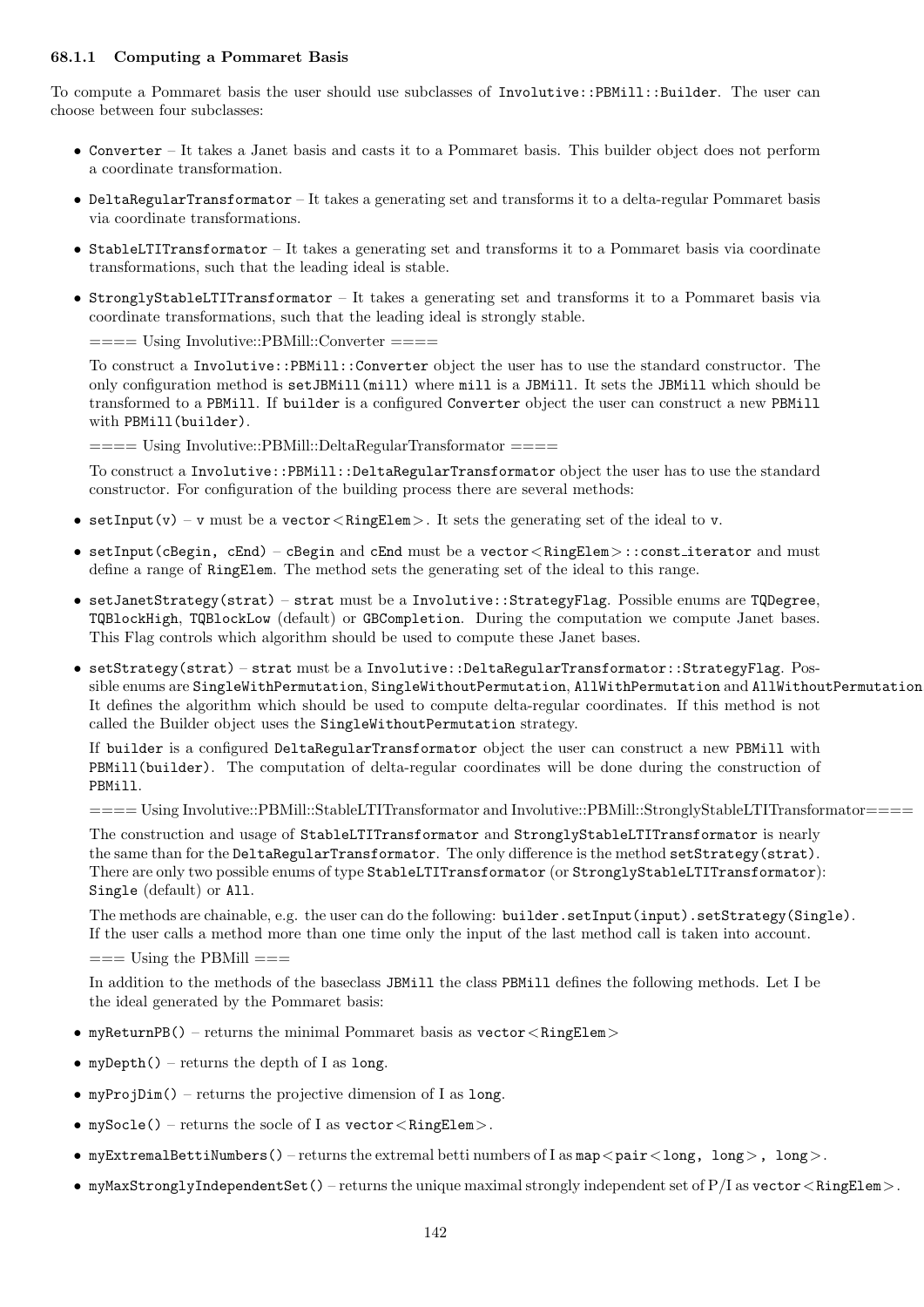### 68.1.1 Computing a Pommaret Basis

To compute a Pommaret basis the user should use subclasses of `Involutive::PBMill::Builder`. The user can choose between four subclasses:

- `Converter` – It takes a Janet basis and casts it to a Pommaret basis. This builder object does not perform a coordinate transformation.
- `DeltaRegularTransformator` – It takes a generating set and transforms it to a delta-regular Pommaret basis via coordinate transformations.
- `StableLTITransformator` – It takes a generating set and transforms it to a Pommaret basis via coordinate transformations, such that the leading ideal is stable.
- `StronglyStableLTITransformator` – It takes a generating set and transforms it to a Pommaret basis via coordinate transformations, such that the leading ideal is strongly stable.

  ==== Using Involutive::PBMill::Converter ====

  To construct a `Involutive::PBMill::Converter` object the user has to use the standard constructor. The only configuration method is `setJBMill(mill)` where `mill` is a `JBMill`. It sets the `JBMill` which should be transformed to a `PBMill`. If `builder` is a configured `Converter` object the user can construct a new `PBMill` with `PBMill(builder)`.

  ==== Using Involutive::PBMill::DeltaRegularTransformator ====

  To construct a `Involutive::PBMill::DeltaRegularTransformator` object the user has to use the standard constructor. For configuration of the building process there are several methods:

- `setInput(v)` – `v` must be a `vector<RingElem>`. It sets the generating set of the ideal to `v`.
- `setInput(cBegin, cEnd)` – `cBegin` and `cEnd` must be a `vector<RingElem>::const_iterator` and must define a range of `RingElem`. The method sets the generating set of the ideal to this range.
- `setJanetStrategy(strat)` – `strat` must be a `Involutive::StrategyFlag`. Possible enums are `TQDegree`, `TQBlockHigh`, `TQBlockLow` (default) or `GBCompletion`. During the computation we compute Janet bases. This Flag controls which algorithm should be used to compute these Janet bases.
- `setStrategy(strat)` – `strat` must be a `Involutive::DeltaRegularTransformator::StrategyFlag`. Possible enums are `SingleWithPermutation`, `SingleWithoutPermutation`, `AllWithPermutation` and `AllWithoutPermutation`. It defines the algorithm which should be used to compute delta-regular coordinates. If this method is not called the Builder object uses the `SingleWithoutPermutation` strategy.

  If `builder` is a configured `DeltaRegularTransformator` object the user can construct a new `PBMill` with `PBMill(builder)`. The computation of delta-regular coordinates will be done during the construction of `PBMill`.

  ==== Using Involutive::PBMill::StableLTITransformator and Involutive::PBMill::StronglyStableLTITransformator====

  The construction and usage of `StableLTITransformator` and `StronglyStableLTITransformator` is nearly the same than for the `DeltaRegularTransformator`. The only difference is the method `setStrategy(strat)`. There are only two possible enums of type `StableLTITransformator` (or `StronglyStableLTITransformator`): `Single` (default) or `All`.

  The methods are chainable, e.g. the user can do the following: `builder.setInput(input).setStrategy(Single)`. If the user calls a method more than one time only the input of the last method call is taken into account.

  === Using the PBMill ===

  In addition to the methods of the baseclass `JBMill` the class `PBMill` defines the following methods. Let I be the ideal generated by the Pommaret basis:

- `myReturnPB()` – returns the minimal Pommaret basis as `vector<RingElem>`
- `myDepth()` – returns the depth of I as `long`.
- `myProjDim()` – returns the projective dimension of I as `long`.
- `mySocle()` – returns the socle of I as `vector<RingElem>`.
- `myExtremalBettiNumbers()` – returns the extremal betti numbers of I as `map<pair<long, long>, long>`.
- `myMaxStronglyIndependentSet()` – returns the unique maximal strongly independent set of P/I as `vector<RingElem>`.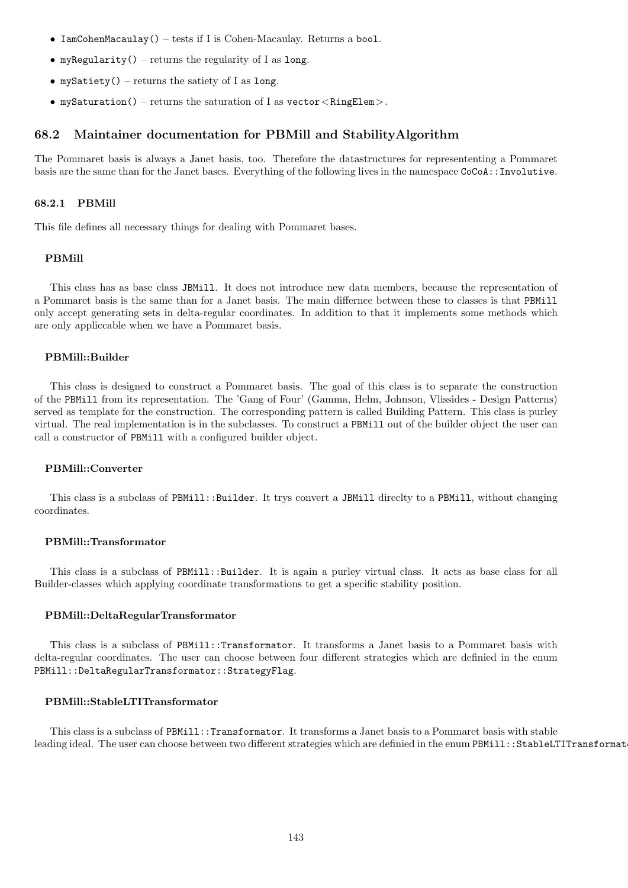- `IamCohenMacaulay()` – tests if I is Cohen-Macaulay. Returns a `bool`.
- `myRegularity()` – returns the regularity of I as `long`.
- `mySatiety()` – returns the satiety of I as `long`.
- `mySaturation()` – returns the saturation of I as `vector<RingElem>`.

## 68.2 Maintainer documentation for PBMill and StabilityAlgorithm

The Pommaret basis is always a Janet basis, too. Therefore the datastructures for represententing a Pommaret basis are the same than for the Janet bases. Everything of the following lives in the namespace `CoCoA::Involutive`.

### 68.2.1 PBMill

This file defines all necessary things for dealing with Pommaret bases.

#### PBMill

This class has as base class `JBMill`. It does not introduce new data members, because the representation of a Pommaret basis is the same than for a Janet basis. The main differnce between these to classes is that `PBMill` only accept generating sets in delta-regular coordinates. In addition to that it implements some methods which are only appliccable when we have a Pommaret basis.

#### PBMill::Builder

This class is designed to construct a Pommaret basis. The goal of this class is to separate the construction of the `PBMill` from its representation. The 'Gang of Four' (Gamma, Helm, Johnson, Vlissides - Design Patterns) served as template for the construction. The corresponding pattern is called Building Pattern. This class is purley virtual. The real implementation is in the subclasses. To construct a `PBMill` out of the builder object the user can call a constructor of `PBMill` with a configured builder object.

#### PBMill::Converter

This class is a subclass of `PBMill::Builder`. It trys convert a `JBMill` direclty to a `PBMill`, without changing coordinates.

#### PBMill::Transformator

This class is a subclass of `PBMill::Builder`. It is again a purley virtual class. It acts as base class for all Builder-classes which applying coordinate transformations to get a specific stability position.

#### PBMill::DeltaRegularTransformator

This class is a subclass of `PBMill::Transformator`. It transforms a Janet basis to a Pommaret basis with delta-regular coordinates. The user can choose between four different strategies which are definied in the enum `PBMill::DeltaRegularTransformator::StrategyFlag`.

#### PBMill::StableLTITransformator

This class is a subclass of `PBMill::Transformator`. It transforms a Janet basis to a Pommaret basis with stable leading ideal. The user can choose between two different strategies which are definied in the enum `PBMill::StableLTITransformat`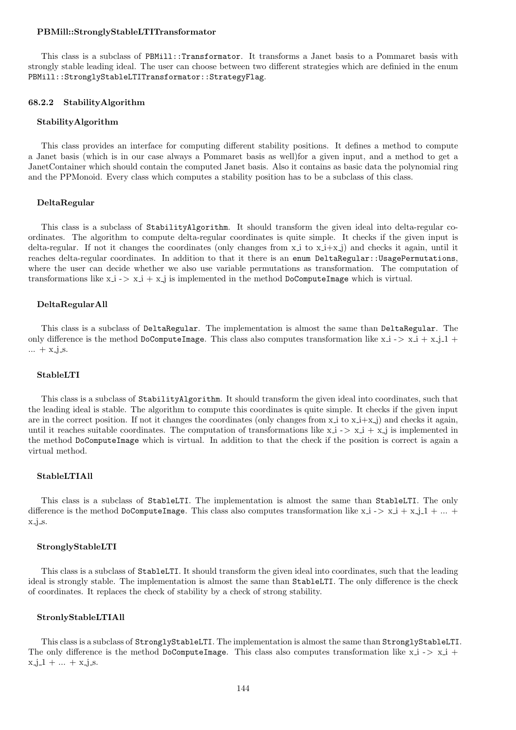**PBMill::StronglyStableLTITransformator**

This class is a subclass of `PBMill::Transformator`. It transforms a Janet basis to a Pommaret basis with strongly stable leading ideal. The user can choose between two different strategies which are definied in the enum `PBMill::StronglyStableLTITransformator::StrategyFlag`.

### 68.2.2 StabilityAlgorithm

**StabilityAlgorithm**

This class provides an interface for computing different stability positions. It defines a method to compute a Janet basis (which is in our case always a Pommaret basis as well)for a given input, and a method to get a JanetContainer which should contain the computed Janet basis. Also it contains as basic data the polynomial ring and the PPMonoid. Every class which computes a stability position has to be a subclass of this class.

**DeltaRegular**

This class is a subclass of `StabilityAlgorithm`. It should transform the given ideal into delta-regular coordinates. The algorithm to compute delta-regular coordinates is quite simple. It checks if the given input is delta-regular. If not it changes the coordinates (only changes from $x_i$ to $x_i+x_j$) and checks it again, until it reaches delta-regular coordinates. In addition to that it there is an `enum DeltaRegular::UsagePermutations`, where the user can decide whether we also use variable permutations as transformation. The computation of transformations like $x_i \rightarrow x_i + x_j$ is implemented in the method `DoComputeImage` which is virtual.

**DeltaRegularAll**

This class is a subclass of `DeltaRegular`. The implementation is almost the same than `DeltaRegular`. The only difference is the method `DoComputeImage`. This class also computes transformation like $x_i \rightarrow x_i + x_{j\_1} + \ldots + x_{j\_s}$.

**StableLTI**

This class is a subclass of `StabilityAlgorithm`. It should transform the given ideal into coordinates, such that the leading ideal is stable. The algorithm to compute this coordinates is quite simple. It checks if the given input are in the correct position. If not it changes the coordinates (only changes from $x_i$ to $x_i+x_j$) and checks it again, until it reaches suitable coordinates. The computation of transformations like $x_i \rightarrow x_i + x_j$ is implemented in the method `DoComputeImage` which is virtual. In addition to that the check if the position is correct is again a virtual method.

**StableLTIAll**

This class is a subclass of `StableLTI`. The implementation is almost the same than `StableLTI`. The only difference is the method `DoComputeImage`. This class also computes transformation like $x_i \rightarrow x_i + x_{j\_1} + \ldots + x_{j\_s}$.

**StronglyStableLTI**

This class is a subclass of `StableLTI`. It should transform the given ideal into coordinates, such that the leading ideal is strongly stable. The implementation is almost the same than `StableLTI`. The only difference is the check of coordinates. It replaces the check of stability by a check of strong stability.

**StronlyStableLTIAll**

This class is a subclass of `StronglyStableLTI`. The implementation is almost the same than `StronglyStableLTI`. The only difference is the method `DoComputeImage`. This class also computes transformation like $x_i \rightarrow x_i + x_{j\_1} + \ldots + x_{j\_s}$.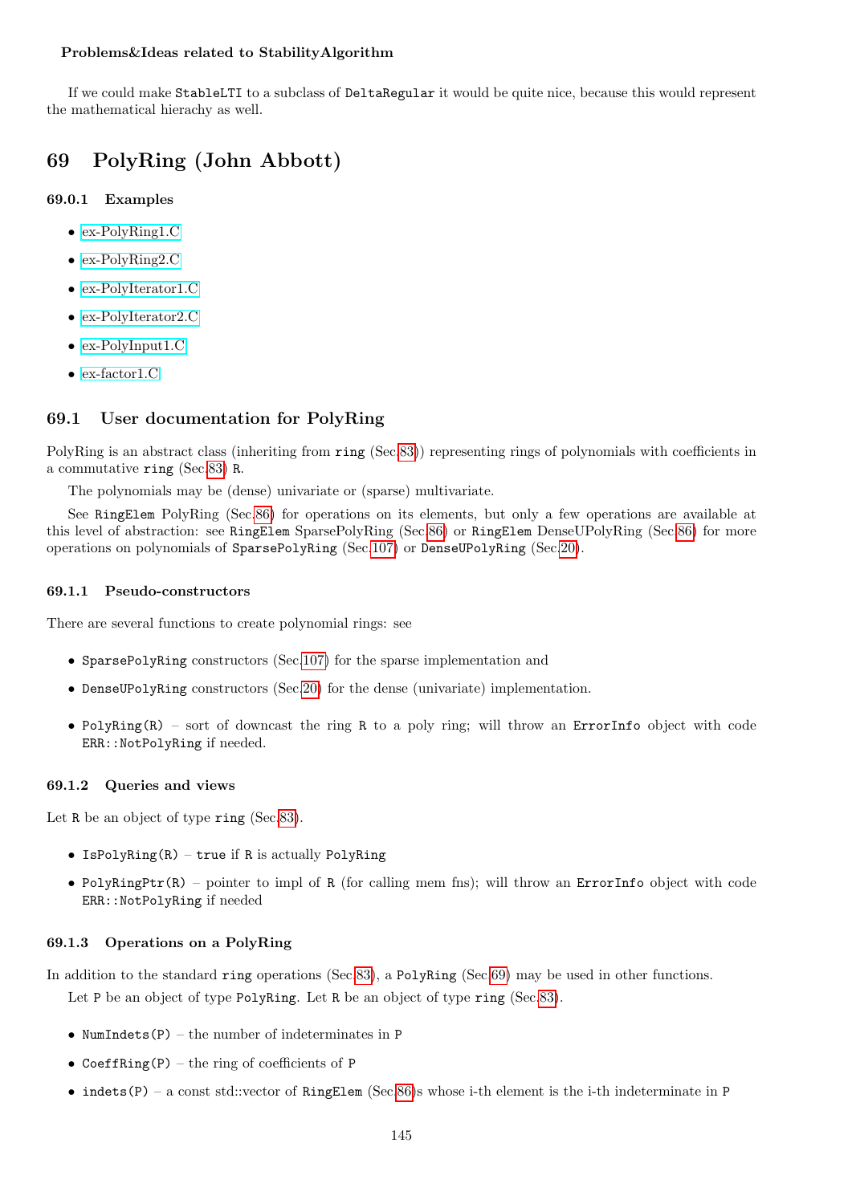**Problems&Ideas related to StabilityAlgorithm**

If we could make `StableLTI` to a subclass of `DeltaRegular` it would be quite nice, because this would represent the mathematical hierachy as well.

# 69 PolyRing (John Abbott)

### 69.0.1 Examples

- ex-PolyRing1.C
- ex-PolyRing2.C
- ex-PolyIterator1.C
- ex-PolyIterator2.C
- ex-PolyInput1.C
- ex-factor1.C

## 69.1 User documentation for PolyRing

PolyRing is an abstract class (inheriting from `ring` (Sec.83)) representing rings of polynomials with coefficients in a commutative `ring` (Sec.83) `R`.

The polynomials may be (dense) univariate or (sparse) multivariate.

See `RingElem` PolyRing (Sec.86) for operations on its elements, but only a few operations are available at this level of abstraction: see `RingElem` SparsePolyRing (Sec.86) or `RingElem` DenseUPolyRing (Sec.86) for more operations on polynomials of `SparsePolyRing` (Sec.107) or `DenseUPolyRing` (Sec.20).

### 69.1.1 Pseudo-constructors

There are several functions to create polynomial rings: see

- `SparsePolyRing` constructors (Sec.107) for the sparse implementation and
- `DenseUPolyRing` constructors (Sec.20) for the dense (univariate) implementation.

- `PolyRing(R)` – sort of downcast the ring `R` to a poly ring; will throw an `ErrorInfo` object with code `ERR::NotPolyRing` if needed.

### 69.1.2 Queries and views

Let `R` be an object of type `ring` (Sec.83).

- `IsPolyRing(R)` – `true` if `R` is actually `PolyRing`
- `PolyRingPtr(R)` – pointer to impl of `R` (for calling mem fns); will throw an `ErrorInfo` object with code `ERR::NotPolyRing` if needed

### 69.1.3 Operations on a PolyRing

In addition to the standard `ring` operations (Sec.83), a `PolyRing` (Sec.69) may be used in other functions.

Let `P` be an object of type `PolyRing`. Let `R` be an object of type `ring` (Sec.83).

- `NumIndets(P)` – the number of indeterminates in `P`
- `CoeffRing(P)` – the ring of coefficients of `P`
- `indets(P)` – a const std::vector of `RingElem` (Sec.86)s whose i-th element is the i-th indeterminate in `P`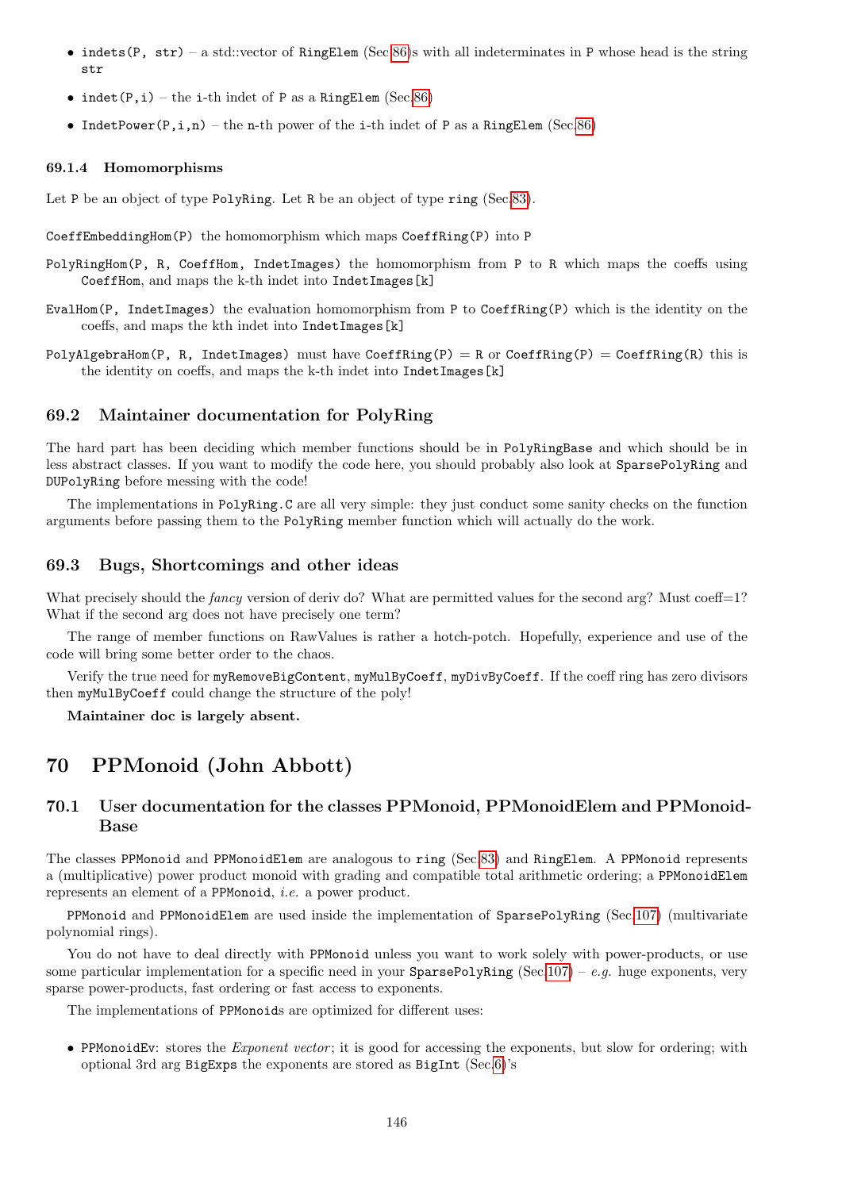- `indets(P, str)` – a std::vector of `RingElem` (Sec.86)s with all indeterminates in `P` whose head is the string `str`
- `indet(P,i)` – the `i`-th indet of `P` as a `RingElem` (Sec.86)
- `IndetPower(P,i,n)` – the `n`-th power of the `i`-th indet of `P` as a `RingElem` (Sec.86)

#### 69.1.4 Homomorphisms

Let `P` be an object of type `PolyRing`. Let `R` be an object of type `ring` (Sec.83).

`CoeffEmbeddingHom(P)` the homomorphism which maps `CoeffRing(P)` into `P`

`PolyRingHom(P, R, CoeffHom, IndetImages)` the homomorphism from `P` to `R` which maps the coeffs using `CoeffHom`, and maps the k-th indet into `IndetImages[k]`

`EvalHom(P, IndetImages)` the evaluation homomorphism from `P` to `CoeffRing(P)` which is the identity on the coeffs, and maps the kth indet into `IndetImages[k]`

`PolyAlgebraHom(P, R, IndetImages)` must have `CoeffRing(P)` = `R` or `CoeffRing(P)` = `CoeffRing(R)` this is the identity on coeffs, and maps the k-th indet into `IndetImages[k]`

### 69.2 Maintainer documentation for PolyRing

The hard part has been deciding which member functions should be in `PolyRingBase` and which should be in less abstract classes. If you want to modify the code here, you should probably also look at `SparsePolyRing` and `DUPolyRing` before messing with the code!

The implementations in `PolyRing.C` are all very simple: they just conduct some sanity checks on the function arguments before passing them to the `PolyRing` member function which will actually do the work.

### 69.3 Bugs, Shortcomings and other ideas

What precisely should the *fancy* version of deriv do? What are permitted values for the second arg? Must coeff=1? What if the second arg does not have precisely one term?

The range of member functions on RawValues is rather a hotch-potch. Hopefully, experience and use of the code will bring some better order to the chaos.

Verify the true need for `myRemoveBigContent`, `myMulByCoeff`, `myDivByCoeff`. If the coeff ring has zero divisors then `myMulByCoeff` could change the structure of the poly!

**Maintainer doc is largely absent.**

## 70 PPMonoid (John Abbott)

### 70.1 User documentation for the classes PPMonoid, PPMonoidElem and PPMonoidBase

The classes `PPMonoid` and `PPMonoidElem` are analogous to `ring` (Sec.83) and `RingElem`. A `PPMonoid` represents a (multiplicative) power product monoid with grading and compatible total arithmetic ordering; a `PPMonoidElem` represents an element of a `PPMonoid`, *i.e.* a power product.

`PPMonoid` and `PPMonoidElem` are used inside the implementation of `SparsePolyRing` (Sec.107) (multivariate polynomial rings).

You do not have to deal directly with `PPMonoid` unless you want to work solely with power-products, or use some particular implementation for a specific need in your `SparsePolyRing` (Sec.107) – *e.g.* huge exponents, very sparse power-products, fast ordering or fast access to exponents.

The implementations of `PPMonoid`s are optimized for different uses:

- `PPMonoidEv`: stores the *Exponent vector*; it is good for accessing the exponents, but slow for ordering; with optional 3rd arg `BigExps` the exponents are stored as `BigInt` (Sec.6)'s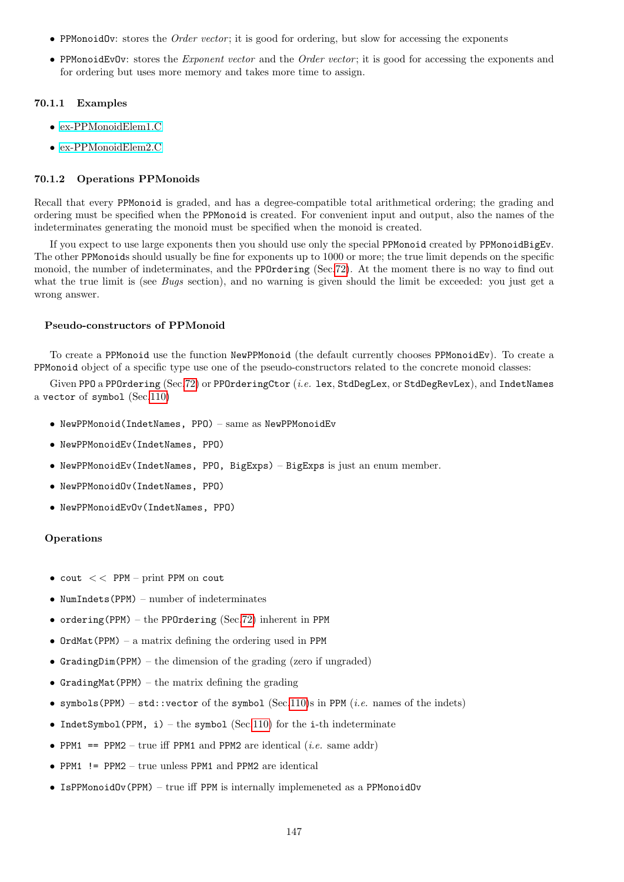- `PPMonoidOv`: stores the *Order vector*; it is good for ordering, but slow for accessing the exponents
- `PPMonoidEvOv`: stores the *Exponent vector* and the *Order vector*; it is good for accessing the exponents and for ordering but uses more memory and takes more time to assign.

### 70.1.1 Examples

- ex-PPMonoidElem1.C
- ex-PPMonoidElem2.C

### 70.1.2 Operations PPMonoids

Recall that every `PPMonoid` is graded, and has a degree-compatible total arithmetical ordering; the grading and ordering must be specified when the `PPMonoid` is created. For convenient input and output, also the names of the indeterminates generating the monoid must be specified when the monoid is created.

If you expect to use large exponents then you should use only the special `PPMonoid` created by `PPMonoidBigEv`. The other `PPMonoid`s should usually be fine for exponents up to 1000 or more; the true limit depends on the specific monoid, the number of indeterminates, and the `PPOrdering` (Sec.72). At the moment there is no way to find out what the true limit is (see *Bugs* section), and no warning is given should the limit be exceeded: you just get a wrong answer.

#### Pseudo-constructors of PPMonoid

To create a `PPMonoid` use the function `NewPPMonoid` (the default currently chooses `PPMonoidEv`). To create a `PPMonoid` object of a specific type use one of the pseudo-constructors related to the concrete monoid classes:

Given `PPO` a `PPOrdering` (Sec.72) or `PPOrderingCtor` (*i.e.* `lex`, `StdDegLex`, or `StdDegRevLex`), and `IndetNames` a `vector` of `symbol` (Sec.110)

- `NewPPMonoid(IndetNames, PPO)` – same as `NewPPMonoidEv`
- `NewPPMonoidEv(IndetNames, PPO)`
- `NewPPMonoidEv(IndetNames, PPO, BigExps)` – `BigExps` is just an enum member.
- `NewPPMonoidOv(IndetNames, PPO)`
- `NewPPMonoidEvOv(IndetNames, PPO)`

#### Operations

- `cout << PPM` – print `PPM` on `cout`
- `NumIndets(PPM)` – number of indeterminates
- `ordering(PPM)` – the `PPOrdering` (Sec.72) inherent in `PPM`
- `OrdMat(PPM)` – a matrix defining the ordering used in `PPM`
- `GradingDim(PPM)` – the dimension of the grading (zero if ungraded)
- `GradingMat(PPM)` – the matrix defining the grading
- `symbols(PPM)` – `std::vector` of the `symbol` (Sec.110)s in `PPM` (*i.e.* names of the indets)
- `IndetSymbol(PPM, i)` – the `symbol` (Sec.110) for the `i`-th indeterminate
- `PPM1 == PPM2` – true iff `PPM1` and `PPM2` are identical (*i.e.* same addr)
- `PPM1 != PPM2` – true unless `PPM1` and `PPM2` are identical
- `IsPPMonoidOv(PPM)` – true iff `PPM` is internally implemeneted as a `PPMonoidOv`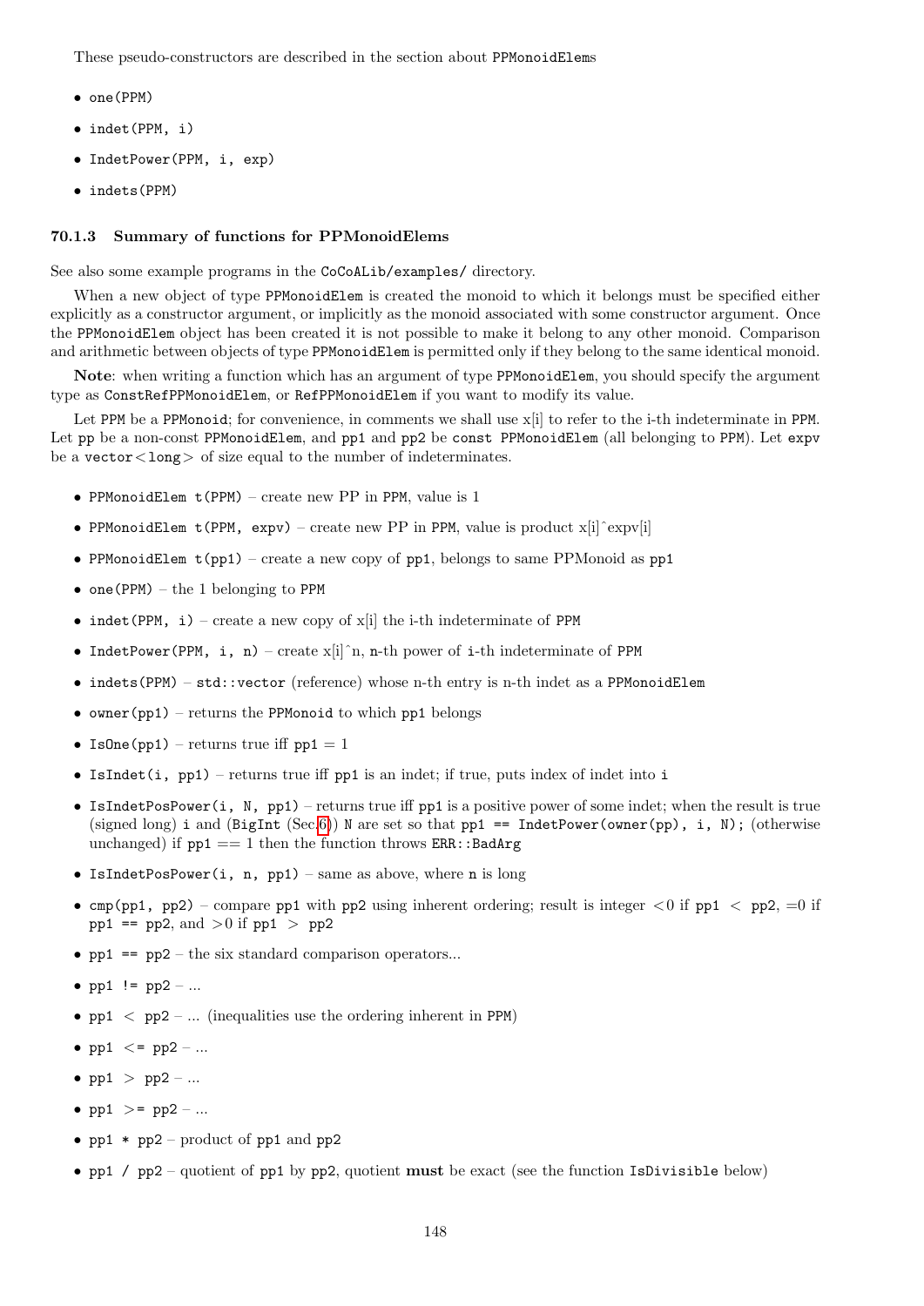These pseudo-constructors are described in the section about `PPMonoidElem`s

- `one(PPM)`
- `indet(PPM, i)`
- `IndetPower(PPM, i, exp)`
- `indets(PPM)`

### 70.1.3 Summary of functions for PPMonoidElems

See also some example programs in the `CoCoALib/examples/` directory.

When a new object of type `PPMonoidElem` is created the monoid to which it belongs must be specified either explicitly as a constructor argument, or implicitly as the monoid associated with some constructor argument. Once the `PPMonoidElem` object has been created it is not possible to make it belong to any other monoid. Comparison and arithmetic between objects of type `PPMonoidElem` is permitted only if they belong to the same identical monoid.

**Note**: when writing a function which has an argument of type `PPMonoidElem`, you should specify the argument type as `ConstRefPPMonoidElem`, or `RefPPMonoidElem` if you want to modify its value.

Let `PPM` be a `PPMonoid`; for convenience, in comments we shall use x[i] to refer to the i-th indeterminate in `PPM`. Let `pp` be a non-const `PPMonoidElem`, and `pp1` and `pp2` be `const PPMonoidElem` (all belonging to `PPM`). Let `expv` be a `vector<long>` of size equal to the number of indeterminates.

- `PPMonoidElem t(PPM)` – create new PP in `PPM`, value is 1
- `PPMonoidElem t(PPM, expv)` – create new PP in `PPM`, value is product x[i]^expv[i]
- `PPMonoidElem t(pp1)` – create a new copy of `pp1`, belongs to same PPMonoid as `pp1`
- `one(PPM)` – the 1 belonging to `PPM`
- `indet(PPM, i)` – create a new copy of x[i] the i-th indeterminate of `PPM`
- `IndetPower(PPM, i, n)` – create x[i]^n, `n`-th power of `i`-th indeterminate of `PPM`
- `indets(PPM)` – `std::vector` (reference) whose n-th entry is n-th indet as a `PPMonoidElem`
- `owner(pp1)` – returns the `PPMonoid` to which `pp1` belongs
- `IsOne(pp1)` – returns true iff `pp1` = 1
- `IsIndet(i, pp1)` – returns true iff `pp1` is an indet; if true, puts index of indet into `i`
- `IsIndetPosPower(i, N, pp1)` – returns true iff `pp1` is a positive power of some indet; when the result is true (signed long) `i` and (`BigInt` (Sec.6)) `N` are set so that `pp1 == IndetPower(owner(pp), i, N);` (otherwise unchanged) if `pp1` == 1 then the function throws `ERR::BadArg`
- `IsIndetPosPower(i, n, pp1)` – same as above, where `n` is long
- `cmp(pp1, pp2)` – compare `pp1` with `pp2` using inherent ordering; result is integer <0 if `pp1 < pp2`, =0 if `pp1 == pp2`, and >0 if `pp1 > pp2`
- `pp1 == pp2` – the six standard comparison operators...
- `pp1 != pp2` – ...
- `pp1 < pp2` – ... (inequalities use the ordering inherent in `PPM`)
- `pp1 <= pp2` – ...
- `pp1 > pp2` – ...
- `pp1 >= pp2` – ...
- `pp1 * pp2` – product of `pp1` and `pp2`
- `pp1 / pp2` – quotient of `pp1` by `pp2`, quotient **must** be exact (see the function `IsDivisible` below)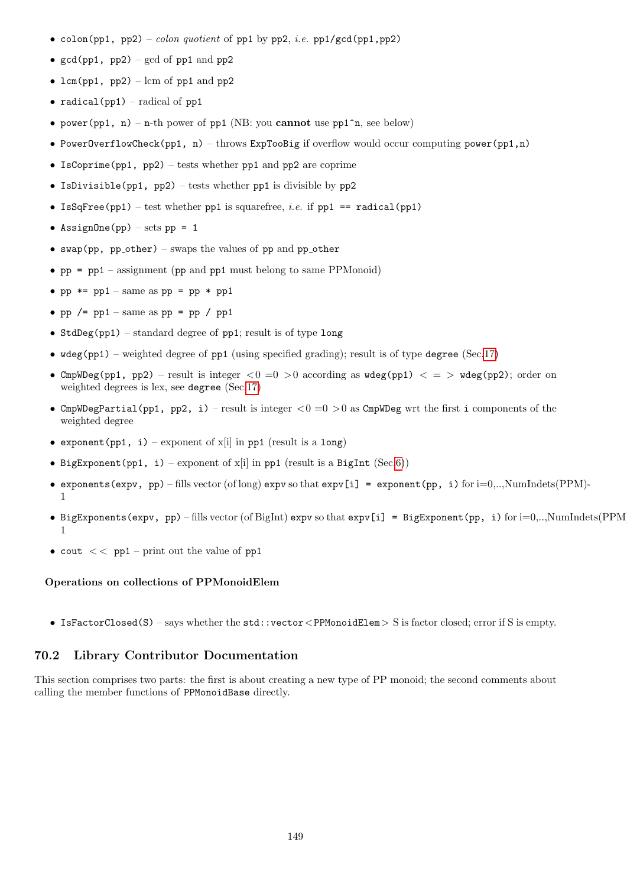- `colon(pp1, pp2)` – *colon quotient* of `pp1` by `pp2`, *i.e.* `pp1/gcd(pp1,pp2)`
- `gcd(pp1, pp2)` – gcd of `pp1` and `pp2`
- `lcm(pp1, pp2)` – lcm of `pp1` and `pp2`
- `radical(pp1)` – radical of `pp1`
- `power(pp1, n)` – `n`-th power of `pp1` (NB: you **cannot** use `pp1^n`, see below)
- `PowerOverflowCheck(pp1, n)` – throws `ExpTooBig` if overflow would occur computing `power(pp1,n)`
- `IsCoprime(pp1, pp2)` – tests whether `pp1` and `pp2` are coprime
- `IsDivisible(pp1, pp2)` – tests whether `pp1` is divisible by `pp2`
- `IsSqFree(pp1)` – test whether `pp1` is squarefree, *i.e.* if `pp1 == radical(pp1)`
- `AssignOne(pp)` – sets `pp = 1`
- `swap(pp, pp_other)` – swaps the values of `pp` and `pp_other`
- `pp = pp1` – assignment (`pp` and `pp1` must belong to same PPMonoid)
- `pp *= pp1` – same as `pp = pp * pp1`
- `pp /= pp1` – same as `pp = pp / pp1`
- `StdDeg(pp1)` – standard degree of `pp1`; result is of type `long`
- `wdeg(pp1)` – weighted degree of `pp1` (using specified grading); result is of type `degree` (Sec.17)
- `CmpWDeg(pp1, pp2)` – result is integer <0 =0 >0 according as `wdeg(pp1)` < = > `wdeg(pp2)`; order on weighted degrees is lex, see `degree` (Sec.17)
- `CmpWDegPartial(pp1, pp2, i)` – result is integer <0 =0 >0 as `CmpWDeg` wrt the first `i` components of the weighted degree
- `exponent(pp1, i)` – exponent of x[i] in `pp1` (result is a `long`)
- `BigExponent(pp1, i)` – exponent of x[i] in `pp1` (result is a `BigInt` (Sec.6))
- `exponents(expv, pp)` – fills vector (of long) `expv` so that `expv[i] = exponent(pp, i)` for i=0,..,NumIndets(PPM)-1
- `BigExponents(expv, pp)` – fills vector (of BigInt) `expv` so that `expv[i] = BigExponent(pp, i)` for i=0,..,NumIndets(PPM)-1
- `cout << pp1` – print out the value of `pp1`

**Operations on collections of PPMonoidElem**

- `IsFactorClosed(S)` – says whether the `std::vector<PPMonoidElem>` S is factor closed; error if S is empty.

## 70.2 Library Contributor Documentation

This section comprises two parts: the first is about creating a new type of PP monoid; the second comments about calling the member functions of `PPMonoidBase` directly.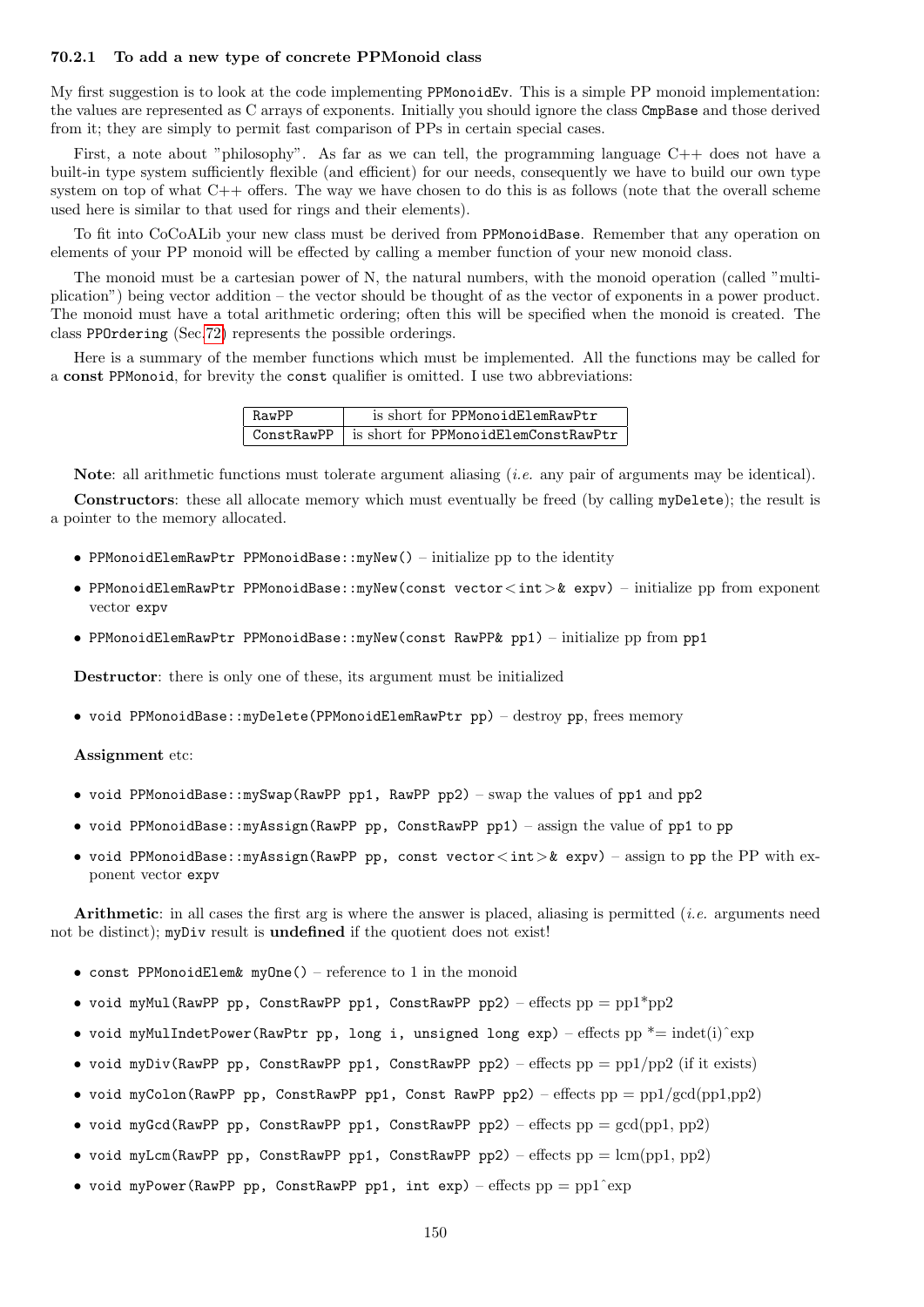### 70.2.1 To add a new type of concrete PPMonoid class

My first suggestion is to look at the code implementing `PPMonoidEv`. This is a simple PP monoid implementation: the values are represented as C arrays of exponents. Initially you should ignore the class `CmpBase` and those derived from it; they are simply to permit fast comparison of PPs in certain special cases.

First, a note about "philosophy". As far as we can tell, the programming language C++ does not have a built-in type system sufficiently flexible (and efficient) for our needs, consequently we have to build our own type system on top of what C++ offers. The way we have chosen to do this is as follows (note that the overall scheme used here is similar to that used for rings and their elements).

To fit into CoCoALib your new class must be derived from `PPMonoidBase`. Remember that any operation on elements of your PP monoid will be effected by calling a member function of your new monoid class.

The monoid must be a cartesian power of N, the natural numbers, with the monoid operation (called "multiplication") being vector addition – the vector should be thought of as the vector of exponents in a power product. The monoid must have a total arithmetic ordering; often this will be specified when the monoid is created. The class `PPOrdering` (Sec.72) represents the possible orderings.

Here is a summary of the member functions which must be implemented. All the functions may be called for a **const** `PPMonoid`, for brevity the `const` qualifier is omitted. I use two abbreviations:

| | |
|---|---|
| `RawPP` | is short for `PPMonoidElemRawPtr` |
| `ConstRawPP` | is short for `PPMonoidElemConstRawPtr` |

**Note**: all arithmetic functions must tolerate argument aliasing (*i.e.* any pair of arguments may be identical).

**Constructors**: these all allocate memory which must eventually be freed (by calling `myDelete`); the result is a pointer to the memory allocated.

- `PPMonoidElemRawPtr PPMonoidBase::myNew()` – initialize pp to the identity
- `PPMonoidElemRawPtr PPMonoidBase::myNew(const vector<int>& expv)` – initialize pp from exponent vector `expv`
- `PPMonoidElemRawPtr PPMonoidBase::myNew(const RawPP& pp1)` – initialize pp from `pp1`

**Destructor**: there is only one of these, its argument must be initialized

- `void PPMonoidBase::myDelete(PPMonoidElemRawPtr pp)` – destroy `pp`, frees memory

**Assignment** etc:

- `void PPMonoidBase::mySwap(RawPP pp1, RawPP pp2)` – swap the values of `pp1` and `pp2`
- `void PPMonoidBase::myAssign(RawPP pp, ConstRawPP pp1)` – assign the value of `pp1` to `pp`
- `void PPMonoidBase::myAssign(RawPP pp, const vector<int>& expv)` – assign to `pp` the PP with exponent vector `expv`

**Arithmetic**: in all cases the first arg is where the answer is placed, aliasing is permitted (*i.e.* arguments need not be distinct); `myDiv` result is **undefined** if the quotient does not exist!

- `const PPMonoidElem& myOne()` – reference to 1 in the monoid
- `void myMul(RawPP pp, ConstRawPP pp1, ConstRawPP pp2)` – effects pp = pp1*pp2
- `void myMulIndetPower(RawPtr pp, long i, unsigned long exp)` – effects pp *= indet(i)^exp
- `void myDiv(RawPP pp, ConstRawPP pp1, ConstRawPP pp2)` – effects pp = pp1/pp2 (if it exists)
- `void myColon(RawPP pp, ConstRawPP pp1, Const RawPP pp2)` – effects pp = pp1/gcd(pp1,pp2)
- `void myGcd(RawPP pp, ConstRawPP pp1, ConstRawPP pp2)` – effects pp = gcd(pp1, pp2)
- `void myLcm(RawPP pp, ConstRawPP pp1, ConstRawPP pp2)` – effects pp = lcm(pp1, pp2)
- `void myPower(RawPP pp, ConstRawPP pp1, int exp)` – effects pp = pp1^exp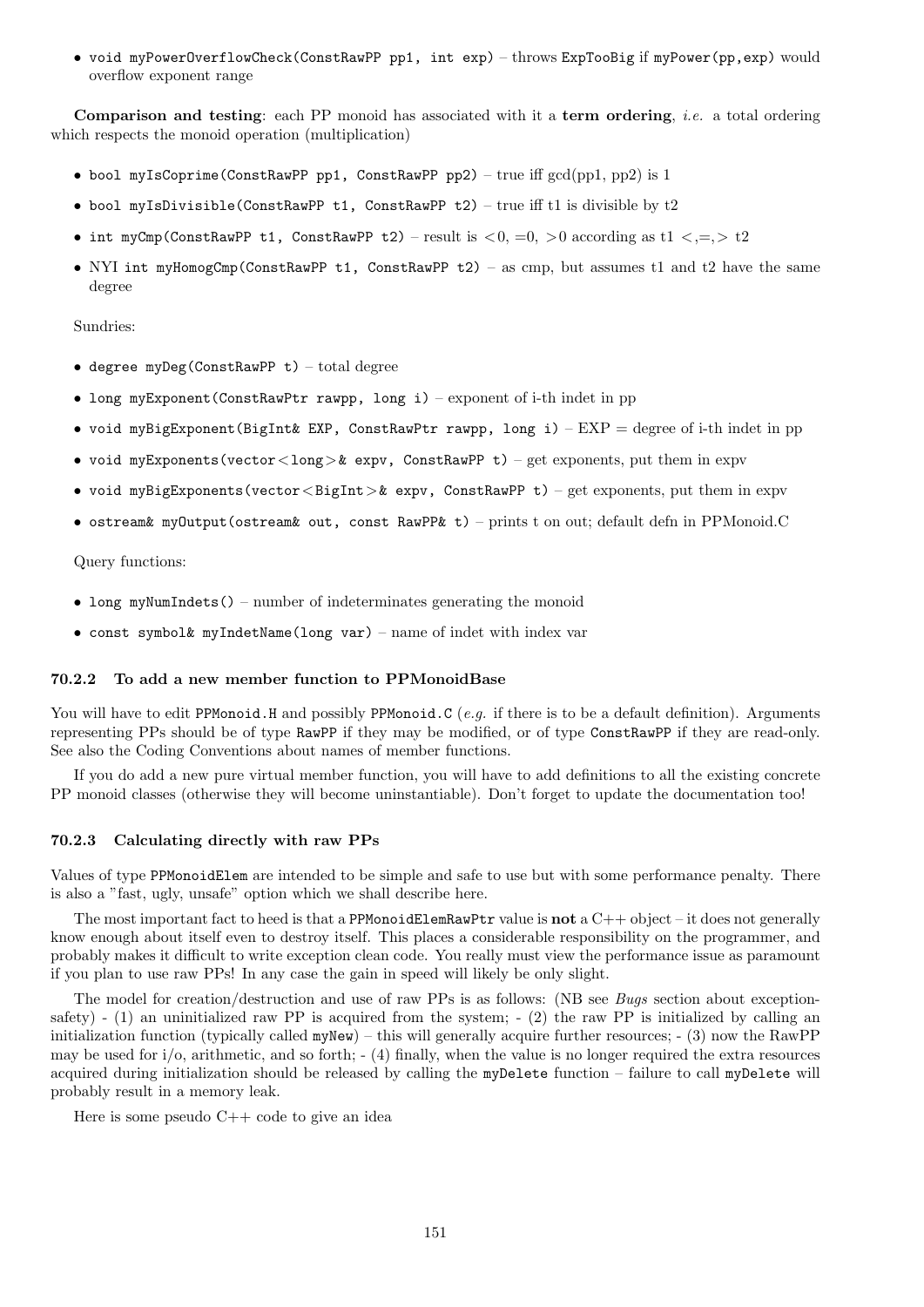- `void myPowerOverflowCheck(ConstRawPP pp1, int exp)` – throws `ExpTooBig` if `myPower(pp,exp)` would overflow exponent range

**Comparison and testing**: each PP monoid has associated with it a **term ordering**, *i.e.* a total ordering which respects the monoid operation (multiplication)

- `bool myIsCoprime(ConstRawPP pp1, ConstRawPP pp2)` – true iff gcd(pp1, pp2) is 1
- `bool myIsDivisible(ConstRawPP t1, ConstRawPP t2)` – true iff t1 is divisible by t2
- `int myCmp(ConstRawPP t1, ConstRawPP t2)` – result is $<0$, $=0$, $>0$ according as t1 $<,=,>$ t2
- NYI `int myHomogCmp(ConstRawPP t1, ConstRawPP t2)` – as cmp, but assumes t1 and t2 have the same degree

Sundries:

- `degree myDeg(ConstRawPP t)` – total degree
- `long myExponent(ConstRawPtr rawpp, long i)` – exponent of i-th indet in pp
- `void myBigExponent(BigInt& EXP, ConstRawPtr rawpp, long i)` – EXP = degree of i-th indet in pp
- `void myExponents(vector<long>& expv, ConstRawPP t)` – get exponents, put them in expv
- `void myBigExponents(vector<BigInt>& expv, ConstRawPP t)` – get exponents, put them in expv
- `ostream& myOutput(ostream& out, const RawPP& t)` – prints t on out; default defn in PPMonoid.C

Query functions:

- `long myNumIndets()` – number of indeterminates generating the monoid
- `const symbol& myIndetName(long var)` – name of indet with index var

### 70.2.2 To add a new member function to PPMonoidBase

You will have to edit `PPMonoid.H` and possibly `PPMonoid.C` (*e.g.* if there is to be a default definition). Arguments representing PPs should be of type `RawPP` if they may be modified, or of type `ConstRawPP` if they are read-only. See also the Coding Conventions about names of member functions.

If you do add a new pure virtual member function, you will have to add definitions to all the existing concrete PP monoid classes (otherwise they will become uninstantiable). Don't forget to update the documentation too!

### 70.2.3 Calculating directly with raw PPs

Values of type `PPMonoidElem` are intended to be simple and safe to use but with some performance penalty. There is also a "fast, ugly, unsafe" option which we shall describe here.

The most important fact to heed is that a `PPMonoidElemRawPtr` value is **not** a C++ object – it does not generally know enough about itself even to destroy itself. This places a considerable responsibility on the programmer, and probably makes it difficult to write exception clean code. You really must view the performance issue as paramount if you plan to use raw PPs! In any case the gain in speed will likely be only slight.

The model for creation/destruction and use of raw PPs is as follows: (NB see *Bugs* section about exception-safety) - (1) an uninitialized raw PP is acquired from the system; - (2) the raw PP is initialized by calling an initialization function (typically called `myNew`) – this will generally acquire further resources; - (3) now the RawPP may be used for i/o, arithmetic, and so forth; - (4) finally, when the value is no longer required the extra resources acquired during initialization should be released by calling the `myDelete` function – failure to call `myDelete` will probably result in a memory leak.

Here is some pseudo C++ code to give an idea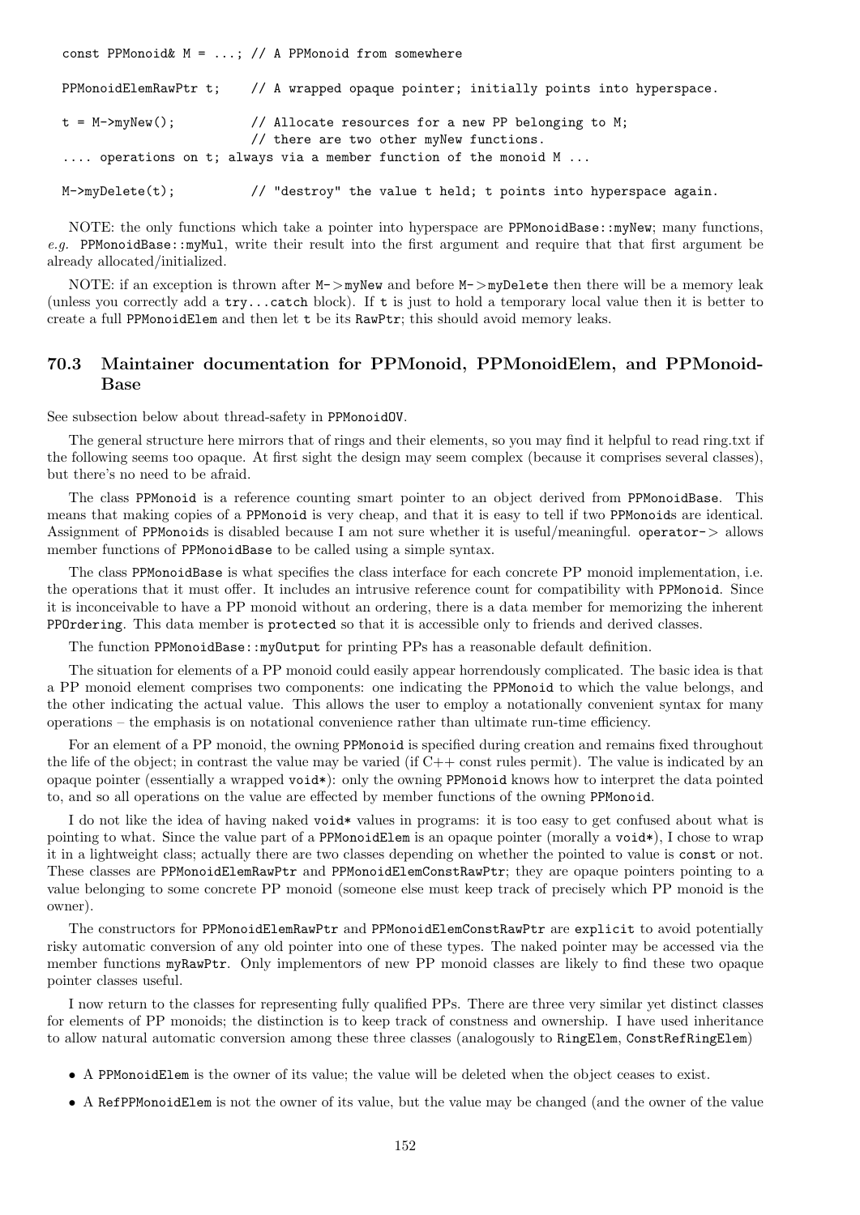```
const PPMonoid& M = ...; // A PPMonoid from somewhere

PPMonoidElemRawPtr t;    // A wrapped opaque pointer; initially points into hyperspace.

t = M->myNew();          // Allocate resources for a new PP belonging to M;
                         // there are two other myNew functions.
.... operations on t; always via a member function of the monoid M ...

M->myDelete(t);          // "destroy" the value t held; t points into hyperspace again.
```

NOTE: the only functions which take a pointer into hyperspace are `PPMonoidBase::myNew`; many functions, *e.g.* `PPMonoidBase::myMul`, write their result into the first argument and require that that first argument be already allocated/initialized.

NOTE: if an exception is thrown after `M->myNew` and before `M->myDelete` then there will be a memory leak (unless you correctly add a `try...catch` block). If `t` is just to hold a temporary local value then it is better to create a full `PPMonoidElem` and then let `t` be its `RawPtr`; this should avoid memory leaks.

## 70.3 Maintainer documentation for PPMonoid, PPMonoidElem, and PPMonoidBase

See subsection below about thread-safety in `PPMonoidOV`.

The general structure here mirrors that of rings and their elements, so you may find it helpful to read ring.txt if the following seems too opaque. At first sight the design may seem complex (because it comprises several classes), but there's no need to be afraid.

The class `PPMonoid` is a reference counting smart pointer to an object derived from `PPMonoidBase`. This means that making copies of a `PPMonoid` is very cheap, and that it is easy to tell if two `PPMonoid`s are identical. Assignment of `PPMonoid`s is disabled because I am not sure whether it is useful/meaningful. `operator->` allows member functions of `PPMonoidBase` to be called using a simple syntax.

The class `PPMonoidBase` is what specifies the class interface for each concrete PP monoid implementation, i.e. the operations that it must offer. It includes an intrusive reference count for compatibility with `PPMonoid`. Since it is inconceivable to have a PP monoid without an ordering, there is a data member for memorizing the inherent `PPOrdering`. This data member is `protected` so that it is accessible only to friends and derived classes.

The function `PPMonoidBase::myOutput` for printing PPs has a reasonable default definition.

The situation for elements of a PP monoid could easily appear horrendously complicated. The basic idea is that a PP monoid element comprises two components: one indicating the `PPMonoid` to which the value belongs, and the other indicating the actual value. This allows the user to employ a notationally convenient syntax for many operations – the emphasis is on notational convenience rather than ultimate run-time efficiency.

For an element of a PP monoid, the owning `PPMonoid` is specified during creation and remains fixed throughout the life of the object; in contrast the value may be varied (if C++ const rules permit). The value is indicated by an opaque pointer (essentially a wrapped `void*`): only the owning `PPMonoid` knows how to interpret the data pointed to, and so all operations on the value are effected by member functions of the owning `PPMonoid`.

I do not like the idea of having naked `void*` values in programs: it is too easy to get confused about what is pointing to what. Since the value part of a `PPMonoidElem` is an opaque pointer (morally a `void*`), I chose to wrap it in a lightweight class; actually there are two classes depending on whether the pointed to value is `const` or not. These classes are `PPMonoidElemRawPtr` and `PPMonoidElemConstRawPtr`; they are opaque pointers pointing to a value belonging to some concrete PP monoid (someone else must keep track of precisely which PP monoid is the owner).

The constructors for `PPMonoidElemRawPtr` and `PPMonoidElemConstRawPtr` are `explicit` to avoid potentially risky automatic conversion of any old pointer into one of these types. The naked pointer may be accessed via the member functions `myRawPtr`. Only implementors of new PP monoid classes are likely to find these two opaque pointer classes useful.

I now return to the classes for representing fully qualified PPs. There are three very similar yet distinct classes for elements of PP monoids; the distinction is to keep track of constness and ownership. I have used inheritance to allow natural automatic conversion among these three classes (analogously to `RingElem`, `ConstRefRingElem`)

- A `PPMonoidElem` is the owner of its value; the value will be deleted when the object ceases to exist.
- A `RefPPMonoidElem` is not the owner of its value, but the value may be changed (and the owner of the value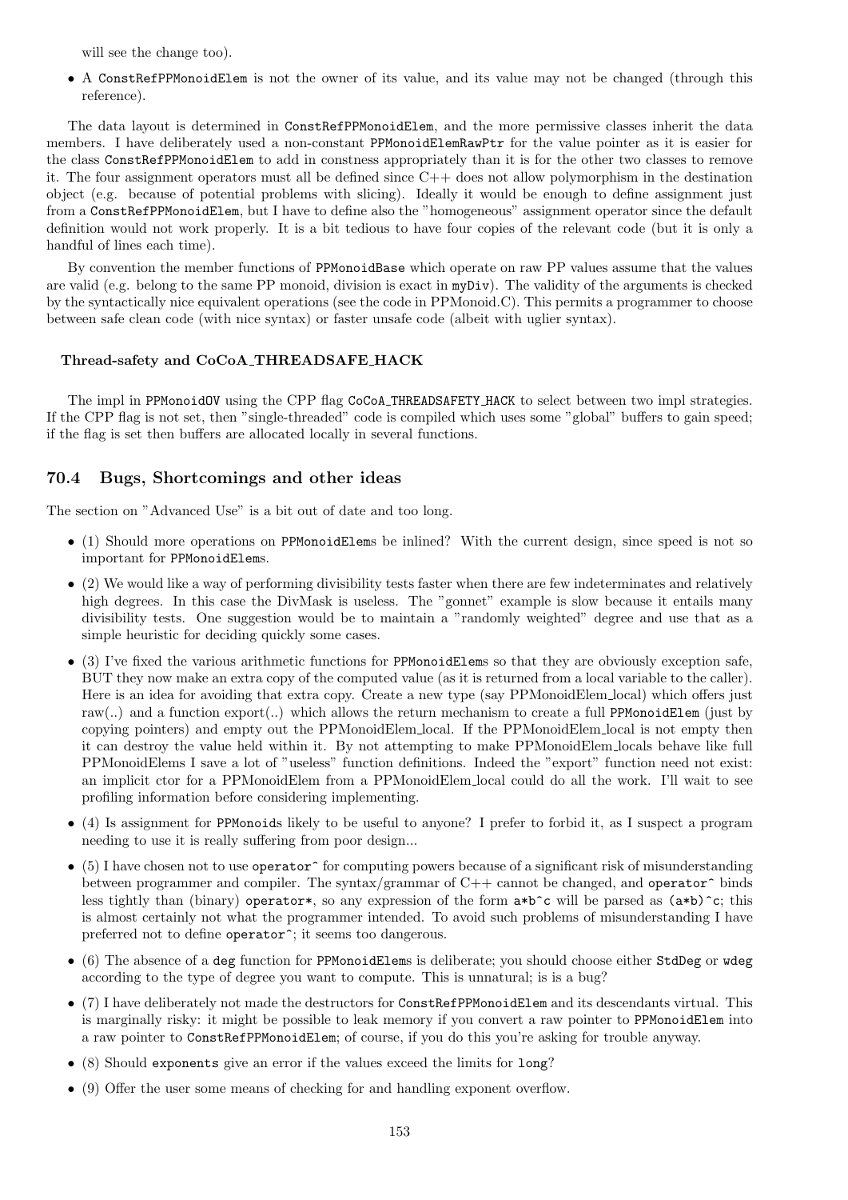will see the change too).

- A `ConstRefPPMonoidElem` is not the owner of its value, and its value may not be changed (through this reference).

The data layout is determined in `ConstRefPPMonoidElem`, and the more permissive classes inherit the data members. I have deliberately used a non-constant `PPMonoidElemRawPtr` for the value pointer as it is easier for the class `ConstRefPPMonoidElem` to add in constness appropriately than it is for the other two classes to remove it. The four assignment operators must all be defined since C++ does not allow polymorphism in the destination object (e.g. because of potential problems with slicing). Ideally it would be enough to define assignment just from a `ConstRefPPMonoidElem`, but I have to define also the "homogeneous" assignment operator since the default definition would not work properly. It is a bit tedious to have four copies of the relevant code (but it is only a handful of lines each time).

By convention the member functions of `PPMonoidBase` which operate on raw PP values assume that the values are valid (e.g. belong to the same PP monoid, division is exact in `myDiv`). The validity of the arguments is checked by the syntactically nice equivalent operations (see the code in PPMonoid.C). This permits a programmer to choose between safe clean code (with nice syntax) or faster unsafe code (albeit with uglier syntax).

#### Thread-safety and CoCoA_THREADSAFE_HACK

The impl in `PPMonoidOV` using the CPP flag `CoCoA_THREADSAFETY_HACK` to select between two impl strategies. If the CPP flag is not set, then "single-threaded" code is compiled which uses some "global" buffers to gain speed; if the flag is set then buffers are allocated locally in several functions.

## 70.4 Bugs, Shortcomings and other ideas

The section on "Advanced Use" is a bit out of date and too long.

- (1) Should more operations on `PPMonoidElem`s be inlined? With the current design, since speed is not so important for `PPMonoidElem`s.
- (2) We would like a way of performing divisibility tests faster when there are few indeterminates and relatively high degrees. In this case the DivMask is useless. The "gonnet" example is slow because it entails many divisibility tests. One suggestion would be to maintain a "randomly weighted" degree and use that as a simple heuristic for deciding quickly some cases.
- (3) I've fixed the various arithmetic functions for `PPMonoidElem`s so that they are obviously exception safe, BUT they now make an extra copy of the computed value (as it is returned from a local variable to the caller). Here is an idea for avoiding that extra copy. Create a new type (say PPMonoidElem_local) which offers just raw(..) and a function export(..) which allows the return mechanism to create a full `PPMonoidElem` (just by copying pointers) and empty out the PPMonoidElem_local. If the PPMonoidElem_local is not empty then it can destroy the value held within it. By not attempting to make PPMonoidElem_locals behave like full PPMonoidElems I save a lot of "useless" function definitions. Indeed the "export" function need not exist: an implicit ctor for a PPMonoidElem from a PPMonoidElem_local could do all the work. I'll wait to see profiling information before considering implementing.
- (4) Is assignment for `PPMonoid`s likely to be useful to anyone? I prefer to forbid it, as I suspect a program needing to use it is really suffering from poor design...
- (5) I have chosen not to use `operator^` for computing powers because of a significant risk of misunderstanding between programmer and compiler. The syntax/grammar of C++ cannot be changed, and `operator^` binds less tightly than (binary) `operator*`, so any expression of the form `a*b^c` will be parsed as `(a*b)^c`; this is almost certainly not what the programmer intended. To avoid such problems of misunderstanding I have preferred not to define `operator^`; it seems too dangerous.
- (6) The absence of a `deg` function for `PPMonoidElem`s is deliberate; you should choose either `StdDeg` or `wdeg` according to the type of degree you want to compute. This is unnatural; is is a bug?
- (7) I have deliberately not made the destructors for `ConstRefPPMonoidElem` and its descendants virtual. This is marginally risky: it might be possible to leak memory if you convert a raw pointer to `PPMonoidElem` into a raw pointer to `ConstRefPPMonoidElem`; of course, if you do this you're asking for trouble anyway.
- (8) Should `exponents` give an error if the values exceed the limits for `long`?
- (9) Offer the user some means of checking for and handling exponent overflow.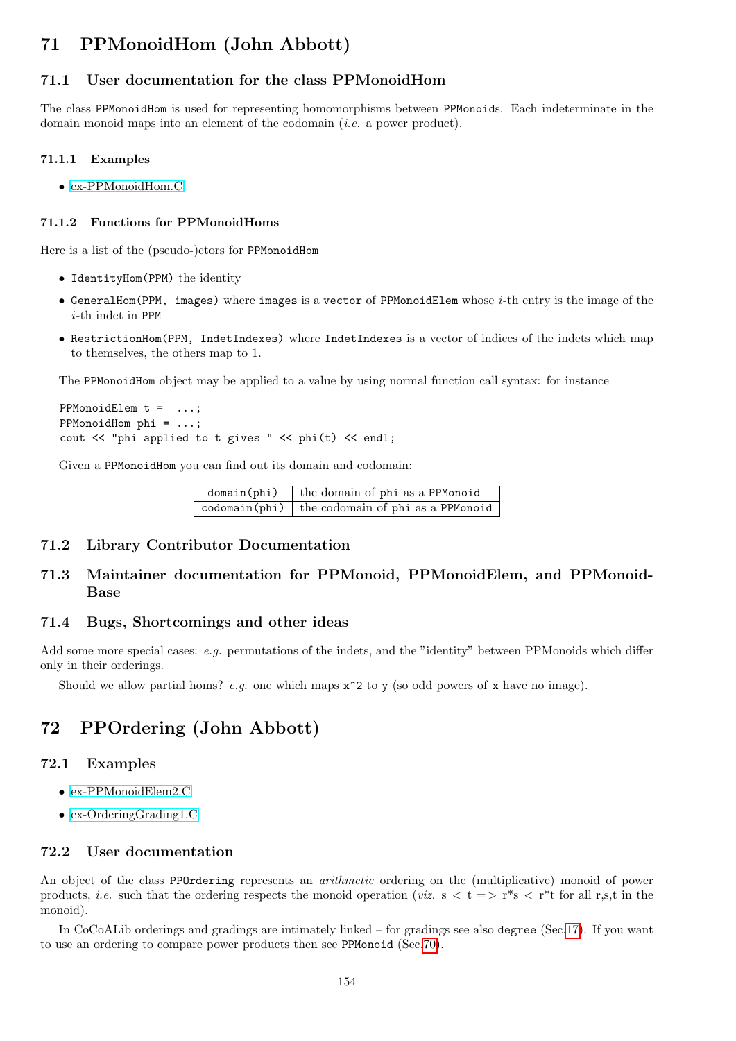## 71 PPMonoidHom (John Abbott)

### 71.1 User documentation for the class PPMonoidHom

The class `PPMonoidHom` is used for representing homomorphisms between `PPMonoid`s. Each indeterminate in the domain monoid maps into an element of the codomain (*i.e.* a power product).

#### 71.1.1 Examples

- ex-PPMonoidHom.C

#### 71.1.2 Functions for PPMonoidHoms

Here is a list of the (pseudo-)ctors for `PPMonoidHom`

- `IdentityHom(PPM)` the identity
- `GeneralHom(PPM, images)` where `images` is a `vector` of `PPMonoidElem` whose $i$-th entry is the image of the $i$-th indet in `PPM`
- `RestrictionHom(PPM, IndetIndexes)` where `IndetIndexes` is a vector of indices of the indets which map to themselves, the others map to 1.

The `PPMonoidHom` object may be applied to a value by using normal function call syntax: for instance

```
PPMonoidElem t =  ...;
PPMonoidHom phi = ...;
cout << "phi applied to t gives " << phi(t) << endl;
```

Given a `PPMonoidHom` you can find out its domain and codomain:

| | |
|---|---|
| `domain(phi)` | the domain of `phi` as a `PPMonoid` |
| `codomain(phi)` | the codomain of `phi` as a `PPMonoid` |

### 71.2 Library Contributor Documentation

### 71.3 Maintainer documentation for PPMonoid, PPMonoidElem, and PPMonoidBase

### 71.4 Bugs, Shortcomings and other ideas

Add some more special cases: *e.g.* permutations of the indets, and the "identity" between PPMonoids which differ only in their orderings.

Should we allow partial homs? *e.g.* one which maps `x^2` to `y` (so odd powers of `x` have no image).

## 72 PPOrdering (John Abbott)

### 72.1 Examples

- ex-PPMonoidElem2.C
- ex-OrderingGrading1.C

### 72.2 User documentation

An object of the class `PPOrdering` represents an *arithmetic* ordering on the (multiplicative) monoid of power products, *i.e.* such that the ordering respects the monoid operation (*viz.* s < t => r*s < r*t for all r,s,t in the monoid).

In CoCoALib orderings and gradings are intimately linked – for gradings see also `degree` (Sec.17). If you want to use an ordering to compare power products then see `PPMonoid` (Sec.70).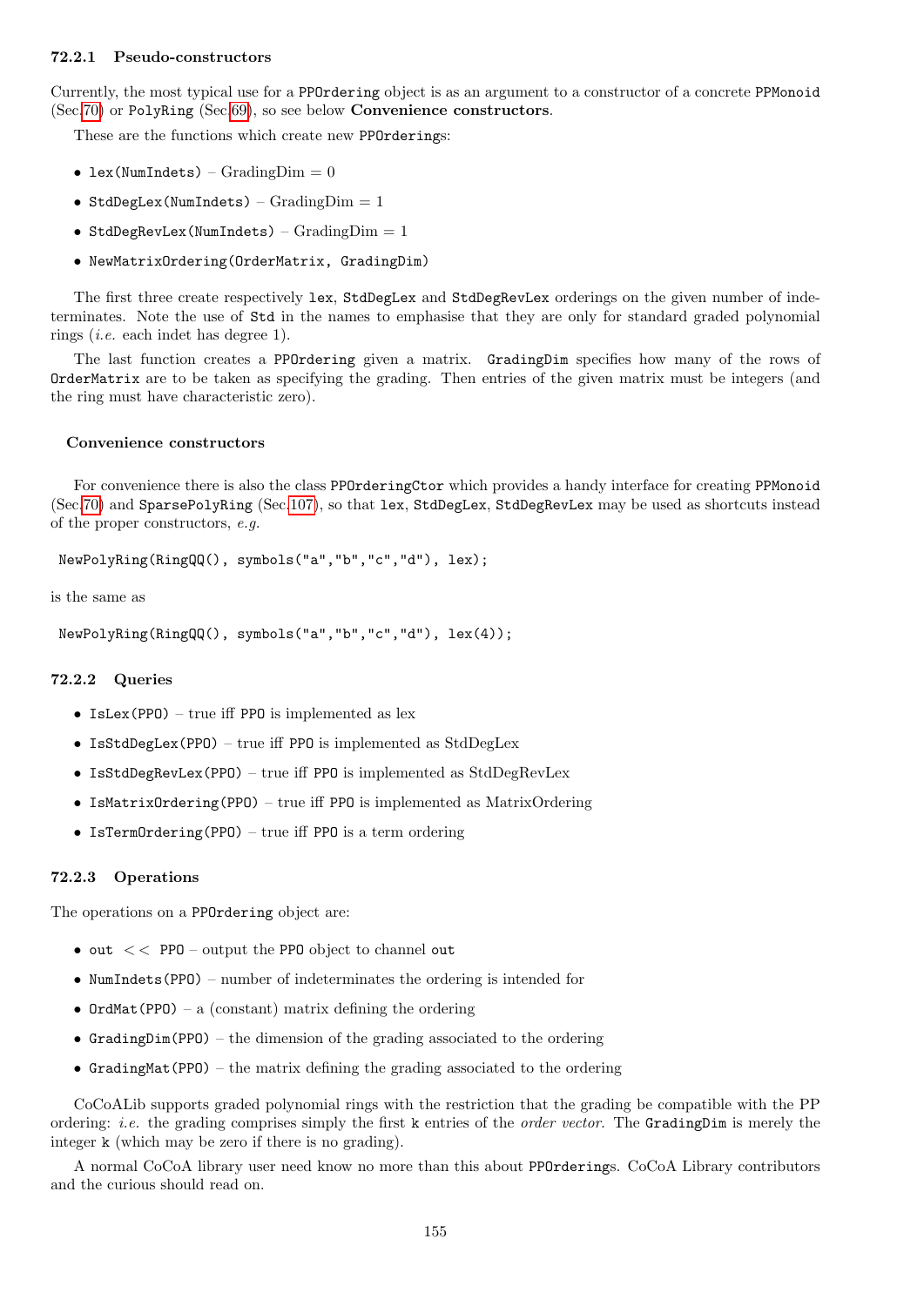### 72.2.1 Pseudo-constructors

Currently, the most typical use for a `PPOrdering` object is as an argument to a constructor of a concrete `PPMonoid` (Sec.70) or `PolyRing` (Sec.69), so see below **Convenience constructors**.

These are the functions which create new `PPOrdering`s:

- `lex(NumIndets)` – GradingDim = 0
- `StdDegLex(NumIndets)` – GradingDim = 1
- `StdDegRevLex(NumIndets)` – GradingDim = 1
- `NewMatrixOrdering(OrderMatrix, GradingDim)`

The first three create respectively `lex`, `StdDegLex` and `StdDegRevLex` orderings on the given number of indeterminates. Note the use of `Std` in the names to emphasise that they are only for standard graded polynomial rings (*i.e.* each indet has degree 1).

The last function creates a `PPOrdering` given a matrix. `GradingDim` specifies how many of the rows of `OrderMatrix` are to be taken as specifying the grading. Then entries of the given matrix must be integers (and the ring must have characteristic zero).

#### Convenience constructors

For convenience there is also the class `PPOrderingCtor` which provides a handy interface for creating `PPMonoid` (Sec.70) and `SparsePolyRing` (Sec.107), so that `lex`, `StdDegLex`, `StdDegRevLex` may be used as shortcuts instead of the proper constructors, *e.g.*

```
NewPolyRing(RingQQ(), symbols("a","b","c","d"), lex);
```

is the same as

```
NewPolyRing(RingQQ(), symbols("a","b","c","d"), lex(4));
```

### 72.2.2 Queries

- `IsLex(PPO)` – true iff `PPO` is implemented as lex
- `IsStdDegLex(PPO)` – true iff `PPO` is implemented as StdDegLex
- `IsStdDegRevLex(PPO)` – true iff `PPO` is implemented as StdDegRevLex
- `IsMatrixOrdering(PPO)` – true iff `PPO` is implemented as MatrixOrdering
- `IsTermOrdering(PPO)` – true iff `PPO` is a term ordering

### 72.2.3 Operations

The operations on a `PPOrdering` object are:

- `out << PPO` – output the `PPO` object to channel `out`
- `NumIndets(PPO)` – number of indeterminates the ordering is intended for
- `OrdMat(PPO)` – a (constant) matrix defining the ordering
- `GradingDim(PPO)` – the dimension of the grading associated to the ordering
- `GradingMat(PPO)` – the matrix defining the grading associated to the ordering

CoCoALib supports graded polynomial rings with the restriction that the grading be compatible with the PP ordering: *i.e.* the grading comprises simply the first `k` entries of the *order vector*. The `GradingDim` is merely the integer `k` (which may be zero if there is no grading).

A normal CoCoA library user need know no more than this about `PPOrdering`s. CoCoA Library contributors and the curious should read on.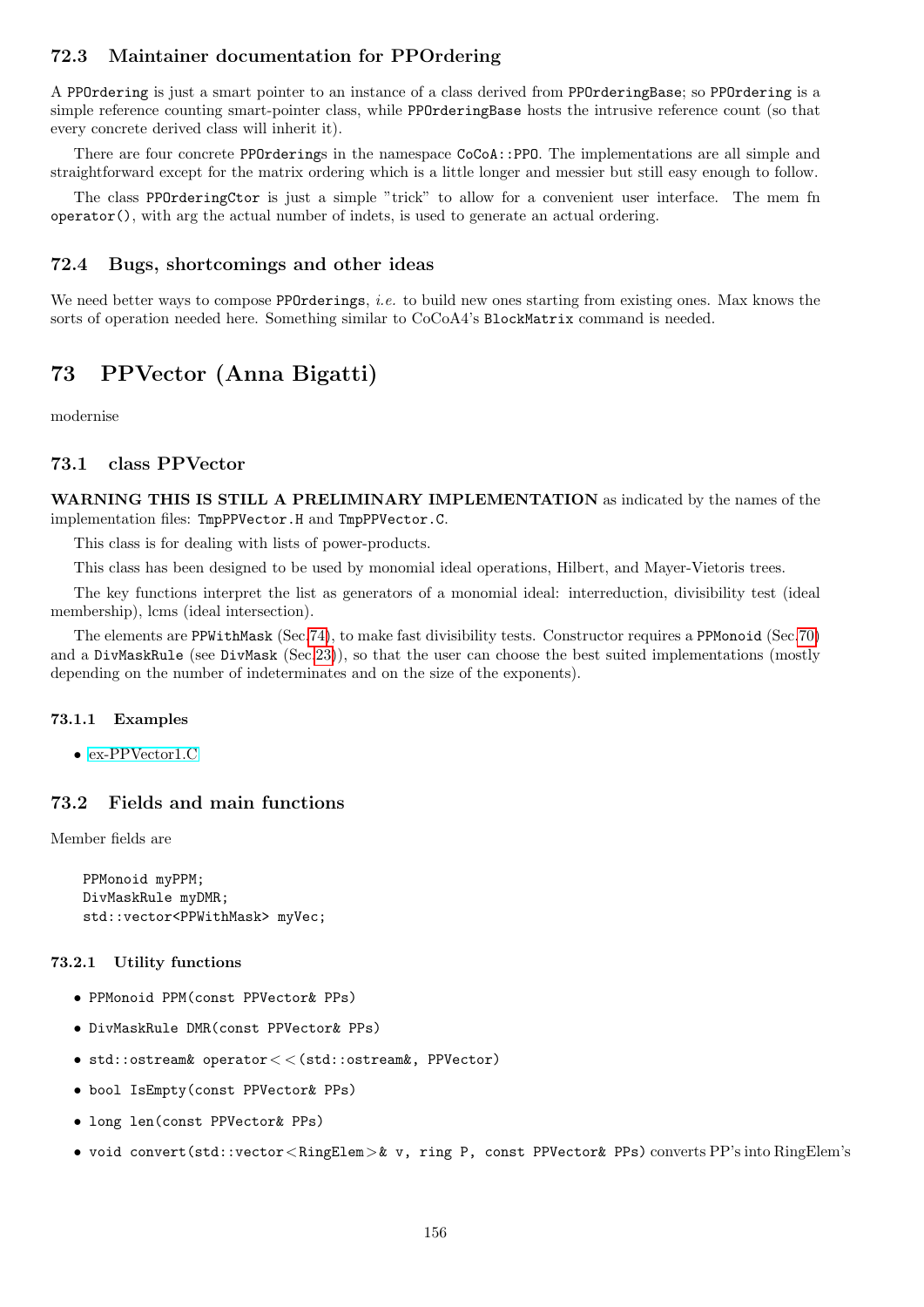### 72.3 Maintainer documentation for PPOrdering

A `PPOrdering` is just a smart pointer to an instance of a class derived from `PPOrderingBase`; so `PPOrdering` is a simple reference counting smart-pointer class, while `PPOrderingBase` hosts the intrusive reference count (so that every concrete derived class will inherit it).

There are four concrete `PPOrdering`s in the namespace `CoCoA::PPO`. The implementations are all simple and straightforward except for the matrix ordering which is a little longer and messier but still easy enough to follow.

The class `PPOrderingCtor` is just a simple "trick" to allow for a convenient user interface. The mem fn `operator()`, with arg the actual number of indets, is used to generate an actual ordering.

### 72.4 Bugs, shortcomings and other ideas

We need better ways to compose `PPOrderings`, *i.e.* to build new ones starting from existing ones. Max knows the sorts of operation needed here. Something similar to CoCoA4's `BlockMatrix` command is needed.

## 73 PPVector (Anna Bigatti)

modernise

### 73.1 class PPVector

**WARNING THIS IS STILL A PRELIMINARY IMPLEMENTATION** as indicated by the names of the implementation files: `TmpPPVector.H` and `TmpPPVector.C`.

This class is for dealing with lists of power-products.

This class has been designed to be used by monomial ideal operations, Hilbert, and Mayer-Vietoris trees.

The key functions interpret the list as generators of a monomial ideal: interreduction, divisibility test (ideal membership), lcms (ideal intersection).

The elements are `PPWithMask` (Sec.74), to make fast divisibility tests. Constructor requires a `PPMonoid` (Sec.70) and a `DivMaskRule` (see `DivMask` (Sec.23)), so that the user can choose the best suited implementations (mostly depending on the number of indeterminates and on the size of the exponents).

#### 73.1.1 Examples

- ex-PPVector1.C

### 73.2 Fields and main functions

Member fields are

```
PPMonoid myPPM;
DivMaskRule myDMR;
std::vector<PPWithMask> myVec;
```

#### 73.2.1 Utility functions

- `PPMonoid PPM(const PPVector& PPs)`
- `DivMaskRule DMR(const PPVector& PPs)`
- `std::ostream& operator<<(std::ostream&, PPVector)`
- `bool IsEmpty(const PPVector& PPs)`
- `long len(const PPVector& PPs)`
- `void convert(std::vector<RingElem>& v, ring P, const PPVector& PPs)` converts PP's into RingElem's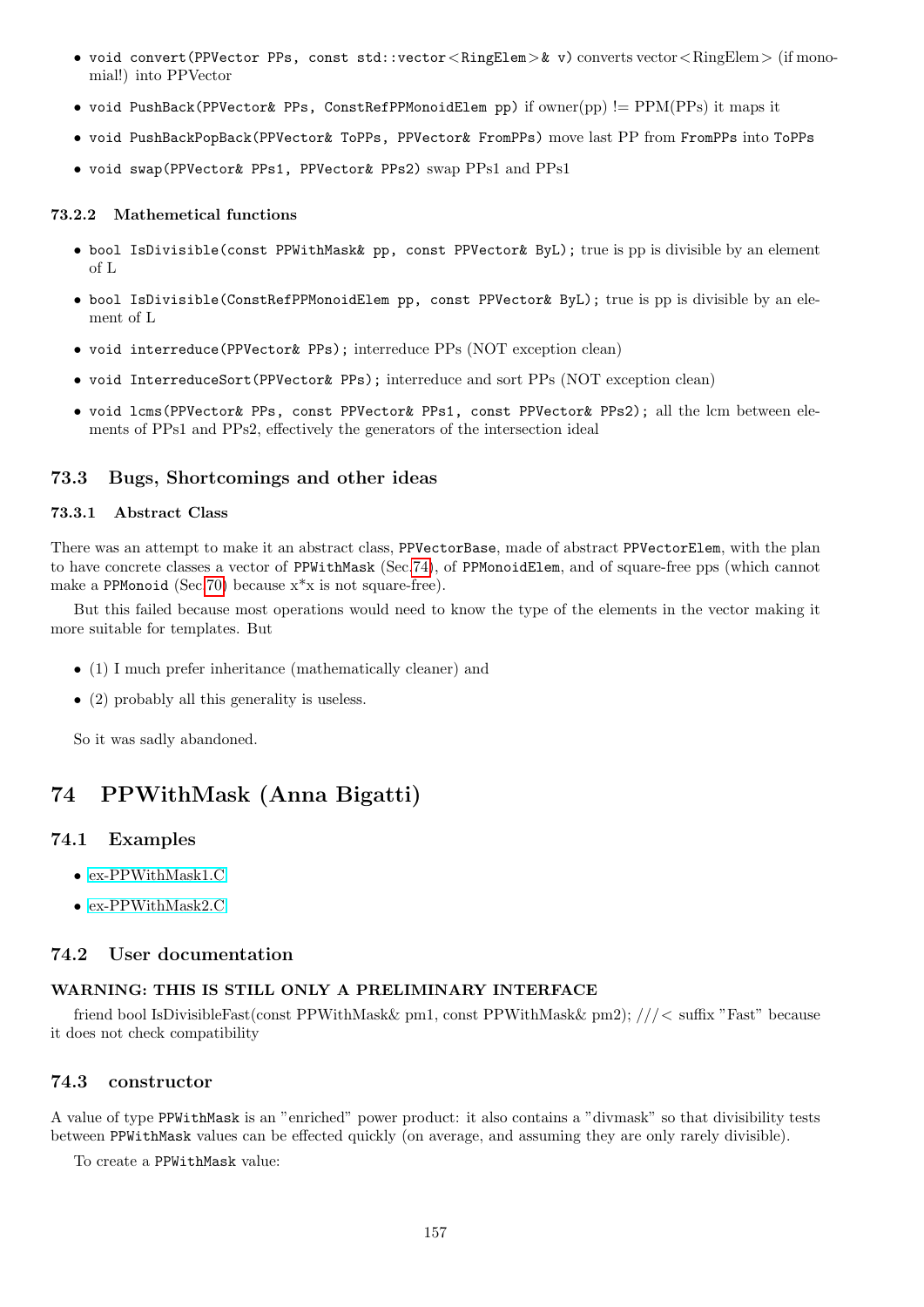- `void convert(PPVector PPs, const std::vector<RingElem>& v)` converts vector<RingElem> (if monomial!) into PPVector
- `void PushBack(PPVector& PPs, ConstRefPPMonoidElem pp)` if owner(pp) != PPM(PPs) it maps it
- `void PushBackPopBack(PPVector& ToPPs, PPVector& FromPPs)` move last PP from `FromPPs` into `ToPPs`
- `void swap(PPVector& PPs1, PPVector& PPs2)` swap PPs1 and PPs1

#### 73.2.2 Mathemetical functions

- `bool IsDivisible(const PPWithMask& pp, const PPVector& ByL);` true is pp is divisible by an element of L
- `bool IsDivisible(ConstRefPPMonoidElem pp, const PPVector& ByL);` true is pp is divisible by an element of L
- `void interreduce(PPVector& PPs);` interreduce PPs (NOT exception clean)
- `void InterreduceSort(PPVector& PPs);` interreduce and sort PPs (NOT exception clean)
- `void lcms(PPVector& PPs, const PPVector& PPs1, const PPVector& PPs2);` all the lcm between elements of PPs1 and PPs2, effectively the generators of the intersection ideal

### 73.3 Bugs, Shortcomings and other ideas

#### 73.3.1 Abstract Class

There was an attempt to make it an abstract class, `PPVectorBase`, made of abstract `PPVectorElem`, with the plan to have concrete classes a vector of `PPWithMask` (Sec.74), of `PPMonoidElem`, and of square-free pps (which cannot make a `PPMonoid` (Sec.70) because x*x is not square-free).

But this failed because most operations would need to know the type of the elements in the vector making it more suitable for templates. But

- (1) I much prefer inheritance (mathematically cleaner) and
- (2) probably all this generality is useless.

So it was sadly abandoned.

## 74 PPWithMask (Anna Bigatti)

### 74.1 Examples

- ex-PPWithMask1.C
- ex-PPWithMask2.C

### 74.2 User documentation

**WARNING: THIS IS STILL ONLY A PRELIMINARY INTERFACE**

friend bool IsDivisibleFast(const PPWithMask& pm1, const PPWithMask& pm2); ///< suffix "Fast" because it does not check compatibility

### 74.3 constructor

A value of type `PPWithMask` is an "enriched" power product: it also contains a "divmask" so that divisibility tests between `PPWithMask` values can be effected quickly (on average, and assuming they are only rarely divisible).

To create a `PPWithMask` value: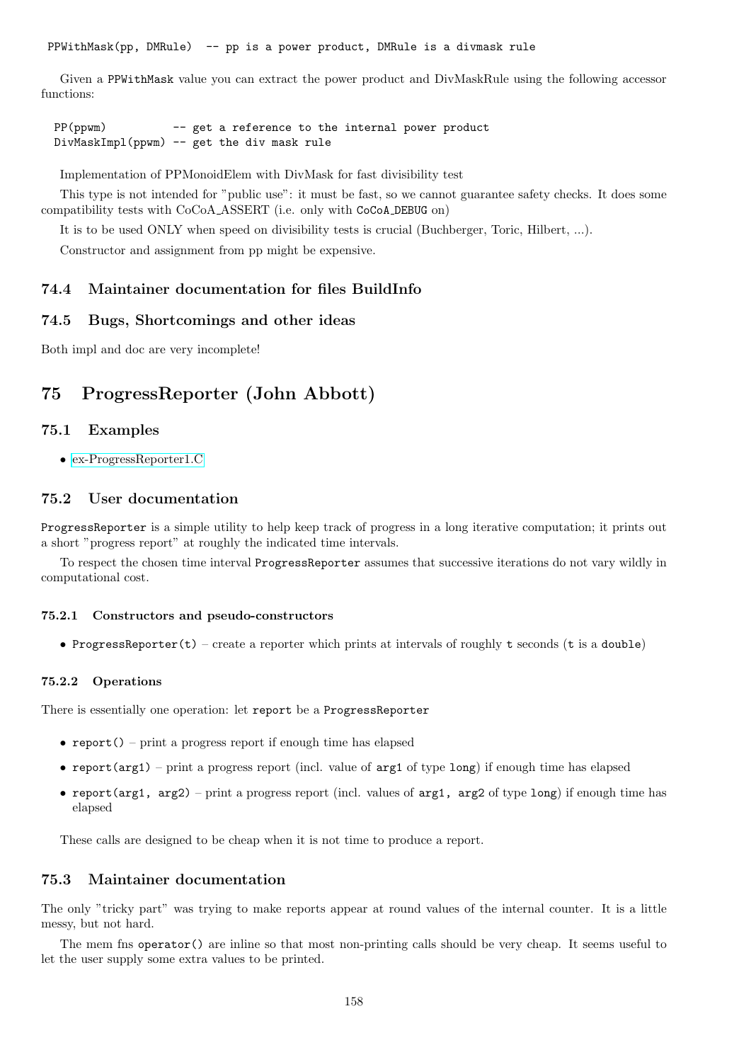```
PPWithMask(pp, DMRule)  -- pp is a power product, DMRule is a divmask rule
```

Given a PPWithMask value you can extract the power product and DivMaskRule using the following accessor functions:

```
PP(ppwm)          -- get a reference to the internal power product
DivMaskImpl(ppwm) -- get the div mask rule
```

Implementation of PPMonoidElem with DivMask for fast divisibility test

This type is not intended for "public use": it must be fast, so we cannot guarantee safety checks. It does some compatibility tests with CoCoA_ASSERT (i.e. only with CoCoA_DEBUG on)

It is to be used ONLY when speed on divisibility tests is crucial (Buchberger, Toric, Hilbert, ...).

Constructor and assignment from pp might be expensive.

### 74.4 Maintainer documentation for files BuildInfo

### 74.5 Bugs, Shortcomings and other ideas

Both impl and doc are very incomplete!

## 75 ProgressReporter (John Abbott)

### 75.1 Examples

- ex-ProgressReporter1.C

### 75.2 User documentation

ProgressReporter is a simple utility to help keep track of progress in a long iterative computation; it prints out a short "progress report" at roughly the indicated time intervals.

To respect the chosen time interval ProgressReporter assumes that successive iterations do not vary wildly in computational cost.

#### 75.2.1 Constructors and pseudo-constructors

- ProgressReporter(t) – create a reporter which prints at intervals of roughly t seconds (t is a double)

#### 75.2.2 Operations

There is essentially one operation: let report be a ProgressReporter

- report() – print a progress report if enough time has elapsed
- report(arg1) – print a progress report (incl. value of arg1 of type long) if enough time has elapsed
- report(arg1, arg2) – print a progress report (incl. values of arg1, arg2 of type long) if enough time has elapsed

These calls are designed to be cheap when it is not time to produce a report.

### 75.3 Maintainer documentation

The only "tricky part" was trying to make reports appear at round values of the internal counter. It is a little messy, but not hard.

The mem fns operator() are inline so that most non-printing calls should be very cheap. It seems useful to let the user supply some extra values to be printed.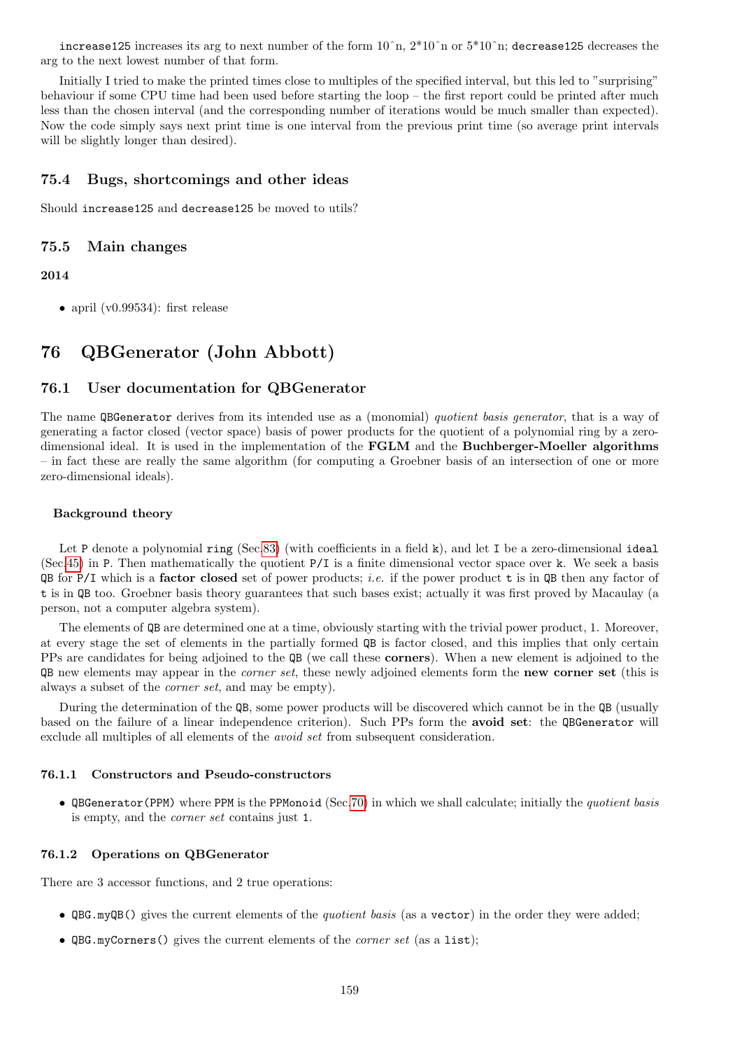`increase125` increases its arg to next number of the form 10^n, 2*10^n or 5*10^n; `decrease125` decreases the arg to the next lowest number of that form.

Initially I tried to make the printed times close to multiples of the specified interval, but this led to "surprising" behaviour if some CPU time had been used before starting the loop – the first report could be printed after much less than the chosen interval (and the corresponding number of iterations would be much smaller than expected). Now the code simply says next print time is one interval from the previous print time (so average print intervals will be slightly longer than desired).

## 75.4 Bugs, shortcomings and other ideas

Should `increase125` and `decrease125` be moved to utils?

## 75.5 Main changes

**2014**

- april (v0.99534): first release

# 76 QBGenerator (John Abbott)

## 76.1 User documentation for QBGenerator

The name `QBGenerator` derives from its intended use as a (monomial) *quotient basis generator*, that is a way of generating a factor closed (vector space) basis of power products for the quotient of a polynomial ring by a zero-dimensional ideal. It is used in the implementation of the **FGLM** and the **Buchberger-Moeller algorithms** – in fact these are really the same algorithm (for computing a Groebner basis of an intersection of one or more zero-dimensional ideals).

#### Background theory

Let `P` denote a polynomial `ring` (Sec.83) (with coefficients in a field `k`), and let `I` be a zero-dimensional `ideal` (Sec.45) in `P`. Then mathematically the quotient `P/I` is a finite dimensional vector space over `k`. We seek a basis `QB` for `P/I` which is a **factor closed** set of power products; *i.e.* if the power product `t` is in `QB` then any factor of `t` is in `QB` too. Groebner basis theory guarantees that such bases exist; actually it was first proved by Macaulay (a person, not a computer algebra system).

The elements of `QB` are determined one at a time, obviously starting with the trivial power product, 1. Moreover, at every stage the set of elements in the partially formed `QB` is factor closed, and this implies that only certain PPs are candidates for being adjoined to the `QB` (we call these **corners**). When a new element is adjoined to the `QB` new elements may appear in the *corner set*, these newly adjoined elements form the **new corner set** (this is always a subset of the *corner set*, and may be empty).

During the determination of the `QB`, some power products will be discovered which cannot be in the `QB` (usually based on the failure of a linear independence criterion). Such PPs form the **avoid set**: the `QBGenerator` will exclude all multiples of all elements of the *avoid set* from subsequent consideration.

### 76.1.1 Constructors and Pseudo-constructors

- `QBGenerator(PPM)` where `PPM` is the `PPMonoid` (Sec.70) in which we shall calculate; initially the *quotient basis* is empty, and the *corner set* contains just `1`.

### 76.1.2 Operations on QBGenerator

There are 3 accessor functions, and 2 true operations:

- `QBG.myQB()` gives the current elements of the *quotient basis* (as a `vector`) in the order they were added;
- `QBG.myCorners()` gives the current elements of the *corner set* (as a `list`);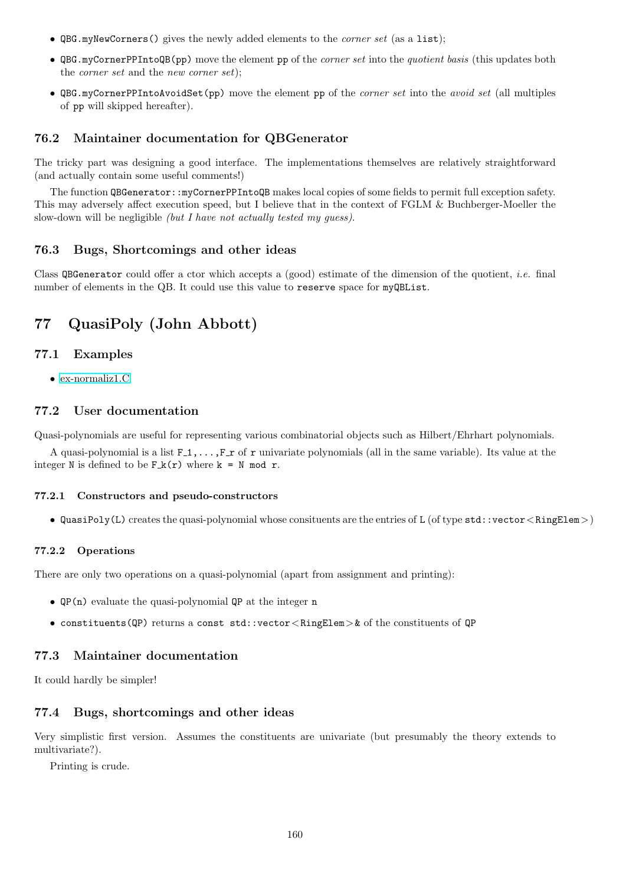- `QBG.myNewCorners()` gives the newly added elements to the *corner set* (as a `list`);
- `QBG.myCornerPPIntoQB(pp)` move the element `pp` of the *corner set* into the *quotient basis* (this updates both the *corner set* and the *new corner set*);
- `QBG.myCornerPPIntoAvoidSet(pp)` move the element `pp` of the *corner set* into the *avoid set* (all multiples of `pp` will skipped hereafter).

### 76.2 Maintainer documentation for QBGenerator

The tricky part was designing a good interface. The implementations themselves are relatively straightforward (and actually contain some useful comments!)

The function `QBGenerator::myCornerPPIntoQB` makes local copies of some fields to permit full exception safety. This may adversely affect execution speed, but I believe that in the context of FGLM & Buchberger-Moeller the slow-down will be negligible *(but I have not actually tested my guess).*

### 76.3 Bugs, Shortcomings and other ideas

Class `QBGenerator` could offer a ctor which accepts a (good) estimate of the dimension of the quotient, *i.e.* final number of elements in the QB. It could use this value to `reserve` space for `myQBList`.

## 77 QuasiPoly (John Abbott)

### 77.1 Examples

- ex-normaliz1.C

### 77.2 User documentation

Quasi-polynomials are useful for representing various combinatorial objects such as Hilbert/Ehrhart polynomials.

A quasi-polynomial is a list `F_1,...,F_r` of `r` univariate polynomials (all in the same variable). Its value at the integer `N` is defined to be `F_k(r)` where `k = N mod r`.

#### 77.2.1 Constructors and pseudo-constructors

- `QuasiPoly(L)` creates the quasi-polynomial whose consituents are the entries of `L` (of type `std::vector<RingElem>`)

#### 77.2.2 Operations

There are only two operations on a quasi-polynomial (apart from assignment and printing):

- `QP(n)` evaluate the quasi-polynomial `QP` at the integer `n`
- `constituents(QP)` returns a `const std::vector<RingElem>&` of the constituents of `QP`

### 77.3 Maintainer documentation

It could hardly be simpler!

### 77.4 Bugs, shortcomings and other ideas

Very simplistic first version. Assumes the constituents are univariate (but presumably the theory extends to multivariate?).

Printing is crude.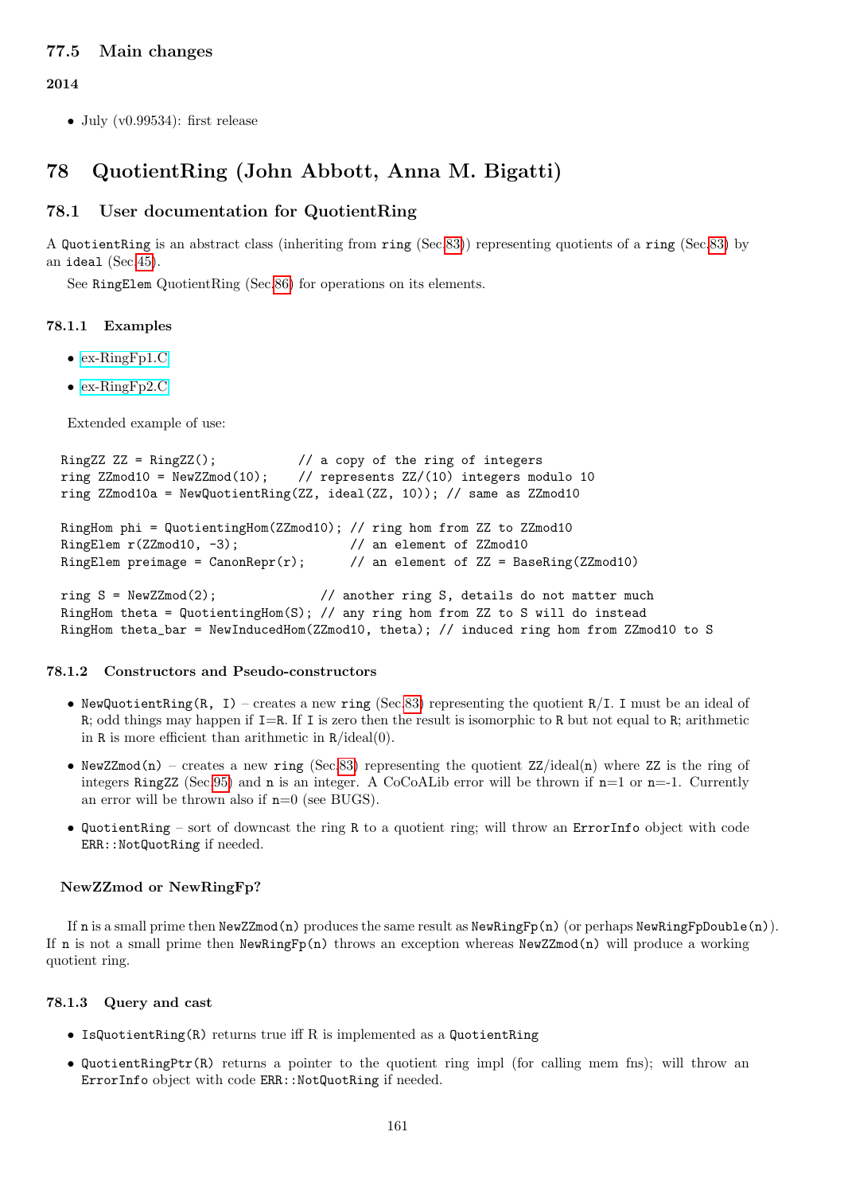### 77.5 Main changes

**2014**

- July (v0.99534): first release

# 78 QuotientRing (John Abbott, Anna M. Bigatti)

## 78.1 User documentation for QuotientRing

A `QuotientRing` is an abstract class (inheriting from `ring` (Sec.83)) representing quotients of a `ring` (Sec.83) by an `ideal` (Sec.45).

See `RingElem` QuotientRing (Sec.86) for operations on its elements.

#### 78.1.1 Examples

- ex-RingFp1.C
- ex-RingFp2.C

Extended example of use:

```
RingZZ ZZ = RingZZ();           // a copy of the ring of integers
ring ZZmod10 = NewZZmod(10);    // represents ZZ/(10) integers modulo 10
ring ZZmod10a = NewQuotientRing(ZZ, ideal(ZZ, 10)); // same as ZZmod10

RingHom phi = QuotientingHom(ZZmod10); // ring hom from ZZ to ZZmod10
RingElem r(ZZmod10, -3);               // an element of ZZmod10
RingElem preimage = CanonRepr(r);      // an element of ZZ = BaseRing(ZZmod10)

ring S = NewZZmod(2);              // another ring S, details do not matter much
RingHom theta = QuotientingHom(S); // any ring hom from ZZ to S will do instead
RingHom theta_bar = NewInducedHom(ZZmod10, theta); // induced ring hom from ZZmod10 to S
```

#### 78.1.2 Constructors and Pseudo-constructors

- `NewQuotientRing(R, I)` – creates a new `ring` (Sec.83) representing the quotient `R`/`I`. `I` must be an ideal of `R`; odd things may happen if `I`=`R`. If `I` is zero then the result is isomorphic to `R` but not equal to `R`; arithmetic in `R` is more efficient than arithmetic in `R`/ideal(0).
- `NewZZmod(n)` – creates a new `ring` (Sec.83) representing the quotient `ZZ`/ideal(`n`) where `ZZ` is the ring of integers `RingZZ` (Sec.95) and `n` is an integer. A CoCoALib error will be thrown if `n`=1 or `n`=-1. Currently an error will be thrown also if `n`=0 (see BUGS).
- `QuotientRing` – sort of downcast the ring `R` to a quotient ring; will throw an `ErrorInfo` object with code `ERR::NotQuotRing` if needed.

**NewZZmod or NewRingFp?**

If `n` is a small prime then `NewZZmod(n)` produces the same result as `NewRingFp(n)` (or perhaps `NewRingFpDouble(n)`). If `n` is not a small prime then `NewRingFp(n)` throws an exception whereas `NewZZmod(n)` will produce a working quotient ring.

#### 78.1.3 Query and cast

- `IsQuotientRing(R)` returns true iff R is implemented as a `QuotientRing`
- `QuotientRingPtr(R)` returns a pointer to the quotient ring impl (for calling mem fns); will throw an `ErrorInfo` object with code `ERR::NotQuotRing` if needed.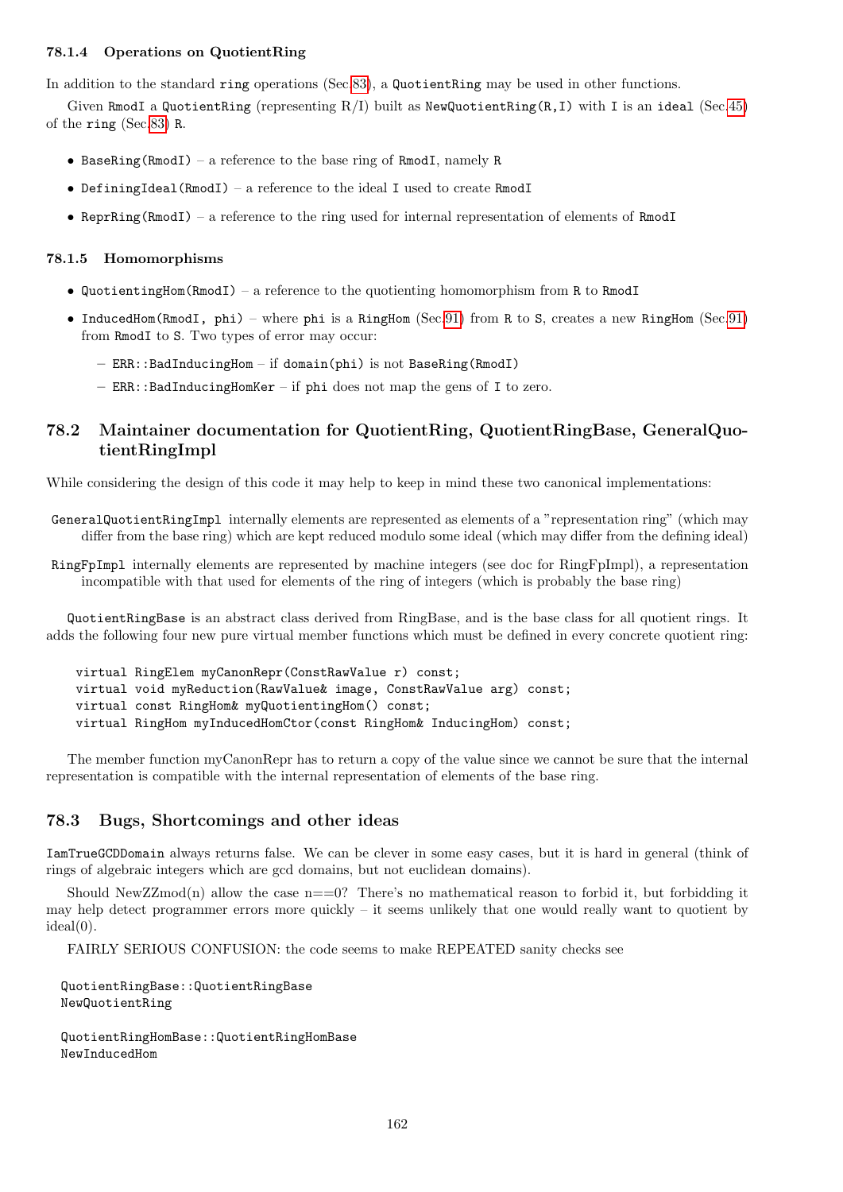### 78.1.4 Operations on QuotientRing

In addition to the standard `ring` operations (Sec.83), a `QuotientRing` may be used in other functions.

Given `RmodI` a `QuotientRing` (representing R/I) built as `NewQuotientRing(R,I)` with `I` is an `ideal` (Sec.45) of the `ring` (Sec.83) `R`.

- `BaseRing(RmodI)` – a reference to the base ring of `RmodI`, namely `R`
- `DefiningIdeal(RmodI)` – a reference to the ideal `I` used to create `RmodI`
- `ReprRing(RmodI)` – a reference to the ring used for internal representation of elements of `RmodI`

### 78.1.5 Homomorphisms

- `QuotientingHom(RmodI)` – a reference to the quotienting homomorphism from `R` to `RmodI`
- `InducedHom(RmodI, phi)` – where `phi` is a `RingHom` (Sec.91) from `R` to `S`, creates a new `RingHom` (Sec.91) from `RmodI` to `S`. Two types of error may occur:
  - `ERR::BadInducingHom` – if `domain(phi)` is not `BaseRing(RmodI)`
  - `ERR::BadInducingHomKer` – if `phi` does not map the gens of `I` to zero.

## 78.2 Maintainer documentation for QuotientRing, QuotientRingBase, GeneralQuotientRingImpl

While considering the design of this code it may help to keep in mind these two canonical implementations:

`GeneralQuotientRingImpl` internally elements are represented as elements of a "representation ring" (which may differ from the base ring) which are kept reduced modulo some ideal (which may differ from the defining ideal)

`RingFpImpl` internally elements are represented by machine integers (see doc for RingFpImpl), a representation incompatible with that used for elements of the ring of integers (which is probably the base ring)

`QuotientRingBase` is an abstract class derived from RingBase, and is the base class for all quotient rings. It adds the following four new pure virtual member functions which must be defined in every concrete quotient ring:

```
virtual RingElem myCanonRepr(ConstRawValue r) const;
virtual void myReduction(RawValue& image, ConstRawValue arg) const;
virtual const RingHom& myQuotientingHom() const;
virtual RingHom myInducedHomCtor(const RingHom& InducingHom) const;
```

The member function myCanonRepr has to return a copy of the value since we cannot be sure that the internal representation is compatible with the internal representation of elements of the base ring.

## 78.3 Bugs, Shortcomings and other ideas

`IamTrueGCDDomain` always returns false. We can be clever in some easy cases, but it is hard in general (think of rings of algebraic integers which are gcd domains, but not euclidean domains).

Should NewZZmod(n) allow the case n==0? There's no mathematical reason to forbid it, but forbidding it may help detect programmer errors more quickly – it seems unlikely that one would really want to quotient by ideal(0).

FAIRLY SERIOUS CONFUSION: the code seems to make REPEATED sanity checks see

```
QuotientRingBase::QuotientRingBase
NewQuotientRing

QuotientRingHomBase::QuotientRingHomBase
NewInducedHom
```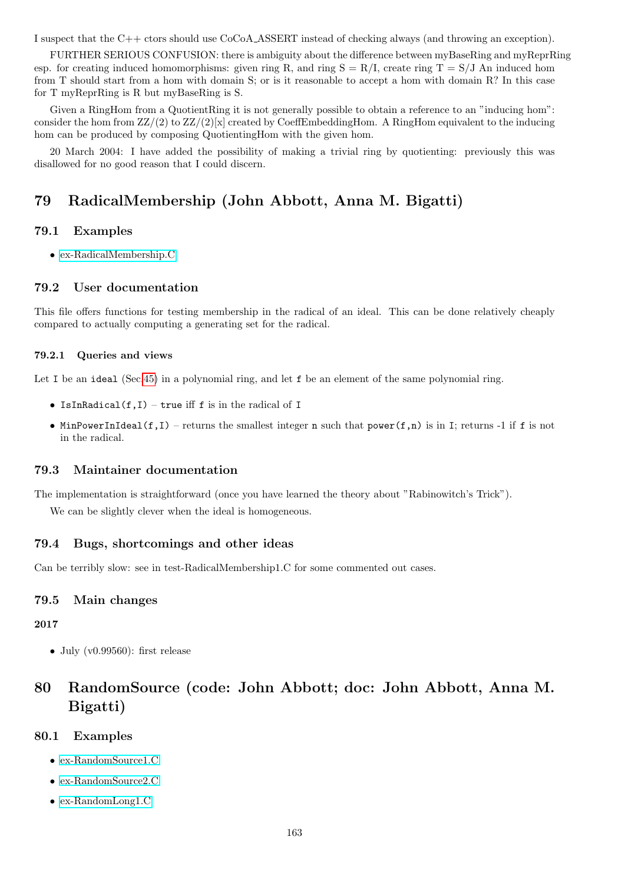I suspect that the C++ ctors should use CoCoA_ASSERT instead of checking always (and throwing an exception).

FURTHER SERIOUS CONFUSION: there is ambiguity about the difference between myBaseRing and myReprRing esp. for creating induced homomorphisms: given ring R, and ring S = R/I, create ring T = S/J An induced hom from T should start from a hom with domain S; or is it reasonable to accept a hom with domain R? In this case for T myReprRing is R but myBaseRing is S.

Given a RingHom from a QuotientRing it is not generally possible to obtain a reference to an "inducing hom": consider the hom from ZZ/(2) to ZZ/(2)[x] created by CoeffEmbeddingHom. A RingHom equivalent to the inducing hom can be produced by composing QuotientingHom with the given hom.

20 March 2004: I have added the possibility of making a trivial ring by quotienting: previously this was disallowed for no good reason that I could discern.

# 79 RadicalMembership (John Abbott, Anna M. Bigatti)

## 79.1 Examples

- ex-RadicalMembership.C

## 79.2 User documentation

This file offers functions for testing membership in the radical of an ideal. This can be done relatively cheaply compared to actually computing a generating set for the radical.

### 79.2.1 Queries and views

Let `I` be an `ideal` (Sec.45) in a polynomial ring, and let `f` be an element of the same polynomial ring.

- `IsInRadical(f,I)` – `true` iff `f` is in the radical of `I`
- `MinPowerInIdeal(f,I)` – returns the smallest integer `n` such that `power(f,n)` is in `I`; returns `-1` if `f` is not in the radical.

## 79.3 Maintainer documentation

The implementation is straightforward (once you have learned the theory about "Rabinowitch's Trick").

We can be slightly clever when the ideal is homogeneous.

## 79.4 Bugs, shortcomings and other ideas

Can be terribly slow: see in test-RadicalMembership1.C for some commented out cases.

## 79.5 Main changes

**2017**

- July (v0.99560): first release

# 80 RandomSource (code: John Abbott; doc: John Abbott, Anna M. Bigatti)

## 80.1 Examples

- ex-RandomSource1.C
- ex-RandomSource2.C
- ex-RandomLong1.C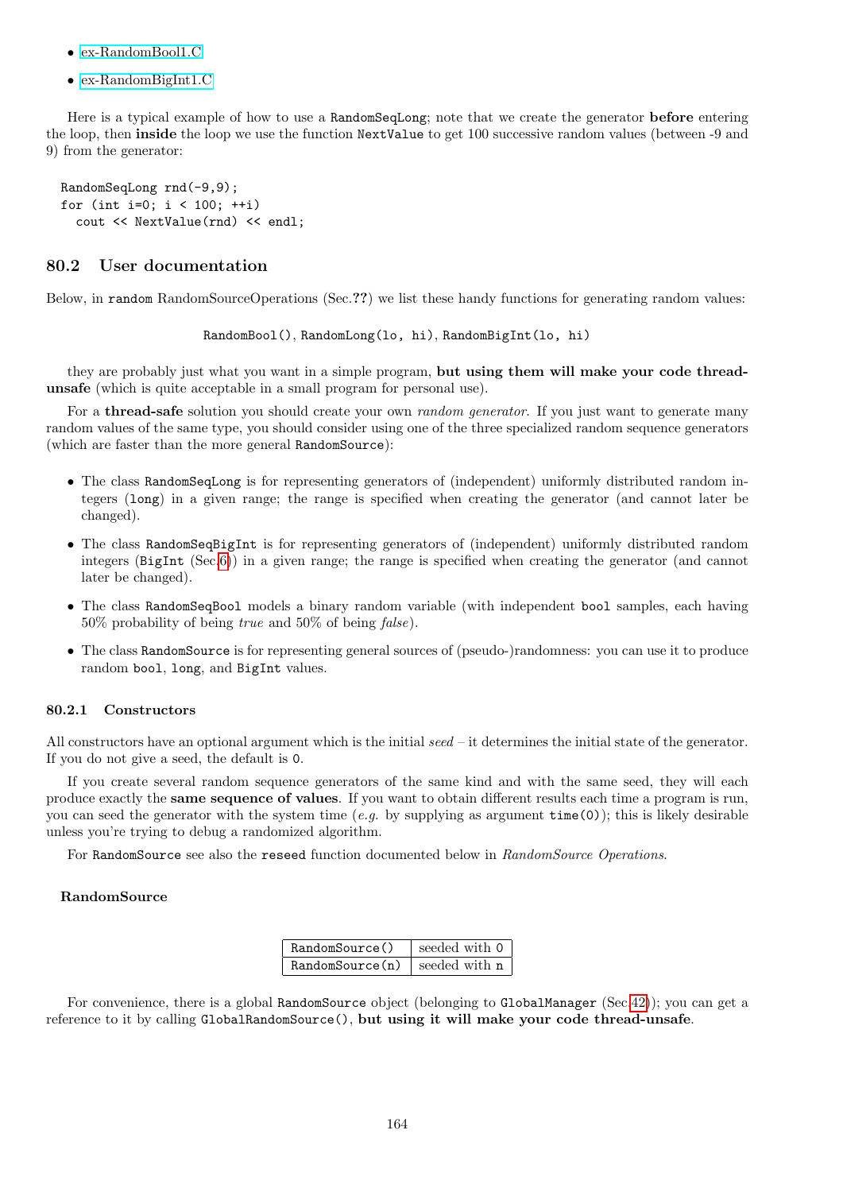- ex-RandomBool1.C
- ex-RandomBigInt1.C

Here is a typical example of how to use a RandomSeqLong; note that we create the generator **before** entering the loop, then **inside** the loop we use the function NextValue to get 100 successive random values (between -9 and 9) from the generator:

```
RandomSeqLong rnd(-9,9);
for (int i=0; i < 100; ++i)
  cout << NextValue(rnd) << endl;
```

## 80.2 User documentation

Below, in random RandomSourceOperations (Sec.**??**) we list these handy functions for generating random values:

RandomBool(), RandomLong(lo, hi), RandomBigInt(lo, hi)

they are probably just what you want in a simple program, **but using them will make your code thread-unsafe** (which is quite acceptable in a small program for personal use).

For a **thread-safe** solution you should create your own *random generator*. If you just want to generate many random values of the same type, you should consider using one of the three specialized random sequence generators (which are faster than the more general RandomSource):

- The class RandomSeqLong is for representing generators of (independent) uniformly distributed random integers (long) in a given range; the range is specified when creating the generator (and cannot later be changed).
- The class RandomSeqBigInt is for representing generators of (independent) uniformly distributed random integers (BigInt (Sec.6)) in a given range; the range is specified when creating the generator (and cannot later be changed).
- The class RandomSeqBool models a binary random variable (with independent bool samples, each having 50% probability of being *true* and 50% of being *false*).
- The class RandomSource is for representing general sources of (pseudo-)randomness: you can use it to produce random bool, long, and BigInt values.

### 80.2.1 Constructors

All constructors have an optional argument which is the initial *seed* – it determines the initial state of the generator. If you do not give a seed, the default is 0.

If you create several random sequence generators of the same kind and with the same seed, they will each produce exactly the **same sequence of values**. If you want to obtain different results each time a program is run, you can seed the generator with the system time (*e.g.* by supplying as argument time(0)); this is likely desirable unless you're trying to debug a randomized algorithm.

For RandomSource see also the reseed function documented below in *RandomSource Operations*.

**RandomSource**

| RandomSource() | seeded with 0 |
|---|---|
| RandomSource(n) | seeded with n |

For convenience, there is a global RandomSource object (belonging to GlobalManager (Sec.42)); you can get a reference to it by calling GlobalRandomSource(), **but using it will make your code thread-unsafe**.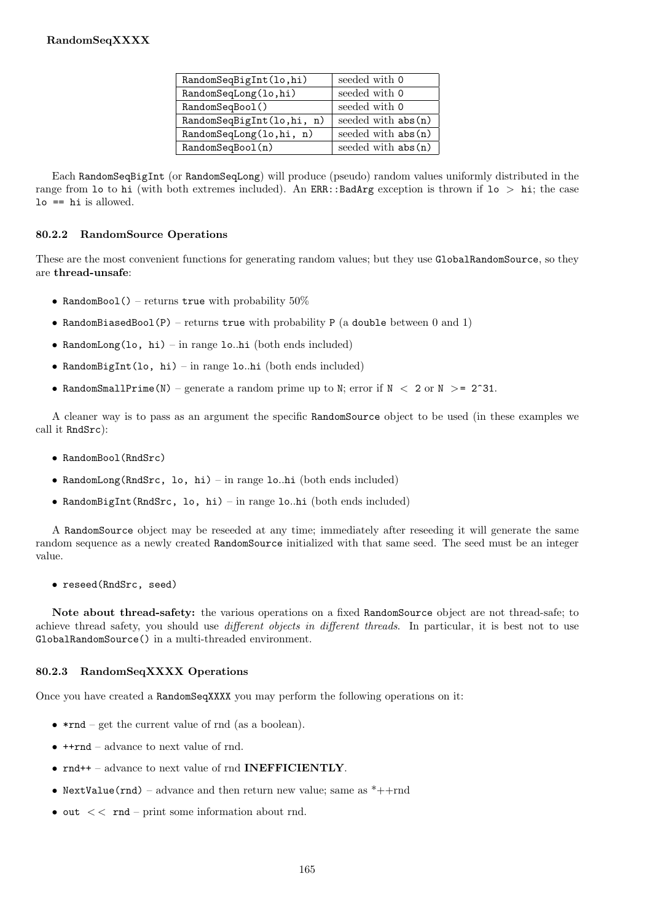**RandomSeqXXXX**

| RandomSeqBigInt(lo,hi) | seeded with 0 |
|---|---|
| RandomSeqLong(lo,hi) | seeded with 0 |
| RandomSeqBool() | seeded with 0 |
| RandomSeqBigInt(lo,hi, n) | seeded with abs(n) |
| RandomSeqLong(lo,hi, n) | seeded with abs(n) |
| RandomSeqBool(n) | seeded with abs(n) |

Each RandomSeqBigInt (or RandomSeqLong) will produce (pseudo) random values uniformly distributed in the range from lo to hi (with both extremes included). An ERR::BadArg exception is thrown if lo > hi; the case lo == hi is allowed.

### 80.2.2 RandomSource Operations

These are the most convenient functions for generating random values; but they use GlobalRandomSource, so they are **thread-unsafe**:

- RandomBool() – returns true with probability 50%
- RandomBiasedBool(P) – returns true with probability P (a double between 0 and 1)
- RandomLong(lo, hi) – in range lo..hi (both ends included)
- RandomBigInt(lo, hi) – in range lo..hi (both ends included)
- RandomSmallPrime(N) – generate a random prime up to N; error if N < 2 or N >= 2^31.

A cleaner way is to pass as an argument the specific RandomSource object to be used (in these examples we call it RndSrc):

- RandomBool(RndSrc)
- RandomLong(RndSrc, lo, hi) – in range lo..hi (both ends included)
- RandomBigInt(RndSrc, lo, hi) – in range lo..hi (both ends included)

A RandomSource object may be reseeded at any time; immediately after reseeding it will generate the same random sequence as a newly created RandomSource initialized with that same seed. The seed must be an integer value.

- reseed(RndSrc, seed)

**Note about thread-safety:** the various operations on a fixed RandomSource object are not thread-safe; to achieve thread safety, you should use *different objects in different threads*. In particular, it is best not to use GlobalRandomSource() in a multi-threaded environment.

### 80.2.3 RandomSeqXXXX Operations

Once you have created a RandomSeqXXXX you may perform the following operations on it:

- *rnd – get the current value of rnd (as a boolean).
- ++rnd – advance to next value of rnd.
- rnd++ – advance to next value of rnd **INEFFICIENTLY**.
- NextValue(rnd) – advance and then return new value; same as *++rnd
- out << rnd – print some information about rnd.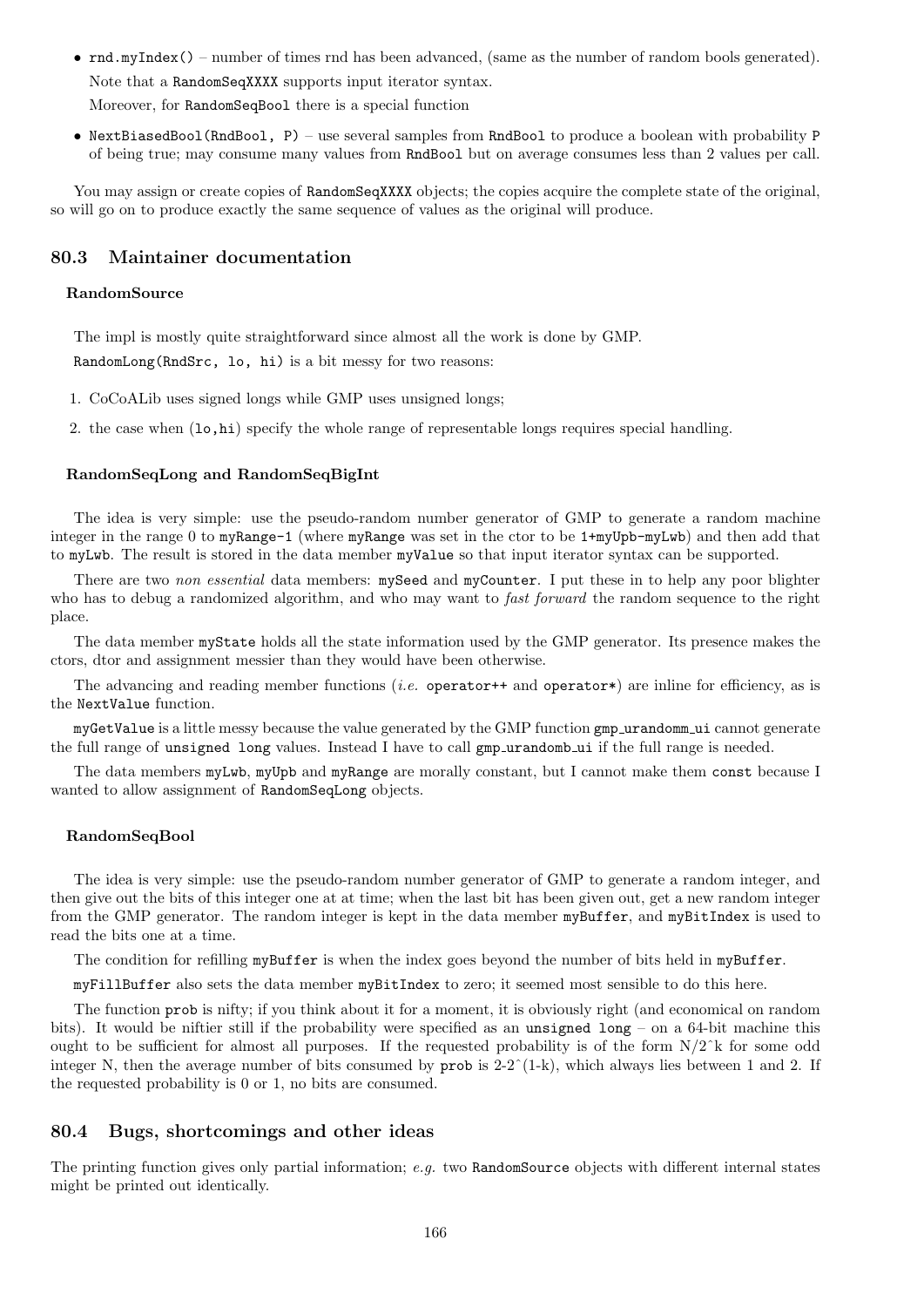- `rnd.myIndex()` – number of times rnd has been advanced, (same as the number of random bools generated).

  Note that a `RandomSeqXXXX` supports input iterator syntax.

  Moreover, for `RandomSeqBool` there is a special function

- `NextBiasedBool(RndBool, P)` – use several samples from `RndBool` to produce a boolean with probability `P` of being true; may consume many values from `RndBool` but on average consumes less than 2 values per call.

You may assign or create copies of `RandomSeqXXXX` objects; the copies acquire the complete state of the original, so will go on to produce exactly the same sequence of values as the original will produce.

## 80.3 Maintainer documentation

#### RandomSource

The impl is mostly quite straightforward since almost all the work is done by GMP.

`RandomLong(RndSrc, lo, hi)` is a bit messy for two reasons:

1. CoCoALib uses signed longs while GMP uses unsigned longs;
2. the case when `(lo,hi)` specify the whole range of representable longs requires special handling.

#### RandomSeqLong and RandomSeqBigInt

The idea is very simple: use the pseudo-random number generator of GMP to generate a random machine integer in the range 0 to `myRange-1` (where `myRange` was set in the ctor to be `1+myUpb-myLwb`) and then add that to `myLwb`. The result is stored in the data member `myValue` so that input iterator syntax can be supported.

There are two *non essential* data members: `mySeed` and `myCounter`. I put these in to help any poor blighter who has to debug a randomized algorithm, and who may want to *fast forward* the random sequence to the right place.

The data member `myState` holds all the state information used by the GMP generator. Its presence makes the ctors, dtor and assignment messier than they would have been otherwise.

The advancing and reading member functions (*i.e.* `operator++` and `operator*`) are inline for efficiency, as is the `NextValue` function.

`myGetValue` is a little messy because the value generated by the GMP function `gmp_urandomm_ui` cannot generate the full range of `unsigned long` values. Instead I have to call `gmp_urandomb_ui` if the full range is needed.

The data members `myLwb`, `myUpb` and `myRange` are morally constant, but I cannot make them `const` because I wanted to allow assignment of `RandomSeqLong` objects.

#### RandomSeqBool

The idea is very simple: use the pseudo-random number generator of GMP to generate a random integer, and then give out the bits of this integer one at at time; when the last bit has been given out, get a new random integer from the GMP generator. The random integer is kept in the data member `myBuffer`, and `myBitIndex` is used to read the bits one at a time.

The condition for refilling `myBuffer` is when the index goes beyond the number of bits held in `myBuffer`.

`myFillBuffer` also sets the data member `myBitIndex` to zero; it seemed most sensible to do this here.

The function `prob` is nifty; if you think about it for a moment, it is obviously right (and economical on random bits). It would be niftier still if the probability were specified as an `unsigned long` – on a 64-bit machine this ought to be sufficient for almost all purposes. If the requested probability is of the form N/2^k for some odd integer N, then the average number of bits consumed by `prob` is 2-2^(1-k), which always lies between 1 and 2. If the requested probability is 0 or 1, no bits are consumed.

## 80.4 Bugs, shortcomings and other ideas

The printing function gives only partial information; *e.g.* two `RandomSource` objects with different internal states might be printed out identically.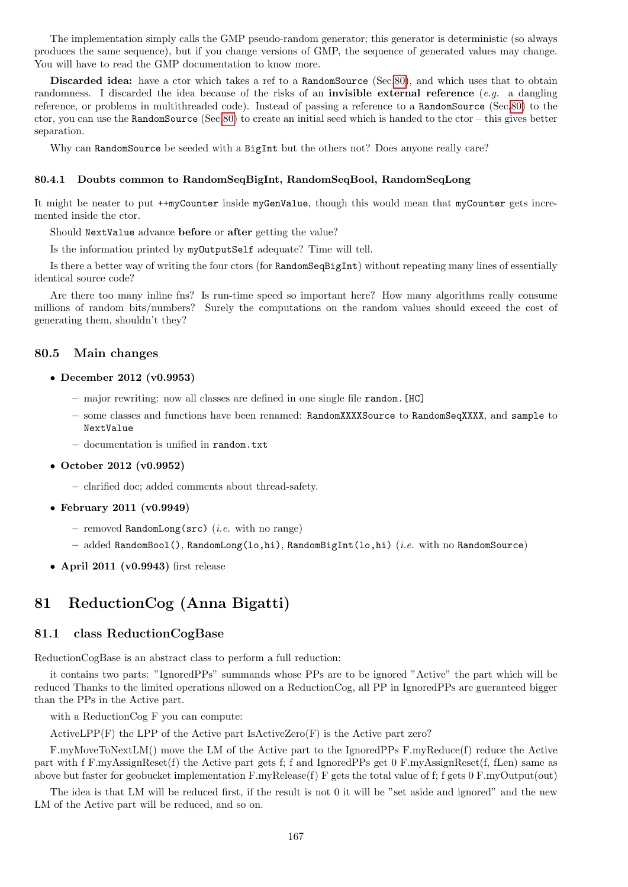The implementation simply calls the GMP pseudo-random generator; this generator is deterministic (so always produces the same sequence), but if you change versions of GMP, the sequence of generated values may change. You will have to read the GMP documentation to know more.

**Discarded idea:** have a ctor which takes a ref to a `RandomSource` (Sec.80), and which uses that to obtain randomness. I discarded the idea because of the risks of an **invisible external reference** (*e.g.* a dangling reference, or problems in multithreaded code). Instead of passing a reference to a `RandomSource` (Sec.80) to the ctor, you can use the `RandomSource` (Sec.80) to create an initial seed which is handed to the ctor – this gives better separation.

Why can `RandomSource` be seeded with a `BigInt` but the others not? Does anyone really care?

#### 80.4.1 Doubts common to RandomSeqBigInt, RandomSeqBool, RandomSeqLong

It might be neater to put `++myCounter` inside `myGenValue`, though this would mean that `myCounter` gets incremented inside the ctor.

Should `NextValue` advance **before** or **after** getting the value?

Is the information printed by `myOutputSelf` adequate? Time will tell.

Is there a better way of writing the four ctors (for `RandomSeqBigInt`) without repeating many lines of essentially identical source code?

Are there too many inline fns? Is run-time speed so important here? How many algorithms really consume millions of random bits/numbers? Surely the computations on the random values should exceed the cost of generating them, shouldn't they?

### 80.5 Main changes

- **December 2012 (v0.9953)**
  - major rewriting: now all classes are defined in one single file `random.[HC]`
  - some classes and functions have been renamed: `RandomXXXXSource` to `RandomSeqXXXX`, and `sample` to `NextValue`
  - documentation is unified in `random.txt`
- **October 2012 (v0.9952)**
  - clarified doc; added comments about thread-safety.
- **February 2011 (v0.9949)**
  - removed `RandomLong(src)` (*i.e.* with no range)
  - added `RandomBool()`, `RandomLong(lo,hi)`, `RandomBigInt(lo,hi)` (*i.e.* with no `RandomSource`)
- **April 2011 (v0.9943)** first release

## 81 ReductionCog (Anna Bigatti)

### 81.1 class ReductionCogBase

ReductionCogBase is an abstract class to perform a full reduction:

it contains two parts: "IgnoredPPs" summands whose PPs are to be ignored "Active" the part which will be reduced Thanks to the limited operations allowed on a ReductionCog, all PP in IgnoredPPs are gueranteed bigger than the PPs in the Active part.

with a ReductionCog F you can compute:

ActiveLPP(F) the LPP of the Active part IsActiveZero(F) is the Active part zero?

F.myMoveToNextLM() move the LM of the Active part to the IgnoredPPs F.myReduce(f) reduce the Active part with f F.myAssignReset(f) the Active part gets f; f and IgnoredPPs get 0 F.myAssignReset(f, fLen) same as above but faster for geobucket implementation F.myRelease(f) F gets the total value of f; f gets 0 F.myOutput(out)

The idea is that LM will be reduced first, if the result is not 0 it will be "set aside and ignored" and the new LM of the Active part will be reduced, and so on.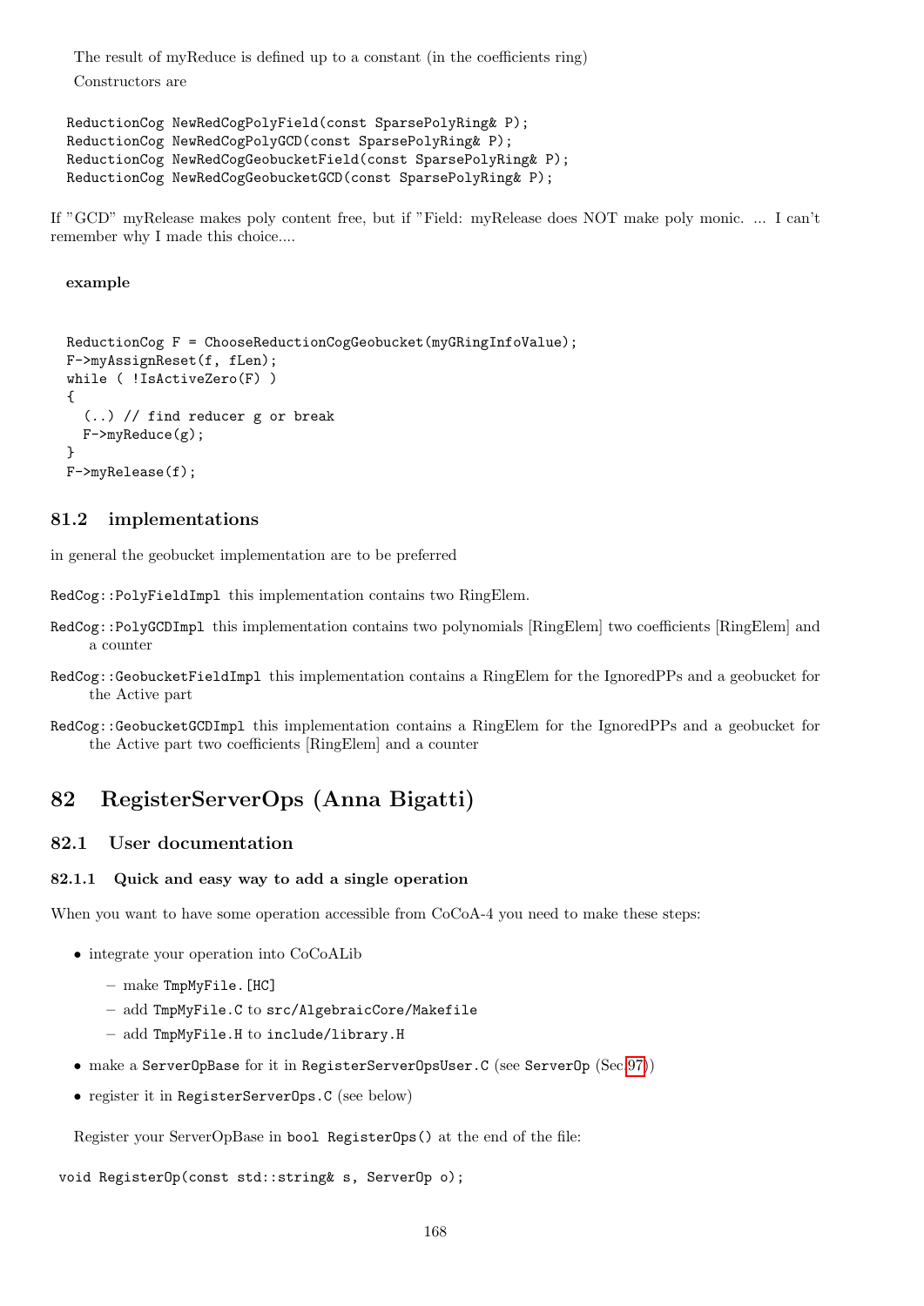The result of myReduce is defined up to a constant (in the coefficients ring)

Constructors are

```
ReductionCog NewRedCogPolyField(const SparsePolyRing& P);
ReductionCog NewRedCogPolyGCD(const SparsePolyRing& P);
ReductionCog NewRedCogGeobucketField(const SparsePolyRing& P);
ReductionCog NewRedCogGeobucketGCD(const SparsePolyRing& P);
```

If "GCD" myRelease makes poly content free, but if "Field: myRelease does NOT make poly monic. ... I can't remember why I made this choice....

**example**

```
ReductionCog F = ChooseReductionCogGeobucket(myGRingInfoValue);
F->myAssignReset(f, fLen);
while ( !IsActiveZero(F) )
{
  (..) // find reducer g or break
  F->myReduce(g);
}
F->myRelease(f);
```

### 81.2 implementations

in general the geobucket implementation are to be preferred

`RedCog::PolyFieldImpl` this implementation contains two RingElem.

`RedCog::PolyGCDImpl` this implementation contains two polynomials [RingElem] two coefficients [RingElem] and a counter

`RedCog::GeobucketFieldImpl` this implementation contains a RingElem for the IgnoredPPs and a geobucket for the Active part

`RedCog::GeobucketGCDImpl` this implementation contains a RingElem for the IgnoredPPs and a geobucket for the Active part two coefficients [RingElem] and a counter

## 82 RegisterServerOps (Anna Bigatti)

### 82.1 User documentation

#### 82.1.1 Quick and easy way to add a single operation

When you want to have some operation accessible from CoCoA-4 you need to make these steps:

- integrate your operation into CoCoALib
  - make `TmpMyFile.[HC]`
  - add `TmpMyFile.C` to `src/AlgebraicCore/Makefile`
  - add `TmpMyFile.H` to `include/library.H`
- make a `ServerOpBase` for it in `RegisterServerOpsUser.C` (see `ServerOp` (Sec.97))
- register it in `RegisterServerOps.C` (see below)

Register your ServerOpBase in `bool RegisterOps()` at the end of the file:

```
void RegisterOp(const std::string& s, ServerOp o);
```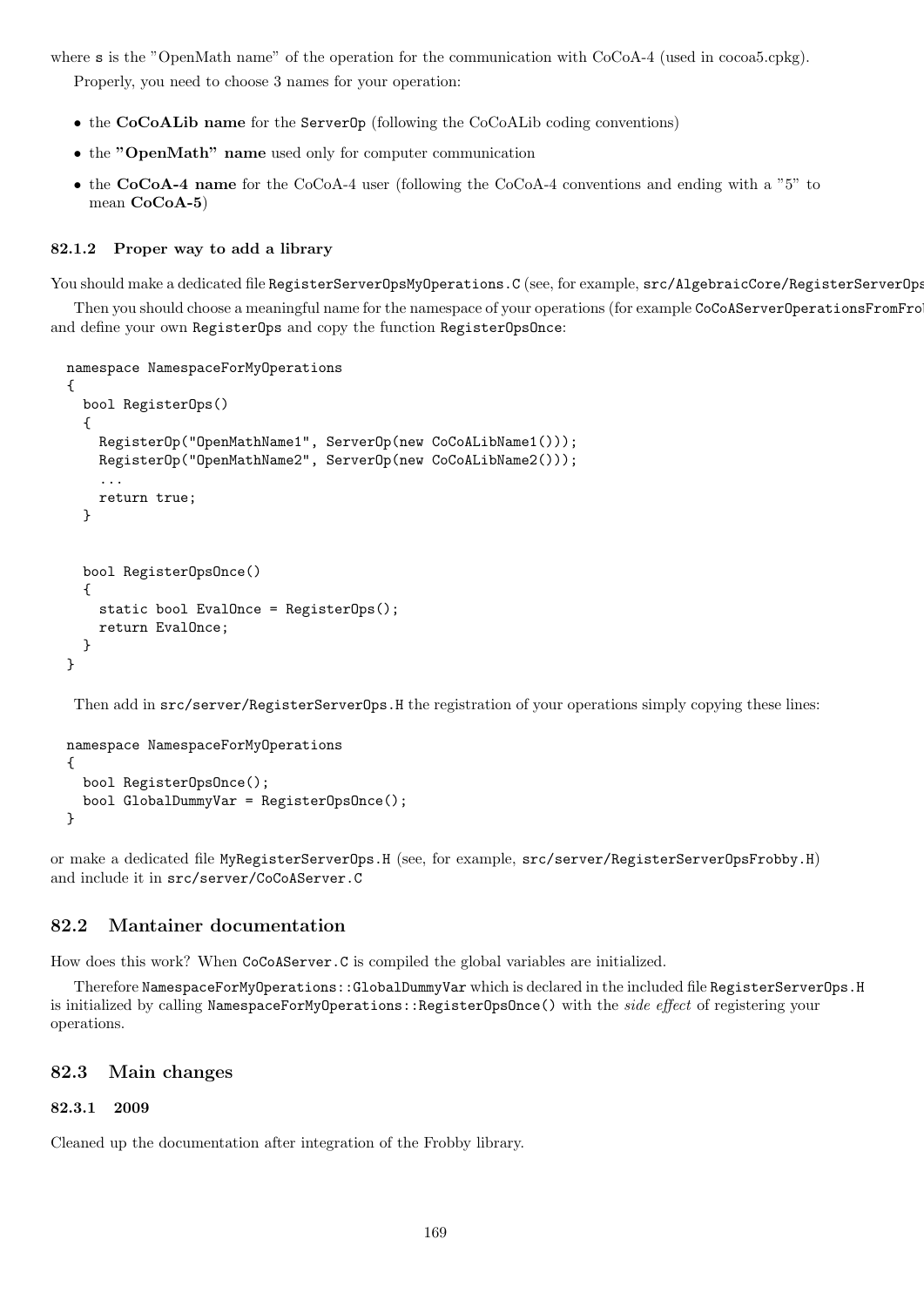where s is the "OpenMath name" of the operation for the communication with CoCoA-4 (used in cocoa5.cpkg).

Properly, you need to choose 3 names for your operation:

- the **CoCoALib name** for the ServerOp (following the CoCoALib coding conventions)
- the **"OpenMath" name** used only for computer communication
- the **CoCoA-4 name** for the CoCoA-4 user (following the CoCoA-4 conventions and ending with a "5" to mean **CoCoA-5**)

### 82.1.2 Proper way to add a library

You should make a dedicated file `RegisterServerOpsMyOperations.C` (see, for example, `src/AlgebraicCore/RegisterServerOps`

Then you should choose a meaningful name for the namespace of your operations (for example `CoCoAServerOperationsFromFro` and define your own `RegisterOps` and copy the function `RegisterOpsOnce`:

```
namespace NamespaceForMyOperations
{
  bool RegisterOps()
  {
    RegisterOp("OpenMathName1", ServerOp(new CoCoALibName1()));
    RegisterOp("OpenMathName2", ServerOp(new CoCoALibName2()));
    ...
    return true;
  }


  bool RegisterOpsOnce()
  {
    static bool EvalOnce = RegisterOps();
    return EvalOnce;
  }
}
```

Then add in `src/server/RegisterServerOps.H` the registration of your operations simply copying these lines:

```
namespace NamespaceForMyOperations
{
  bool RegisterOpsOnce();
  bool GlobalDummyVar = RegisterOpsOnce();
}
```

or make a dedicated file `MyRegisterServerOps.H` (see, for example, `src/server/RegisterServerOpsFrobby.H`) and include it in `src/server/CoCoAServer.C`

## 82.2 Mantainer documentation

How does this work? When `CoCoAServer.C` is compiled the global variables are initialized.

Therefore `NamespaceForMyOperations::GlobalDummyVar` which is declared in the included file `RegisterServerOps.H` is initialized by calling `NamespaceForMyOperations::RegisterOpsOnce()` with the *side effect* of registering your operations.

## 82.3 Main changes

### 82.3.1 2009

Cleaned up the documentation after integration of the Frobby library.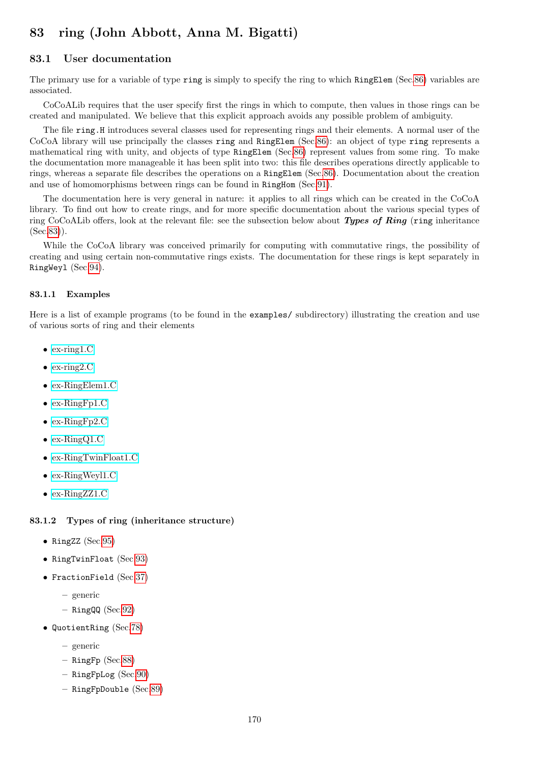# 83 ring (John Abbott, Anna M. Bigatti)

## 83.1 User documentation

The primary use for a variable of type `ring` is simply to specify the ring to which `RingElem` (Sec.86) variables are associated.

CoCoALib requires that the user specify first the rings in which to compute, then values in those rings can be created and manipulated. We believe that this explicit approach avoids any possible problem of ambiguity.

The file `ring.H` introduces several classes used for representing rings and their elements. A normal user of the CoCoA library will use principally the classes `ring` and `RingElem` (Sec.86): an object of type `ring` represents a mathematical ring with unity, and objects of type `RingElem` (Sec.86) represent values from some ring. To make the documentation more manageable it has been split into two: this file describes operations directly applicable to rings, whereas a separate file describes the operations on a `RingElem` (Sec.86). Documentation about the creation and use of homomorphisms between rings can be found in `RingHom` (Sec.91).

The documentation here is very general in nature: it applies to all rings which can be created in the CoCoA library. To find out how to create rings, and for more specific documentation about the various special types of ring CoCoALib offers, look at the relevant file: see the subsection below about ***Types of Ring*** (`ring` inheritance (Sec.83)).

While the CoCoA library was conceived primarily for computing with commutative rings, the possibility of creating and using certain non-commutative rings exists. The documentation for these rings is kept separately in `RingWeyl` (Sec.94).

### 83.1.1 Examples

Here is a list of example programs (to be found in the `examples/` subdirectory) illustrating the creation and use of various sorts of ring and their elements

- ex-ring1.C
- ex-ring2.C
- ex-RingElem1.C
- ex-RingFp1.C
- ex-RingFp2.C
- ex-RingQ1.C
- ex-RingTwinFloat1.C
- ex-RingWeyl1.C
- ex-RingZZ1.C

### 83.1.2 Types of ring (inheritance structure)

- `RingZZ` (Sec.95)
- `RingTwinFloat` (Sec.93)
- `FractionField` (Sec.37)
  - generic
  - `RingQQ` (Sec.92)
- `QuotientRing` (Sec.78)
  - generic
  - `RingFp` (Sec.88)
  - `RingFpLog` (Sec.90)
  - `RingFpDouble` (Sec.89)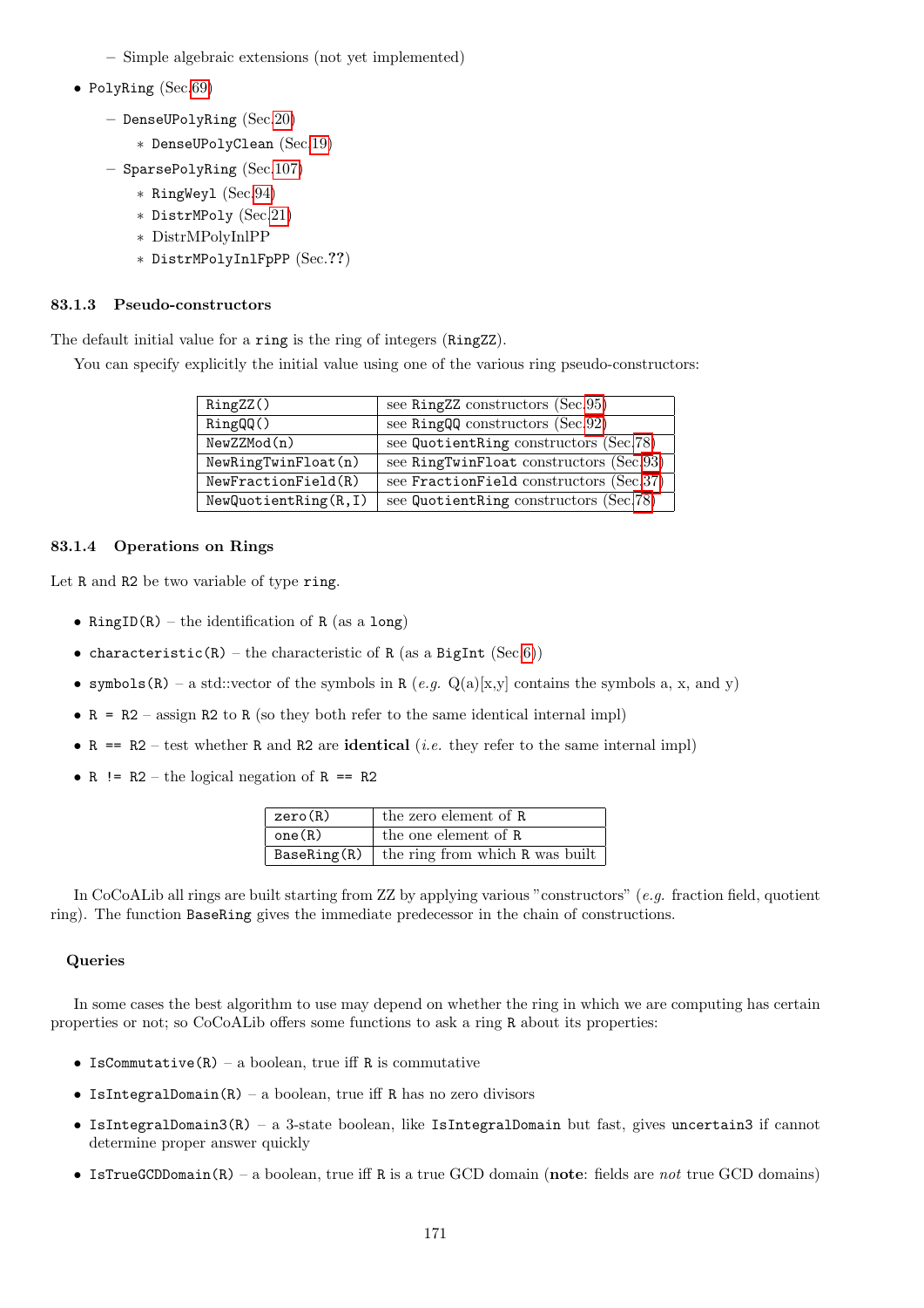- Simple algebraic extensions (not yet implemented)

- `PolyRing` (Sec.69)
  - `DenseUPolyRing` (Sec.20)
    - `DenseUPolyClean` (Sec.19)
  - `SparsePolyRing` (Sec.107)
    - `RingWeyl` (Sec.94)
    - `DistrMPoly` (Sec.21)
    - DistrMPolyInlPP
    - `DistrMPolyInlFpPP` (Sec.??)

### 83.1.3 Pseudo-constructors

The default initial value for a `ring` is the ring of integers (`RingZZ`).

You can specify explicitly the initial value using one of the various ring pseudo-constructors:

| | |
|---|---|
| `RingZZ()` | see `RingZZ` constructors (Sec.95) |
| `RingQQ()` | see `RingQQ` constructors (Sec.92) |
| `NewZZMod(n)` | see `QuotientRing` constructors (Sec.78) |
| `NewRingTwinFloat(n)` | see `RingTwinFloat` constructors (Sec.93) |
| `NewFractionField(R)` | see `FractionField` constructors (Sec.37) |
| `NewQuotientRing(R,I)` | see `QuotientRing` constructors (Sec.78) |

### 83.1.4 Operations on Rings

Let `R` and `R2` be two variable of type `ring`.

- `RingID(R)` – the identification of `R` (as a `long`)
- `characteristic(R)` – the characteristic of `R` (as a `BigInt` (Sec.6))
- `symbols(R)` – a std::vector of the symbols in `R` (*e.g.* Q(a)[x,y] contains the symbols a, x, and y)
- `R = R2` – assign `R2` to `R` (so they both refer to the same identical internal impl)
- `R == R2` – test whether `R` and `R2` are **identical** (*i.e.* they refer to the same internal impl)
- `R != R2` – the logical negation of `R == R2`

| | |
|---|---|
| `zero(R)` | the zero element of `R` |
| `one(R)` | the one element of `R` |
| `BaseRing(R)` | the ring from which `R` was built |

In CoCoALib all rings are built starting from ZZ by applying various "constructors" (*e.g.* fraction field, quotient ring). The function `BaseRing` gives the immediate predecessor in the chain of constructions.

#### Queries

In some cases the best algorithm to use may depend on whether the ring in which we are computing has certain properties or not; so CoCoALib offers some functions to ask a ring `R` about its properties:

- `IsCommutative(R)` – a boolean, true iff `R` is commutative
- `IsIntegralDomain(R)` – a boolean, true iff `R` has no zero divisors
- `IsIntegralDomain3(R)` – a 3-state boolean, like `IsIntegralDomain` but fast, gives `uncertain3` if cannot determine proper answer quickly
- `IsTrueGCDDomain(R)` – a boolean, true iff `R` is a true GCD domain (**note**: fields are *not* true GCD domains)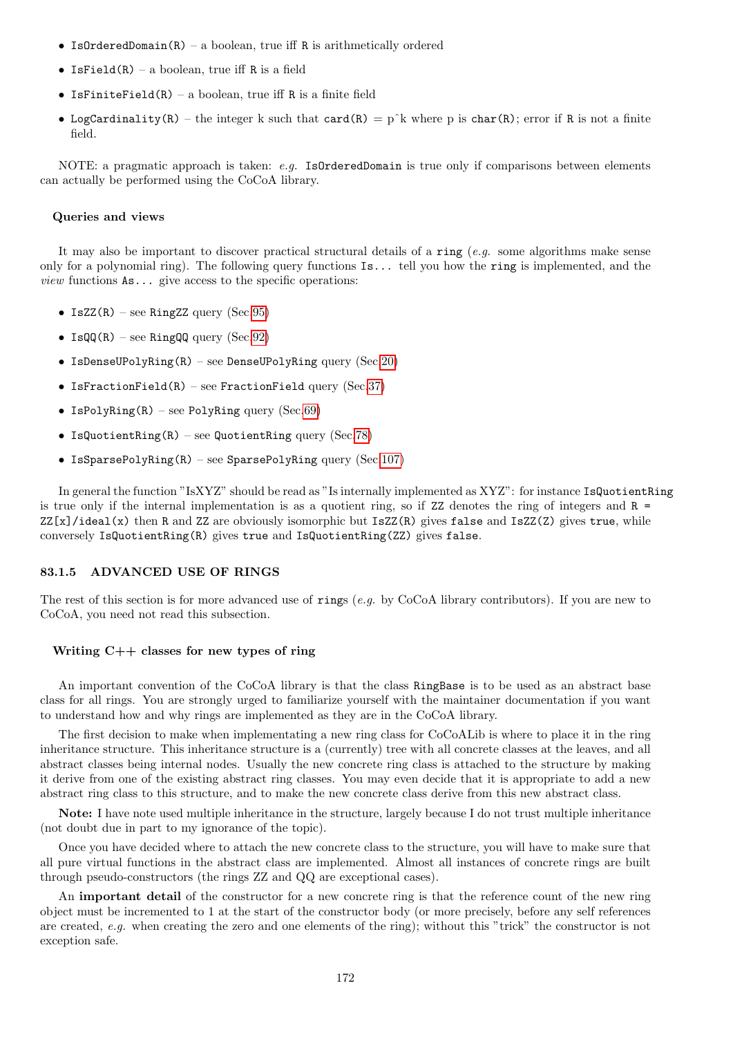- `IsOrderedDomain(R)` – a boolean, true iff `R` is arithmetically ordered
- `IsField(R)` – a boolean, true iff `R` is a field
- `IsFiniteField(R)` – a boolean, true iff `R` is a finite field
- `LogCardinality(R)` – the integer k such that `card(R) = p^k` where p is `char(R)`; error if `R` is not a finite field.

NOTE: a pragmatic approach is taken: *e.g.* `IsOrderedDomain` is true only if comparisons between elements can actually be performed using the CoCoA library.

#### Queries and views

It may also be important to discover practical structural details of a `ring` (*e.g.* some algorithms make sense only for a polynomial ring). The following query functions `Is...` tell you how the `ring` is implemented, and the *view* functions `As...` give access to the specific operations:

- `IsZZ(R)` – see `RingZZ` query (Sec.95)
- `IsQQ(R)` – see `RingQQ` query (Sec.92)
- `IsDenseUPolyRing(R)` – see `DenseUPolyRing` query (Sec.20)
- `IsFractionField(R)` – see `FractionField` query (Sec.37)
- `IsPolyRing(R)` – see `PolyRing` query (Sec.69)
- `IsQuotientRing(R)` – see `QuotientRing` query (Sec.78)
- `IsSparsePolyRing(R)` – see `SparsePolyRing` query (Sec.107)

In general the function "IsXYZ" should be read as "Is internally implemented as XYZ": for instance `IsQuotientRing` is true only if the internal implementation is as a quotient ring, so if `ZZ` denotes the ring of integers and `R = ZZ[x]/ideal(x)` then `R` and `ZZ` are obviously isomorphic but `IsZZ(R)` gives `false` and `IsZZ(Z)` gives `true`, while conversely `IsQuotientRing(R)` gives `true` and `IsQuotientRing(ZZ)` gives `false`.

### 83.1.5 ADVANCED USE OF RINGS

The rest of this section is for more advanced use of `ring`s (*e.g.* by CoCoA library contributors). If you are new to CoCoA, you need not read this subsection.

#### Writing C++ classes for new types of ring

An important convention of the CoCoA library is that the class `RingBase` is to be used as an abstract base class for all rings. You are strongly urged to familiarize yourself with the maintainer documentation if you want to understand how and why rings are implemented as they are in the CoCoA library.

The first decision to make when implementating a new ring class for CoCoALib is where to place it in the ring inheritance structure. This inheritance structure is a (currently) tree with all concrete classes at the leaves, and all abstract classes being internal nodes. Usually the new concrete ring class is attached to the structure by making it derive from one of the existing abstract ring classes. You may even decide that it is appropriate to add a new abstract ring class to this structure, and to make the new concrete class derive from this new abstract class.

**Note:** I have note used multiple inheritance in the structure, largely because I do not trust multiple inheritance (not doubt due in part to my ignorance of the topic).

Once you have decided where to attach the new concrete class to the structure, you will have to make sure that all pure virtual functions in the abstract class are implemented. Almost all instances of concrete rings are built through pseudo-constructors (the rings ZZ and QQ are exceptional cases).

An **important detail** of the constructor for a new concrete ring is that the reference count of the new ring object must be incremented to 1 at the start of the constructor body (or more precisely, before any self references are created, *e.g.* when creating the zero and one elements of the ring); without this "trick" the constructor is not exception safe.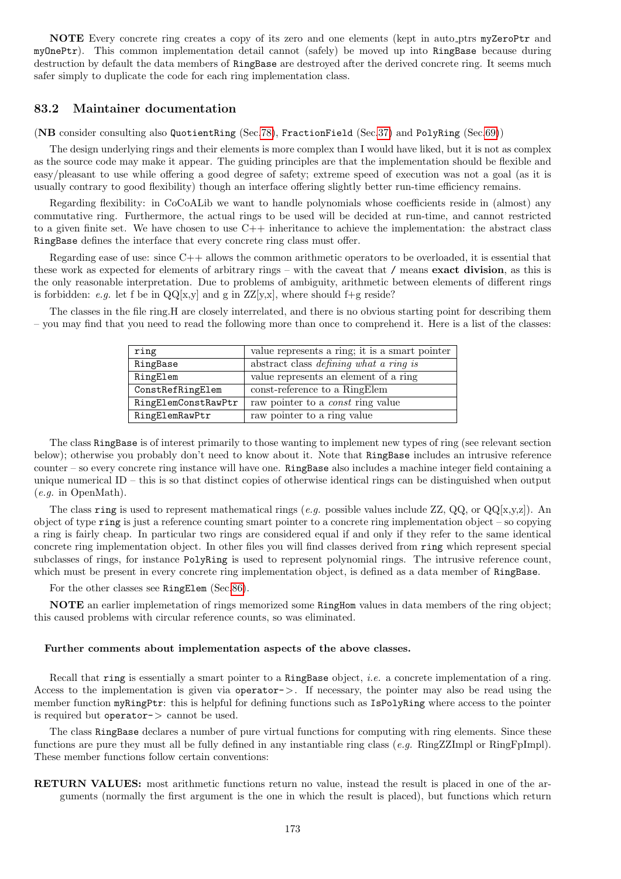**NOTE** Every concrete ring creates a copy of its zero and one elements (kept in auto_ptrs `myZeroPtr` and `myOnePtr`). This common implementation detail cannot (safely) be moved up into `RingBase` because during destruction by default the data members of `RingBase` are destroyed after the derived concrete ring. It seems much safer simply to duplicate the code for each ring implementation class.

## 83.2 Maintainer documentation

(**NB** consider consulting also `QuotientRing` (Sec.78), `FractionField` (Sec.37) and `PolyRing` (Sec.69))

The design underlying rings and their elements is more complex than I would have liked, but it is not as complex as the source code may make it appear. The guiding principles are that the implementation should be flexible and easy/pleasant to use while offering a good degree of safety; extreme speed of execution was not a goal (as it is usually contrary to good flexibility) though an interface offering slightly better run-time efficiency remains.

Regarding flexibility: in CoCoALib we want to handle polynomials whose coefficients reside in (almost) any commutative ring. Furthermore, the actual rings to be used will be decided at run-time, and cannot restricted to a given finite set. We have chosen to use C++ inheritance to achieve the implementation: the abstract class `RingBase` defines the interface that every concrete ring class must offer.

Regarding ease of use: since C++ allows the common arithmetic operators to be overloaded, it is essential that these work as expected for elements of arbitrary rings – with the caveat that `/` means **exact division**, as this is the only reasonable interpretation. Due to problems of ambiguity, arithmetic between elements of different rings is forbidden: *e.g.* let f be in QQ[x,y] and g in ZZ[y,x], where should f+g reside?

The classes in the file ring.H are closely interrelated, and there is no obvious starting point for describing them – you may find that you need to read the following more than once to comprehend it. Here is a list of the classes:

| | |
|---|---|
| `ring` | value represents a ring; it is a smart pointer |
| `RingBase` | abstract class *defining what a ring is* |
| `RingElem` | value represents an element of a ring |
| `ConstRefRingElem` | const-reference to a RingElem |
| `RingElemConstRawPtr` | raw pointer to a *const* ring value |
| `RingElemRawPtr` | raw pointer to a ring value |

The class `RingBase` is of interest primarily to those wanting to implement new types of ring (see relevant section below); otherwise you probably don't need to know about it. Note that `RingBase` includes an intrusive reference counter – so every concrete ring instance will have one. `RingBase` also includes a machine integer field containing a unique numerical ID – this is so that distinct copies of otherwise identical rings can be distinguished when output (*e.g.* in OpenMath).

The class `ring` is used to represent mathematical rings (*e.g.* possible values include ZZ, QQ, or QQ[x,y,z]). An object of type `ring` is just a reference counting smart pointer to a concrete ring implementation object – so copying a ring is fairly cheap. In particular two rings are considered equal if and only if they refer to the same identical concrete ring implementation object. In other files you will find classes derived from `ring` which represent special subclasses of rings, for instance `PolyRing` is used to represent polynomial rings. The intrusive reference count, which must be present in every concrete ring implementation object, is defined as a data member of `RingBase`.

For the other classes see `RingElem` (Sec.86).

**NOTE** an earlier implemetation of rings memorized some `RingHom` values in data members of the ring object; this caused problems with circular reference counts, so was eliminated.

#### Further comments about implementation aspects of the above classes.

Recall that `ring` is essentially a smart pointer to a `RingBase` object, *i.e.* a concrete implementation of a ring. Access to the implementation is given via `operator->`. If necessary, the pointer may also be read using the member function `myRingPtr`: this is helpful for defining functions such as `IsPolyRing` where access to the pointer is required but `operator->` cannot be used.

The class `RingBase` declares a number of pure virtual functions for computing with ring elements. Since these functions are pure they must all be fully defined in any instantiable ring class (*e.g.* RingZZImpl or RingFpImpl). These member functions follow certain conventions:

**RETURN VALUES:** most arithmetic functions return no value, instead the result is placed in one of the arguments (normally the first argument is the one in which the result is placed), but functions which return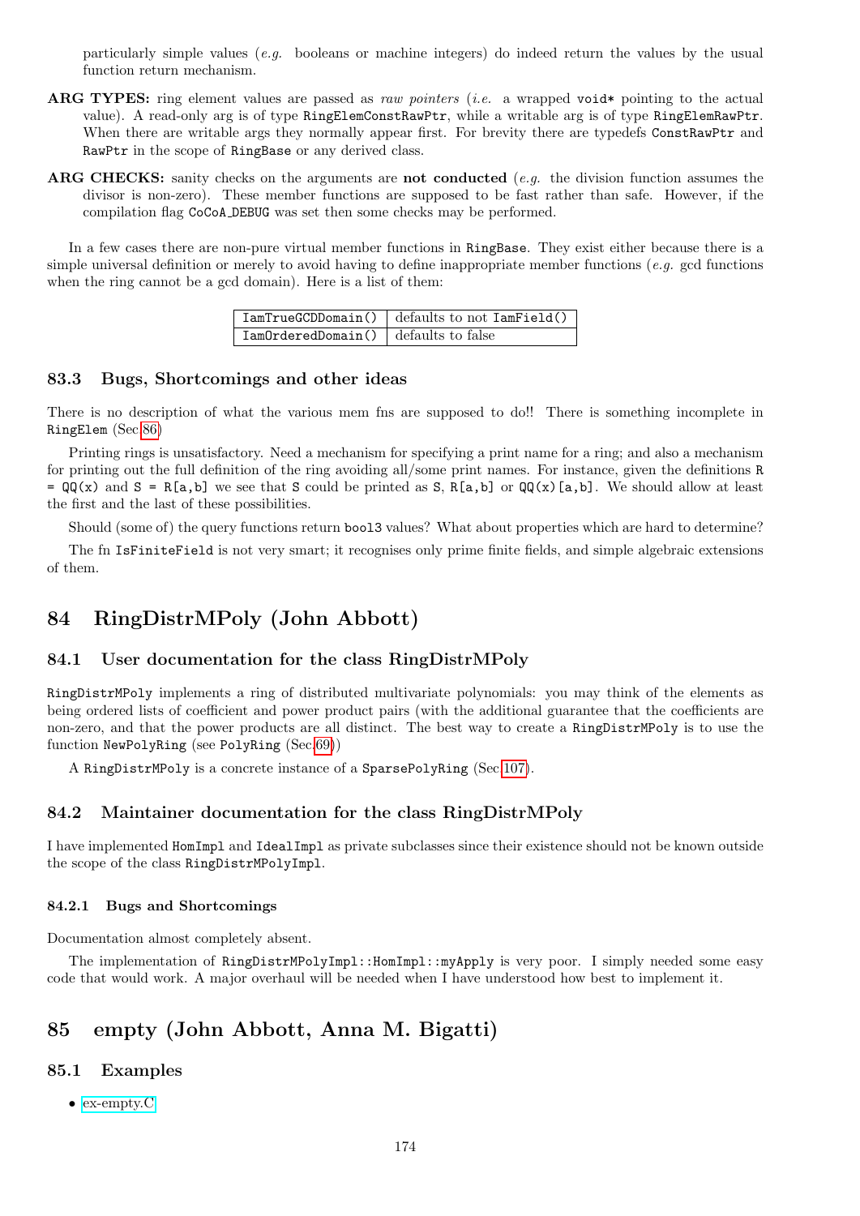particularly simple values (*e.g.* booleans or machine integers) do indeed return the values by the usual function return mechanism.

**ARG TYPES:** ring element values are passed as *raw pointers* (*i.e.* a wrapped `void*` pointing to the actual value). A read-only arg is of type `RingElemConstRawPtr`, while a writable arg is of type `RingElemRawPtr`. When there are writable args they normally appear first. For brevity there are typedefs `ConstRawPtr` and `RawPtr` in the scope of `RingBase` or any derived class.

**ARG CHECKS:** sanity checks on the arguments are **not conducted** (*e.g.* the division function assumes the divisor is non-zero). These member functions are supposed to be fast rather than safe. However, if the compilation flag `CoCoA_DEBUG` was set then some checks may be performed.

In a few cases there are non-pure virtual member functions in `RingBase`. They exist either because there is a simple universal definition or merely to avoid having to define inappropriate member functions (*e.g.* gcd functions when the ring cannot be a gcd domain). Here is a list of them:

| | |
|---|---|
| `IamTrueGCDDomain()` | defaults to not `IamField()` |
| `IamOrderedDomain()` | defaults to false |

## 83.3 Bugs, Shortcomings and other ideas

There is no description of what the various mem fns are supposed to do!! There is something incomplete in `RingElem` (Sec.86)

Printing rings is unsatisfactory. Need a mechanism for specifying a print name for a ring; and also a mechanism for printing out the full definition of the ring avoiding all/some print names. For instance, given the definitions `R = QQ(x)` and `S = R[a,b]` we see that `S` could be printed as `S`, `R[a,b]` or `QQ(x)[a,b]`. We should allow at least the first and the last of these possibilities.

Should (some of) the query functions return `bool3` values? What about properties which are hard to determine?

The fn `IsFiniteField` is not very smart; it recognises only prime finite fields, and simple algebraic extensions of them.

# 84 RingDistrMPoly (John Abbott)

## 84.1 User documentation for the class RingDistrMPoly

`RingDistrMPoly` implements a ring of distributed multivariate polynomials: you may think of the elements as being ordered lists of coefficient and power product pairs (with the additional guarantee that the coefficients are non-zero, and that the power products are all distinct. The best way to create a `RingDistrMPoly` is to use the function `NewPolyRing` (see `PolyRing` (Sec.69))

A `RingDistrMPoly` is a concrete instance of a `SparsePolyRing` (Sec.107).

## 84.2 Maintainer documentation for the class RingDistrMPoly

I have implemented `HomImpl` and `IdealImpl` as private subclasses since their existence should not be known outside the scope of the class `RingDistrMPolyImpl`.

### 84.2.1 Bugs and Shortcomings

Documentation almost completely absent.

The implementation of `RingDistrMPolyImpl::HomImpl::myApply` is very poor. I simply needed some easy code that would work. A major overhaul will be needed when I have understood how best to implement it.

# 85 empty (John Abbott, Anna M. Bigatti)

## 85.1 Examples

- ex-empty.C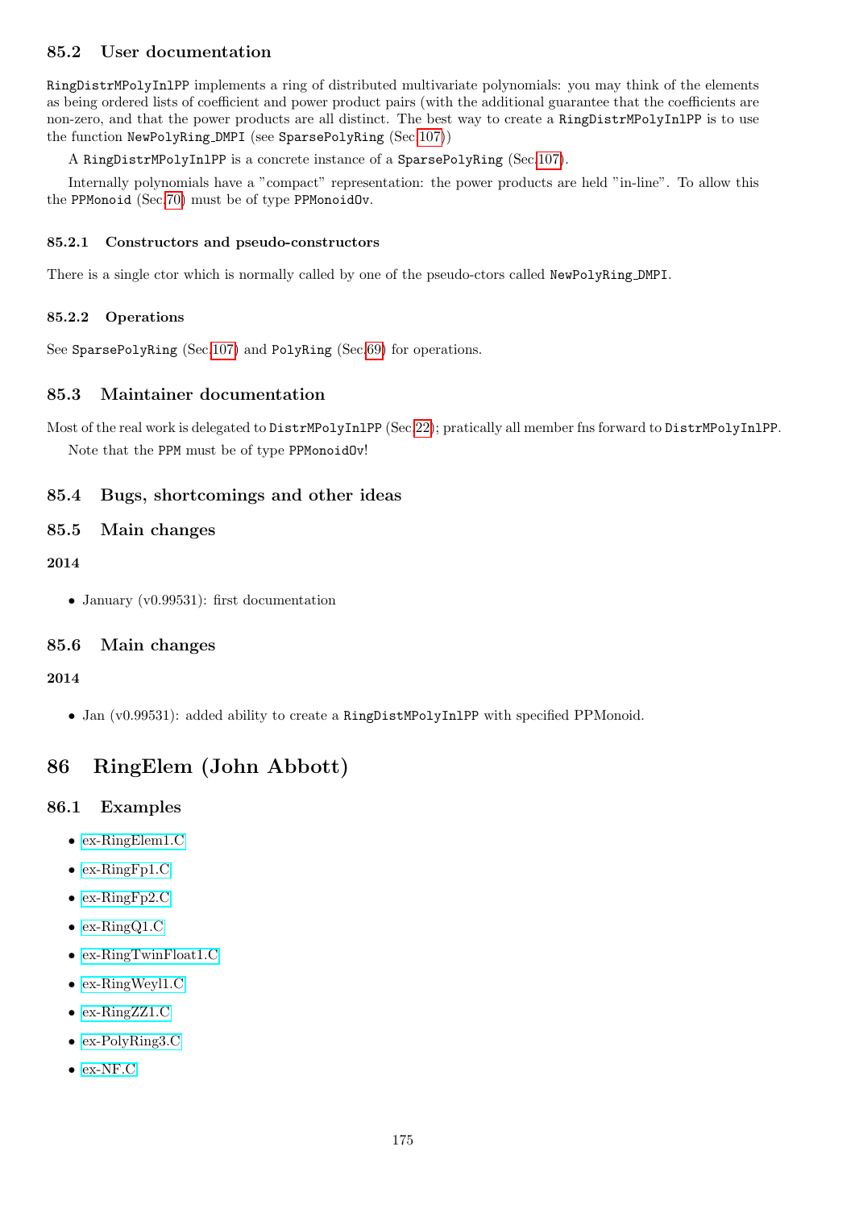### 85.2 User documentation

`RingDistrMPolyInlPP` implements a ring of distributed multivariate polynomials: you may think of the elements as being ordered lists of coefficient and power product pairs (with the additional guarantee that the coefficients are non-zero, and that the power products are all distinct. The best way to create a `RingDistrMPolyInlPP` is to use the function `NewPolyRing_DMPI` (see `SparsePolyRing` (Sec.107))

A `RingDistrMPolyInlPP` is a concrete instance of a `SparsePolyRing` (Sec.107).

Internally polynomials have a "compact" representation: the power products are held "in-line". To allow this the `PPMonoid` (Sec.70) must be of type `PPMonoidOv`.

#### 85.2.1 Constructors and pseudo-constructors

There is a single ctor which is normally called by one of the pseudo-ctors called `NewPolyRing_DMPI`.

#### 85.2.2 Operations

See `SparsePolyRing` (Sec.107) and `PolyRing` (Sec.69) for operations.

### 85.3 Maintainer documentation

Most of the real work is delegated to `DistrMPolyInlPP` (Sec.22); pratically all member fns forward to `DistrMPolyInlPP`.

Note that the `PPM` must be of type `PPMonoidOv`!

### 85.4 Bugs, shortcomings and other ideas

### 85.5 Main changes

**2014**

- January (v0.99531): first documentation

### 85.6 Main changes

**2014**

- Jan (v0.99531): added ability to create a `RingDistMPolyInlPP` with specified PPMonoid.

## 86 RingElem (John Abbott)

### 86.1 Examples

- ex-RingElem1.C
- ex-RingFp1.C
- ex-RingFp2.C
- ex-RingQ1.C
- ex-RingTwinFloat1.C
- ex-RingWeyl1.C
- ex-RingZZ1.C
- ex-PolyRing3.C
- ex-NF.C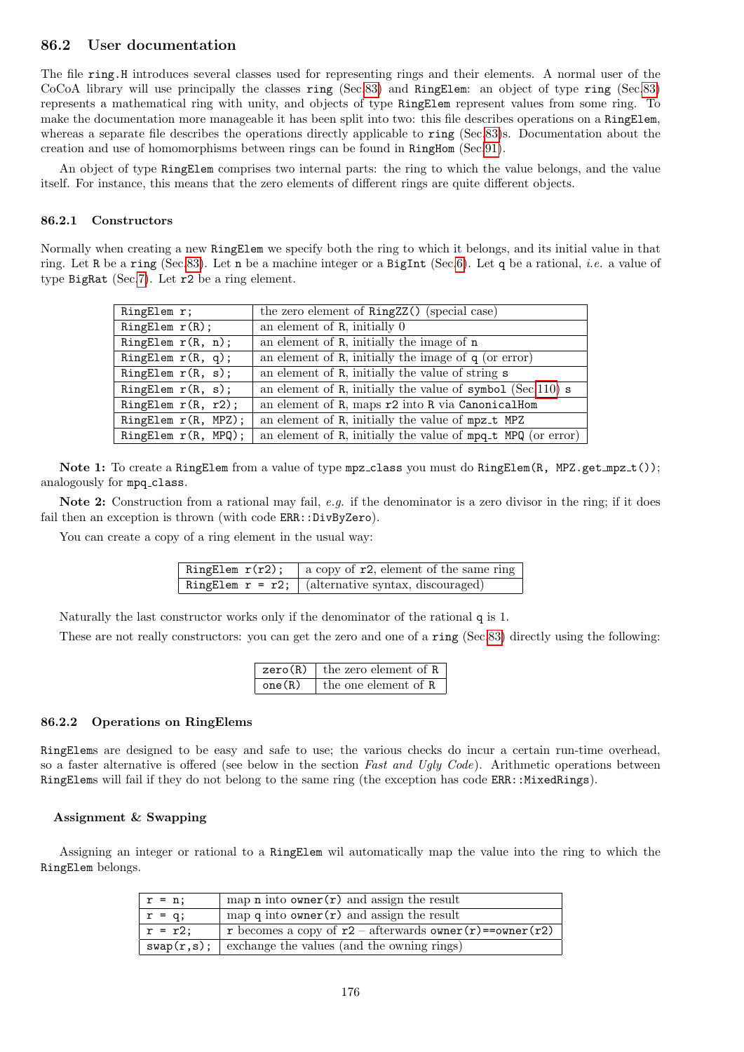## 86.2 User documentation

The file `ring.H` introduces several classes used for representing rings and their elements. A normal user of the CoCoA library will use principally the classes `ring` (Sec.83) and `RingElem`: an object of type `ring` (Sec.83) represents a mathematical ring with unity, and objects of type `RingElem` represent values from some ring. To make the documentation more manageable it has been split into two: this file describes operations on a `RingElem`, whereas a separate file describes the operations directly applicable to `ring` (Sec.83)s. Documentation about the creation and use of homomorphisms between rings can be found in `RingHom` (Sec.91).

An object of type `RingElem` comprises two internal parts: the ring to which the value belongs, and the value itself. For instance, this means that the zero elements of different rings are quite different objects.

### 86.2.1 Constructors

Normally when creating a new `RingElem` we specify both the ring to which it belongs, and its initial value in that ring. Let `R` be a `ring` (Sec.83). Let `n` be a machine integer or a `BigInt` (Sec.6). Let `q` be a rational, *i.e.* a value of type `BigRat` (Sec.7). Let `r2` be a ring element.

| | |
|---|---|
| `RingElem r;` | the zero element of `RingZZ()` (special case) |
| `RingElem r(R);` | an element of `R`, initially 0 |
| `RingElem r(R, n);` | an element of `R`, initially the image of `n` |
| `RingElem r(R, q);` | an element of `R`, initially the image of `q` (or error) |
| `RingElem r(R, s);` | an element of `R`, initially the value of string `s` |
| `RingElem r(R, s);` | an element of `R`, initially the value of `symbol` (Sec.110) `s` |
| `RingElem r(R, r2);` | an element of `R`, maps `r2` into `R` via `CanonicalHom` |
| `RingElem r(R, MPZ);` | an element of `R`, initially the value of `mpz_t MPZ` |
| `RingElem r(R, MPQ);` | an element of `R`, initially the value of `mpq_t MPQ` (or error) |

**Note 1:** To create a `RingElem` from a value of type `mpz_class` you must do `RingElem(R, MPZ.get_mpz_t());` analogously for `mpq_class`.

**Note 2:** Construction from a rational may fail, *e.g.* if the denominator is a zero divisor in the ring; if it does fail then an exception is thrown (with code `ERR::DivByZero`).

You can create a copy of a ring element in the usual way:

| | |
|---|---|
| `RingElem r(r2);` | a copy of `r2`, element of the same ring |
| `RingElem r = r2;` | (alternative syntax, discouraged) |

Naturally the last constructor works only if the denominator of the rational `q` is 1.

These are not really constructors: you can get the zero and one of a `ring` (Sec.83) directly using the following:

| | |
|---|---|
| `zero(R)` | the zero element of `R` |
| `one(R)` | the one element of `R` |

### 86.2.2 Operations on RingElems

`RingElem`s are designed to be easy and safe to use; the various checks do incur a certain run-time overhead, so a faster alternative is offered (see below in the section *Fast and Ugly Code*). Arithmetic operations between `RingElem`s will fail if they do not belong to the same ring (the exception has code `ERR::MixedRings`).

#### Assignment & Swapping

Assigning an integer or rational to a `RingElem` wil automatically map the value into the ring to which the `RingElem` belongs.

| | |
|---|---|
| `r = n;` | map `n` into `owner(r)` and assign the result |
| `r = q;` | map `q` into `owner(r)` and assign the result |
| `r = r2;` | `r` becomes a copy of `r2` – afterwards `owner(r)==owner(r2)` |
| `swap(r,s);` | exchange the values (and the owning rings) |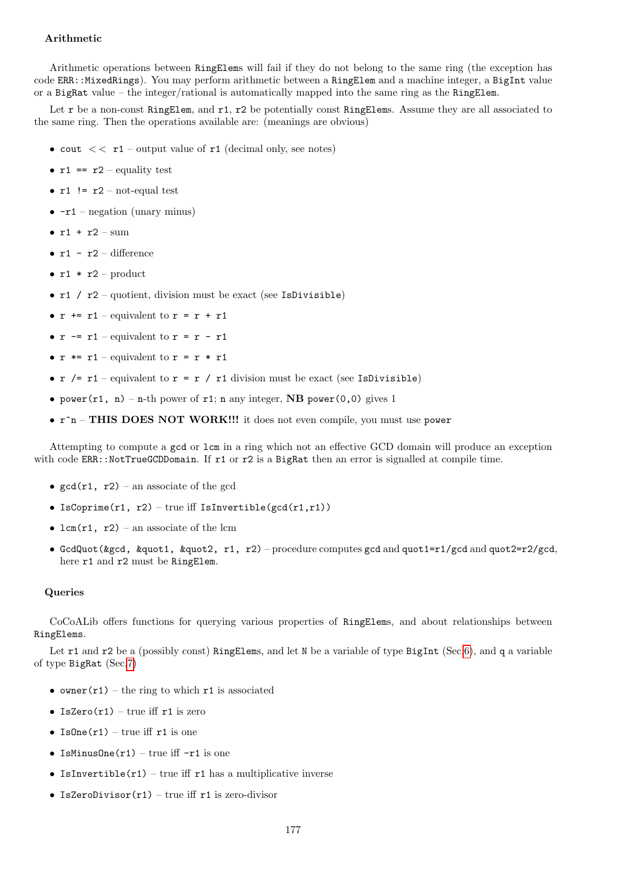#### Arithmetic

Arithmetic operations between `RingElem`s will fail if they do not belong to the same ring (the exception has code `ERR::MixedRings`). You may perform arithmetic between a `RingElem` and a machine integer, a `BigInt` value or a `BigRat` value – the integer/rational is automatically mapped into the same ring as the `RingElem`.

Let `r` be a non-const `RingElem`, and `r1`, `r2` be potentially const `RingElem`s. Assume they are all associated to the same ring. Then the operations available are: (meanings are obvious)

- `cout << r1` – output value of `r1` (decimal only, see notes)
- `r1 == r2` – equality test
- `r1 != r2` – not-equal test
- `-r1` – negation (unary minus)
- `r1 + r2` – sum
- `r1 - r2` – difference
- `r1 * r2` – product
- `r1 / r2` – quotient, division must be exact (see `IsDivisible`)
- `r += r1` – equivalent to `r = r + r1`
- `r -= r1` – equivalent to `r = r - r1`
- `r *= r1` – equivalent to `r = r * r1`
- `r /= r1` – equivalent to `r = r / r1` division must be exact (see `IsDivisible`)
- `power(r1, n)` – `n`-th power of `r1`; `n` any integer, **NB** `power(0,0)` gives 1
- `r^n` – **THIS DOES NOT WORK!!!** it does not even compile, you must use `power`

Attempting to compute a `gcd` or `lcm` in a ring which not an effective GCD domain will produce an exception with code `ERR::NotTrueGCDDomain`. If `r1` or `r2` is a `BigRat` then an error is signalled at compile time.

- `gcd(r1, r2)` – an associate of the gcd
- `IsCoprime(r1, r2)` – true iff `IsInvertible(gcd(r1,r1))`
- `lcm(r1, r2)` – an associate of the lcm
- `GcdQuot(&gcd, &quot1, &quot2, r1, r2)` – procedure computes `gcd` and `quot1=r1/gcd` and `quot2=r2/gcd`, here `r1` and `r2` must be `RingElem`.

#### Queries

CoCoALib offers functions for querying various properties of `RingElem`s, and about relationships between `RingElem`s.

Let `r1` and `r2` be a (possibly const) `RingElem`s, and let `N` be a variable of type `BigInt` (Sec.6), and `q` a variable of type `BigRat` (Sec.7)

- `owner(r1)` – the ring to which `r1` is associated
- `IsZero(r1)` – true iff `r1` is zero
- `IsOne(r1)` – true iff `r1` is one
- `IsMinusOne(r1)` – true iff `-r1` is one
- `IsInvertible(r1)` – true iff `r1` has a multiplicative inverse
- `IsZeroDivisor(r1)` – true iff `r1` is zero-divisor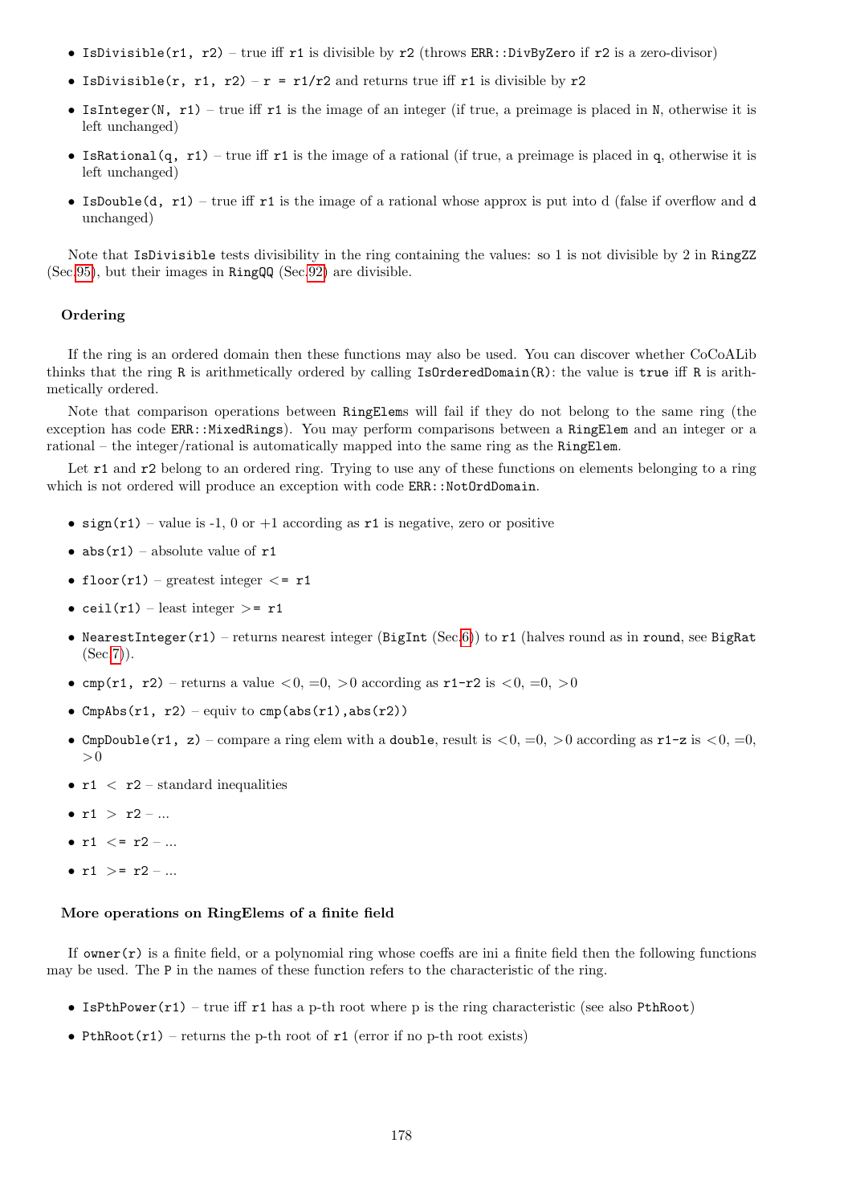- `IsDivisible(r1, r2)` – true iff `r1` is divisible by `r2` (throws `ERR::DivByZero` if `r2` is a zero-divisor)
- `IsDivisible(r, r1, r2)` – `r = r1/r2` and returns true iff `r1` is divisible by `r2`
- `IsInteger(N, r1)` – true iff `r1` is the image of an integer (if true, a preimage is placed in `N`, otherwise it is left unchanged)
- `IsRational(q, r1)` – true iff `r1` is the image of a rational (if true, a preimage is placed in `q`, otherwise it is left unchanged)
- `IsDouble(d, r1)` – true iff `r1` is the image of a rational whose approx is put into d (false if overflow and `d` unchanged)

Note that `IsDivisible` tests divisibility in the ring containing the values: so 1 is not divisible by 2 in `RingZZ` (Sec.95), but their images in `RingQQ` (Sec.92) are divisible.

#### Ordering

If the ring is an ordered domain then these functions may also be used. You can discover whether CoCoALib thinks that the ring `R` is arithmetically ordered by calling `IsOrderedDomain(R)`: the value is `true` iff `R` is arithmetically ordered.

Note that comparison operations between `RingElem`s will fail if they do not belong to the same ring (the exception has code `ERR::MixedRings`). You may perform comparisons between a `RingElem` and an integer or a rational – the integer/rational is automatically mapped into the same ring as the `RingElem`.

Let `r1` and `r2` belong to an ordered ring. Trying to use any of these functions on elements belonging to a ring which is not ordered will produce an exception with code `ERR::NotOrdDomain`.

- `sign(r1)` – value is -1, 0 or +1 according as `r1` is negative, zero or positive
- `abs(r1)` – absolute value of `r1`
- `floor(r1)` – greatest integer `<= r1`
- `ceil(r1)` – least integer `>= r1`
- `NearestInteger(r1)` – returns nearest integer (`BigInt` (Sec.6)) to `r1` (halves round as in `round`, see `BigRat` (Sec.7)).
- `cmp(r1, r2)` – returns a value <0, =0, >0 according as `r1-r2` is <0, =0, >0
- `CmpAbs(r1, r2)` – equiv to `cmp(abs(r1),abs(r2))`
- `CmpDouble(r1, z)` – compare a ring elem with a `double`, result is <0, =0, >0 according as `r1-z` is <0, =0, >0
- `r1 < r2` – standard inequalities
- `r1 > r2` – ...
- `r1 <= r2` – ...
- `r1 >= r2` – ...

#### More operations on RingElems of a finite field

If `owner(r)` is a finite field, or a polynomial ring whose coeffs are ini a finite field then the following functions may be used. The `P` in the names of these function refers to the characteristic of the ring.

- `IsPthPower(r1)` – true iff `r1` has a p-th root where p is the ring characteristic (see also `PthRoot`)
- `PthRoot(r1)` – returns the p-th root of `r1` (error if no p-th root exists)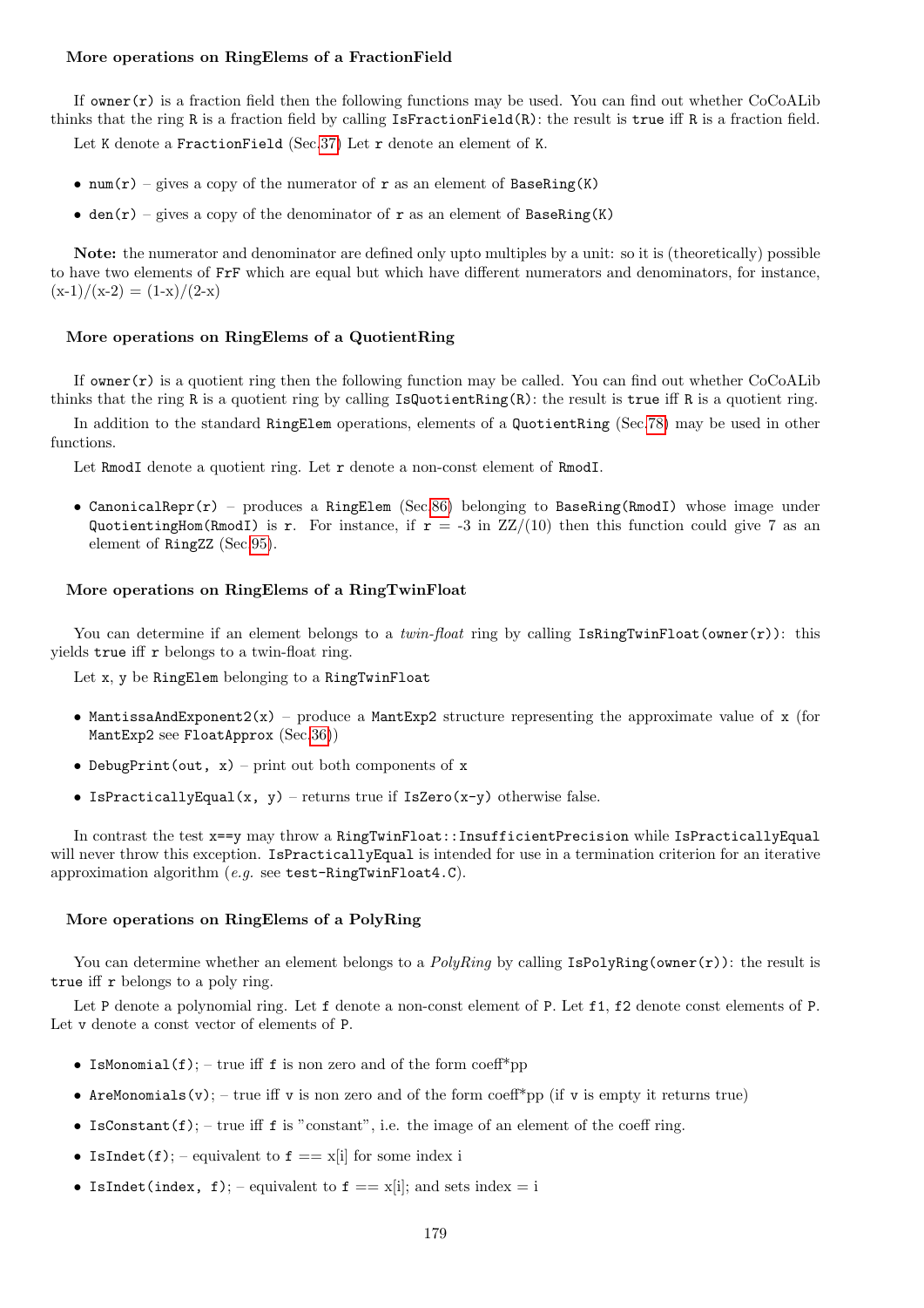### More operations on RingElems of a FractionField

If `owner(r)` is a fraction field then the following functions may be used. You can find out whether CoCoALib thinks that the ring `R` is a fraction field by calling `IsFractionField(R)`: the result is `true` iff `R` is a fraction field.

Let `K` denote a `FractionField` (Sec.37) Let `r` denote an element of `K`.

- `num(r)` – gives a copy of the numerator of `r` as an element of `BaseRing(K)`
- `den(r)` – gives a copy of the denominator of `r` as an element of `BaseRing(K)`

**Note:** the numerator and denominator are defined only upto multiples by a unit: so it is (theoretically) possible to have two elements of `FrF` which are equal but which have different numerators and denominators, for instance, (x-1)/(x-2) = (1-x)/(2-x)

### More operations on RingElems of a QuotientRing

If `owner(r)` is a quotient ring then the following function may be called. You can find out whether CoCoALib thinks that the ring `R` is a quotient ring by calling `IsQuotientRing(R)`: the result is `true` iff `R` is a quotient ring.

In addition to the standard `RingElem` operations, elements of a `QuotientRing` (Sec.78) may be used in other functions.

Let `RmodI` denote a quotient ring. Let `r` denote a non-const element of `RmodI`.

- `CanonicalRepr(r)` – produces a `RingElem` (Sec.86) belonging to `BaseRing(RmodI)` whose image under `QuotientingHom(RmodI)` is `r`. For instance, if `r = -3` in ZZ/(10) then this function could give 7 as an element of `RingZZ` (Sec.95).

### More operations on RingElems of a RingTwinFloat

You can determine if an element belongs to a *twin-float* ring by calling `IsRingTwinFloat(owner(r))`: this yields `true` iff `r` belongs to a twin-float ring.

Let `x`, `y` be `RingElem` belonging to a `RingTwinFloat`

- `MantissaAndExponent2(x)` – produce a `MantExp2` structure representing the approximate value of `x` (for `MantExp2` see `FloatApprox` (Sec.36))
- `DebugPrint(out, x)` – print out both components of `x`
- `IsPracticallyEqual(x, y)` – returns true if `IsZero(x-y)` otherwise false.

In contrast the test `x==y` may throw a `RingTwinFloat::InsufficientPrecision` while `IsPracticallyEqual` will never throw this exception. `IsPracticallyEqual` is intended for use in a termination criterion for an iterative approximation algorithm (*e.g.* see `test-RingTwinFloat4.C`).

### More operations on RingElems of a PolyRing

You can determine whether an element belongs to a *PolyRing* by calling `IsPolyRing(owner(r))`: the result is `true` iff `r` belongs to a poly ring.

Let `P` denote a polynomial ring. Let `f` denote a non-const element of `P`. Let `f1`, `f2` denote const elements of `P`. Let `v` denote a const vector of elements of `P`.

- `IsMonomial(f);` – true iff `f` is non zero and of the form coeff*pp
- `AreMonomials(v);` – true iff `v` is non zero and of the form coeff*pp (if `v` is empty it returns true)
- `IsConstant(f);` – true iff `f` is "constant", i.e. the image of an element of the coeff ring.
- `IsIndet(f);` – equivalent to `f` == x[i] for some index i
- `IsIndet(index, f);` – equivalent to `f` == x[i]; and sets index = i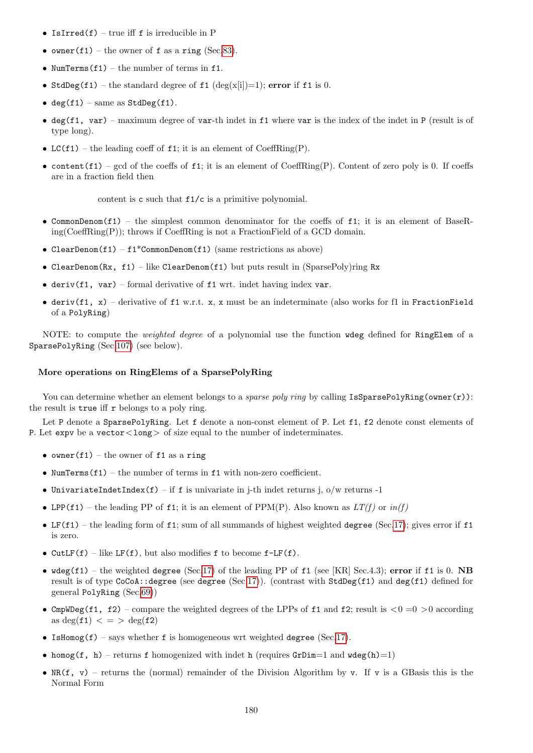- `IsIrred(f)` – true iff `f` is irreducible in P
- `owner(f1)` – the owner of `f` as a `ring` (Sec.83).
- `NumTerms(f1)` – the number of terms in `f1`.
- `StdDeg(f1)` – the standard degree of `f1` (deg(x[i])=1); **error** if `f1` is 0.
- `deg(f1)` – same as `StdDeg(f1)`.
- `deg(f1, var)` – maximum degree of `var`-th indet in `f1` where `var` is the index of the indet in `P` (result is of type long).
- `LC(f1)` – the leading coeff of `f1`; it is an element of CoeffRing(P).
- `content(f1)` – gcd of the coeffs of `f1`; it is an element of CoeffRing(P). Content of zero poly is 0. If coeffs are in a fraction field then

  content is `c` such that `f1/c` is a primitive polynomial.

- `CommonDenom(f1)` – the simplest common denominator for the coeffs of `f1`; it is an element of BaseRing(CoeffRing(P)); throws if CoeffRing is not a FractionField of a GCD domain.
- `ClearDenom(f1)` – `f1`*`CommonDenom(f1)` (same restrictions as above)
- `ClearDenom(Rx, f1)` – like `ClearDenom(f1)` but puts result in (SparsePoly)ring `Rx`
- `deriv(f1, var)` – formal derivative of `f1` wrt. indet having index `var`.
- `deriv(f1, x)` – derivative of `f1` w.r.t. `x`, `x` must be an indeterminate (also works for f1 in `FractionField` of a `PolyRing`)

NOTE: to compute the *weighted degree* of a polynomial use the function `wdeg` defined for `RingElem` of a `SparsePolyRing` (Sec.107) (see below).

#### More operations on RingElems of a SparsePolyRing

You can determine whether an element belongs to a *sparse poly ring* by calling `IsSparsePolyRing(owner(r))`: the result is `true` iff `r` belongs to a poly ring.

Let `P` denote a `SparsePolyRing`. Let `f` denote a non-const element of `P`. Let `f1`, `f2` denote const elements of `P`. Let `expv` be a `vector<long>` of size equal to the number of indeterminates.

- `owner(f1)` – the owner of `f1` as a `ring`
- `NumTerms(f1)` – the number of terms in `f1` with non-zero coefficient.
- `UnivariateIndetIndex(f)` – if `f` is univariate in j-th indet returns j, o/w returns -1
- `LPP(f1)` – the leading PP of `f1`; it is an element of PPM(P). Also known as *LT(f)* or *in(f)*
- `LF(f1)` – the leading form of `f1`; sum of all summands of highest weighted `degree` (Sec.17); gives error if `f1` is zero.
- `CutLF(f)` – like `LF(f)`, but also modifies `f` to become `f-LF(f)`.
- `wdeg(f1)` – the weighted `degree` (Sec.17) of the leading PP of `f1` (see [KR] Sec.4.3); **error** if `f1` is 0. **NB** result is of type `CoCoA::degree` (see `degree` (Sec.17)). (contrast with `StdDeg(f1)` and `deg(f1)` defined for general `PolyRing` (Sec.69))
- `CmpWDeg(f1, f2)` – compare the weighted degrees of the LPPs of `f1` and `f2`; result is <0 =0 >0 according as deg(f1) < = > deg(f2)
- `IsHomog(f)` – says whether `f` is homogeneous wrt weighted `degree` (Sec.17).
- `homog(f, h)` – returns `f` homogenized with indet `h` (requires `GrDim`=1 and `wdeg(h)`=1)
- `NR(f, v)` – returns the (normal) remainder of the Division Algorithm by `v`. If `v` is a GBasis this is the Normal Form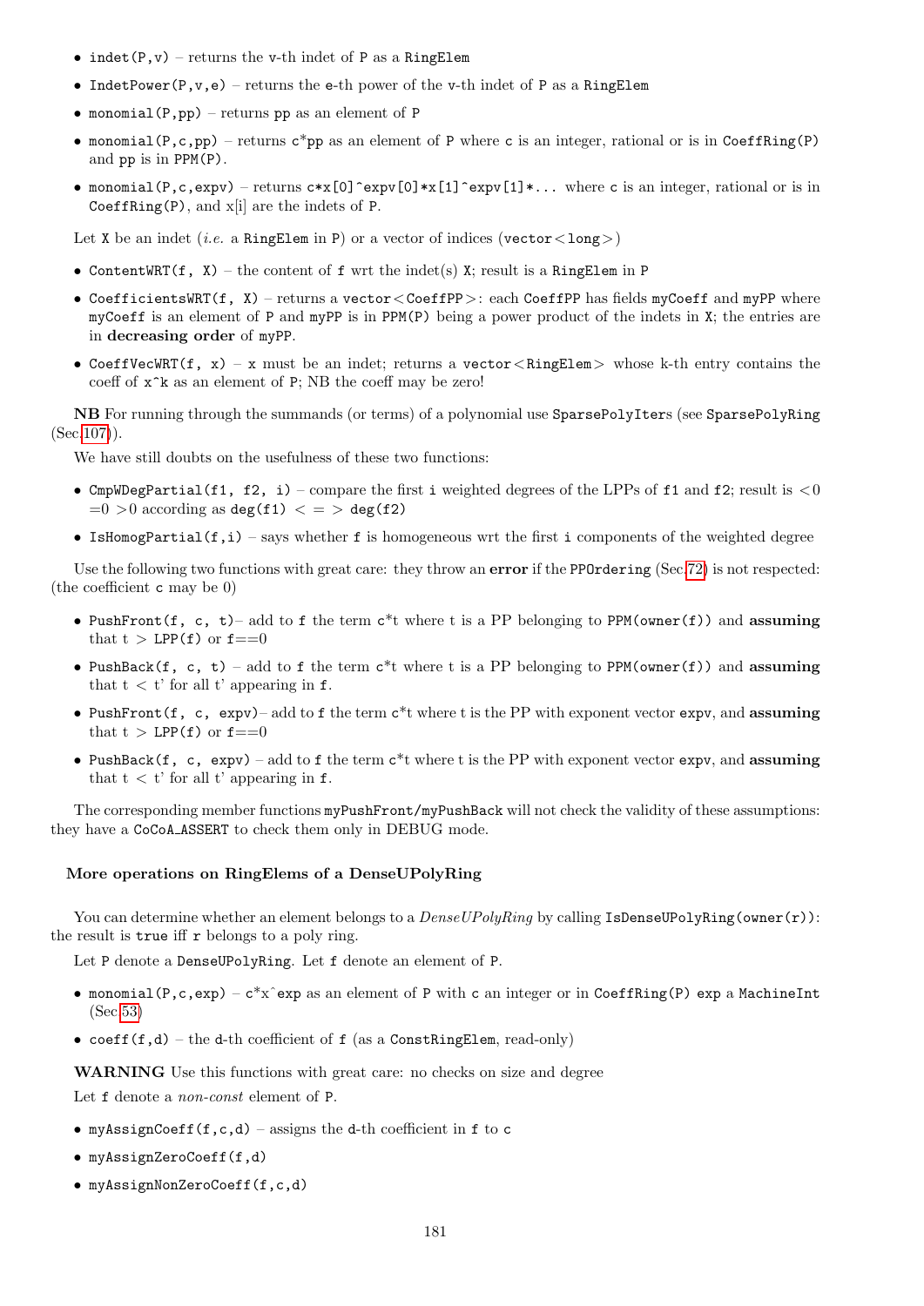- `indet(P,v)` – returns the v-th indet of P as a `RingElem`
- `IndetPower(P,v,e)` – returns the e-th power of the v-th indet of P as a `RingElem`
- `monomial(P,pp)` – returns pp as an element of P
- `monomial(P,c,pp)` – returns c*pp as an element of P where c is an integer, rational or is in `CoeffRing(P)` and pp is in `PPM(P)`.
- `monomial(P,c,expv)` – returns `c*x[0]^expv[0]*x[1]^expv[1]*...` where c is an integer, rational or is in `CoeffRing(P)`, and x[i] are the indets of P.

Let X be an indet (*i.e.* a `RingElem` in P) or a vector of indices (`vector<long>`)

- `ContentWRT(f, X)` – the content of f wrt the indet(s) X; result is a `RingElem` in P
- `CoefficientsWRT(f, X)` – returns a `vector<CoeffPP>`: each `CoeffPP` has fields `myCoeff` and `myPP` where `myCoeff` is an element of P and `myPP` is in `PPM(P)` being a power product of the indets in X; the entries are in **decreasing order** of `myPP`.
- `CoeffVecWRT(f, x)` – x must be an indet; returns a `vector<RingElem>` whose k-th entry contains the coeff of `x^k` as an element of P; NB the coeff may be zero!

**NB** For running through the summands (or terms) of a polynomial use `SparsePolyIter`s (see `SparsePolyRing` (Sec.107)).

We have still doubts on the usefulness of these two functions:

- `CmpWDegPartial(f1, f2, i)` – compare the first i weighted degrees of the LPPs of f1 and f2; result is <0 =0 >0 according as deg(f1) < = > deg(f2)
- `IsHomogPartial(f,i)` – says whether f is homogeneous wrt the first i components of the weighted degree

Use the following two functions with great care: they throw an **error** if the `PPOrdering` (Sec.72) is not respected: (the coefficient c may be 0)

- `PushFront(f, c, t)`– add to f the term c*t where t is a PP belonging to `PPM(owner(f))` and **assuming** that t > LPP(f) or f==0
- `PushBack(f, c, t)` – add to f the term c*t where t is a PP belonging to `PPM(owner(f))` and **assuming** that t < t' for all t' appearing in f.
- `PushFront(f, c, expv)`– add to f the term c*t where t is the PP with exponent vector expv, and **assuming** that t > LPP(f) or f==0
- `PushBack(f, c, expv)` – add to f the term c*t where t is the PP with exponent vector expv, and **assuming** that t < t' for all t' appearing in f.

The corresponding member functions `myPushFront/myPushBack` will not check the validity of these assumptions: they have a `CoCoA_ASSERT` to check them only in DEBUG mode.

#### More operations on RingElems of a DenseUPolyRing

You can determine whether an element belongs to a *DenseUPolyRing* by calling `IsDenseUPolyRing(owner(r))`: the result is true iff r belongs to a poly ring.

Let P denote a `DenseUPolyRing`. Let f denote an element of P.

- `monomial(P,c,exp)` – `c*x^exp` as an element of P with c an integer or in `CoeffRing(P)` exp a `MachineInt` (Sec.53)
- `coeff(f,d)` – the d-th coefficient of f (as a `ConstRingElem`, read-only)

**WARNING** Use this functions with great care: no checks on size and degree

Let f denote a *non-const* element of P.

- `myAssignCoeff(f,c,d)` – assigns the d-th coefficient in f to c
- `myAssignZeroCoeff(f,d)`
- `myAssignNonZeroCoeff(f,c,d)`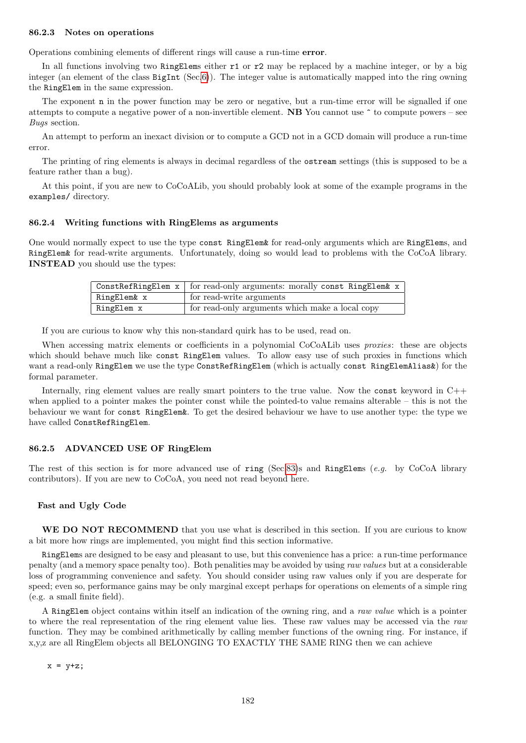### 86.2.3 Notes on operations

Operations combining elements of different rings will cause a run-time **error**.

In all functions involving two `RingElem`s either `r1` or `r2` may be replaced by a machine integer, or by a big integer (an element of the class `BigInt` (Sec.6)). The integer value is automatically mapped into the ring owning the `RingElem` in the same expression.

The exponent `n` in the power function may be zero or negative, but a run-time error will be signalled if one attempts to compute a negative power of a non-invertible element. **NB** You cannot use `^` to compute powers – see *Bugs* section.

An attempt to perform an inexact division or to compute a GCD not in a GCD domain will produce a run-time error.

The printing of ring elements is always in decimal regardless of the `ostream` settings (this is supposed to be a feature rather than a bug).

At this point, if you are new to CoCoALib, you should probably look at some of the example programs in the `examples/` directory.

### 86.2.4 Writing functions with RingElems as arguments

One would normally expect to use the type `const RingElem&` for read-only arguments which are `RingElem`s, and `RingElem&` for read-write arguments. Unfortunately, doing so would lead to problems with the CoCoA library. **INSTEAD** you should use the types:

| | |
|---|---|
| `ConstRefRingElem x` | for read-only arguments: morally `const RingElem& x` |
| `RingElem& x` | for read-write arguments |
| `RingElem x` | for read-only arguments which make a local copy |

If you are curious to know why this non-standard quirk has to be used, read on.

When accessing matrix elements or coefficients in a polynomial CoCoALib uses *proxies*: these are objects which should behave much like `const RingElem` values. To allow easy use of such proxies in functions which want a read-only `RingElem` we use the type `ConstRefRingElem` (which is actually `const RingElemAlias&`) for the formal parameter.

Internally, ring element values are really smart pointers to the true value. Now the `const` keyword in C++ when applied to a pointer makes the pointer const while the pointed-to value remains alterable – this is not the behaviour we want for `const RingElem&`. To get the desired behaviour we have to use another type: the type we have called `ConstRefRingElem`.

### 86.2.5 ADVANCED USE OF RingElem

The rest of this section is for more advanced use of `ring` (Sec.83)s and `RingElem`s (*e.g.* by CoCoA library contributors). If you are new to CoCoA, you need not read beyond here.

#### Fast and Ugly Code

**WE DO NOT RECOMMEND** that you use what is described in this section. If you are curious to know a bit more how rings are implemented, you might find this section informative.

`RingElem`s are designed to be easy and pleasant to use, but this convenience has a price: a run-time performance penalty (and a memory space penalty too). Both penalities may be avoided by using *raw values* but at a considerable loss of programming convenience and safety. You should consider using raw values only if you are desperate for speed; even so, performance gains may be only marginal except perhaps for operations on elements of a simple ring (e.g. a small finite field).

A `RingElem` object contains within itself an indication of the owning ring, and a *raw value* which is a pointer to where the real representation of the ring element value lies. These raw values may be accessed via the *raw* function. They may be combined arithmetically by calling member functions of the owning ring. For instance, if x,y,z are all RingElem objects all BELONGING TO EXACTLY THE SAME RING then we can achieve

```
x = y+z;
```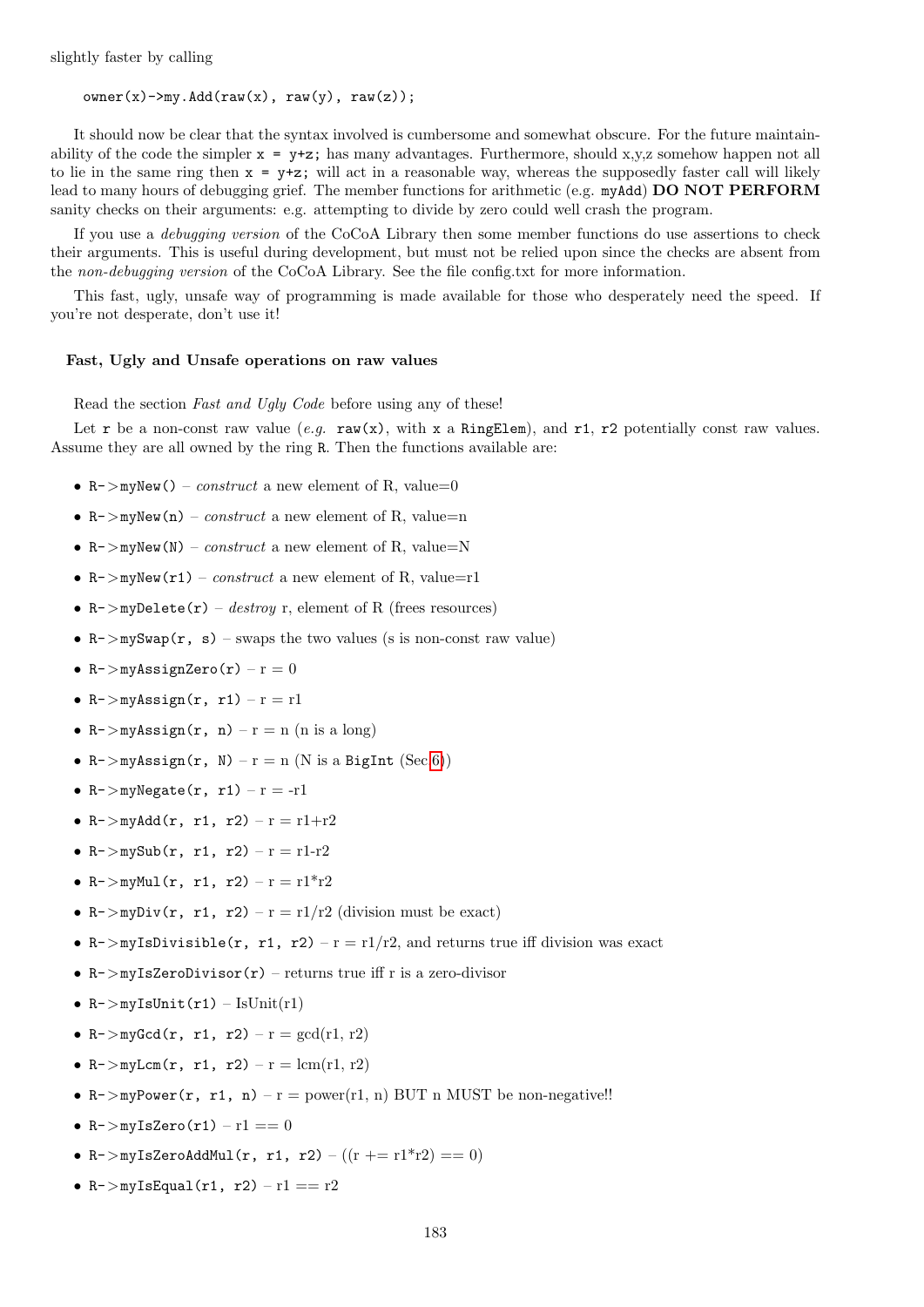slightly faster by calling

```
owner(x)->my.Add(raw(x), raw(y), raw(z));
```

It should now be clear that the syntax involved is cumbersome and somewhat obscure. For the future maintainability of the code the simpler `x = y+z;` has many advantages. Furthermore, should x,y,z somehow happen not all to lie in the same ring then `x = y+z;` will act in a reasonable way, whereas the supposedly faster call will likely lead to many hours of debugging grief. The member functions for arithmetic (e.g. `myAdd`) **DO NOT PERFORM** sanity checks on their arguments: e.g. attempting to divide by zero could well crash the program.

If you use a *debugging version* of the CoCoA Library then some member functions do use assertions to check their arguments. This is useful during development, but must not be relied upon since the checks are absent from the *non-debugging version* of the CoCoA Library. See the file config.txt for more information.

This fast, ugly, unsafe way of programming is made available for those who desperately need the speed. If you're not desperate, don't use it!

### Fast, Ugly and Unsafe operations on raw values

Read the section *Fast and Ugly Code* before using any of these!

Let `r` be a non-const raw value (*e.g.* `raw(x)`, with `x` a `RingElem`), and `r1`, `r2` potentially const raw values. Assume they are all owned by the ring `R`. Then the functions available are:

- `R->myNew()` – *construct* a new element of R, value=0
- `R->myNew(n)` – *construct* a new element of R, value=n
- `R->myNew(N)` – *construct* a new element of R, value=N
- `R->myNew(r1)` – *construct* a new element of R, value=r1
- `R->myDelete(r)` – *destroy* r, element of R (frees resources)
- `R->mySwap(r, s)` – swaps the two values (s is non-const raw value)
- `R->myAssignZero(r)` – r = 0
- `R->myAssign(r, r1)` – r = r1
- `R->myAssign(r, n)` – r = n (n is a long)
- `R->myAssign(r, N)` – r = n (N is a `BigInt` (Sec.6))
- `R->myNegate(r, r1)` – r = -r1
- `R->myAdd(r, r1, r2)` – r = r1+r2
- `R->mySub(r, r1, r2)` – r = r1-r2
- `R->myMul(r, r1, r2)` – r = r1*r2
- `R->myDiv(r, r1, r2)` – r = r1/r2 (division must be exact)
- `R->myIsDivisible(r, r1, r2)` – r = r1/r2, and returns true iff division was exact
- `R->myIsZeroDivisor(r)` – returns true iff r is a zero-divisor
- `R->myIsUnit(r1)` – IsUnit(r1)
- `R->myGcd(r, r1, r2)` – r = gcd(r1, r2)
- `R->myLcm(r, r1, r2)` – r = lcm(r1, r2)
- `R->myPower(r, r1, n)` – r = power(r1, n) BUT n MUST be non-negative!!
- `R->myIsZero(r1)` – r1 == 0
- `R->myIsZeroAddMul(r, r1, r2)` – ((r += r1*r2) == 0)
- `R->myIsEqual(r1, r2)` – r1 == r2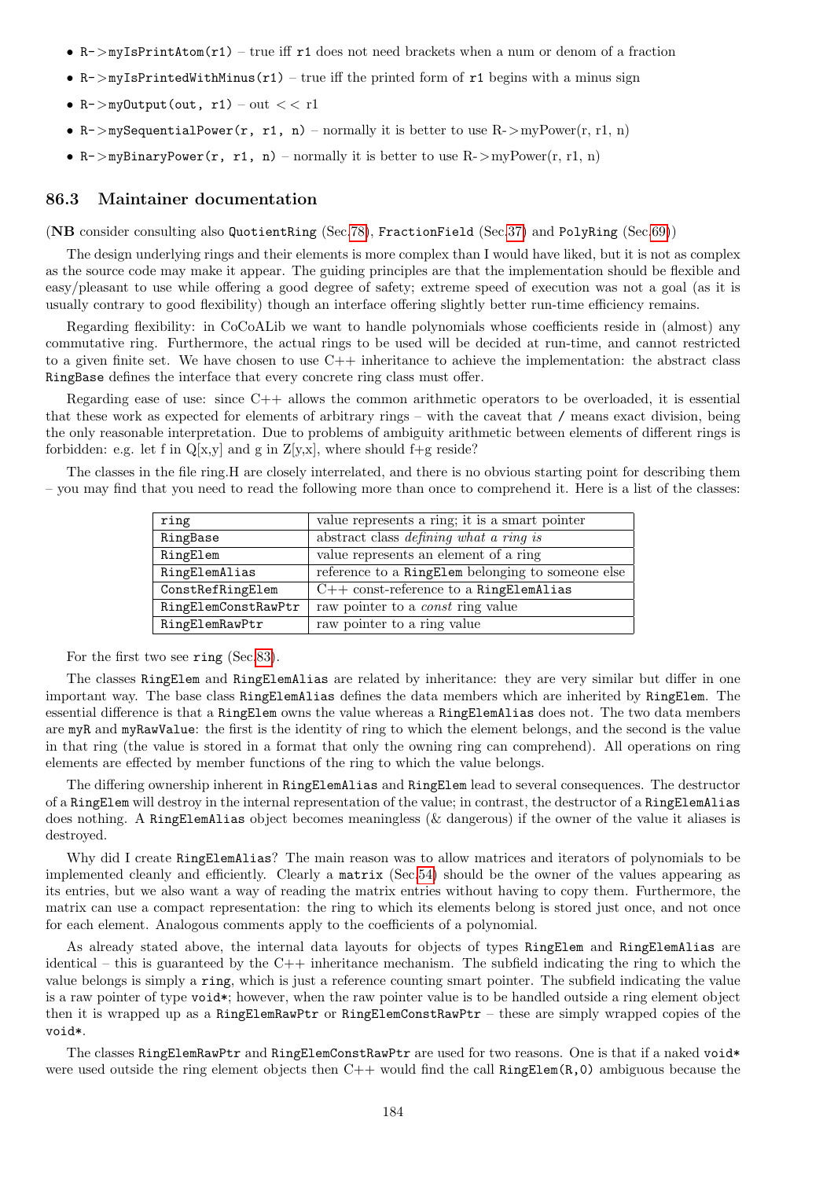- `R->myIsPrintAtom(r1)` – true iff `r1` does not need brackets when a num or denom of a fraction
- `R->myIsPrintedWithMinus(r1)` – true iff the printed form of `r1` begins with a minus sign
- `R->myOutput(out, r1)` – out << r1
- `R->mySequentialPower(r, r1, n)` – normally it is better to use R->myPower(r, r1, n)
- `R->myBinaryPower(r, r1, n)` – normally it is better to use R->myPower(r, r1, n)

## 86.3 Maintainer documentation

(**NB** consider consulting also `QuotientRing` (Sec.78), `FractionField` (Sec.37) and `PolyRing` (Sec.69))

The design underlying rings and their elements is more complex than I would have liked, but it is not as complex as the source code may make it appear. The guiding principles are that the implementation should be flexible and easy/pleasant to use while offering a good degree of safety; extreme speed of execution was not a goal (as it is usually contrary to good flexibility) though an interface offering slightly better run-time efficiency remains.

Regarding flexibility: in CoCoALib we want to handle polynomials whose coefficients reside in (almost) any commutative ring. Furthermore, the actual rings to be used will be decided at run-time, and cannot restricted to a given finite set. We have chosen to use C++ inheritance to achieve the implementation: the abstract class `RingBase` defines the interface that every concrete ring class must offer.

Regarding ease of use: since C++ allows the common arithmetic operators to be overloaded, it is essential that these work as expected for elements of arbitrary rings – with the caveat that `/` means exact division, being the only reasonable interpretation. Due to problems of ambiguity arithmetic between elements of different rings is forbidden: e.g. let f in Q[x,y] and g in Z[y,x], where should f+g reside?

The classes in the file ring.H are closely interrelated, and there is no obvious starting point for describing them – you may find that you need to read the following more than once to comprehend it. Here is a list of the classes:

| | |
|---|---|
| `ring` | value represents a ring; it is a smart pointer |
| `RingBase` | abstract class *defining what a ring is* |
| `RingElem` | value represents an element of a ring |
| `RingElemAlias` | reference to a `RingElem` belonging to someone else |
| `ConstRefRingElem` | C++ const-reference to a `RingElemAlias` |
| `RingElemConstRawPtr` | raw pointer to a *const* ring value |
| `RingElemRawPtr` | raw pointer to a ring value |

For the first two see `ring` (Sec.83).

The classes `RingElem` and `RingElemAlias` are related by inheritance: they are very similar but differ in one important way. The base class `RingElemAlias` defines the data members which are inherited by `RingElem`. The essential difference is that a `RingElem` owns the value whereas a `RingElemAlias` does not. The two data members are `myR` and `myRawValue`: the first is the identity of ring to which the element belongs, and the second is the value in that ring (the value is stored in a format that only the owning ring can comprehend). All operations on ring elements are effected by member functions of the ring to which the value belongs.

The differing ownership inherent in `RingElemAlias` and `RingElem` lead to several consequences. The destructor of a `RingElem` will destroy in the internal representation of the value; in contrast, the destructor of a `RingElemAlias` does nothing. A `RingElemAlias` object becomes meaningless (& dangerous) if the owner of the value it aliases is destroyed.

Why did I create `RingElemAlias`? The main reason was to allow matrices and iterators of polynomials to be implemented cleanly and efficiently. Clearly a `matrix` (Sec.54) should be the owner of the values appearing as its entries, but we also want a way of reading the matrix entries without having to copy them. Furthermore, the matrix can use a compact representation: the ring to which its elements belong is stored just once, and not once for each element. Analogous comments apply to the coefficients of a polynomial.

As already stated above, the internal data layouts for objects of types `RingElem` and `RingElemAlias` are identical – this is guaranteed by the C++ inheritance mechanism. The subfield indicating the ring to which the value belongs is simply a `ring`, which is just a reference counting smart pointer. The subfield indicating the value is a raw pointer of type `void*`; however, when the raw pointer value is to be handled outside a ring element object then it is wrapped up as a `RingElemRawPtr` or `RingElemConstRawPtr` – these are simply wrapped copies of the `void*`.

The classes `RingElemRawPtr` and `RingElemConstRawPtr` are used for two reasons. One is that if a naked `void*` were used outside the ring element objects then C++ would find the call `RingElem(R,0)` ambiguous because the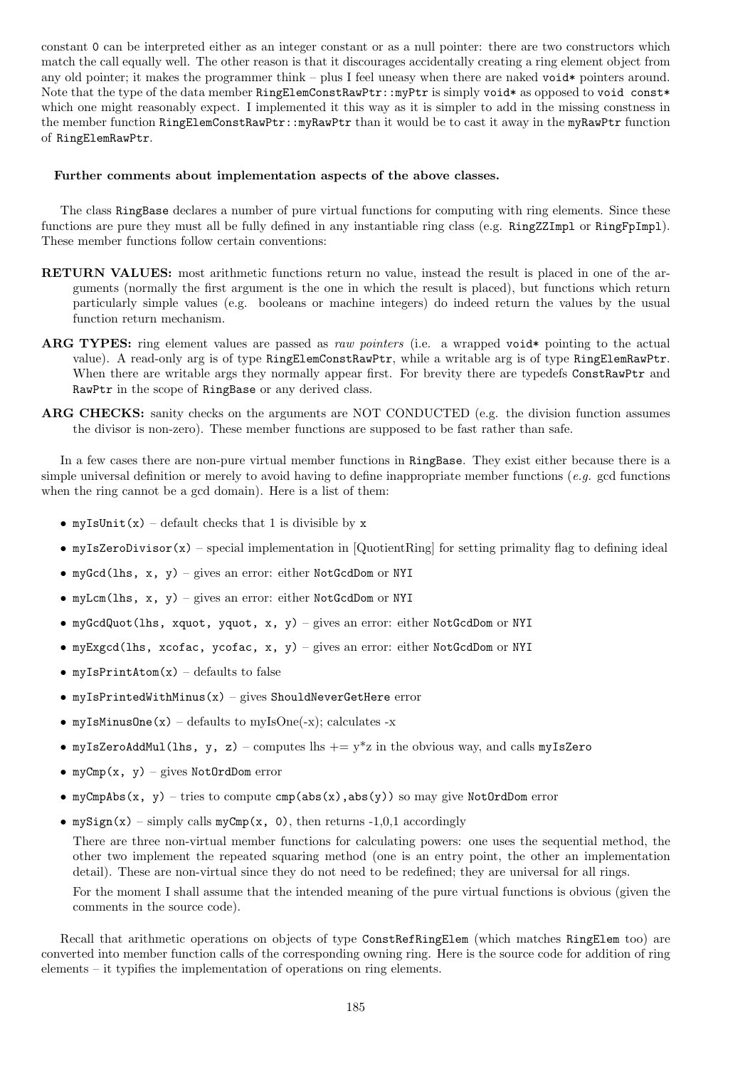constant `0` can be interpreted either as an integer constant or as a null pointer: there are two constructors which match the call equally well. The other reason is that it discourages accidentally creating a ring element object from any old pointer; it makes the programmer think – plus I feel uneasy when there are naked `void*` pointers around. Note that the type of the data member `RingElemConstRawPtr::myPtr` is simply `void*` as opposed to `void const*` which one might reasonably expect. I implemented it this way as it is simpler to add in the missing constness in the member function `RingElemConstRawPtr::myRawPtr` than it would be to cast it away in the `myRawPtr` function of `RingElemRawPtr`.

#### Further comments about implementation aspects of the above classes.

The class `RingBase` declares a number of pure virtual functions for computing with ring elements. Since these functions are pure they must all be fully defined in any instantiable ring class (e.g. `RingZZImpl` or `RingFpImpl`). These member functions follow certain conventions:

**RETURN VALUES:** most arithmetic functions return no value, instead the result is placed in one of the arguments (normally the first argument is the one in which the result is placed), but functions which return particularly simple values (e.g. booleans or machine integers) do indeed return the values by the usual function return mechanism.

**ARG TYPES:** ring element values are passed as *raw pointers* (i.e. a wrapped `void*` pointing to the actual value). A read-only arg is of type `RingElemConstRawPtr`, while a writable arg is of type `RingElemRawPtr`. When there are writable args they normally appear first. For brevity there are typedefs `ConstRawPtr` and `RawPtr` in the scope of `RingBase` or any derived class.

**ARG CHECKS:** sanity checks on the arguments are NOT CONDUCTED (e.g. the division function assumes the divisor is non-zero). These member functions are supposed to be fast rather than safe.

In a few cases there are non-pure virtual member functions in `RingBase`. They exist either because there is a simple universal definition or merely to avoid having to define inappropriate member functions (*e.g.* gcd functions when the ring cannot be a gcd domain). Here is a list of them:

- `myIsUnit(x)` – default checks that 1 is divisible by `x`
- `myIsZeroDivisor(x)` – special implementation in [QuotientRing] for setting primality flag to defining ideal
- `myGcd(lhs, x, y)` – gives an error: either `NotGcdDom` or `NYI`
- `myLcm(lhs, x, y)` – gives an error: either `NotGcdDom` or `NYI`
- `myGcdQuot(lhs, xquot, yquot, x, y)` – gives an error: either `NotGcdDom` or `NYI`
- `myExgcd(lhs, xcofac, ycofac, x, y)` – gives an error: either `NotGcdDom` or `NYI`
- `myIsPrintAtom(x)` – defaults to false
- `myIsPrintedWithMinus(x)` – gives `ShouldNeverGetHere` error
- `myIsMinusOne(x)` – defaults to myIsOne(-x); calculates -x
- `myIsZeroAddMul(lhs, y, z)` – computes lhs += y*z in the obvious way, and calls `myIsZero`
- `myCmp(x, y)` – gives `NotOrdDom` error
- `myCmpAbs(x, y)` – tries to compute `cmp(abs(x),abs(y))` so may give `NotOrdDom` error
- `mySign(x)` – simply calls `myCmp(x, 0)`, then returns -1,0,1 accordingly

  There are three non-virtual member functions for calculating powers: one uses the sequential method, the other two implement the repeated squaring method (one is an entry point, the other an implementation detail). These are non-virtual since they do not need to be redefined; they are universal for all rings.

  For the moment I shall assume that the intended meaning of the pure virtual functions is obvious (given the comments in the source code).

Recall that arithmetic operations on objects of type `ConstRefRingElem` (which matches `RingElem` too) are converted into member function calls of the corresponding owning ring. Here is the source code for addition of ring elements – it typifies the implementation of operations on ring elements.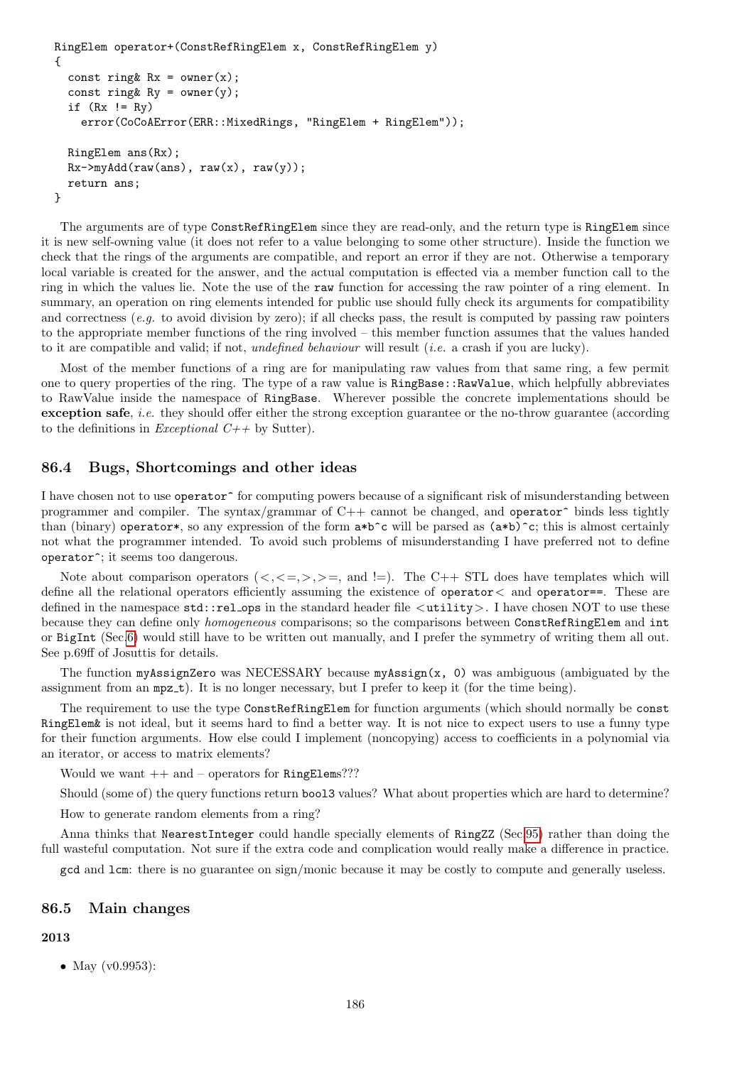```
RingElem operator+(ConstRefRingElem x, ConstRefRingElem y)
{
  const ring& Rx = owner(x);
  const ring& Ry = owner(y);
  if (Rx != Ry)
    error(CoCoAError(ERR::MixedRings, "RingElem + RingElem"));

  RingElem ans(Rx);
  Rx->myAdd(raw(ans), raw(x), raw(y));
  return ans;
}
```

The arguments are of type `ConstRefRingElem` since they are read-only, and the return type is `RingElem` since it is new self-owning value (it does not refer to a value belonging to some other structure). Inside the function we check that the rings of the arguments are compatible, and report an error if they are not. Otherwise a temporary local variable is created for the answer, and the actual computation is effected via a member function call to the ring in which the values lie. Note the use of the `raw` function for accessing the raw pointer of a ring element. In summary, an operation on ring elements intended for public use should fully check its arguments for compatibility and correctness (*e.g.* to avoid division by zero); if all checks pass, the result is computed by passing raw pointers to the appropriate member functions of the ring involved – this member function assumes that the values handed to it are compatible and valid; if not, *undefined behaviour* will result (*i.e.* a crash if you are lucky).

Most of the member functions of a ring are for manipulating raw values from that same ring, a few permit one to query properties of the ring. The type of a raw value is `RingBase::RawValue`, which helpfully abbreviates to RawValue inside the namespace of `RingBase`. Wherever possible the concrete implementations should be **exception safe**, *i.e.* they should offer either the strong exception guarantee or the no-throw guarantee (according to the definitions in *Exceptional C++* by Sutter).

## 86.4 Bugs, Shortcomings and other ideas

I have chosen not to use `operator^` for computing powers because of a significant risk of misunderstanding between programmer and compiler. The syntax/grammar of C++ cannot be changed, and `operator^` binds less tightly than (binary) `operator*`, so any expression of the form `a*b^c` will be parsed as `(a*b)^c`; this is almost certainly not what the programmer intended. To avoid such problems of misunderstanding I have preferred not to define `operator^`; it seems too dangerous.

Note about comparison operators (<,<=,>,>=, and !=). The C++ STL does have templates which will define all the relational operators efficiently assuming the existence of `operator<` and `operator==`. These are defined in the namespace `std::rel_ops` in the standard header file `<utility>`. I have chosen NOT to use these because they can define only *homogeneous* comparisons; so the comparisons between `ConstRefRingElem` and `int` or `BigInt` (Sec.6) would still have to be written out manually, and I prefer the symmetry of writing them all out. See p.69ff of Josuttis for details.

The function `myAssignZero` was NECESSARY because `myAssign(x, 0)` was ambiguous (ambiguated by the assignment from an `mpz_t`). It is no longer necessary, but I prefer to keep it (for the time being).

The requirement to use the type `ConstRefRingElem` for function arguments (which should normally be `const RingElem&` is not ideal, but it seems hard to find a better way. It is not nice to expect users to use a funny type for their function arguments. How else could I implement (noncopying) access to coefficients in a polynomial via an iterator, or access to matrix elements?

Would we want ++ and – operators for `RingElem`s???

Should (some of) the query functions return `bool3` values? What about properties which are hard to determine?

How to generate random elements from a ring?

Anna thinks that `NearestInteger` could handle specially elements of `RingZZ` (Sec.95) rather than doing the full wasteful computation. Not sure if the extra code and complication would really make a difference in practice.

`gcd` and `lcm`: there is no guarantee on sign/monic because it may be costly to compute and generally useless.

## 86.5 Main changes

**2013**

- May (v0.9953):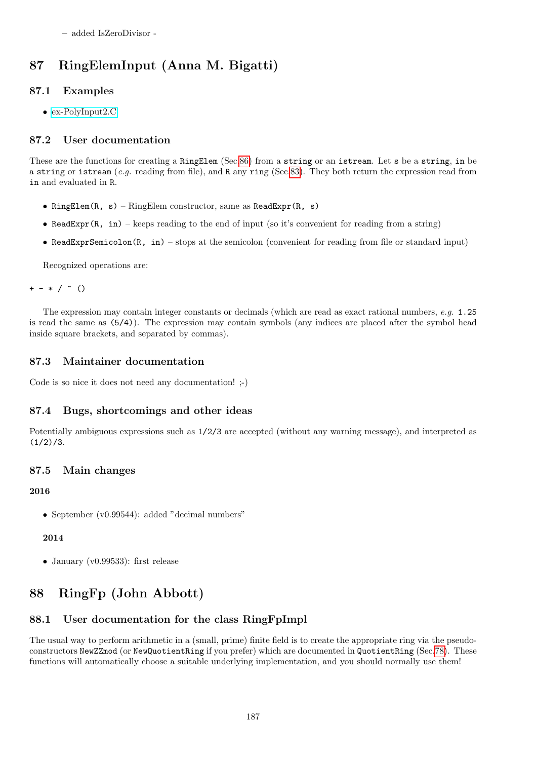– added IsZeroDivisor -

# 87 RingElemInput (Anna M. Bigatti)

## 87.1 Examples

- ex-PolyInput2.C

## 87.2 User documentation

These are the functions for creating a `RingElem` (Sec.86) from a `string` or an `istream`. Let `s` be a `string`, `in` be a `string` or `istream` (*e.g.* reading from file), and `R` any `ring` (Sec.83). They both return the expression read from `in` and evaluated in `R`.

- `RingElem(R, s)` – RingElem constructor, same as `ReadExpr(R, s)`
- `ReadExpr(R, in)` – keeps reading to the end of input (so it's convenient for reading from a string)
- `ReadExprSemicolon(R, in)` – stops at the semicolon (convenient for reading from file or standard input)

Recognized operations are:

```
+ - * / ^ ()
```

The expression may contain integer constants or decimals (which are read as exact rational numbers, *e.g.* `1.25` is read the same as `(5/4)`). The expression may contain symbols (any indices are placed after the symbol head inside square brackets, and separated by commas).

## 87.3 Maintainer documentation

Code is so nice it does not need any documentation! ;-)

## 87.4 Bugs, shortcomings and other ideas

Potentially ambiguous expressions such as `1/2/3` are accepted (without any warning message), and interpreted as `(1/2)/3`.

## 87.5 Main changes

**2016**

- September (v0.99544): added "decimal numbers"

**2014**

- January (v0.99533): first release

# 88 RingFp (John Abbott)

## 88.1 User documentation for the class RingFpImpl

The usual way to perform arithmetic in a (small, prime) finite field is to create the appropriate ring via the pseudo-constructors `NewZZmod` (or `NewQuotientRing` if you prefer) which are documented in `QuotientRing` (Sec.78). These functions will automatically choose a suitable underlying implementation, and you should normally use them!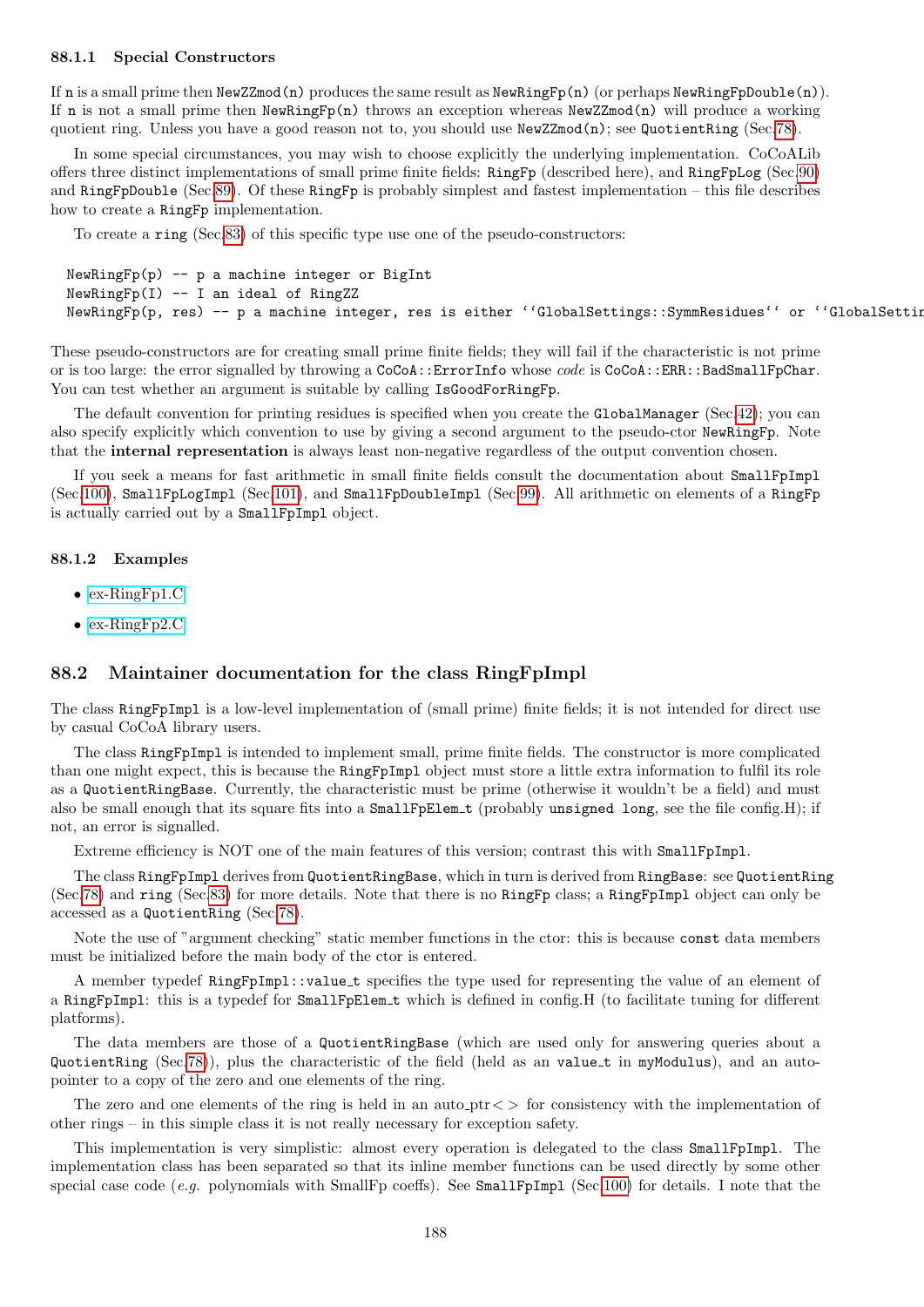### 88.1.1 Special Constructors

If `n` is a small prime then `NewZZmod(n)` produces the same result as `NewRingFp(n)` (or perhaps `NewRingFpDouble(n)`). If `n` is not a small prime then `NewRingFp(n)` throws an exception whereas `NewZZmod(n)` will produce a working quotient ring. Unless you have a good reason not to, you should use `NewZZmod(n)`; see `QuotientRing` (Sec.78).

In some special circumstances, you may wish to choose explicitly the underlying implementation. CoCoALib offers three distinct implementations of small prime finite fields: `RingFp` (described here), and `RingFpLog` (Sec.90) and `RingFpDouble` (Sec.89). Of these `RingFp` is probably simplest and fastest implementation – this file describes how to create a `RingFp` implementation.

To create a `ring` (Sec.83) of this specific type use one of the pseudo-constructors:

```
NewRingFp(p) -- p a machine integer or BigInt
NewRingFp(I) -- I an ideal of RingZZ
NewRingFp(p, res) -- p a machine integer, res is either ``GlobalSettings::SymmResidues`` or ``GlobalSettin
```

These pseudo-constructors are for creating small prime finite fields; they will fail if the characteristic is not prime or is too large: the error signalled by throwing a `CoCoA::ErrorInfo` whose *code* is `CoCoA::ERR::BadSmallFpChar`. You can test whether an argument is suitable by calling `IsGoodForRingFp`.

The default convention for printing residues is specified when you create the `GlobalManager` (Sec.42); you can also specify explicitly which convention to use by giving a second argument to the pseudo-ctor `NewRingFp`. Note that the **internal representation** is always least non-negative regardless of the output convention chosen.

If you seek a means for fast arithmetic in small finite fields consult the documentation about `SmallFpImpl` (Sec.100), `SmallFpLogImpl` (Sec.101), and `SmallFpDoubleImpl` (Sec.99). All arithmetic on elements of a `RingFp` is actually carried out by a `SmallFpImpl` object.

### 88.1.2 Examples

- ex-RingFp1.C
- ex-RingFp2.C

## 88.2 Maintainer documentation for the class RingFpImpl

The class `RingFpImpl` is a low-level implementation of (small prime) finite fields; it is not intended for direct use by casual CoCoA library users.

The class `RingFpImpl` is intended to implement small, prime finite fields. The constructor is more complicated than one might expect, this is because the `RingFpImpl` object must store a little extra information to fulfil its role as a `QuotientRingBase`. Currently, the characteristic must be prime (otherwise it wouldn't be a field) and must also be small enough that its square fits into a `SmallFpElem_t` (probably `unsigned long`, see the file config.H); if not, an error is signalled.

Extreme efficiency is NOT one of the main features of this version; contrast this with `SmallFpImpl`.

The class `RingFpImpl` derives from `QuotientRingBase`, which in turn is derived from `RingBase`: see `QuotientRing` (Sec.78) and `ring` (Sec.83) for more details. Note that there is no `RingFp` class; a `RingFpImpl` object can only be accessed as a `QuotientRing` (Sec.78).

Note the use of "argument checking" static member functions in the ctor: this is because `const` data members must be initialized before the main body of the ctor is entered.

A member typedef `RingFpImpl::value_t` specifies the type used for representing the value of an element of a `RingFpImpl`: this is a typedef for `SmallFpElem_t` which is defined in config.H (to facilitate tuning for different platforms).

The data members are those of a `QuotientRingBase` (which are used only for answering queries about a `QuotientRing` (Sec.78)), plus the characteristic of the field (held as an `value_t` in `myModulus`), and an auto-pointer to a copy of the zero and one elements of the ring.

The zero and one elements of the ring is held in an auto_ptr< > for consistency with the implementation of other rings – in this simple class it is not really necessary for exception safety.

This implementation is very simplistic: almost every operation is delegated to the class `SmallFpImpl`. The implementation class has been separated so that its inline member functions can be used directly by some other special case code (*e.g.* polynomials with SmallFp coeffs). See `SmallFpImpl` (Sec.100) for details. I note that the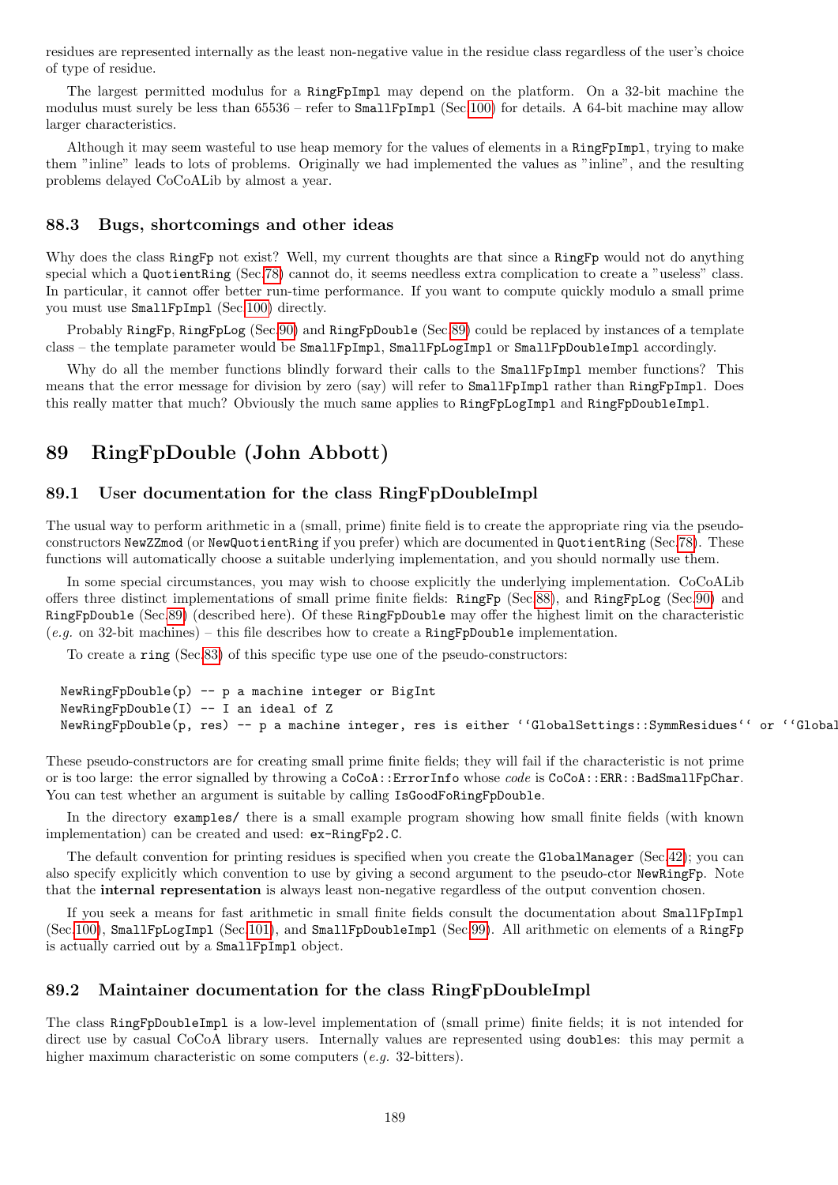residues are represented internally as the least non-negative value in the residue class regardless of the user's choice of type of residue.

The largest permitted modulus for a `RingFpImpl` may depend on the platform. On a 32-bit machine the modulus must surely be less than 65536 – refer to `SmallFpImpl` (Sec.100) for details. A 64-bit machine may allow larger characteristics.

Although it may seem wasteful to use heap memory for the values of elements in a `RingFpImpl`, trying to make them "inline" leads to lots of problems. Originally we had implemented the values as "inline", and the resulting problems delayed CoCoALib by almost a year.

### 88.3 Bugs, shortcomings and other ideas

Why does the class `RingFp` not exist? Well, my current thoughts are that since a `RingFp` would not do anything special which a `QuotientRing` (Sec.78) cannot do, it seems needless extra complication to create a "useless" class. In particular, it cannot offer better run-time performance. If you want to compute quickly modulo a small prime you must use `SmallFpImpl` (Sec.100) directly.

Probably `RingFp`, `RingFpLog` (Sec.90) and `RingFpDouble` (Sec.89) could be replaced by instances of a template class – the template parameter would be `SmallFpImpl`, `SmallFpLogImpl` or `SmallFpDoubleImpl` accordingly.

Why do all the member functions blindly forward their calls to the `SmallFpImpl` member functions? This means that the error message for division by zero (say) will refer to `SmallFpImpl` rather than `RingFpImpl`. Does this really matter that much? Obviously the much same applies to `RingFpLogImpl` and `RingFpDoubleImpl`.

## 89 RingFpDouble (John Abbott)

### 89.1 User documentation for the class RingFpDoubleImpl

The usual way to perform arithmetic in a (small, prime) finite field is to create the appropriate ring via the pseudo-constructors `NewZZmod` (or `NewQuotientRing` if you prefer) which are documented in `QuotientRing` (Sec.78). These functions will automatically choose a suitable underlying implementation, and you should normally use them.

In some special circumstances, you may wish to choose explicitly the underlying implementation. CoCoALib offers three distinct implementations of small prime finite fields: `RingFp` (Sec.88), and `RingFpLog` (Sec.90) and `RingFpDouble` (Sec.89) (described here). Of these `RingFpDouble` may offer the highest limit on the characteristic (*e.g.* on 32-bit machines) – this file describes how to create a `RingFpDouble` implementation.

To create a `ring` (Sec.83) of this specific type use one of the pseudo-constructors:

```
NewRingFpDouble(p) -- p a machine integer or BigInt
NewRingFpDouble(I) -- I an ideal of Z
NewRingFpDouble(p, res) -- p a machine integer, res is either ``GlobalSettings::SymmResidues`` or ``Global
```

These pseudo-constructors are for creating small prime finite fields; they will fail if the characteristic is not prime or is too large: the error signalled by throwing a `CoCoA::ErrorInfo` whose *code* is `CoCoA::ERR::BadSmallFpChar`. You can test whether an argument is suitable by calling `IsGoodFoRingFpDouble`.

In the directory `examples/` there is a small example program showing how small finite fields (with known implementation) can be created and used: `ex-RingFp2.C`.

The default convention for printing residues is specified when you create the `GlobalManager` (Sec.42); you can also specify explicitly which convention to use by giving a second argument to the pseudo-ctor `NewRingFp`. Note that the **internal representation** is always least non-negative regardless of the output convention chosen.

If you seek a means for fast arithmetic in small finite fields consult the documentation about `SmallFpImpl` (Sec.100), `SmallFpLogImpl` (Sec.101), and `SmallFpDoubleImpl` (Sec.99). All arithmetic on elements of a `RingFp` is actually carried out by a `SmallFpImpl` object.

### 89.2 Maintainer documentation for the class RingFpDoubleImpl

The class `RingFpDoubleImpl` is a low-level implementation of (small prime) finite fields; it is not intended for direct use by casual CoCoA library users. Internally values are represented using `double`s: this may permit a higher maximum characteristic on some computers (*e.g.* 32-bitters).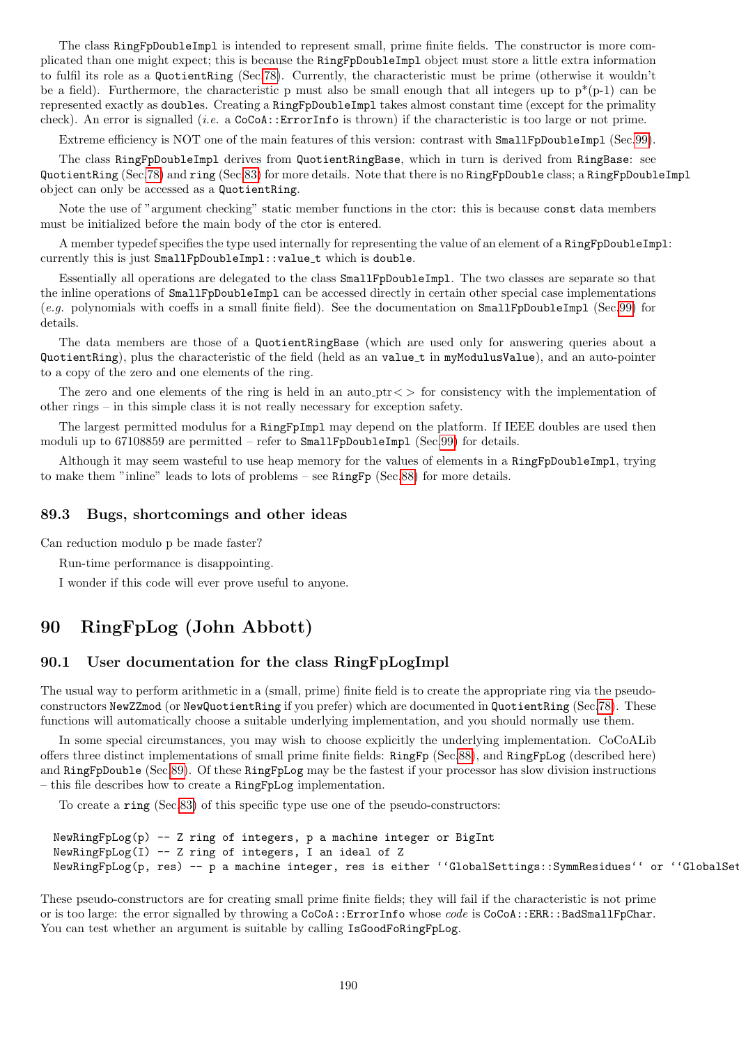The class `RingFpDoubleImpl` is intended to represent small, prime finite fields. The constructor is more complicated than one might expect; this is because the `RingFpDoubleImpl` object must store a little extra information to fulfil its role as a `QuotientRing` (Sec.78). Currently, the characteristic must be prime (otherwise it wouldn't be a field). Furthermore, the characteristic p must also be small enough that all integers up to p*(p-1) can be represented exactly as `double`s. Creating a `RingFpDoubleImpl` takes almost constant time (except for the primality check). An error is signalled (*i.e.* a `CoCoA::ErrorInfo` is thrown) if the characteristic is too large or not prime.

Extreme efficiency is NOT one of the main features of this version: contrast with `SmallFpDoubleImpl` (Sec.99).

The class `RingFpDoubleImpl` derives from `QuotientRingBase`, which in turn is derived from `RingBase`: see `QuotientRing` (Sec.78) and `ring` (Sec.83) for more details. Note that there is no `RingFpDouble` class; a `RingFpDoubleImpl` object can only be accessed as a `QuotientRing`.

Note the use of "argument checking" static member functions in the ctor: this is because `const` data members must be initialized before the main body of the ctor is entered.

A member typedef specifies the type used internally for representing the value of an element of a `RingFpDoubleImpl`: currently this is just `SmallFpDoubleImpl::value_t` which is `double`.

Essentially all operations are delegated to the class `SmallFpDoubleImpl`. The two classes are separate so that the inline operations of `SmallFpDoubleImpl` can be accessed directly in certain other special case implementations (*e.g.* polynomials with coeffs in a small finite field). See the documentation on `SmallFpDoubleImpl` (Sec.99) for details.

The data members are those of a `QuotientRingBase` (which are used only for answering queries about a `QuotientRing`), plus the characteristic of the field (held as an `value_t` in `myModulusValue`), and an auto-pointer to a copy of the zero and one elements of the ring.

The zero and one elements of the ring is held in an auto_ptr< > for consistency with the implementation of other rings – in this simple class it is not really necessary for exception safety.

The largest permitted modulus for a `RingFpImpl` may depend on the platform. If IEEE doubles are used then moduli up to 67108859 are permitted – refer to `SmallFpDoubleImpl` (Sec.99) for details.

Although it may seem wasteful to use heap memory for the values of elements in a `RingFpDoubleImpl`, trying to make them "inline" leads to lots of problems – see `RingFp` (Sec.88) for more details.

### 89.3 Bugs, shortcomings and other ideas

Can reduction modulo p be made faster?

Run-time performance is disappointing.

I wonder if this code will ever prove useful to anyone.

## 90 RingFpLog (John Abbott)

### 90.1 User documentation for the class RingFpLogImpl

The usual way to perform arithmetic in a (small, prime) finite field is to create the appropriate ring via the pseudo-constructors `NewZZmod` (or `NewQuotientRing` if you prefer) which are documented in `QuotientRing` (Sec.78). These functions will automatically choose a suitable underlying implementation, and you should normally use them.

In some special circumstances, you may wish to choose explicitly the underlying implementation. CoCoALib offers three distinct implementations of small prime finite fields: `RingFp` (Sec.88), and `RingFpLog` (described here) and `RingFpDouble` (Sec.89). Of these `RingFpLog` may be the fastest if your processor has slow division instructions – this file describes how to create a `RingFpLog` implementation.

To create a `ring` (Sec.83) of this specific type use one of the pseudo-constructors:

```
NewRingFpLog(p) -- Z ring of integers, p a machine integer or BigInt
NewRingFpLog(I) -- Z ring of integers, I an ideal of Z
NewRingFpLog(p, res) -- p a machine integer, res is either ``GlobalSettings::SymmResidues`` or ``GlobalSet
```

These pseudo-constructors are for creating small prime finite fields; they will fail if the characteristic is not prime or is too large: the error signalled by throwing a `CoCoA::ErrorInfo` whose *code* is `CoCoA::ERR::BadSmallFpChar`. You can test whether an argument is suitable by calling `IsGoodFoRingFpLog`.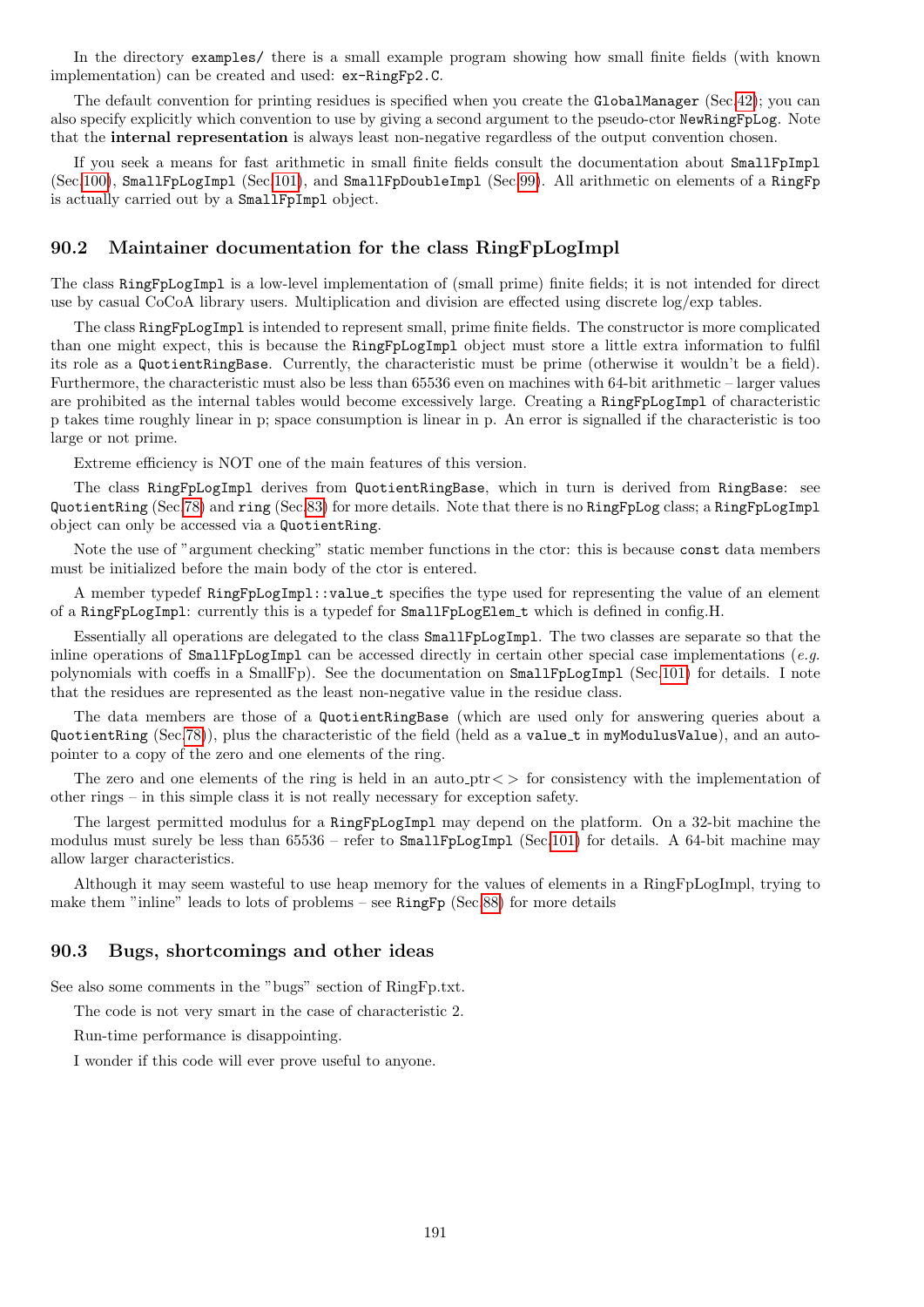In the directory `examples/` there is a small example program showing how small finite fields (with known implementation) can be created and used: `ex-RingFp2.C`.

The default convention for printing residues is specified when you create the `GlobalManager` (Sec.42); you can also specify explicitly which convention to use by giving a second argument to the pseudo-ctor `NewRingFpLog`. Note that the **internal representation** is always least non-negative regardless of the output convention chosen.

If you seek a means for fast arithmetic in small finite fields consult the documentation about `SmallFpImpl` (Sec.100), `SmallFpLogImpl` (Sec.101), and `SmallFpDoubleImpl` (Sec.99). All arithmetic on elements of a `RingFp` is actually carried out by a `SmallFpImpl` object.

## 90.2 Maintainer documentation for the class RingFpLogImpl

The class `RingFpLogImpl` is a low-level implementation of (small prime) finite fields; it is not intended for direct use by casual CoCoA library users. Multiplication and division are effected using discrete log/exp tables.

The class `RingFpLogImpl` is intended to represent small, prime finite fields. The constructor is more complicated than one might expect, this is because the `RingFpLogImpl` object must store a little extra information to fulfil its role as a `QuotientRingBase`. Currently, the characteristic must be prime (otherwise it wouldn't be a field). Furthermore, the characteristic must also be less than 65536 even on machines with 64-bit arithmetic – larger values are prohibited as the internal tables would become excessively large. Creating a `RingFpLogImpl` of characteristic p takes time roughly linear in p; space consumption is linear in p. An error is signalled if the characteristic is too large or not prime.

Extreme efficiency is NOT one of the main features of this version.

The class `RingFpLogImpl` derives from `QuotientRingBase`, which in turn is derived from `RingBase`: see `QuotientRing` (Sec.78) and `ring` (Sec.83) for more details. Note that there is no `RingFpLog` class; a `RingFpLogImpl` object can only be accessed via a `QuotientRing`.

Note the use of "argument checking" static member functions in the ctor: this is because `const` data members must be initialized before the main body of the ctor is entered.

A member typedef `RingFpLogImpl::value_t` specifies the type used for representing the value of an element of a `RingFpLogImpl`: currently this is a typedef for `SmallFpLogElem_t` which is defined in config.H.

Essentially all operations are delegated to the class `SmallFpLogImpl`. The two classes are separate so that the inline operations of `SmallFpLogImpl` can be accessed directly in certain other special case implementations (*e.g.* polynomials with coeffs in a SmallFp). See the documentation on `SmallFpLogImpl` (Sec.101) for details. I note that the residues are represented as the least non-negative value in the residue class.

The data members are those of a `QuotientRingBase` (which are used only for answering queries about a `QuotientRing` (Sec.78)), plus the characteristic of the field (held as a `value_t` in `myModulusValue`), and an auto-pointer to a copy of the zero and one elements of the ring.

The zero and one elements of the ring is held in an auto_ptr< > for consistency with the implementation of other rings – in this simple class it is not really necessary for exception safety.

The largest permitted modulus for a `RingFpLogImpl` may depend on the platform. On a 32-bit machine the modulus must surely be less than 65536 – refer to `SmallFpLogImpl` (Sec.101) for details. A 64-bit machine may allow larger characteristics.

Although it may seem wasteful to use heap memory for the values of elements in a RingFpLogImpl, trying to make them "inline" leads to lots of problems – see `RingFp` (Sec.88) for more details

## 90.3 Bugs, shortcomings and other ideas

See also some comments in the "bugs" section of RingFp.txt.

The code is not very smart in the case of characteristic 2.

Run-time performance is disappointing.

I wonder if this code will ever prove useful to anyone.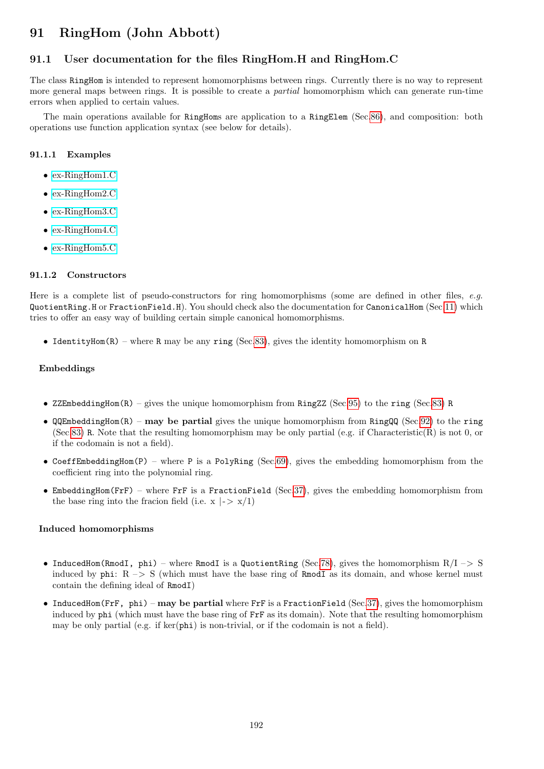# 91 RingHom (John Abbott)

## 91.1 User documentation for the files RingHom.H and RingHom.C

The class `RingHom` is intended to represent homomorphisms between rings. Currently there is no way to represent more general maps between rings. It is possible to create a *partial* homomorphism which can generate run-time errors when applied to certain values.

The main operations available for `RingHom`s are application to a `RingElem` (Sec.86), and composition: both operations use function application syntax (see below for details).

### 91.1.1 Examples

- ex-RingHom1.C
- ex-RingHom2.C
- ex-RingHom3.C
- ex-RingHom4.C
- ex-RingHom5.C

### 91.1.2 Constructors

Here is a complete list of pseudo-constructors for ring homomorphisms (some are defined in other files, *e.g.* `QuotientRing.H` or `FractionField.H`). You should check also the documentation for `CanonicalHom` (Sec.11) which tries to offer an easy way of building certain simple canonical homomorphisms.

- `IdentityHom(R)` – where `R` may be any `ring` (Sec.83), gives the identity homomorphism on `R`

**Embeddings**

- `ZZEmbeddingHom(R)` – gives the unique homomorphism from `RingZZ` (Sec.95) to the `ring` (Sec.83) `R`
- `QQEmbeddingHom(R)` – **may be partial** gives the unique homomorphism from `RingQQ` (Sec.92) to the `ring` (Sec.83) `R`. Note that the resulting homomorphism may be only partial (e.g. if Characteristic(R) is not 0, or if the codomain is not a field).
- `CoeffEmbeddingHom(P)` – where `P` is a `PolyRing` (Sec.69), gives the embedding homomorphism from the coefficient ring into the polynomial ring.
- `EmbeddingHom(FrF)` – where `FrF` is a `FractionField` (Sec.37), gives the embedding homomorphism from the base ring into the fracion field (i.e. x |-> x/1)

**Induced homomorphisms**

- `InducedHom(RmodI, phi)` – where `RmodI` is a `QuotientRing` (Sec.78), gives the homomorphism R/I –> S induced by `phi`: R –> S (which must have the base ring of `RmodI` as its domain, and whose kernel must contain the defining ideal of `RmodI`)
- `InducedHom(FrF, phi)` – **may be partial** where `FrF` is a `FractionField` (Sec.37), gives the homomorphism induced by `phi` (which must have the base ring of `FrF` as its domain). Note that the resulting homomorphism may be only partial (e.g. if ker(`phi`) is non-trivial, or if the codomain is not a field).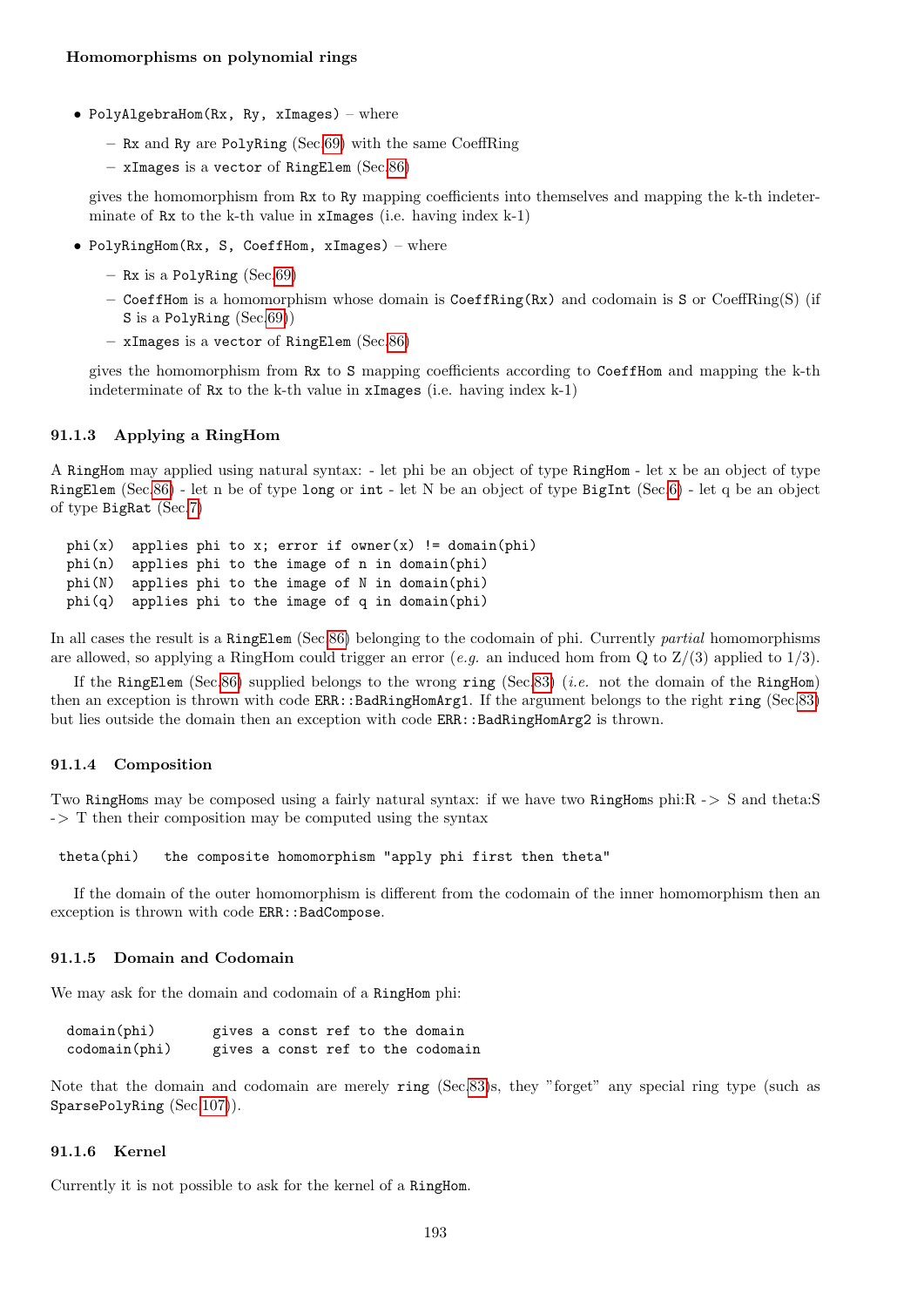**Homomorphisms on polynomial rings**

- `PolyAlgebraHom(Rx, Ry, xImages)` – where
  - `Rx` and `Ry` are `PolyRing` (Sec.69) with the same CoeffRing
  - `xImages` is a `vector` of `RingElem` (Sec.86)

  gives the homomorphism from `Rx` to `Ry` mapping coefficients into themselves and mapping the k-th indeterminate of `Rx` to the k-th value in `xImages` (i.e. having index k-1)

- `PolyRingHom(Rx, S, CoeffHom, xImages)` – where
  - `Rx` is a `PolyRing` (Sec.69)
  - `CoeffHom` is a homomorphism whose domain is `CoeffRing(Rx)` and codomain is `S` or CoeffRing(S) (if `S` is a `PolyRing` (Sec.69))
  - `xImages` is a `vector` of `RingElem` (Sec.86)

  gives the homomorphism from `Rx` to `S` mapping coefficients according to `CoeffHom` and mapping the k-th indeterminate of `Rx` to the k-th value in `xImages` (i.e. having index k-1)

### 91.1.3 Applying a RingHom

A `RingHom` may applied using natural syntax: - let phi be an object of type `RingHom` - let x be an object of type `RingElem` (Sec.86) - let n be of type `long` or `int` - let N be an object of type `BigInt` (Sec.6) - let q be an object of type `BigRat` (Sec.7)

```
phi(x)  applies phi to x; error if owner(x) != domain(phi)
phi(n)  applies phi to the image of n in domain(phi)
phi(N)  applies phi to the image of N in domain(phi)
phi(q)  applies phi to the image of q in domain(phi)
```

In all cases the result is a `RingElem` (Sec.86) belonging to the codomain of phi. Currently *partial* homomorphisms are allowed, so applying a RingHom could trigger an error (*e.g.* an induced hom from Q to Z/(3) applied to 1/3).

If the `RingElem` (Sec.86) supplied belongs to the wrong `ring` (Sec.83) (*i.e.* not the domain of the `RingHom`) then an exception is thrown with code `ERR::BadRingHomArg1`. If the argument belongs to the right `ring` (Sec.83) but lies outside the domain then an exception with code `ERR::BadRingHomArg2` is thrown.

### 91.1.4 Composition

Two `RingHom`s may be composed using a fairly natural syntax: if we have two `RingHom`s phi:R -> S and theta:S -> T then their composition may be computed using the syntax

```
theta(phi)   the composite homomorphism "apply phi first then theta"
```

If the domain of the outer homomorphism is different from the codomain of the inner homomorphism then an exception is thrown with code `ERR::BadCompose`.

### 91.1.5 Domain and Codomain

We may ask for the domain and codomain of a `RingHom` phi:

```
domain(phi)       gives a const ref to the domain
codomain(phi)     gives a const ref to the codomain
```

Note that the domain and codomain are merely `ring` (Sec.83)s, they "forget" any special ring type (such as `SparsePolyRing` (Sec.107)).

### 91.1.6 Kernel

Currently it is not possible to ask for the kernel of a `RingHom`.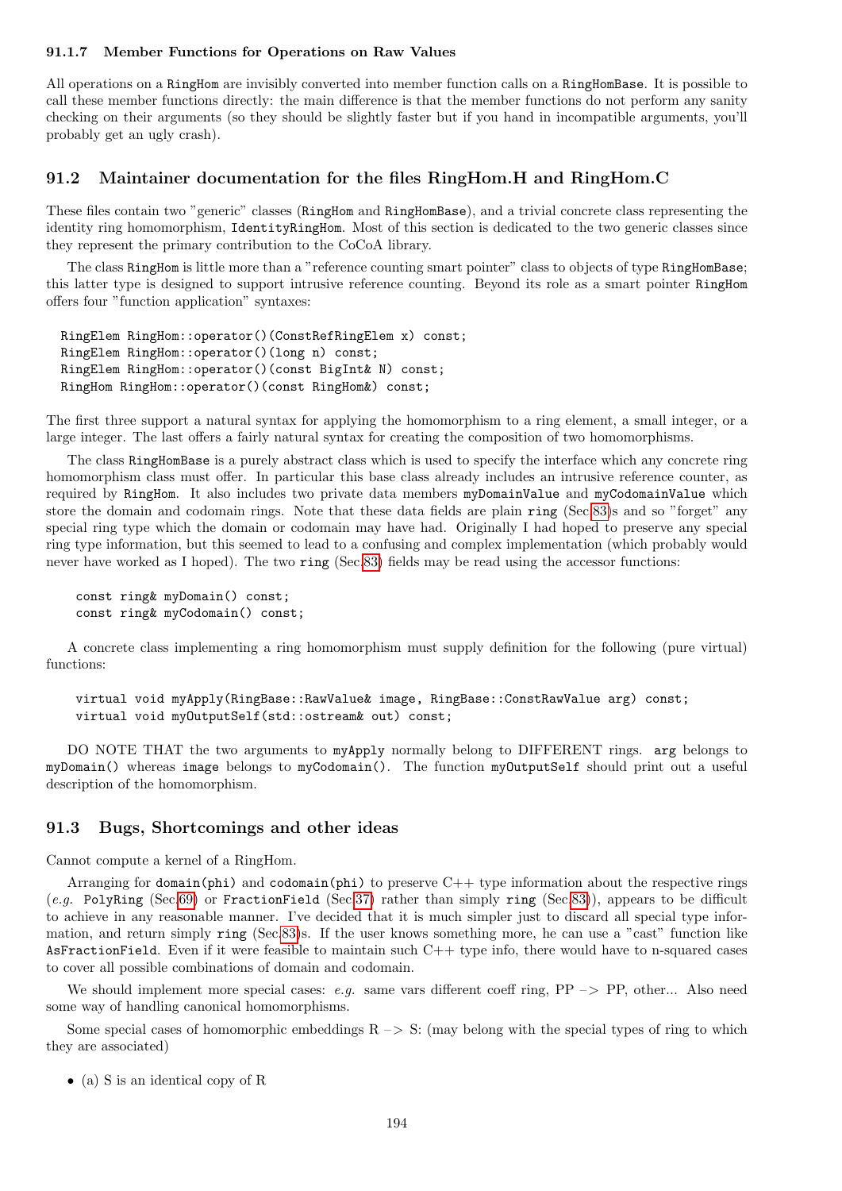#### 91.1.7 Member Functions for Operations on Raw Values

All operations on a RingHom are invisibly converted into member function calls on a RingHomBase. It is possible to call these member functions directly: the main difference is that the member functions do not perform any sanity checking on their arguments (so they should be slightly faster but if you hand in incompatible arguments, you'll probably get an ugly crash).

## 91.2 Maintainer documentation for the files RingHom.H and RingHom.C

These files contain two "generic" classes (RingHom and RingHomBase), and a trivial concrete class representing the identity ring homomorphism, IdentityRingHom. Most of this section is dedicated to the two generic classes since they represent the primary contribution to the CoCoA library.

The class RingHom is little more than a "reference counting smart pointer" class to objects of type RingHomBase; this latter type is designed to support intrusive reference counting. Beyond its role as a smart pointer RingHom offers four "function application" syntaxes:

```
RingElem RingHom::operator()(ConstRefRingElem x) const;
RingElem RingHom::operator()(long n) const;
RingElem RingHom::operator()(const BigInt& N) const;
RingHom RingHom::operator()(const RingHom&) const;
```

The first three support a natural syntax for applying the homomorphism to a ring element, a small integer, or a large integer. The last offers a fairly natural syntax for creating the composition of two homomorphisms.

The class RingHomBase is a purely abstract class which is used to specify the interface which any concrete ring homomorphism class must offer. In particular this base class already includes an intrusive reference counter, as required by RingHom. It also includes two private data members myDomainValue and myCodomainValue which store the domain and codomain rings. Note that these data fields are plain ring (Sec.83)s and so "forget" any special ring type which the domain or codomain may have had. Originally I had hoped to preserve any special ring type information, but this seemed to lead to a confusing and complex implementation (which probably would never have worked as I hoped). The two ring (Sec.83) fields may be read using the accessor functions:

```
const ring& myDomain() const;
const ring& myCodomain() const;
```

A concrete class implementing a ring homomorphism must supply definition for the following (pure virtual) functions:

```
virtual void myApply(RingBase::RawValue& image, RingBase::ConstRawValue arg) const;
virtual void myOutputSelf(std::ostream& out) const;
```

DO NOTE THAT the two arguments to myApply normally belong to DIFFERENT rings. arg belongs to myDomain() whereas image belongs to myCodomain(). The function myOutputSelf should print out a useful description of the homomorphism.

## 91.3 Bugs, Shortcomings and other ideas

Cannot compute a kernel of a RingHom.

Arranging for domain(phi) and codomain(phi) to preserve C++ type information about the respective rings (*e.g.* PolyRing (Sec.69) or FractionField (Sec.37) rather than simply ring (Sec.83)), appears to be difficult to achieve in any reasonable manner. I've decided that it is much simpler just to discard all special type information, and return simply ring (Sec.83)s. If the user knows something more, he can use a "cast" function like AsFractionField. Even if it were feasible to maintain such C++ type info, there would have to n-squared cases to cover all possible combinations of domain and codomain.

We should implement more special cases: *e.g.* same vars different coeff ring, PP –> PP, other... Also need some way of handling canonical homomorphisms.

Some special cases of homomorphic embeddings R –> S: (may belong with the special types of ring to which they are associated)

- (a) S is an identical copy of R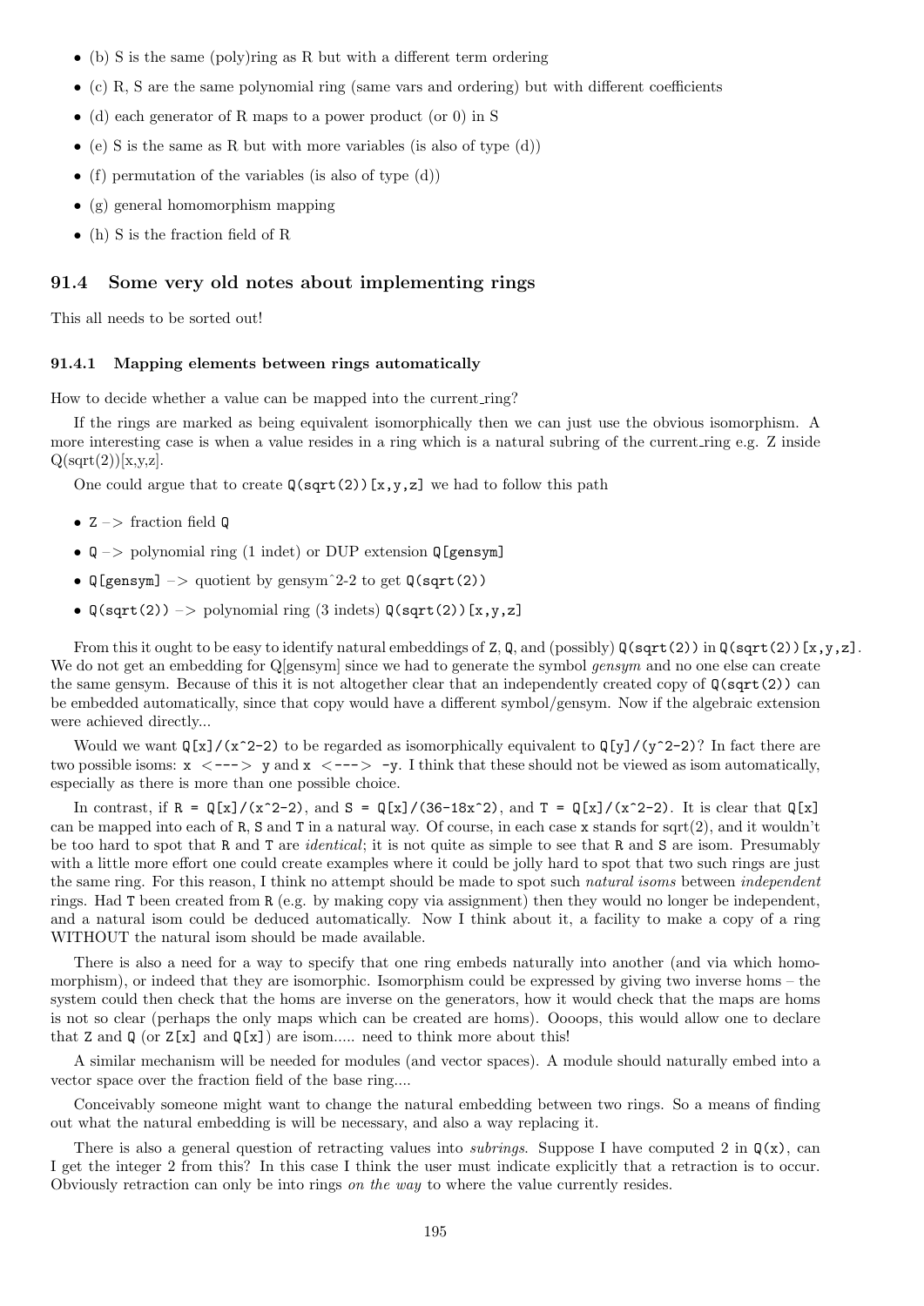- (b) S is the same (poly)ring as R but with a different term ordering
- (c) R, S are the same polynomial ring (same vars and ordering) but with different coefficients
- (d) each generator of R maps to a power product (or 0) in S
- (e) S is the same as R but with more variables (is also of type (d))
- (f) permutation of the variables (is also of type (d))
- (g) general homomorphism mapping
- (h) S is the fraction field of R

## 91.4 Some very old notes about implementing rings

This all needs to be sorted out!

### 91.4.1 Mapping elements between rings automatically

How to decide whether a value can be mapped into the current_ring?

If the rings are marked as being equivalent isomorphically then we can just use the obvious isomorphism. A more interesting case is when a value resides in a ring which is a natural subring of the current_ring e.g. Z inside Q(sqrt(2))[x,y,z].

One could argue that to create `Q(sqrt(2))[x,y,z]` we had to follow this path

- `Z` –> fraction field `Q`
- `Q` –> polynomial ring (1 indet) or DUP extension `Q[gensym]`
- `Q[gensym]` –> quotient by gensym^2-2 to get `Q(sqrt(2))`
- `Q(sqrt(2))` –> polynomial ring (3 indets) `Q(sqrt(2))[x,y,z]`

From this it ought to be easy to identify natural embeddings of `Z`, `Q`, and (possibly) `Q(sqrt(2))` in `Q(sqrt(2))[x,y,z]`. We do not get an embedding for Q[gensym] since we had to generate the symbol *gensym* and no one else can create the same gensym. Because of this it is not altogether clear that an independently created copy of `Q(sqrt(2))` can be embedded automatically, since that copy would have a different symbol/gensym. Now if the algebraic extension were achieved directly...

Would we want `Q[x]/(x^2-2)` to be regarded as isomorphically equivalent to `Q[y]/(y^2-2)`? In fact there are two possible isoms: `x <---> y` and `x <---> -y`. I think that these should not be viewed as isom automatically, especially as there is more than one possible choice.

In contrast, if `R = Q[x]/(x^2-2)`, and `S = Q[x]/(36-18x^2)`, and `T = Q[x]/(x^2-2)`. It is clear that `Q[x]` can be mapped into each of `R`, `S` and `T` in a natural way. Of course, in each case `x` stands for sqrt(2), and it wouldn't be too hard to spot that `R` and `T` are *identical*; it is not quite as simple to see that `R` and `S` are isom. Presumably with a little more effort one could create examples where it could be jolly hard to spot that two such rings are just the same ring. For this reason, I think no attempt should be made to spot such *natural isoms* between *independent* rings. Had `T` been created from `R` (e.g. by making copy via assignment) then they would no longer be independent, and a natural isom could be deduced automatically. Now I think about it, a facility to make a copy of a ring WITHOUT the natural isom should be made available.

There is also a need for a way to specify that one ring embeds naturally into another (and via which homomorphism), or indeed that they are isomorphic. Isomorphism could be expressed by giving two inverse homs – the system could then check that the homs are inverse on the generators, how it would check that the maps are homs is not so clear (perhaps the only maps which can be created are homs). Oooops, this would allow one to declare that `Z` and `Q` (or `Z[x]` and `Q[x]`) are isom..... need to think more about this!

A similar mechanism will be needed for modules (and vector spaces). A module should naturally embed into a vector space over the fraction field of the base ring....

Conceivably someone might want to change the natural embedding between two rings. So a means of finding out what the natural embedding is will be necessary, and also a way replacing it.

There is also a general question of retracting values into *subrings*. Suppose I have computed 2 in `Q(x)`, can I get the integer 2 from this? In this case I think the user must indicate explicitly that a retraction is to occur. Obviously retraction can only be into rings *on the way* to where the value currently resides.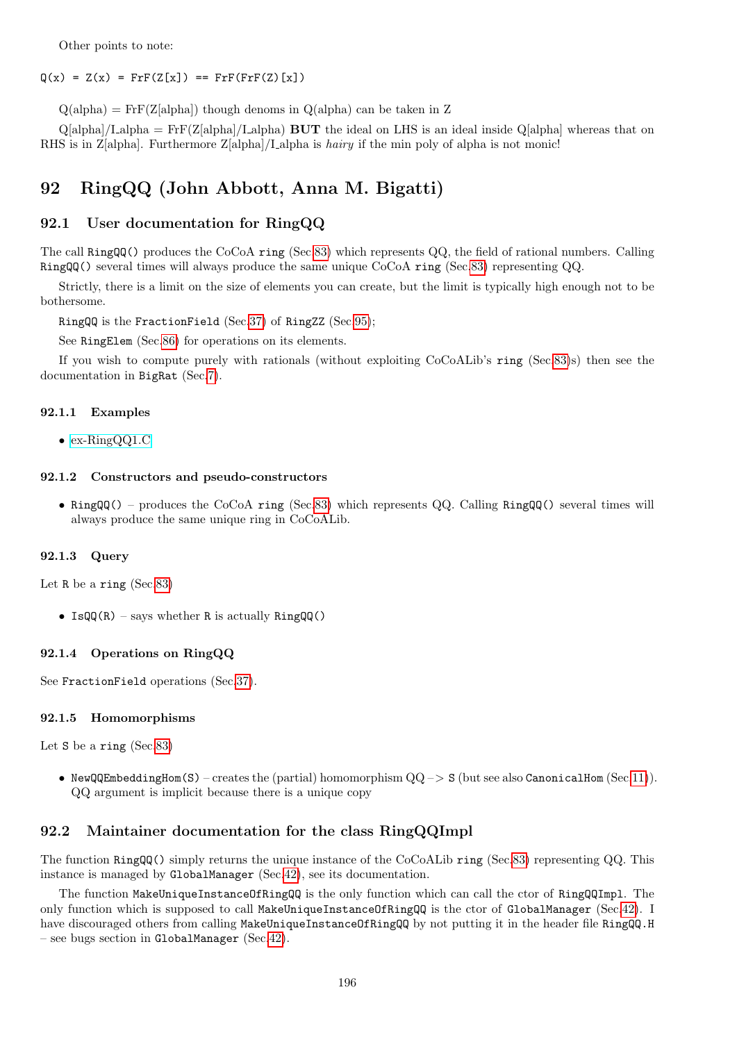Other points to note:

```
Q(x) = Z(x) = FrF(Z[x]) == FrF(FrF(Z)[x])
```

Q(alpha) = FrF(Z[alpha]) though denoms in Q(alpha) can be taken in Z

Q[alpha]/I_alpha = FrF(Z[alpha]/I_alpha) **BUT** the ideal on LHS is an ideal inside Q[alpha] whereas that on RHS is in Z[alpha]. Furthermore Z[alpha]/I_alpha is *hairy* if the min poly of alpha is not monic!

# 92 RingQQ (John Abbott, Anna M. Bigatti)

## 92.1 User documentation for RingQQ

The call `RingQQ()` produces the CoCoA `ring` (Sec.83) which represents QQ, the field of rational numbers. Calling `RingQQ()` several times will always produce the same unique CoCoA `ring` (Sec.83) representing QQ.

Strictly, there is a limit on the size of elements you can create, but the limit is typically high enough not to be bothersome.

`RingQQ` is the `FractionField` (Sec.37) of `RingZZ` (Sec.95);

See `RingElem` (Sec.86) for operations on its elements.

If you wish to compute purely with rationals (without exploiting CoCoALib's `ring` (Sec.83)s) then see the documentation in `BigRat` (Sec.7).

### 92.1.1 Examples

- ex-RingQQ1.C

### 92.1.2 Constructors and pseudo-constructors

- `RingQQ()` – produces the CoCoA `ring` (Sec.83) which represents QQ. Calling `RingQQ()` several times will always produce the same unique ring in CoCoALib.

### 92.1.3 Query

Let `R` be a `ring` (Sec.83)

- `IsQQ(R)` – says whether `R` is actually `RingQQ()`

### 92.1.4 Operations on RingQQ

See `FractionField` operations (Sec.37).

### 92.1.5 Homomorphisms

Let `S` be a `ring` (Sec.83)

- `NewQQEmbeddingHom(S)` – creates the (partial) homomorphism QQ –> `S` (but see also `CanonicalHom` (Sec.11)). QQ argument is implicit because there is a unique copy

## 92.2 Maintainer documentation for the class RingQQImpl

The function `RingQQ()` simply returns the unique instance of the CoCoALib `ring` (Sec.83) representing QQ. This instance is managed by `GlobalManager` (Sec.42), see its documentation.

The function `MakeUniqueInstanceOfRingQQ` is the only function which can call the ctor of `RingQQImpl`. The only function which is supposed to call `MakeUniqueInstanceOfRingQQ` is the ctor of `GlobalManager` (Sec.42). I have discouraged others from calling `MakeUniqueInstanceOfRingQQ` by not putting it in the header file `RingQQ.H` – see bugs section in `GlobalManager` (Sec.42).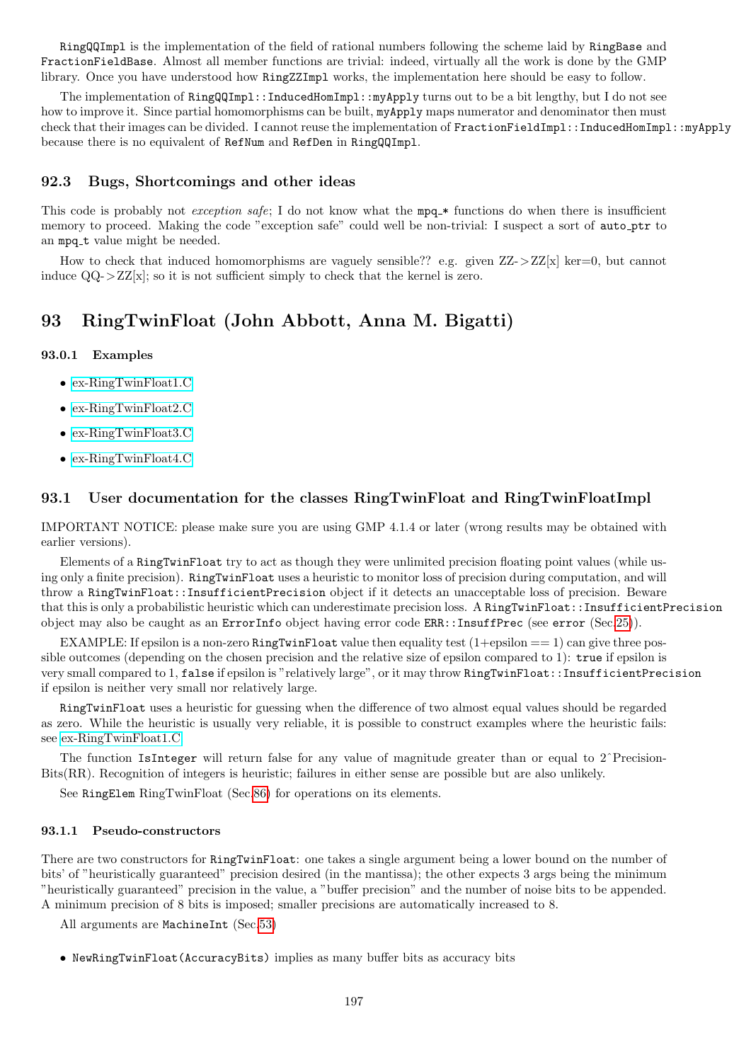`RingQQImpl` is the implementation of the field of rational numbers following the scheme laid by `RingBase` and `FractionFieldBase`. Almost all member functions are trivial: indeed, virtually all the work is done by the GMP library. Once you have understood how `RingZZImpl` works, the implementation here should be easy to follow.

The implementation of `RingQQImpl::InducedHomImpl::myApply` turns out to be a bit lengthy, but I do not see how to improve it. Since partial homomorphisms can be built, `myApply` maps numerator and denominator then must check that their images can be divided. I cannot reuse the implementation of `FractionFieldImpl::InducedHomImpl::myApply` because there is no equivalent of `RefNum` and `RefDen` in `RingQQImpl`.

### 92.3 Bugs, Shortcomings and other ideas

This code is probably not *exception safe*; I do not know what the `mpq_*` functions do when there is insufficient memory to proceed. Making the code "exception safe" could well be non-trivial: I suspect a sort of `auto_ptr` to an `mpq_t` value might be needed.

How to check that induced homomorphisms are vaguely sensible?? e.g. given ZZ->ZZ[x] ker=0, but cannot induce QQ->ZZ[x]; so it is not sufficient simply to check that the kernel is zero.

## 93 RingTwinFloat (John Abbott, Anna M. Bigatti)

#### 93.0.1 Examples

- ex-RingTwinFloat1.C
- ex-RingTwinFloat2.C
- ex-RingTwinFloat3.C
- ex-RingTwinFloat4.C

### 93.1 User documentation for the classes RingTwinFloat and RingTwinFloatImpl

IMPORTANT NOTICE: please make sure you are using GMP 4.1.4 or later (wrong results may be obtained with earlier versions).

Elements of a `RingTwinFloat` try to act as though they were unlimited precision floating point values (while using only a finite precision). `RingTwinFloat` uses a heuristic to monitor loss of precision during computation, and will throw a `RingTwinFloat::InsufficientPrecision` object if it detects an unacceptable loss of precision. Beware that this is only a probabilistic heuristic which can underestimate precision loss. A `RingTwinFloat::InsufficientPrecision` object may also be caught as an `ErrorInfo` object having error code `ERR::InsuffPrec` (see `error` (Sec.25)).

EXAMPLE: If epsilon is a non-zero `RingTwinFloat` value then equality test (1+epsilon == 1) can give three possible outcomes (depending on the chosen precision and the relative size of epsilon compared to 1): `true` if epsilon is very small compared to 1, `false` if epsilon is "relatively large", or it may throw `RingTwinFloat::InsufficientPrecision` if epsilon is neither very small nor relatively large.

`RingTwinFloat` uses a heuristic for guessing when the difference of two almost equal values should be regarded as zero. While the heuristic is usually very reliable, it is possible to construct examples where the heuristic fails: see ex-RingTwinFloat1.C

The function `IsInteger` will return false for any value of magnitude greater than or equal to 2^PrecisionBits(RR). Recognition of integers is heuristic; failures in either sense are possible but are also unlikely.

See `RingElem` RingTwinFloat (Sec.86) for operations on its elements.

#### 93.1.1 Pseudo-constructors

There are two constructors for `RingTwinFloat`: one takes a single argument being a lower bound on the number of bits' of "heuristically guaranteed" precision desired (in the mantissa); the other expects 3 args being the minimum "heuristically guaranteed" precision in the value, a "buffer precision" and the number of noise bits to be appended. A minimum precision of 8 bits is imposed; smaller precisions are automatically increased to 8.

All arguments are `MachineInt` (Sec.53)

- `NewRingTwinFloat(AccuracyBits)` implies as many buffer bits as accuracy bits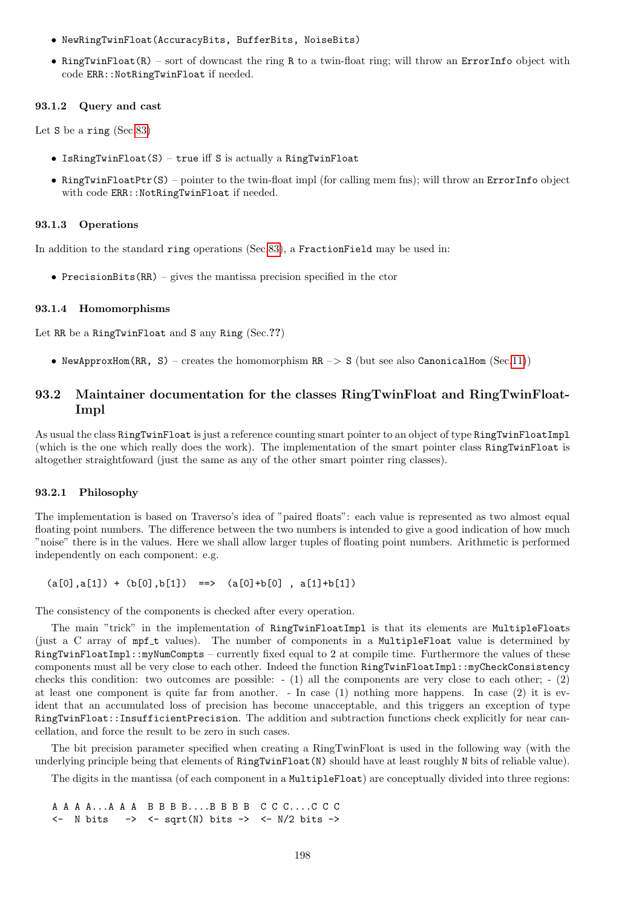- `NewRingTwinFloat(AccuracyBits, BufferBits, NoiseBits)`
- `RingTwinFloat(R)` – sort of downcast the ring `R` to a twin-float ring; will throw an `ErrorInfo` object with code `ERR::NotRingTwinFloat` if needed.

### 93.1.2 Query and cast

Let `S` be a `ring` (Sec.83)

- `IsRingTwinFloat(S)` – `true` iff `S` is actually a `RingTwinFloat`
- `RingTwinFloatPtr(S)` – pointer to the twin-float impl (for calling mem fns); will throw an `ErrorInfo` object with code `ERR::NotRingTwinFloat` if needed.

### 93.1.3 Operations

In addition to the standard `ring` operations (Sec.83), a `FractionField` may be used in:

- `PrecisionBits(RR)` – gives the mantissa precision specified in the ctor

### 93.1.4 Homomorphisms

Let `RR` be a `RingTwinFloat` and `S` any `Ring` (Sec.??)

- `NewApproxHom(RR, S)` – creates the homomorphism `RR` –> `S` (but see also `CanonicalHom` (Sec.11))

## 93.2 Maintainer documentation for the classes RingTwinFloat and RingTwinFloatImpl

As usual the class `RingTwinFloat` is just a reference counting smart pointer to an object of type `RingTwinFloatImpl` (which is the one which really does the work). The implementation of the smart pointer class `RingTwinFloat` is altogether straightfoward (just the same as any of the other smart pointer ring classes).

### 93.2.1 Philosophy

The implementation is based on Traverso's idea of "paired floats": each value is represented as two almost equal floating point numbers. The difference between the two numbers is intended to give a good indication of how much "noise" there is in the values. Here we shall allow larger tuples of floating point numbers. Arithmetic is performed independently on each component: e.g.

```
(a[0],a[1]) + (b[0],b[1])  ==>  (a[0]+b[0] , a[1]+b[1])
```

The consistency of the components is checked after every operation.

The main "trick" in the implementation of `RingTwinFloatImpl` is that its elements are `MultipleFloats` (just a C array of `mpf_t` values). The number of components in a `MultipleFloat` value is determined by `RingTwinFloatImpl::myNumCompts` – currently fixed equal to 2 at compile time. Furthermore the values of these components must all be very close to each other. Indeed the function `RingTwinFloatImpl::myCheckConsistency` checks this condition: two outcomes are possible: - (1) all the components are very close to each other; - (2) at least one component is quite far from another. - In case (1) nothing more happens. In case (2) it is evident that an accumulated loss of precision has become unacceptable, and this triggers an exception of type `RingTwinFloat::InsufficientPrecision`. The addition and subtraction functions check explicitly for near cancellation, and force the result to be zero in such cases.

The bit precision parameter specified when creating a RingTwinFloat is used in the following way (with the underlying principle being that elements of `RingTwinFloat(N)` should have at least roughly `N` bits of reliable value).

The digits in the mantissa (of each component in a `MultipleFloat`) are conceptually divided into three regions:

```
A A A A...A A A  B B B B....B B B B  C C C....C C C
<-  N bits   ->  <- sqrt(N) bits ->  <- N/2 bits ->
```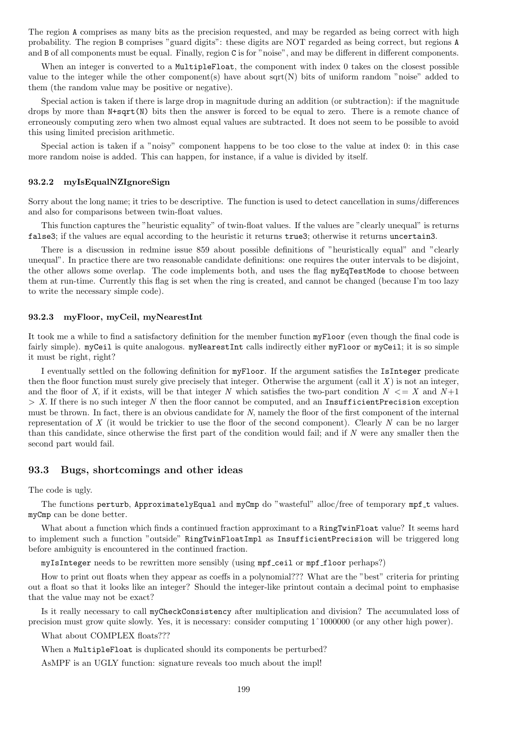The region `A` comprises as many bits as the precision requested, and may be regarded as being correct with high probability. The region `B` comprises "guard digits": these digits are NOT regarded as being correct, but regions `A` and `B` of all components must be equal. Finally, region `C` is for "noise", and may be different in different components.

When an integer is converted to a `MultipleFloat`, the component with index 0 takes on the closest possible value to the integer while the other component(s) have about sqrt(N) bits of uniform random "noise" added to them (the random value may be positive or negative).

Special action is taken if there is large drop in magnitude during an addition (or subtraction): if the magnitude drops by more than `N+sqrt(N)` bits then the answer is forced to be equal to zero. There is a remote chance of erroneously computing zero when two almost equal values are subtracted. It does not seem to be possible to avoid this using limited precision arithmetic.

Special action is taken if a "noisy" component happens to be too close to the value at index 0: in this case more random noise is added. This can happen, for instance, if a value is divided by itself.

### 93.2.2 myIsEqualNZIgnoreSign

Sorry about the long name; it tries to be descriptive. The function is used to detect cancellation in sums/differences and also for comparisons between twin-float values.

This function captures the "heuristic equality" of twin-float values. If the values are "clearly unequal" is returns `false3`; if the values are equal according to the heuristic it returns `true3`; otherwise it returns `uncertain3`.

There is a discussion in redmine issue 859 about possible definitions of "heuristically equal" and "clearly unequal". In practice there are two reasonable candidate definitions: one requires the outer intervals to be disjoint, the other allows some overlap. The code implements both, and uses the flag `myEqTestMode` to choose between them at run-time. Currently this flag is set when the ring is created, and cannot be changed (because I'm too lazy to write the necessary simple code).

### 93.2.3 myFloor, myCeil, myNearestInt

It took me a while to find a satisfactory definition for the member function `myFloor` (even though the final code is fairly simple). `myCeil` is quite analogous. `myNearestInt` calls indirectly either `myFloor` or `myCeil`; it is so simple it must be right, right?

I eventually settled on the following definition for `myFloor`. If the argument satisfies the `IsInteger` predicate then the floor function must surely give precisely that integer. Otherwise the argument (call it $X$) is not an integer, and the floor of $X$, if it exists, will be that integer $N$ which satisfies the two-part condition $N <= X$ and $N+1 > X$. If there is no such integer $N$ then the floor cannot be computed, and an `InsufficientPrecision` exception must be thrown. In fact, there is an obvious candidate for $N$, namely the floor of the first component of the internal representation of $X$ (it would be trickier to use the floor of the second component). Clearly $N$ can be no larger than this candidate, since otherwise the first part of the condition would fail; and if $N$ were any smaller then the second part would fail.

## 93.3 Bugs, shortcomings and other ideas

The code is ugly.

The functions `perturb`, `ApproximatelyEqual` and `myCmp` do "wasteful" alloc/free of temporary `mpf_t` values. `myCmp` can be done better.

What about a function which finds a continued fraction approximant to a `RingTwinFloat` value? It seems hard to implement such a function "outside" `RingTwinFloatImpl` as `InsufficientPrecision` will be triggered long before ambiguity is encountered in the continued fraction.

`myIsInteger` needs to be rewritten more sensibly (using `mpf_ceil` or `mpf_floor` perhaps?)

How to print out floats when they appear as coeffs in a polynomial??? What are the "best" criteria for printing out a float so that it looks like an integer? Should the integer-like printout contain a decimal point to emphasise that the value may not be exact?

Is it really necessary to call `myCheckConsistency` after multiplication and division? The accumulated loss of precision must grow quite slowly. Yes, it is necessary: consider computing 1^1000000 (or any other high power).

What about COMPLEX floats???

When a `MultipleFloat` is duplicated should its components be perturbed?

AsMPF is an UGLY function: signature reveals too much about the impl!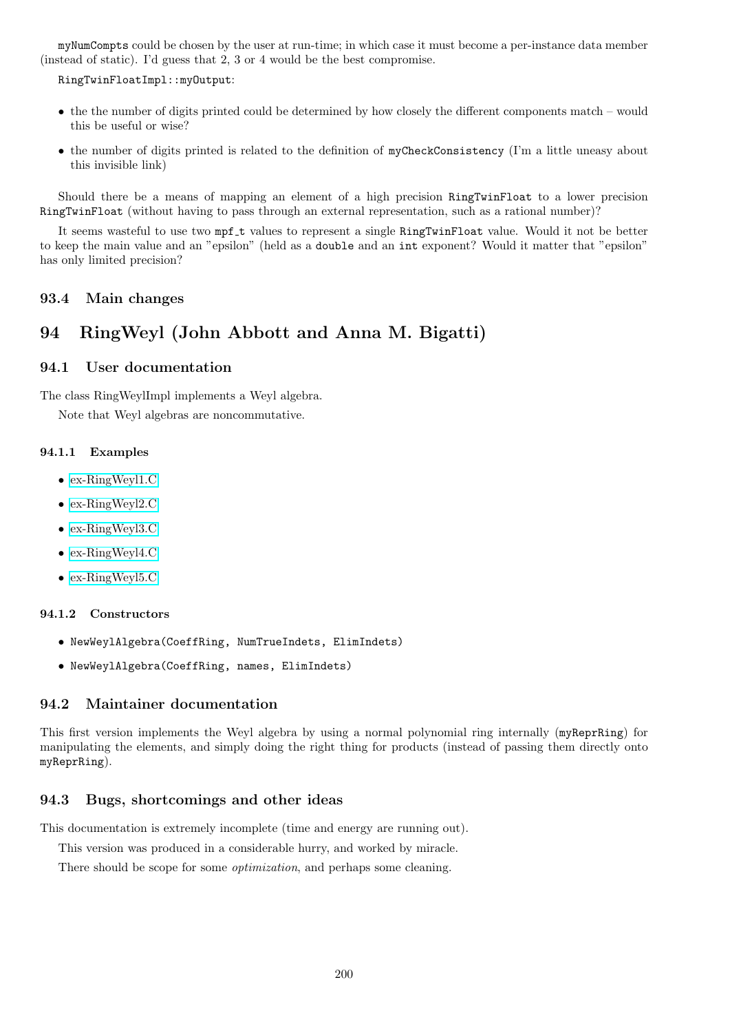`myNumCompts` could be chosen by the user at run-time; in which case it must become a per-instance data member (instead of static). I'd guess that 2, 3 or 4 would be the best compromise.

`RingTwinFloatImpl::myOutput`:

- the the number of digits printed could be determined by how closely the different components match – would this be useful or wise?
- the number of digits printed is related to the definition of `myCheckConsistency` (I'm a little uneasy about this invisible link)

Should there be a means of mapping an element of a high precision `RingTwinFloat` to a lower precision `RingTwinFloat` (without having to pass through an external representation, such as a rational number)?

It seems wasteful to use two `mpf_t` values to represent a single `RingTwinFloat` value. Would it not be better to keep the main value and an "epsilon" (held as a `double` and an `int` exponent? Would it matter that "epsilon" has only limited precision?

### 93.4 Main changes

## 94 RingWeyl (John Abbott and Anna M. Bigatti)

### 94.1 User documentation

The class RingWeylImpl implements a Weyl algebra.

Note that Weyl algebras are noncommutative.

#### 94.1.1 Examples

- ex-RingWeyl1.C
- ex-RingWeyl2.C
- ex-RingWeyl3.C
- ex-RingWeyl4.C
- ex-RingWeyl5.C

#### 94.1.2 Constructors

- `NewWeylAlgebra(CoeffRing, NumTrueIndets, ElimIndets)`
- `NewWeylAlgebra(CoeffRing, names, ElimIndets)`

### 94.2 Maintainer documentation

This first version implements the Weyl algebra by using a normal polynomial ring internally (`myReprRing`) for manipulating the elements, and simply doing the right thing for products (instead of passing them directly onto `myReprRing`).

### 94.3 Bugs, shortcomings and other ideas

This documentation is extremely incomplete (time and energy are running out).

This version was produced in a considerable hurry, and worked by miracle.

There should be scope for some *optimization*, and perhaps some cleaning.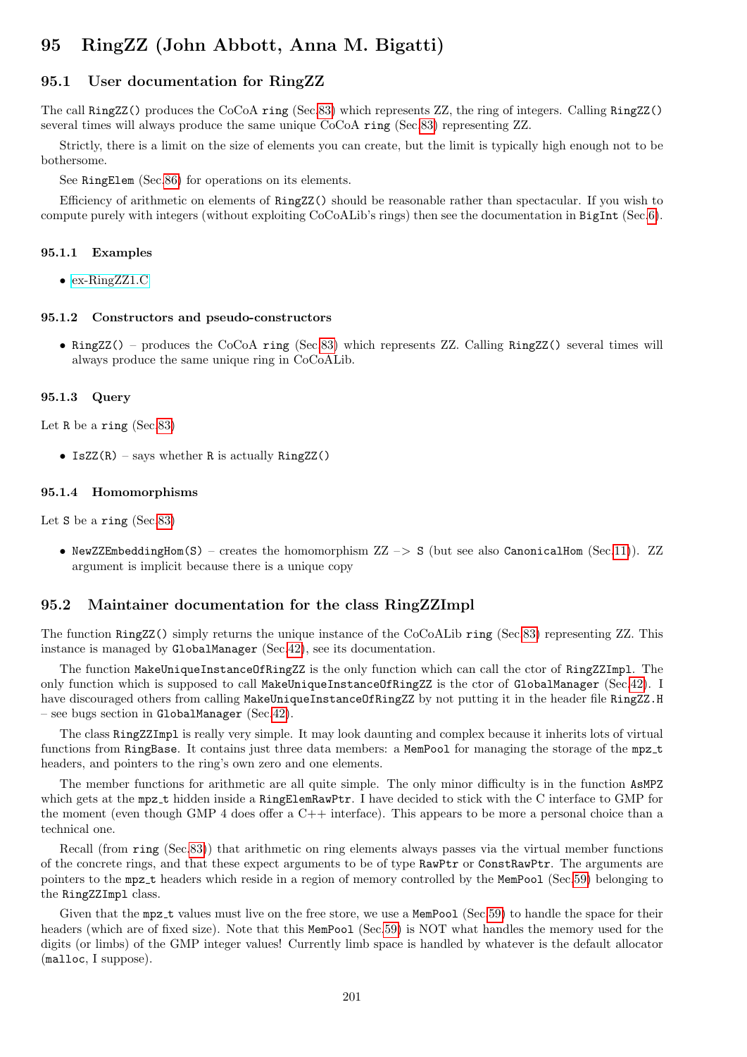# 95 RingZZ (John Abbott, Anna M. Bigatti)

## 95.1 User documentation for RingZZ

The call `RingZZ()` produces the CoCoA `ring` (Sec.83) which represents ZZ, the ring of integers. Calling `RingZZ()` several times will always produce the same unique CoCoA `ring` (Sec.83) representing ZZ.

Strictly, there is a limit on the size of elements you can create, but the limit is typically high enough not to be bothersome.

See `RingElem` (Sec.86) for operations on its elements.

Efficiency of arithmetic on elements of `RingZZ()` should be reasonable rather than spectacular. If you wish to compute purely with integers (without exploiting CoCoALib's rings) then see the documentation in `BigInt` (Sec.6).

### 95.1.1 Examples

- ex-RingZZ1.C

### 95.1.2 Constructors and pseudo-constructors

- `RingZZ()` – produces the CoCoA `ring` (Sec.83) which represents ZZ. Calling `RingZZ()` several times will always produce the same unique ring in CoCoALib.

### 95.1.3 Query

Let `R` be a `ring` (Sec.83)

- `IsZZ(R)` – says whether `R` is actually `RingZZ()`

### 95.1.4 Homomorphisms

Let `S` be a `ring` (Sec.83)

- `NewZZEmbeddingHom(S)` – creates the homomorphism ZZ –> `S` (but see also `CanonicalHom` (Sec.11)). ZZ argument is implicit because there is a unique copy

## 95.2 Maintainer documentation for the class RingZZImpl

The function `RingZZ()` simply returns the unique instance of the CoCoALib `ring` (Sec.83) representing ZZ. This instance is managed by `GlobalManager` (Sec.42), see its documentation.

The function `MakeUniqueInstanceOfRingZZ` is the only function which can call the ctor of `RingZZImpl`. The only function which is supposed to call `MakeUniqueInstanceOfRingZZ` is the ctor of `GlobalManager` (Sec.42). I have discouraged others from calling `MakeUniqueInstanceOfRingZZ` by not putting it in the header file `RingZZ.H` – see bugs section in `GlobalManager` (Sec.42).

The class `RingZZImpl` is really very simple. It may look daunting and complex because it inherits lots of virtual functions from `RingBase`. It contains just three data members: a `MemPool` for managing the storage of the `mpz_t` headers, and pointers to the ring's own zero and one elements.

The member functions for arithmetic are all quite simple. The only minor difficulty is in the function `AsMPZ` which gets at the `mpz_t` hidden inside a `RingElemRawPtr`. I have decided to stick with the C interface to GMP for the moment (even though GMP 4 does offer a C++ interface). This appears to be more a personal choice than a technical one.

Recall (from `ring` (Sec.83)) that arithmetic on ring elements always passes via the virtual member functions of the concrete rings, and that these expect arguments to be of type `RawPtr` or `ConstRawPtr`. The arguments are pointers to the `mpz_t` headers which reside in a region of memory controlled by the `MemPool` (Sec.59) belonging to the `RingZZImpl` class.

Given that the `mpz_t` values must live on the free store, we use a `MemPool` (Sec.59) to handle the space for their headers (which are of fixed size). Note that this `MemPool` (Sec.59) is NOT what handles the memory used for the digits (or limbs) of the GMP integer values! Currently limb space is handled by whatever is the default allocator (`malloc`, I suppose).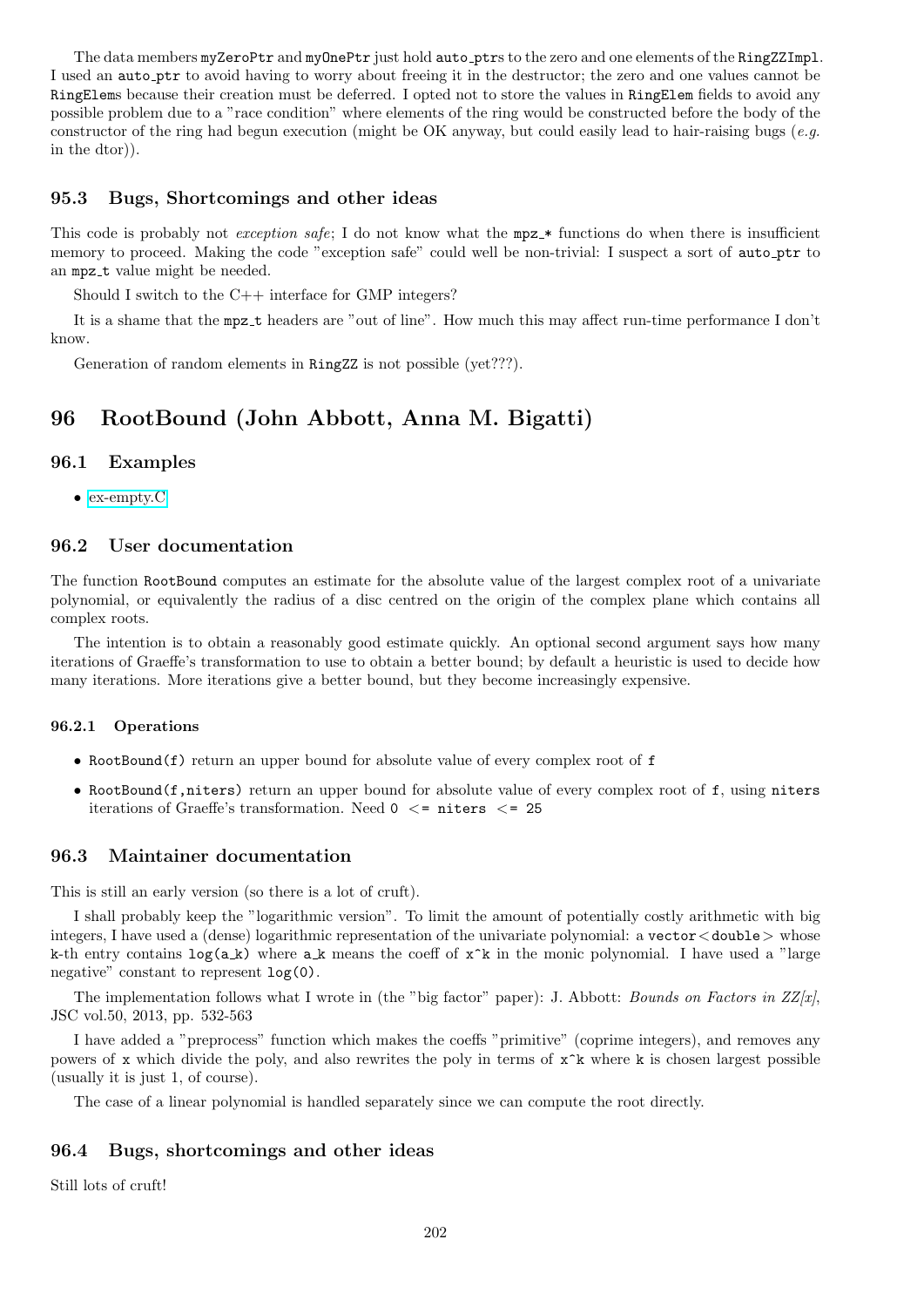The data members `myZeroPtr` and `myOnePtr` just hold `auto_ptr`s to the zero and one elements of the `RingZZImpl`. I used an `auto_ptr` to avoid having to worry about freeing it in the destructor; the zero and one values cannot be `RingElem`s because their creation must be deferred. I opted not to store the values in `RingElem` fields to avoid any possible problem due to a "race condition" where elements of the ring would be constructed before the body of the constructor of the ring had begun execution (might be OK anyway, but could easily lead to hair-raising bugs (*e.g.* in the dtor)).

### 95.3 Bugs, Shortcomings and other ideas

This code is probably not *exception safe*; I do not know what the `mpz_*` functions do when there is insufficient memory to proceed. Making the code "exception safe" could well be non-trivial: I suspect a sort of `auto_ptr` to an `mpz_t` value might be needed.

Should I switch to the C++ interface for GMP integers?

It is a shame that the `mpz_t` headers are "out of line". How much this may affect run-time performance I don't know.

Generation of random elements in `RingZZ` is not possible (yet???).

## 96 RootBound (John Abbott, Anna M. Bigatti)

### 96.1 Examples

- ex-empty.C

### 96.2 User documentation

The function `RootBound` computes an estimate for the absolute value of the largest complex root of a univariate polynomial, or equivalently the radius of a disc centred on the origin of the complex plane which contains all complex roots.

The intention is to obtain a reasonably good estimate quickly. An optional second argument says how many iterations of Graeffe's transformation to use to obtain a better bound; by default a heuristic is used to decide how many iterations. More iterations give a better bound, but they become increasingly expensive.

#### 96.2.1 Operations

- `RootBound(f)` return an upper bound for absolute value of every complex root of `f`
- `RootBound(f,niters)` return an upper bound for absolute value of every complex root of `f`, using `niters` iterations of Graeffe's transformation. Need `0 <= niters <= 25`

### 96.3 Maintainer documentation

This is still an early version (so there is a lot of cruft).

I shall probably keep the "logarithmic version". To limit the amount of potentially costly arithmetic with big integers, I have used a (dense) logarithmic representation of the univariate polynomial: a `vector<double>` whose k-th entry contains `log(a_k)` where `a_k` means the coeff of `x^k` in the monic polynomial. I have used a "large negative" constant to represent `log(0)`.

The implementation follows what I wrote in (the "big factor" paper): J. Abbott: *Bounds on Factors in ZZ[x]*, JSC vol.50, 2013, pp. 532-563

I have added a "preprocess" function which makes the coeffs "primitive" (coprime integers), and removes any powers of `x` which divide the poly, and also rewrites the poly in terms of `x^k` where `k` is chosen largest possible (usually it is just 1, of course).

The case of a linear polynomial is handled separately since we can compute the root directly.

### 96.4 Bugs, shortcomings and other ideas

Still lots of cruft!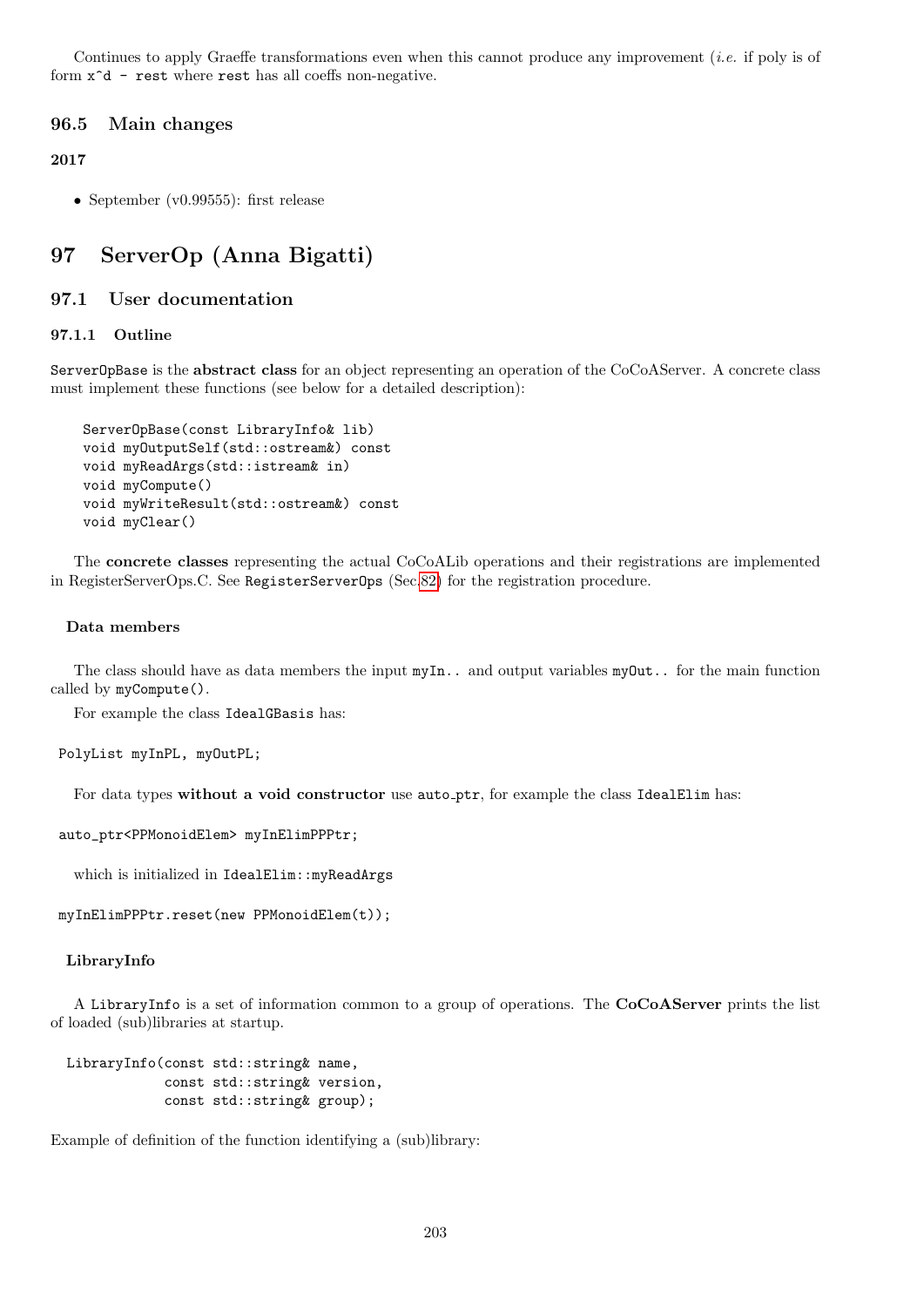Continues to apply Graeffe transformations even when this cannot produce any improvement (*i.e.* if poly is of form `x^d - rest` where `rest` has all coeffs non-negative.

## 96.5 Main changes

**2017**

- September (v0.99555): first release

# 97 ServerOp (Anna Bigatti)

## 97.1 User documentation

### 97.1.1 Outline

`ServerOpBase` is the **abstract class** for an object representing an operation of the CoCoAServer. A concrete class must implement these functions (see below for a detailed description):

```
ServerOpBase(const LibraryInfo& lib)
void myOutputSelf(std::ostream&) const
void myReadArgs(std::istream& in)
void myCompute()
void myWriteResult(std::ostream&) const
void myClear()
```

The **concrete classes** representing the actual CoCoALib operations and their registrations are implemented in RegisterServerOps.C. See `RegisterServerOps` (Sec.82) for the registration procedure.

#### Data members

The class should have as data members the input `myIn..` and output variables `myOut..` for the main function called by `myCompute()`.

For example the class `IdealGBasis` has:

```
PolyList myInPL, myOutPL;
```

For data types **without a void constructor** use `auto_ptr`, for example the class `IdealElim` has:

```
auto_ptr<PPMonoidElem> myInElimPPPtr;
```

which is initialized in `IdealElim::myReadArgs`

```
myInElimPPPtr.reset(new PPMonoidElem(t));
```

#### LibraryInfo

A `LibraryInfo` is a set of information common to a group of operations. The **CoCoAServer** prints the list of loaded (sub)libraries at startup.

```
LibraryInfo(const std::string& name,
            const std::string& version,
            const std::string& group);
```

Example of definition of the function identifying a (sub)library: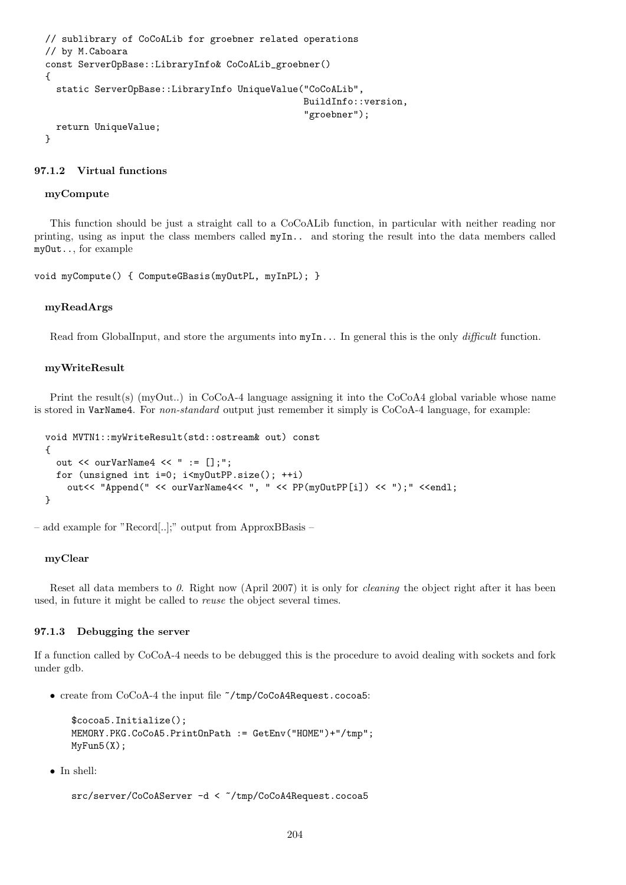```
// sublibrary of CoCoALib for groebner related operations
// by M.Caboara
const ServerOpBase::LibraryInfo& CoCoALib_groebner()
{
  static ServerOpBase::LibraryInfo UniqueValue("CoCoALib",
                                               BuildInfo::version,
                                               "groebner");
  return UniqueValue;
}
```

### 97.1.2 Virtual functions

#### myCompute

This function should be just a straight call to a CoCoALib function, in particular with neither reading nor printing, using as input the class members called `myIn..` and storing the result into the data members called `myOut..`, for example

```
void myCompute() { ComputeGBasis(myOutPL, myInPL); }
```

#### myReadArgs

Read from GlobalInput, and store the arguments into `myIn...` In general this is the only *difficult* function.

#### myWriteResult

Print the result(s) (myOut..) in CoCoA-4 language assigning it into the CoCoA4 global variable whose name is stored in `VarName4`. For *non-standard* output just remember it simply is CoCoA-4 language, for example:

```
void MVTN1::myWriteResult(std::ostream& out) const
{
  out << ourVarName4 << " := [];";
  for (unsigned int i=0; i<myOutPP.size(); ++i)
    out<< "Append(" << ourVarName4<< ", " << PP(myOutPP[i]) << ");" <<endl;
}
```

– add example for "Record[..];" output from ApproxBBasis –

#### myClear

Reset all data members to *0*. Right now (April 2007) it is only for *cleaning* the object right after it has been used, in future it might be called to *reuse* the object several times.

### 97.1.3 Debugging the server

If a function called by CoCoA-4 needs to be debugged this is the procedure to avoid dealing with sockets and fork under gdb.

- create from CoCoA-4 the input file `~/tmp/CoCoA4Request.cocoa5`:

  ```
  $cocoa5.Initialize();
  MEMORY.PKG.CoCoA5.PrintOnPath := GetEnv("HOME")+"/tmp";
  MyFun5(X);
  ```

- In shell:

  ```
  src/server/CoCoAServer -d < ~/tmp/CoCoA4Request.cocoa5
  ```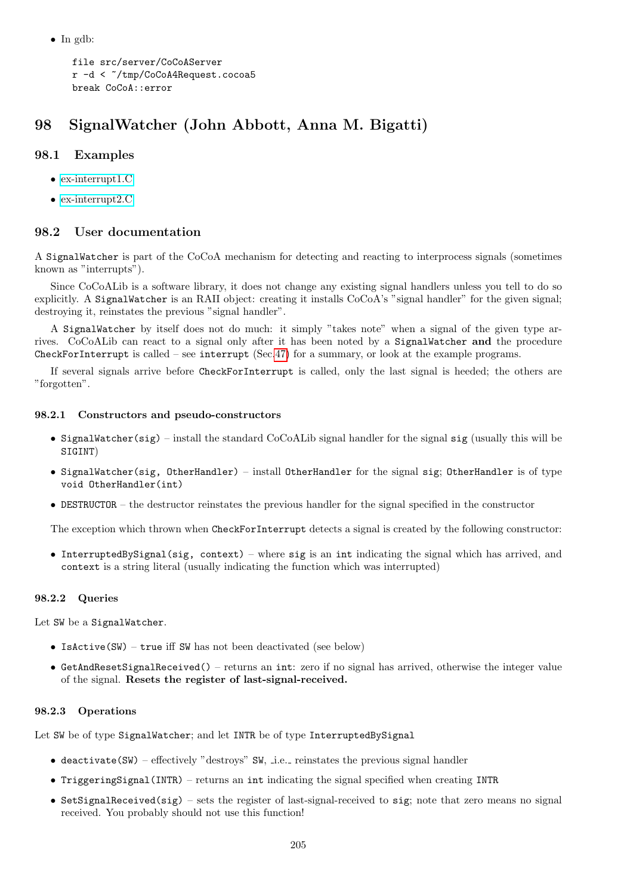- In gdb:

```
file src/server/CoCoAServer
r -d < ~/tmp/CoCoA4Request.cocoa5
break CoCoA::error
```

# 98 SignalWatcher (John Abbott, Anna M. Bigatti)

## 98.1 Examples

- ex-interrupt1.C
- ex-interrupt2.C

## 98.2 User documentation

A `SignalWatcher` is part of the CoCoA mechanism for detecting and reacting to interprocess signals (sometimes known as "interrupts").

Since CoCoALib is a software library, it does not change any existing signal handlers unless you tell to do so explicitly. A `SignalWatcher` is an RAII object: creating it installs CoCoA's "signal handler" for the given signal; destroying it, reinstates the previous "signal handler".

A `SignalWatcher` by itself does not do much: it simply "takes note" when a signal of the given type arrives. CoCoALib can react to a signal only after it has been noted by a `SignalWatcher` **and** the procedure `CheckForInterrupt` is called – see `interrupt` (Sec.47) for a summary, or look at the example programs.

If several signals arrive before `CheckForInterrupt` is called, only the last signal is heeded; the others are "forgotten".

### 98.2.1 Constructors and pseudo-constructors

- `SignalWatcher(sig)` – install the standard CoCoALib signal handler for the signal `sig` (usually this will be `SIGINT`)
- `SignalWatcher(sig, OtherHandler)` – install `OtherHandler` for the signal `sig`; `OtherHandler` is of type `void OtherHandler(int)`
- `DESTRUCTOR` – the destructor reinstates the previous handler for the signal specified in the constructor

The exception which thrown when `CheckForInterrupt` detects a signal is created by the following constructor:

- `InterruptedBySignal(sig, context)` – where `sig` is an `int` indicating the signal which has arrived, and `context` is a string literal (usually indicating the function which was interrupted)

### 98.2.2 Queries

Let `SW` be a `SignalWatcher`.

- `IsActive(SW)` – `true` iff `SW` has not been deactivated (see below)
- `GetAndResetSignalReceived()` – returns an `int`: zero if no signal has arrived, otherwise the integer value of the signal. **Resets the register of last-signal-received.**

### 98.2.3 Operations

Let `SW` be of type `SignalWatcher`; and let `INTR` be of type `InterruptedBySignal`

- `deactivate(SW)` – effectively "destroys" `SW`, _i.e._ reinstates the previous signal handler
- `TriggeringSignal(INTR)` – returns an `int` indicating the signal specified when creating `INTR`
- `SetSignalReceived(sig)` – sets the register of last-signal-received to `sig`; note that zero means no signal received. You probably should not use this function!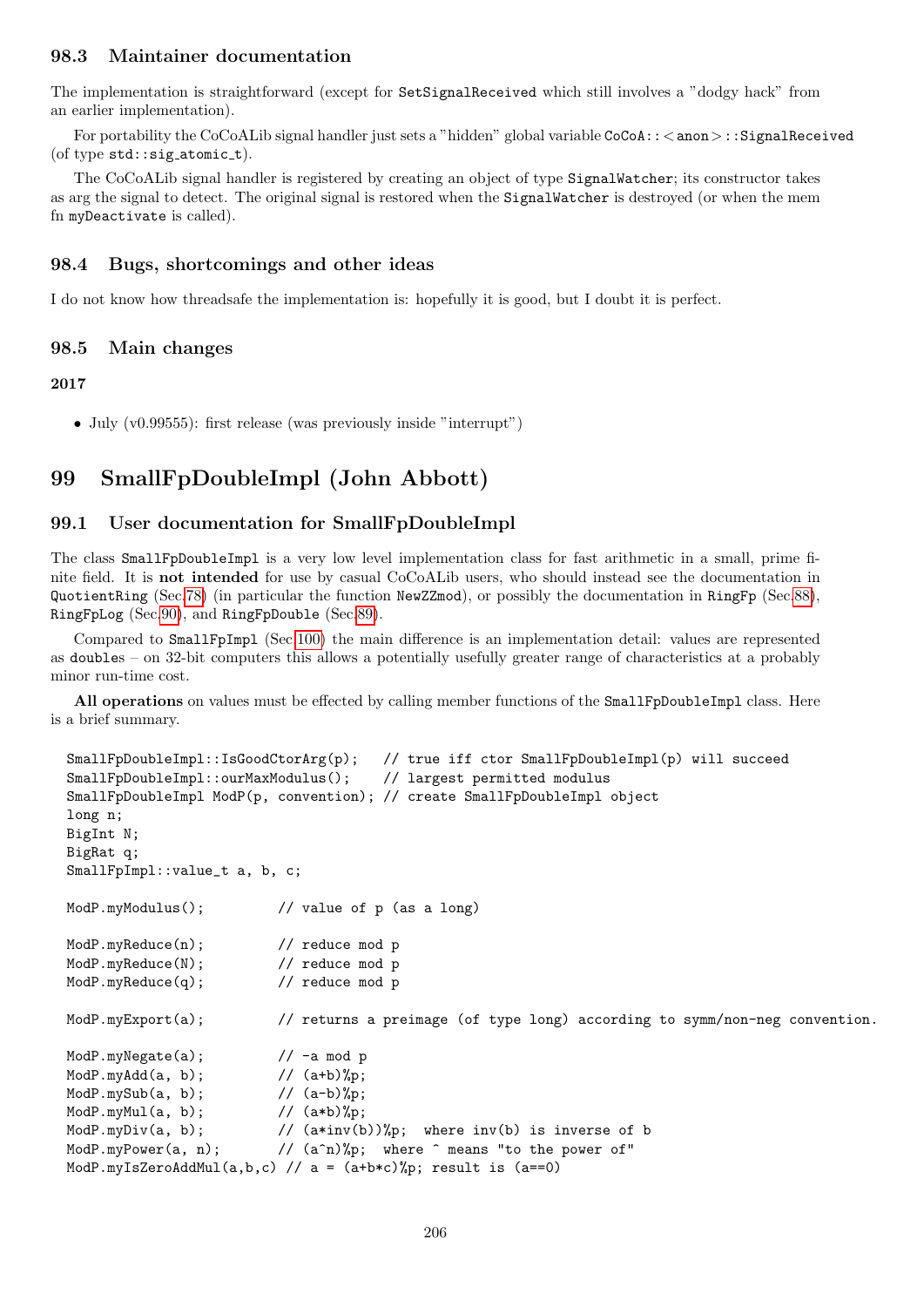### 98.3 Maintainer documentation

The implementation is straightforward (except for `SetSignalReceived` which still involves a "dodgy hack" from an earlier implementation).

For portability the CoCoALib signal handler just sets a "hidden" global variable `CoCoA::<anon>::SignalReceived` (of type `std::sig_atomic_t`).

The CoCoALib signal handler is registered by creating an object of type `SignalWatcher`; its constructor takes as arg the signal to detect. The original signal is restored when the `SignalWatcher` is destroyed (or when the mem fn `myDeactivate` is called).

### 98.4 Bugs, shortcomings and other ideas

I do not know how threadsafe the implementation is: hopefully it is good, but I doubt it is perfect.

### 98.5 Main changes

**2017**

- July (v0.99555): first release (was previously inside "interrupt")

## 99 SmallFpDoubleImpl (John Abbott)

### 99.1 User documentation for SmallFpDoubleImpl

The class `SmallFpDoubleImpl` is a very low level implementation class for fast arithmetic in a small, prime finite field. It is **not intended** for use by casual CoCoALib users, who should instead see the documentation in `QuotientRing` (Sec.78) (in particular the function `NewZZmod`), or possibly the documentation in `RingFp` (Sec.88), `RingFpLog` (Sec.90), and `RingFpDouble` (Sec.89).

Compared to `SmallFpImpl` (Sec.100) the main difference is an implementation detail: values are represented as `doubles` – on 32-bit computers this allows a potentially usefully greater range of characteristics at a probably minor run-time cost.

**All operations** on values must be effected by calling member functions of the `SmallFpDoubleImpl` class. Here is a brief summary.

```
SmallFpDoubleImpl::IsGoodCtorArg(p);   // true iff ctor SmallFpDoubleImpl(p) will succeed
SmallFpDoubleImpl::ourMaxModulus();    // largest permitted modulus
SmallFpDoubleImpl ModP(p, convention); // create SmallFpDoubleImpl object
long n;
BigInt N;
BigRat q;
SmallFpImpl::value_t a, b, c;

ModP.myModulus();         // value of p (as a long)

ModP.myReduce(n);         // reduce mod p
ModP.myReduce(N);         // reduce mod p
ModP.myReduce(q);         // reduce mod p

ModP.myExport(a);         // returns a preimage (of type long) according to symm/non-neg convention.

ModP.myNegate(a);         // -a mod p
ModP.myAdd(a, b);         // (a+b)%p;
ModP.mySub(a, b);         // (a-b)%p;
ModP.myMul(a, b);         // (a*b)%p;
ModP.myDiv(a, b);         // (a*inv(b))%p;  where inv(b) is inverse of b
ModP.myPower(a, n);       // (a^n)%p;  where ^ means "to the power of"
ModP.myIsZeroAddMul(a,b,c) // a = (a+b*c)%p; result is (a==0)
```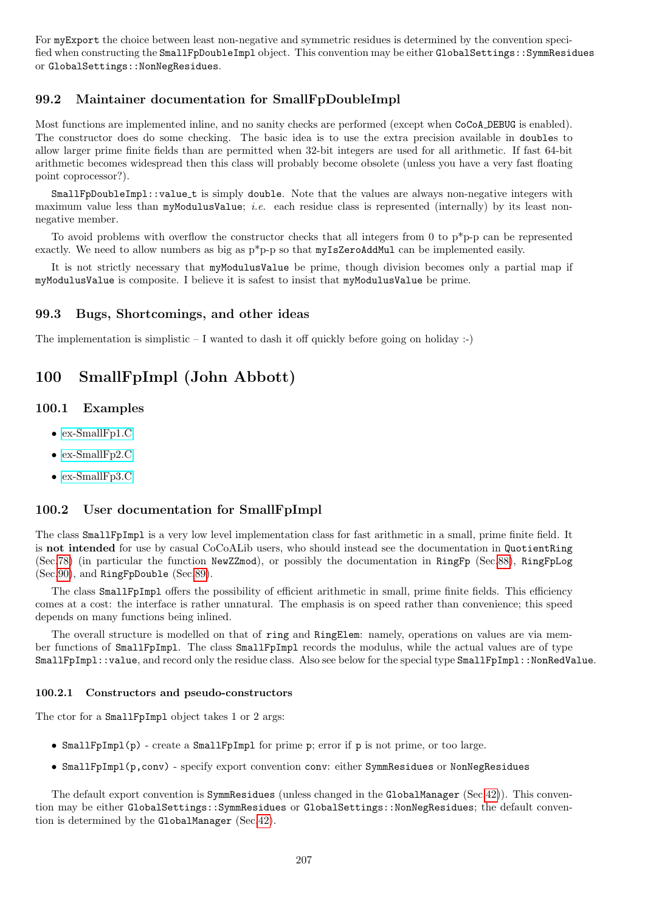For `myExport` the choice between least non-negative and symmetric residues is determined by the convention specified when constructing the `SmallFpDoubleImpl` object. This convention may be either `GlobalSettings::SymmResidues` or `GlobalSettings::NonNegResidues`.

## 99.2 Maintainer documentation for SmallFpDoubleImpl

Most functions are implemented inline, and no sanity checks are performed (except when `CoCoA_DEBUG` is enabled). The constructor does do some checking. The basic idea is to use the extra precision available in `double`s to allow larger prime finite fields than are permitted when 32-bit integers are used for all arithmetic. If fast 64-bit arithmetic becomes widespread then this class will probably become obsolete (unless you have a very fast floating point coprocessor?).

`SmallFpDoubleImpl::value_t` is simply `double`. Note that the values are always non-negative integers with maximum value less than `myModulusValue`; *i.e.* each residue class is represented (internally) by its least non-negative member.

To avoid problems with overflow the constructor checks that all integers from 0 to p*p-p can be represented exactly. We need to allow numbers as big as p*p-p so that `myIsZeroAddMul` can be implemented easily.

It is not strictly necessary that `myModulusValue` be prime, though division becomes only a partial map if `myModulusValue` is composite. I believe it is safest to insist that `myModulusValue` be prime.

## 99.3 Bugs, Shortcomings, and other ideas

The implementation is simplistic – I wanted to dash it off quickly before going on holiday :-)

# 100 SmallFpImpl (John Abbott)

## 100.1 Examples

- ex-SmallFp1.C
- ex-SmallFp2.C
- ex-SmallFp3.C

## 100.2 User documentation for SmallFpImpl

The class `SmallFpImpl` is a very low level implementation class for fast arithmetic in a small, prime finite field. It is **not intended** for use by casual CoCoALib users, who should instead see the documentation in `QuotientRing` (Sec.78) (in particular the function `NewZZmod`), or possibly the documentation in `RingFp` (Sec.88), `RingFpLog` (Sec.90), and `RingFpDouble` (Sec.89).

The class `SmallFpImpl` offers the possibility of efficient arithmetic in small, prime finite fields. This efficiency comes at a cost: the interface is rather unnatural. The emphasis is on speed rather than convenience; this speed depends on many functions being inlined.

The overall structure is modelled on that of `ring` and `RingElem`: namely, operations on values are via member functions of `SmallFpImpl`. The class `SmallFpImpl` records the modulus, while the actual values are of type `SmallFpImpl::value`, and record only the residue class. Also see below for the special type `SmallFpImpl::NonRedValue`.

### 100.2.1 Constructors and pseudo-constructors

The ctor for a `SmallFpImpl` object takes 1 or 2 args:

- `SmallFpImpl(p)` - create a `SmallFpImpl` for prime `p`; error if `p` is not prime, or too large.
- `SmallFpImpl(p,conv)` - specify export convention `conv`: either `SymmResidues` or `NonNegResidues`

The default export convention is `SymmResidues` (unless changed in the `GlobalManager` (Sec.42)). This convention may be either `GlobalSettings::SymmResidues` or `GlobalSettings::NonNegResidues`; the default convention is determined by the `GlobalManager` (Sec.42).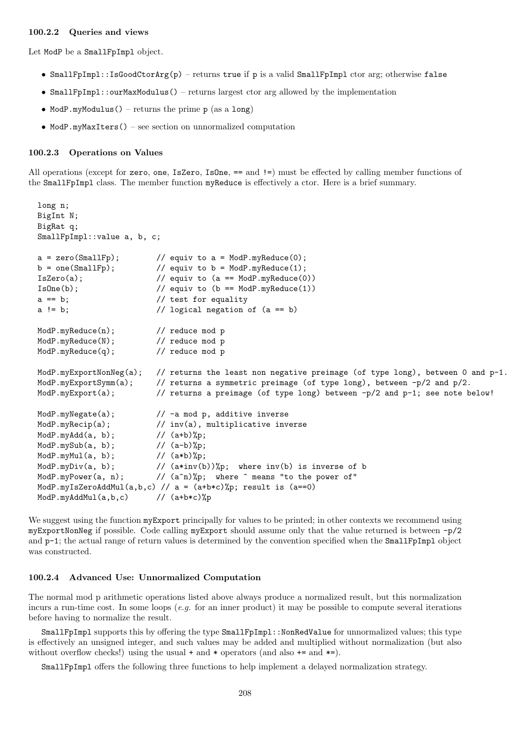### 100.2.2 Queries and views

Let `ModP` be a `SmallFpImpl` object.

- `SmallFpImpl::IsGoodCtorArg(p)` – returns `true` if `p` is a valid `SmallFpImpl` ctor arg; otherwise `false`
- `SmallFpImpl::ourMaxModulus()` – returns largest ctor arg allowed by the implementation
- `ModP.myModulus()` – returns the prime `p` (as a `long`)
- `ModP.myMaxIters()` – see section on unnormalized computation

### 100.2.3 Operations on Values

All operations (except for `zero`, `one`, `IsZero`, `IsOne`, `==` and `!=`) must be effected by calling member functions of the `SmallFpImpl` class. The member function `myReduce` is effectively a ctor. Here is a brief summary.

```
long n;
BigInt N;
BigRat q;
SmallFpImpl::value a, b, c;

a = zero(SmallFp);        // equiv to a = ModP.myReduce(0);
b = one(SmallFp);         // equiv to b = ModP.myReduce(1);
IsZero(a);                // equiv to (a == ModP.myReduce(0))
IsOne(b);                 // equiv to (b == ModP.myReduce(1))
a == b;                   // test for equality
a != b;                   // logical negation of (a == b)

ModP.myReduce(n);         // reduce mod p
ModP.myReduce(N);         // reduce mod p
ModP.myReduce(q);         // reduce mod p

ModP.myExportNonNeg(a);   // returns the least non negative preimage (of type long), between 0 and p-1.
ModP.myExportSymm(a);     // returns a symmetric preimage (of type long), between -p/2 and p/2.
ModP.myExport(a);         // returns a preimage (of type long) between -p/2 and p-1; see note below!

ModP.myNegate(a);         // -a mod p, additive inverse
ModP.myRecip(a);          // inv(a), multiplicative inverse
ModP.myAdd(a, b);         // (a+b)%p;
ModP.mySub(a, b);         // (a-b)%p;
ModP.myMul(a, b);         // (a*b)%p;
ModP.myDiv(a, b);         // (a*inv(b))%p;  where inv(b) is inverse of b
ModP.myPower(a, n);       // (a^n)%p;  where ^ means "to the power of"
ModP.myIsZeroAddMul(a,b,c) // a = (a+b*c)%p; result is (a==0)
ModP.myAddMul(a,b,c)      // (a+b*c)%p
```

We suggest using the function `myExport` principally for values to be printed; in other contexts we recommend using `myExportNonNeg` if possible. Code calling `myExport` should assume only that the value returned is between `-p/2` and `p-1`; the actual range of return values is determined by the convention specified when the `SmallFpImpl` object was constructed.

### 100.2.4 Advanced Use: Unnormalized Computation

The normal mod p arithmetic operations listed above always produce a normalized result, but this normalization incurs a run-time cost. In some loops (*e.g.* for an inner product) it may be possible to compute several iterations before having to normalize the result.

`SmallFpImpl` supports this by offering the type `SmallFpImpl::NonRedValue` for unnormalized values; this type is effectively an unsigned integer, and such values may be added and multiplied without normalization (but also without overflow checks!) using the usual `+` and `*` operators (and also `+=` and `*=`).

`SmallFpImpl` offers the following three functions to help implement a delayed normalization strategy.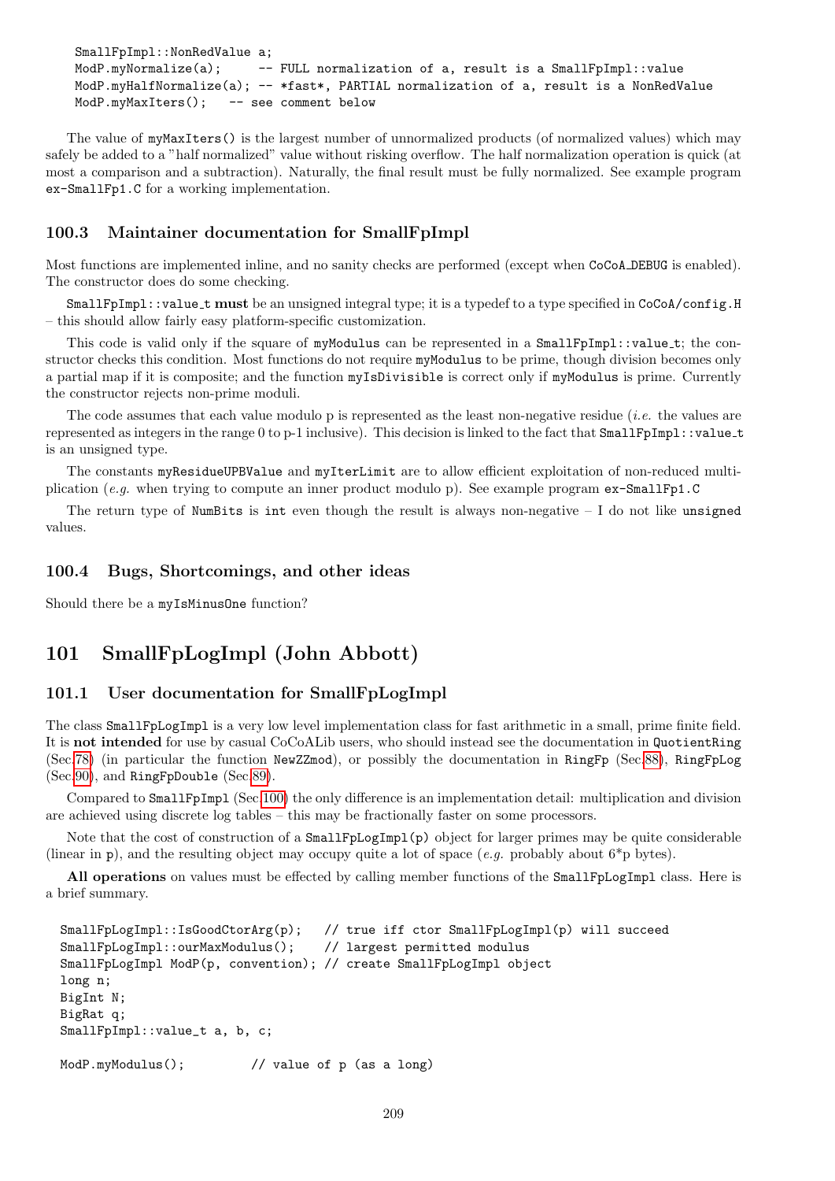```
SmallFpImpl::NonRedValue a;
ModP.myNormalize(a);     -- FULL normalization of a, result is a SmallFpImpl::value
ModP.myHalfNormalize(a); -- *fast*, PARTIAL normalization of a, result is a NonRedValue
ModP.myMaxIters();   -- see comment below
```

The value of myMaxIters() is the largest number of unnormalized products (of normalized values) which may safely be added to a "half normalized" value without risking overflow. The half normalization operation is quick (at most a comparison and a subtraction). Naturally, the final result must be fully normalized. See example program ex-SmallFp1.C for a working implementation.

### 100.3 Maintainer documentation for SmallFpImpl

Most functions are implemented inline, and no sanity checks are performed (except when CoCoA_DEBUG is enabled). The constructor does do some checking.

SmallFpImpl::value_t **must** be an unsigned integral type; it is a typedef to a type specified in CoCoA/config.H – this should allow fairly easy platform-specific customization.

This code is valid only if the square of myModulus can be represented in a SmallFpImpl::value_t; the constructor checks this condition. Most functions do not require myModulus to be prime, though division becomes only a partial map if it is composite; and the function myIsDivisible is correct only if myModulus is prime. Currently the constructor rejects non-prime moduli.

The code assumes that each value modulo p is represented as the least non-negative residue (*i.e.* the values are represented as integers in the range 0 to p-1 inclusive). This decision is linked to the fact that SmallFpImpl::value_t is an unsigned type.

The constants myResidueUPBValue and myIterLimit are to allow efficient exploitation of non-reduced multiplication (*e.g.* when trying to compute an inner product modulo p). See example program ex-SmallFp1.C

The return type of NumBits is int even though the result is always non-negative – I do not like unsigned values.

### 100.4 Bugs, Shortcomings, and other ideas

Should there be a myIsMinusOne function?

## 101 SmallFpLogImpl (John Abbott)

### 101.1 User documentation for SmallFpLogImpl

The class SmallFpLogImpl is a very low level implementation class for fast arithmetic in a small, prime finite field. It is **not intended** for use by casual CoCoALib users, who should instead see the documentation in QuotientRing (Sec.78) (in particular the function NewZZmod), or possibly the documentation in RingFp (Sec.88), RingFpLog (Sec.90), and RingFpDouble (Sec.89).

Compared to SmallFpImpl (Sec.100) the only difference is an implementation detail: multiplication and division are achieved using discrete log tables – this may be fractionally faster on some processors.

Note that the cost of construction of a SmallFpLogImpl(p) object for larger primes may be quite considerable (linear in p), and the resulting object may occupy quite a lot of space (*e.g.* probably about 6*p bytes).

**All operations** on values must be effected by calling member functions of the SmallFpLogImpl class. Here is a brief summary.

```
SmallFpLogImpl::IsGoodCtorArg(p);   // true iff ctor SmallFpLogImpl(p) will succeed
SmallFpLogImpl::ourMaxModulus();    // largest permitted modulus
SmallFpLogImpl ModP(p, convention); // create SmallFpLogImpl object
long n;
BigInt N;
BigRat q;
SmallFpImpl::value_t a, b, c;

ModP.myModulus();         // value of p (as a long)
```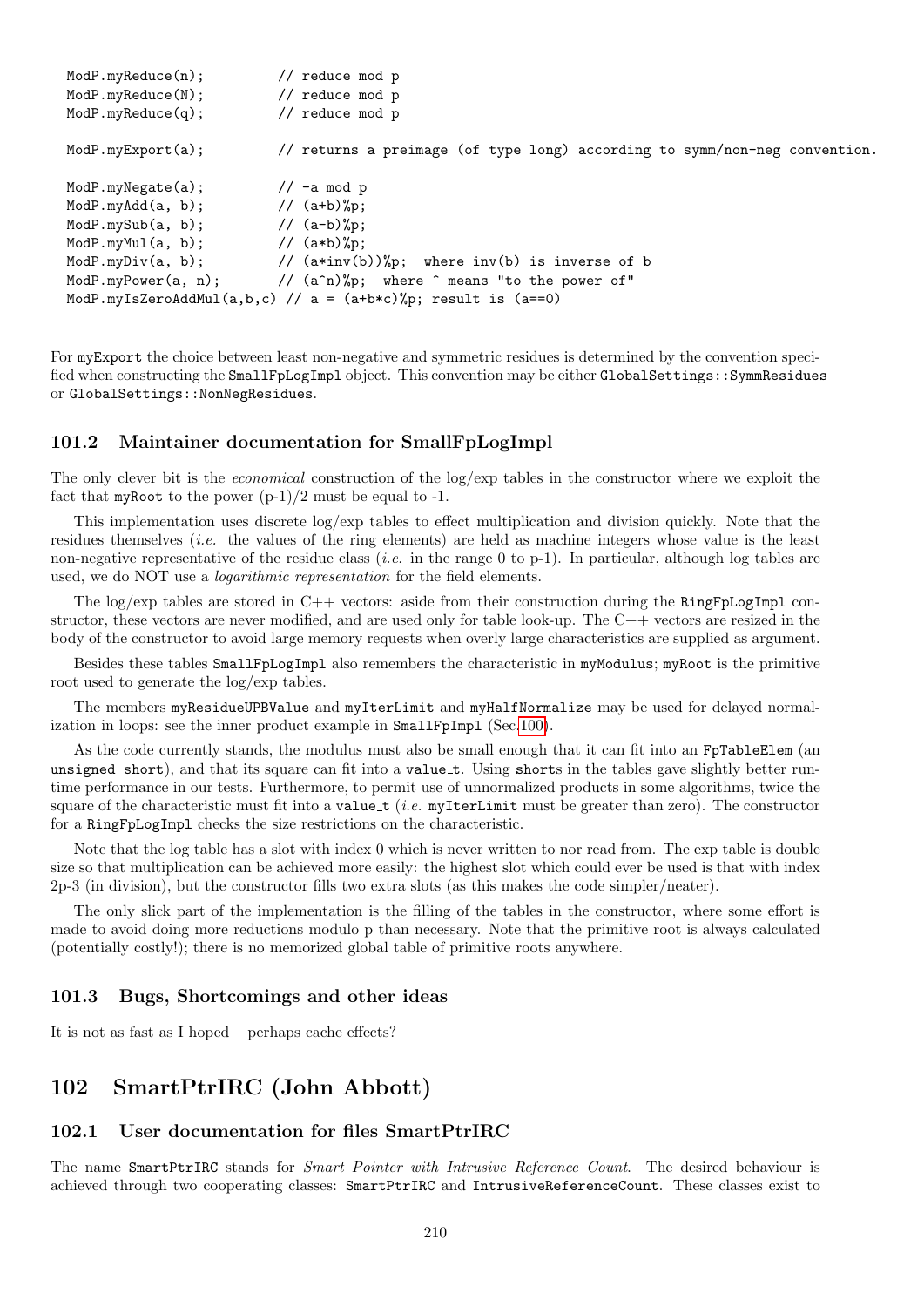```
ModP.myReduce(n);         // reduce mod p
ModP.myReduce(N);         // reduce mod p
ModP.myReduce(q);         // reduce mod p

ModP.myExport(a);         // returns a preimage (of type long) according to symm/non-neg convention.

ModP.myNegate(a);         // -a mod p
ModP.myAdd(a, b);         // (a+b)%p;
ModP.mySub(a, b);         // (a-b)%p;
ModP.myMul(a, b);         // (a*b)%p;
ModP.myDiv(a, b);         // (a*inv(b))%p;  where inv(b) is inverse of b
ModP.myPower(a, n);       // (a^n)%p;  where ^ means "to the power of"
ModP.myIsZeroAddMul(a,b,c) // a = (a+b*c)%p; result is (a==0)
```

For `myExport` the choice between least non-negative and symmetric residues is determined by the convention specified when constructing the `SmallFpLogImpl` object. This convention may be either `GlobalSettings::SymmResidues` or `GlobalSettings::NonNegResidues`.

### 101.2 Maintainer documentation for SmallFpLogImpl

The only clever bit is the *economical* construction of the log/exp tables in the constructor where we exploit the fact that `myRoot` to the power (p-1)/2 must be equal to -1.

This implementation uses discrete log/exp tables to effect multiplication and division quickly. Note that the residues themselves (*i.e.* the values of the ring elements) are held as machine integers whose value is the least non-negative representative of the residue class (*i.e.* in the range 0 to p-1). In particular, although log tables are used, we do NOT use a *logarithmic representation* for the field elements.

The log/exp tables are stored in C++ vectors: aside from their construction during the `RingFpLogImpl` constructor, these vectors are never modified, and are used only for table look-up. The C++ vectors are resized in the body of the constructor to avoid large memory requests when overly large characteristics are supplied as argument.

Besides these tables `SmallFpLogImpl` also remembers the characteristic in `myModulus`; `myRoot` is the primitive root used to generate the log/exp tables.

The members `myResidueUPBValue` and `myIterLimit` and `myHalfNormalize` may be used for delayed normalization in loops: see the inner product example in `SmallFpImpl` (Sec.100).

As the code currently stands, the modulus must also be small enough that it can fit into an `FpTableElem` (an `unsigned short`), and that its square can fit into a `value_t`. Using `short`s in the tables gave slightly better run-time performance in our tests. Furthermore, to permit use of unnormalized products in some algorithms, twice the square of the characteristic must fit into a `value_t` (*i.e.* `myIterLimit` must be greater than zero). The constructor for a `RingFpLogImpl` checks the size restrictions on the characteristic.

Note that the log table has a slot with index 0 which is never written to nor read from. The exp table is double size so that multiplication can be achieved more easily: the highest slot which could ever be used is that with index 2p-3 (in division), but the constructor fills two extra slots (as this makes the code simpler/neater).

The only slick part of the implementation is the filling of the tables in the constructor, where some effort is made to avoid doing more reductions modulo p than necessary. Note that the primitive root is always calculated (potentially costly!); there is no memorized global table of primitive roots anywhere.

### 101.3 Bugs, Shortcomings and other ideas

It is not as fast as I hoped – perhaps cache effects?

## 102 SmartPtrIRC (John Abbott)

### 102.1 User documentation for files SmartPtrIRC

The name `SmartPtrIRC` stands for *Smart Pointer with Intrusive Reference Count*. The desired behaviour is achieved through two cooperating classes: `SmartPtrIRC` and `IntrusiveReferenceCount`. These classes exist to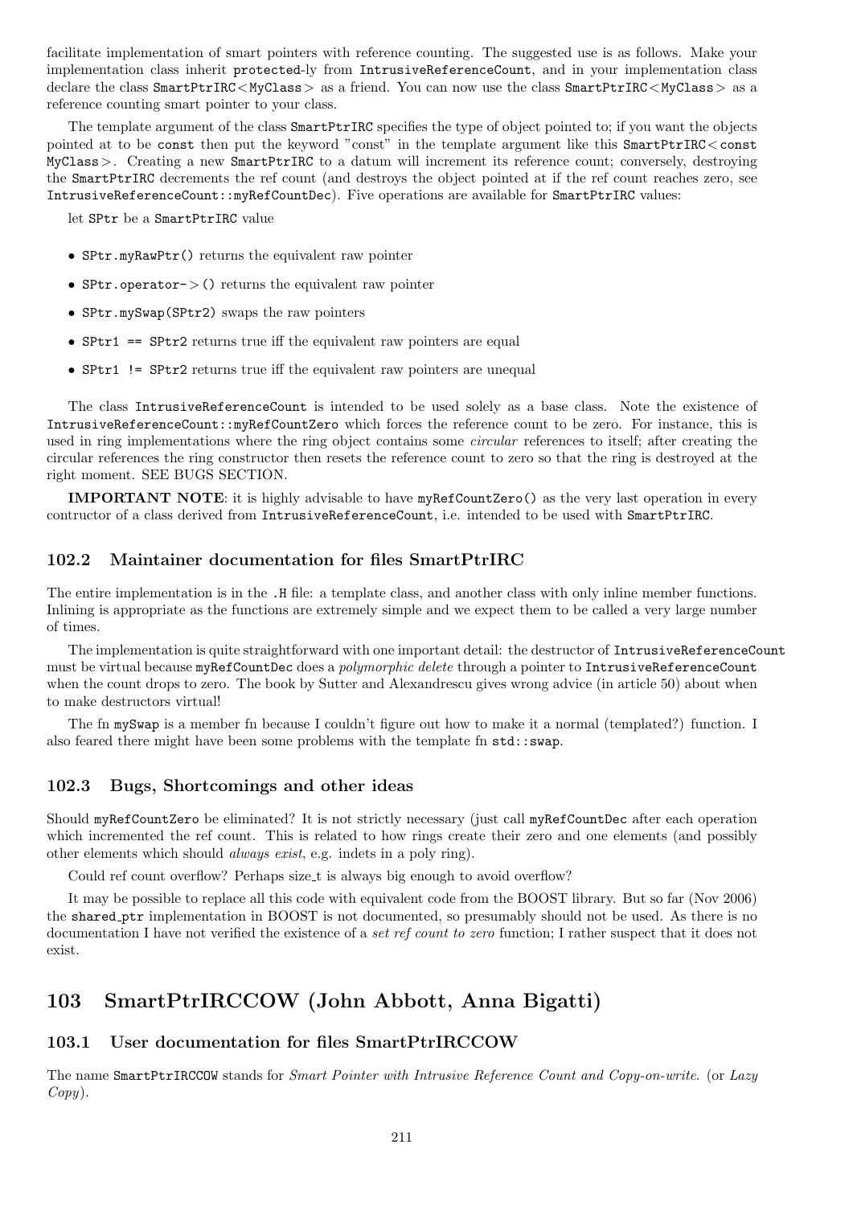facilitate implementation of smart pointers with reference counting. The suggested use is as follows. Make your implementation class inherit `protected`-ly from `IntrusiveReferenceCount`, and in your implementation class declare the class `SmartPtrIRC<MyClass>` as a friend. You can now use the class `SmartPtrIRC<MyClass>` as a reference counting smart pointer to your class.

The template argument of the class `SmartPtrIRC` specifies the type of object pointed to; if you want the objects pointed at to be `const` then put the keyword "const" in the template argument like this `SmartPtrIRC<const MyClass>`. Creating a new `SmartPtrIRC` to a datum will increment its reference count; conversely, destroying the `SmartPtrIRC` decrements the ref count (and destroys the object pointed at if the ref count reaches zero, see `IntrusiveReferenceCount::myRefCountDec`). Five operations are available for `SmartPtrIRC` values:

let `SPtr` be a `SmartPtrIRC` value

- `SPtr.myRawPtr()` returns the equivalent raw pointer
- `SPtr.operator->()` returns the equivalent raw pointer
- `SPtr.mySwap(SPtr2)` swaps the raw pointers
- `SPtr1 == SPtr2` returns true iff the equivalent raw pointers are equal
- `SPtr1 != SPtr2` returns true iff the equivalent raw pointers are unequal

The class `IntrusiveReferenceCount` is intended to be used solely as a base class. Note the existence of `IntrusiveReferenceCount::myRefCountZero` which forces the reference count to be zero. For instance, this is used in ring implementations where the ring object contains some *circular* references to itself; after creating the circular references the ring constructor then resets the reference count to zero so that the ring is destroyed at the right moment. SEE BUGS SECTION.

**IMPORTANT NOTE**: it is highly advisable to have `myRefCountZero()` as the very last operation in every contructor of a class derived from `IntrusiveReferenceCount`, i.e. intended to be used with `SmartPtrIRC`.

### 102.2 Maintainer documentation for files SmartPtrIRC

The entire implementation is in the `.H` file: a template class, and another class with only inline member functions. Inlining is appropriate as the functions are extremely simple and we expect them to be called a very large number of times.

The implementation is quite straightforward with one important detail: the destructor of `IntrusiveReferenceCount` must be virtual because `myRefCountDec` does a *polymorphic delete* through a pointer to `IntrusiveReferenceCount` when the count drops to zero. The book by Sutter and Alexandrescu gives wrong advice (in article 50) about when to make destructors virtual!

The fn `mySwap` is a member fn because I couldn't figure out how to make it a normal (templated?) function. I also feared there might have been some problems with the template fn `std::swap`.

### 102.3 Bugs, Shortcomings and other ideas

Should `myRefCountZero` be eliminated? It is not strictly necessary (just call `myRefCountDec` after each operation which incremented the ref count. This is related to how rings create their zero and one elements (and possibly other elements which should *always exist*, e.g. indets in a poly ring).

Could ref count overflow? Perhaps size_t is always big enough to avoid overflow?

It may be possible to replace all this code with equivalent code from the BOOST library. But so far (Nov 2006) the `shared_ptr` implementation in BOOST is not documented, so presumably should not be used. As there is no documentation I have not verified the existence of a *set ref count to zero* function; I rather suspect that it does not exist.

## 103 SmartPtrIRCCOW (John Abbott, Anna Bigatti)

### 103.1 User documentation for files SmartPtrIRCCOW

The name `SmartPtrIRCCOW` stands for *Smart Pointer with Intrusive Reference Count and Copy-on-write*. (or *Lazy Copy*).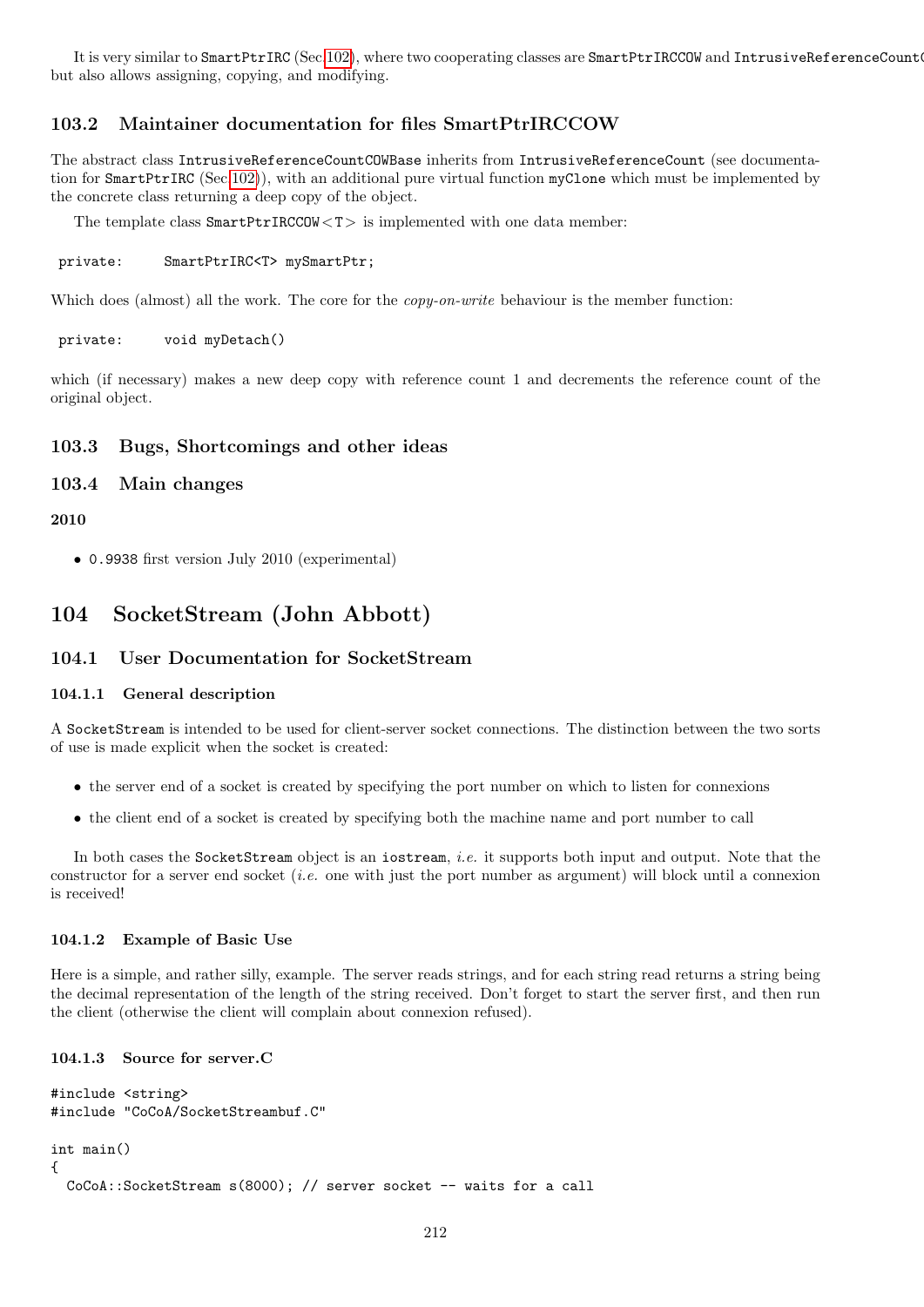It is very similar to SmartPtrIRC (Sec.102), where two cooperating classes are SmartPtrIRCCOW and IntrusiveReferenceCountC but also allows assigning, copying, and modifying.

## 103.2 Maintainer documentation for files SmartPtrIRCCOW

The abstract class IntrusiveReferenceCountCOWBase inherits from IntrusiveReferenceCount (see documentation for SmartPtrIRC (Sec.102)), with an additional pure virtual function myClone which must be implemented by the concrete class returning a deep copy of the object.

The template class SmartPtrIRCCOW<T> is implemented with one data member:

```
private:     SmartPtrIRC<T> mySmartPtr;
```

Which does (almost) all the work. The core for the *copy-on-write* behaviour is the member function:

```
private:     void myDetach()
```

which (if necessary) makes a new deep copy with reference count 1 and decrements the reference count of the original object.

## 103.3 Bugs, Shortcomings and other ideas

## 103.4 Main changes

**2010**

- 0.9938 first version July 2010 (experimental)

# 104 SocketStream (John Abbott)

## 104.1 User Documentation for SocketStream

### 104.1.1 General description

A SocketStream is intended to be used for client-server socket connections. The distinction between the two sorts of use is made explicit when the socket is created:

- the server end of a socket is created by specifying the port number on which to listen for connexions
- the client end of a socket is created by specifying both the machine name and port number to call

In both cases the SocketStream object is an iostream, *i.e.* it supports both input and output. Note that the constructor for a server end socket (*i.e.* one with just the port number as argument) will block until a connexion is received!

### 104.1.2 Example of Basic Use

Here is a simple, and rather silly, example. The server reads strings, and for each string read returns a string being the decimal representation of the length of the string received. Don't forget to start the server first, and then run the client (otherwise the client will complain about connexion refused).

### 104.1.3 Source for server.C

```
#include <string>
#include "CoCoA/SocketStreambuf.C"

int main()
{
  CoCoA::SocketStream s(8000); // server socket -- waits for a call
```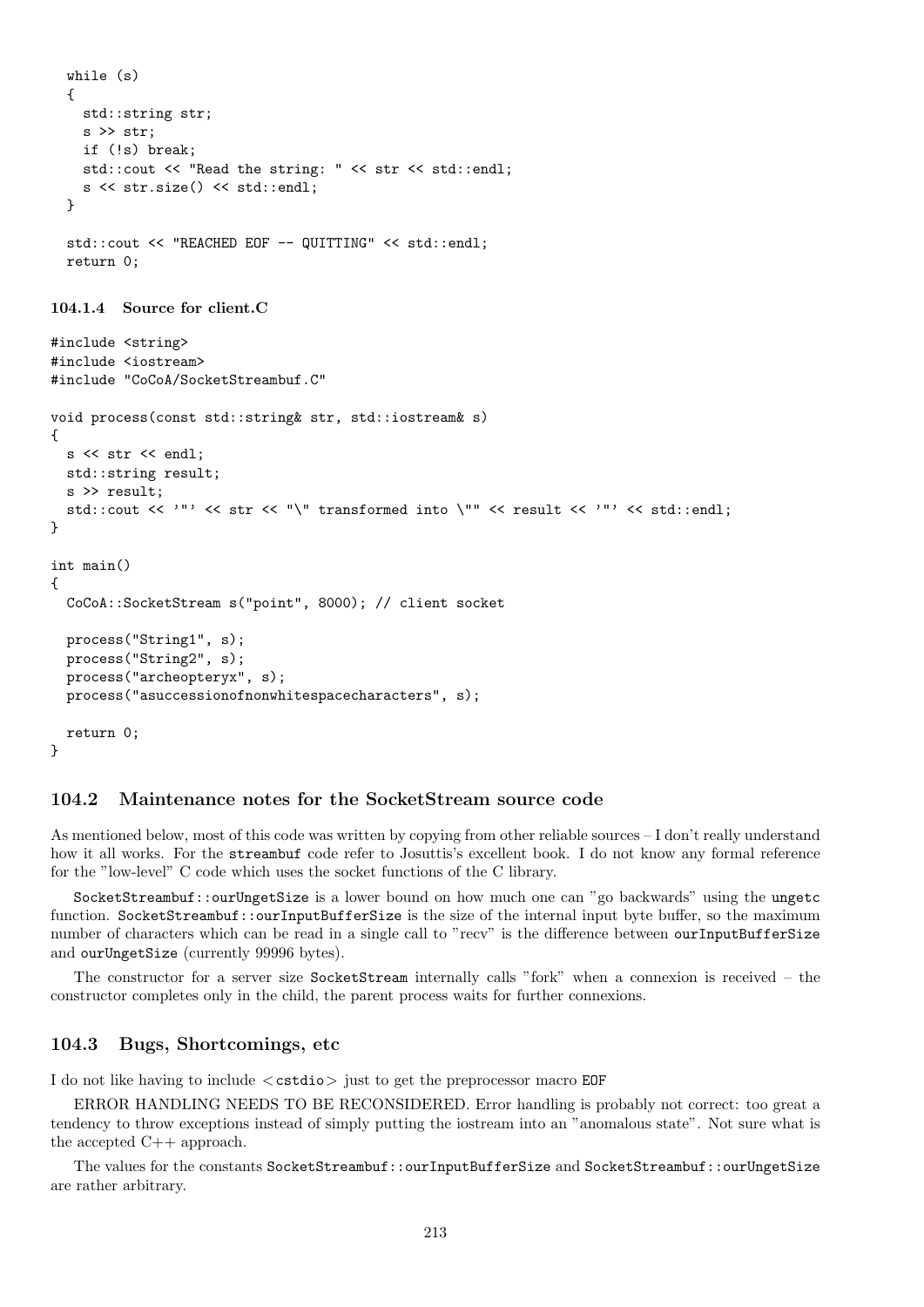```
  while (s)
  {
    std::string str;
    s >> str;
    if (!s) break;
    std::cout << "Read the string: " << str << std::endl;
    s << str.size() << std::endl;
  }

  std::cout << "REACHED EOF -- QUITTING" << std::endl;
  return 0;
```

#### 104.1.4 Source for client.C

```
#include <string>
#include <iostream>
#include "CoCoA/SocketStreambuf.C"

void process(const std::string& str, std::iostream& s)
{
  s << str << endl;
  std::string result;
  s >> result;
  std::cout << '"' << str << "\" transformed into \"" << result << '"' << std::endl;
}

int main()
{
  CoCoA::SocketStream s("point", 8000); // client socket

  process("String1", s);
  process("String2", s);
  process("archeopteryx", s);
  process("asuccessionofnonwhitespacecharacters", s);

  return 0;
}
```

### 104.2 Maintenance notes for the SocketStream source code

As mentioned below, most of this code was written by copying from other reliable sources – I don't really understand how it all works. For the `streambuf` code refer to Josuttis's excellent book. I do not know any formal reference for the "low-level" C code which uses the socket functions of the C library.

`SocketStreambuf::ourUngetSize` is a lower bound on how much one can "go backwards" using the `ungetc` function. `SocketStreambuf::ourInputBufferSize` is the size of the internal input byte buffer, so the maximum number of characters which can be read in a single call to "recv" is the difference between `ourInputBufferSize` and `ourUngetSize` (currently 99996 bytes).

The constructor for a server size `SocketStream` internally calls "fork" when a connexion is received – the constructor completes only in the child, the parent process waits for further connexions.

### 104.3 Bugs, Shortcomings, etc

I do not like having to include <cstdio> just to get the preprocessor macro `EOF`

ERROR HANDLING NEEDS TO BE RECONSIDERED. Error handling is probably not correct: too great a tendency to throw exceptions instead of simply putting the iostream into an "anomalous state". Not sure what is the accepted C++ approach.

The values for the constants `SocketStreambuf::ourInputBufferSize` and `SocketStreambuf::ourUngetSize` are rather arbitrary.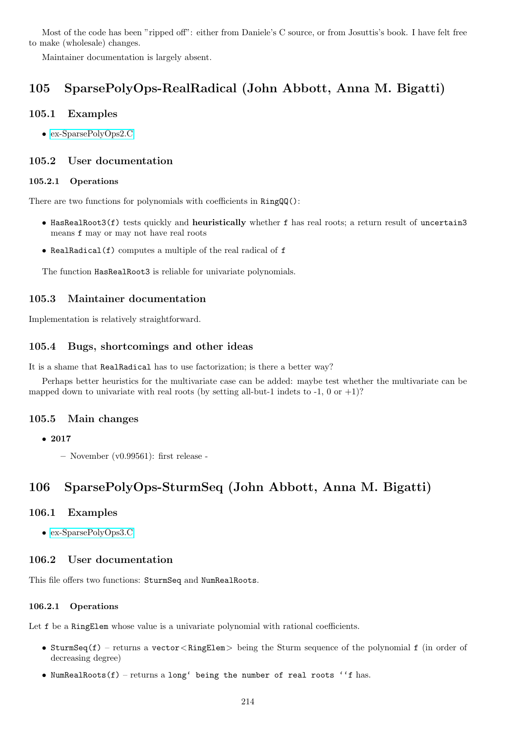Most of the code has been "ripped off": either from Daniele's C source, or from Josuttis's book. I have felt free to make (wholesale) changes.

Maintainer documentation is largely absent.

# 105 SparsePolyOps-RealRadical (John Abbott, Anna M. Bigatti)

## 105.1 Examples

- ex-SparsePolyOps2.C

## 105.2 User documentation

### 105.2.1 Operations

There are two functions for polynomials with coefficients in `RingQQ()`:

- `HasRealRoot3(f)` tests quickly and **heuristically** whether `f` has real roots; a return result of `uncertain3` means `f` may or may not have real roots
- `RealRadical(f)` computes a multiple of the real radical of `f`

The function `HasRealRoot3` is reliable for univariate polynomials.

## 105.3 Maintainer documentation

Implementation is relatively straightforward.

## 105.4 Bugs, shortcomings and other ideas

It is a shame that `RealRadical` has to use factorization; is there a better way?

Perhaps better heuristics for the multivariate case can be added: maybe test whether the multivariate can be mapped down to univariate with real roots (by setting all-but-1 indets to -1, 0 or +1)?

## 105.5 Main changes

- **2017**
  - November (v0.99561): first release -

# 106 SparsePolyOps-SturmSeq (John Abbott, Anna M. Bigatti)

## 106.1 Examples

- ex-SparsePolyOps3.C

## 106.2 User documentation

This file offers two functions: `SturmSeq` and `NumRealRoots`.

### 106.2.1 Operations

Let `f` be a `RingElem` whose value is a univariate polynomial with rational coefficients.

- `SturmSeq(f)` – returns a `vector<RingElem>` being the Sturm sequence of the polynomial `f` (in order of decreasing degree)
- `NumRealRoots(f)` – returns a `long‘ being the number of real roots ‘‘f` has.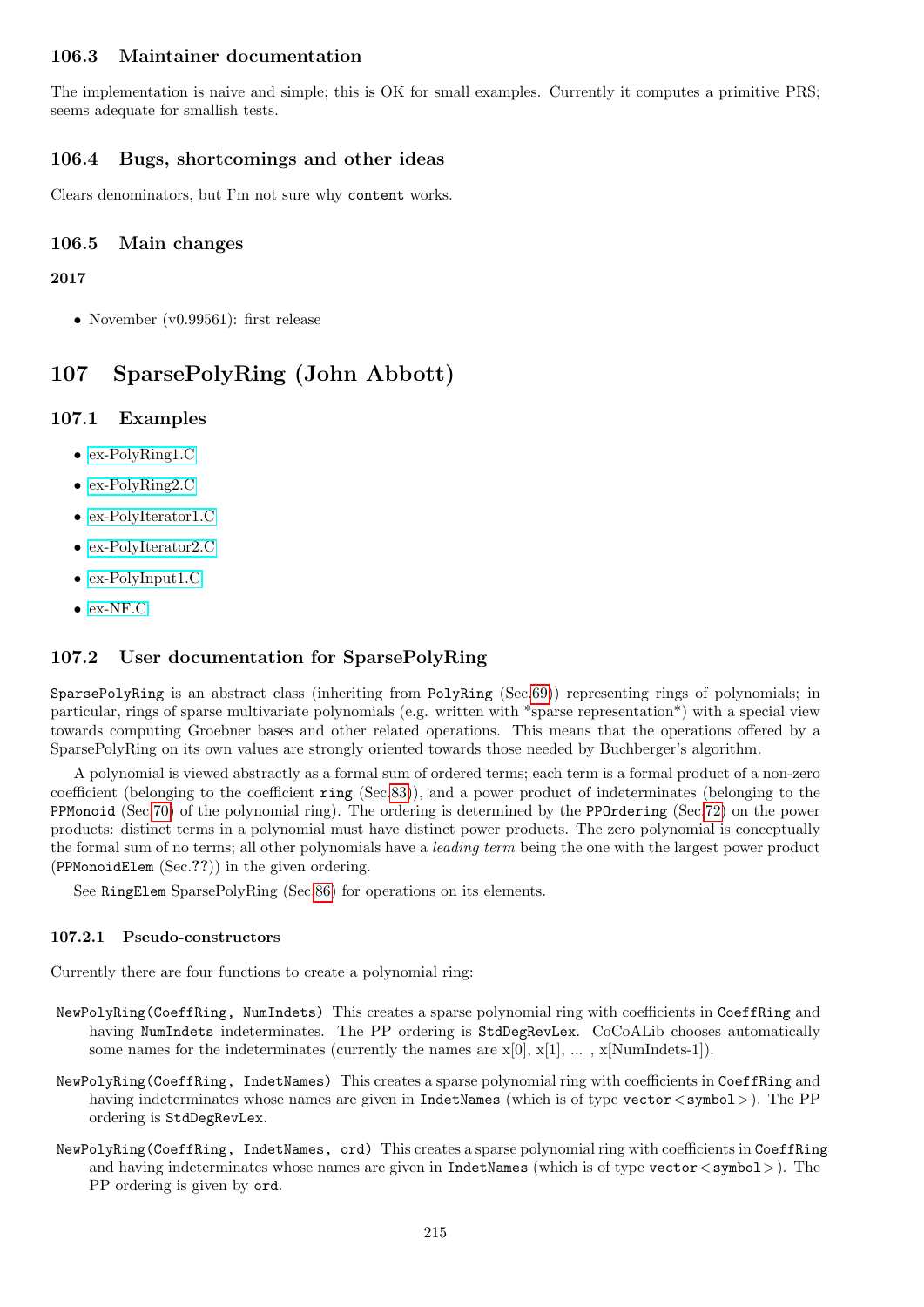### 106.3 Maintainer documentation

The implementation is naive and simple; this is OK for small examples. Currently it computes a primitive PRS; seems adequate for smallish tests.

### 106.4 Bugs, shortcomings and other ideas

Clears denominators, but I'm not sure why `content` works.

### 106.5 Main changes

#### 2017

- November (v0.99561): first release

## 107 SparsePolyRing (John Abbott)

### 107.1 Examples

- ex-PolyRing1.C
- ex-PolyRing2.C
- ex-PolyIterator1.C
- ex-PolyIterator2.C
- ex-PolyInput1.C
- ex-NF.C

### 107.2 User documentation for SparsePolyRing

`SparsePolyRing` is an abstract class (inheriting from `PolyRing` (Sec.69)) representing rings of polynomials; in particular, rings of sparse multivariate polynomials (e.g. written with *sparse representation*) with a special view towards computing Groebner bases and other related operations. This means that the operations offered by a SparsePolyRing on its own values are strongly oriented towards those needed by Buchberger's algorithm.

A polynomial is viewed abstractly as a formal sum of ordered terms; each term is a formal product of a non-zero coefficient (belonging to the coefficient `ring` (Sec.83)), and a power product of indeterminates (belonging to the `PPMonoid` (Sec.70) of the polynomial ring). The ordering is determined by the `PPOrdering` (Sec.72) on the power products: distinct terms in a polynomial must have distinct power products. The zero polynomial is conceptually the formal sum of no terms; all other polynomials have a *leading term* being the one with the largest power product (`PPMonoidElem` (Sec.??)) in the given ordering.

See `RingElem` SparsePolyRing (Sec.86) for operations on its elements.

#### 107.2.1 Pseudo-constructors

Currently there are four functions to create a polynomial ring:

`NewPolyRing(CoeffRing, NumIndets)` This creates a sparse polynomial ring with coefficients in `CoeffRing` and having `NumIndets` indeterminates. The PP ordering is `StdDegRevLex`. CoCoALib chooses automatically some names for the indeterminates (currently the names are x[0], x[1], ... , x[NumIndets-1]).

`NewPolyRing(CoeffRing, IndetNames)` This creates a sparse polynomial ring with coefficients in `CoeffRing` and having indeterminates whose names are given in `IndetNames` (which is of type `vector<symbol>`). The PP ordering is `StdDegRevLex`.

`NewPolyRing(CoeffRing, IndetNames, ord)` This creates a sparse polynomial ring with coefficients in `CoeffRing` and having indeterminates whose names are given in `IndetNames` (which is of type `vector<symbol>`). The PP ordering is given by `ord`.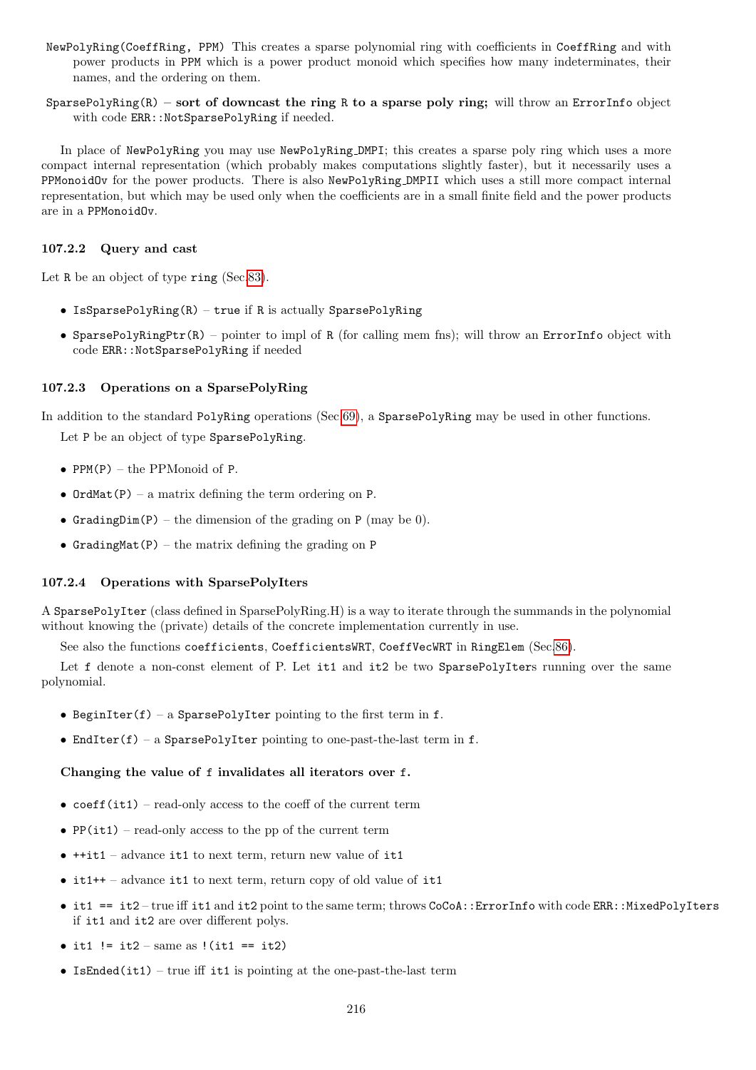- `NewPolyRing(CoeffRing, PPM)` This creates a sparse polynomial ring with coefficients in `CoeffRing` and with power products in `PPM` which is a power product monoid which specifies how many indeterminates, their names, and the ordering on them.
- `SparsePolyRing(R)` – **sort of downcast the ring `R` to a sparse poly ring;** will throw an `ErrorInfo` object with code `ERR::NotSparsePolyRing` if needed.

In place of `NewPolyRing` you may use `NewPolyRing_DMPI`; this creates a sparse poly ring which uses a more compact internal representation (which probably makes computations slightly faster), but it necessarily uses a `PPMonoidOv` for the power products. There is also `NewPolyRing_DMPII` which uses a still more compact internal representation, but which may be used only when the coefficients are in a small finite field and the power products are in a `PPMonoidOv`.

### 107.2.2 Query and cast

Let `R` be an object of type `ring` (Sec.83).

- `IsSparsePolyRing(R)` – `true` if `R` is actually `SparsePolyRing`
- `SparsePolyRingPtr(R)` – pointer to impl of `R` (for calling mem fns); will throw an `ErrorInfo` object with code `ERR::NotSparsePolyRing` if needed

### 107.2.3 Operations on a SparsePolyRing

In addition to the standard `PolyRing` operations (Sec.69), a `SparsePolyRing` may be used in other functions.

Let `P` be an object of type `SparsePolyRing`.

- `PPM(P)` – the PPMonoid of `P`.
- `OrdMat(P)` – a matrix defining the term ordering on `P`.
- `GradingDim(P)` – the dimension of the grading on `P` (may be 0).
- `GradingMat(P)` – the matrix defining the grading on `P`

### 107.2.4 Operations with SparsePolyIters

A `SparsePolyIter` (class defined in SparsePolyRing.H) is a way to iterate through the summands in the polynomial without knowing the (private) details of the concrete implementation currently in use.

See also the functions `coefficients`, `CoefficientsWRT`, `CoeffVecWRT` in `RingElem` (Sec.86).

Let `f` denote a non-const element of P. Let `it1` and `it2` be two `SparsePolyIter`s running over the same polynomial.

- `BeginIter(f)` – a `SparsePolyIter` pointing to the first term in `f`.
- `EndIter(f)` – a `SparsePolyIter` pointing to one-past-the-last term in `f`.

**Changing the value of `f` invalidates all iterators over `f`.**

- `coeff(it1)` – read-only access to the coeff of the current term
- `PP(it1)` – read-only access to the pp of the current term
- `++it1` – advance `it1` to next term, return new value of `it1`
- `it1++` – advance `it1` to next term, return copy of old value of `it1`
- `it1 == it2` – true iff `it1` and `it2` point to the same term; throws `CoCoA::ErrorInfo` with code `ERR::MixedPolyIters` if `it1` and `it2` are over different polys.
- `it1 != it2` – same as `!(it1 == it2)`
- `IsEnded(it1)` – true iff `it1` is pointing at the one-past-the-last term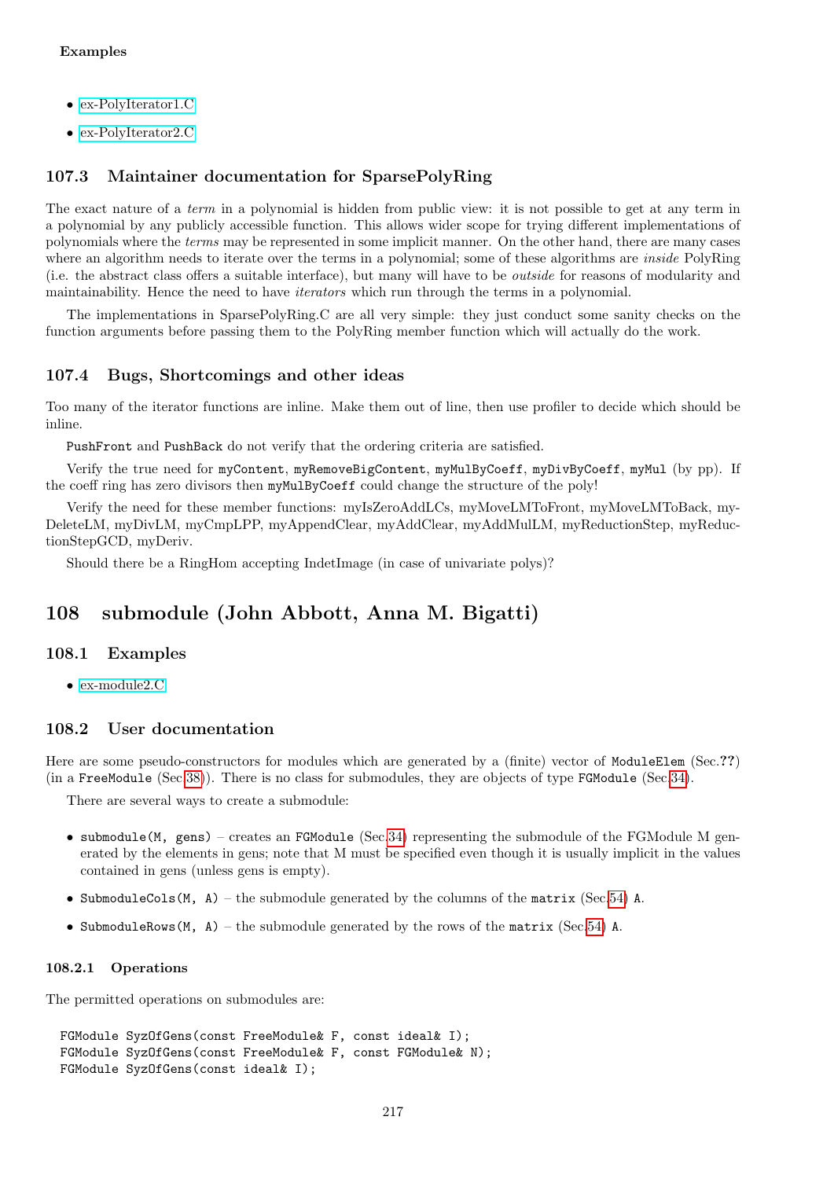**Examples**

- ex-PolyIterator1.C
- ex-PolyIterator2.C

## 107.3 Maintainer documentation for SparsePolyRing

The exact nature of a *term* in a polynomial is hidden from public view: it is not possible to get at any term in a polynomial by any publicly accessible function. This allows wider scope for trying different implementations of polynomials where the *terms* may be represented in some implicit manner. On the other hand, there are many cases where an algorithm needs to iterate over the terms in a polynomial; some of these algorithms are *inside* PolyRing (i.e. the abstract class offers a suitable interface), but many will have to be *outside* for reasons of modularity and maintainability. Hence the need to have *iterators* which run through the terms in a polynomial.

The implementations in SparsePolyRing.C are all very simple: they just conduct some sanity checks on the function arguments before passing them to the PolyRing member function which will actually do the work.

## 107.4 Bugs, Shortcomings and other ideas

Too many of the iterator functions are inline. Make them out of line, then use profiler to decide which should be inline.

`PushFront` and `PushBack` do not verify that the ordering criteria are satisfied.

Verify the true need for `myContent`, `myRemoveBigContent`, `myMulByCoeff`, `myDivByCoeff`, `myMul` (by pp). If the coeff ring has zero divisors then `myMulByCoeff` could change the structure of the poly!

Verify the need for these member functions: myIsZeroAddLCs, myMoveLMToFront, myMoveLMToBack, myDeleteLM, myDivLM, myCmpLPP, myAppendClear, myAddClear, myAddMulLM, myReductionStep, myReductionStepGCD, myDeriv.

Should there be a RingHom accepting IndetImage (in case of univariate polys)?

# 108 submodule (John Abbott, Anna M. Bigatti)

## 108.1 Examples

- ex-module2.C

## 108.2 User documentation

Here are some pseudo-constructors for modules which are generated by a (finite) vector of `ModuleElem` (Sec.??) (in a `FreeModule` (Sec.38)). There is no class for submodules, they are objects of type `FGModule` (Sec.34).

There are several ways to create a submodule:

- `submodule(M, gens)` – creates an `FGModule` (Sec.34) representing the submodule of the FGModule M generated by the elements in gens; note that M must be specified even though it is usually implicit in the values contained in gens (unless gens is empty).
- `SubmoduleCols(M, A)` – the submodule generated by the columns of the `matrix` (Sec.54) `A`.
- `SubmoduleRows(M, A)` – the submodule generated by the rows of the `matrix` (Sec.54) `A`.

### 108.2.1 Operations

The permitted operations on submodules are:

```
FGModule SyzOfGens(const FreeModule& F, const ideal& I);
FGModule SyzOfGens(const FreeModule& F, const FGModule& N);
FGModule SyzOfGens(const ideal& I);
```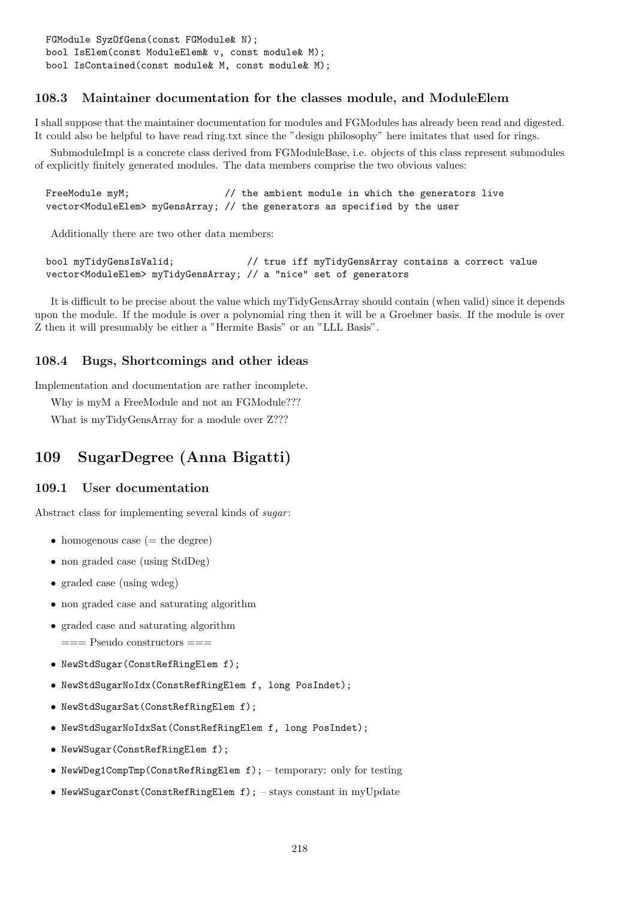```
FGModule SyzOfGens(const FGModule& N);
bool IsElem(const ModuleElem& v, const module& M);
bool IsContained(const module& M, const module& M);
```

### 108.3 Maintainer documentation for the classes module, and ModuleElem

I shall suppose that the maintainer documentation for modules and FGModules has already been read and digested. It could also be helpful to have read ring.txt since the "design philosophy" here imitates that used for rings.

SubmoduleImpl is a concrete class derived from FGModuleBase, i.e. objects of this class represent submodules of explicitly finitely generated modules. The data members comprise the two obvious values:

```
FreeModule myM;                 // the ambient module in which the generators live
vector<ModuleElem> myGensArray; // the generators as specified by the user
```

Additionally there are two other data members:

```
bool myTidyGensIsValid;             // true iff myTidyGensArray contains a correct value
vector<ModuleElem> myTidyGensArray; // a "nice" set of generators
```

It is difficult to be precise about the value which myTidyGensArray should contain (when valid) since it depends upon the module. If the module is over a polynomial ring then it will be a Groebner basis. If the module is over Z then it will presumably be either a "Hermite Basis" or an "LLL Basis".

### 108.4 Bugs, Shortcomings and other ideas

Implementation and documentation are rather incomplete.

Why is myM a FreeModule and not an FGModule???

What is myTidyGensArray for a module over Z???

## 109 SugarDegree (Anna Bigatti)

### 109.1 User documentation

Abstract class for implementing several kinds of *sugar*:

- homogenous case (= the degree)
- non graded case (using StdDeg)
- graded case (using wdeg)
- non graded case and saturating algorithm
- graded case and saturating algorithm

  === Pseudo constructors ===

- `NewStdSugar(ConstRefRingElem f);`
- `NewStdSugarNoIdx(ConstRefRingElem f, long PosIndet);`
- `NewStdSugarSat(ConstRefRingElem f);`
- `NewStdSugarNoIdxSat(ConstRefRingElem f, long PosIndet);`
- `NewWSugar(ConstRefRingElem f);`
- `NewWDeg1CompTmp(ConstRefRingElem f);` – temporary: only for testing
- `NewWSugarConst(ConstRefRingElem f);` – stays constant in myUpdate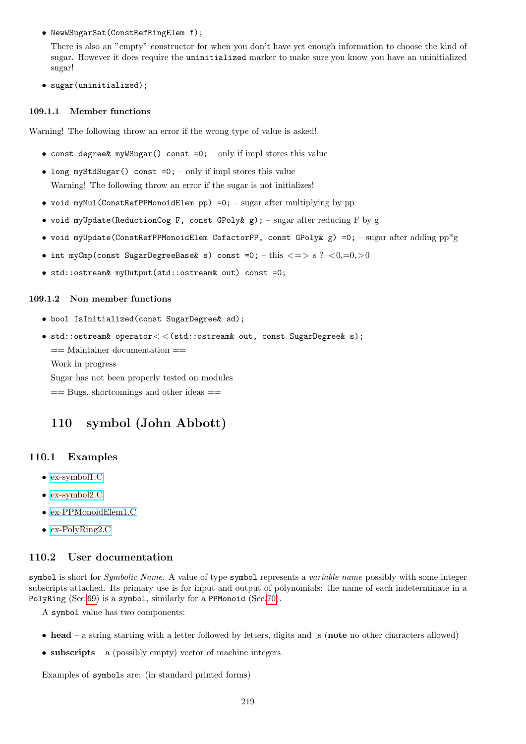- `NewWSugarSat(ConstRefRingElem f);`

  There is also an "empty" constructor for when you don't have yet enough information to choose the kind of sugar. However it does require the `uninitialized` marker to make sure you know you have an uninitialized sugar!

- `sugar(uninitialized);`

### 109.1.1 Member functions

Warning! The following throw an error if the wrong type of value is asked!

- `const degree& myWSugar() const =0;` – only if impl stores this value
- `long myStdSugar() const =0;` – only if impl stores this value

  Warning! The following throw an error if the sugar is not initializes!

- `void myMul(ConstRefPPMonoidElem pp) =0;` – sugar after multiplying by pp
- `void myUpdate(ReductionCog F, const GPoly& g);` – sugar after reducing F by g
- `void myUpdate(ConstRefPPMonoidElem CofactorPP, const GPoly& g) =0;` – sugar after adding pp*g
- `int myCmp(const SugarDegreeBase& s) const =0;` – this <=> s ? <0,=0,>0
- `std::ostream& myOutput(std::ostream& out) const =0;`

### 109.1.2 Non member functions

- `bool IsInitialized(const SugarDegree& sd);`
- `std::ostream& operator<<(std::ostream& out, const SugarDegree& s);`

  == Maintainer documentation ==

  Work in progress

  Sugar has not been properly tested on modules

  == Bugs, shortcomings and other ideas ==

# 110 symbol (John Abbott)

## 110.1 Examples

- ex-symbol1.C
- ex-symbol2.C
- ex-PPMonoidElem1.C
- ex-PolyRing2.C

## 110.2 User documentation

`symbol` is short for *Symbolic Name*. A value of type `symbol` represents a *variable name* possibly with some integer subscripts attached. Its primary use is for input and output of polynomials: the name of each indeterminate in a `PolyRing` (Sec.69) is a `symbol`, similarly for a `PPMonoid` (Sec.70).

A `symbol` value has two components:

- **head** – a string starting with a letter followed by letters, digits and _s (**note** no other characters allowed)
- **subscripts** – a (possibly empty) vector of machine integers

Examples of `symbol`s are: (in standard printed forms)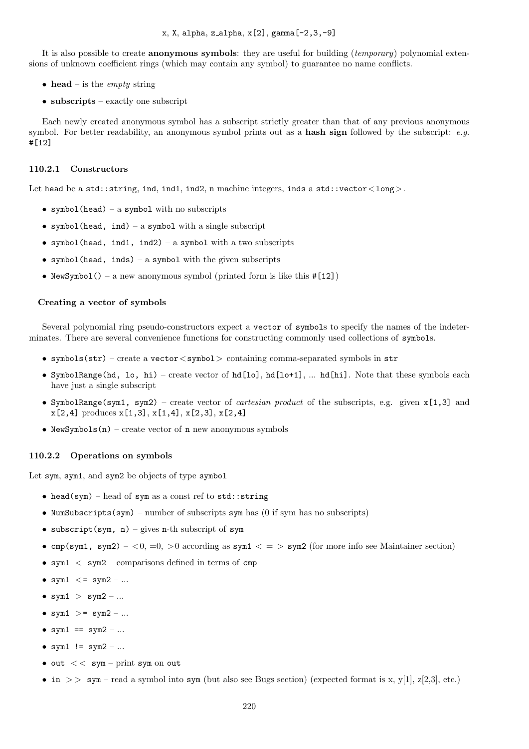`x`, `X`, `alpha`, `z_alpha`, `x[2]`, `gamma[-2,3,-9]`

It is also possible to create **anonymous symbols**: they are useful for building (*temporary*) polynomial extensions of unknown coefficient rings (which may contain any symbol) to guarantee no name conflicts.

- **head** – is the *empty* string
- **subscripts** – exactly one subscript

Each newly created anonymous symbol has a subscript strictly greater than that of any previous anonymous symbol. For better readability, an anonymous symbol prints out as a **hash sign** followed by the subscript: *e.g.* `#[12]`

### 110.2.1 Constructors

Let `head` be a `std::string`, `ind`, `ind1`, `ind2`, `n` machine integers, `inds` a `std::vector<long>`.

- `symbol(head)` – a `symbol` with no subscripts
- `symbol(head, ind)` – a `symbol` with a single subscript
- `symbol(head, ind1, ind2)` – a `symbol` with a two subscripts
- `symbol(head, inds)` – a `symbol` with the given subscripts
- `NewSymbol()` – a new anonymous symbol (printed form is like this `#[12]`)

#### Creating a vector of symbols

Several polynomial ring pseudo-constructors expect a `vector` of `symbol`s to specify the names of the indeterminates. There are several convenience functions for constructing commonly used collections of `symbol`s.

- `symbols(str)` – create a `vector<symbol>` containing comma-separated symbols in `str`
- `SymbolRange(hd, lo, hi)` – create vector of `hd[lo]`, `hd[lo+1]`, ... `hd[hi]`. Note that these symbols each have just a single subscript
- `SymbolRange(sym1, sym2)` – create vector of *cartesian product* of the subscripts, e.g. given `x[1,3]` and `x[2,4]` produces `x[1,3]`, `x[1,4]`, `x[2,3]`, `x[2,4]`
- `NewSymbols(n)` – create vector of `n` new anonymous symbols

### 110.2.2 Operations on symbols

Let `sym`, `sym1`, and `sym2` be objects of type `symbol`

- `head(sym)` – head of `sym` as a const ref to `std::string`
- `NumSubscripts(sym)` – number of subscripts `sym` has (0 if sym has no subscripts)
- `subscript(sym, n)` – gives `n`-th subscript of `sym`
- `cmp(sym1, sym2)` – <0, =0, >0 according as `sym1` < = > `sym2` (for more info see Maintainer section)
- `sym1 < sym2` – comparisons defined in terms of `cmp`
- `sym1 <= sym2` – ...
- `sym1 > sym2` – ...
- `sym1 >= sym2` – ...
- `sym1 == sym2` – ...
- `sym1 != sym2` – ...
- `out << sym` – print `sym` on `out`
- `in >> sym` – read a symbol into `sym` (but also see Bugs section) (expected format is x, y[1], z[2,3], etc.)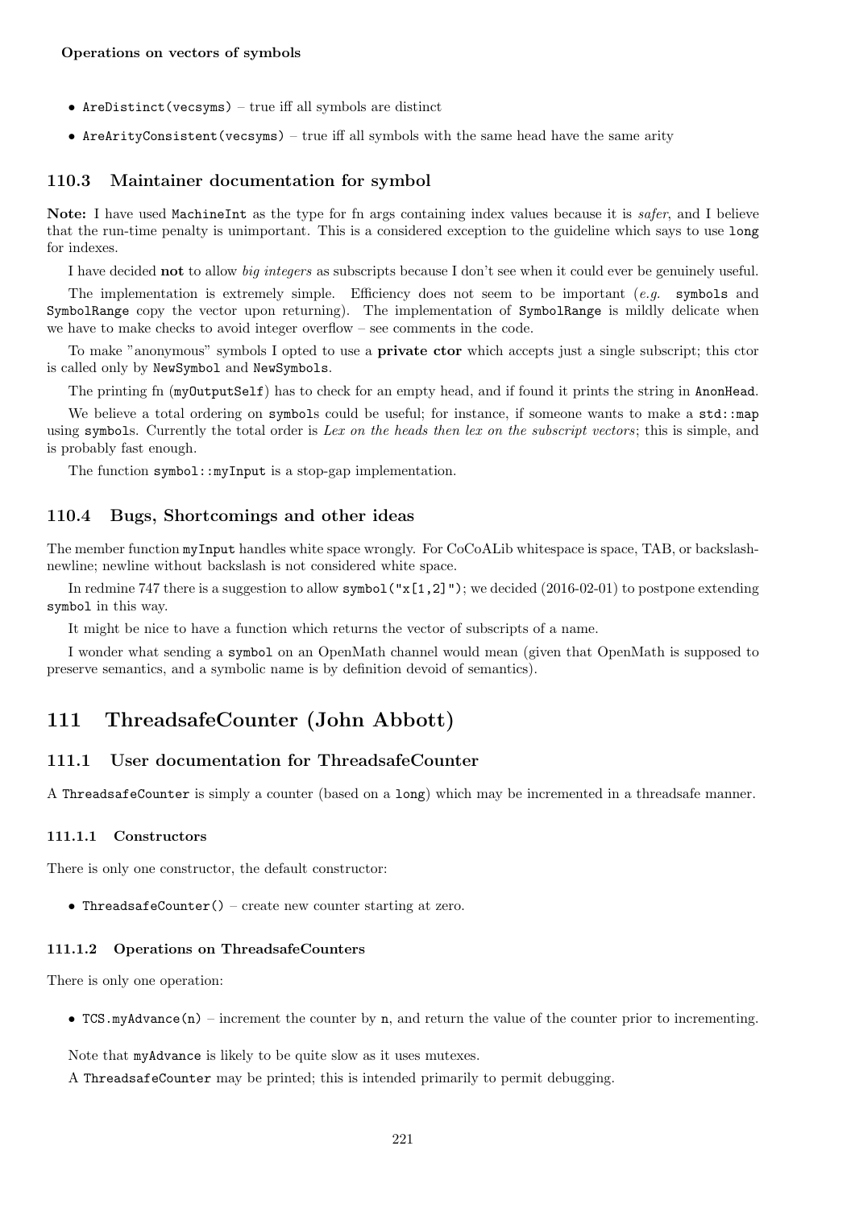**Operations on vectors of symbols**

- `AreDistinct(vecsyms)` – true iff all symbols are distinct
- `AreArityConsistent(vecsyms)` – true iff all symbols with the same head have the same arity

### 110.3 Maintainer documentation for symbol

**Note:** I have used `MachineInt` as the type for fn args containing index values because it is *safer*, and I believe that the run-time penalty is unimportant. This is a considered exception to the guideline which says to use `long` for indexes.

I have decided **not** to allow *big integers* as subscripts because I don't see when it could ever be genuinely useful.

The implementation is extremely simple. Efficiency does not seem to be important (*e.g.* `symbols` and `SymbolRange` copy the vector upon returning). The implementation of `SymbolRange` is mildly delicate when we have to make checks to avoid integer overflow – see comments in the code.

To make "anonymous" symbols I opted to use a **private ctor** which accepts just a single subscript; this ctor is called only by `NewSymbol` and `NewSymbols`.

The printing fn (`myOutputSelf`) has to check for an empty head, and if found it prints the string in `AnonHead`.

We believe a total ordering on `symbols` could be useful; for instance, if someone wants to make a `std::map` using `symbols`. Currently the total order is *Lex on the heads then lex on the subscript vectors*; this is simple, and is probably fast enough.

The function `symbol::myInput` is a stop-gap implementation.

### 110.4 Bugs, Shortcomings and other ideas

The member function `myInput` handles white space wrongly. For CoCoALib whitespace is space, TAB, or backslash-newline; newline without backslash is not considered white space.

In redmine 747 there is a suggestion to allow `symbol("x[1,2]")`; we decided (2016-02-01) to postpone extending `symbol` in this way.

It might be nice to have a function which returns the vector of subscripts of a name.

I wonder what sending a `symbol` on an OpenMath channel would mean (given that OpenMath is supposed to preserve semantics, and a symbolic name is by definition devoid of semantics).

## 111 ThreadsafeCounter (John Abbott)

### 111.1 User documentation for ThreadsafeCounter

A `ThreadsafeCounter` is simply a counter (based on a `long`) which may be incremented in a threadsafe manner.

#### 111.1.1 Constructors

There is only one constructor, the default constructor:

- `ThreadsafeCounter()` – create new counter starting at zero.

#### 111.1.2 Operations on ThreadsafeCounters

There is only one operation:

- `TCS.myAdvance(n)` – increment the counter by `n`, and return the value of the counter prior to incrementing.

Note that `myAdvance` is likely to be quite slow as it uses mutexes.

A `ThreadsafeCounter` may be printed; this is intended primarily to permit debugging.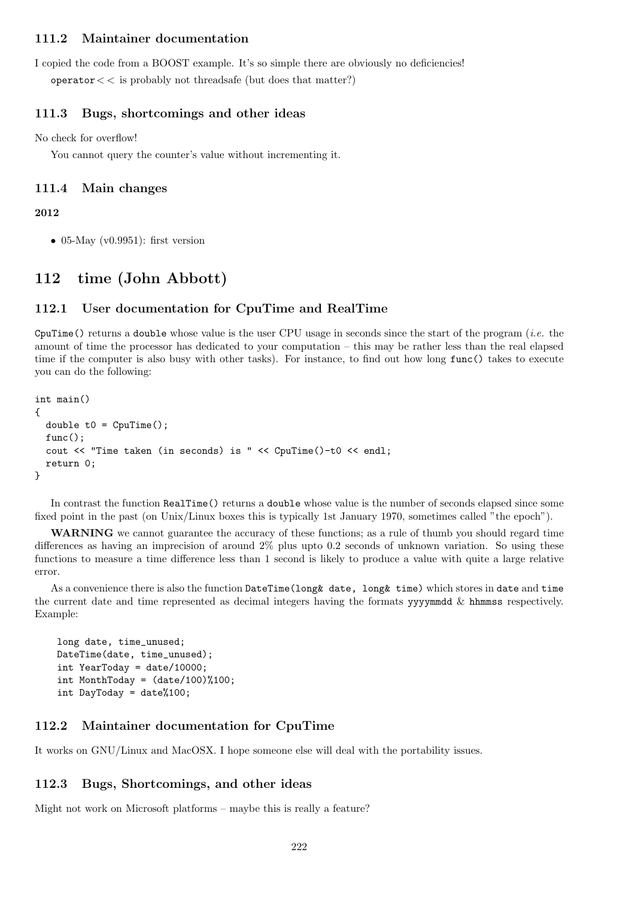### 111.2 Maintainer documentation

I copied the code from a BOOST example. It's so simple there are obviously no deficiencies!

`operator<<` is probably not threadsafe (but does that matter?)

### 111.3 Bugs, shortcomings and other ideas

No check for overflow!

You cannot query the counter's value without incrementing it.

### 111.4 Main changes

**2012**

- 05-May (v0.9951): first version

## 112 time (John Abbott)

### 112.1 User documentation for CpuTime and RealTime

`CpuTime()` returns a `double` whose value is the user CPU usage in seconds since the start of the program (*i.e.* the amount of time the processor has dedicated to your computation – this may be rather less than the real elapsed time if the computer is also busy with other tasks). For instance, to find out how long `func()` takes to execute you can do the following:

```
int main()
{
  double t0 = CpuTime();
  func();
  cout << "Time taken (in seconds) is " << CpuTime()-t0 << endl;
  return 0;
}
```

In contrast the function `RealTime()` returns a `double` whose value is the number of seconds elapsed since some fixed point in the past (on Unix/Linux boxes this is typically 1st January 1970, sometimes called "the epoch").

**WARNING** we cannot guarantee the accuracy of these functions; as a rule of thumb you should regard time differences as having an imprecision of around 2% plus upto 0.2 seconds of unknown variation. So using these functions to measure a time difference less than 1 second is likely to produce a value with quite a large relative error.

As a convenience there is also the function `DateTime(long& date, long& time)` which stores in `date` and `time` the current date and time represented as decimal integers having the formats `yyyymmdd` & `hhmmss` respectively. Example:

```
  long date, time_unused;
  DateTime(date, time_unused);
  int YearToday = date/10000;
  int MonthToday = (date/100)%100;
  int DayToday = date%100;
```

### 112.2 Maintainer documentation for CpuTime

It works on GNU/Linux and MacOSX. I hope someone else will deal with the portability issues.

### 112.3 Bugs, Shortcomings, and other ideas

Might not work on Microsoft platforms – maybe this is really a feature?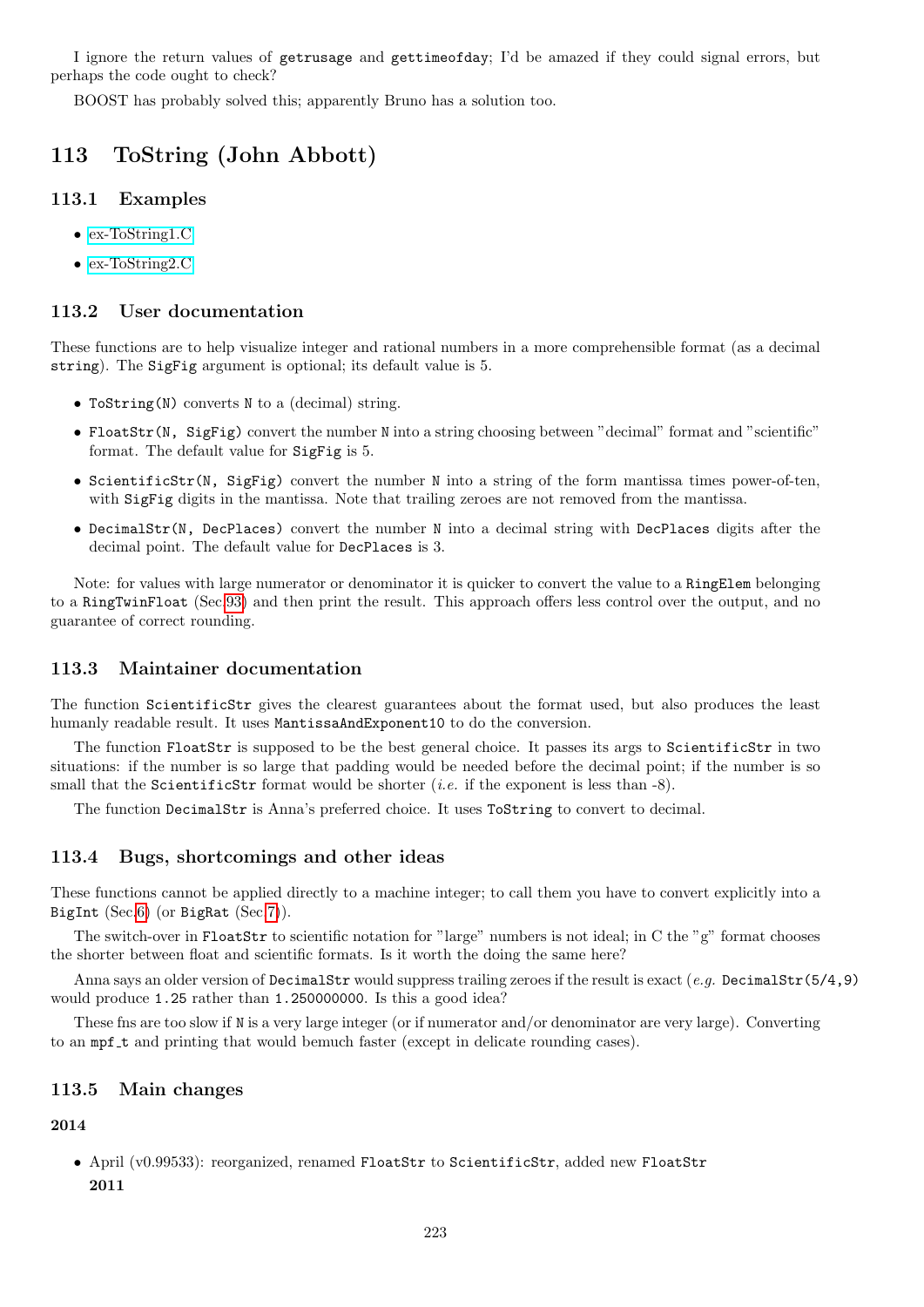I ignore the return values of getrusage and gettimeofday; I'd be amazed if they could signal errors, but perhaps the code ought to check?

BOOST has probably solved this; apparently Bruno has a solution too.

# 113 ToString (John Abbott)

## 113.1 Examples

- ex-ToString1.C
- ex-ToString2.C

## 113.2 User documentation

These functions are to help visualize integer and rational numbers in a more comprehensible format (as a decimal string). The SigFig argument is optional; its default value is 5.

- ToString(N) converts N to a (decimal) string.
- FloatStr(N, SigFig) convert the number N into a string choosing between "decimal" format and "scientific" format. The default value for SigFig is 5.
- ScientificStr(N, SigFig) convert the number N into a string of the form mantissa times power-of-ten, with SigFig digits in the mantissa. Note that trailing zeroes are not removed from the mantissa.
- DecimalStr(N, DecPlaces) convert the number N into a decimal string with DecPlaces digits after the decimal point. The default value for DecPlaces is 3.

Note: for values with large numerator or denominator it is quicker to convert the value to a RingElem belonging to a RingTwinFloat (Sec.93) and then print the result. This approach offers less control over the output, and no guarantee of correct rounding.

## 113.3 Maintainer documentation

The function ScientificStr gives the clearest guarantees about the format used, but also produces the least humanly readable result. It uses MantissaAndExponent10 to do the conversion.

The function FloatStr is supposed to be the best general choice. It passes its args to ScientificStr in two situations: if the number is so large that padding would be needed before the decimal point; if the number is so small that the ScientificStr format would be shorter (*i.e.* if the exponent is less than -8).

The function DecimalStr is Anna's preferred choice. It uses ToString to convert to decimal.

## 113.4 Bugs, shortcomings and other ideas

These functions cannot be applied directly to a machine integer; to call them you have to convert explicitly into a BigInt (Sec.6) (or BigRat (Sec.7)).

The switch-over in FloatStr to scientific notation for "large" numbers is not ideal; in C the "g" format chooses the shorter between float and scientific formats. Is it worth the doing the same here?

Anna says an older version of DecimalStr would suppress trailing zeroes if the result is exact (*e.g.* DecimalStr(5/4,9) would produce 1.25 rather than 1.250000000. Is this a good idea?

These fns are too slow if N is a very large integer (or if numerator and/or denominator are very large). Converting to an mpf_t and printing that would bemuch faster (except in delicate rounding cases).

## 113.5 Main changes

**2014**

- April (v0.99533): reorganized, renamed FloatStr to ScientificStr, added new FloatStr

**2011**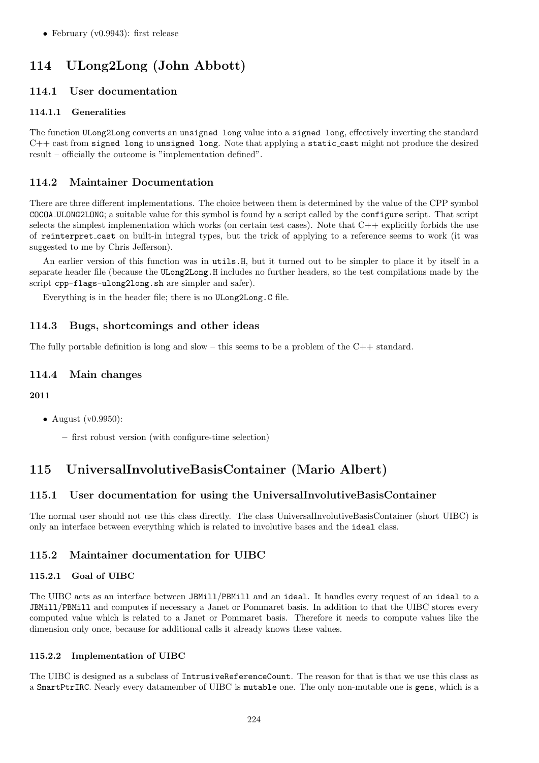- February (v0.9943): first release

# 114 ULong2Long (John Abbott)

## 114.1 User documentation

### 114.1.1 Generalities

The function `ULong2Long` converts an `unsigned long` value into a `signed long`, effectively inverting the standard C++ cast from `signed long` to `unsigned long`. Note that applying a `static_cast` might not produce the desired result – officially the outcome is "implementation defined".

## 114.2 Maintainer Documentation

There are three different implementations. The choice between them is determined by the value of the CPP symbol `COCOA_ULONG2LONG`; a suitable value for this symbol is found by a script called by the `configure` script. That script selects the simplest implementation which works (on certain test cases). Note that C++ explicitly forbids the use of `reinterpret_cast` on built-in integral types, but the trick of applying to a reference seems to work (it was suggested to me by Chris Jefferson).

An earlier version of this function was in `utils.H`, but it turned out to be simpler to place it by itself in a separate header file (because the `ULong2Long.H` includes no further headers, so the test compilations made by the script `cpp-flags-ulong2long.sh` are simpler and safer).

Everything is in the header file; there is no `ULong2Long.C` file.

## 114.3 Bugs, shortcomings and other ideas

The fully portable definition is long and slow – this seems to be a problem of the C++ standard.

## 114.4 Main changes

**2011**

- August (v0.9950):
  - first robust version (with configure-time selection)

# 115 UniversalInvolutiveBasisContainer (Mario Albert)

## 115.1 User documentation for using the UniversalInvolutiveBasisContainer

The normal user should not use this class directly. The class UniversalInvolutiveBasisContainer (short UIBC) is only an interface between everything which is related to involutive bases and the `ideal` class.

## 115.2 Maintainer documentation for UIBC

### 115.2.1 Goal of UIBC

The UIBC acts as an interface between `JBMill`/`PBMill` and an `ideal`. It handles every request of an `ideal` to a `JBMill`/`PBMill` and computes if necessary a Janet or Pommaret basis. In addition to that the UIBC stores every computed value which is related to a Janet or Pommaret basis. Therefore it needs to compute values like the dimension only once, because for additional calls it already knows these values.

### 115.2.2 Implementation of UIBC

The UIBC is designed as a subclass of `IntrusiveReferenceCount`. The reason for that is that we use this class as a `SmartPtrIRC`. Nearly every datamember of UIBC is `mutable` one. The only non-mutable one is `gens`, which is a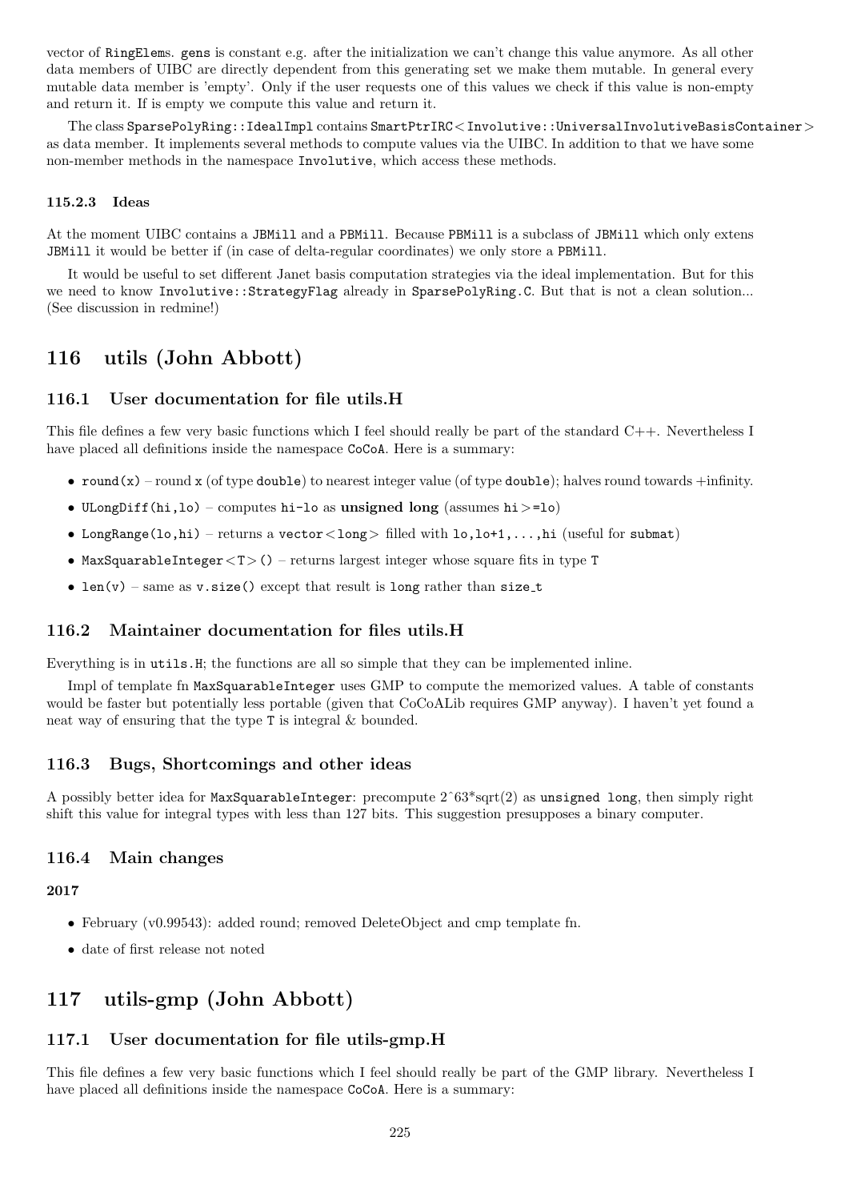vector of `RingElem`s. `gens` is constant e.g. after the initialization we can't change this value anymore. As all other data members of UIBC are directly dependent from this generating set we make them mutable. In general every mutable data member is 'empty'. Only if the user requests one of this values we check if this value is non-empty and return it. If is empty we compute this value and return it.

The class `SparsePolyRing::IdealImpl` contains `SmartPtrIRC<Involutive::UniversalInvolutiveBasisContainer>` as data member. It implements several methods to compute values via the UIBC. In addition to that we have some non-member methods in the namespace `Involutive`, which access these methods.

#### 115.2.3 Ideas

At the moment UIBC contains a `JBMill` and a `PBMill`. Because `PBMill` is a subclass of `JBMill` which only extens `JBMill` it would be better if (in case of delta-regular coordinates) we only store a `PBMill`.

It would be useful to set different Janet basis computation strategies via the ideal implementation. But for this we need to know `Involutive::StrategyFlag` already in `SparsePolyRing.C`. But that is not a clean solution... (See discussion in redmine!)

# 116 utils (John Abbott)

## 116.1 User documentation for file utils.H

This file defines a few very basic functions which I feel should really be part of the standard C++. Nevertheless I have placed all definitions inside the namespace `CoCoA`. Here is a summary:

- `round(x)` – round `x` (of type `double`) to nearest integer value (of type `double`); halves round towards +infinity.
- `ULongDiff(hi,lo)` – computes `hi-lo` as **unsigned long** (assumes `hi>=lo`)
- `LongRange(lo,hi)` – returns a `vector<long>` filled with `lo,lo+1,...,hi` (useful for `submat`)
- `MaxSquarableInteger<T>()` – returns largest integer whose square fits in type `T`
- `len(v)` – same as `v.size()` except that result is `long` rather than `size_t`

## 116.2 Maintainer documentation for files utils.H

Everything is in `utils.H`; the functions are all so simple that they can be implemented inline.

Impl of template fn `MaxSquarableInteger` uses GMP to compute the memorized values. A table of constants would be faster but potentially less portable (given that CoCoALib requires GMP anyway). I haven't yet found a neat way of ensuring that the type `T` is integral & bounded.

## 116.3 Bugs, Shortcomings and other ideas

A possibly better idea for `MaxSquarableInteger`: precompute 2^63*sqrt(2) as `unsigned long`, then simply right shift this value for integral types with less than 127 bits. This suggestion presupposes a binary computer.

## 116.4 Main changes

**2017**

- February (v0.99543): added round; removed DeleteObject and cmp template fn.
- date of first release not noted

# 117 utils-gmp (John Abbott)

## 117.1 User documentation for file utils-gmp.H

This file defines a few very basic functions which I feel should really be part of the GMP library. Nevertheless I have placed all definitions inside the namespace `CoCoA`. Here is a summary: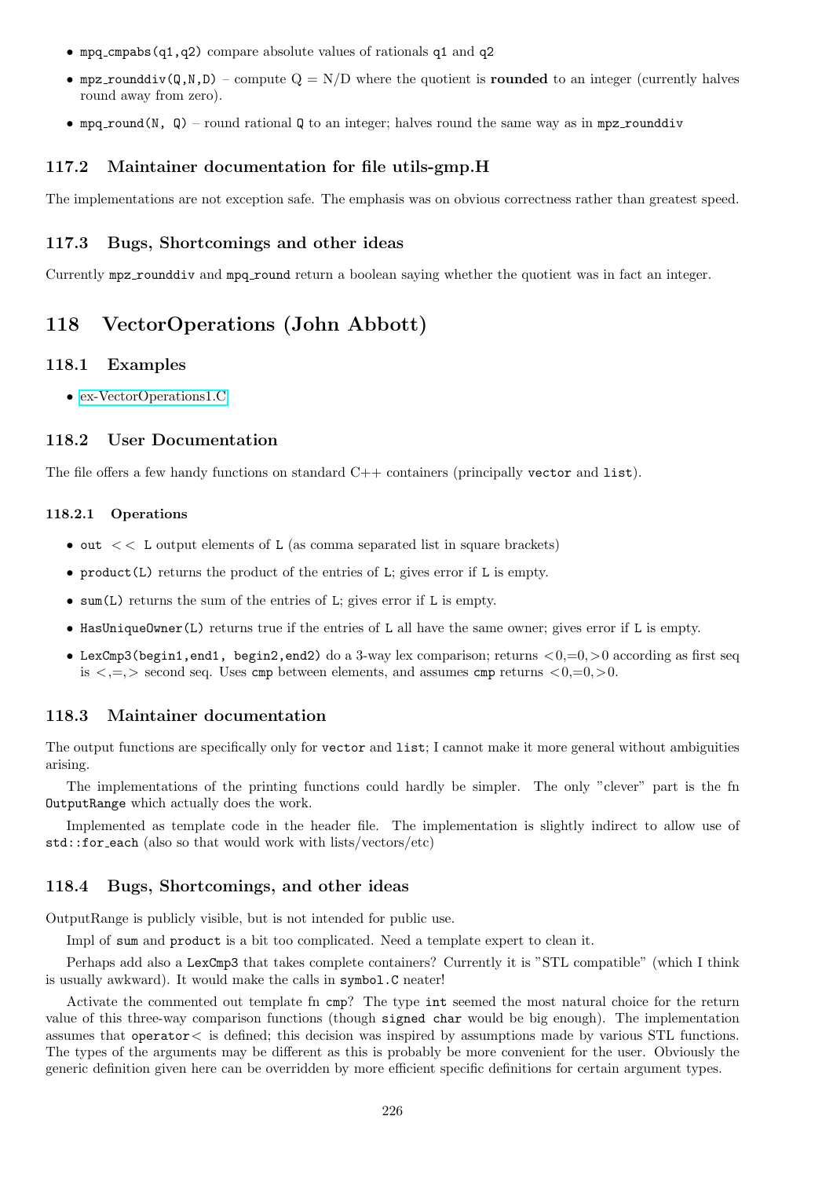- `mpq_cmpabs(q1,q2)` compare absolute values of rationals `q1` and `q2`
- `mpz_rounddiv(Q,N,D)` – compute Q = N/D where the quotient is **rounded** to an integer (currently halves round away from zero).
- `mpq_round(N, Q)` – round rational `Q` to an integer; halves round the same way as in `mpz_rounddiv`

### 117.2 Maintainer documentation for file utils-gmp.H

The implementations are not exception safe. The emphasis was on obvious correctness rather than greatest speed.

### 117.3 Bugs, Shortcomings and other ideas

Currently `mpz_rounddiv` and `mpq_round` return a boolean saying whether the quotient was in fact an integer.

## 118 VectorOperations (John Abbott)

### 118.1 Examples

- ex-VectorOperations1.C

### 118.2 User Documentation

The file offers a few handy functions on standard C++ containers (principally `vector` and `list`).

#### 118.2.1 Operations

- `out << L` output elements of `L` (as comma separated list in square brackets)
- `product(L)` returns the product of the entries of `L`; gives error if `L` is empty.
- `sum(L)` returns the sum of the entries of `L`; gives error if `L` is empty.
- `HasUniqueOwner(L)` returns true if the entries of `L` all have the same owner; gives error if `L` is empty.
- `LexCmp3(begin1,end1, begin2,end2)` do a 3-way lex comparison; returns <0,=0,>0 according as first seq is <,=,> second seq. Uses `cmp` between elements, and assumes `cmp` returns <0,=0,>0.

### 118.3 Maintainer documentation

The output functions are specifically only for `vector` and `list`; I cannot make it more general without ambiguities arising.

The implementations of the printing functions could hardly be simpler. The only "clever" part is the fn `OutputRange` which actually does the work.

Implemented as template code in the header file. The implementation is slightly indirect to allow use of `std::for_each` (also so that would work with lists/vectors/etc)

### 118.4 Bugs, Shortcomings, and other ideas

OutputRange is publicly visible, but is not intended for public use.

Impl of `sum` and `product` is a bit too complicated. Need a template expert to clean it.

Perhaps add also a `LexCmp3` that takes complete containers? Currently it is "STL compatible" (which I think is usually awkward). It would make the calls in `symbol.C` neater!

Activate the commented out template fn `cmp`? The type `int` seemed the most natural choice for the return value of this three-way comparison functions (though `signed char` would be big enough). The implementation assumes that `operator<` is defined; this decision was inspired by assumptions made by various STL functions. The types of the arguments may be different as this is probably be more convenient for the user. Obviously the generic definition given here can be overridden by more efficient specific definitions for certain argument types.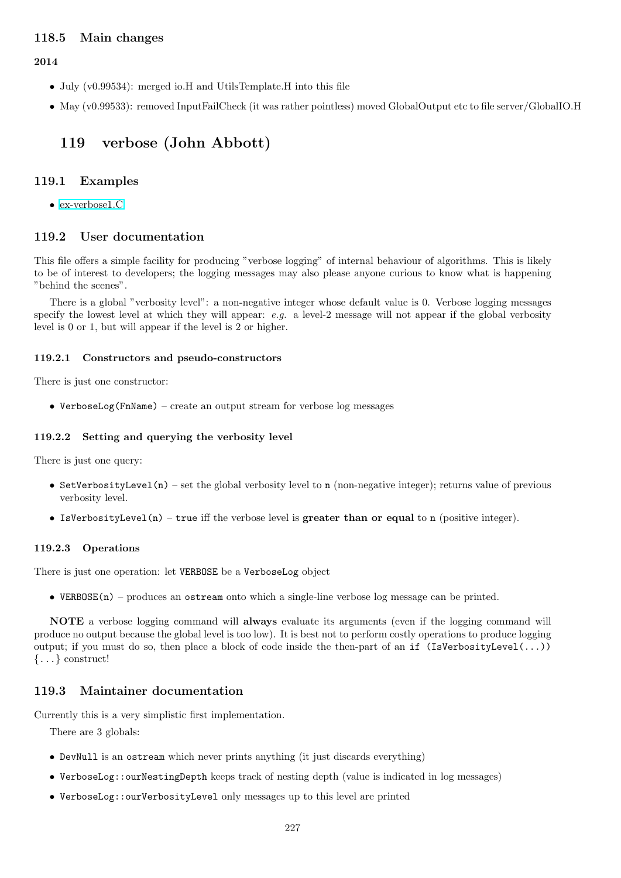### 118.5 Main changes

**2014**

- July (v0.99534): merged io.H and UtilsTemplate.H into this file
- May (v0.99533): removed InputFailCheck (it was rather pointless) moved GlobalOutput etc to file server/GlobalIO.H

## 119 verbose (John Abbott)

### 119.1 Examples

- ex-verbose1.C

### 119.2 User documentation

This file offers a simple facility for producing "verbose logging" of internal behaviour of algorithms. This is likely to be of interest to developers; the logging messages may also please anyone curious to know what is happening "behind the scenes".

There is a global "verbosity level": a non-negative integer whose default value is 0. Verbose logging messages specify the lowest level at which they will appear: *e.g.* a level-2 message will not appear if the global verbosity level is 0 or 1, but will appear if the level is 2 or higher.

#### 119.2.1 Constructors and pseudo-constructors

There is just one constructor:

- `VerboseLog(FnName)` – create an output stream for verbose log messages

#### 119.2.2 Setting and querying the verbosity level

There is just one query:

- `SetVerbosityLevel(n)` – set the global verbosity level to `n` (non-negative integer); returns value of previous verbosity level.
- `IsVerbosityLevel(n)` – `true` iff the verbose level is **greater than or equal** to `n` (positive integer).

#### 119.2.3 Operations

There is just one operation: let `VERBOSE` be a `VerboseLog` object

- `VERBOSE(n)` – produces an `ostream` onto which a single-line verbose log message can be printed.

**NOTE** a verbose logging command will **always** evaluate its arguments (even if the logging command will produce no output because the global level is too low). It is best not to perform costly operations to produce logging output; if you must do so, then place a block of code inside the then-part of an `if (IsVerbosityLevel(...)) {...}` construct!

### 119.3 Maintainer documentation

Currently this is a very simplistic first implementation.

There are 3 globals:

- `DevNull` is an `ostream` which never prints anything (it just discards everything)
- `VerboseLog::ourNestingDepth` keeps track of nesting depth (value is indicated in log messages)
- `VerboseLog::ourVerbosityLevel` only messages up to this level are printed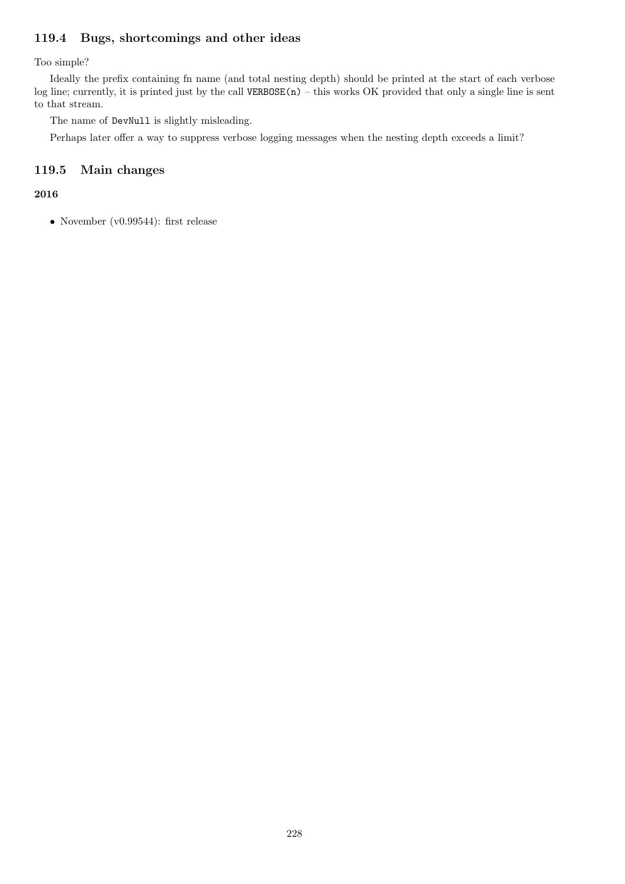### 119.4 Bugs, shortcomings and other ideas

Too simple?

Ideally the prefix containing fn name (and total nesting depth) should be printed at the start of each verbose log line; currently, it is printed just by the call `VERBOSE(n)` – this works OK provided that only a single line is sent to that stream.

The name of `DevNull` is slightly misleading.

Perhaps later offer a way to suppress verbose logging messages when the nesting depth exceeds a limit?

### 119.5 Main changes

**2016**

- November (v0.99544): first release